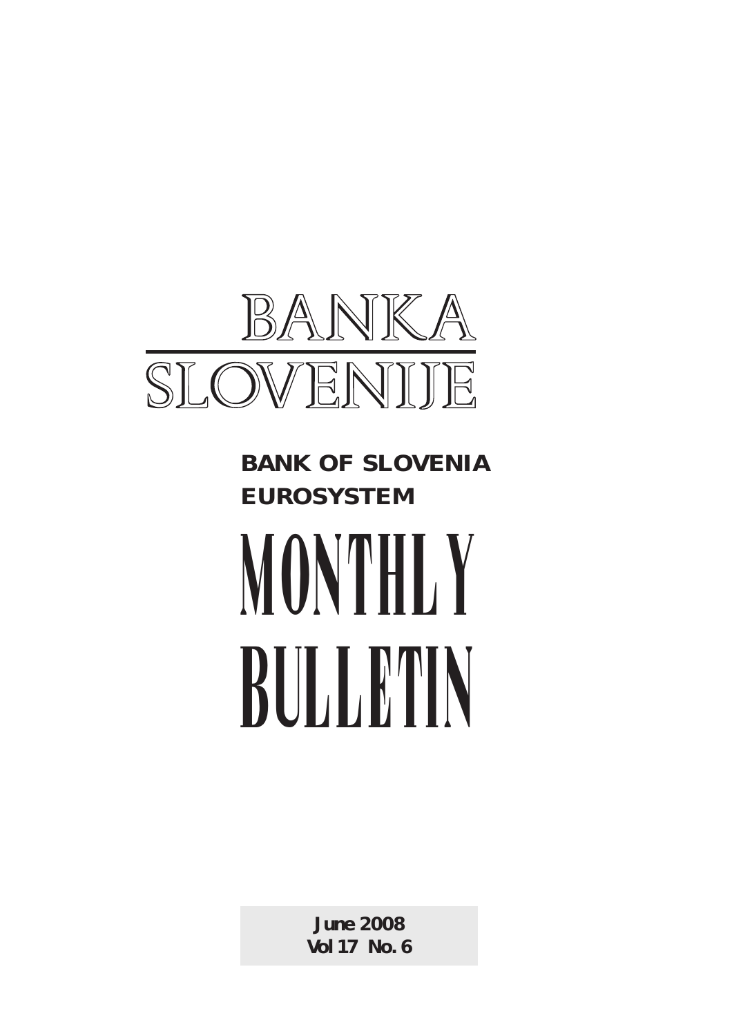# BANKA SLOVENIJE

**BANK OF SLOVENIA**
**EUROSYSTEM**

# MONTHLY BULLETIN

**June 2008**
**Vol 17 No. 6**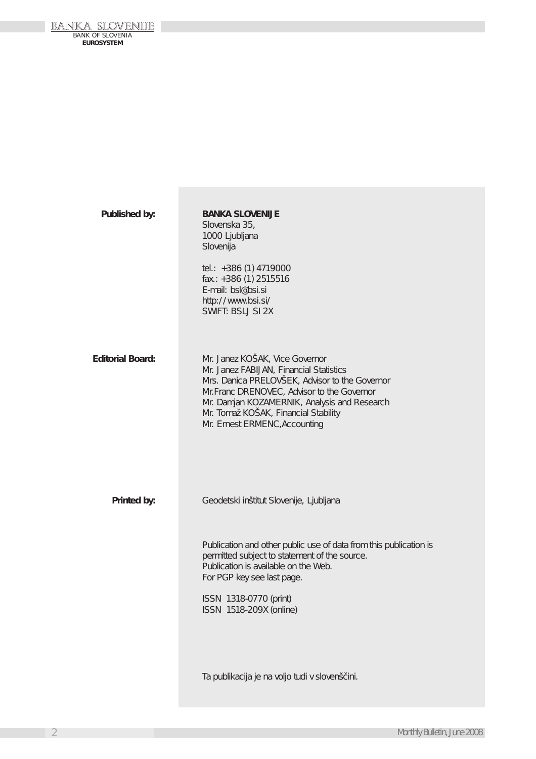**Published by:**

**BANKA SLOVENIJE**
Slovenska 35,
1000 Ljubljana
Slovenija

tel.: +386 (1) 4719000
fax.: +386 (1) 2515516
E-mail: bsl@bsi.si
http://www.bsi.si/
SWIFT: BSLJ SI 2X

**Editorial Board:**

Mr. Janez KOŠAK, Vice Governor
Mr. Janez FABIJAN, Financial Statistics
Mrs. Danica PRELOVŠEK, Advisor to the Governor
Mr.Franc DRENOVEC, Advisor to the Governor
Mr. Damjan KOZAMERNIK, Analysis and Research
Mr. Tomaž KOŠAK, Financial Stability
Mr. Ernest ERMENC,Accounting

**Printed by:**

Geodetski inštitut Slovenije, Ljubljana

Publication and other public use of data from this publication is permitted subject to statement of the source.
Publication is available on the Web.
For PGP key see last page.

ISSN 1318-0770 (print)
ISSN 1518-209X (online)

Ta publikacija je na voljo tudi v slovenščini.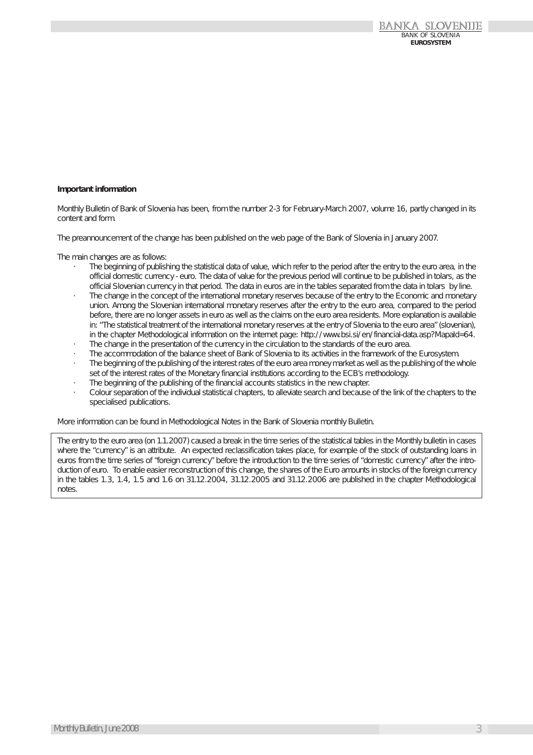**Important information**

Monthly Bulletin of Bank of Slovenia has been, from the number 2-3 for February-March 2007, volume 16, partly changed in its content and form.

The preannouncement of the change has been published on the web page of the Bank of Slovenia in January 2007.

The main changes are as follows:

- The beginning of publishing the statistical data of value, which refer to the period after the entry to the euro area, in the official domestic currency - euro. The data of value for the previous period will continue to be published in tolars, as the official Slovenian currency in that period. The data in euros are in the tables separated from the data in tolars by line.
- The change in the concept of the international monetary reserves because of the entry to the Economic and monetary union. Among the Slovenian international monetary reserves after the entry to the euro area, compared to the period before, there are no longer assets in euro as well as the claims on the euro area residents. More explanation is available in: "The statistical treatment of the international monetary reserves at the entry of Slovenia to the euro area" (slovenian), in the chapter Methodological information on the internet page: http://www.bsi.si/en/financial-data.asp?MapaId=64.
- The change in the presentation of the currency in the circulation to the standards of the euro area.
- The accommodation of the balance sheet of Bank of Slovenia to its activities in the framework of the Eurosystem.
- The beginning of the publishing of the interest rates of the euro area money market as well as the publishing of the whole set of the interest rates of the Monetary financial institutions according to the ECB's methodology.
- The beginning of the publishing of the financial accounts statistics in the new chapter.
- Colour separation of the individual statistical chapters, to alleviate search and because of the link of the chapters to the specialised publications.

More information can be found in Methodological Notes in the Bank of Slovenia monthly Bulletin.

The entry to the euro area (on 1.1.2007) caused a break in the time series of the statistical tables in the Monthly bulletin in cases where the "currency" is an attribute. An expected reclassification takes place, for example of the stock of outstanding loans in euros from the time series of "foreign currency" before the introduction to the time series of "domestic currency" after the introduction of euro. To enable easier reconstruction of this change, the shares of the Euro amounts in stocks of the foreign currency in the tables 1.3, 1.4, 1.5 and 1.6 on 31.12.2004, 31.12.2005 and 31.12.2006 are published in the chapter Methodological notes.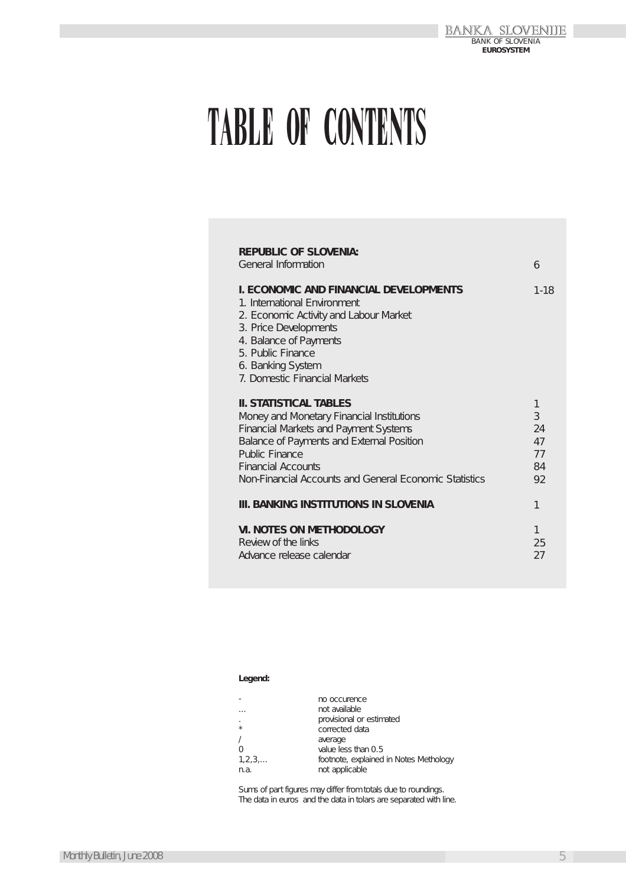# TABLE OF CONTENTS

| | |
|---|---|
| **REPUBLIC OF SLOVENIA:** | |
| General Information | 6 |
| **I. ECONOMIC AND FINANCIAL DEVELOPMENTS** | 1-18 |
| 1. International Environment | |
| 2. Economic Activity and Labour Market | |
| 3. Price Developments | |
| 4. Balance of Payments | |
| 5. Public Finance | |
| 6. Banking System | |
| 7. Domestic Financial Markets | |
| **II. STATISTICAL TABLES** | 1 |
| Money and Monetary Financial Institutions | 3 |
| Financial Markets and Payment Systems | 24 |
| Balance of Payments and External Position | 47 |
| Public Finance | 77 |
| Financial Accounts | 84 |
| Non-Financial Accounts and General Economic Statistics | 92 |
| **III. BANKING INSTITUTIONS IN SLOVENIA** | 1 |
| **VI. NOTES ON METHODOLOGY** | 1 |
| Review of the links | 25 |
| Advance release calendar | 27 |

**Legend:**

| | |
|---|---|
| - | no occurence |
| ... | not available |
| . | provisional or estimated |
| * | corrected data |
| / | average |
| 0 | value less than 0.5 |
| 1,2,3,... | footnote, explained in Notes Methology |
| n.a. | not applicable |

Sums of part figures may differ from totals due to roundings.
The data in euros and the data in tolars are separated with line.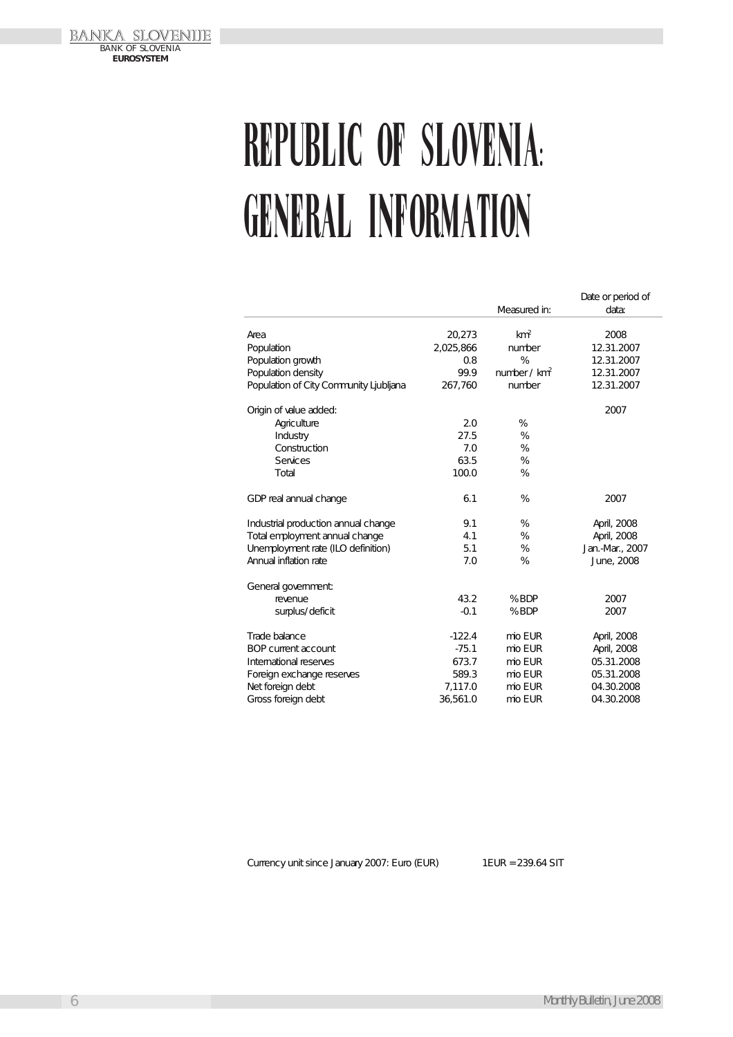# REPUBLIC OF SLOVENIA: GENERAL INFORMATION

| | | Measured in: | Date or period of data: |
|---|---|---|---|
| Area | 20,273 | $km^2$ | 2008 |
| Population | 2,025,866 | number | 12.31.2007 |
| Population growth | 0.8 | % | 12.31.2007 |
| Population density | 99.9 | number / $km^2$ | 12.31.2007 |
| Population of City Community Ljubljana | 267,760 | number | 12.31.2007 |
| | | | |
| Origin of value added: | | | 2007 |
| Agriculture | 2.0 | % | |
| Industry | 27.5 | % | |
| Construction | 7.0 | % | |
| Services | 63.5 | % | |
| Total | 100.0 | % | |
| | | | |
| GDP real annual change | 6.1 | % | 2007 |
| | | | |
| Industrial production annual change | 9.1 | % | April, 2008 |
| Total employment annual change | 4.1 | % | April, 2008 |
| Unemployment rate (ILO definition) | 5.1 | % | Jan.-Mar., 2007 |
| Annual inflation rate | 7.0 | % | June, 2008 |
| | | | |
| General government: | | | |
| revenue | 43.2 | % BDP | 2007 |
| surplus/deficit | -0.1 | % BDP | 2007 |
| | | | |
| Trade balance | -122.4 | mio EUR | April, 2008 |
| BOP current account | -75.1 | mio EUR | April, 2008 |
| International reserves | 673.7 | mio EUR | 05.31.2008 |
| Foreign exchange reserves | 589.3 | mio EUR | 05.31.2008 |
| Net foreign debt | 7,117.0 | mio EUR | 04.30.2008 |
| Gross foreign debt | 36,561.0 | mio EUR | 04.30.2008 |

Currency unit since January 2007: Euro (EUR) 1EUR = 239.64 SIT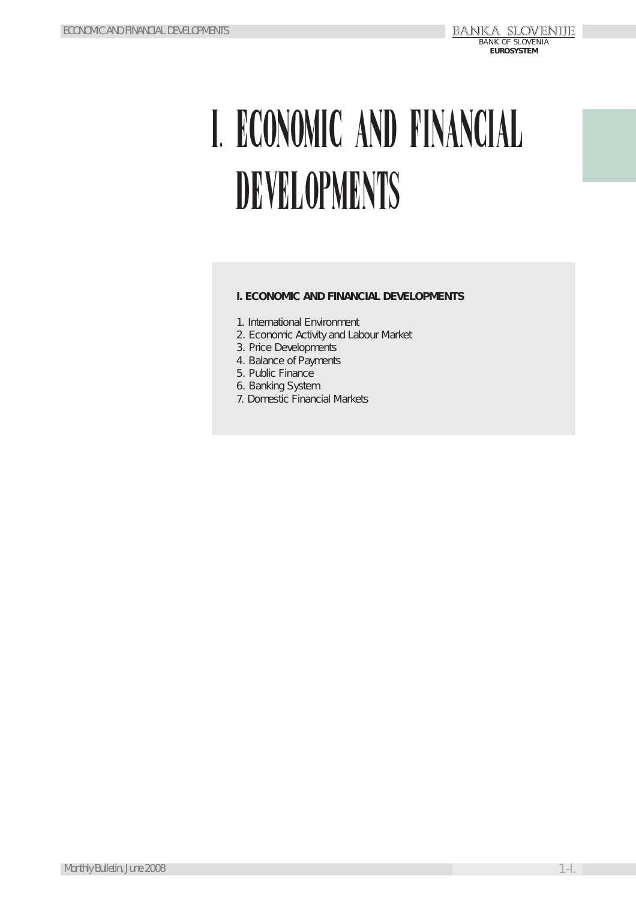# I. ECONOMIC AND FINANCIAL DEVELOPMENTS

**I. ECONOMIC AND FINANCIAL DEVELOPMENTS**

1. International Environment
2. Economic Activity and Labour Market
3. Price Developments
4. Balance of Payments
5. Public Finance
6. Banking System
7. Domestic Financial Markets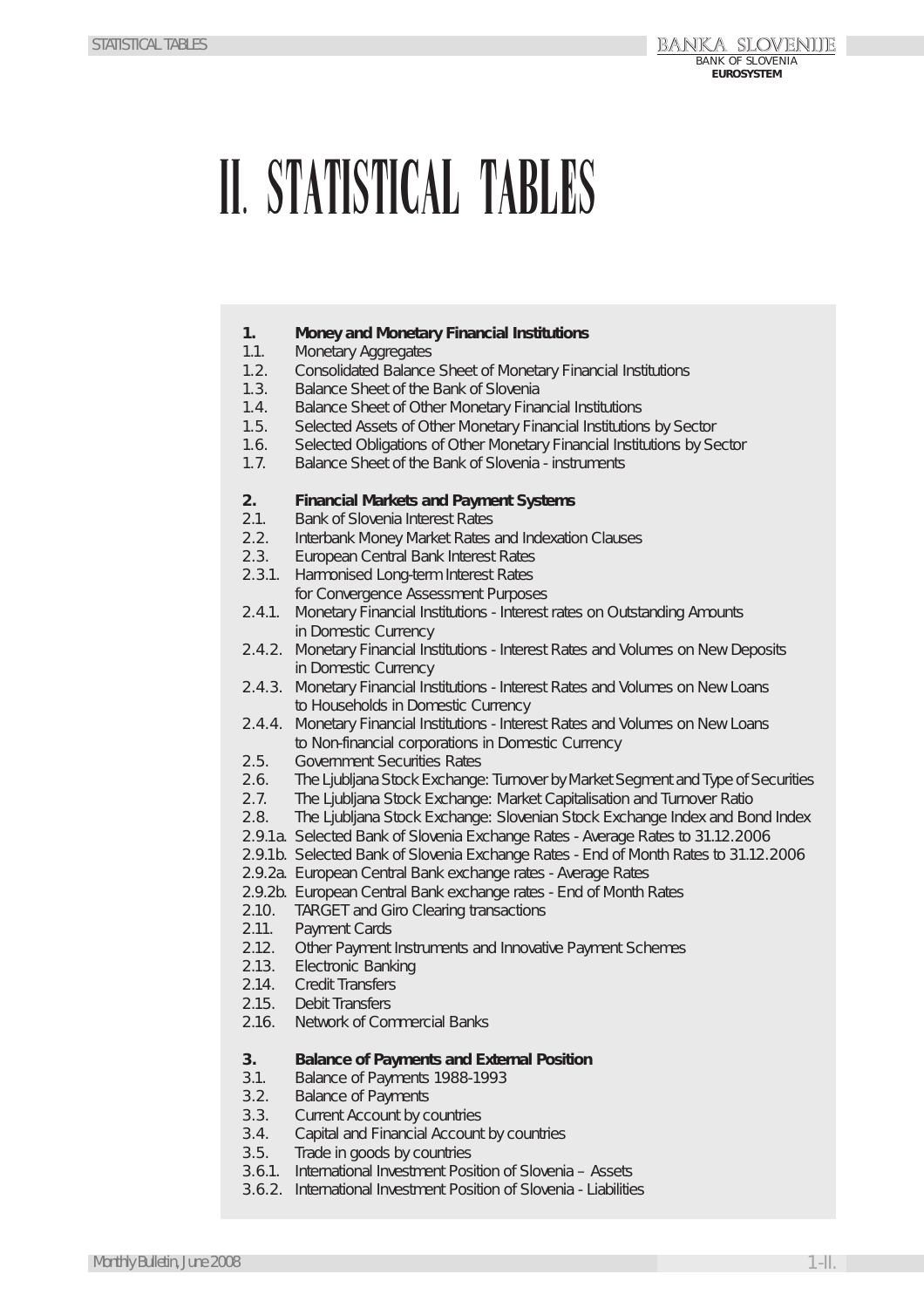# II. STATISTICAL TABLES

**1. Money and Monetary Financial Institutions**

- 1.1. Monetary Aggregates
- 1.2. Consolidated Balance Sheet of Monetary Financial Institutions
- 1.3. Balance Sheet of the Bank of Slovenia
- 1.4. Balance Sheet of Other Monetary Financial Institutions
- 1.5. Selected Assets of Other Monetary Financial Institutions by Sector
- 1.6. Selected Obligations of Other Monetary Financial Institutions by Sector
- 1.7. Balance Sheet of the Bank of Slovenia - instruments

**2. Financial Markets and Payment Systems**

- 2.1. Bank of Slovenia Interest Rates
- 2.2. Interbank Money Market Rates and Indexation Clauses
- 2.3. European Central Bank Interest Rates
- 2.3.1. Harmonised Long-term Interest Rates for Convergence Assessment Purposes
- 2.4.1. Monetary Financial Institutions - Interest rates on Outstanding Amounts in Domestic Currency
- 2.4.2. Monetary Financial Institutions - Interest Rates and Volumes on New Deposits in Domestic Currency
- 2.4.3. Monetary Financial Institutions - Interest Rates and Volumes on New Loans to Households in Domestic Currency
- 2.4.4. Monetary Financial Institutions - Interest Rates and Volumes on New Loans to Non-financial corporations in Domestic Currency
- 2.5. Government Securities Rates
- 2.6. The Ljubljana Stock Exchange: Turnover by Market Segment and Type of Securities
- 2.7. The Ljubljana Stock Exchange: Market Capitalisation and Turnover Ratio
- 2.8. The Ljubljana Stock Exchange: Slovenian Stock Exchange Index and Bond Index
- 2.9.1a. Selected Bank of Slovenia Exchange Rates - Average Rates to 31.12.2006
- 2.9.1b. Selected Bank of Slovenia Exchange Rates - End of Month Rates to 31.12.2006
- 2.9.2a. European Central Bank exchange rates - Average Rates
- 2.9.2b. European Central Bank exchange rates - End of Month Rates
- 2.10. TARGET and Giro Clearing transactions
- 2.11. Payment Cards
- 2.12. Other Payment Instruments and Innovative Payment Schemes
- 2.13. Electronic Banking
- 2.14. Credit Transfers
- 2.15. Debit Transfers
- 2.16. Network of Commercial Banks

**3. Balance of Payments and External Position**

- 3.1. Balance of Payments 1988-1993
- 3.2. Balance of Payments
- 3.3. Current Account by countries
- 3.4. Capital and Financial Account by countries
- 3.5. Trade in goods by countries
- 3.6.1. International Investment Position of Slovenia – Assets
- 3.6.2. International Investment Position of Slovenia - Liabilities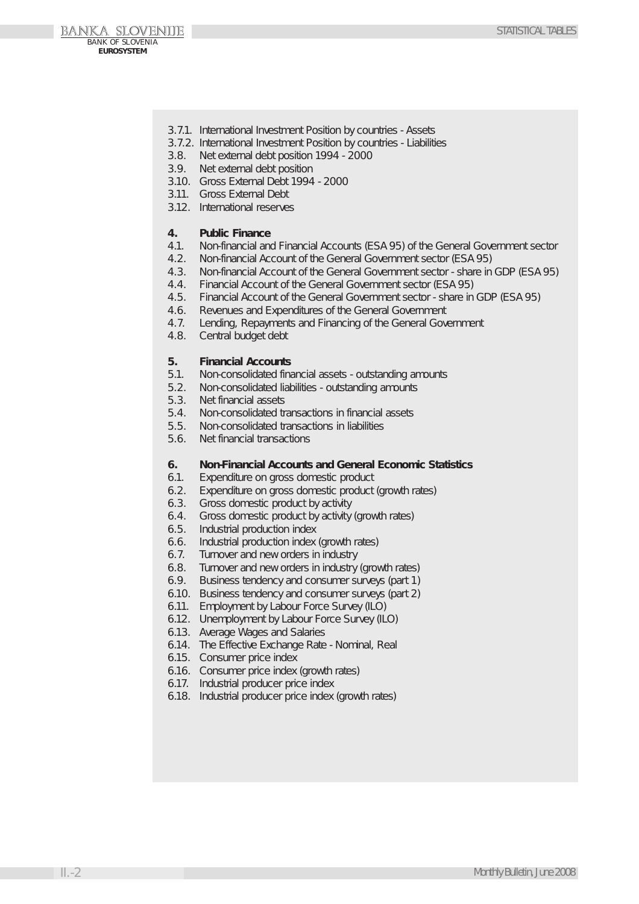3.7.1. International Investment Position by countries - Assets
3.7.2. International Investment Position by countries - Liabilities
3.8. Net external debt position 1994 - 2000
3.9. Net external debt position
3.10. Gross External Debt 1994 - 2000
3.11. Gross External Debt
3.12. International reserves

**4. Public Finance**
4.1. Non-financial and Financial Accounts (ESA 95) of the General Government sector
4.2. Non-financial Account of the General Government sector (ESA 95)
4.3. Non-financial Account of the General Government sector - share in GDP (ESA 95)
4.4. Financial Account of the General Government sector (ESA 95)
4.5. Financial Account of the General Government sector - share in GDP (ESA 95)
4.6. Revenues and Expenditures of the General Government
4.7. Lending, Repayments and Financing of the General Government
4.8. Central budget debt

**5. Financial Accounts**
5.1. Non-consolidated financial assets - outstanding amounts
5.2. Non-consolidated liabilities - outstanding amounts
5.3. Net financial assets
5.4. Non-consolidated transactions in financial assets
5.5. Non-consolidated transactions in liabilities
5.6. Net financial transactions

**6. Non-Financial Accounts and General Economic Statistics**
6.1. Expenditure on gross domestic product
6.2. Expenditure on gross domestic product (growth rates)
6.3. Gross domestic product by activity
6.4. Gross domestic product by activity (growth rates)
6.5. Industrial production index
6.6. Industrial production index (growth rates)
6.7. Turnover and new orders in industry
6.8. Turnover and new orders in industry (growth rates)
6.9. Business tendency and consumer surveys (part 1)
6.10. Business tendency and consumer surveys (part 2)
6.11. Employment by Labour Force Survey (ILO)
6.12. Unemployment by Labour Force Survey (ILO)
6.13. Average Wages and Salaries
6.14. The Effective Exchange Rate - Nominal, Real
6.15. Consumer price index
6.16. Consumer price index (growth rates)
6.17. Industrial producer price index
6.18. Industrial producer price index (growth rates)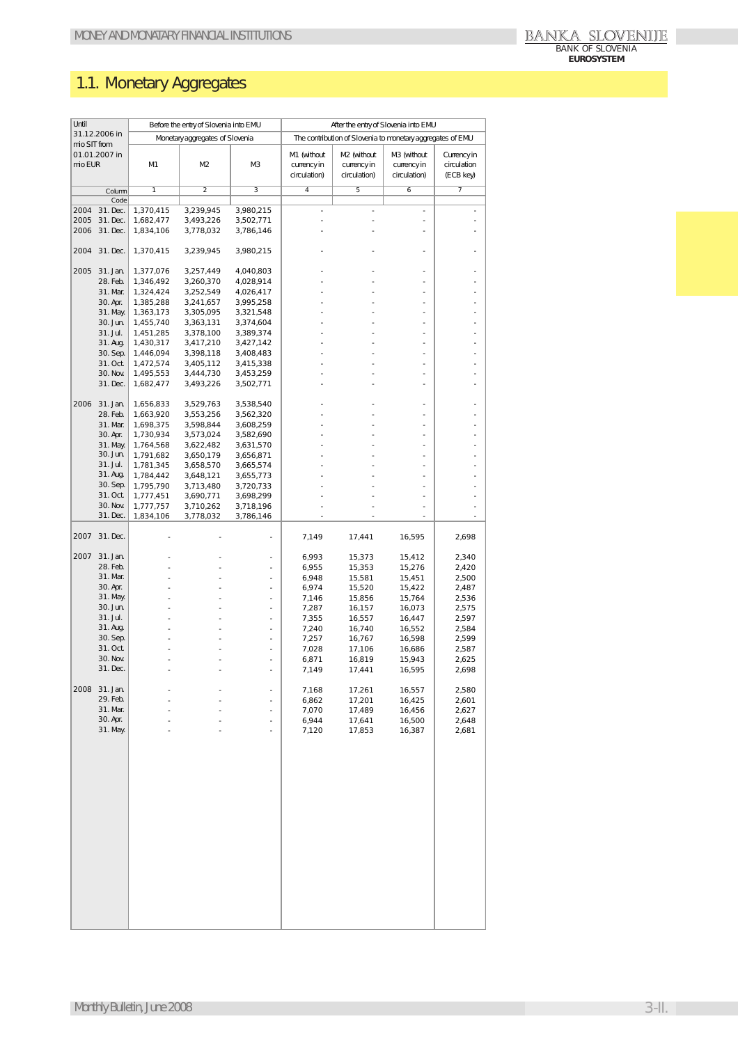# 1.1. Monetary Aggregates

| Until 31.12.2006 in mio SIT from 01.01.2007 in mio EUR | | Before the entry of Slovenia into EMU | | | After the entry of Slovenia into EMU | | | |
|---|---|---|---|---|---|---|---|---|
| | | Monetary aggregates of Slovenia | | | The contribution of Slovenia to monetary aggregates of EMU | | | |
| | | M1 | M2 | M3 | M1 (without currency in circulation) | M2 (without currency in circulation) | M3 (without currency in circulation) | Currency in circulation (ECB key) |
| | Column | 1 | 2 | 3 | 4 | 5 | 6 | 7 |
| | Code | | | | | | | |
| 2004 | 31. Dec. | 1,370,415 | 3,239,945 | 3,980,215 | - | - | - | - |
| 2005 | 31. Dec. | 1,682,477 | 3,493,226 | 3,502,771 | - | - | - | - |
| 2006 | 31. Dec. | 1,834,106 | 3,778,032 | 3,786,146 | - | - | - | - |
| 2004 | 31. Dec. | 1,370,415 | 3,239,945 | 3,980,215 | - | - | - | - |
| 2005 | 31. Jan. | 1,377,076 | 3,257,449 | 4,040,803 | - | - | - | - |
| | 28. Feb. | 1,346,492 | 3,260,370 | 4,028,914 | - | - | - | - |
| | 31. Mar. | 1,324,424 | 3,252,549 | 4,026,417 | - | - | - | - |
| | 30. Apr. | 1,385,288 | 3,241,657 | 3,995,258 | - | - | - | - |
| | 31. May. | 1,363,173 | 3,305,095 | 3,321,548 | - | - | - | - |
| | 30. Jun. | 1,455,740 | 3,363,131 | 3,374,604 | - | - | - | - |
| | 31. Jul. | 1,451,285 | 3,378,100 | 3,389,374 | - | - | - | - |
| | 31. Aug. | 1,430,317 | 3,417,210 | 3,427,142 | - | - | - | - |
| | 30. Sep. | 1,446,094 | 3,398,118 | 3,408,483 | - | - | - | - |
| | 31. Oct. | 1,472,574 | 3,405,112 | 3,415,338 | - | - | - | - |
| | 30. Nov. | 1,495,553 | 3,444,730 | 3,453,259 | - | - | - | - |
| | 31. Dec. | 1,682,477 | 3,493,226 | 3,502,771 | - | - | - | - |
| 2006 | 31. Jan. | 1,656,833 | 3,529,763 | 3,538,540 | - | - | - | - |
| | 28. Feb. | 1,663,920 | 3,553,256 | 3,562,320 | - | - | - | - |
| | 31. Mar. | 1,698,375 | 3,598,844 | 3,608,259 | - | - | - | - |
| | 30. Apr. | 1,730,934 | 3,573,024 | 3,582,690 | - | - | - | - |
| | 31. May. | 1,764,568 | 3,622,482 | 3,631,570 | - | - | - | - |
| | 30. Jun. | 1,791,682 | 3,650,179 | 3,656,871 | - | - | - | - |
| | 31. Jul. | 1,781,345 | 3,658,570 | 3,665,574 | - | - | - | - |
| | 31. Aug. | 1,784,442 | 3,648,121 | 3,655,773 | - | - | - | - |
| | 30. Sep. | 1,795,790 | 3,713,480 | 3,720,733 | - | - | - | - |
| | 31. Oct. | 1,777,451 | 3,690,771 | 3,698,299 | - | - | - | - |
| | 30. Nov. | 1,777,757 | 3,710,262 | 3,718,196 | - | - | - | - |
| | 31. Dec. | 1,834,106 | 3,778,032 | 3,786,146 | - | - | - | - |
| 2007 | 31. Dec. | - | - | - | 7,149 | 17,441 | 16,595 | 2,698 |
| 2007 | 31. Jan. | - | - | - | 6,993 | 15,373 | 15,412 | 2,340 |
| | 28. Feb. | - | - | - | 6,955 | 15,353 | 15,276 | 2,420 |
| | 31. Mar. | - | - | - | 6,948 | 15,581 | 15,451 | 2,500 |
| | 30. Apr. | - | - | - | 6,974 | 15,520 | 15,422 | 2,487 |
| | 31. May. | - | - | - | 7,146 | 15,856 | 15,764 | 2,536 |
| | 30. Jun. | - | - | - | 7,287 | 16,157 | 16,073 | 2,575 |
| | 31. Jul. | - | - | - | 7,355 | 16,557 | 16,447 | 2,597 |
| | 31. Aug. | - | - | - | 7,240 | 16,740 | 16,552 | 2,584 |
| | 30. Sep. | - | - | - | 7,257 | 16,767 | 16,598 | 2,599 |
| | 31. Oct. | - | - | - | 7,028 | 17,106 | 16,686 | 2,587 |
| | 30. Nov. | - | - | - | 6,871 | 16,819 | 15,943 | 2,625 |
| | 31. Dec. | - | - | - | 7,149 | 17,441 | 16,595 | 2,698 |
| 2008 | 31. Jan. | - | - | - | 7,168 | 17,261 | 16,557 | 2,580 |
| | 29. Feb. | - | - | - | 6,862 | 17,201 | 16,425 | 2,601 |
| | 31. Mar. | - | - | - | 7,070 | 17,489 | 16,456 | 2,627 |
| | 30. Apr. | - | - | - | 6,944 | 17,641 | 16,500 | 2,648 |
| | 31. May. | - | - | - | 7,120 | 17,853 | 16,387 | 2,681 |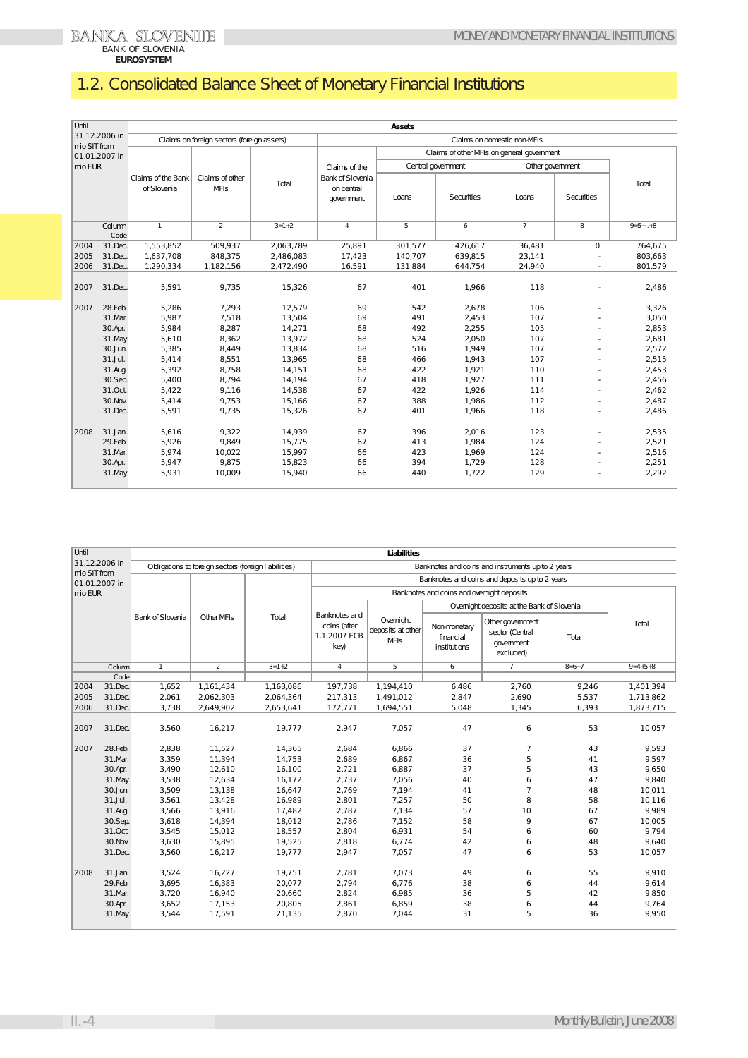## 1.2. Consolidated Balance Sheet of Monetary Financial Institutions

| Until 31.12.2006 in mio SIT from 01.01.2007 in mio EUR | | Assets | | | | | | | | |
|---|---|---|---|---|---|---|---|---|---|---|
| | | Claims on foreign sectors (foreign assets) | | | Claims on domestic non-MFIs | | | | | |
| | | | | | Claims of the Bank of Slovenia on central government | Claims of other MFIs on general government | | | | Total |
| | | | | | | Central government | | Other government | | |
| | | Claims of the Bank of Slovenia | Claims of other MFIs | Total | | Loans | Securities | Loans | Securities | |
| | Column | 1 | 2 | 3=1+2 | 4 | 5 | 6 | 7 | 8 | 9=5+..+8 |
| | Code | | | | | | | | | |
| 2004 | 31.Dec. | 1,553,852 | 509,937 | 2,063,789 | 25,891 | 301,577 | 426,617 | 36,481 | 0 | 764,675 |
| 2005 | 31.Dec. | 1,637,708 | 848,375 | 2,486,083 | 17,423 | 140,707 | 639,815 | 23,141 | - | 803,663 |
| 2006 | 31.Dec. | 1,290,334 | 1,182,156 | 2,472,490 | 16,591 | 131,884 | 644,754 | 24,940 | - | 801,579 |
| 2007 | 31.Dec. | 5,591 | 9,735 | 15,326 | 67 | 401 | 1,966 | 118 | - | 2,486 |
| 2007 | 28.Feb. | 5,286 | 7,293 | 12,579 | 69 | 542 | 2,678 | 106 | - | 3,326 |
| | 31.Mar. | 5,987 | 7,518 | 13,504 | 69 | 491 | 2,453 | 107 | - | 3,050 |
| | 30.Apr. | 5,984 | 8,287 | 14,271 | 68 | 492 | 2,255 | 105 | - | 2,853 |
| | 31.May | 5,610 | 8,362 | 13,972 | 68 | 524 | 2,050 | 107 | - | 2,681 |
| | 30.Jun. | 5,385 | 8,449 | 13,834 | 68 | 516 | 1,949 | 107 | - | 2,572 |
| | 31.Jul. | 5,414 | 8,551 | 13,965 | 68 | 466 | 1,943 | 107 | - | 2,515 |
| | 31.Aug. | 5,392 | 8,758 | 14,151 | 68 | 422 | 1,921 | 110 | - | 2,453 |
| | 30.Sep. | 5,400 | 8,794 | 14,194 | 67 | 418 | 1,927 | 111 | - | 2,456 |
| | 31.Oct. | 5,422 | 9,116 | 14,538 | 67 | 422 | 1,926 | 114 | - | 2,462 |
| | 30.Nov. | 5,414 | 9,753 | 15,166 | 67 | 388 | 1,986 | 112 | - | 2,487 |
| | 31.Dec. | 5,591 | 9,735 | 15,326 | 67 | 401 | 1,966 | 118 | - | 2,486 |
| 2008 | 31.Jan. | 5,616 | 9,322 | 14,939 | 67 | 396 | 2,016 | 123 | - | 2,535 |
| | 29.Feb. | 5,926 | 9,849 | 15,775 | 67 | 413 | 1,984 | 124 | - | 2,521 |
| | 31.Mar. | 5,974 | 10,022 | 15,997 | 66 | 423 | 1,969 | 124 | - | 2,516 |
| | 30.Apr. | 5,947 | 9,875 | 15,823 | 66 | 394 | 1,729 | 128 | - | 2,251 |
| | 31.May | 5,931 | 10,009 | 15,940 | 66 | 440 | 1,722 | 129 | - | 2,292 |

| Until 31.12.2006 in mio SIT from 01.01.2007 in mio EUR | | Liabilities | | | | | | | | |
|---|---|---|---|---|---|---|---|---|---|---|
| | | Obligations to foreign sectors (foreign liabilities) | | | Banknotes and coins and instruments up to 2 years | | | | | |
| | | | | | Banknotes and coins and deposits up to 2 years | | | | | |
| | | | | | Banknotes and coins and overnight deposits | | | | | Total |
| | | | | | | | Overnight deposits at the Bank of Slovenia | | | |
| | | Bank of Slovenia | Other MFIs | Total | Banknotes and coins (after 1.1.2007 ECB key) | Overnight deposits at other MFIs | Non-monetary financial institutions | Other government sector (Central government excluded) | Total | |
| | Column | 1 | 2 | 3=1+2 | 4 | 5 | 6 | 7 | 8=6+7 | 9=4+5+8 |
| | Code | | | | | | | | | |
| 2004 | 31.Dec. | 1,652 | 1,161,434 | 1,163,086 | 197,738 | 1,194,410 | 6,486 | 2,760 | 9,246 | 1,401,394 |
| 2005 | 31.Dec. | 2,061 | 2,062,303 | 2,064,364 | 217,313 | 1,491,012 | 2,847 | 2,690 | 5,537 | 1,713,862 |
| 2006 | 31.Dec. | 3,738 | 2,649,902 | 2,653,641 | 172,771 | 1,694,551 | 5,048 | 1,345 | 6,393 | 1,873,715 |
| 2007 | 31.Dec. | 3,560 | 16,217 | 19,777 | 2,947 | 7,057 | 47 | 6 | 53 | 10,057 |
| 2007 | 28.Feb. | 2,838 | 11,527 | 14,365 | 2,684 | 6,866 | 37 | 7 | 43 | 9,593 |
| | 31.Mar. | 3,359 | 11,394 | 14,753 | 2,689 | 6,867 | 36 | 5 | 41 | 9,597 |
| | 30.Apr. | 3,490 | 12,610 | 16,100 | 2,721 | 6,887 | 37 | 5 | 43 | 9,650 |
| | 31.May | 3,538 | 12,634 | 16,172 | 2,737 | 7,056 | 40 | 6 | 47 | 9,840 |
| | 30.Jun. | 3,509 | 13,138 | 16,647 | 2,769 | 7,194 | 41 | 7 | 48 | 10,011 |
| | 31.Jul. | 3,561 | 13,428 | 16,989 | 2,801 | 7,257 | 50 | 8 | 58 | 10,116 |
| | 31.Aug. | 3,566 | 13,916 | 17,482 | 2,787 | 7,134 | 57 | 10 | 67 | 9,989 |
| | 30.Sep. | 3,618 | 14,394 | 18,012 | 2,786 | 7,152 | 58 | 9 | 67 | 10,005 |
| | 31.Oct. | 3,545 | 15,012 | 18,557 | 2,804 | 6,931 | 54 | 6 | 60 | 9,794 |
| | 30.Nov. | 3,630 | 15,895 | 19,525 | 2,818 | 6,774 | 42 | 6 | 48 | 9,640 |
| | 31.Dec. | 3,560 | 16,217 | 19,777 | 2,947 | 7,057 | 47 | 6 | 53 | 10,057 |
| 2008 | 31.Jan. | 3,524 | 16,227 | 19,751 | 2,781 | 7,073 | 49 | 6 | 55 | 9,910 |
| | 29.Feb. | 3,695 | 16,383 | 20,077 | 2,794 | 6,776 | 38 | 6 | 44 | 9,614 |
| | 31.Mar. | 3,720 | 16,940 | 20,660 | 2,824 | 6,985 | 36 | 5 | 42 | 9,850 |
| | 30.Apr. | 3,652 | 17,153 | 20,805 | 2,861 | 6,859 | 38 | 6 | 44 | 9,764 |
| | 31.May | 3,544 | 17,591 | 21,135 | 2,870 | 7,044 | 31 | 5 | 36 | 9,950 |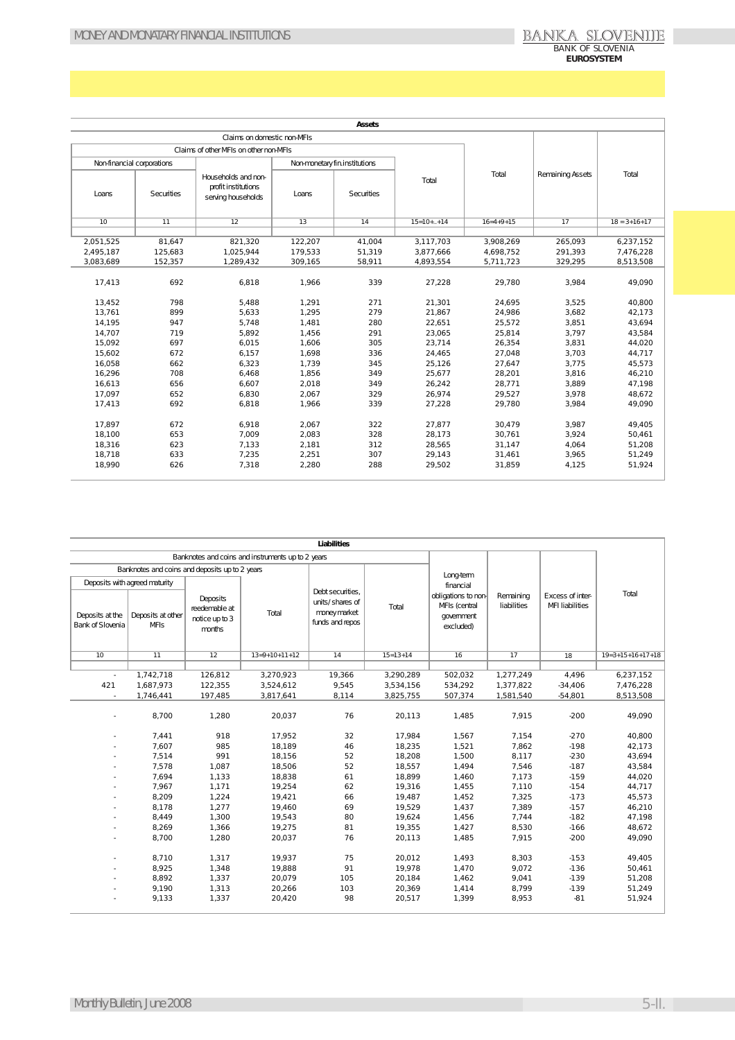| Assets | | | | | | | | |
|---|---|---|---|---|---|---|---|---|
| Claims on domestic non-MFIs | | | | | | | Remaining Assets | Total |
| Claims of other MFIs on other non-MFIs | | | | | | | | |
| Non-financial corporations | | Households and non-profit institutions serving households | Non-monetary fin.institutions | | Total | Total | | |
| Loans | Securities | | Loans | Securities | | | | |
| 10 | 11 | 12 | 13 | 14 | 15=10+..+14 | 16=4+9+15 | 17 | 18 = 3+16+17 |
| 2,051,525 | 81,647 | 821,320 | 122,207 | 41,004 | 3,117,703 | 3,908,269 | 265,093 | 6,237,152 |
| 2,495,187 | 125,683 | 1,025,944 | 179,533 | 51,319 | 3,877,666 | 4,698,752 | 291,393 | 7,476,228 |
| 3,083,689 | 152,357 | 1,289,432 | 309,165 | 58,911 | 4,893,554 | 5,711,723 | 329,295 | 8,513,508 |
| 17,413 | 692 | 6,818 | 1,966 | 339 | 27,228 | 29,780 | 3,984 | 49,090 |
| 13,452 | 798 | 5,488 | 1,291 | 271 | 21,301 | 24,695 | 3,525 | 40,800 |
| 13,761 | 899 | 5,633 | 1,295 | 279 | 21,867 | 24,986 | 3,682 | 42,173 |
| 14,195 | 947 | 5,748 | 1,481 | 280 | 22,651 | 25,572 | 3,851 | 43,694 |
| 14,707 | 719 | 5,892 | 1,456 | 291 | 23,065 | 25,814 | 3,797 | 43,584 |
| 15,092 | 697 | 6,015 | 1,606 | 305 | 23,714 | 26,354 | 3,831 | 44,020 |
| 15,602 | 672 | 6,157 | 1,698 | 336 | 24,465 | 27,048 | 3,703 | 44,717 |
| 16,058 | 662 | 6,323 | 1,739 | 345 | 25,126 | 27,647 | 3,775 | 45,573 |
| 16,296 | 708 | 6,468 | 1,856 | 349 | 25,677 | 28,201 | 3,816 | 46,210 |
| 16,613 | 656 | 6,607 | 2,018 | 349 | 26,242 | 28,771 | 3,889 | 47,198 |
| 17,097 | 652 | 6,830 | 2,067 | 329 | 26,974 | 29,527 | 3,978 | 48,672 |
| 17,413 | 692 | 6,818 | 1,966 | 339 | 27,228 | 29,780 | 3,984 | 49,090 |
| 17,897 | 672 | 6,918 | 2,067 | 322 | 27,877 | 30,479 | 3,987 | 49,405 |
| 18,100 | 653 | 7,009 | 2,083 | 328 | 28,173 | 30,761 | 3,924 | 50,461 |
| 18,316 | 623 | 7,133 | 2,181 | 312 | 28,565 | 31,147 | 4,064 | 51,208 |
| 18,718 | 633 | 7,235 | 2,251 | 307 | 29,143 | 31,461 | 3,965 | 51,249 |
| 18,990 | 626 | 7,318 | 2,280 | 288 | 29,502 | 31,859 | 4,125 | 51,924 |

| Liabilities | | | | | | | | | |
|---|---|---|---|---|---|---|---|---|---|
| Banknotes and coins and instruments up to 2 years | | | | | | Long-term financial obligations to non-MFIs (central government excluded) | Remaining liabilities | Excess of inter-MFI liabilities | Total |
| Banknotes and coins and deposits up to 2 years | | | | Debt securities, units/shares of money market funds and repos | Total | | | | |
| Deposits with agreed maturity | | Deposits reedemable at notice up to 3 months | Total | | | | | | |
| Deposits at the Bank of Slovenia | Deposits at other MFIs | | | | | | | | |
| 10 | 11 | 12 | 13=9+10+11+12 | 14 | 15=13+14 | 16 | 17 | 18 | 19=3+15+16+17+18 |
| - | 1,742,718 | 126,812 | 3,270,923 | 19,366 | 3,290,289 | 502,032 | 1,277,249 | 4,496 | 6,237,152 |
| 421 | 1,687,973 | 122,355 | 3,524,612 | 9,545 | 3,534,156 | 534,292 | 1,377,822 | -34,406 | 7,476,228 |
| - | 1,746,441 | 197,485 | 3,817,641 | 8,114 | 3,825,755 | 507,374 | 1,581,540 | -54,801 | 8,513,508 |
| - | 8,700 | 1,280 | 20,037 | 76 | 20,113 | 1,485 | 7,915 | -200 | 49,090 |
| - | 7,441 | 918 | 17,952 | 32 | 17,984 | 1,567 | 7,154 | -270 | 40,800 |
| - | 7,607 | 985 | 18,189 | 46 | 18,235 | 1,521 | 7,862 | -198 | 42,173 |
| - | 7,514 | 991 | 18,156 | 52 | 18,208 | 1,500 | 8,117 | -230 | 43,694 |
| - | 7,578 | 1,087 | 18,506 | 52 | 18,557 | 1,494 | 7,546 | -187 | 43,584 |
| - | 7,694 | 1,133 | 18,838 | 61 | 18,899 | 1,460 | 7,173 | -159 | 44,020 |
| - | 7,967 | 1,171 | 19,254 | 62 | 19,316 | 1,455 | 7,110 | -154 | 44,717 |
| - | 8,209 | 1,224 | 19,421 | 66 | 19,487 | 1,452 | 7,325 | -173 | 45,573 |
| - | 8,178 | 1,277 | 19,460 | 69 | 19,529 | 1,437 | 7,389 | -157 | 46,210 |
| - | 8,449 | 1,300 | 19,543 | 80 | 19,624 | 1,456 | 7,744 | -182 | 47,198 |
| - | 8,269 | 1,366 | 19,275 | 81 | 19,355 | 1,427 | 8,530 | -166 | 48,672 |
| - | 8,700 | 1,280 | 20,037 | 76 | 20,113 | 1,485 | 7,915 | -200 | 49,090 |
| - | 8,710 | 1,317 | 19,937 | 75 | 20,012 | 1,493 | 8,303 | -153 | 49,405 |
| - | 8,925 | 1,348 | 19,888 | 91 | 19,978 | 1,470 | 9,072 | -136 | 50,461 |
| - | 8,892 | 1,337 | 20,079 | 105 | 20,184 | 1,462 | 9,041 | -139 | 51,208 |
| - | 9,190 | 1,313 | 20,266 | 103 | 20,369 | 1,414 | 8,799 | -139 | 51,249 |
| - | 9,133 | 1,337 | 20,420 | 98 | 20,517 | 1,399 | 8,953 | -81 | 51,924 |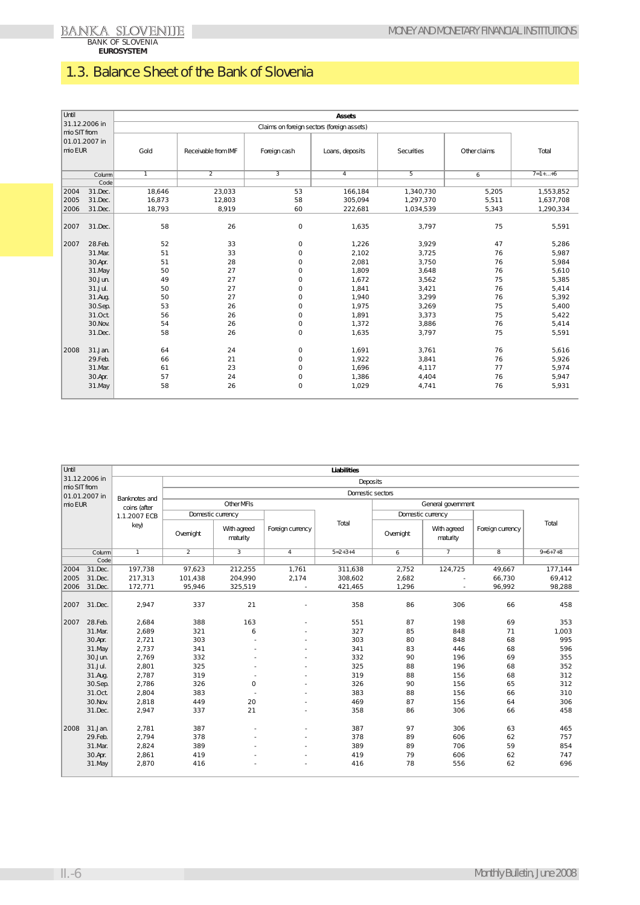# 1.3. Balance Sheet of the Bank of Slovenia

| Until 31.12.2006 in mio SIT from 01.01.2007 in mio EUR | | Assets | | | | | | |
|---|---|---|---|---|---|---|---|---|
| | | Claims on foreign sectors (foreign assets) | | | | | | |
| | | Gold | Receivable from IMF | Foreign cash | Loans, deposits | Securities | Other claims | Total |
| | Column | 1 | 2 | 3 | 4 | 5 | 6 | 7=1+...+6 |
| | Code | | | | | | | |
| 2004 | 31.Dec. | 18,646 | 23,033 | 53 | 166,184 | 1,340,730 | 5,205 | 1,553,852 |
| 2005 | 31.Dec. | 16,873 | 12,803 | 58 | 305,094 | 1,297,370 | 5,511 | 1,637,708 |
| 2006 | 31.Dec. | 18,793 | 8,919 | 60 | 222,681 | 1,034,539 | 5,343 | 1,290,334 |
| 2007 | 31.Dec. | 58 | 26 | 0 | 1,635 | 3,797 | 75 | 5,591 |
| 2007 | 28.Feb. | 52 | 33 | 0 | 1,226 | 3,929 | 47 | 5,286 |
| | 31.Mar. | 51 | 33 | 0 | 2,102 | 3,725 | 76 | 5,987 |
| | 30.Apr. | 51 | 28 | 0 | 2,081 | 3,750 | 76 | 5,984 |
| | 31.May | 50 | 27 | 0 | 1,809 | 3,648 | 76 | 5,610 |
| | 30.Jun. | 49 | 27 | 0 | 1,672 | 3,562 | 75 | 5,385 |
| | 31.Jul. | 50 | 27 | 0 | 1,841 | 3,421 | 76 | 5,414 |
| | 31.Aug. | 50 | 27 | 0 | 1,940 | 3,299 | 76 | 5,392 |
| | 30.Sep. | 53 | 26 | 0 | 1,975 | 3,269 | 75 | 5,400 |
| | 31.Oct. | 56 | 26 | 0 | 1,891 | 3,373 | 75 | 5,422 |
| | 30.Nov. | 54 | 26 | 0 | 1,372 | 3,886 | 76 | 5,414 |
| | 31.Dec. | 58 | 26 | 0 | 1,635 | 3,797 | 75 | 5,591 |
| 2008 | 31.Jan. | 64 | 24 | 0 | 1,691 | 3,761 | 76 | 5,616 |
| | 29.Feb. | 66 | 21 | 0 | 1,922 | 3,841 | 76 | 5,926 |
| | 31.Mar. | 61 | 23 | 0 | 1,696 | 4,117 | 77 | 5,974 |
| | 30.Apr. | 57 | 24 | 0 | 1,386 | 4,404 | 76 | 5,947 |
| | 31.May | 58 | 26 | 0 | 1,029 | 4,741 | 76 | 5,931 |

| Until 31.12.2006 in mio SIT from 01.01.2007 in mio EUR | | Liabilities | | | | | | | | |
|---|---|---|---|---|---|---|---|---|---|---|
| | | Banknotes and coins (after 1.1.2007 ECB key) | Deposits | | | | | | | |
| | | | Domestic sectors | | | | | | | |
| | | | Other MFIs | | | | General government | | | |
| | | | Domestic currency | | Foreign currency | Total | Domestic currency | | Foreign currency | Total |
| | | | Overnight | With agreed maturity | | | Overnight | With agreed maturity | | |
| | Column | 1 | 2 | 3 | 4 | 5=2+3+4 | 6 | 7 | 8 | 9=6+7+8 |
| | Code | | | | | | | | | |
| 2004 | 31.Dec. | 197,738 | 97,623 | 212,255 | 1,761 | 311,638 | 2,752 | 124,725 | 49,667 | 177,144 |
| 2005 | 31.Dec. | 217,313 | 101,438 | 204,990 | 2,174 | 308,602 | 2,682 | - | 66,730 | 69,412 |
| 2006 | 31.Dec. | 172,771 | 95,946 | 325,519 | - | 421,465 | 1,296 | - | 96,992 | 98,288 |
| 2007 | 31.Dec. | 2,947 | 337 | 21 | - | 358 | 86 | 306 | 66 | 458 |
| 2007 | 28.Feb. | 2,684 | 388 | 163 | - | 551 | 87 | 198 | 69 | 353 |
| | 31.Mar. | 2,689 | 321 | 6 | - | 327 | 85 | 848 | 71 | 1,003 |
| | 30.Apr. | 2,721 | 303 | - | - | 303 | 80 | 848 | 68 | 995 |
| | 31.May | 2,737 | 341 | - | - | 341 | 83 | 446 | 68 | 596 |
| | 30.Jun. | 2,769 | 332 | - | - | 332 | 90 | 196 | 69 | 355 |
| | 31.Jul. | 2,801 | 325 | - | - | 325 | 88 | 196 | 68 | 352 |
| | 31.Aug. | 2,787 | 319 | - | - | 319 | 88 | 156 | 68 | 312 |
| | 30.Sep. | 2,786 | 326 | 0 | - | 326 | 90 | 156 | 65 | 312 |
| | 31.Oct. | 2,804 | 383 | - | - | 383 | 88 | 156 | 66 | 310 |
| | 30.Nov. | 2,818 | 449 | 20 | - | 469 | 87 | 156 | 64 | 306 |
| | 31.Dec. | 2,947 | 337 | 21 | - | 358 | 86 | 306 | 66 | 458 |
| 2008 | 31.Jan. | 2,781 | 387 | - | - | 387 | 97 | 306 | 63 | 465 |
| | 29.Feb. | 2,794 | 378 | - | - | 378 | 89 | 606 | 62 | 757 |
| | 31.Mar. | 2,824 | 389 | - | - | 389 | 89 | 706 | 59 | 854 |
| | 30.Apr. | 2,861 | 419 | - | - | 419 | 79 | 606 | 62 | 747 |
| | 31.May | 2,870 | 416 | - | - | 416 | 78 | 556 | 62 | 696 |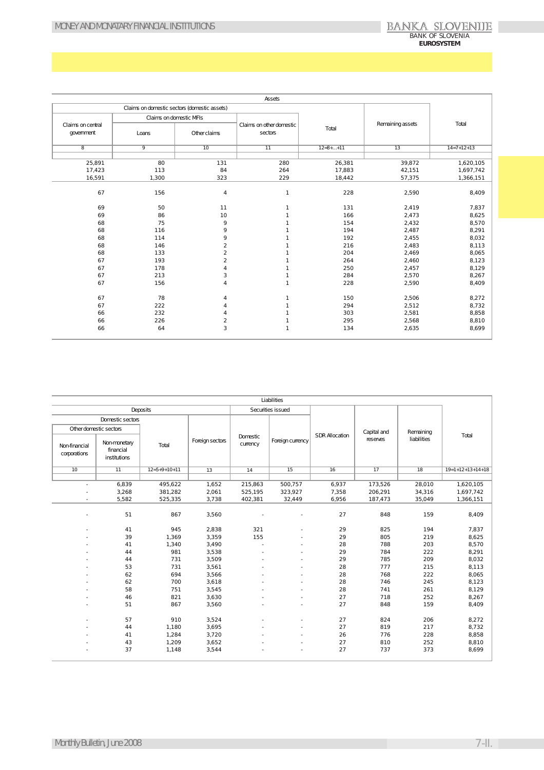| Assets | | | | | | |
|---|---|---|---|---|---|---|
| Claims on domestic sectors (domestic assets) | | | | | Remaining assets | Total |
| Claims on central government | Claims on domestic MFIs | | Claims on other domestic sectors | Total | | |
| | Loans | Other claims | | | | |
| 8 | 9 | 10 | 11 | 12=8+...+11 | 13 | 14=7+12+13 |
| | | | | | | |
| 25,891 | 80 | 131 | 280 | 26,381 | 39,872 | 1,620,105 |
| 17,423 | 113 | 84 | 264 | 17,883 | 42,151 | 1,697,742 |
| 16,591 | 1,300 | 323 | 229 | 18,442 | 57,375 | 1,366,151 |
| | | | | | | |
| 67 | 156 | 4 | 1 | 228 | 2,590 | 8,409 |
| | | | | | | |
| 69 | 50 | 11 | 1 | 131 | 2,419 | 7,837 |
| 69 | 86 | 10 | 1 | 166 | 2,473 | 8,625 |
| 68 | 75 | 9 | 1 | 154 | 2,432 | 8,570 |
| 68 | 116 | 9 | 1 | 194 | 2,487 | 8,291 |
| 68 | 114 | 9 | 1 | 192 | 2,455 | 8,032 |
| 68 | 146 | 2 | 1 | 216 | 2,483 | 8,113 |
| 68 | 133 | 2 | 1 | 204 | 2,469 | 8,065 |
| 67 | 193 | 2 | 1 | 264 | 2,460 | 8,123 |
| 67 | 178 | 4 | 1 | 250 | 2,457 | 8,129 |
| 67 | 213 | 3 | 1 | 284 | 2,570 | 8,267 |
| 67 | 156 | 4 | 1 | 228 | 2,590 | 8,409 |
| | | | | | | |
| 67 | 78 | 4 | 1 | 150 | 2,506 | 8,272 |
| 67 | 222 | 4 | 1 | 294 | 2,512 | 8,732 |
| 66 | 232 | 4 | 1 | 303 | 2,581 | 8,858 |
| 66 | 226 | 2 | 1 | 295 | 2,568 | 8,810 |
| 66 | 64 | 3 | 1 | 134 | 2,635 | 8,699 |

| Liabilities | | | | | | | | | |
|---|---|---|---|---|---|---|---|---|---|
| Deposits | | | | Securities issued | | SDR Allocation | Capital and reserves | Remaining liabilities | Total |
| Domestic sectors | | | Foreign sectors | Domestic currency | Foreign currency | | | | |
| Other domestic sectors | | Total | | | | | | | |
| Non-financial corporations | Non-monetary financial institutions | | | | | | | | |
| 10 | 11 | 12=5+9+10+11 | 13 | 14 | 15 | 16 | 17 | 18 | 19=1+12+13+14+18 |
| | | | | | | | | | |
| - | 6,839 | 495,622 | 1,652 | 215,863 | 500,757 | 6,937 | 173,526 | 28,010 | 1,620,105 |
| - | 3,268 | 381,282 | 2,061 | 525,195 | 323,927 | 7,358 | 206,291 | 34,316 | 1,697,742 |
| - | 5,582 | 525,335 | 3,738 | 402,381 | 32,449 | 6,956 | 187,473 | 35,049 | 1,366,151 |
| | | | | | | | | | |
| - | 51 | 867 | 3,560 | - | - | 27 | 848 | 159 | 8,409 |
| | | | | | | | | | |
| - | 41 | 945 | 2,838 | 321 | - | 29 | 825 | 194 | 7,837 |
| - | 39 | 1,369 | 3,359 | 155 | - | 29 | 805 | 219 | 8,625 |
| - | 41 | 1,340 | 3,490 | - | - | 28 | 788 | 203 | 8,570 |
| - | 44 | 981 | 3,538 | - | - | 29 | 784 | 222 | 8,291 |
| - | 44 | 731 | 3,509 | - | - | 29 | 785 | 209 | 8,032 |
| - | 53 | 731 | 3,561 | - | - | 28 | 777 | 215 | 8,113 |
| - | 62 | 694 | 3,566 | - | - | 28 | 768 | 222 | 8,065 |
| - | 62 | 700 | 3,618 | - | - | 28 | 746 | 245 | 8,123 |
| - | 58 | 751 | 3,545 | - | - | 28 | 741 | 261 | 8,129 |
| - | 46 | 821 | 3,630 | - | - | 27 | 718 | 252 | 8,267 |
| - | 51 | 867 | 3,560 | - | - | 27 | 848 | 159 | 8,409 |
| | | | | | | | | | |
| - | 57 | 910 | 3,524 | - | - | 27 | 824 | 206 | 8,272 |
| - | 44 | 1,180 | 3,695 | - | - | 27 | 819 | 217 | 8,732 |
| - | 41 | 1,284 | 3,720 | - | - | 26 | 776 | 228 | 8,858 |
| - | 43 | 1,209 | 3,652 | - | - | 27 | 810 | 252 | 8,810 |
| - | 37 | 1,148 | 3,544 | - | - | 27 | 737 | 373 | 8,699 |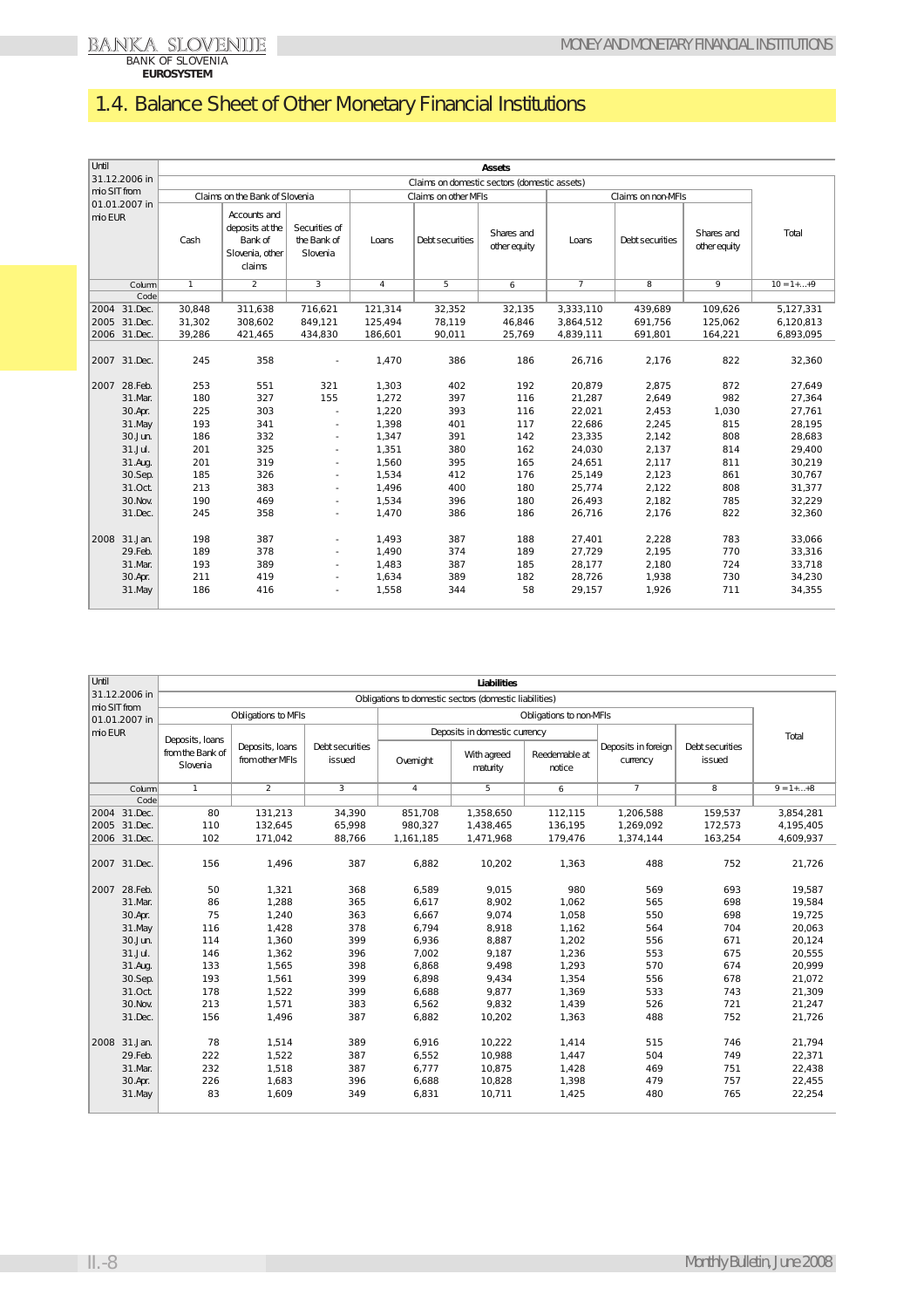# 1.4. Balance Sheet of Other Monetary Financial Institutions

| Until 31.12.2006 in mio SIT from 01.01.2007 in mio EUR | Assets | | | | | | | | | |
|---|---|---|---|---|---|---|---|---|---|---|
| | Claims on domestic sectors (domestic assets) | | | | | | | | | Total |
| | Claims on the Bank of Slovenia | | | Claims on other MFIs | | | Claims on non-MFIs | | | |
| | Cash | Accounts and deposits at the Bank of Slovenia, other claims | Securities of the Bank of Slovenia | Loans | Debt securities | Shares and other equity | Loans | Debt securities | Shares and other equity | |
| Column | 1 | 2 | 3 | 4 | 5 | 6 | 7 | 8 | 9 | 10 = 1+...+9 |
| Code | | | | | | | | | | |
| 2004 31.Dec. | 30,848 | 311,638 | 716,621 | 121,314 | 32,352 | 32,135 | 3,333,110 | 439,689 | 109,626 | 5,127,331 |
| 2005 31.Dec. | 31,302 | 308,602 | 849,121 | 125,494 | 78,119 | 46,846 | 3,864,512 | 691,756 | 125,062 | 6,120,813 |
| 2006 31.Dec. | 39,286 | 421,465 | 434,830 | 186,601 | 90,011 | 25,769 | 4,839,111 | 691,801 | 164,221 | 6,893,095 |
| 2007 31.Dec. | 245 | 358 | - | 1,470 | 386 | 186 | 26,716 | 2,176 | 822 | 32,360 |
| 2007 28.Feb. | 253 | 551 | 321 | 1,303 | 402 | 192 | 20,879 | 2,875 | 872 | 27,649 |
| 31.Mar. | 180 | 327 | 155 | 1,272 | 397 | 116 | 21,287 | 2,649 | 982 | 27,364 |
| 30.Apr. | 225 | 303 | - | 1,220 | 393 | 116 | 22,021 | 2,453 | 1,030 | 27,761 |
| 31.May | 193 | 341 | - | 1,398 | 401 | 117 | 22,686 | 2,245 | 815 | 28,195 |
| 30.Jun. | 186 | 332 | - | 1,347 | 391 | 142 | 23,335 | 2,142 | 808 | 28,683 |
| 31.Jul. | 201 | 325 | - | 1,351 | 380 | 162 | 24,030 | 2,137 | 814 | 29,400 |
| 31.Aug. | 201 | 319 | - | 1,560 | 395 | 165 | 24,651 | 2,117 | 811 | 30,219 |
| 30.Sep. | 185 | 326 | - | 1,534 | 412 | 176 | 25,149 | 2,123 | 861 | 30,767 |
| 31.Oct. | 213 | 383 | - | 1,496 | 400 | 180 | 25,774 | 2,122 | 808 | 31,377 |
| 30.Nov. | 190 | 469 | - | 1,534 | 396 | 180 | 26,493 | 2,182 | 785 | 32,229 |
| 31.Dec. | 245 | 358 | - | 1,470 | 386 | 186 | 26,716 | 2,176 | 822 | 32,360 |
| 2008 31.Jan. | 198 | 387 | - | 1,493 | 387 | 188 | 27,401 | 2,228 | 783 | 33,066 |
| 29.Feb. | 189 | 378 | - | 1,490 | 374 | 189 | 27,729 | 2,195 | 770 | 33,316 |
| 31.Mar. | 193 | 389 | - | 1,483 | 387 | 185 | 28,177 | 2,180 | 724 | 33,718 |
| 30.Apr. | 211 | 419 | - | 1,634 | 389 | 182 | 28,726 | 1,938 | 730 | 34,230 |
| 31.May | 186 | 416 | - | 1,558 | 344 | 58 | 29,157 | 1,926 | 711 | 34,355 |

| Until 31.12.2006 in mio SIT from 01.01.2007 in mio EUR | Liabilities | | | | | | | | |
|---|---|---|---|---|---|---|---|---|---|
| | Obligations to domestic sectors (domestic liabilities) | | | | | | | | Total |
| | Obligations to MFIs | | | Obligations to non-MFIs | | | | | |
| | | | | Deposits in domestic currency | | | | | |
| | Deposits, loans from the Bank of Slovenia | Deposits, loans from other MFIs | Debt securities issued | Overnight | With agreed maturity | Reedemable at notice | Deposits in foreign currency | Debt securities issued | |
| Column | 1 | 2 | 3 | 4 | 5 | 6 | 7 | 8 | 9 = 1+...+8 |
| Code | | | | | | | | | |
| 2004 31.Dec. | 80 | 131,213 | 34,390 | 851,708 | 1,358,650 | 112,115 | 1,206,588 | 159,537 | 3,854,281 |
| 2005 31.Dec. | 110 | 132,645 | 65,998 | 980,327 | 1,438,465 | 136,195 | 1,269,092 | 172,573 | 4,195,405 |
| 2006 31.Dec. | 102 | 171,042 | 88,766 | 1,161,185 | 1,471,968 | 179,476 | 1,374,144 | 163,254 | 4,609,937 |
| 2007 31.Dec. | 156 | 1,496 | 387 | 6,882 | 10,202 | 1,363 | 488 | 752 | 21,726 |
| 2007 28.Feb. | 50 | 1,321 | 368 | 6,589 | 9,015 | 980 | 569 | 693 | 19,587 |
| 31.Mar. | 86 | 1,288 | 365 | 6,617 | 8,902 | 1,062 | 565 | 698 | 19,584 |
| 30.Apr. | 75 | 1,240 | 363 | 6,667 | 9,074 | 1,058 | 550 | 698 | 19,725 |
| 31.May | 116 | 1,428 | 378 | 6,794 | 8,918 | 1,162 | 564 | 704 | 20,063 |
| 30.Jun. | 114 | 1,360 | 399 | 6,936 | 8,887 | 1,202 | 556 | 671 | 20,124 |
| 31.Jul. | 146 | 1,362 | 396 | 7,002 | 9,187 | 1,236 | 553 | 675 | 20,555 |
| 31.Aug. | 133 | 1,565 | 398 | 6,868 | 9,498 | 1,293 | 570 | 674 | 20,999 |
| 30.Sep. | 193 | 1,561 | 399 | 6,898 | 9,434 | 1,354 | 556 | 678 | 21,072 |
| 31.Oct. | 178 | 1,522 | 399 | 6,688 | 9,877 | 1,369 | 533 | 743 | 21,309 |
| 30.Nov. | 213 | 1,571 | 383 | 6,562 | 9,832 | 1,439 | 526 | 721 | 21,247 |
| 31.Dec. | 156 | 1,496 | 387 | 6,882 | 10,202 | 1,363 | 488 | 752 | 21,726 |
| 2008 31.Jan. | 78 | 1,514 | 389 | 6,916 | 10,222 | 1,414 | 515 | 746 | 21,794 |
| 29.Feb. | 222 | 1,522 | 387 | 6,552 | 10,988 | 1,447 | 504 | 749 | 22,371 |
| 31.Mar. | 232 | 1,518 | 387 | 6,777 | 10,875 | 1,428 | 469 | 751 | 22,438 |
| 30.Apr. | 226 | 1,683 | 396 | 6,688 | 10,828 | 1,398 | 479 | 757 | 22,455 |
| 31.May | 83 | 1,609 | 349 | 6,831 | 10,711 | 1,425 | 480 | 765 | 22,254 |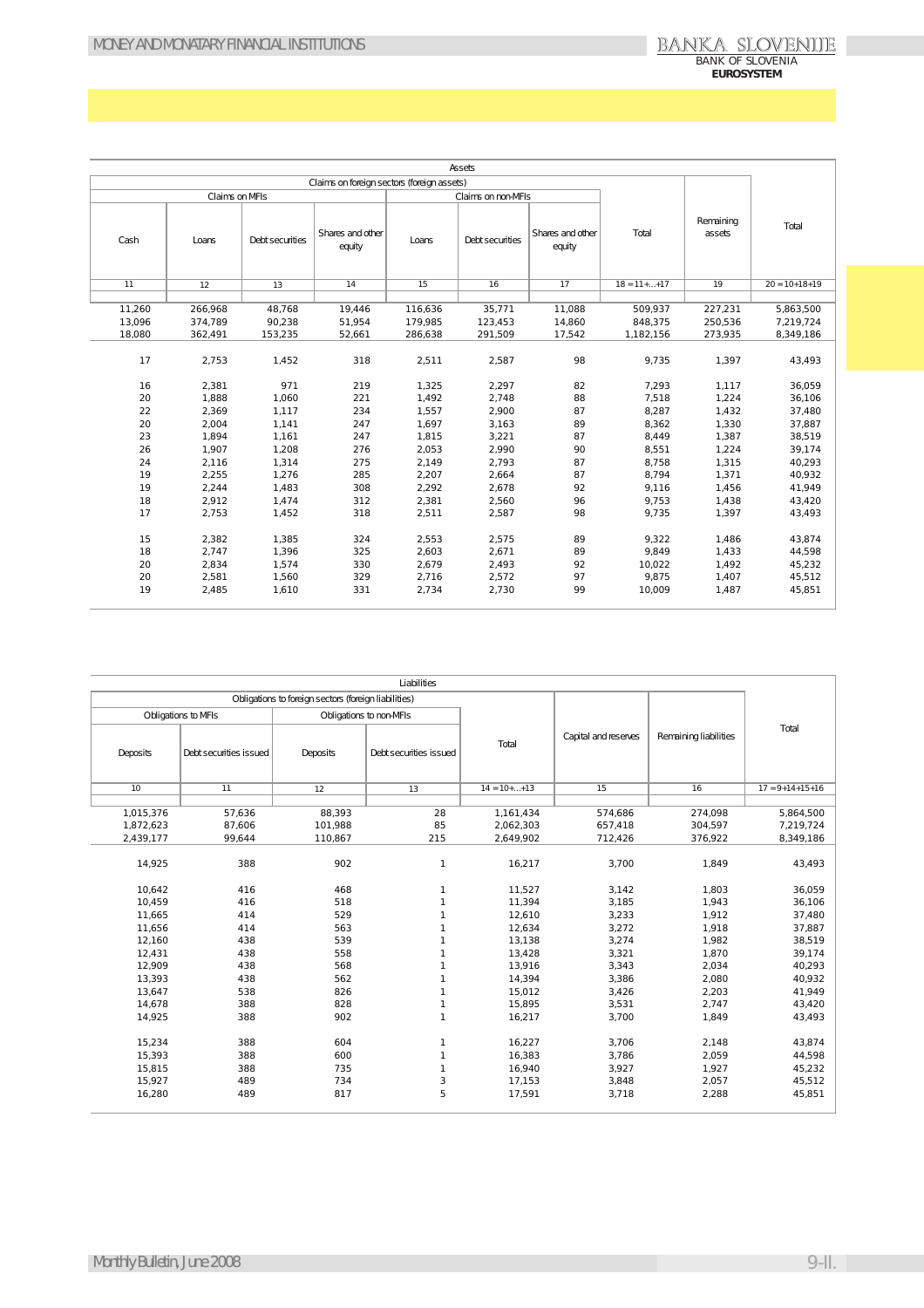| Assets | | | | | | | | | |
|---|---|---|---|---|---|---|---|---|---|
| Claims on foreign sectors (foreign assets) | | | | | | | | Remaining assets | Total |
| Claims on MFIs | | | | Claims on non-MFIs | | | Total | | |
| Cash | Loans | Debt securities | Shares and other equity | Loans | Debt securities | Shares and other equity | | | |
| 11 | 12 | 13 | 14 | 15 | 16 | 17 | 18 = 11+...+17 | 19 | 20 = 10+18+19 |
| 11,260 | 266,968 | 48,768 | 19,446 | 116,636 | 35,771 | 11,088 | 509,937 | 227,231 | 5,863,500 |
| 13,096 | 374,789 | 90,238 | 51,954 | 179,985 | 123,453 | 14,860 | 848,375 | 250,536 | 7,219,724 |
| 18,080 | 362,491 | 153,235 | 52,661 | 286,638 | 291,509 | 17,542 | 1,182,156 | 273,935 | 8,349,186 |
| | | | | | | | | | |
| 17 | 2,753 | 1,452 | 318 | 2,511 | 2,587 | 98 | 9,735 | 1,397 | 43,493 |
| | | | | | | | | | |
| 16 | 2,381 | 971 | 219 | 1,325 | 2,297 | 82 | 7,293 | 1,117 | 36,059 |
| 20 | 1,888 | 1,060 | 221 | 1,492 | 2,748 | 88 | 7,518 | 1,224 | 36,106 |
| 22 | 2,369 | 1,117 | 234 | 1,557 | 2,900 | 87 | 8,287 | 1,432 | 37,480 |
| 20 | 2,004 | 1,141 | 247 | 1,697 | 3,163 | 89 | 8,362 | 1,330 | 37,887 |
| 23 | 1,894 | 1,161 | 247 | 1,815 | 3,221 | 87 | 8,449 | 1,387 | 38,519 |
| 26 | 1,907 | 1,208 | 276 | 2,053 | 2,990 | 90 | 8,551 | 1,224 | 39,174 |
| 24 | 2,116 | 1,314 | 275 | 2,149 | 2,793 | 87 | 8,758 | 1,315 | 40,293 |
| 19 | 2,255 | 1,276 | 285 | 2,207 | 2,664 | 87 | 8,794 | 1,371 | 40,932 |
| 19 | 2,244 | 1,483 | 308 | 2,292 | 2,678 | 92 | 9,116 | 1,456 | 41,949 |
| 18 | 2,912 | 1,474 | 312 | 2,381 | 2,560 | 96 | 9,753 | 1,438 | 43,420 |
| 17 | 2,753 | 1,452 | 318 | 2,511 | 2,587 | 98 | 9,735 | 1,397 | 43,493 |
| | | | | | | | | | |
| 15 | 2,382 | 1,385 | 324 | 2,553 | 2,575 | 89 | 9,322 | 1,486 | 43,874 |
| 18 | 2,747 | 1,396 | 325 | 2,603 | 2,671 | 89 | 9,849 | 1,433 | 44,598 |
| 20 | 2,834 | 1,574 | 330 | 2,679 | 2,493 | 92 | 10,022 | 1,492 | 45,232 |
| 20 | 2,581 | 1,560 | 329 | 2,716 | 2,572 | 97 | 9,875 | 1,407 | 45,512 |
| 19 | 2,485 | 1,610 | 331 | 2,734 | 2,730 | 99 | 10,009 | 1,487 | 45,851 |

| Liabilities | | | | | | | |
|---|---|---|---|---|---|---|---|
| Obligations to foreign sectors (foreign liabilities) | | | | | Capital and reserves | Remaining liabilities | Total |
| Obligations to MFIs | | Obligations to non-MFIs | | Total | | | |
| Deposits | Debt securities issued | Deposits | Debt securities issued | | | | |
| 10 | 11 | 12 | 13 | 14 = 10+...+13 | 15 | 16 | 17 = 9+14+15+16 |
| 1,015,376 | 57,636 | 88,393 | 28 | 1,161,434 | 574,686 | 274,098 | 5,864,500 |
| 1,872,623 | 87,606 | 101,988 | 85 | 2,062,303 | 657,418 | 304,597 | 7,219,724 |
| 2,439,177 | 99,644 | 110,867 | 215 | 2,649,902 | 712,426 | 376,922 | 8,349,186 |
| | | | | | | | |
| 14,925 | 388 | 902 | 1 | 16,217 | 3,700 | 1,849 | 43,493 |
| | | | | | | | |
| 10,642 | 416 | 468 | 1 | 11,527 | 3,142 | 1,803 | 36,059 |
| 10,459 | 416 | 518 | 1 | 11,394 | 3,185 | 1,943 | 36,106 |
| 11,665 | 414 | 529 | 1 | 12,610 | 3,233 | 1,912 | 37,480 |
| 11,656 | 414 | 563 | 1 | 12,634 | 3,272 | 1,918 | 37,887 |
| 12,160 | 438 | 539 | 1 | 13,138 | 3,274 | 1,982 | 38,519 |
| 12,431 | 438 | 558 | 1 | 13,428 | 3,321 | 1,870 | 39,174 |
| 12,909 | 438 | 568 | 1 | 13,916 | 3,343 | 2,034 | 40,293 |
| 13,393 | 438 | 562 | 1 | 14,394 | 3,386 | 2,080 | 40,932 |
| 13,647 | 538 | 826 | 1 | 15,012 | 3,426 | 2,203 | 41,949 |
| 14,678 | 388 | 828 | 1 | 15,895 | 3,531 | 2,747 | 43,420 |
| 14,925 | 388 | 902 | 1 | 16,217 | 3,700 | 1,849 | 43,493 |
| | | | | | | | |
| 15,234 | 388 | 604 | 1 | 16,227 | 3,706 | 2,148 | 43,874 |
| 15,393 | 388 | 600 | 1 | 16,383 | 3,786 | 2,059 | 44,598 |
| 15,815 | 388 | 735 | 1 | 16,940 | 3,927 | 1,927 | 45,232 |
| 15,927 | 489 | 734 | 3 | 17,153 | 3,848 | 2,057 | 45,512 |
| 16,280 | 489 | 817 | 5 | 17,591 | 3,718 | 2,288 | 45,851 |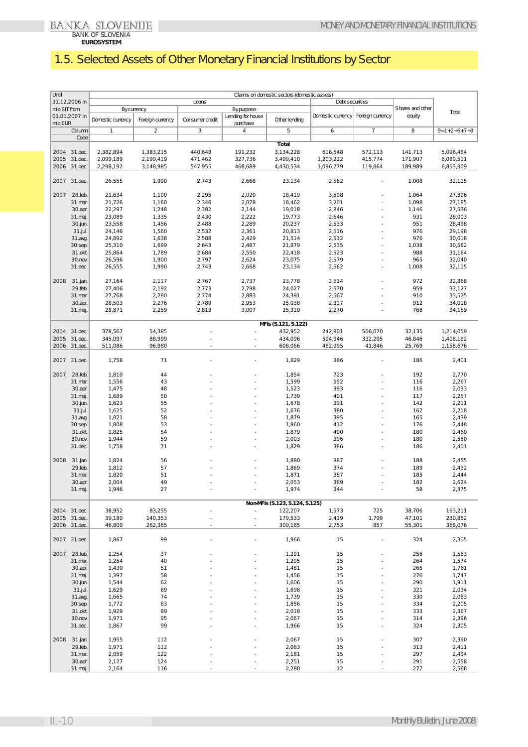# 1.5. Selected Assets of Other Monetary Financial Institutions by Sector

| Until 31.12.2006 in mio SIT from 01.01.2007 in mio EUR | | Claims on domestic sectors (domestic assets) | | | | | | | | |
|---|---|---|---|---|---|---|---|---|---|---|
| | | Loans | | | | | Debt securities | | Shares and other equity | Total |
| | | By currency | | By purpose | | | | | | |
| | | Domestic currency | Foreign currency | Consumer credit | Lending for house purchase | Other lending | Domestic currency | Foreign currency | | |
| | Column | 1 | 2 | 3 | 4 | 5 | 6 | 7 | 8 | 9=1+2+6+7+8 |
| | Code | | | | | | | | | |
| | | | | | | **Total** | | | | |
| 2004 | 31.dec. | 2,382,894 | 1,383,215 | 440,648 | 191,232 | 3,134,228 | 616,548 | 572,113 | 141,713 | 5,096,484 |
| 2005 | 31.dec. | 2,099,189 | 2,199,419 | 471,462 | 327,736 | 3,499,410 | 1,203,222 | 415,774 | 171,907 | 6,089,511 |
| 2006 | 31.dec. | 2,298,192 | 3,148,985 | 547,955 | 468,689 | 4,430,534 | 1,096,779 | 119,864 | 189,989 | 6,853,809 |
| 2007 | 31.dec. | 26,555 | 1,990 | 2,743 | 2,668 | 23,134 | 2,562 | - | 1,008 | 32,115 |
| 2007 | 28.feb. | 21,634 | 1,100 | 2,295 | 2,020 | 18,419 | 3,598 | - | 1,064 | 27,396 |
| | 31.mar. | 21,726 | 1,160 | 2,346 | 2,078 | 18,462 | 3,201 | - | 1,098 | 27,185 |
| | 30.apr. | 22,297 | 1,248 | 2,382 | 2,144 | 19,018 | 2,846 | - | 1,146 | 27,536 |
| | 31.maj. | 23,089 | 1,335 | 2,430 | 2,222 | 19,773 | 2,646 | - | 931 | 28,003 |
| | 30.jun. | 23,558 | 1,456 | 2,488 | 2,289 | 20,237 | 2,533 | - | 951 | 28,498 |
| | 31.jul. | 24,146 | 1,560 | 2,532 | 2,361 | 20,813 | 2,516 | - | 976 | 29,198 |
| | 31.avg. | 24,892 | 1,638 | 2,588 | 2,429 | 21,514 | 2,512 | - | 976 | 30,018 |
| | 30.sep. | 25,310 | 1,699 | 2,643 | 2,487 | 21,879 | 2,535 | - | 1,038 | 30,582 |
| | 31.okt. | 25,864 | 1,789 | 2,684 | 2,550 | 22,418 | 2,523 | - | 988 | 31,164 |
| | 30.nov. | 26,596 | 1,900 | 2,797 | 2,624 | 23,075 | 2,579 | - | 965 | 32,040 |
| | 31.dec. | 26,555 | 1,990 | 2,743 | 2,668 | 23,134 | 2,562 | - | 1,008 | 32,115 |
| 2008 | 31.jan. | 27,164 | 2,117 | 2,767 | 2,737 | 23,778 | 2,614 | - | 972 | 32,868 |
| | 29.feb. | 27,406 | 2,192 | 2,773 | 2,798 | 24,027 | 2,570 | - | 959 | 33,127 |
| | 31.mar. | 27,768 | 2,280 | 2,774 | 2,883 | 24,391 | 2,567 | - | 910 | 33,525 |
| | 30.apr. | 28,503 | 2,276 | 2,789 | 2,953 | 25,038 | 2,327 | - | 912 | 34,018 |
| | 31.maj. | 28,871 | 2,259 | 2,813 | 3,007 | 25,310 | 2,270 | - | 768 | 34,169 |
| | | | | | | **MFIs (S.121, S.122)** | | | | |
| 2004 | 31.dec. | 378,567 | 54,385 | - | - | 432,952 | 242,901 | 506,070 | 32,135 | 1,214,059 |
| 2005 | 31.dec. | 345,097 | 88,999 | - | - | 434,096 | 594,946 | 332,295 | 46,846 | 1,408,182 |
| 2006 | 31.dec. | 511,086 | 96,980 | - | - | 608,066 | 482,995 | 41,846 | 25,769 | 1,158,676 |
| 2007 | 31.dec. | 1,758 | 71 | - | - | 1,829 | 386 | - | 186 | 2,401 |
| 2007 | 28.feb. | 1,810 | 44 | - | - | 1,854 | 723 | - | 192 | 2,770 |
| | 31.mar. | 1,556 | 43 | - | - | 1,599 | 552 | - | 116 | 2,267 |
| | 30.apr. | 1,475 | 48 | - | - | 1,523 | 393 | - | 116 | 2,033 |
| | 31.maj. | 1,689 | 50 | - | - | 1,739 | 401 | - | 117 | 2,257 |
| | 30.jun. | 1,623 | 55 | - | - | 1,678 | 391 | - | 142 | 2,211 |
| | 31.jul. | 1,625 | 52 | - | - | 1,676 | 380 | - | 162 | 2,218 |
| | 31.avg. | 1,821 | 58 | - | - | 1,879 | 395 | - | 165 | 2,439 |
| | 30.sep. | 1,808 | 53 | - | - | 1,860 | 412 | - | 176 | 2,448 |
| | 31.okt. | 1,825 | 54 | - | - | 1,879 | 400 | - | 180 | 2,460 |
| | 30.nov. | 1,944 | 59 | - | - | 2,003 | 396 | - | 180 | 2,580 |
| | 31.dec. | 1,758 | 71 | - | - | 1,829 | 386 | - | 186 | 2,401 |
| 2008 | 31.jan. | 1,824 | 56 | - | - | 1,880 | 387 | - | 188 | 2,455 |
| | 29.feb. | 1,812 | 57 | - | - | 1,869 | 374 | - | 189 | 2,432 |
| | 31.mar. | 1,820 | 51 | - | - | 1,871 | 387 | - | 185 | 2,444 |
| | 30.apr. | 2,004 | 49 | - | - | 2,053 | 389 | - | 182 | 2,624 |
| | 31.maj. | 1,946 | 27 | - | - | 1,974 | 344 | - | 58 | 2,375 |
| | | | | | | **Non-MFIs (S.123, S.124, S.125)** | | | | |
| 2004 | 31.dec. | 38,952 | 83,255 | - | - | 122,207 | 1,573 | 725 | 38,706 | 163,211 |
| 2005 | 31.dec. | 39,180 | 140,353 | - | - | 179,533 | 2,419 | 1,799 | 47,101 | 230,852 |
| 2006 | 31.dec. | 46,800 | 262,365 | - | - | 309,165 | 2,753 | 857 | 55,301 | 368,076 |
| 2007 | 31.dec. | 1,867 | 99 | - | - | 1,966 | 15 | - | 324 | 2,305 |
| 2007 | 28.feb. | 1,254 | 37 | - | - | 1,291 | 15 | - | 256 | 1,563 |
| | 31.mar. | 1,254 | 40 | - | - | 1,295 | 15 | - | 264 | 1,574 |
| | 30.apr. | 1,430 | 51 | - | - | 1,481 | 15 | - | 265 | 1,761 |
| | 31.maj. | 1,397 | 58 | - | - | 1,456 | 15 | - | 276 | 1,747 |
| | 30.jun. | 1,544 | 62 | - | - | 1,606 | 15 | - | 290 | 1,911 |
| | 31.jul. | 1,629 | 69 | - | - | 1,698 | 15 | - | 321 | 2,034 |
| | 31.avg. | 1,665 | 74 | - | - | 1,739 | 15 | - | 330 | 2,083 |
| | 30.sep. | 1,772 | 83 | - | - | 1,856 | 15 | - | 334 | 2,205 |
| | 31.okt. | 1,929 | 89 | - | - | 2,018 | 15 | - | 333 | 2,367 |
| | 30.nov. | 1,971 | 95 | - | - | 2,067 | 15 | - | 314 | 2,396 |
| | 31.dec. | 1,867 | 99 | - | - | 1,966 | 15 | - | 324 | 2,305 |
| 2008 | 31.jan. | 1,955 | 112 | - | - | 2,067 | 15 | - | 307 | 2,390 |
| | 29.feb. | 1,971 | 112 | - | - | 2,083 | 15 | - | 313 | 2,411 |
| | 31.mar. | 2,059 | 122 | - | - | 2,181 | 15 | - | 297 | 2,494 |
| | 30.apr. | 2,127 | 124 | - | - | 2,251 | 15 | - | 291 | 2,558 |
| | 31.maj. | 2,164 | 116 | - | - | 2,280 | 12 | - | 277 | 2,568 |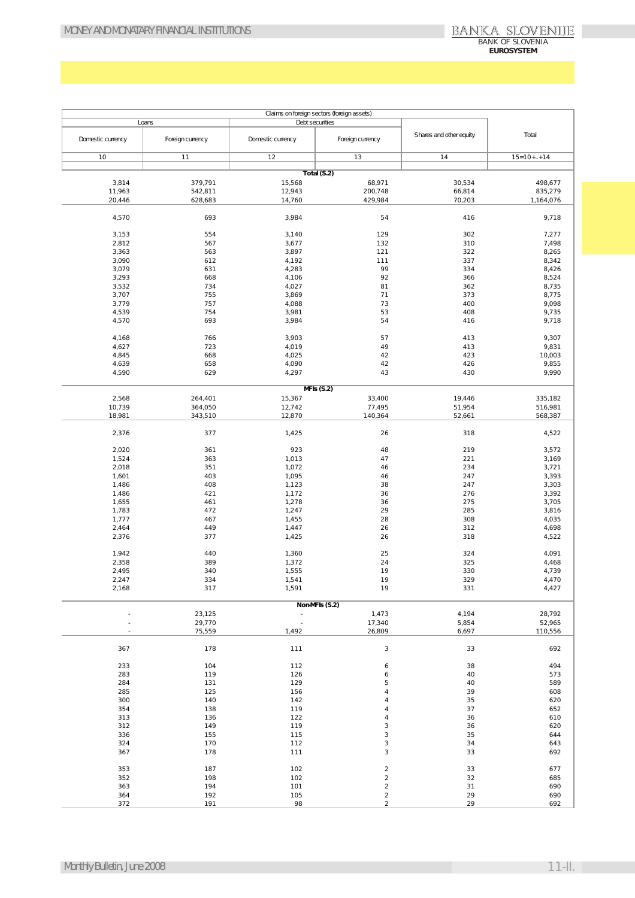| Claims on foreign sectors (foreign assets) | | | | | |
|---|---|---|---|---|---|
| Loans | | Debt securities | | Shares and other equity | Total |
| Domestic currency | Foreign currency | Domestic currency | Foreign currency | | |
| 10 | 11 | 12 | 13 | 14 | 15=10+..+14 |
| | | | **Total (S.2)** | | |
| 3,814 | 379,791 | 15,568 | 68,971 | 30,534 | 498,677 |
| 11,963 | 542,811 | 12,943 | 200,748 | 66,814 | 835,279 |
| 20,446 | 628,683 | 14,760 | 429,984 | 70,203 | 1,164,076 |
| | | | | | |
| 4,570 | 693 | 3,984 | 54 | 416 | 9,718 |
| | | | | | |
| 3,153 | 554 | 3,140 | 129 | 302 | 7,277 |
| 2,812 | 567 | 3,677 | 132 | 310 | 7,498 |
| 3,363 | 563 | 3,897 | 121 | 322 | 8,265 |
| 3,090 | 612 | 4,192 | 111 | 337 | 8,342 |
| 3,079 | 631 | 4,283 | 99 | 334 | 8,426 |
| 3,293 | 668 | 4,106 | 92 | 366 | 8,524 |
| 3,532 | 734 | 4,027 | 81 | 362 | 8,735 |
| 3,707 | 755 | 3,869 | 71 | 373 | 8,775 |
| 3,779 | 757 | 4,088 | 73 | 400 | 9,098 |
| 4,539 | 754 | 3,981 | 53 | 408 | 9,735 |
| 4,570 | 693 | 3,984 | 54 | 416 | 9,718 |
| | | | | | |
| 4,168 | 766 | 3,903 | 57 | 413 | 9,307 |
| 4,627 | 723 | 4,019 | 49 | 413 | 9,831 |
| 4,845 | 668 | 4,025 | 42 | 423 | 10,003 |
| 4,639 | 658 | 4,090 | 42 | 426 | 9,855 |
| 4,590 | 629 | 4,297 | 43 | 430 | 9,990 |
| | | | **MFIs (S.2)** | | |
| 2,568 | 264,401 | 15,367 | 33,400 | 19,446 | 335,182 |
| 10,739 | 364,050 | 12,742 | 77,495 | 51,954 | 516,981 |
| 18,981 | 343,510 | 12,870 | 140,364 | 52,661 | 568,387 |
| | | | | | |
| 2,376 | 377 | 1,425 | 26 | 318 | 4,522 |
| | | | | | |
| 2,020 | 361 | 923 | 48 | 219 | 3,572 |
| 1,524 | 363 | 1,013 | 47 | 221 | 3,169 |
| 2,018 | 351 | 1,072 | 46 | 234 | 3,721 |
| 1,601 | 403 | 1,095 | 46 | 247 | 3,393 |
| 1,486 | 408 | 1,123 | 38 | 247 | 3,303 |
| 1,486 | 421 | 1,172 | 36 | 276 | 3,392 |
| 1,655 | 461 | 1,278 | 36 | 275 | 3,705 |
| 1,783 | 472 | 1,247 | 29 | 285 | 3,816 |
| 1,777 | 467 | 1,455 | 28 | 308 | 4,035 |
| 2,464 | 449 | 1,447 | 26 | 312 | 4,698 |
| 2,376 | 377 | 1,425 | 26 | 318 | 4,522 |
| | | | | | |
| 1,942 | 440 | 1,360 | 25 | 324 | 4,091 |
| 2,358 | 389 | 1,372 | 24 | 325 | 4,468 |
| 2,495 | 340 | 1,555 | 19 | 330 | 4,739 |
| 2,247 | 334 | 1,541 | 19 | 329 | 4,470 |
| 2,168 | 317 | 1,591 | 19 | 331 | 4,427 |
| | | | **Non-MFIs (S.2)** | | |
| - | 23,125 | - | 1,473 | 4,194 | 28,792 |
| - | 29,770 | - | 17,340 | 5,854 | 52,965 |
| - | 75,559 | 1,492 | 26,809 | 6,697 | 110,556 |
| | | | | | |
| 367 | 178 | 111 | 3 | 33 | 692 |
| | | | | | |
| 233 | 104 | 112 | 6 | 38 | 494 |
| 283 | 119 | 126 | 6 | 40 | 573 |
| 284 | 131 | 129 | 5 | 40 | 589 |
| 285 | 125 | 156 | 4 | 39 | 608 |
| 300 | 140 | 142 | 4 | 35 | 620 |
| 354 | 138 | 119 | 4 | 37 | 652 |
| 313 | 136 | 122 | 4 | 36 | 610 |
| 312 | 149 | 119 | 3 | 36 | 620 |
| 336 | 155 | 115 | 3 | 35 | 644 |
| 324 | 170 | 112 | 3 | 34 | 643 |
| 367 | 178 | 111 | 3 | 33 | 692 |
| | | | | | |
| 353 | 187 | 102 | 2 | 33 | 677 |
| 352 | 198 | 102 | 2 | 32 | 685 |
| 363 | 194 | 101 | 2 | 31 | 690 |
| 364 | 192 | 105 | 2 | 29 | 690 |
| 372 | 191 | 98 | 2 | 29 | 692 |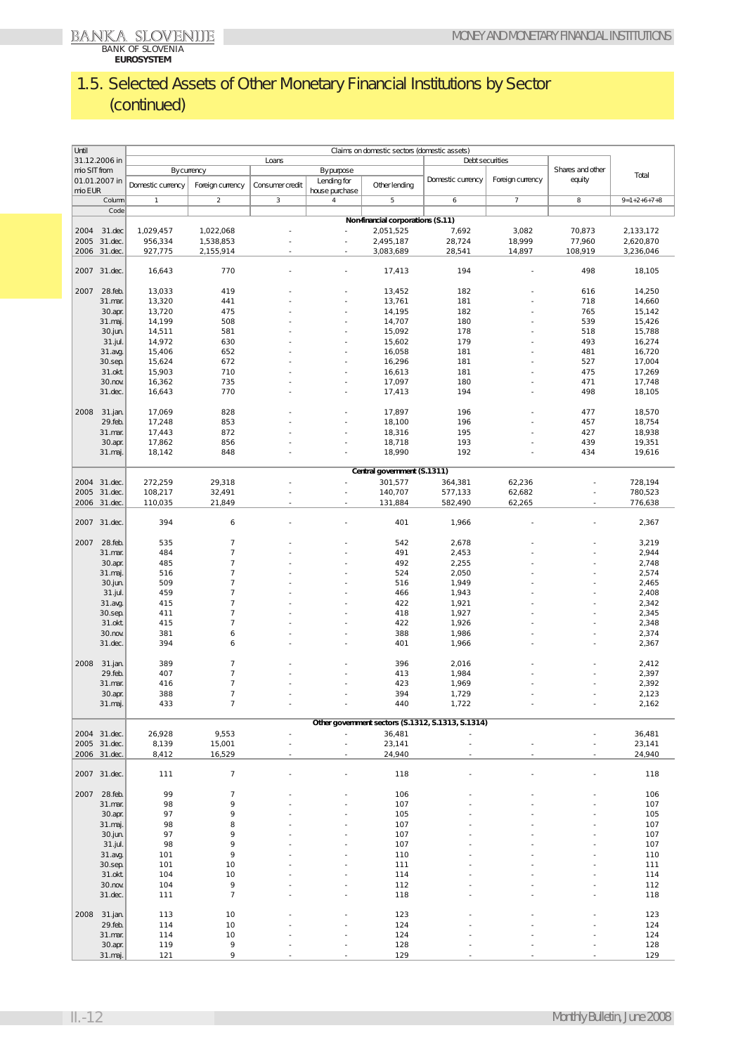# 1.5. Selected Assets of Other Monetary Financial Institutions by Sector (continued)

| Until 31.12.2006 in mio SIT from 01.01.2007 in mio EUR | Claims on domestic sectors (domestic assets) | | | | | | | | |
|---|---|---|---|---|---|---|---|---|---|
| | Loans | | | | | Debt securities | | Shares and other equity | Total |
| | By currency | | By purpose | | | Domestic currency | Foreign currency | | |
| | Domestic currency | Foreign currency | Consumer credit | Lending for house purchase | Other lending | | | | |
| Column | 1 | 2 | 3 | 4 | 5 | 6 | 7 | 8 | 9=1+2+6+7+8 |
| Code | | | | | | | | | |
| | **Non-financial corporations (S.11)** | | | | | | | | |
| 2004 31.dec | 1,029,457 | 1,022,068 | - | - | 2,051,525 | 7,692 | 3,082 | 70,873 | 2,133,172 |
| 2005 31.dec. | 956,334 | 1,538,853 | - | - | 2,495,187 | 28,724 | 18,999 | 77,960 | 2,620,870 |
| 2006 31.dec. | 927,775 | 2,155,914 | - | - | 3,083,689 | 28,541 | 14,897 | 108,919 | 3,236,046 |
| 2007 31.dec. | 16,643 | 770 | - | - | 17,413 | 194 | - | 498 | 18,105 |
| 2007 28.feb. | 13,033 | 419 | - | - | 13,452 | 182 | - | 616 | 14,250 |
| 31.mar. | 13,320 | 441 | - | - | 13,761 | 181 | - | 718 | 14,660 |
| 30.apr. | 13,720 | 475 | - | - | 14,195 | 182 | - | 765 | 15,142 |
| 31.maj. | 14,199 | 508 | - | - | 14,707 | 180 | - | 539 | 15,426 |
| 30.jun. | 14,511 | 581 | - | - | 15,092 | 178 | - | 518 | 15,788 |
| 31.jul. | 14,972 | 630 | - | - | 15,602 | 179 | - | 493 | 16,274 |
| 31.avg. | 15,406 | 652 | - | - | 16,058 | 181 | - | 481 | 16,720 |
| 30.sep. | 15,624 | 672 | - | - | 16,296 | 181 | - | 527 | 17,004 |
| 31.okt. | 15,903 | 710 | - | - | 16,613 | 181 | - | 475 | 17,269 |
| 30.nov. | 16,362 | 735 | - | - | 17,097 | 180 | - | 471 | 17,748 |
| 31.dec. | 16,643 | 770 | - | - | 17,413 | 194 | - | 498 | 18,105 |
| 2008 31.jan. | 17,069 | 828 | - | - | 17,897 | 196 | - | 477 | 18,570 |
| 29.feb. | 17,248 | 853 | - | - | 18,100 | 196 | - | 457 | 18,754 |
| 31.mar. | 17,443 | 872 | - | - | 18,316 | 195 | - | 427 | 18,938 |
| 30.apr. | 17,862 | 856 | - | - | 18,718 | 193 | - | 439 | 19,351 |
| 31.maj. | 18,142 | 848 | - | - | 18,990 | 192 | - | 434 | 19,616 |
| | **Central government (S.1311)** | | | | | | | | |
| 2004 31.dec. | 272,259 | 29,318 | - | - | 301,577 | 364,381 | 62,236 | - | 728,194 |
| 2005 31.dec. | 108,217 | 32,491 | - | - | 140,707 | 577,133 | 62,682 | - | 780,523 |
| 2006 31.dec. | 110,035 | 21,849 | - | - | 131,884 | 582,490 | 62,265 | - | 776,638 |
| 2007 31.dec. | 394 | 6 | - | - | 401 | 1,966 | - | - | 2,367 |
| 2007 28.feb. | 535 | 7 | - | - | 542 | 2,678 | - | - | 3,219 |
| 31.mar. | 484 | 7 | - | - | 491 | 2,453 | - | - | 2,944 |
| 30.apr. | 485 | 7 | - | - | 492 | 2,255 | - | - | 2,748 |
| 31.maj. | 516 | 7 | - | - | 524 | 2,050 | - | - | 2,574 |
| 30.jun. | 509 | 7 | - | - | 516 | 1,949 | - | - | 2,465 |
| 31.jul. | 459 | 7 | - | - | 466 | 1,943 | - | - | 2,408 |
| 31.avg. | 415 | 7 | - | - | 422 | 1,921 | - | - | 2,342 |
| 30.sep. | 411 | 7 | - | - | 418 | 1,927 | - | - | 2,345 |
| 31.okt. | 415 | 7 | - | - | 422 | 1,926 | - | - | 2,348 |
| 30.nov. | 381 | 6 | - | - | 388 | 1,986 | - | - | 2,374 |
| 31.dec. | 394 | 6 | - | - | 401 | 1,966 | - | - | 2,367 |
| 2008 31.jan. | 389 | 7 | - | - | 396 | 2,016 | - | - | 2,412 |
| 29.feb. | 407 | 7 | - | - | 413 | 1,984 | - | - | 2,397 |
| 31.mar. | 416 | 7 | - | - | 423 | 1,969 | - | - | 2,392 |
| 30.apr. | 388 | 7 | - | - | 394 | 1,729 | - | - | 2,123 |
| 31.maj. | 433 | 7 | - | - | 440 | 1,722 | - | - | 2,162 |
| | **Other government sectors (S.1312, S.1313, S.1314)** | | | | | | | | |
| 2004 31.dec. | 26,928 | 9,553 | - | - | 36,481 | - | | - | 36,481 |
| 2005 31.dec. | 8,139 | 15,001 | - | - | 23,141 | - | - | - | 23,141 |
| 2006 31.dec. | 8,412 | 16,529 | - | - | 24,940 | - | - | - | 24,940 |
| 2007 31.dec. | 111 | 7 | - | - | 118 | - | - | - | 118 |
| 2007 28.feb. | 99 | 7 | - | - | 106 | - | - | - | 106 |
| 31.mar. | 98 | 9 | - | - | 107 | - | - | - | 107 |
| 30.apr. | 97 | 9 | - | - | 105 | - | - | - | 105 |
| 31.maj. | 98 | 8 | - | - | 107 | - | - | - | 107 |
| 30.jun. | 97 | 9 | - | - | 107 | - | - | - | 107 |
| 31.jul. | 98 | 9 | - | - | 107 | - | - | - | 107 |
| 31.avg. | 101 | 9 | - | - | 110 | - | - | - | 110 |
| 30.sep. | 101 | 10 | - | - | 111 | - | - | - | 111 |
| 31.okt. | 104 | 10 | - | - | 114 | - | - | - | 114 |
| 30.nov. | 104 | 9 | - | - | 112 | - | - | - | 112 |
| 31.dec. | 111 | 7 | - | - | 118 | - | - | - | 118 |
| 2008 31.jan. | 113 | 10 | - | - | 123 | - | - | - | 123 |
| 29.feb. | 114 | 10 | - | - | 124 | - | - | - | 124 |
| 31.mar. | 114 | 10 | - | - | 124 | - | - | - | 124 |
| 30.apr. | 119 | 9 | - | - | 128 | - | - | - | 128 |
| 31.maj. | 121 | 9 | - | - | 129 | - | - | - | 129 |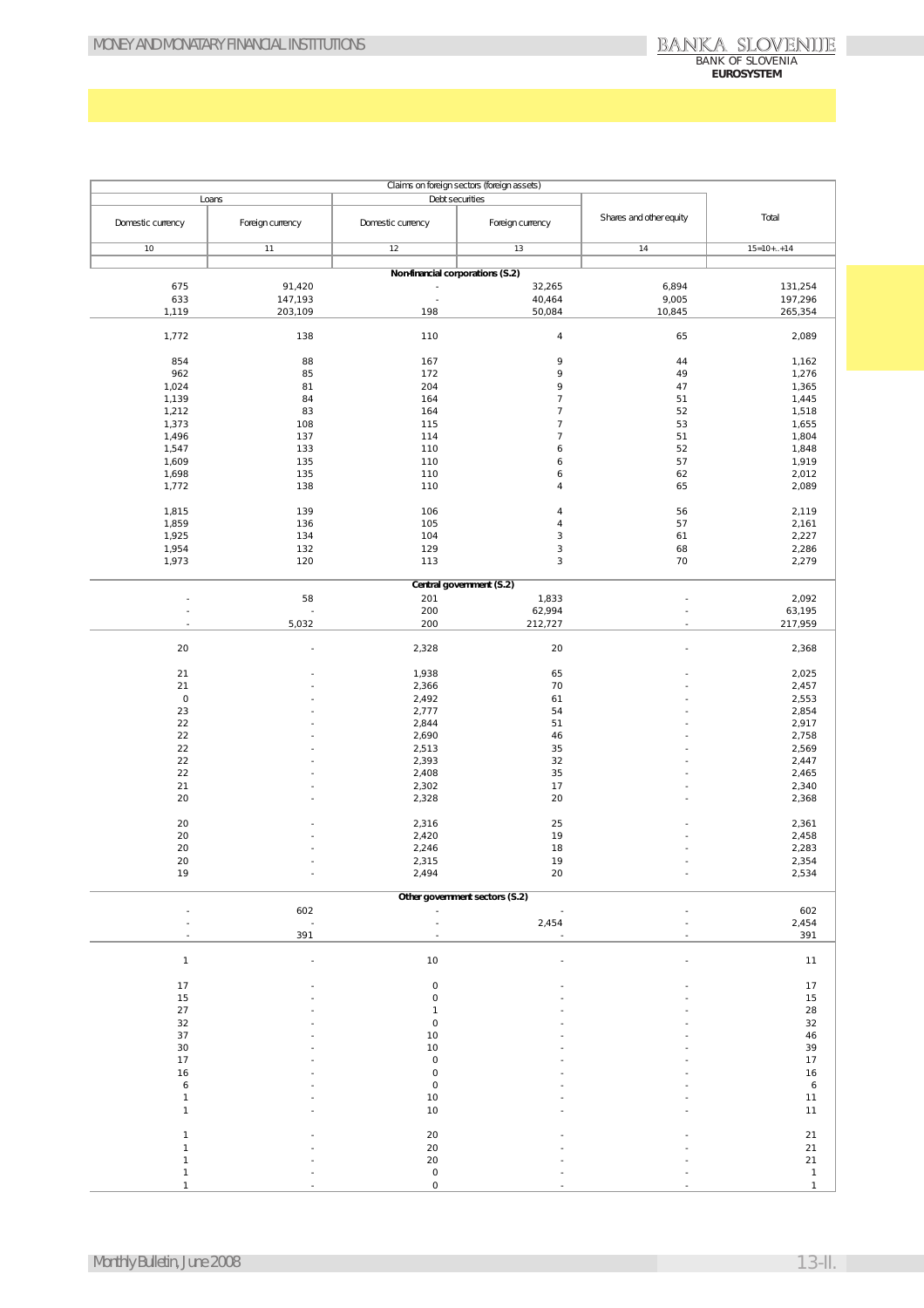| Claims on foreign sectors (foreign assets) | | | | | |
|---|---|---|---|---|---|
| Loans | | Debt securities | | Shares and other equity | Total |
| Domestic currency | Foreign currency | Domestic currency | Foreign currency | | |
| 10 | 11 | 12 | 13 | 14 | 15=10+..+14 |
| **Non-financial corporations (S.2)** | | | | | |
| 675 | 91,420 | - | 32,265 | 6,894 | 131,254 |
| 633 | 147,193 | - | 40,464 | 9,005 | 197,296 |
| 1,119 | 203,109 | 198 | 50,084 | 10,845 | 265,354 |
| | | | | | |
| 1,772 | 138 | 110 | 4 | 65 | 2,089 |
| | | | | | |
| 854 | 88 | 167 | 9 | 44 | 1,162 |
| 962 | 85 | 172 | 9 | 49 | 1,276 |
| 1,024 | 81 | 204 | 9 | 47 | 1,365 |
| 1,139 | 84 | 164 | 7 | 51 | 1,445 |
| 1,212 | 83 | 164 | 7 | 52 | 1,518 |
| 1,373 | 108 | 115 | 7 | 53 | 1,655 |
| 1,496 | 137 | 114 | 7 | 51 | 1,804 |
| 1,547 | 133 | 110 | 6 | 52 | 1,848 |
| 1,609 | 135 | 110 | 6 | 57 | 1,919 |
| 1,698 | 135 | 110 | 6 | 62 | 2,012 |
| 1,772 | 138 | 110 | 4 | 65 | 2,089 |
| | | | | | |
| 1,815 | 139 | 106 | 4 | 56 | 2,119 |
| 1,859 | 136 | 105 | 4 | 57 | 2,161 |
| 1,925 | 134 | 104 | 3 | 61 | 2,227 |
| 1,954 | 132 | 129 | 3 | 68 | 2,286 |
| 1,973 | 120 | 113 | 3 | 70 | 2,279 |
| **Central government (S.2)** | | | | | |
| - | 58 | 201 | 1,833 | - | 2,092 |
| - | - | 200 | 62,994 | - | 63,195 |
| - | 5,032 | 200 | 212,727 | - | 217,959 |
| | | | | | |
| 20 | - | 2,328 | 20 | - | 2,368 |
| | | | | | |
| 21 | - | 1,938 | 65 | - | 2,025 |
| 21 | - | 2,366 | 70 | - | 2,457 |
| 0 | - | 2,492 | 61 | - | 2,553 |
| 23 | - | 2,777 | 54 | - | 2,854 |
| 22 | - | 2,844 | 51 | - | 2,917 |
| 22 | - | 2,690 | 46 | - | 2,758 |
| 22 | - | 2,513 | 35 | - | 2,569 |
| 22 | - | 2,393 | 32 | - | 2,447 |
| 22 | - | 2,408 | 35 | - | 2,465 |
| 21 | - | 2,302 | 17 | - | 2,340 |
| 20 | - | 2,328 | 20 | - | 2,368 |
| | | | | | |
| 20 | - | 2,316 | 25 | - | 2,361 |
| 20 | - | 2,420 | 19 | - | 2,458 |
| 20 | - | 2,246 | 18 | - | 2,283 |
| 20 | - | 2,315 | 19 | - | 2,354 |
| 19 | - | 2,494 | 20 | - | 2,534 |
| **Other government sectors (S.2)** | | | | | |
| - | 602 | - | - | - | 602 |
| - | - | - | 2,454 | - | 2,454 |
| - | 391 | - | - | - | 391 |
| | | | | | |
| 1 | - | 10 | - | - | 11 |
| | | | | | |
| 17 | - | 0 | - | - | 17 |
| 15 | - | 0 | - | - | 15 |
| 27 | - | 1 | - | - | 28 |
| 32 | - | 0 | - | - | 32 |
| 37 | - | 10 | - | - | 46 |
| 30 | - | 10 | - | - | 39 |
| 17 | - | 0 | - | - | 17 |
| 16 | - | 0 | - | - | 16 |
| 6 | - | 0 | - | - | 6 |
| 1 | - | 10 | - | - | 11 |
| 1 | - | 10 | - | - | 11 |
| | | | | | |
| 1 | - | 20 | - | - | 21 |
| 1 | - | 20 | - | - | 21 |
| 1 | - | 20 | - | - | 21 |
| 1 | - | 0 | - | - | 1 |
| 1 | - | 0 | - | - | 1 |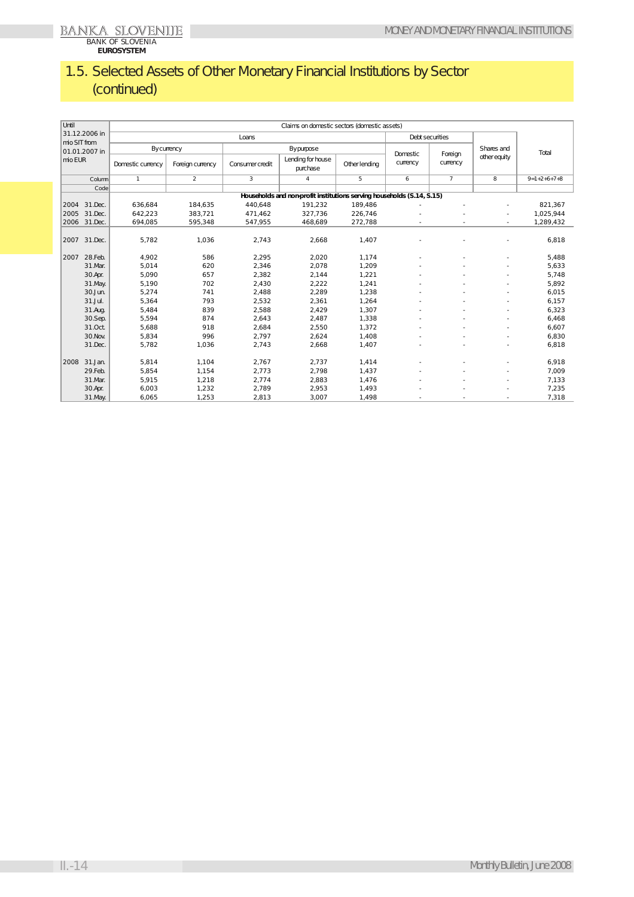# 1.5. Selected Assets of Other Monetary Financial Institutions by Sector (continued)

| Until 31.12.2006 in mio SIT from 01.01.2007 in mio EUR | | Claims on domestic sectors (domestic assets) | | | | | | | | |
|---|---|---|---|---|---|---|---|---|---|---|
| | | Loans | | | | | Debt securities | | Shares and other equity | Total |
| | | By currency | | By purpose | | | Domestic currency | Foreign currency | | |
| | | Domestic currency | Foreign currency | Consumer credit | Lending for house purchase | Other lending | | | | |
| | Column | 1 | 2 | 3 | 4 | 5 | 6 | 7 | 8 | 9=1+2+6+7+8 |
| | Code | | | | | | | | | |
| | | **Households and non-profit institutions serving households (S.14, S.15)** | | | | | | | | |
| 2004 | 31.Dec. | 636,684 | 184,635 | 440,648 | 191,232 | 189,486 | - | - | - | 821,367 |
| 2005 | 31.Dec. | 642,223 | 383,721 | 471,462 | 327,736 | 226,746 | - | - | - | 1,025,944 |
| 2006 | 31.Dec. | 694,085 | 595,348 | 547,955 | 468,689 | 272,788 | - | - | - | 1,289,432 |
| 2007 | 31.Dec. | 5,782 | 1,036 | 2,743 | 2,668 | 1,407 | - | - | - | 6,818 |
| 2007 | 28.Feb. | 4,902 | 586 | 2,295 | 2,020 | 1,174 | - | - | - | 5,488 |
| | 31.Mar. | 5,014 | 620 | 2,346 | 2,078 | 1,209 | - | - | - | 5,633 |
| | 30.Apr. | 5,090 | 657 | 2,382 | 2,144 | 1,221 | - | - | - | 5,748 |
| | 31.May. | 5,190 | 702 | 2,430 | 2,222 | 1,241 | - | - | - | 5,892 |
| | 30.Jun. | 5,274 | 741 | 2,488 | 2,289 | 1,238 | - | - | - | 6,015 |
| | 31.Jul. | 5,364 | 793 | 2,532 | 2,361 | 1,264 | - | - | - | 6,157 |
| | 31.Aug. | 5,484 | 839 | 2,588 | 2,429 | 1,307 | - | - | - | 6,323 |
| | 30.Sep. | 5,594 | 874 | 2,643 | 2,487 | 1,338 | - | - | - | 6,468 |
| | 31.Oct. | 5,688 | 918 | 2,684 | 2,550 | 1,372 | - | - | - | 6,607 |
| | 30.Nov. | 5,834 | 996 | 2,797 | 2,624 | 1,408 | - | - | - | 6,830 |
| | 31.Dec. | 5,782 | 1,036 | 2,743 | 2,668 | 1,407 | - | - | - | 6,818 |
| 2008 | 31.Jan. | 5,814 | 1,104 | 2,767 | 2,737 | 1,414 | - | - | - | 6,918 |
| | 29.Feb. | 5,854 | 1,154 | 2,773 | 2,798 | 1,437 | - | - | - | 7,009 |
| | 31.Mar. | 5,915 | 1,218 | 2,774 | 2,883 | 1,476 | - | - | - | 7,133 |
| | 30.Apr. | 6,003 | 1,232 | 2,789 | 2,953 | 1,493 | - | - | - | 7,235 |
| | 31.May. | 6,065 | 1,253 | 2,813 | 3,007 | 1,498 | - | - | - | 7,318 |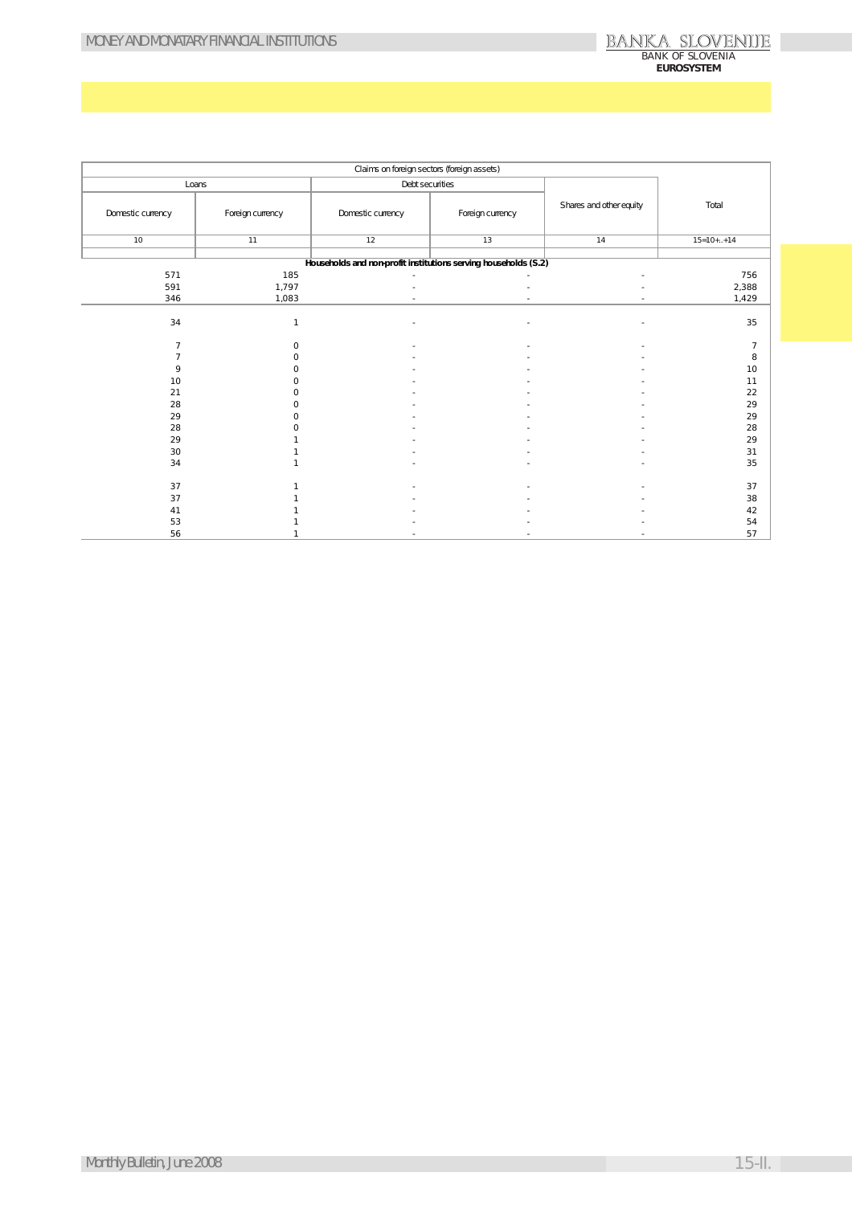| Claims on foreign sectors (foreign assets) | | | | | |
|---|---|---|---|---|---|
| Loans | | Debt securities | | Shares and other equity | Total |
| Domestic currency | Foreign currency | Domestic currency | Foreign currency | | |
| 10 | 11 | 12 | 13 | 14 | 15=10+..+14 |
| **Households and non-profit institutions serving households (S.2)** | | | | | |
| 571 | 185 | - | - | - | 756 |
| 591 | 1,797 | - | - | - | 2,388 |
| 346 | 1,083 | - | - | - | 1,429 |
| 34 | 1 | - | - | - | 35 |
| 7 | 0 | - | - | - | 7 |
| 7 | 0 | - | - | - | 8 |
| 9 | 0 | - | - | - | 10 |
| 10 | 0 | - | - | - | 11 |
| 21 | 0 | - | - | - | 22 |
| 28 | 0 | - | - | - | 29 |
| 29 | 0 | - | - | - | 29 |
| 28 | 0 | - | - | - | 28 |
| 29 | 1 | - | - | - | 29 |
| 30 | 1 | - | - | - | 31 |
| 34 | 1 | - | - | - | 35 |
| 37 | 1 | - | - | - | 37 |
| 37 | 1 | - | - | - | 38 |
| 41 | 1 | - | - | - | 42 |
| 53 | 1 | - | - | - | 54 |
| 56 | 1 | - | - | - | 57 |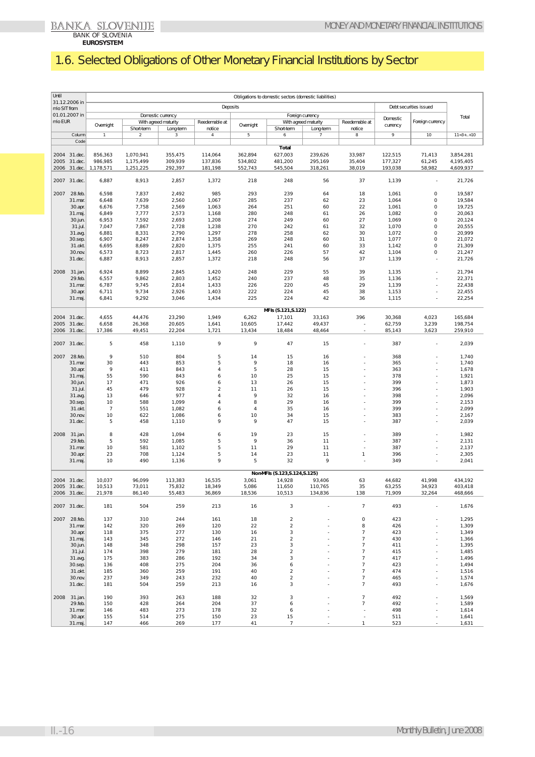# 1.6. Selected Obligations of Other Monetary Financial Institutions by Sector

| Until 31.12.2006 in mio SIT from 01.01.2007 in mio EUR | | Obligations to domestic sectors (domestic liabilities) | | | | | | | | | | |
|---|---|---|---|---|---|---|---|---|---|---|---|---|
| | | Deposits | | | | | | | | Debt securities issued | | Total |
| | | Domestic currency | | | | Foreign currency | | | | Domestic currency | Foreign currency | |
| | | Overnight | With agreed maturity | | Reedemable at notice | Overnight | With agreed maturity | | Reedemable at notice | | | |
| | | | Short-term | Long-term | | | Short-term | Long-term | | | | |
| | Column | 1 | 2 | 3 | 4 | 5 | 6 | 7 | 8 | 9 | 10 | 11=3+..+10 |
| | Code | | | | | | | | | | | |
| | | | | | | | **Total** | | | | | |
| 2004 | 31.dec. | 856,363 | 1,070,941 | 355,475 | 114,064 | 362,894 | 627,003 | 239,626 | 33,987 | 122,515 | 71,413 | 3,854,281 |
| 2005 | 31.dec. | 986,985 | 1,175,499 | 309,939 | 137,836 | 534,802 | 481,200 | 295,169 | 35,404 | 177,327 | 61,245 | 4,195,405 |
| 2006 | 31.dec. | 1,178,571 | 1,251,225 | 292,397 | 181,198 | 552,743 | 545,504 | 318,261 | 38,019 | 193,038 | 58,982 | 4,609,937 |
| 2007 | 31.dec. | 6,887 | 8,913 | 2,857 | 1,372 | 218 | 248 | 56 | 37 | 1,139 | - | 21,726 |
| 2007 | 28.feb. | 6,598 | 7,837 | 2,492 | 985 | 293 | 239 | 64 | 18 | 1,061 | 0 | 19,587 |
| | 31.mar. | 6,648 | 7,639 | 2,560 | 1,067 | 285 | 237 | 62 | 23 | 1,064 | 0 | 19,584 |
| | 30.apr. | 6,676 | 7,758 | 2,569 | 1,063 | 264 | 251 | 60 | 22 | 1,061 | 0 | 19,725 |
| | 31.maj. | 6,849 | 7,777 | 2,573 | 1,168 | 280 | 248 | 61 | 26 | 1,082 | 0 | 20,063 |
| | 30.jun. | 6,953 | 7,592 | 2,693 | 1,208 | 274 | 249 | 60 | 27 | 1,069 | 0 | 20,124 |
| | 31.jul. | 7,047 | 7,867 | 2,728 | 1,238 | 270 | 242 | 61 | 32 | 1,070 | 0 | 20,555 |
| | 31.avg. | 6,881 | 8,331 | 2,790 | 1,297 | 278 | 258 | 62 | 30 | 1,072 | 0 | 20,999 |
| | 30.sep. | 6,907 | 8,247 | 2,874 | 1,358 | 269 | 248 | 60 | 31 | 1,077 | 0 | 21,072 |
| | 31.okt. | 6,695 | 8,689 | 2,820 | 1,375 | 255 | 241 | 60 | 33 | 1,142 | 0 | 21,309 |
| | 30.nov. | 6,573 | 8,723 | 2,817 | 1,445 | 260 | 226 | 57 | 42 | 1,104 | 0 | 21,247 |
| | 31.dec. | 6,887 | 8,913 | 2,857 | 1,372 | 218 | 248 | 56 | 37 | 1,139 | - | 21,726 |
| 2008 | 31.jan. | 6,924 | 8,899 | 2,845 | 1,420 | 248 | 229 | 55 | 39 | 1,135 | - | 21,794 |
| | 29.feb. | 6,557 | 9,862 | 2,803 | 1,452 | 240 | 237 | 48 | 35 | 1,136 | - | 22,371 |
| | 31.mar. | 6,787 | 9,745 | 2,814 | 1,433 | 226 | 220 | 45 | 29 | 1,139 | - | 22,438 |
| | 30.apr. | 6,711 | 9,734 | 2,926 | 1,403 | 222 | 224 | 45 | 38 | 1,153 | - | 22,455 |
| | 31.maj. | 6,841 | 9,292 | 3,046 | 1,434 | 225 | 224 | 42 | 36 | 1,115 | - | 22,254 |
| | | | | | | | **MFIs (S.121,S.122)** | | | | | |
| 2004 | 31.dec. | 4,655 | 44,476 | 23,290 | 1,949 | 6,262 | 17,101 | 33,163 | 396 | 30,368 | 4,023 | 165,684 |
| 2005 | 31.dec. | 6,658 | 26,368 | 20,605 | 1,641 | 10,605 | 17,442 | 49,437 | - | 62,759 | 3,239 | 198,754 |
| 2006 | 31.dec. | 17,386 | 49,451 | 22,204 | 1,721 | 13,434 | 18,484 | 48,464 | - | 85,143 | 3,623 | 259,910 |
| 2007 | 31.dec. | 5 | 458 | 1,110 | 9 | 9 | 47 | 15 | - | 387 | - | 2,039 |
| 2007 | 28.feb. | 9 | 510 | 804 | 5 | 14 | 15 | 16 | - | 368 | - | 1,740 |
| | 31.mar. | 30 | 443 | 853 | 5 | 9 | 18 | 16 | - | 365 | - | 1,740 |
| | 30.apr. | 9 | 411 | 843 | 4 | 5 | 28 | 15 | - | 363 | - | 1,678 |
| | 31.maj. | 55 | 590 | 843 | 6 | 10 | 25 | 15 | - | 378 | - | 1,921 |
| | 30.jun. | 17 | 471 | 926 | 6 | 13 | 26 | 15 | - | 399 | - | 1,873 |
| | 31.jul. | 45 | 479 | 928 | 2 | 11 | 26 | 15 | - | 396 | - | 1,903 |
| | 31.avg. | 13 | 646 | 977 | 4 | 9 | 32 | 16 | - | 398 | - | 2,096 |
| | 30.sep. | 10 | 588 | 1,099 | 4 | 8 | 29 | 16 | - | 399 | - | 2,153 |
| | 31.okt. | 7 | 551 | 1,082 | 6 | 4 | 35 | 16 | - | 399 | - | 2,099 |
| | 30.nov. | 10 | 622 | 1,086 | 6 | 10 | 34 | 15 | - | 383 | - | 2,167 |
| | 31.dec. | 5 | 458 | 1,110 | 9 | 9 | 47 | 15 | - | 387 | - | 2,039 |
| 2008 | 31.jan. | 8 | 428 | 1,094 | 6 | 19 | 23 | 15 | - | 389 | - | 1,982 |
| | 29.feb. | 5 | 592 | 1,085 | 5 | 9 | 36 | 11 | - | 387 | - | 2,131 |
| | 31.mar. | 10 | 581 | 1,102 | 5 | 11 | 29 | 11 | - | 387 | - | 2,137 |
| | 30.apr. | 23 | 708 | 1,124 | 5 | 14 | 23 | 11 | 1 | 396 | - | 2,305 |
| | 31.maj. | 10 | 490 | 1,136 | 9 | 5 | 32 | 9 | - | 349 | - | 2,041 |
| | | | | | | | **Non-MFIs (S.123,S.124,S.125)** | | | | | |
| 2004 | 31.dec. | 10,037 | 96,099 | 113,383 | 16,535 | 3,061 | 14,928 | 93,406 | 63 | 44,682 | 41,998 | 434,192 |
| 2005 | 31.dec. | 10,513 | 73,011 | 75,832 | 18,349 | 5,086 | 11,650 | 110,765 | 35 | 63,255 | 34,923 | 403,418 |
| 2006 | 31.dec. | 21,978 | 86,140 | 55,483 | 36,869 | 18,536 | 10,513 | 134,836 | 138 | 71,909 | 32,264 | 468,666 |
| 2007 | 31.dec. | 181 | 504 | 259 | 213 | 16 | 3 | - | 7 | 493 | - | 1,676 |
| 2007 | 28.feb. | 137 | 310 | 244 | 161 | 18 | 2 | - | 0 | 423 | - | 1,295 |
| | 31.mar. | 142 | 320 | 269 | 120 | 22 | 2 | - | 8 | 426 | - | 1,309 |
| | 30.apr. | 118 | 375 | 277 | 130 | 16 | 3 | - | 7 | 423 | - | 1,349 |
| | 31.maj. | 143 | 345 | 272 | 146 | 21 | 2 | - | 7 | 430 | - | 1,366 |
| | 30.jun. | 148 | 348 | 298 | 157 | 23 | 3 | - | 7 | 411 | - | 1,395 |
| | 31.jul. | 174 | 398 | 279 | 181 | 28 | 2 | - | 7 | 415 | - | 1,485 |
| | 31.avg. | 175 | 383 | 286 | 192 | 34 | 3 | - | 7 | 417 | - | 1,496 |
| | 30.sep. | 136 | 408 | 275 | 204 | 36 | 6 | - | 7 | 423 | - | 1,494 |
| | 31.okt. | 185 | 360 | 259 | 191 | 40 | 2 | - | 7 | 474 | - | 1,516 |
| | 30.nov. | 237 | 349 | 243 | 232 | 40 | 2 | - | 7 | 465 | - | 1,574 |
| | 31.dec. | 181 | 504 | 259 | 213 | 16 | 3 | - | 7 | 493 | - | 1,676 |
| 2008 | 31.jan. | 190 | 393 | 263 | 188 | 32 | 3 | - | 7 | 492 | - | 1,569 |
| | 29.feb. | 150 | 428 | 264 | 204 | 37 | 6 | - | 7 | 492 | - | 1,589 |
| | 31.mar. | 146 | 483 | 273 | 178 | 32 | 6 | - | - | 498 | - | 1,614 |
| | 30.apr. | 155 | 514 | 275 | 150 | 23 | 15 | - | - | 511 | - | 1,641 |
| | 31.maj. | 147 | 466 | 269 | 177 | 41 | 7 | - | 1 | 523 | - | 1,631 |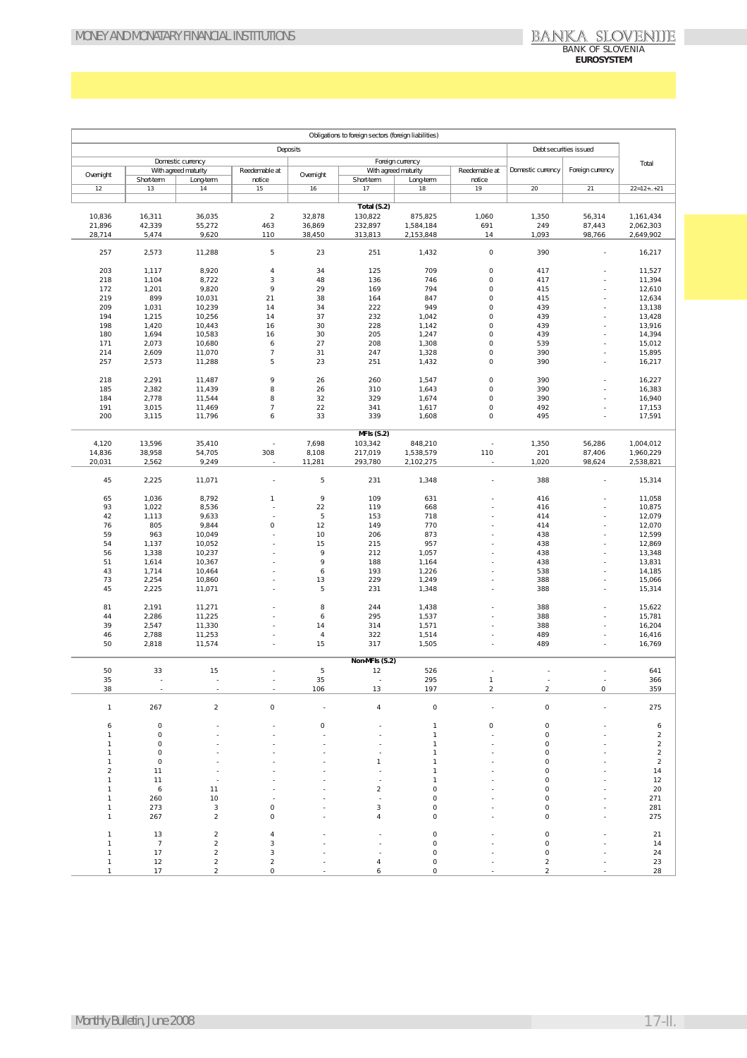| Obligations to foreign sectors (foreign liabilities) | | | | | | | | | | |
|---|---|---|---|---|---|---|---|---|---|---|
| Deposits | | | | | | | | Debt securities issued | | Total |
| Domestic currency | | | | Foreign currency | | | | Domestic currency | Foreign currency | |
| Overnight | With agreed maturity | | Reedemable at notice | Overnight | With agreed maturity | | Reedemable at notice | | | |
| | Short-term | Long-term | | | Short-term | Long-term | | | | |
| 12 | 13 | 14 | 15 | 16 | 17 | 18 | 19 | 20 | 21 | 22=12+..+21 |
| | | | | | **Total (S.2)** | | | | | |
| 10,836 | 16,311 | 36,035 | 2 | 32,878 | 130,822 | 875,825 | 1,060 | 1,350 | 56,314 | 1,161,434 |
| 21,896 | 42,339 | 55,272 | 463 | 36,869 | 232,897 | 1,584,184 | 691 | 249 | 87,443 | 2,062,303 |
| 28,714 | 5,474 | 9,620 | 110 | 38,450 | 313,813 | 2,153,848 | 14 | 1,093 | 98,766 | 2,649,902 |
| 257 | 2,573 | 11,288 | 5 | 23 | 251 | 1,432 | 0 | 390 | - | 16,217 |
| 203 | 1,117 | 8,920 | 4 | 34 | 125 | 709 | 0 | 417 | - | 11,527 |
| 218 | 1,104 | 8,722 | 3 | 48 | 136 | 746 | 0 | 417 | - | 11,394 |
| 172 | 1,201 | 9,820 | 9 | 29 | 169 | 794 | 0 | 415 | - | 12,610 |
| 219 | 899 | 10,031 | 21 | 38 | 164 | 847 | 0 | 415 | - | 12,634 |
| 209 | 1,031 | 10,239 | 14 | 34 | 222 | 949 | 0 | 439 | - | 13,138 |
| 194 | 1,215 | 10,256 | 14 | 37 | 232 | 1,042 | 0 | 439 | - | 13,428 |
| 198 | 1,420 | 10,443 | 16 | 30 | 228 | 1,142 | 0 | 439 | - | 13,916 |
| 180 | 1,694 | 10,583 | 16 | 30 | 205 | 1,247 | 0 | 439 | - | 14,394 |
| 171 | 2,073 | 10,680 | 6 | 27 | 208 | 1,308 | 0 | 539 | - | 15,012 |
| 214 | 2,609 | 11,070 | 7 | 31 | 247 | 1,328 | 0 | 390 | - | 15,895 |
| 257 | 2,573 | 11,288 | 5 | 23 | 251 | 1,432 | 0 | 390 | - | 16,217 |
| 218 | 2,291 | 11,487 | 9 | 26 | 260 | 1,547 | 0 | 390 | - | 16,227 |
| 185 | 2,382 | 11,439 | 8 | 26 | 310 | 1,643 | 0 | 390 | - | 16,383 |
| 184 | 2,778 | 11,544 | 8 | 32 | 329 | 1,674 | 0 | 390 | - | 16,940 |
| 191 | 3,015 | 11,469 | 7 | 22 | 341 | 1,617 | 0 | 492 | - | 17,153 |
| 200 | 3,115 | 11,796 | 6 | 33 | 339 | 1,608 | 0 | 495 | - | 17,591 |
| | | | | | **MFIs (S.2)** | | | | | |
| 4,120 | 13,596 | 35,410 | - | 7,698 | 103,342 | 848,210 | - | 1,350 | 56,286 | 1,004,012 |
| 14,836 | 38,958 | 54,705 | 308 | 8,108 | 217,019 | 1,538,579 | 110 | 201 | 87,406 | 1,960,229 |
| 20,031 | 2,562 | 9,249 | - | 11,281 | 293,780 | 2,102,275 | - | 1,020 | 98,624 | 2,538,821 |
| 45 | 2,225 | 11,071 | - | 5 | 231 | 1,348 | - | 388 | - | 15,314 |
| 65 | 1,036 | 8,792 | 1 | 9 | 109 | 631 | - | 416 | - | 11,058 |
| 93 | 1,022 | 8,536 | - | 22 | 119 | 668 | - | 416 | - | 10,875 |
| 42 | 1,113 | 9,633 | - | 5 | 153 | 718 | - | 414 | - | 12,079 |
| 76 | 805 | 9,844 | 0 | 12 | 149 | 770 | - | 414 | - | 12,070 |
| 59 | 963 | 10,049 | - | 10 | 206 | 873 | - | 438 | - | 12,599 |
| 54 | 1,137 | 10,052 | - | 15 | 215 | 957 | - | 438 | - | 12,869 |
| 56 | 1,338 | 10,237 | - | 9 | 212 | 1,057 | - | 438 | - | 13,348 |
| 51 | 1,614 | 10,367 | - | 9 | 188 | 1,164 | - | 438 | - | 13,831 |
| 43 | 1,714 | 10,464 | - | 6 | 193 | 1,226 | - | 538 | - | 14,185 |
| 73 | 2,254 | 10,860 | - | 13 | 229 | 1,249 | - | 388 | - | 15,066 |
| 45 | 2,225 | 11,071 | - | 5 | 231 | 1,348 | - | 388 | - | 15,314 |
| 81 | 2,191 | 11,271 | - | 8 | 244 | 1,438 | - | 388 | - | 15,622 |
| 44 | 2,286 | 11,225 | - | 6 | 295 | 1,537 | - | 388 | - | 15,781 |
| 39 | 2,547 | 11,330 | - | 14 | 314 | 1,571 | - | 388 | - | 16,204 |
| 46 | 2,788 | 11,253 | - | 4 | 322 | 1,514 | - | 489 | - | 16,416 |
| 50 | 2,818 | 11,574 | - | 15 | 317 | 1,505 | - | 489 | - | 16,769 |
| | | | | | **Non-MFIs (S.2)** | | | | | |
| 50 | 33 | 15 | - | 5 | 12 | 526 | - | - | - | 641 |
| 35 | - | - | - | 35 | - | 295 | 1 | - | - | 366 |
| 38 | - | - | - | 106 | 13 | 197 | 2 | 2 | 0 | 359 |
| 1 | 267 | 2 | 0 | - | 4 | 0 | - | 0 | - | 275 |
| 6 | 0 | - | - | 0 | - | 1 | 0 | 0 | - | 6 |
| 1 | 0 | - | - | - | - | 1 | - | 0 | - | 2 |
| 1 | 0 | - | - | - | - | 1 | - | 0 | - | 2 |
| 1 | 0 | - | - | - | - | 1 | - | 0 | - | 2 |
| 1 | 0 | - | - | - | 1 | 1 | - | 0 | - | 2 |
| 2 | 11 | - | - | - | - | 1 | - | 0 | - | 14 |
| 1 | 11 | - | - | - | - | 1 | - | 0 | - | 12 |
| 1 | 6 | 11 | - | - | 2 | 0 | - | 0 | - | 20 |
| 1 | 260 | 10 | - | - | - | 0 | - | 0 | - | 271 |
| 1 | 273 | 3 | 0 | - | 3 | 0 | - | 0 | - | 281 |
| 1 | 267 | 2 | 0 | - | 4 | 0 | - | 0 | - | 275 |
| 1 | 13 | 2 | 4 | - | - | 0 | - | 0 | - | 21 |
| 1 | 7 | 2 | 3 | - | - | 0 | - | 0 | - | 14 |
| 1 | 17 | 2 | 3 | - | - | 0 | - | 0 | - | 24 |
| 1 | 12 | 2 | 2 | - | 4 | 0 | - | 2 | - | 23 |
| 1 | 17 | 2 | 0 | - | 6 | 0 | - | 2 | - | 28 |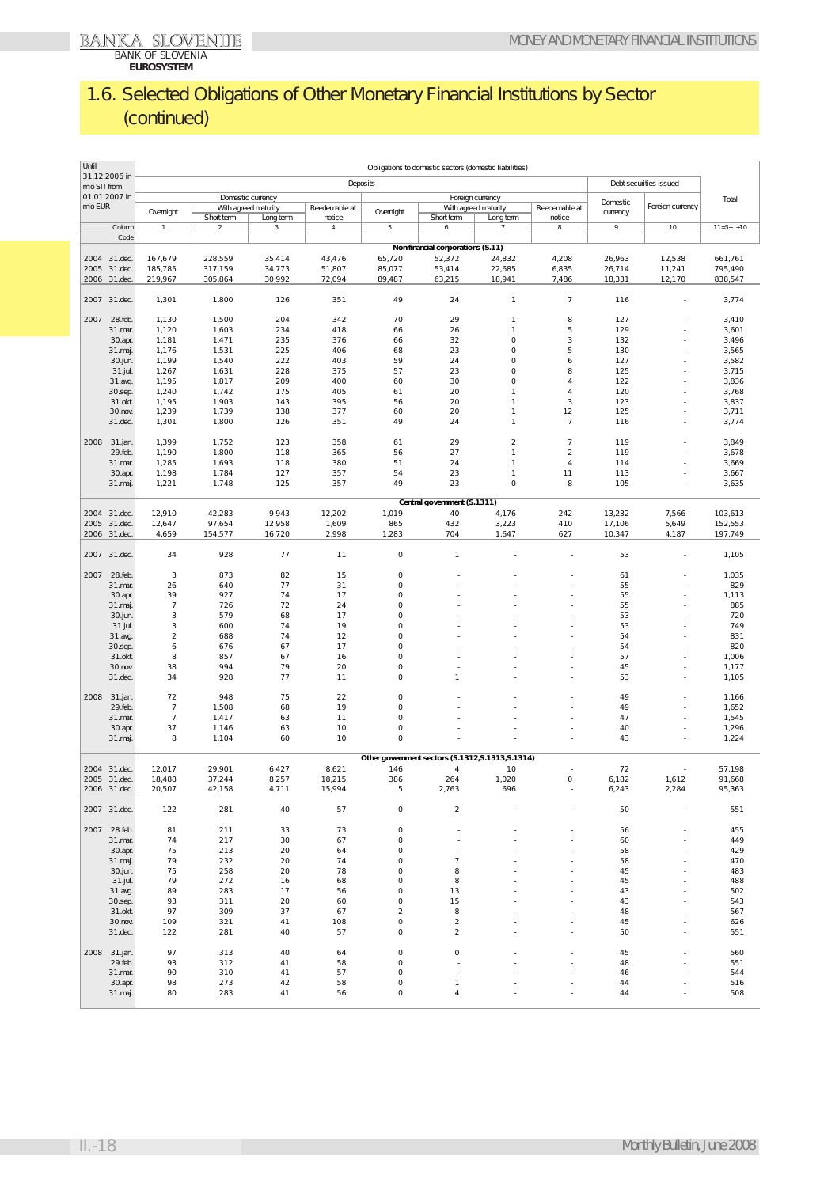# 1.6. Selected Obligations of Other Monetary Financial Institutions by Sector (continued)

| Until 31.12.2006 in mio SIT from 01.01.2007 in mio EUR | | Obligations to domestic sectors (domestic liabilities) | | | | | | | | | | |
|---|---|---|---|---|---|---|---|---|---|---|---|---|
| | | Deposits | | | | | | | | Debt securities issued | | Total |
| | | Domestic currency | | | | Foreign currency | | | | Domestic currency | Foreign currency | |
| | | Overnight | With agreed maturity | | Reedemable at notice | Overnight | With agreed maturity | | Reedemable at notice | | | |
| | | | Short-term | Long-term | | | Short-term | Long-term | | | | |
| | Column | 1 | 2 | 3 | 4 | 5 | 6 | 7 | 8 | 9 | 10 | 11=3+..+10 |
| | Code | | | | | | | | | | | |
| | | **Non-financial corporations (S.11)** | | | | | | | | | | |
| 2004 | 31.dec. | 167,679 | 228,559 | 35,414 | 43,476 | 65,720 | 52,372 | 24,832 | 4,208 | 26,963 | 12,538 | 661,761 |
| 2005 | 31.dec. | 185,785 | 317,159 | 34,773 | 51,807 | 85,077 | 53,414 | 22,685 | 6,835 | 26,714 | 11,241 | 795,490 |
| 2006 | 31.dec. | 219,967 | 305,864 | 30,992 | 72,094 | 89,487 | 63,215 | 18,941 | 7,486 | 18,331 | 12,170 | 838,547 |
| 2007 | 31.dec. | 1,301 | 1,800 | 126 | 351 | 49 | 24 | 1 | 7 | 116 | - | 3,774 |
| 2007 | 28.feb. | 1,130 | 1,500 | 204 | 342 | 70 | 29 | 1 | 8 | 127 | - | 3,410 |
| | 31.mar. | 1,120 | 1,603 | 234 | 418 | 66 | 26 | 1 | 5 | 129 | - | 3,601 |
| | 30.apr. | 1,181 | 1,471 | 235 | 376 | 66 | 32 | 0 | 3 | 132 | - | 3,496 |
| | 31.maj. | 1,176 | 1,531 | 225 | 406 | 68 | 23 | 0 | 5 | 130 | - | 3,565 |
| | 30.jun. | 1,199 | 1,540 | 222 | 403 | 59 | 24 | 0 | 6 | 127 | - | 3,582 |
| | 31.jul. | 1,267 | 1,631 | 228 | 375 | 57 | 23 | 0 | 8 | 125 | - | 3,715 |
| | 31.avg. | 1,195 | 1,817 | 209 | 400 | 60 | 30 | 0 | 4 | 122 | - | 3,836 |
| | 30.sep. | 1,240 | 1,742 | 175 | 405 | 61 | 20 | 1 | 4 | 120 | - | 3,768 |
| | 31.okt. | 1,195 | 1,903 | 143 | 395 | 56 | 20 | 1 | 3 | 123 | - | 3,837 |
| | 30.nov. | 1,239 | 1,739 | 138 | 377 | 60 | 20 | 1 | 12 | 125 | - | 3,711 |
| | 31.dec. | 1,301 | 1,800 | 126 | 351 | 49 | 24 | 1 | 7 | 116 | - | 3,774 |
| 2008 | 31.jan. | 1,399 | 1,752 | 123 | 358 | 61 | 29 | 2 | 7 | 119 | - | 3,849 |
| | 29.feb. | 1,190 | 1,800 | 118 | 365 | 56 | 27 | 1 | 2 | 119 | - | 3,678 |
| | 31.mar. | 1,285 | 1,693 | 118 | 380 | 51 | 24 | 1 | 4 | 114 | - | 3,669 |
| | 30.apr. | 1,198 | 1,784 | 127 | 357 | 54 | 23 | 1 | 11 | 113 | - | 3,667 |
| | 31.maj. | 1,221 | 1,748 | 125 | 357 | 49 | 23 | 0 | 8 | 105 | - | 3,635 |
| | | **Central government (S.1311)** | | | | | | | | | | |
| 2004 | 31.dec. | 12,910 | 42,283 | 9,943 | 12,202 | 1,019 | 40 | 4,176 | 242 | 13,232 | 7,566 | 103,613 |
| 2005 | 31.dec. | 12,647 | 97,654 | 12,958 | 1,609 | 865 | 432 | 3,223 | 410 | 17,106 | 5,649 | 152,553 |
| 2006 | 31.dec. | 4,659 | 154,577 | 16,720 | 2,998 | 1,283 | 704 | 1,647 | 627 | 10,347 | 4,187 | 197,749 |
| 2007 | 31.dec. | 34 | 928 | 77 | 11 | 0 | 1 | - | - | 53 | - | 1,105 |
| 2007 | 28.feb. | 3 | 873 | 82 | 15 | 0 | - | - | - | 61 | - | 1,035 |
| | 31.mar. | 26 | 640 | 77 | 31 | 0 | - | - | - | 55 | - | 829 |
| | 30.apr. | 39 | 927 | 74 | 17 | 0 | - | - | - | 55 | - | 1,113 |
| | 31.maj. | 7 | 726 | 72 | 24 | 0 | - | - | - | 55 | - | 885 |
| | 30.jun. | 3 | 579 | 68 | 17 | 0 | - | - | - | 53 | - | 720 |
| | 31.jul. | 3 | 600 | 74 | 19 | 0 | - | - | - | 53 | - | 749 |
| | 31.avg. | 2 | 688 | 74 | 12 | 0 | - | - | - | 54 | - | 831 |
| | 30.sep. | 6 | 676 | 67 | 17 | 0 | - | - | - | 54 | - | 820 |
| | 31.okt. | 8 | 857 | 67 | 16 | 0 | - | - | - | 57 | - | 1,006 |
| | 30.nov. | 38 | 994 | 79 | 20 | 0 | - | - | - | 45 | - | 1,177 |
| | 31.dec. | 34 | 928 | 77 | 11 | 0 | 1 | - | - | 53 | - | 1,105 |
| 2008 | 31.jan. | 72 | 948 | 75 | 22 | 0 | - | - | - | 49 | - | 1,166 |
| | 29.feb. | 7 | 1,508 | 68 | 19 | 0 | - | - | - | 49 | - | 1,652 |
| | 31.mar. | 7 | 1,417 | 63 | 11 | 0 | - | - | - | 47 | - | 1,545 |
| | 30.apr. | 37 | 1,146 | 63 | 10 | 0 | - | - | - | 40 | - | 1,296 |
| | 31.maj. | 8 | 1,104 | 60 | 10 | 0 | - | - | - | 43 | - | 1,224 |
| | | **Other government sectors (S.1312,S.1313,S.1314)** | | | | | | | | | | |
| 2004 | 31.dec. | 12,017 | 29,901 | 6,427 | 8,621 | 146 | 4 | 10 | - | 72 | - | 57,198 |
| 2005 | 31.dec. | 18,488 | 37,244 | 8,257 | 18,215 | 386 | 264 | 1,020 | 0 | 6,182 | 1,612 | 91,668 |
| 2006 | 31.dec. | 20,507 | 42,158 | 4,711 | 15,994 | 5 | 2,763 | 696 | - | 6,243 | 2,284 | 95,363 |
| 2007 | 31.dec. | 122 | 281 | 40 | 57 | 0 | 2 | - | - | 50 | - | 551 |
| 2007 | 28.feb. | 81 | 211 | 33 | 73 | 0 | - | - | - | 56 | - | 455 |
| | 31.mar. | 74 | 217 | 30 | 67 | 0 | - | - | - | 60 | - | 449 |
| | 30.apr. | 75 | 213 | 20 | 64 | 0 | - | - | - | 58 | - | 429 |
| | 31.maj. | 79 | 232 | 20 | 74 | 0 | 7 | - | - | 58 | - | 470 |
| | 30.jun. | 75 | 258 | 20 | 78 | 0 | 8 | - | - | 45 | - | 483 |
| | 31.jul. | 79 | 272 | 16 | 68 | 0 | 8 | - | - | 45 | - | 488 |
| | 31.avg. | 89 | 283 | 17 | 56 | 0 | 13 | - | - | 43 | - | 502 |
| | 30.sep. | 93 | 311 | 20 | 60 | 0 | 15 | - | - | 43 | - | 543 |
| | 31.okt. | 97 | 309 | 37 | 67 | 2 | 8 | - | - | 48 | - | 567 |
| | 30.nov. | 109 | 321 | 41 | 108 | 0 | 2 | - | - | 45 | - | 626 |
| | 31.dec. | 122 | 281 | 40 | 57 | 0 | 2 | - | - | 50 | - | 551 |
| 2008 | 31.jan. | 97 | 313 | 40 | 64 | 0 | 0 | - | - | 45 | - | 560 |
| | 29.feb. | 93 | 312 | 41 | 58 | 0 | - | - | - | 48 | - | 551 |
| | 31.mar. | 90 | 310 | 41 | 57 | 0 | - | - | - | 46 | - | 544 |
| | 30.apr. | 98 | 273 | 42 | 58 | 0 | 1 | - | - | 44 | - | 516 |
| | 31.maj. | 80 | 283 | 41 | 56 | 0 | 4 | - | - | 44 | - | 508 |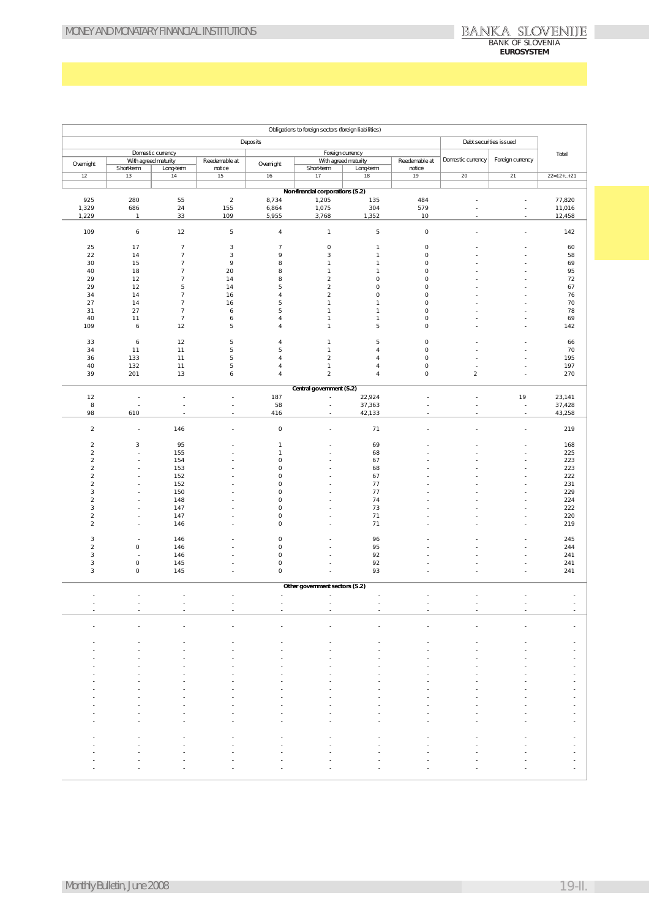| Obligations to foreign sectors (foreign liabilities) | | | | | | | | | | |
|---|---|---|---|---|---|---|---|---|---|---|
| Deposits | | | | | | | | Debt securities issued | | Total |
| Domestic currency | | | | Foreign currency | | | | Domestic currency | Foreign currency | |
| Overnight | With agreed maturity | | Reedemable at notice | Overnight | With agreed maturity | | Reedemable at notice | | | |
| | Short-term | Long-term | | | Short-term | Long-term | | | | |
| 12 | 13 | 14 | 15 | 16 | 17 | 18 | 19 | 20 | 21 | 22=12+...+21 |
| **Non-financial corporations (S.2)** | | | | | | | | | | |
| 925 | 280 | 55 | 2 | 8,734 | 1,205 | 135 | 484 | - | - | 77,820 |
| 1,329 | 686 | 24 | 155 | 6,864 | 1,075 | 304 | 579 | - | - | 11,016 |
| 1,229 | 1 | 33 | 109 | 5,955 | 3,768 | 1,352 | 10 | - | - | 12,458 |
| 109 | 6 | 12 | 5 | 4 | 1 | 5 | 0 | - | - | 142 |
| 25 | 17 | 7 | 3 | 7 | 0 | 1 | 0 | - | - | 60 |
| 22 | 14 | 7 | 3 | 9 | 3 | 1 | 0 | - | - | 58 |
| 30 | 15 | 7 | 9 | 8 | 1 | 1 | 0 | - | - | 69 |
| 40 | 18 | 7 | 20 | 8 | 1 | 1 | 0 | - | - | 95 |
| 29 | 12 | 7 | 14 | 8 | 2 | 0 | 0 | - | - | 72 |
| 29 | 12 | 5 | 14 | 5 | 2 | 0 | 0 | - | - | 67 |
| 34 | 14 | 7 | 16 | 4 | 2 | 0 | 0 | - | - | 76 |
| 27 | 14 | 7 | 16 | 5 | 1 | 1 | 0 | - | - | 70 |
| 31 | 27 | 7 | 6 | 5 | 1 | 1 | 0 | - | - | 78 |
| 40 | 11 | 7 | 6 | 4 | 1 | 1 | 0 | - | - | 69 |
| 109 | 6 | 12 | 5 | 4 | 1 | 5 | 0 | - | - | 142 |
| 33 | 6 | 12 | 5 | 4 | 1 | 5 | 0 | - | - | 66 |
| 34 | 11 | 11 | 5 | 5 | 1 | 4 | 0 | - | - | 70 |
| 36 | 133 | 11 | 5 | 4 | 2 | 4 | 0 | - | - | 195 |
| 40 | 132 | 11 | 5 | 4 | 1 | 4 | 0 | - | - | 197 |
| 39 | 201 | 13 | 6 | 4 | 2 | 4 | 0 | 2 | - | 270 |
| **Central government (S.2)** | | | | | | | | | | |
| 12 | - | - | - | 187 | - | 22,924 | - | - | 19 | 23,141 |
| 8 | - | - | - | 58 | - | 37,363 | - | - | - | 37,428 |
| 98 | 610 | - | - | 416 | - | 42,133 | - | - | - | 43,258 |
| 2 | - | 146 | - | 0 | - | 71 | - | - | - | 219 |
| 2 | 3 | 95 | - | 1 | - | 69 | - | - | - | 168 |
| 2 | - | 155 | - | 1 | - | 68 | - | - | - | 225 |
| 2 | - | 154 | - | 0 | - | 67 | - | - | - | 223 |
| 2 | - | 153 | - | 0 | - | 68 | - | - | - | 223 |
| 2 | - | 152 | - | 0 | - | 67 | - | - | - | 222 |
| 2 | - | 152 | - | 0 | - | 77 | - | - | - | 231 |
| 3 | - | 150 | - | 0 | - | 77 | - | - | - | 229 |
| 2 | - | 148 | - | 0 | - | 74 | - | - | - | 224 |
| 3 | - | 147 | - | 0 | - | 73 | - | - | - | 222 |
| 2 | - | 147 | - | 0 | - | 71 | - | - | - | 220 |
| 2 | - | 146 | - | 0 | - | 71 | - | - | - | 219 |
| 3 | - | 146 | - | 0 | - | 96 | - | - | - | 245 |
| 2 | 0 | 146 | - | 0 | - | 95 | - | - | - | 244 |
| 3 | - | 146 | - | 0 | - | 92 | - | - | - | 241 |
| 3 | 0 | 145 | - | 0 | - | 92 | - | - | - | 241 |
| 3 | 0 | 145 | - | 0 | - | 93 | - | - | - | 241 |
| **Other government sectors (S.2)** | | | | | | | | | | |
| - | - | - | - | - | - | - | - | - | - | - |
| - | - | - | - | - | - | - | - | - | - | - |
| - | - | - | - | - | - | - | - | - | - | - |
| - | - | - | - | - | - | - | - | - | - | - |
| - | - | - | - | - | - | - | - | - | - | - |
| - | - | - | - | - | - | - | - | - | - | - |
| - | - | - | - | - | - | - | - | - | - | - |
| - | - | - | - | - | - | - | - | - | - | - |
| - | - | - | - | - | - | - | - | - | - | - |
| - | - | - | - | - | - | - | - | - | - | - |
| - | - | - | - | - | - | - | - | - | - | - |
| - | - | - | - | - | - | - | - | - | - | - |
| - | - | - | - | - | - | - | - | - | - | - |
| - | - | - | - | - | - | - | - | - | - | - |
| - | - | - | - | - | - | - | - | - | - | - |
| - | - | - | - | - | - | - | - | - | - | - |
| - | - | - | - | - | - | - | - | - | - | - |
| - | - | - | - | - | - | - | - | - | - | - |
| - | - | - | - | - | - | - | - | - | - | - |
| - | - | - | - | - | - | - | - | - | - | - |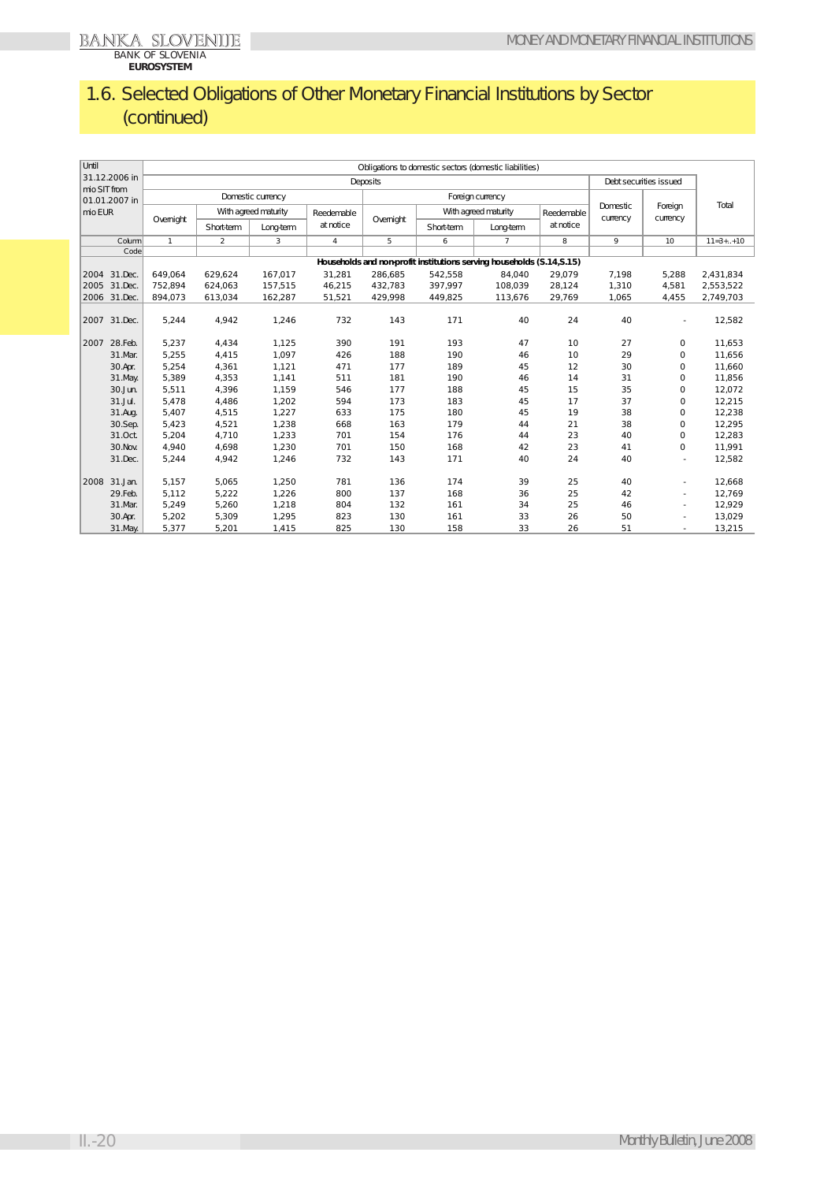# 1.6. Selected Obligations of Other Monetary Financial Institutions by Sector (continued)

| Until 31.12.2006 in mio SIT from 01.01.2007 in mio EUR | | Obligations to domestic sectors (domestic liabilities) | | | | | | | | | | |
|---|---|---|---|---|---|---|---|---|---|---|---|---|
| | | Deposits | | | | | | | | Debt securities issued | | Total |
| | | Domestic currency | | | | Foreign currency | | | | Domestic currency | Foreign currency | |
| | | Overnight | With agreed maturity | | Reedemable at notice | Overnight | With agreed maturity | | Reedemable at notice | | | |
| | | | Short-term | Long-term | | | Short-term | Long-term | | | | |
| | Column | 1 | 2 | 3 | 4 | 5 | 6 | 7 | 8 | 9 | 10 | 11=3+..+10 |
| | Code | | | | | | | | | | | |
| | | **Households and non-profit institutions serving households (S.14,S.15)** | | | | | | | | | | |
| 2004 | 31.Dec. | 649,064 | 629,624 | 167,017 | 31,281 | 286,685 | 542,558 | 84,040 | 29,079 | 7,198 | 5,288 | 2,431,834 |
| 2005 | 31.Dec. | 752,894 | 624,063 | 157,515 | 46,215 | 432,783 | 397,997 | 108,039 | 28,124 | 1,310 | 4,581 | 2,553,522 |
| 2006 | 31.Dec. | 894,073 | 613,034 | 162,287 | 51,521 | 429,998 | 449,825 | 113,676 | 29,769 | 1,065 | 4,455 | 2,749,703 |
| 2007 | 31.Dec. | 5,244 | 4,942 | 1,246 | 732 | 143 | 171 | 40 | 24 | 40 | - | 12,582 |
| 2007 | 28.Feb. | 5,237 | 4,434 | 1,125 | 390 | 191 | 193 | 47 | 10 | 27 | 0 | 11,653 |
| | 31.Mar. | 5,255 | 4,415 | 1,097 | 426 | 188 | 190 | 46 | 10 | 29 | 0 | 11,656 |
| | 30.Apr. | 5,254 | 4,361 | 1,121 | 471 | 177 | 189 | 45 | 12 | 30 | 0 | 11,660 |
| | 31.May. | 5,389 | 4,353 | 1,141 | 511 | 181 | 190 | 46 | 14 | 31 | 0 | 11,856 |
| | 30.Jun. | 5,511 | 4,396 | 1,159 | 546 | 177 | 188 | 45 | 15 | 35 | 0 | 12,072 |
| | 31.Jul. | 5,478 | 4,486 | 1,202 | 594 | 173 | 183 | 45 | 17 | 37 | 0 | 12,215 |
| | 31.Aug. | 5,407 | 4,515 | 1,227 | 633 | 175 | 180 | 45 | 19 | 38 | 0 | 12,238 |
| | 30.Sep. | 5,423 | 4,521 | 1,238 | 668 | 163 | 179 | 44 | 21 | 38 | 0 | 12,295 |
| | 31.Oct. | 5,204 | 4,710 | 1,233 | 701 | 154 | 176 | 44 | 23 | 40 | 0 | 12,283 |
| | 30.Nov. | 4,940 | 4,698 | 1,230 | 701 | 150 | 168 | 42 | 23 | 41 | 0 | 11,991 |
| | 31.Dec. | 5,244 | 4,942 | 1,246 | 732 | 143 | 171 | 40 | 24 | 40 | - | 12,582 |
| 2008 | 31.Jan. | 5,157 | 5,065 | 1,250 | 781 | 136 | 174 | 39 | 25 | 40 | - | 12,668 |
| | 29.Feb. | 5,112 | 5,222 | 1,226 | 800 | 137 | 168 | 36 | 25 | 42 | - | 12,769 |
| | 31.Mar. | 5,249 | 5,260 | 1,218 | 804 | 132 | 161 | 34 | 25 | 46 | - | 12,929 |
| | 30.Apr. | 5,202 | 5,309 | 1,295 | 823 | 130 | 161 | 33 | 26 | 50 | - | 13,029 |
| | 31.May. | 5,377 | 5,201 | 1,415 | 825 | 130 | 158 | 33 | 26 | 51 | - | 13,215 |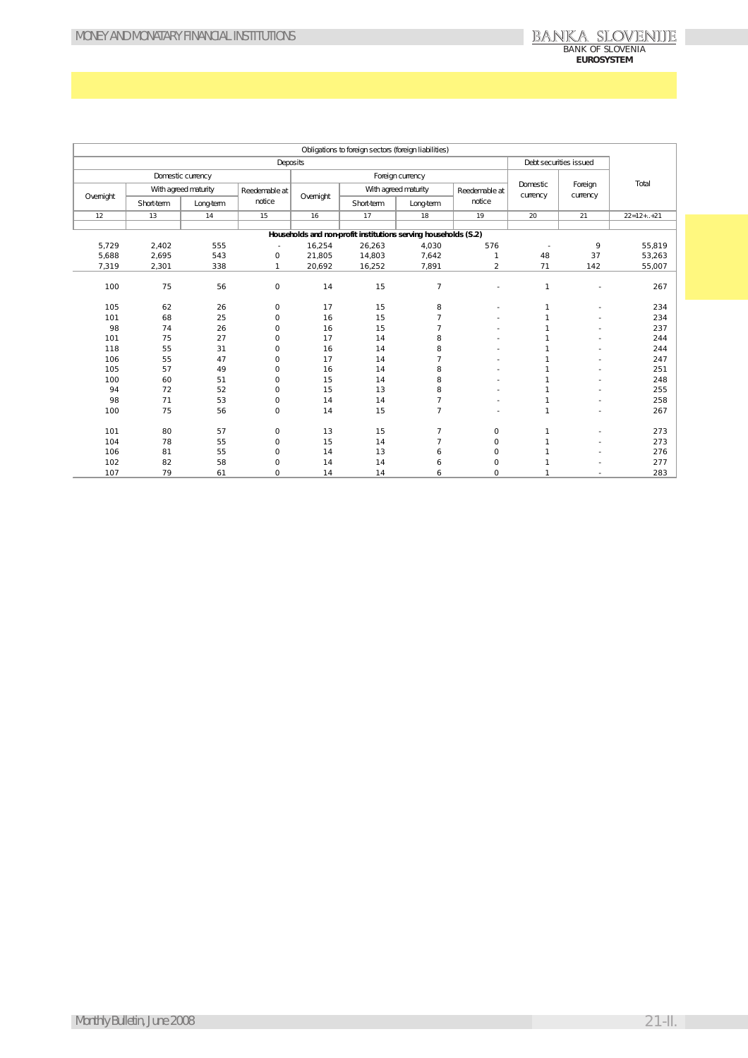| Obligations to foreign sectors (foreign liabilities) | | | | | | | | | | |
|---|---|---|---|---|---|---|---|---|---|---|
| Deposits | | | | | | | | Debt securities issued | | Total |
| Domestic currency | | | | Foreign currency | | | | Domestic currency | Foreign currency | |
| Overnight | With agreed maturity | | Reedemable at notice | Overnight | With agreed maturity | | Reedemable at notice | | | |
| | Short-term | Long-term | | | Short-term | Long-term | | | | |
| 12 | 13 | 14 | 15 | 16 | 17 | 18 | 19 | 20 | 21 | 22=12+..+21 |
| **Households and non-profit institutions serving households (S.2)** | | | | | | | | | | |
| 5,729 | 2,402 | 555 | - | 16,254 | 26,263 | 4,030 | 576 | - | 9 | 55,819 |
| 5,688 | 2,695 | 543 | 0 | 21,805 | 14,803 | 7,642 | 1 | 48 | 37 | 53,263 |
| 7,319 | 2,301 | 338 | 1 | 20,692 | 16,252 | 7,891 | 2 | 71 | 142 | 55,007 |
| 100 | 75 | 56 | 0 | 14 | 15 | 7 | - | 1 | - | 267 |
| 105 | 62 | 26 | 0 | 17 | 15 | 8 | - | 1 | - | 234 |
| 101 | 68 | 25 | 0 | 16 | 15 | 7 | - | 1 | - | 234 |
| 98 | 74 | 26 | 0 | 16 | 15 | 7 | - | 1 | - | 237 |
| 101 | 75 | 27 | 0 | 17 | 14 | 8 | - | 1 | - | 244 |
| 118 | 55 | 31 | 0 | 16 | 14 | 8 | - | 1 | - | 244 |
| 106 | 55 | 47 | 0 | 17 | 14 | 7 | - | 1 | - | 247 |
| 105 | 57 | 49 | 0 | 16 | 14 | 8 | - | 1 | - | 251 |
| 100 | 60 | 51 | 0 | 15 | 14 | 8 | - | 1 | - | 248 |
| 94 | 72 | 52 | 0 | 15 | 13 | 8 | - | 1 | - | 255 |
| 98 | 71 | 53 | 0 | 14 | 14 | 7 | - | 1 | - | 258 |
| 100 | 75 | 56 | 0 | 14 | 15 | 7 | - | 1 | - | 267 |
| 101 | 80 | 57 | 0 | 13 | 15 | 7 | 0 | 1 | - | 273 |
| 104 | 78 | 55 | 0 | 15 | 14 | 7 | 0 | 1 | - | 273 |
| 106 | 81 | 55 | 0 | 14 | 13 | 6 | 0 | 1 | - | 276 |
| 102 | 82 | 58 | 0 | 14 | 14 | 6 | 0 | 1 | - | 277 |
| 107 | 79 | 61 | 0 | 14 | 14 | 6 | 0 | 1 | - | 283 |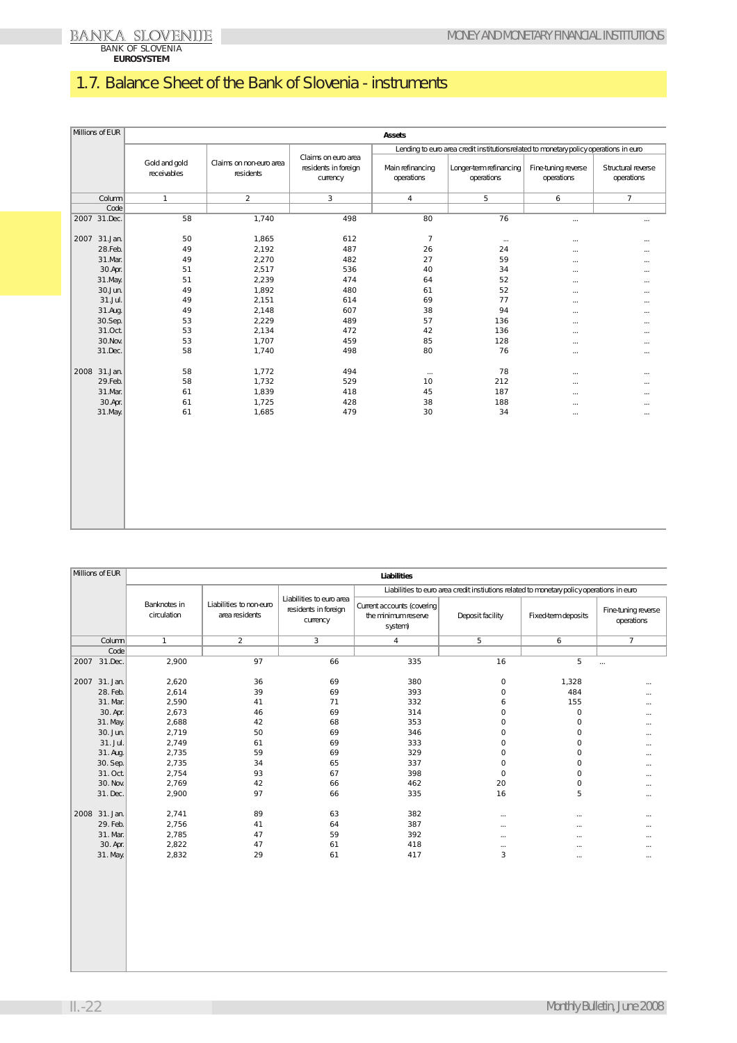# 1.7. Balance Sheet of the Bank of Slovenia - instruments

| Millions of EUR | Assets | | | | | | |
|---|---|---|---|---|---|---|---|
| | | | | Lending to euro area credit institutions related to monetary policy operations in euro | | | |
| | Gold and gold receivables | Claims on non-euro area residents | Claims on euro area residents in foreign currency | Main refinancing operations | Longer-term refinancing operations | Fine-tuning reverse operations | Structural reverse operations |
| Column | 1 | 2 | 3 | 4 | 5 | 6 | 7 |
| Code | | | | | | | |
| 2007 31.Dec. | 58 | 1,740 | 498 | 80 | 76 | ... | ... |
| 2007 31.Jan. | 50 | 1,865 | 612 | 7 | ... | ... | ... |
| 28.Feb. | 49 | 2,192 | 487 | 26 | 24 | ... | ... |
| 31.Mar. | 49 | 2,270 | 482 | 27 | 59 | ... | ... |
| 30.Apr. | 51 | 2,517 | 536 | 40 | 34 | ... | ... |
| 31.May. | 51 | 2,239 | 474 | 64 | 52 | ... | ... |
| 30.Jun. | 49 | 1,892 | 480 | 61 | 52 | ... | ... |
| 31.Jul. | 49 | 2,151 | 614 | 69 | 77 | ... | ... |
| 31.Aug. | 49 | 2,148 | 607 | 38 | 94 | ... | ... |
| 30.Sep. | 53 | 2,229 | 489 | 57 | 136 | ... | ... |
| 31.Oct. | 53 | 2,134 | 472 | 42 | 136 | ... | ... |
| 30.Nov. | 53 | 1,707 | 459 | 85 | 128 | ... | ... |
| 31.Dec. | 58 | 1,740 | 498 | 80 | 76 | ... | ... |
| 2008 31.Jan. | 58 | 1,772 | 494 | ... | 78 | ... | ... |
| 29.Feb. | 58 | 1,732 | 529 | 10 | 212 | ... | ... |
| 31.Mar. | 61 | 1,839 | 418 | 45 | 187 | ... | ... |
| 30.Apr. | 61 | 1,725 | 428 | 38 | 188 | ... | ... |
| 31.May. | 61 | 1,685 | 479 | 30 | 34 | ... | ... |

| Millions of EUR | Liabilities | | | | | | |
|---|---|---|---|---|---|---|---|
| | | | | Liabilities to euro area credit instiutions related to monetary policy operations in euro | | | |
| | Banknotes in circulation | Liabilities to non-euro area residents | Liabilities to euro area residents in foreign currency | Current accounts (covering the minimum reserve system) | Deposit facility | Fixed-term deposits | Fine-tuning reverse operations |
| Column | 1 | 2 | 3 | 4 | 5 | 6 | 7 |
| Code | | | | | | | |
| 2007 31.Dec. | 2,900 | 97 | 66 | 335 | 16 | 5 | ... |
| 2007 31. Jan. | 2,620 | 36 | 69 | 380 | 0 | 1,328 | ... |
| 28. Feb. | 2,614 | 39 | 69 | 393 | 0 | 484 | ... |
| 31. Mar. | 2,590 | 41 | 71 | 332 | 6 | 155 | ... |
| 30. Apr. | 2,673 | 46 | 69 | 314 | 0 | 0 | ... |
| 31. May. | 2,688 | 42 | 68 | 353 | 0 | 0 | ... |
| 30. Jun. | 2,719 | 50 | 69 | 346 | 0 | 0 | ... |
| 31. Jul. | 2,749 | 61 | 69 | 333 | 0 | 0 | ... |
| 31. Aug. | 2,735 | 59 | 69 | 329 | 0 | 0 | ... |
| 30. Sep. | 2,735 | 34 | 65 | 337 | 0 | 0 | ... |
| 31. Oct. | 2,754 | 93 | 67 | 398 | 0 | 0 | ... |
| 30. Nov. | 2,769 | 42 | 66 | 462 | 20 | 0 | ... |
| 31. Dec. | 2,900 | 97 | 66 | 335 | 16 | 5 | ... |
| 2008 31. Jan. | 2,741 | 89 | 63 | 382 | ... | ... | ... |
| 29. Feb. | 2,756 | 41 | 64 | 387 | ... | ... | ... |
| 31. Mar. | 2,785 | 47 | 59 | 392 | ... | ... | ... |
| 30. Apr. | 2,822 | 47 | 61 | 418 | ... | ... | ... |
| 31. May. | 2,832 | 29 | 61 | 417 | 3 | ... | ... |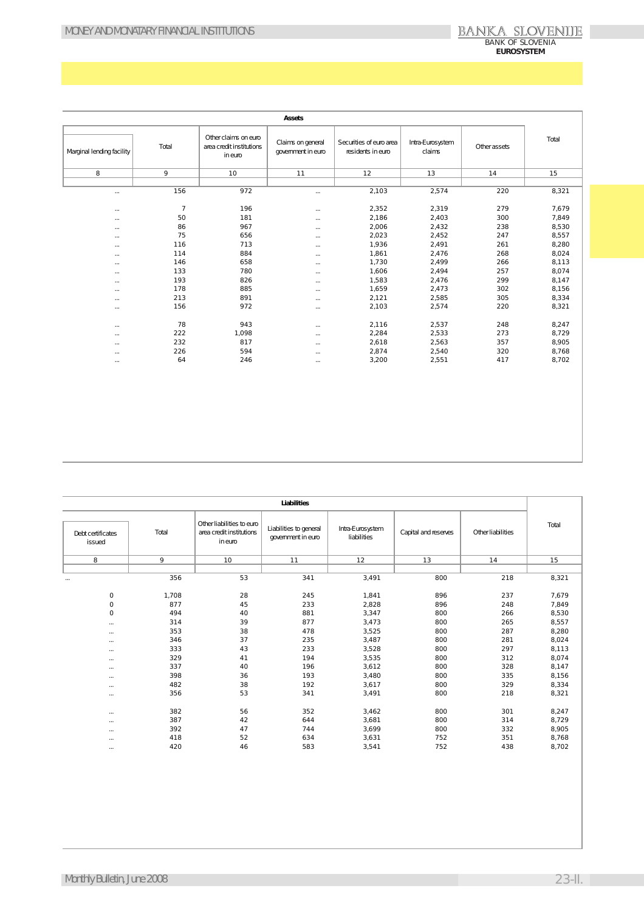| Assets | | | | | | | |
|---|---|---|---|---|---|---|---|
| Marginal lending facility | Total | Other claims on euro area credit institutions in euro | Claims on general government in euro | Securities of euro area residents in euro | Intra-Eurosystem claims | Other assets | Total |
| 8 | 9 | 10 | 11 | 12 | 13 | 14 | 15 |
| ... | 156 | 972 | ... | 2,103 | 2,574 | 220 | 8,321 |
| | | | | | | | |
| ... | 7 | 196 | ... | 2,352 | 2,319 | 279 | 7,679 |
| ... | 50 | 181 | ... | 2,186 | 2,403 | 300 | 7,849 |
| ... | 86 | 967 | ... | 2,006 | 2,432 | 238 | 8,530 |
| ... | 75 | 656 | ... | 2,023 | 2,452 | 247 | 8,557 |
| ... | 116 | 713 | ... | 1,936 | 2,491 | 261 | 8,280 |
| ... | 114 | 884 | ... | 1,861 | 2,476 | 268 | 8,024 |
| ... | 146 | 658 | ... | 1,730 | 2,499 | 266 | 8,113 |
| ... | 133 | 780 | ... | 1,606 | 2,494 | 257 | 8,074 |
| ... | 193 | 826 | ... | 1,583 | 2,476 | 299 | 8,147 |
| ... | 178 | 885 | ... | 1,659 | 2,473 | 302 | 8,156 |
| ... | 213 | 891 | ... | 2,121 | 2,585 | 305 | 8,334 |
| ... | 156 | 972 | ... | 2,103 | 2,574 | 220 | 8,321 |
| | | | | | | | |
| ... | 78 | 943 | ... | 2,116 | 2,537 | 248 | 8,247 |
| ... | 222 | 1,098 | ... | 2,284 | 2,533 | 273 | 8,729 |
| ... | 232 | 817 | ... | 2,618 | 2,563 | 357 | 8,905 |
| ... | 226 | 594 | ... | 2,874 | 2,540 | 320 | 8,768 |
| ... | 64 | 246 | ... | 3,200 | 2,551 | 417 | 8,702 |

| Liabilities | | | | | | | |
|---|---|---|---|---|---|---|---|
| Debt certificates issued | Total | Other liabilities to euro area credit institutions in euro | Liabilities to general government in euro | Intra-Eurosystem liabilities | Capital and reserves | Other liabilities | Total |
| 8 | 9 | 10 | 11 | 12 | 13 | 14 | 15 |
| ... | 356 | 53 | 341 | 3,491 | 800 | 218 | 8,321 |
| | | | | | | | |
| 0 | 1,708 | 28 | 245 | 1,841 | 896 | 237 | 7,679 |
| 0 | 877 | 45 | 233 | 2,828 | 896 | 248 | 7,849 |
| 0 | 494 | 40 | 881 | 3,347 | 800 | 266 | 8,530 |
| ... | 314 | 39 | 877 | 3,473 | 800 | 265 | 8,557 |
| ... | 353 | 38 | 478 | 3,525 | 800 | 287 | 8,280 |
| ... | 346 | 37 | 235 | 3,487 | 800 | 281 | 8,024 |
| ... | 333 | 43 | 233 | 3,528 | 800 | 297 | 8,113 |
| ... | 329 | 41 | 194 | 3,535 | 800 | 312 | 8,074 |
| ... | 337 | 40 | 196 | 3,612 | 800 | 328 | 8,147 |
| ... | 398 | 36 | 193 | 3,480 | 800 | 335 | 8,156 |
| ... | 482 | 38 | 192 | 3,617 | 800 | 329 | 8,334 |
| ... | 356 | 53 | 341 | 3,491 | 800 | 218 | 8,321 |
| | | | | | | | |
| ... | 382 | 56 | 352 | 3,462 | 800 | 301 | 8,247 |
| ... | 387 | 42 | 644 | 3,681 | 800 | 314 | 8,729 |
| ... | 392 | 47 | 744 | 3,699 | 800 | 332 | 8,905 |
| ... | 418 | 52 | 634 | 3,631 | 752 | 351 | 8,768 |
| ... | 420 | 46 | 583 | 3,541 | 752 | 438 | 8,702 |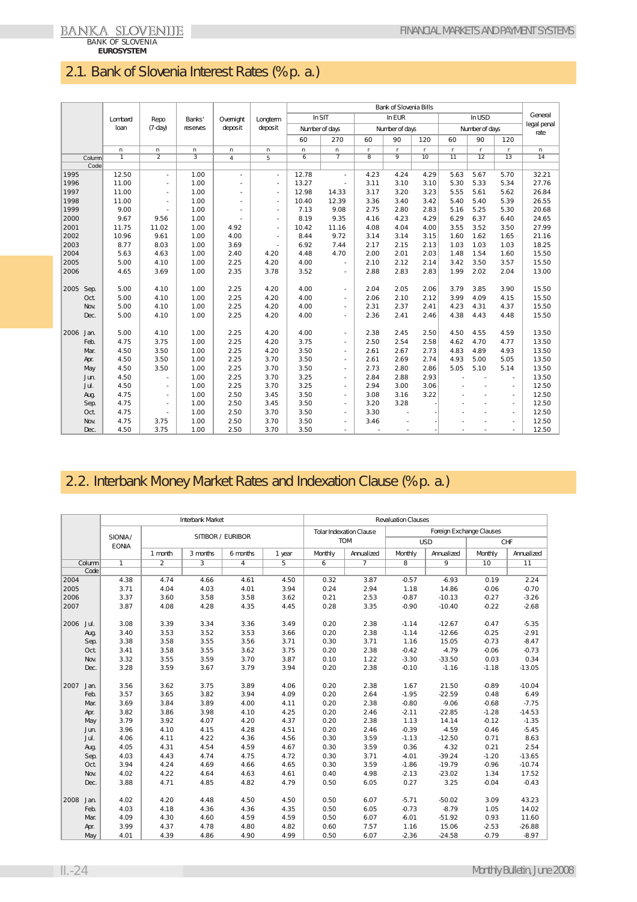# 2.1. Bank of Slovenia Interest Rates (% p. a.)

| | Lombard loan | Repo (7-day) | Banks' reserves | Overnight deposit | Longterm deposit | Bank of Slovenia Bills | | | | | | | | | General legal penal rate |
|---|---|---|---|---|---|---|---|---|---|---|---|---|---|---|---|
| | | | | | | In SIT | | In EUR | | | In USD | | | | |
| | | | | | | Number of days | | Number of days | | | Number of days | | | | |
| | | | | | | 60 | 270 | 60 | 90 | 120 | 60 | 90 | 120 | | |
| | n | n | n | n | n | n | n | r | r | r | r | r | r | | n |
| Column | 1 | 2 | 3 | 4 | 5 | 6 | 7 | 8 | 9 | 10 | 11 | 12 | 13 | | 14 |
| Code | | | | | | | | | | | | | | | |
| 1995 | 12.50 | - | 1.00 | - | - | 12.78 | - | 4.23 | 4.24 | 4.29 | 5.63 | 5.67 | 5.70 | | 32.21 |
| 1996 | 11.00 | - | 1.00 | - | - | 13.27 | - | 3.11 | 3.10 | 3.10 | 5.30 | 5.33 | 5.34 | | 27.76 |
| 1997 | 11.00 | - | 1.00 | - | - | 12.98 | 14.33 | 3.17 | 3.20 | 3.23 | 5.55 | 5.61 | 5.62 | | 26.84 |
| 1998 | 11.00 | - | 1.00 | - | - | 10.40 | 12.39 | 3.36 | 3.40 | 3.42 | 5.40 | 5.40 | 5.39 | | 26.55 |
| 1999 | 9.00 | - | 1.00 | - | - | 7.13 | 9.08 | 2.75 | 2.80 | 2.83 | 5.16 | 5.25 | 5.30 | | 20.68 |
| 2000 | 9.67 | 9.56 | 1.00 | - | - | 8.19 | 9.35 | 4.16 | 4.23 | 4.29 | 6.29 | 6.37 | 6.40 | | 24.65 |
| 2001 | 11.75 | 11.02 | 1.00 | 4.92 | - | 10.42 | 11.16 | 4.08 | 4.04 | 4.00 | 3.55 | 3.52 | 3.50 | | 27.99 |
| 2002 | 10.96 | 9.61 | 1.00 | 4.00 | - | 8.44 | 9.72 | 3.14 | 3.14 | 3.15 | 1.60 | 1.62 | 1.65 | | 21.16 |
| 2003 | 8.77 | 8.03 | 1.00 | 3.69 | - | 6.92 | 7.44 | 2.17 | 2.15 | 2.13 | 1.03 | 1.03 | 1.03 | | 18.25 |
| 2004 | 5.63 | 4.63 | 1.00 | 2.40 | 4.20 | 4.48 | 4.70 | 2.00 | 2.01 | 2.03 | 1.48 | 1.54 | 1.60 | | 15.50 |
| 2005 | 5.00 | 4.10 | 1.00 | 2.25 | 4.20 | 4.00 | - | 2.10 | 2.12 | 2.14 | 3.42 | 3.50 | 3.57 | | 15.50 |
| 2006 | 4.65 | 3.69 | 1.00 | 2.35 | 3.78 | 3.52 | - | 2.88 | 2.83 | 2.83 | 1.99 | 2.02 | 2.04 | | 13.00 |
| 2005 Sep. | 5.00 | 4.10 | 1.00 | 2.25 | 4.20 | 4.00 | - | 2.04 | 2.05 | 2.06 | 3.79 | 3.85 | 3.90 | | 15.50 |
| Oct. | 5.00 | 4.10 | 1.00 | 2.25 | 4.20 | 4.00 | - | 2.06 | 2.10 | 2.12 | 3.99 | 4.09 | 4.15 | | 15.50 |
| Nov. | 5.00 | 4.10 | 1.00 | 2.25 | 4.20 | 4.00 | - | 2.31 | 2.37 | 2.41 | 4.23 | 4.31 | 4.37 | | 15.50 |
| Dec. | 5.00 | 4.10 | 1.00 | 2.25 | 4.20 | 4.00 | - | 2.36 | 2.41 | 2.46 | 4.38 | 4.43 | 4.48 | | 15.50 |
| 2006 Jan. | 5.00 | 4.10 | 1.00 | 2.25 | 4.20 | 4.00 | - | 2.38 | 2.45 | 2.50 | 4.50 | 4.55 | 4.59 | | 13.50 |
| Feb. | 4.75 | 3.75 | 1.00 | 2.25 | 4.20 | 3.75 | - | 2.50 | 2.54 | 2.58 | 4.62 | 4.70 | 4.77 | | 13.50 |
| Mar. | 4.50 | 3.50 | 1.00 | 2.25 | 4.20 | 3.50 | - | 2.61 | 2.67 | 2.73 | 4.83 | 4.89 | 4.93 | | 13.50 |
| Apr. | 4.50 | 3.50 | 1.00 | 2.25 | 3.70 | 3.50 | - | 2.61 | 2.69 | 2.74 | 4.93 | 5.00 | 5.05 | | 13.50 |
| May | 4.50 | 3.50 | 1.00 | 2.25 | 3.70 | 3.50 | - | 2.73 | 2.80 | 2.86 | 5.05 | 5.10 | 5.14 | | 13.50 |
| Jun. | 4.50 | - | 1.00 | 2.25 | 3.70 | 3.25 | - | 2.84 | 2.88 | 2.93 | - | - | - | | 13.50 |
| Jul. | 4.50 | - | 1.00 | 2.25 | 3.70 | 3.25 | - | 2.94 | 3.00 | 3.06 | - | - | - | | 12.50 |
| Aug. | 4.75 | - | 1.00 | 2.50 | 3.45 | 3.50 | - | 3.08 | 3.16 | 3.22 | - | - | - | | 12.50 |
| Sep. | 4.75 | - | 1.00 | 2.50 | 3.45 | 3.50 | - | 3.20 | 3.28 | - | - | - | - | | 12.50 |
| Oct. | 4.75 | - | 1.00 | 2.50 | 3.70 | 3.50 | - | 3.30 | - | - | - | - | - | | 12.50 |
| Nov. | 4.75 | 3.75 | 1.00 | 2.50 | 3.70 | 3.50 | - | 3.46 | - | - | - | - | - | | 12.50 |
| Dec. | 4.50 | 3.75 | 1.00 | 2.50 | 3.70 | 3.50 | - | - | - | - | - | - | - | | 12.50 |

# 2.2. Interbank Money Market Rates and Indexation Clause (% p. a.)

| | Interbank Market | | | | | Revaluation Clauses | | | | | |
|---|---|---|---|---|---|---|---|---|---|---|---|
| | SIONIA/ EONIA | SITIBOR / EURIBOR | | | | Tolar Indexation Clause TOM | | Foreign Exchange Clauses | | | |
| | | | | | | | | USD | | CHF | |
| | | 1 month | 3 months | 6 months | 1 year | Monthly | Annualized | Monthly | Annualized | Monthly | Annualized |
| Column | 1 | 2 | 3 | 4 | 5 | 6 | 7 | 8 | 9 | 10 | 11 |
| Code | | | | | | | | | | | |
| 2004 | 4.38 | 4.74 | 4.66 | 4.61 | 4.50 | 0.32 | 3.87 | -0.57 | -6.93 | 0.19 | 2.24 |
| 2005 | 3.71 | 4.04 | 4.03 | 4.01 | 3.94 | 0.24 | 2.94 | 1.18 | 14.86 | -0.06 | -0.70 |
| 2006 | 3.37 | 3.60 | 3.58 | 3.58 | 3.62 | 0.21 | 2.53 | -0.87 | -10.13 | -0.27 | -3.26 |
| 2007 | 3.87 | 4.08 | 4.28 | 4.35 | 4.45 | 0.28 | 3.35 | -0.90 | -10.40 | -0.22 | -2.68 |
| 2006 Jul. | 3.08 | 3.39 | 3.34 | 3.36 | 3.49 | 0.20 | 2.38 | -1.14 | -12.67 | -0.47 | -5.35 |
| Aug. | 3.40 | 3.53 | 3.52 | 3.53 | 3.66 | 0.20 | 2.38 | -1.14 | -12.66 | -0.25 | -2.91 |
| Sep. | 3.38 | 3.58 | 3.55 | 3.56 | 3.71 | 0.30 | 3.71 | 1.16 | 15.05 | -0.73 | -8.47 |
| Oct. | 3.41 | 3.58 | 3.55 | 3.62 | 3.75 | 0.20 | 2.38 | -0.42 | -4.79 | -0.06 | -0.73 |
| Nov. | 3.32 | 3.55 | 3.59 | 3.70 | 3.87 | 0.10 | 1.22 | -3.30 | -33.50 | 0.03 | 0.34 |
| Dec. | 3.28 | 3.59 | 3.67 | 3.79 | 3.94 | 0.20 | 2.38 | -0.10 | -1.16 | -1.18 | -13.05 |
| 2007 Jan. | 3.56 | 3.62 | 3.75 | 3.89 | 4.06 | 0.20 | 2.38 | 1.67 | 21.50 | -0.89 | -10.04 |
| Feb. | 3.57 | 3.65 | 3.82 | 3.94 | 4.09 | 0.20 | 2.64 | -1.95 | -22.59 | 0.48 | 6.49 |
| Mar. | 3.69 | 3.84 | 3.89 | 4.00 | 4.11 | 0.20 | 2.38 | -0.80 | -9.06 | -0.68 | -7.75 |
| Apr. | 3.82 | 3.86 | 3.98 | 4.10 | 4.25 | 0.20 | 2.46 | -2.11 | -22.85 | -1.28 | -14.53 |
| May | 3.79 | 3.92 | 4.07 | 4.20 | 4.37 | 0.20 | 2.38 | 1.13 | 14.14 | -0.12 | -1.35 |
| Jun. | 3.96 | 4.10 | 4.15 | 4.28 | 4.51 | 0.20 | 2.46 | -0.39 | -4.59 | -0.46 | -5.45 |
| Jul. | 4.06 | 4.11 | 4.22 | 4.36 | 4.56 | 0.30 | 3.59 | -1.13 | -12.50 | 0.71 | 8.63 |
| Aug. | 4.05 | 4.31 | 4.54 | 4.59 | 4.67 | 0.30 | 3.59 | 0.36 | 4.32 | 0.21 | 2.54 |
| Sep. | 4.03 | 4.43 | 4.74 | 4.75 | 4.72 | 0.30 | 3.71 | -4.01 | -39.24 | -1.20 | -13.65 |
| Oct. | 3.94 | 4.24 | 4.69 | 4.66 | 4.65 | 0.30 | 3.59 | -1.86 | -19.79 | -0.96 | -10.74 |
| Nov. | 4.02 | 4.22 | 4.64 | 4.63 | 4.61 | 0.40 | 4.98 | -2.13 | -23.02 | 1.34 | 17.52 |
| Dec. | 3.88 | 4.71 | 4.85 | 4.82 | 4.79 | 0.50 | 6.05 | 0.27 | 3.25 | -0.04 | -0.43 |
| 2008 Jan. | 4.02 | 4.20 | 4.48 | 4.50 | 4.50 | 0.50 | 6.07 | -5.71 | -50.02 | 3.09 | 43.23 |
| Feb. | 4.03 | 4.18 | 4.36 | 4.36 | 4.35 | 0.50 | 6.05 | -0.73 | -8.79 | 1.05 | 14.02 |
| Mar. | 4.09 | 4.30 | 4.60 | 4.59 | 4.59 | 0.50 | 6.07 | -6.01 | -51.92 | 0.93 | 11.60 |
| Apr. | 3.99 | 4.37 | 4.78 | 4.80 | 4.82 | 0.60 | 7.57 | 1.16 | 15.06 | -2.53 | -26.88 |
| May | 4.01 | 4.39 | 4.86 | 4.90 | 4.99 | 0.50 | 6.07 | -2.36 | -24.58 | -0.79 | -8.97 |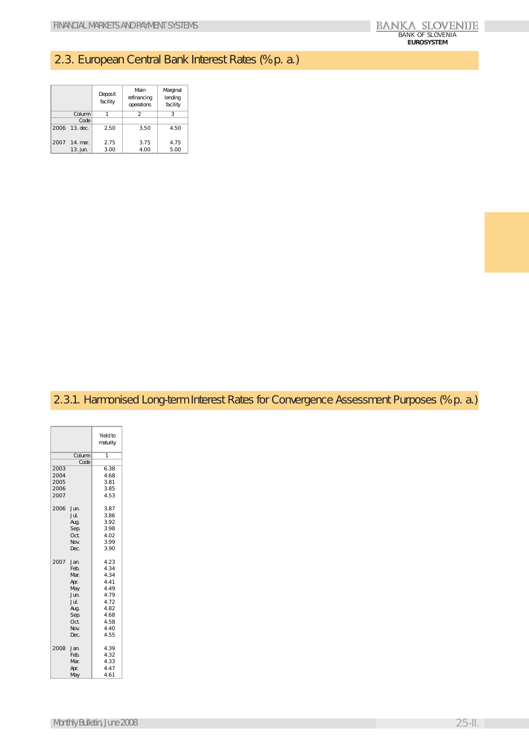## 2.3. European Central Bank Interest Rates (% p. a.)

| | | Deposit facility | Main refinancing operations | Marginal lending facility |
|---|---|---|---|---|
| | Column | 1 | 2 | 3 |
| | Code | | | |
| 2006 | 13. dec. | 2.50 | 3.50 | 4.50 |
| 2007 | 14. mar. | 2.75 | 3.75 | 4.75 |
| | 13. jun. | 3.00 | 4.00 | 5.00 |

## 2.3.1. Harmonised Long-term Interest Rates for Convergence Assessment Purposes (% p. a.)

| | | Yield to maturity |
|---|---|---|
| | Column | 1 |
| | Code | |
| 2003 | | 6.38 |
| 2004 | | 4.68 |
| 2005 | | 3.81 |
| 2006 | | 3.85 |
| 2007 | | 4.53 |
| 2006 | Jun. | 3.87 |
| | Jul. | 3.86 |
| | Aug. | 3.92 |
| | Sep. | 3.98 |
| | Oct. | 4.02 |
| | Nov. | 3.99 |
| | Dec. | 3.90 |
| 2007 | Jan. | 4.23 |
| | Feb. | 4.34 |
| | Mar. | 4.34 |
| | Apr. | 4.41 |
| | May | 4.49 |
| | Jun. | 4.79 |
| | Jul. | 4.72 |
| | Aug. | 4.82 |
| | Sep. | 4.68 |
| | Oct. | 4.58 |
| | Nov. | 4.40 |
| | Dec. | 4.55 |
| 2008 | Jan. | 4.39 |
| | Feb. | 4.32 |
| | Mar. | 4.33 |
| | Apr. | 4.47 |
| | May | 4.61 |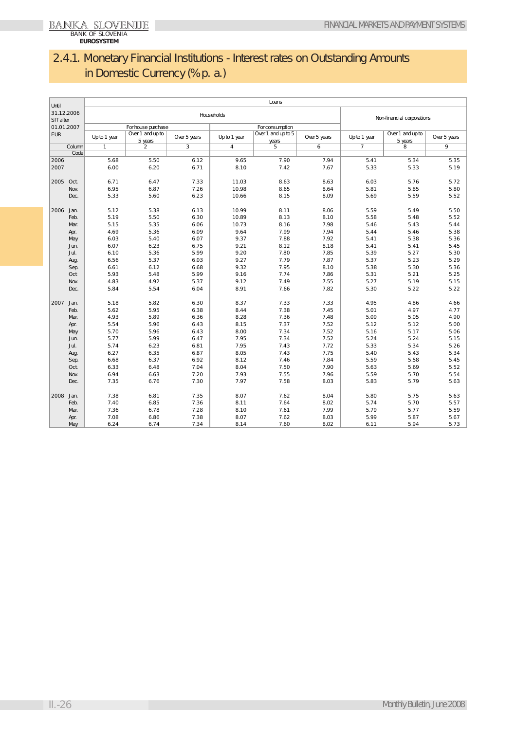## 2.4.1. Monetary Financial Institutions - Interest rates on Outstanding Amounts in Domestic Currency (% p. a.)

| Until 31.12.2006 SIT after 01.01.2007 EUR | | Loans | | | | | | | | |
|---|---|---|---|---|---|---|---|---|---|---|
| | | Households | | | | | | Non-financial corporations | | |
| | | For house purchase | | | For consumption | | | | | |
| | | Up to 1 year | Over 1 and up to 5 years | Over 5 years | Up to 1 year | Over 1 and up to 5 years | Over 5 years | Up to 1 year | Over 1 and up to 5 years | Over 5 years |
| | Column | 1 | 2 | 3 | 4 | 5 | 6 | 7 | 8 | 9 |
| | Code | | | | | | | | | |
| 2006 | | 5.68 | 5.50 | 6.12 | 9.65 | 7.90 | 7.94 | 5.41 | 5.34 | 5.35 |
| 2007 | | 6.00 | 6.20 | 6.71 | 8.10 | 7.42 | 7.67 | 5.33 | 5.33 | 5.19 |
| 2005 | Oct. | 6.71 | 6.47 | 7.33 | 11.03 | 8.63 | 8.63 | 6.03 | 5.76 | 5.72 |
| | Nov. | 6.95 | 6.87 | 7.26 | 10.98 | 8.65 | 8.64 | 5.81 | 5.85 | 5.80 |
| | Dec. | 5.33 | 5.60 | 6.23 | 10.66 | 8.15 | 8.09 | 5.69 | 5.59 | 5.52 |
| 2006 | Jan. | 5.12 | 5.38 | 6.13 | 10.99 | 8.11 | 8.06 | 5.59 | 5.49 | 5.50 |
| | Feb. | 5.19 | 5.50 | 6.30 | 10.89 | 8.13 | 8.10 | 5.58 | 5.48 | 5.52 |
| | Mar. | 5.15 | 5.35 | 6.06 | 10.73 | 8.16 | 7.98 | 5.46 | 5.43 | 5.44 |
| | Apr. | 4.69 | 5.36 | 6.09 | 9.64 | 7.99 | 7.94 | 5.44 | 5.46 | 5.38 |
| | May | 6.03 | 5.40 | 6.07 | 9.37 | 7.88 | 7.92 | 5.41 | 5.38 | 5.36 |
| | Jun. | 6.07 | 6.23 | 6.75 | 9.21 | 8.12 | 8.18 | 5.41 | 5.41 | 5.45 |
| | Jul. | 6.10 | 5.36 | 5.99 | 9.20 | 7.80 | 7.85 | 5.39 | 5.27 | 5.30 |
| | Aug. | 6.56 | 5.37 | 6.03 | 9.27 | 7.79 | 7.87 | 5.37 | 5.23 | 5.29 |
| | Sep. | 6.61 | 6.12 | 6.68 | 9.32 | 7.95 | 8.10 | 5.38 | 5.30 | 5.36 |
| | Oct. | 5.93 | 5.48 | 5.99 | 9.16 | 7.74 | 7.86 | 5.31 | 5.21 | 5.25 |
| | Nov. | 4.83 | 4.92 | 5.37 | 9.12 | 7.49 | 7.55 | 5.27 | 5.19 | 5.15 |
| | Dec. | 5.84 | 5.54 | 6.04 | 8.91 | 7.66 | 7.82 | 5.30 | 5.22 | 5.22 |
| 2007 | Jan. | 5.18 | 5.82 | 6.30 | 8.37 | 7.33 | 7.33 | 4.95 | 4.86 | 4.66 |
| | Feb. | 5.62 | 5.95 | 6.38 | 8.44 | 7.38 | 7.45 | 5.01 | 4.97 | 4.77 |
| | Mar. | 4.93 | 5.89 | 6.36 | 8.28 | 7.36 | 7.48 | 5.09 | 5.05 | 4.90 |
| | Apr. | 5.54 | 5.96 | 6.43 | 8.15 | 7.37 | 7.52 | 5.12 | 5.12 | 5.00 |
| | May | 5.70 | 5.96 | 6.43 | 8.00 | 7.34 | 7.52 | 5.16 | 5.17 | 5.06 |
| | Jun. | 5.77 | 5.99 | 6.47 | 7.95 | 7.34 | 7.52 | 5.24 | 5.24 | 5.15 |
| | Jul. | 5.74 | 6.23 | 6.81 | 7.95 | 7.43 | 7.72 | 5.33 | 5.34 | 5.26 |
| | Aug. | 6.27 | 6.35 | 6.87 | 8.05 | 7.43 | 7.75 | 5.40 | 5.43 | 5.34 |
| | Sep. | 6.68 | 6.37 | 6.92 | 8.12 | 7.46 | 7.84 | 5.59 | 5.58 | 5.45 |
| | Oct. | 6.33 | 6.48 | 7.04 | 8.04 | 7.50 | 7.90 | 5.63 | 5.69 | 5.52 |
| | Nov. | 6.94 | 6.63 | 7.20 | 7.93 | 7.55 | 7.96 | 5.59 | 5.70 | 5.54 |
| | Dec. | 7.35 | 6.76 | 7.30 | 7.97 | 7.58 | 8.03 | 5.83 | 5.79 | 5.63 |
| 2008 | Jan. | 7.38 | 6.81 | 7.35 | 8.07 | 7.62 | 8.04 | 5.80 | 5.75 | 5.63 |
| | Feb. | 7.40 | 6.85 | 7.36 | 8.11 | 7.64 | 8.02 | 5.74 | 5.70 | 5.57 |
| | Mar. | 7.36 | 6.78 | 7.28 | 8.10 | 7.61 | 7.99 | 5.79 | 5.77 | 5.59 |
| | Apr. | 7.08 | 6.86 | 7.38 | 8.07 | 7.62 | 8.03 | 5.99 | 5.87 | 5.67 |
| | May | 6.24 | 6.74 | 7.34 | 8.14 | 7.60 | 8.02 | 6.11 | 5.94 | 5.73 |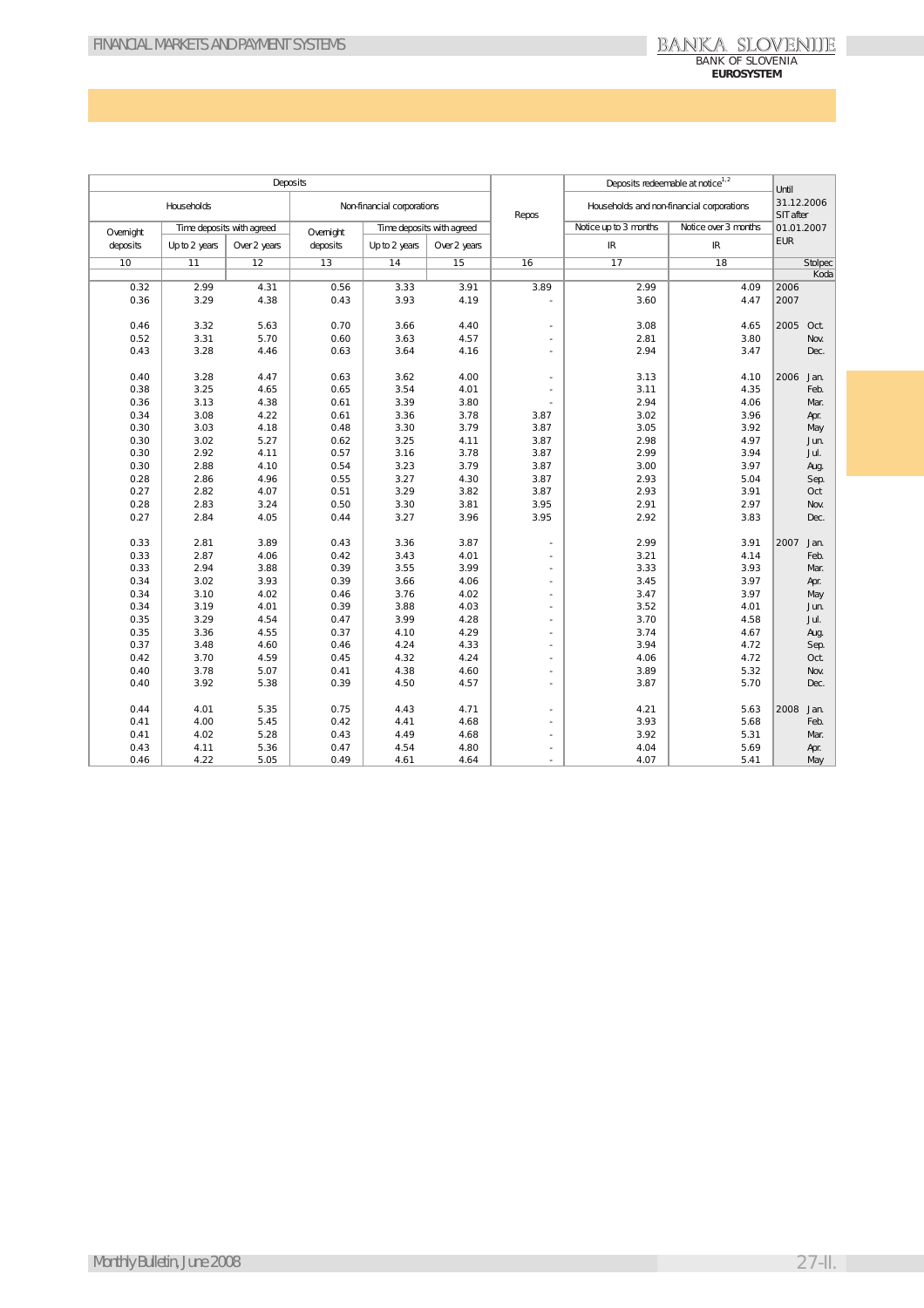| Deposits | | | | | | | Repos | Deposits redeemable at notice[1,2] | | Until 31.12.2006 SIT after 01.01.2007 EUR | |
|---|---|---|---|---|---|---|---|---|---|---|---|
| Households | | | Non-financial corporations | | | | | Households and non-financial corporations | | | |
| Overnight deposits | Time deposits with agreed | | Overnight deposits | Time deposits with agreed | | | | Notice up to 3 months | Notice over 3 months | | |
| | Up to 2 years | Over 2 years | | Up to 2 years | Over 2 years | | | IR | IR | | |
| 10 | 11 | 12 | 13 | 14 | 15 | | 16 | 17 | 18 | Stolpec | |
| | | | | | | | | | | Koda | |
| 0.32 | 2.99 | 4.31 | 0.56 | 3.33 | 3.91 | | 3.89 | 2.99 | 4.09 | 2006 | |
| 0.36 | 3.29 | 4.38 | 0.43 | 3.93 | 4.19 | | - | 3.60 | 4.47 | 2007 | |
| 0.46 | 3.32 | 5.63 | 0.70 | 3.66 | 4.40 | | - | 3.08 | 4.65 | 2005 | Oct. |
| 0.52 | 3.31 | 5.70 | 0.60 | 3.63 | 4.57 | | - | 2.81 | 3.80 | | Nov. |
| 0.43 | 3.28 | 4.46 | 0.63 | 3.64 | 4.16 | | - | 2.94 | 3.47 | | Dec. |
| 0.40 | 3.28 | 4.47 | 0.63 | 3.62 | 4.00 | | - | 3.13 | 4.10 | 2006 | Jan. |
| 0.38 | 3.25 | 4.65 | 0.65 | 3.54 | 4.01 | | - | 3.11 | 4.35 | | Feb. |
| 0.36 | 3.13 | 4.38 | 0.61 | 3.39 | 3.80 | | - | 2.94 | 4.06 | | Mar. |
| 0.34 | 3.08 | 4.22 | 0.61 | 3.36 | 3.78 | | 3.87 | 3.02 | 3.96 | | Apr. |
| 0.30 | 3.03 | 4.18 | 0.48 | 3.30 | 3.79 | | 3.87 | 3.05 | 3.92 | | May |
| 0.30 | 3.02 | 5.27 | 0.62 | 3.25 | 4.11 | | 3.87 | 2.98 | 4.97 | | Jun. |
| 0.30 | 2.92 | 4.11 | 0.57 | 3.16 | 3.78 | | 3.87 | 2.99 | 3.94 | | Jul. |
| 0.30 | 2.88 | 4.10 | 0.54 | 3.23 | 3.79 | | 3.87 | 3.00 | 3.97 | | Aug. |
| 0.28 | 2.86 | 4.96 | 0.55 | 3.27 | 4.30 | | 3.87 | 2.93 | 5.04 | | Sep. |
| 0.27 | 2.82 | 4.07 | 0.51 | 3.29 | 3.82 | | 3.87 | 2.93 | 3.91 | | Oct |
| 0.28 | 2.83 | 3.24 | 0.50 | 3.30 | 3.81 | | 3.95 | 2.91 | 2.97 | | Nov. |
| 0.27 | 2.84 | 4.05 | 0.44 | 3.27 | 3.96 | | 3.95 | 2.92 | 3.83 | | Dec. |
| 0.33 | 2.81 | 3.89 | 0.43 | 3.36 | 3.87 | | - | 2.99 | 3.91 | 2007 | Jan. |
| 0.33 | 2.87 | 4.06 | 0.42 | 3.43 | 4.01 | | - | 3.21 | 4.14 | | Feb. |
| 0.33 | 2.94 | 3.88 | 0.39 | 3.55 | 3.99 | | - | 3.33 | 3.93 | | Mar. |
| 0.34 | 3.02 | 3.93 | 0.39 | 3.66 | 4.06 | | - | 3.45 | 3.97 | | Apr. |
| 0.34 | 3.10 | 4.02 | 0.46 | 3.76 | 4.02 | | - | 3.47 | 3.97 | | May |
| 0.34 | 3.19 | 4.01 | 0.39 | 3.88 | 4.03 | | - | 3.52 | 4.01 | | Jun. |
| 0.35 | 3.29 | 4.54 | 0.47 | 3.99 | 4.28 | | - | 3.70 | 4.58 | | Jul. |
| 0.35 | 3.36 | 4.55 | 0.37 | 4.10 | 4.29 | | - | 3.74 | 4.67 | | Aug. |
| 0.37 | 3.48 | 4.60 | 0.46 | 4.24 | 4.33 | | - | 3.94 | 4.72 | | Sep. |
| 0.42 | 3.70 | 4.59 | 0.45 | 4.32 | 4.24 | | - | 4.06 | 4.72 | | Oct. |
| 0.40 | 3.78 | 5.07 | 0.41 | 4.38 | 4.60 | | - | 3.89 | 5.32 | | Nov. |
| 0.40 | 3.92 | 5.38 | 0.39 | 4.50 | 4.57 | | - | 3.87 | 5.70 | | Dec. |
| 0.44 | 4.01 | 5.35 | 0.75 | 4.43 | 4.71 | | - | 4.21 | 5.63 | 2008 | Jan. |
| 0.41 | 4.00 | 5.45 | 0.42 | 4.41 | 4.68 | | - | 3.93 | 5.68 | | Feb. |
| 0.41 | 4.02 | 5.28 | 0.43 | 4.49 | 4.68 | | - | 3.92 | 5.31 | | Mar. |
| 0.43 | 4.11 | 5.36 | 0.47 | 4.54 | 4.80 | | - | 4.04 | 5.69 | | Apr. |
| 0.46 | 4.22 | 5.05 | 0.49 | 4.61 | 4.64 | | - | 4.07 | 5.41 | | May |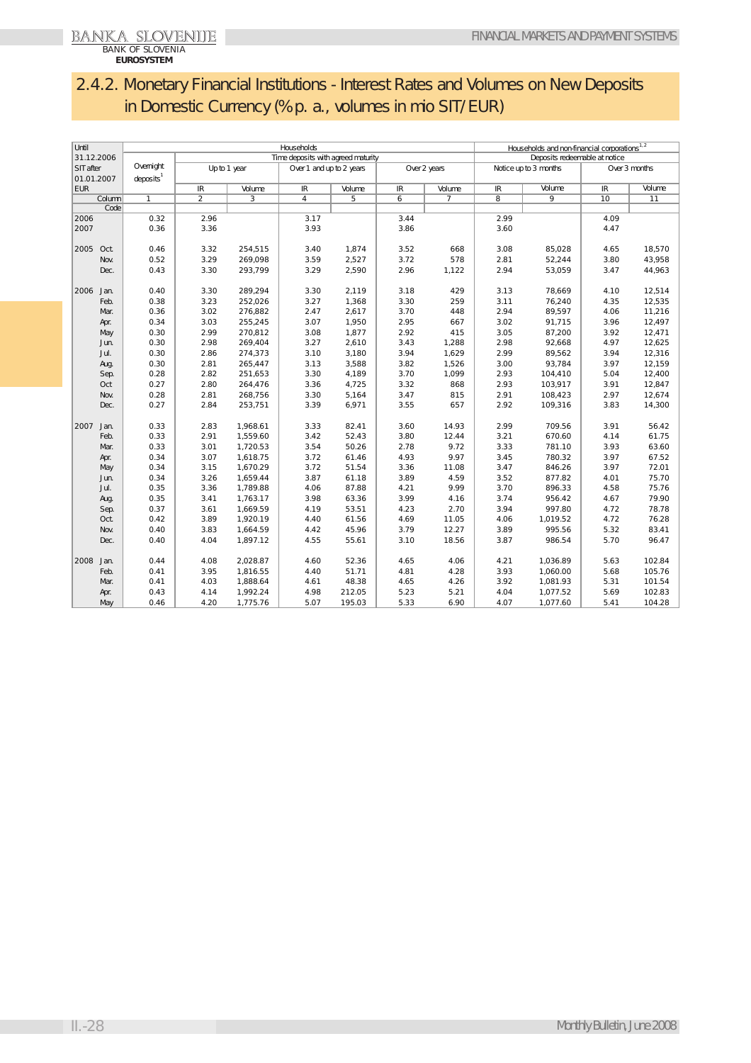## 2.4.2. Monetary Financial Institutions - Interest Rates and Volumes on New Deposits in Domestic Currency (% p. a., volumes in mio SIT/EUR)

| Until 31.12.2006 SIT after 01.01.2007 EUR | | Households | | | | | | | Households and non-financial corporations[1,2] | | | |
|---|---|---|---|---|---|---|---|---|---|---|---|---|
| | | | Time deposits with agreed maturity | | | | | | Deposits redeemable at notice | | | |
| | | Overnight deposits[1] | Up to 1 year | | Over 1 and up to 2 years | | Over 2 years | | Notice up to 3 months | | Over 3 months | |
| | | | IR | Volume | IR | Volume | IR | Volume | IR | Volume | IR | Volume |
| | Column | 1 | 2 | 3 | 4 | 5 | 6 | 7 | 8 | 9 | 10 | 11 |
| | Code | | | | | | | | | | | |
| 2006 | | 0.32 | 2.96 | | 3.17 | | 3.44 | | 2.99 | | 4.09 | |
| 2007 | | 0.36 | 3.36 | | 3.93 | | 3.86 | | 3.60 | | 4.47 | |
| 2005 | Oct. | 0.46 | 3.32 | 254,515 | 3.40 | 1,874 | 3.52 | 668 | 3.08 | 85,028 | 4.65 | 18,570 |
| | Nov. | 0.52 | 3.29 | 269,098 | 3.59 | 2,527 | 3.72 | 578 | 2.81 | 52,244 | 3.80 | 43,958 |
| | Dec. | 0.43 | 3.30 | 293,799 | 3.29 | 2,590 | 2.96 | 1,122 | 2.94 | 53,059 | 3.47 | 44,963 |
| 2006 | Jan. | 0.40 | 3.30 | 289,294 | 3.30 | 2,119 | 3.18 | 429 | 3.13 | 78,669 | 4.10 | 12,514 |
| | Feb. | 0.38 | 3.23 | 252,026 | 3.27 | 1,368 | 3.30 | 259 | 3.11 | 76,240 | 4.35 | 12,535 |
| | Mar. | 0.36 | 3.02 | 276,882 | 2.47 | 2,617 | 3.70 | 448 | 2.94 | 89,597 | 4.06 | 11,216 |
| | Apr. | 0.34 | 3.03 | 255,245 | 3.07 | 1,950 | 2.95 | 667 | 3.02 | 91,715 | 3.96 | 12,497 |
| | May | 0.30 | 2.99 | 270,812 | 3.08 | 1,877 | 2.92 | 415 | 3.05 | 87,200 | 3.92 | 12,471 |
| | Jun. | 0.30 | 2.98 | 269,404 | 3.27 | 2,610 | 3.43 | 1,288 | 2.98 | 92,668 | 4.97 | 12,625 |
| | Jul. | 0.30 | 2.86 | 274,373 | 3.10 | 3,180 | 3.94 | 1,629 | 2.99 | 89,562 | 3.94 | 12,316 |
| | Aug. | 0.30 | 2.81 | 265,447 | 3.13 | 3,588 | 3.82 | 1,526 | 3.00 | 93,784 | 3.97 | 12,159 |
| | Sep. | 0.28 | 2.82 | 251,653 | 3.30 | 4,189 | 3.70 | 1,099 | 2.93 | 104,410 | 5.04 | 12,400 |
| | Oct | 0.27 | 2.80 | 264,476 | 3.36 | 4,725 | 3.32 | 868 | 2.93 | 103,917 | 3.91 | 12,847 |
| | Nov. | 0.28 | 2.81 | 268,756 | 3.30 | 5,164 | 3.47 | 815 | 2.91 | 108,423 | 2.97 | 12,674 |
| | Dec. | 0.27 | 2.84 | 253,751 | 3.39 | 6,971 | 3.55 | 657 | 2.92 | 109,316 | 3.83 | 14,300 |
| 2007 | Jan. | 0.33 | 2.83 | 1,968.61 | 3.33 | 82.41 | 3.60 | 14.93 | 2.99 | 709.56 | 3.91 | 56.42 |
| | Feb. | 0.33 | 2.91 | 1,559.60 | 3.42 | 52.43 | 3.80 | 12.44 | 3.21 | 670.60 | 4.14 | 61.75 |
| | Mar. | 0.33 | 3.01 | 1,720.53 | 3.54 | 50.26 | 2.78 | 9.72 | 3.33 | 781.10 | 3.93 | 63.60 |
| | Apr. | 0.34 | 3.07 | 1,618.75 | 3.72 | 61.46 | 4.93 | 9.97 | 3.45 | 780.32 | 3.97 | 67.52 |
| | May | 0.34 | 3.15 | 1,670.29 | 3.72 | 51.54 | 3.36 | 11.08 | 3.47 | 846.26 | 3.97 | 72.01 |
| | Jun. | 0.34 | 3.26 | 1,659.44 | 3.87 | 61.18 | 3.89 | 4.59 | 3.52 | 877.82 | 4.01 | 75.70 |
| | Jul. | 0.35 | 3.36 | 1,789.88 | 4.06 | 87.88 | 4.21 | 9.99 | 3.70 | 896.33 | 4.58 | 75.76 |
| | Aug. | 0.35 | 3.41 | 1,763.17 | 3.98 | 63.36 | 3.99 | 4.16 | 3.74 | 956.42 | 4.67 | 79.90 |
| | Sep. | 0.37 | 3.61 | 1,669.59 | 4.19 | 53.51 | 4.23 | 2.70 | 3.94 | 997.80 | 4.72 | 78.78 |
| | Oct. | 0.42 | 3.89 | 1,920.19 | 4.40 | 61.56 | 4.69 | 11.05 | 4.06 | 1,019.52 | 4.72 | 76.28 |
| | Nov. | 0.40 | 3.83 | 1,664.59 | 4.42 | 45.96 | 3.79 | 12.27 | 3.89 | 995.56 | 5.32 | 83.41 |
| | Dec. | 0.40 | 4.04 | 1,897.12 | 4.55 | 55.61 | 3.10 | 18.56 | 3.87 | 986.54 | 5.70 | 96.47 |
| 2008 | Jan. | 0.44 | 4.08 | 2,028.87 | 4.60 | 52.36 | 4.65 | 4.06 | 4.21 | 1,036.89 | 5.63 | 102.84 |
| | Feb. | 0.41 | 3.95 | 1,816.55 | 4.40 | 51.71 | 4.81 | 4.28 | 3.93 | 1,060.00 | 5.68 | 105.76 |
| | Mar. | 0.41 | 4.03 | 1,888.64 | 4.61 | 48.38 | 4.65 | 4.26 | 3.92 | 1,081.93 | 5.31 | 101.54 |
| | Apr. | 0.43 | 4.14 | 1,992.24 | 4.98 | 212.05 | 5.23 | 5.21 | 4.04 | 1,077.52 | 5.69 | 102.83 |
| | May | 0.46 | 4.20 | 1,775.76 | 5.07 | 195.03 | 5.33 | 6.90 | 4.07 | 1,077.60 | 5.41 | 104.28 |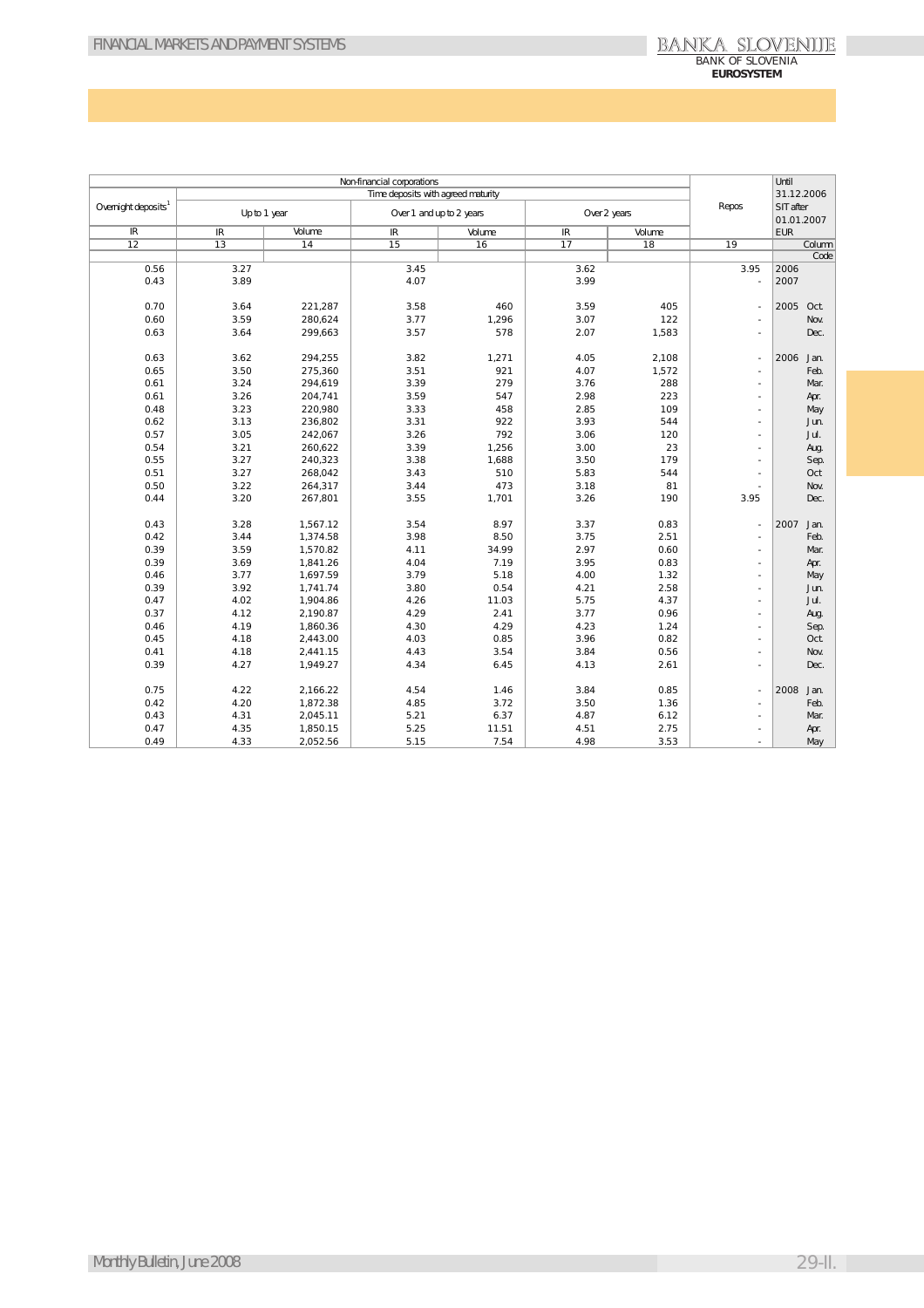| Non-financial corporations | | | | | | | | Repos | Until 31.12.2006 SIT after 01.01.2007 EUR |
|---|---|---|---|---|---|---|---|---|---|
| Overnight deposits[1] | Time deposits with agreed maturity | | | | | | | | |
| | Up to 1 year | | Over 1 and up to 2 years | | Over 2 years | | | | |
| IR | IR | Volume | IR | Volume | IR | Volume | | | |
| 12 | 13 | 14 | 15 | 16 | 17 | 18 | 19 | | Column |
| | | | | | | | | | Code |
| 0.56 | 3.27 | | 3.45 | | 3.62 | | 3.95 | 2006 | |
| 0.43 | 3.89 | | 4.07 | | 3.99 | | - | 2007 | |
| 0.70 | 3.64 | 221,287 | 3.58 | 460 | 3.59 | 405 | - | 2005 | Oct. |
| 0.60 | 3.59 | 280,624 | 3.77 | 1,296 | 3.07 | 122 | - | | Nov. |
| 0.63 | 3.64 | 299,663 | 3.57 | 578 | 2.07 | 1,583 | - | | Dec. |
| 0.63 | 3.62 | 294,255 | 3.82 | 1,271 | 4.05 | 2,108 | - | 2006 | Jan. |
| 0.65 | 3.50 | 275,360 | 3.51 | 921 | 4.07 | 1,572 | - | | Feb. |
| 0.61 | 3.24 | 294,619 | 3.39 | 279 | 3.76 | 288 | - | | Mar. |
| 0.61 | 3.26 | 204,741 | 3.59 | 547 | 2.98 | 223 | - | | Apr. |
| 0.48 | 3.23 | 220,980 | 3.33 | 458 | 2.85 | 109 | - | | May |
| 0.62 | 3.13 | 236,802 | 3.31 | 922 | 3.93 | 544 | - | | Jun. |
| 0.57 | 3.05 | 242,067 | 3.26 | 792 | 3.06 | 120 | - | | Jul. |
| 0.54 | 3.21 | 260,622 | 3.39 | 1,256 | 3.00 | 23 | - | | Aug. |
| 0.55 | 3.27 | 240,323 | 3.38 | 1,688 | 3.50 | 179 | - | | Sep. |
| 0.51 | 3.27 | 268,042 | 3.43 | 510 | 5.83 | 544 | - | | Oct |
| 0.50 | 3.22 | 264,317 | 3.44 | 473 | 3.18 | 81 | - | | Nov. |
| 0.44 | 3.20 | 267,801 | 3.55 | 1,701 | 3.26 | 190 | 3.95 | | Dec. |
| 0.43 | 3.28 | 1,567.12 | 3.54 | 8.97 | 3.37 | 0.83 | - | 2007 | Jan. |
| 0.42 | 3.44 | 1,374.58 | 3.98 | 8.50 | 3.75 | 2.51 | - | | Feb. |
| 0.39 | 3.59 | 1,570.82 | 4.11 | 34.99 | 2.97 | 0.60 | - | | Mar. |
| 0.39 | 3.69 | 1,841.26 | 4.04 | 7.19 | 3.95 | 0.83 | - | | Apr. |
| 0.46 | 3.77 | 1,697.59 | 3.79 | 5.18 | 4.00 | 1.32 | - | | May |
| 0.39 | 3.92 | 1,741.74 | 3.80 | 0.54 | 4.21 | 2.58 | - | | Jun. |
| 0.47 | 4.02 | 1,904.86 | 4.26 | 11.03 | 5.75 | 4.37 | - | | Jul. |
| 0.37 | 4.12 | 2,190.87 | 4.29 | 2.41 | 3.77 | 0.96 | - | | Aug. |
| 0.46 | 4.19 | 1,860.36 | 4.30 | 4.29 | 4.23 | 1.24 | - | | Sep. |
| 0.45 | 4.18 | 2,443.00 | 4.03 | 0.85 | 3.96 | 0.82 | - | | Oct. |
| 0.41 | 4.18 | 2,441.15 | 4.43 | 3.54 | 3.84 | 0.56 | - | | Nov. |
| 0.39 | 4.27 | 1,949.27 | 4.34 | 6.45 | 4.13 | 2.61 | - | | Dec. |
| 0.75 | 4.22 | 2,166.22 | 4.54 | 1.46 | 3.84 | 0.85 | - | 2008 | Jan. |
| 0.42 | 4.20 | 1,872.38 | 4.85 | 3.72 | 3.50 | 1.36 | - | | Feb. |
| 0.43 | 4.31 | 2,045.11 | 5.21 | 6.37 | 4.87 | 6.12 | - | | Mar. |
| 0.47 | 4.35 | 1,850.15 | 5.25 | 11.51 | 4.51 | 2.75 | - | | Apr. |
| 0.49 | 4.33 | 2,052.56 | 5.15 | 7.54 | 4.98 | 3.53 | - | | May |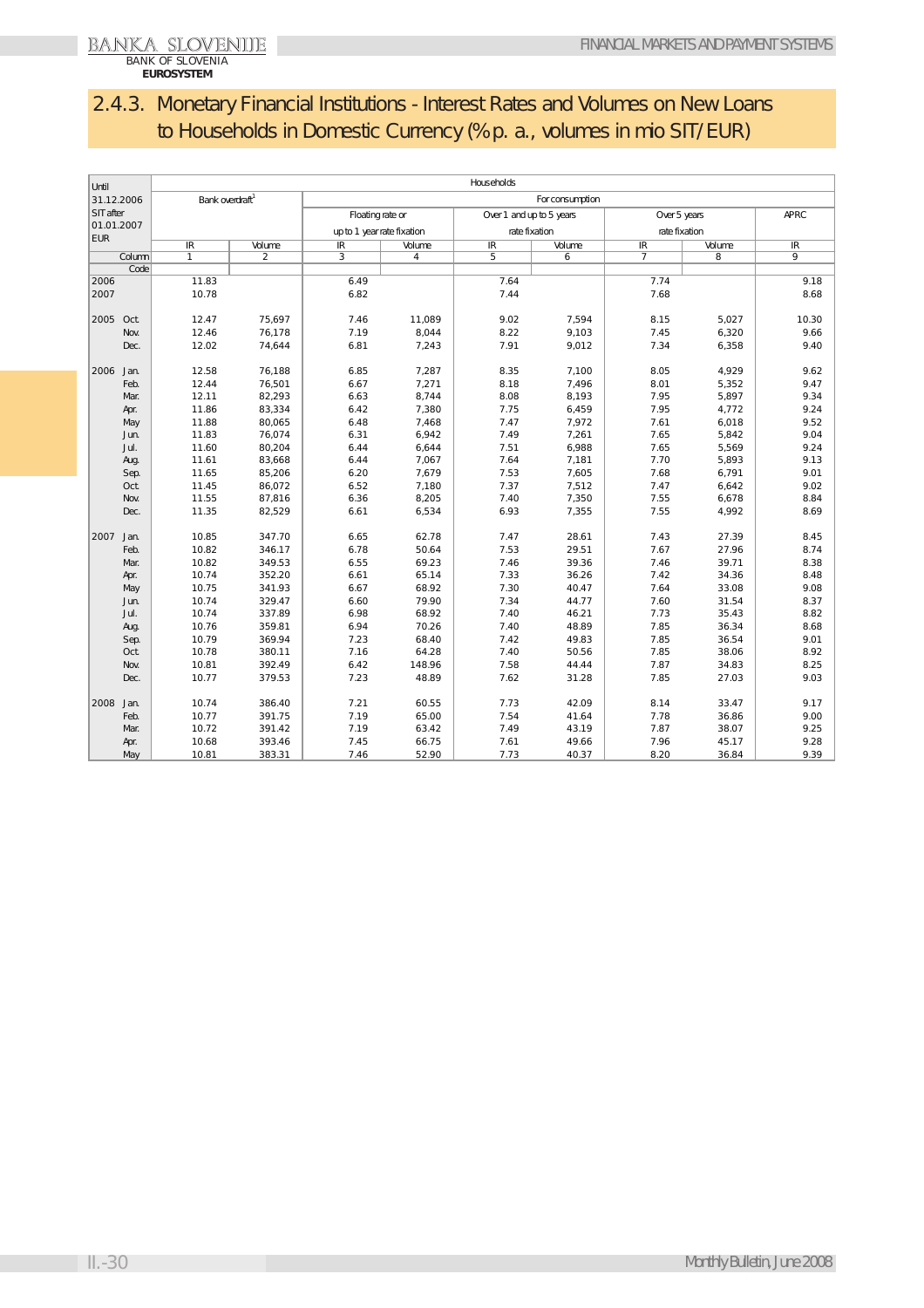## 2.4.3. Monetary Financial Institutions - Interest Rates and Volumes on New Loans to Households in Domestic Currency (% p. a., volumes in mio SIT/EUR)

| Until 31.12.2006 SIT after 01.01.2007 EUR | | Households | | | | | | | | |
|---|---|---|---|---|---|---|---|---|---|---|
| | | Bank overdraft[1] | | For consumption | | | | | | |
| | | | | Floating rate or up to 1 year rate fixation | | Over 1 and up to 5 years rate fixation | | Over 5 years rate fixation | | APRC |
| | | IR | Volume | IR | Volume | IR | Volume | IR | Volume | IR |
| | Column | 1 | 2 | 3 | 4 | 5 | 6 | 7 | 8 | 9 |
| | Code | | | | | | | | | |
| 2006 | | 11.83 | | 6.49 | | 7.64 | | 7.74 | | 9.18 |
| 2007 | | 10.78 | | 6.82 | | 7.44 | | 7.68 | | 8.68 |
| 2005 | Oct. | 12.47 | 75,697 | 7.46 | 11,089 | 9.02 | 7,594 | 8.15 | 5,027 | 10.30 |
| | Nov. | 12.46 | 76,178 | 7.19 | 8,044 | 8.22 | 9,103 | 7.45 | 6,320 | 9.66 |
| | Dec. | 12.02 | 74,644 | 6.81 | 7,243 | 7.91 | 9,012 | 7.34 | 6,358 | 9.40 |
| 2006 | Jan. | 12.58 | 76,188 | 6.85 | 7,287 | 8.35 | 7,100 | 8.05 | 4,929 | 9.62 |
| | Feb. | 12.44 | 76,501 | 6.67 | 7,271 | 8.18 | 7,496 | 8.01 | 5,352 | 9.47 |
| | Mar. | 12.11 | 82,293 | 6.63 | 8,744 | 8.08 | 8,193 | 7.95 | 5,897 | 9.34 |
| | Apr. | 11.86 | 83,334 | 6.42 | 7,380 | 7.75 | 6,459 | 7.95 | 4,772 | 9.24 |
| | May | 11.88 | 80,065 | 6.48 | 7,468 | 7.47 | 7,972 | 7.61 | 6,018 | 9.52 |
| | Jun. | 11.83 | 76,074 | 6.31 | 6,942 | 7.49 | 7,261 | 7.65 | 5,842 | 9.04 |
| | Jul. | 11.60 | 80,204 | 6.44 | 6,644 | 7.51 | 6,988 | 7.65 | 5,569 | 9.24 |
| | Aug. | 11.61 | 83,668 | 6.44 | 7,067 | 7.64 | 7,181 | 7.70 | 5,893 | 9.13 |
| | Sep. | 11.65 | 85,206 | 6.20 | 7,679 | 7.53 | 7,605 | 7.68 | 6,791 | 9.01 |
| | Oct. | 11.45 | 86,072 | 6.52 | 7,180 | 7.37 | 7,512 | 7.47 | 6,642 | 9.02 |
| | Nov. | 11.55 | 87,816 | 6.36 | 8,205 | 7.40 | 7,350 | 7.55 | 6,678 | 8.84 |
| | Dec. | 11.35 | 82,529 | 6.61 | 6,534 | 6.93 | 7,355 | 7.55 | 4,992 | 8.69 |
| 2007 | Jan. | 10.85 | 347.70 | 6.65 | 62.78 | 7.47 | 28.61 | 7.43 | 27.39 | 8.45 |
| | Feb. | 10.82 | 346.17 | 6.78 | 50.64 | 7.53 | 29.51 | 7.67 | 27.96 | 8.74 |
| | Mar. | 10.82 | 349.53 | 6.55 | 69.23 | 7.46 | 39.36 | 7.46 | 39.71 | 8.38 |
| | Apr. | 10.74 | 352.20 | 6.61 | 65.14 | 7.33 | 36.26 | 7.42 | 34.36 | 8.48 |
| | May | 10.75 | 341.93 | 6.67 | 68.92 | 7.30 | 40.47 | 7.64 | 33.08 | 9.08 |
| | Jun. | 10.74 | 329.47 | 6.60 | 79.90 | 7.34 | 44.77 | 7.60 | 31.54 | 8.37 |
| | Jul. | 10.74 | 337.89 | 6.98 | 68.92 | 7.40 | 46.21 | 7.73 | 35.43 | 8.82 |
| | Aug. | 10.76 | 359.81 | 6.94 | 70.26 | 7.40 | 48.89 | 7.85 | 36.34 | 8.68 |
| | Sep. | 10.79 | 369.94 | 7.23 | 68.40 | 7.42 | 49.83 | 7.85 | 36.54 | 9.01 |
| | Oct. | 10.78 | 380.11 | 7.16 | 64.28 | 7.40 | 50.56 | 7.85 | 38.06 | 8.92 |
| | Nov. | 10.81 | 392.49 | 6.42 | 148.96 | 7.58 | 44.44 | 7.87 | 34.83 | 8.25 |
| | Dec. | 10.77 | 379.53 | 7.23 | 48.89 | 7.62 | 31.28 | 7.85 | 27.03 | 9.03 |
| 2008 | Jan. | 10.74 | 386.40 | 7.21 | 60.55 | 7.73 | 42.09 | 8.14 | 33.47 | 9.17 |
| | Feb. | 10.77 | 391.75 | 7.19 | 65.00 | 7.54 | 41.64 | 7.78 | 36.86 | 9.00 |
| | Mar. | 10.72 | 391.42 | 7.19 | 63.42 | 7.49 | 43.19 | 7.87 | 38.07 | 9.25 |
| | Apr. | 10.68 | 393.46 | 7.45 | 66.75 | 7.61 | 49.66 | 7.96 | 45.17 | 9.28 |
| | May | 10.81 | 383.31 | 7.46 | 52.90 | 7.73 | 40.37 | 8.20 | 36.84 | 9.39 |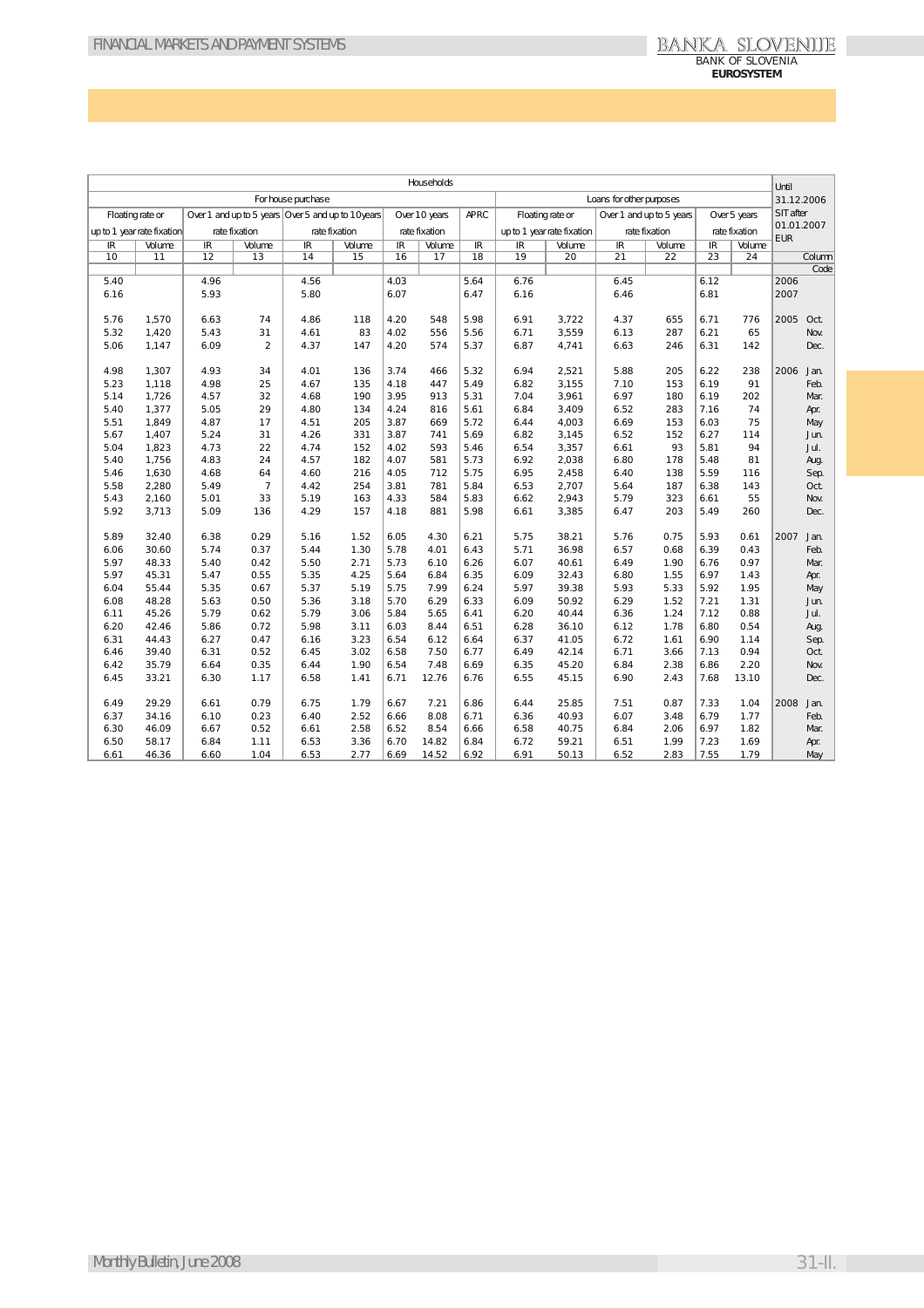| Households | | | | | | | | | | | | | | | | Until 31.12.2006 SIT after 01.01.2007 EUR | |
|---|---|---|---|---|---|---|---|---|---|---|---|---|---|---|---|---|---|
| For house purchase | | | | | | | | | Loans for other purposes | | | | | | | | |
| Floating rate or up to 1 year rate fixation | | Over 1 and up to 5 years rate fixation | | Over 5 and up to 10years rate fixation | | Over 10 years rate fixation | | APRC | Floating rate or up to 1 year rate fixation | | Over 1 and up to 5 years rate fixation | | Over 5 years rate fixation | | | | |
| IR | Volume | IR | Volume | IR | Volume | IR | Volume | IR | IR | Volume | IR | Volume | IR | Volume | | | |
| 10 | 11 | 12 | 13 | 14 | 15 | 16 | 17 | 18 | 19 | 20 | 21 | 22 | 23 | 24 | | Column | |
| | | | | | | | | | | | | | | | | Code | |
| 5.40 | | 4.96 | | 4.56 | | 4.03 | | 5.64 | 6.76 | | 6.45 | | 6.12 | | 2006 | | |
| 6.16 | | 5.93 | | 5.80 | | 6.07 | | 6.47 | 6.16 | | 6.46 | | 6.81 | | 2007 | | |
| 5.76 | 1,570 | 6.63 | 74 | 4.86 | 118 | 4.20 | 548 | 5.98 | 6.91 | 3,722 | 4.37 | 655 | 6.71 | 776 | 2005 | Oct. | |
| 5.32 | 1,420 | 5.43 | 31 | 4.61 | 83 | 4.02 | 556 | 5.56 | 6.71 | 3,559 | 6.13 | 287 | 6.21 | 65 | | Nov. | |
| 5.06 | 1,147 | 6.09 | 2 | 4.37 | 147 | 4.20 | 574 | 5.37 | 6.87 | 4,741 | 6.63 | 246 | 6.31 | 142 | | Dec. | |
| 4.98 | 1,307 | 4.93 | 34 | 4.01 | 136 | 3.74 | 466 | 5.32 | 6.94 | 2,521 | 5.88 | 205 | 6.22 | 238 | 2006 | Jan. | |
| 5.23 | 1,118 | 4.98 | 25 | 4.67 | 135 | 4.18 | 447 | 5.49 | 6.82 | 3,155 | 7.10 | 153 | 6.19 | 91 | | Feb. | |
| 5.14 | 1,726 | 4.57 | 32 | 4.68 | 190 | 3.95 | 913 | 5.31 | 7.04 | 3,961 | 6.97 | 180 | 6.19 | 202 | | Mar. | |
| 5.40 | 1,377 | 5.05 | 29 | 4.80 | 134 | 4.24 | 816 | 5.61 | 6.84 | 3,409 | 6.52 | 283 | 7.16 | 74 | | Apr. | |
| 5.51 | 1,849 | 4.87 | 17 | 4.51 | 205 | 3.87 | 669 | 5.72 | 6.44 | 4,003 | 6.69 | 153 | 6.03 | 75 | | May | |
| 5.67 | 1,407 | 5.24 | 31 | 4.26 | 331 | 3.87 | 741 | 5.69 | 6.82 | 3,145 | 6.52 | 152 | 6.27 | 114 | | Jun. | |
| 5.04 | 1,823 | 4.73 | 22 | 4.74 | 152 | 4.02 | 593 | 5.46 | 6.54 | 3,357 | 6.61 | 93 | 5.81 | 94 | | Jul. | |
| 5.40 | 1,756 | 4.83 | 24 | 4.57 | 182 | 4.07 | 581 | 5.73 | 6.92 | 2,038 | 6.80 | 178 | 5.48 | 81 | | Aug. | |
| 5.46 | 1,630 | 4.68 | 64 | 4.60 | 216 | 4.05 | 712 | 5.75 | 6.95 | 2,458 | 6.40 | 138 | 5.59 | 116 | | Sep. | |
| 5.58 | 2,280 | 5.49 | 7 | 4.42 | 254 | 3.81 | 781 | 5.84 | 6.53 | 2,707 | 5.64 | 187 | 6.38 | 143 | | Oct. | |
| 5.43 | 2,160 | 5.01 | 33 | 5.19 | 163 | 4.33 | 584 | 5.83 | 6.62 | 2,943 | 5.79 | 323 | 6.61 | 55 | | Nov. | |
| 5.92 | 3,713 | 5.09 | 136 | 4.29 | 157 | 4.18 | 881 | 5.98 | 6.61 | 3,385 | 6.47 | 203 | 5.49 | 260 | | Dec. | |
| 5.89 | 32.40 | 6.38 | 0.29 | 5.16 | 1.52 | 6.05 | 4.30 | 6.21 | 5.75 | 38.21 | 5.76 | 0.75 | 5.93 | 0.61 | 2007 | Jan. | |
| 6.06 | 30.60 | 5.74 | 0.37 | 5.44 | 1.30 | 5.78 | 4.01 | 6.43 | 5.71 | 36.98 | 6.57 | 0.68 | 6.39 | 0.43 | | Feb. | |
| 5.97 | 48.33 | 5.40 | 0.42 | 5.50 | 2.71 | 5.73 | 6.10 | 6.26 | 6.07 | 40.61 | 6.49 | 1.90 | 6.76 | 0.97 | | Mar. | |
| 5.97 | 45.31 | 5.47 | 0.55 | 5.35 | 4.25 | 5.64 | 6.84 | 6.35 | 6.09 | 32.43 | 6.80 | 1.55 | 6.97 | 1.43 | | Apr. | |
| 6.04 | 55.44 | 5.35 | 0.67 | 5.37 | 5.19 | 5.75 | 7.99 | 6.24 | 5.97 | 39.38 | 5.93 | 5.33 | 5.92 | 1.95 | | May | |
| 6.08 | 48.28 | 5.63 | 0.50 | 5.36 | 3.18 | 5.70 | 6.29 | 6.33 | 6.09 | 50.92 | 6.29 | 1.52 | 7.21 | 1.31 | | Jun. | |
| 6.11 | 45.26 | 5.79 | 0.62 | 5.79 | 3.06 | 5.84 | 5.65 | 6.41 | 6.20 | 40.44 | 6.36 | 1.24 | 7.12 | 0.88 | | Jul. | |
| 6.20 | 42.46 | 5.86 | 0.72 | 5.98 | 3.11 | 6.03 | 8.44 | 6.51 | 6.28 | 36.10 | 6.12 | 1.78 | 6.80 | 0.54 | | Aug. | |
| 6.31 | 44.43 | 6.27 | 0.47 | 6.16 | 3.23 | 6.54 | 6.12 | 6.64 | 6.37 | 41.05 | 6.72 | 1.61 | 6.90 | 1.14 | | Sep. | |
| 6.46 | 39.40 | 6.31 | 0.52 | 6.45 | 3.02 | 6.58 | 7.50 | 6.77 | 6.49 | 42.14 | 6.71 | 3.66 | 7.13 | 0.94 | | Oct. | |
| 6.42 | 35.79 | 6.64 | 0.35 | 6.44 | 1.90 | 6.54 | 7.48 | 6.69 | 6.35 | 45.20 | 6.84 | 2.38 | 6.86 | 2.20 | | Nov. | |
| 6.45 | 33.21 | 6.30 | 1.17 | 6.58 | 1.41 | 6.71 | 12.76 | 6.76 | 6.55 | 45.15 | 6.90 | 2.43 | 7.68 | 13.10 | | Dec. | |
| 6.49 | 29.29 | 6.61 | 0.79 | 6.75 | 1.79 | 6.67 | 7.21 | 6.86 | 6.44 | 25.85 | 7.51 | 0.87 | 7.33 | 1.04 | 2008 | Jan. | |
| 6.37 | 34.16 | 6.10 | 0.23 | 6.40 | 2.52 | 6.66 | 8.08 | 6.71 | 6.36 | 40.93 | 6.07 | 3.48 | 6.79 | 1.77 | | Feb. | |
| 6.30 | 46.09 | 6.67 | 0.52 | 6.61 | 2.58 | 6.52 | 8.54 | 6.66 | 6.58 | 40.75 | 6.84 | 2.06 | 6.97 | 1.82 | | Mar. | |
| 6.50 | 58.17 | 6.84 | 1.11 | 6.53 | 3.36 | 6.70 | 14.82 | 6.84 | 6.72 | 59.21 | 6.51 | 1.99 | 7.23 | 1.69 | | Apr. | |
| 6.61 | 46.36 | 6.60 | 1.04 | 6.53 | 2.77 | 6.69 | 14.52 | 6.92 | 6.91 | 50.13 | 6.52 | 2.83 | 7.55 | 1.79 | | May | |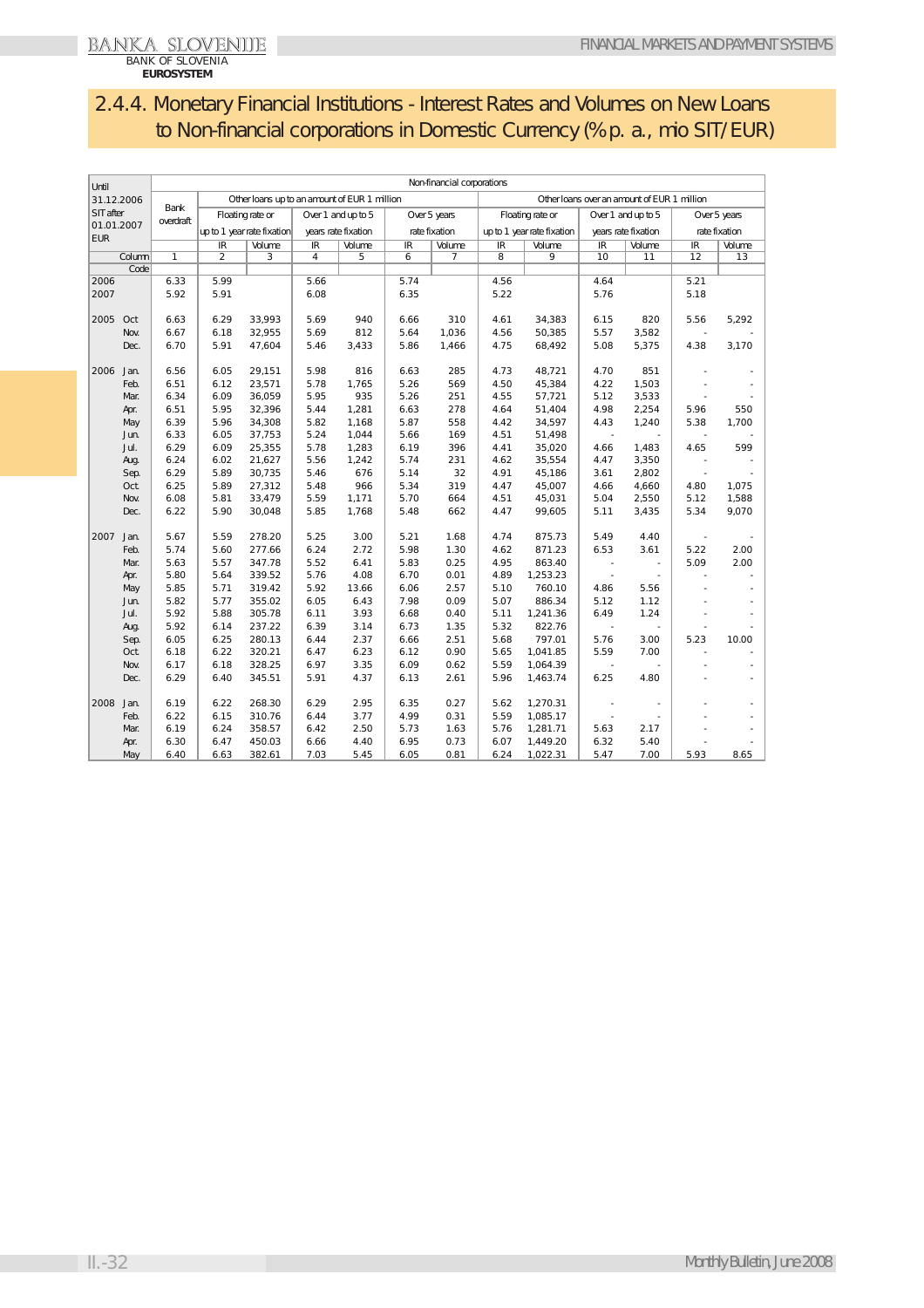## 2.4.4. Monetary Financial Institutions - Interest Rates and Volumes on New Loans to Non-financial corporations in Domestic Currency (% p. a., mio SIT/EUR)

| Until 31.12.2006 SIT after 01.01.2007 EUR | | Non-financial corporations | | | | | | | | | | | | |
|---|---|---|---|---|---|---|---|---|---|---|---|---|---|---|
| | | Bank overdraft | Other loans up to an amount of EUR 1 million | | | | | | Other loans over an amount of EUR 1 million | | | | | |
| | | | Floating rate or up to 1 year rate fixation | | Over 1 and up to 5 years rate fixation | | Over 5 years rate fixation | | Floating rate or up to 1 year rate fixation | | Over 1 and up to 5 years rate fixation | | Over 5 years rate fixation | |
| | | | IR | Volume | IR | Volume | IR | Volume | IR | Volume | IR | Volume | IR | Volume |
| | Column | 1 | 2 | 3 | 4 | 5 | 6 | 7 | 8 | 9 | 10 | 11 | 12 | 13 |
| | Code | | | | | | | | | | | | | |
| 2006 | | 6.33 | 5.99 | | 5.66 | | 5.74 | | 4.56 | | 4.64 | | 5.21 | |
| 2007 | | 5.92 | 5.91 | | 6.08 | | 6.35 | | 5.22 | | 5.76 | | 5.18 | |
| 2005 | Oct | 6.63 | 6.29 | 33,993 | 5.69 | 940 | 6.66 | 310 | 4.61 | 34,383 | 6.15 | 820 | 5.56 | 5,292 |
| | Nov. | 6.67 | 6.18 | 32,955 | 5.69 | 812 | 5.64 | 1,036 | 4.56 | 50,385 | 5.57 | 3,582 | - | - |
| | Dec. | 6.70 | 5.91 | 47,604 | 5.46 | 3,433 | 5.86 | 1,466 | 4.75 | 68,492 | 5.08 | 5,375 | 4.38 | 3,170 |
| 2006 | Jan. | 6.56 | 6.05 | 29,151 | 5.98 | 816 | 6.63 | 285 | 4.73 | 48,721 | 4.70 | 851 | - | - |
| | Feb. | 6.51 | 6.12 | 23,571 | 5.78 | 1,765 | 5.26 | 569 | 4.50 | 45,384 | 4.22 | 1,503 | - | - |
| | Mar. | 6.34 | 6.09 | 36,059 | 5.95 | 935 | 5.26 | 251 | 4.55 | 57,721 | 5.12 | 3,533 | - | - |
| | Apr. | 6.51 | 5.95 | 32,396 | 5.44 | 1,281 | 6.63 | 278 | 4.64 | 51,404 | 4.98 | 2,254 | 5.96 | 550 |
| | May | 6.39 | 5.96 | 34,308 | 5.82 | 1,168 | 5.87 | 558 | 4.42 | 34,597 | 4.43 | 1,240 | 5.38 | 1,700 |
| | Jun. | 6.33 | 6.05 | 37,753 | 5.24 | 1,044 | 5.66 | 169 | 4.51 | 51,498 | - | - | - | - |
| | Jul. | 6.29 | 6.09 | 25,355 | 5.78 | 1,283 | 6.19 | 396 | 4.41 | 35,020 | 4.66 | 1,483 | 4.65 | 599 |
| | Aug. | 6.24 | 6.02 | 21,627 | 5.56 | 1,242 | 5.74 | 231 | 4.62 | 35,554 | 4.47 | 3,350 | - | - |
| | Sep. | 6.29 | 5.89 | 30,735 | 5.46 | 676 | 5.14 | 32 | 4.91 | 45,186 | 3.61 | 2,802 | - | - |
| | Oct. | 6.25 | 5.89 | 27,312 | 5.48 | 966 | 5.34 | 319 | 4.47 | 45,007 | 4.66 | 4,660 | 4.80 | 1,075 |
| | Nov. | 6.08 | 5.81 | 33,479 | 5.59 | 1,171 | 5.70 | 664 | 4.51 | 45,031 | 5.04 | 2,550 | 5.12 | 1,588 |
| | Dec. | 6.22 | 5.90 | 30,048 | 5.85 | 1,768 | 5.48 | 662 | 4.47 | 99,605 | 5.11 | 3,435 | 5.34 | 9,070 |
| 2007 | Jan. | 5.67 | 5.59 | 278.20 | 5.25 | 3.00 | 5.21 | 1.68 | 4.74 | 875.73 | 5.49 | 4.40 | - | - |
| | Feb. | 5.74 | 5.60 | 277.66 | 6.24 | 2.72 | 5.98 | 1.30 | 4.62 | 871.23 | 6.53 | 3.61 | 5.22 | 2.00 |
| | Mar. | 5.63 | 5.57 | 347.78 | 5.52 | 6.41 | 5.83 | 0.25 | 4.95 | 863.40 | - | - | 5.09 | 2.00 |
| | Apr. | 5.80 | 5.64 | 339.52 | 5.76 | 4.08 | 6.70 | 0.01 | 4.89 | 1,253.23 | - | - | - | - |
| | May | 5.85 | 5.71 | 319.42 | 5.92 | 13.66 | 6.06 | 2.57 | 5.10 | 760.10 | 4.86 | 5.56 | - | - |
| | Jun. | 5.82 | 5.77 | 355.02 | 6.05 | 6.43 | 7.98 | 0.09 | 5.07 | 886.34 | 5.12 | 1.12 | - | - |
| | Jul. | 5.92 | 5.88 | 305.78 | 6.11 | 3.93 | 6.68 | 0.40 | 5.11 | 1,241.36 | 6.49 | 1.24 | - | - |
| | Aug. | 5.92 | 6.14 | 237.22 | 6.39 | 3.14 | 6.73 | 1.35 | 5.32 | 822.76 | - | - | - | - |
| | Sep. | 6.05 | 6.25 | 280.13 | 6.44 | 2.37 | 6.66 | 2.51 | 5.68 | 797.01 | 5.76 | 3.00 | 5.23 | 10.00 |
| | Oct. | 6.18 | 6.22 | 320.21 | 6.47 | 6.23 | 6.12 | 0.90 | 5.65 | 1,041.85 | 5.59 | 7.00 | - | - |
| | Nov. | 6.17 | 6.18 | 328.25 | 6.97 | 3.35 | 6.09 | 0.62 | 5.59 | 1,064.39 | - | - | - | - |
| | Dec. | 6.29 | 6.40 | 345.51 | 5.91 | 4.37 | 6.13 | 2.61 | 5.96 | 1,463.74 | 6.25 | 4.80 | - | - |
| 2008 | Jan. | 6.19 | 6.22 | 268.30 | 6.29 | 2.95 | 6.35 | 0.27 | 5.62 | 1,270.31 | - | - | - | - |
| | Feb. | 6.22 | 6.15 | 310.76 | 6.44 | 3.77 | 4.99 | 0.31 | 5.59 | 1,085.17 | - | - | - | - |
| | Mar. | 6.19 | 6.24 | 358.57 | 6.42 | 2.50 | 5.73 | 1.63 | 5.76 | 1,281.71 | 5.63 | 2.17 | - | - |
| | Apr. | 6.30 | 6.47 | 450.03 | 6.66 | 4.40 | 6.95 | 0.73 | 6.07 | 1,449.20 | 6.32 | 5.40 | - | - |
| | May | 6.40 | 6.63 | 382.61 | 7.03 | 5.45 | 6.05 | 0.81 | 6.24 | 1,022.31 | 5.47 | 7.00 | 5.93 | 8.65 |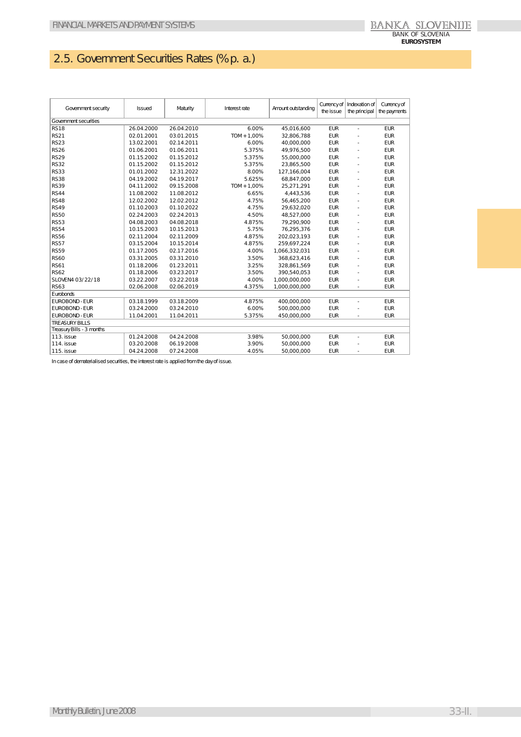## 2.5. Government Securities Rates (% p. a.)

| Government security | Issued | Maturity | Interest rate | Amount outstanding | Currency of the issue | Indexation of the principal | Currency of the payments |
|---|---|---|---|---|---|---|---|
| Government securities | | | | | | | |
| RS18 | 26.04.2000 | 26.04.2010 | 6.00% | 45,016,600 | EUR | - | EUR |
| RS21 | 02.01.2001 | 03.01.2015 | TOM+1,00% | 32,806,788 | EUR | - | EUR |
| RS23 | 13.02.2001 | 02.14.2011 | 6.00% | 40,000,000 | EUR | - | EUR |
| RS26 | 01.06.2001 | 01.06.2011 | 5.375% | 49,976,500 | EUR | - | EUR |
| RS29 | 01.15.2002 | 01.15.2012 | 5.375% | 55,000,000 | EUR | - | EUR |
| RS32 | 01.15.2002 | 01.15.2012 | 5.375% | 23,865,500 | EUR | - | EUR |
| RS33 | 01.01.2002 | 12.31.2022 | 8.00% | 127,166,004 | EUR | - | EUR |
| RS38 | 04.19.2002 | 04.19.2017 | 5.625% | 68,847,000 | EUR | - | EUR |
| RS39 | 04.11.2002 | 09.15.2008 | TOM+1,00% | 25,271,291 | EUR | - | EUR |
| RS44 | 11.08.2002 | 11.08.2012 | 6.65% | 4,443,536 | EUR | - | EUR |
| RS48 | 12.02.2002 | 12.02.2012 | 4.75% | 56,465,200 | EUR | - | EUR |
| RS49 | 01.10.2003 | 01.10.2022 | 4.75% | 29,632,020 | EUR | - | EUR |
| RS50 | 02.24.2003 | 02.24.2013 | 4.50% | 48,527,000 | EUR | - | EUR |
| RS53 | 04.08.2003 | 04.08.2018 | 4.875% | 79,290,900 | EUR | - | EUR |
| RS54 | 10.15.2003 | 10.15.2013 | 5.75% | 76,295,376 | EUR | - | EUR |
| RS56 | 02.11.2004 | 02.11.2009 | 4.875% | 202,023,193 | EUR | - | EUR |
| RS57 | 03.15.2004 | 10.15.2014 | 4.875% | 259,697,224 | EUR | - | EUR |
| RS59 | 01.17.2005 | 02.17.2016 | 4.00% | 1,066,332,031 | EUR | - | EUR |
| RS60 | 03.31.2005 | 03.31.2010 | 3.50% | 368,623,416 | EUR | - | EUR |
| RS61 | 01.18.2006 | 01.23.2011 | 3.25% | 328,861,569 | EUR | - | EUR |
| RS62 | 01.18.2006 | 03.23.2017 | 3.50% | 390,540,053 | EUR | - | EUR |
| SLOVEN4 03/22/18 | 03.22.2007 | 03.22.2018 | 4.00% | 1,000,000,000 | EUR | - | EUR |
| RS63 | 02.06.2008 | 02.06.2019 | 4.375% | 1,000,000,000 | EUR | - | EUR |
| Eurobonds | | | | | | | |
| EUROBOND - EUR | 03.18.1999 | 03.18.2009 | 4.875% | 400,000,000 | EUR | - | EUR |
| EUROBOND - EUR | 03.24.2000 | 03.24.2010 | 6.00% | 500,000,000 | EUR | - | EUR |
| EUROBOND - EUR | 11.04.2001 | 11.04.2011 | 5.375% | 450,000,000 | EUR | - | EUR |
| TREASURY BILLS | | | | | | | |
| Treasury Bills - 3 months | | | | | | | |
| 113. issue | 01.24.2008 | 04.24.2008 | 3.98% | 50,000,000 | EUR | - | EUR |
| 114. issue | 03.20.2008 | 06.19.2008 | 3.90% | 50,000,000 | EUR | - | EUR |
| 115. issue | 04.24.2008 | 07.24.2008 | 4.05% | 50,000,000 | EUR | - | EUR |

In case of dematerialised securities, the interest rate is applied from the day of issue.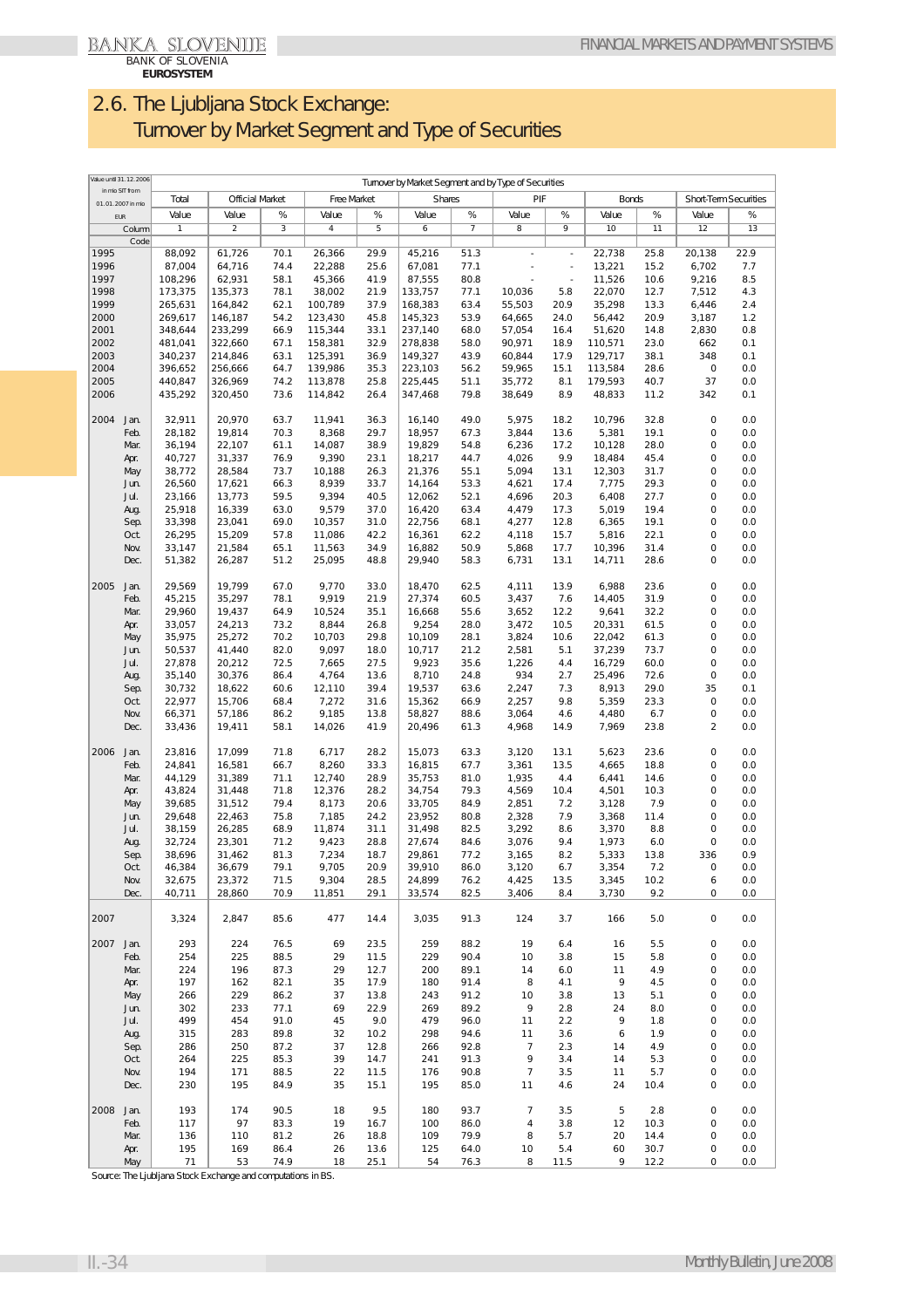# 2.6. The Ljubljana Stock Exchange: Turnover by Market Segment and Type of Securities

| Value until 31.12.2006 in mio SIT from 01.01.2007 in mio EUR | | Turnover by Market Segment and by Type of Securities | | | | | | | | | | | | |
|---|---|---|---|---|---|---|---|---|---|---|---|---|---|---|
| | | Total | Official Market | | Free Market | | Shares | | PIF | | Bonds | | Short-Term Securities | |
| | | Value | Value | % | Value | % | Value | % | Value | % | Value | % | Value | % |
| | Column | 1 | 2 | 3 | 4 | 5 | 6 | 7 | 8 | 9 | 10 | 11 | 12 | 13 |
| | Code | | | | | | | | | | | | | |
| 1995 | | 88,092 | 61,726 | 70.1 | 26,366 | 29.9 | 45,216 | 51.3 | - | - | 22,738 | 25.8 | 20,138 | 22.9 |
| 1996 | | 87,004 | 64,716 | 74.4 | 22,288 | 25.6 | 67,081 | 77.1 | - | - | 13,221 | 15.2 | 6,702 | 7.7 |
| 1997 | | 108,296 | 62,931 | 58.1 | 45,366 | 41.9 | 87,555 | 80.8 | - | - | 11,526 | 10.6 | 9,216 | 8.5 |
| 1998 | | 173,375 | 135,373 | 78.1 | 38,002 | 21.9 | 133,757 | 77.1 | 10,036 | 5.8 | 22,070 | 12.7 | 7,512 | 4.3 |
| 1999 | | 265,631 | 164,842 | 62.1 | 100,789 | 37.9 | 168,383 | 63.4 | 55,503 | 20.9 | 35,298 | 13.3 | 6,446 | 2.4 |
| 2000 | | 269,617 | 146,187 | 54.2 | 123,430 | 45.8 | 145,323 | 53.9 | 64,665 | 24.0 | 56,442 | 20.9 | 3,187 | 1.2 |
| 2001 | | 348,644 | 233,299 | 66.9 | 115,344 | 33.1 | 237,140 | 68.0 | 57,054 | 16.4 | 51,620 | 14.8 | 2,830 | 0.8 |
| 2002 | | 481,041 | 322,660 | 67.1 | 158,381 | 32.9 | 278,838 | 58.0 | 90,971 | 18.9 | 110,571 | 23.0 | 662 | 0.1 |
| 2003 | | 340,237 | 214,846 | 63.1 | 125,391 | 36.9 | 149,327 | 43.9 | 60,844 | 17.9 | 129,717 | 38.1 | 348 | 0.1 |
| 2004 | | 396,652 | 256,666 | 64.7 | 139,986 | 35.3 | 223,103 | 56.2 | 59,965 | 15.1 | 113,584 | 28.6 | 0 | 0.0 |
| 2005 | | 440,847 | 326,969 | 74.2 | 113,878 | 25.8 | 225,445 | 51.1 | 35,772 | 8.1 | 179,593 | 40.7 | 37 | 0.0 |
| 2006 | | 435,292 | 320,450 | 73.6 | 114,852 | 26.4 | 347,468 | 79.8 | 38,649 | 8.9 | 48,833 | 11.2 | 342 | 0.1 |
| 2004 | Jan. | 32,911 | 20,970 | 63.7 | 11,941 | 36.3 | 16,140 | 49.0 | 5,975 | 18.2 | 10,796 | 32.8 | 0 | 0.0 |
| | Feb. | 28,182 | 19,814 | 70.3 | 8,368 | 29.7 | 18,957 | 67.3 | 3,844 | 13.6 | 5,381 | 19.1 | 0 | 0.0 |
| | Mar. | 36,194 | 22,107 | 61.1 | 14,087 | 38.9 | 19,829 | 54.8 | 6,236 | 17.2 | 10,128 | 28.0 | 0 | 0.0 |
| | Apr. | 40,727 | 31,337 | 76.9 | 9,390 | 23.1 | 18,217 | 44.7 | 4,026 | 9.9 | 18,484 | 45.4 | 0 | 0.0 |
| | May | 38,772 | 28,584 | 73.7 | 10,188 | 26.3 | 21,376 | 55.1 | 5,094 | 13.1 | 12,303 | 31.7 | 0 | 0.0 |
| | Jun. | 26,560 | 17,621 | 66.3 | 8,939 | 33.7 | 14,164 | 53.3 | 4,621 | 17.4 | 7,775 | 29.3 | 0 | 0.0 |
| | Jul. | 23,166 | 13,773 | 59.5 | 9,394 | 40.5 | 12,062 | 52.1 | 4,696 | 20.3 | 6,408 | 27.7 | 0 | 0.0 |
| | Aug. | 25,918 | 16,339 | 63.0 | 9,579 | 37.0 | 16,420 | 63.4 | 4,479 | 17.3 | 5,019 | 19.4 | 0 | 0.0 |
| | Sep. | 33,398 | 23,041 | 69.0 | 10,357 | 31.0 | 22,756 | 68.1 | 4,277 | 12.8 | 6,365 | 19.1 | 0 | 0.0 |
| | Oct. | 26,295 | 15,209 | 57.8 | 11,086 | 42.2 | 16,361 | 62.2 | 4,118 | 15.7 | 5,816 | 22.1 | 0 | 0.0 |
| | Nov. | 33,147 | 21,584 | 65.1 | 11,563 | 34.9 | 16,882 | 50.9 | 5,868 | 17.7 | 10,396 | 31.4 | 0 | 0.0 |
| | Dec. | 51,382 | 26,287 | 51.2 | 25,095 | 48.8 | 29,940 | 58.3 | 6,731 | 13.1 | 14,711 | 28.6 | 0 | 0.0 |
| 2005 | Jan. | 29,569 | 19,799 | 67.0 | 9,770 | 33.0 | 18,470 | 62.5 | 4,111 | 13.9 | 6,988 | 23.6 | 0 | 0.0 |
| | Feb. | 45,215 | 35,297 | 78.1 | 9,919 | 21.9 | 27,374 | 60.5 | 3,437 | 7.6 | 14,405 | 31.9 | 0 | 0.0 |
| | Mar. | 29,960 | 19,437 | 64.9 | 10,524 | 35.1 | 16,668 | 55.6 | 3,652 | 12.2 | 9,641 | 32.2 | 0 | 0.0 |
| | Apr. | 33,057 | 24,213 | 73.2 | 8,844 | 26.8 | 9,254 | 28.0 | 3,472 | 10.5 | 20,331 | 61.5 | 0 | 0.0 |
| | May | 35,975 | 25,272 | 70.2 | 10,703 | 29.8 | 10,109 | 28.1 | 3,824 | 10.6 | 22,042 | 61.3 | 0 | 0.0 |
| | Jun. | 50,537 | 41,440 | 82.0 | 9,097 | 18.0 | 10,717 | 21.2 | 2,581 | 5.1 | 37,239 | 73.7 | 0 | 0.0 |
| | Jul. | 27,878 | 20,212 | 72.5 | 7,665 | 27.5 | 9,923 | 35.6 | 1,226 | 4.4 | 16,729 | 60.0 | 0 | 0.0 |
| | Aug. | 35,140 | 30,376 | 86.4 | 4,764 | 13.6 | 8,710 | 24.8 | 934 | 2.7 | 25,496 | 72.6 | 0 | 0.0 |
| | Sep. | 30,732 | 18,622 | 60.6 | 12,110 | 39.4 | 19,537 | 63.6 | 2,247 | 7.3 | 8,913 | 29.0 | 35 | 0.1 |
| | Oct. | 22,977 | 15,706 | 68.4 | 7,272 | 31.6 | 15,362 | 66.9 | 2,257 | 9.8 | 5,359 | 23.3 | 0 | 0.0 |
| | Nov. | 66,371 | 57,186 | 86.2 | 9,185 | 13.8 | 58,827 | 88.6 | 3,064 | 4.6 | 4,480 | 6.7 | 0 | 0.0 |
| | Dec. | 33,436 | 19,411 | 58.1 | 14,026 | 41.9 | 20,496 | 61.3 | 4,968 | 14.9 | 7,969 | 23.8 | 2 | 0.0 |
| 2006 | Jan. | 23,816 | 17,099 | 71.8 | 6,717 | 28.2 | 15,073 | 63.3 | 3,120 | 13.1 | 5,623 | 23.6 | 0 | 0.0 |
| | Feb. | 24,841 | 16,581 | 66.7 | 8,260 | 33.3 | 16,815 | 67.7 | 3,361 | 13.5 | 4,665 | 18.8 | 0 | 0.0 |
| | Mar. | 44,129 | 31,389 | 71.1 | 12,740 | 28.9 | 35,753 | 81.0 | 1,935 | 4.4 | 6,441 | 14.6 | 0 | 0.0 |
| | Apr. | 43,824 | 31,448 | 71.8 | 12,376 | 28.2 | 34,754 | 79.3 | 4,569 | 10.4 | 4,501 | 10.3 | 0 | 0.0 |
| | May | 39,685 | 31,512 | 79.4 | 8,173 | 20.6 | 33,705 | 84.9 | 2,851 | 7.2 | 3,128 | 7.9 | 0 | 0.0 |
| | Jun. | 29,648 | 22,463 | 75.8 | 7,185 | 24.2 | 23,952 | 80.8 | 2,328 | 7.9 | 3,368 | 11.4 | 0 | 0.0 |
| | Jul. | 38,159 | 26,285 | 68.9 | 11,874 | 31.1 | 31,498 | 82.5 | 3,292 | 8.6 | 3,370 | 8.8 | 0 | 0.0 |
| | Aug. | 32,724 | 23,301 | 71.2 | 9,423 | 28.8 | 27,674 | 84.6 | 3,076 | 9.4 | 1,973 | 6.0 | 0 | 0.0 |
| | Sep. | 38,696 | 31,462 | 81.3 | 7,234 | 18.7 | 29,861 | 77.2 | 3,165 | 8.2 | 5,333 | 13.8 | 336 | 0.9 |
| | Oct. | 46,384 | 36,679 | 79.1 | 9,705 | 20.9 | 39,910 | 86.0 | 3,120 | 6.7 | 3,354 | 7.2 | 0 | 0.0 |
| | Nov. | 32,675 | 23,372 | 71.5 | 9,304 | 28.5 | 24,899 | 76.2 | 4,425 | 13.5 | 3,345 | 10.2 | 6 | 0.0 |
| | Dec. | 40,711 | 28,860 | 70.9 | 11,851 | 29.1 | 33,574 | 82.5 | 3,406 | 8.4 | 3,730 | 9.2 | 0 | 0.0 |
| 2007 | | 3,324 | 2,847 | 85.6 | 477 | 14.4 | 3,035 | 91.3 | 124 | 3.7 | 166 | 5.0 | 0 | 0.0 |
| 2007 | Jan. | 293 | 224 | 76.5 | 69 | 23.5 | 259 | 88.2 | 19 | 6.4 | 16 | 5.5 | 0 | 0.0 |
| | Feb. | 254 | 225 | 88.5 | 29 | 11.5 | 229 | 90.4 | 10 | 3.8 | 15 | 5.8 | 0 | 0.0 |
| | Mar. | 224 | 196 | 87.3 | 29 | 12.7 | 200 | 89.1 | 14 | 6.0 | 11 | 4.9 | 0 | 0.0 |
| | Apr. | 197 | 162 | 82.1 | 35 | 17.9 | 180 | 91.4 | 8 | 4.1 | 9 | 4.5 | 0 | 0.0 |
| | May | 266 | 229 | 86.2 | 37 | 13.8 | 243 | 91.2 | 10 | 3.8 | 13 | 5.1 | 0 | 0.0 |
| | Jun. | 302 | 233 | 77.1 | 69 | 22.9 | 269 | 89.2 | 9 | 2.8 | 24 | 8.0 | 0 | 0.0 |
| | Jul. | 499 | 454 | 91.0 | 45 | 9.0 | 479 | 96.0 | 11 | 2.2 | 9 | 1.8 | 0 | 0.0 |
| | Aug. | 315 | 283 | 89.8 | 32 | 10.2 | 298 | 94.6 | 11 | 3.6 | 6 | 1.9 | 0 | 0.0 |
| | Sep. | 286 | 250 | 87.2 | 37 | 12.8 | 266 | 92.8 | 7 | 2.3 | 14 | 4.9 | 0 | 0.0 |
| | Oct. | 264 | 225 | 85.3 | 39 | 14.7 | 241 | 91.3 | 9 | 3.4 | 14 | 5.3 | 0 | 0.0 |
| | Nov. | 194 | 171 | 88.5 | 22 | 11.5 | 176 | 90.8 | 7 | 3.5 | 11 | 5.7 | 0 | 0.0 |
| | Dec. | 230 | 195 | 84.9 | 35 | 15.1 | 195 | 85.0 | 11 | 4.6 | 24 | 10.4 | 0 | 0.0 |
| 2008 | Jan. | 193 | 174 | 90.5 | 18 | 9.5 | 180 | 93.7 | 7 | 3.5 | 5 | 2.8 | 0 | 0.0 |
| | Feb. | 117 | 97 | 83.3 | 19 | 16.7 | 100 | 86.0 | 4 | 3.8 | 12 | 10.3 | 0 | 0.0 |
| | Mar. | 136 | 110 | 81.2 | 26 | 18.8 | 109 | 79.9 | 8 | 5.7 | 20 | 14.4 | 0 | 0.0 |
| | Apr. | 195 | 169 | 86.4 | 26 | 13.6 | 125 | 64.0 | 10 | 5.4 | 60 | 30.7 | 0 | 0.0 |
| | May | 71 | 53 | 74.9 | 18 | 25.1 | 54 | 76.3 | 8 | 11.5 | 9 | 12.2 | 0 | 0.0 |

Source: The Ljubljana Stock Exchange and computations in BS.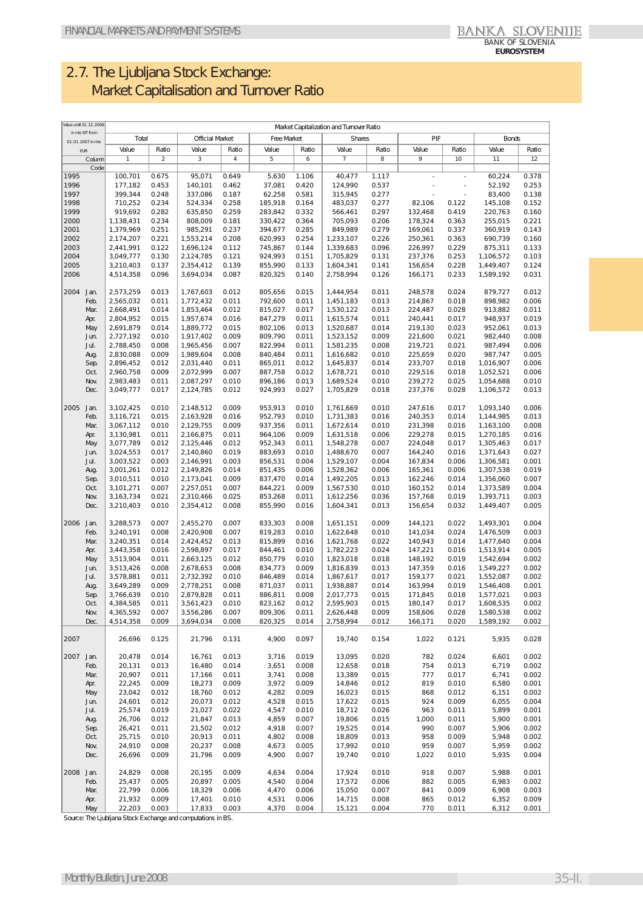## 2.7. The Ljubljana Stock Exchange: Market Capitalisation and Turnover Ratio

| Value until 31.12.2006 in mio SIT from 01.01.2007 in mio EUR | Market Capitalization and Turnover Ratio | | | | | | | | | | | |
|---|---|---|---|---|---|---|---|---|---|---|---|---|
| | Total | | Official Market | | Free Market | | Shares | | PIF | | Bonds | |
| | Value | Ratio | Value | Ratio | Value | Ratio | Value | Ratio | Value | Ratio | Value | Ratio |
| Column | 1 | 2 | 3 | 4 | 5 | 6 | 7 | 8 | 9 | 10 | 11 | 12 |
| Code | | | | | | | | | | | | |
| 1995 | 100,701 | 0.675 | 95,071 | 0.649 | 5,630 | 1.106 | 40,477 | 1.117 | - | - | 60,224 | 0.378 |
| 1996 | 177,182 | 0.453 | 140,101 | 0.462 | 37,081 | 0.420 | 124,990 | 0.537 | - | - | 52,192 | 0.253 |
| 1997 | 399,344 | 0.248 | 337,086 | 0.187 | 62,258 | 0.581 | 315,945 | 0.277 | - | - | 83,400 | 0.138 |
| 1998 | 710,252 | 0.234 | 524,334 | 0.258 | 185,918 | 0.164 | 483,037 | 0.277 | 82,106 | 0.122 | 145,108 | 0.152 |
| 1999 | 919,692 | 0.282 | 635,850 | 0.259 | 283,842 | 0.332 | 566,461 | 0.297 | 132,468 | 0.419 | 220,763 | 0.160 |
| 2000 | 1,138,431 | 0.234 | 808,009 | 0.181 | 330,422 | 0.364 | 705,093 | 0.206 | 178,324 | 0.363 | 255,015 | 0.221 |
| 2001 | 1,379,969 | 0.251 | 985,291 | 0.237 | 394,677 | 0.285 | 849,989 | 0.279 | 169,061 | 0.337 | 360,919 | 0.143 |
| 2002 | 2,174,207 | 0.221 | 1,553,214 | 0.208 | 620,993 | 0.254 | 1,233,107 | 0.226 | 250,361 | 0.363 | 690,739 | 0.160 |
| 2003 | 2,441,991 | 0.122 | 1,696,124 | 0.112 | 745,867 | 0.144 | 1,339,683 | 0.096 | 226,997 | 0.229 | 875,311 | 0.133 |
| 2004 | 3,049,777 | 0.130 | 2,124,785 | 0.121 | 924,993 | 0.151 | 1,705,829 | 0.131 | 237,376 | 0.253 | 1,106,572 | 0.103 |
| 2005 | 3,210,403 | 0.137 | 2,354,412 | 0.139 | 855,990 | 0.133 | 1,604,341 | 0.141 | 156,654 | 0.228 | 1,449,407 | 0.124 |
| 2006 | 4,514,358 | 0.096 | 3,694,034 | 0.087 | 820,325 | 0.140 | 2,758,994 | 0.126 | 166,171 | 0.233 | 1,589,192 | 0.031 |
| 2004 Jan. | 2,573,259 | 0.013 | 1,767,603 | 0.012 | 805,656 | 0.015 | 1,444,954 | 0.011 | 248,578 | 0.024 | 879,727 | 0.012 |
| Feb. | 2,565,032 | 0.011 | 1,772,432 | 0.011 | 792,600 | 0.011 | 1,451,183 | 0.013 | 214,867 | 0.018 | 898,982 | 0.006 |
| Mar. | 2,668,491 | 0.014 | 1,853,464 | 0.012 | 815,027 | 0.017 | 1,530,122 | 0.013 | 224,487 | 0.028 | 913,882 | 0.011 |
| Apr. | 2,804,952 | 0.015 | 1,957,674 | 0.016 | 847,279 | 0.011 | 1,615,574 | 0.011 | 240,441 | 0.017 | 948,937 | 0.019 |
| May | 2,691,879 | 0.014 | 1,889,772 | 0.015 | 802,106 | 0.013 | 1,520,687 | 0.014 | 219,130 | 0.023 | 952,061 | 0.013 |
| Jun. | 2,727,192 | 0.010 | 1,917,402 | 0.009 | 809,790 | 0.011 | 1,523,152 | 0.009 | 221,600 | 0.021 | 982,440 | 0.008 |
| Jul. | 2,788,450 | 0.008 | 1,965,456 | 0.007 | 822,994 | 0.011 | 1,581,235 | 0.008 | 219,721 | 0.021 | 987,494 | 0.006 |
| Aug. | 2,830,088 | 0.009 | 1,989,604 | 0.008 | 840,484 | 0.011 | 1,616,682 | 0.010 | 225,659 | 0.020 | 987,747 | 0.005 |
| Sep. | 2,896,452 | 0.012 | 2,031,440 | 0.011 | 865,011 | 0.012 | 1,645,837 | 0.014 | 233,707 | 0.018 | 1,016,907 | 0.006 |
| Oct. | 2,960,758 | 0.009 | 2,072,999 | 0.007 | 887,758 | 0.012 | 1,678,721 | 0.010 | 229,516 | 0.018 | 1,052,521 | 0.006 |
| Nov. | 2,983,483 | 0.011 | 2,087,297 | 0.010 | 896,186 | 0.013 | 1,689,524 | 0.010 | 239,272 | 0.025 | 1,054,688 | 0.010 |
| Dec. | 3,049,777 | 0.017 | 2,124,785 | 0.012 | 924,993 | 0.027 | 1,705,829 | 0.018 | 237,376 | 0.028 | 1,106,572 | 0.013 |
| 2005 Jan. | 3,102,425 | 0.010 | 2,148,512 | 0.009 | 953,913 | 0.010 | 1,761,669 | 0.010 | 247,616 | 0.017 | 1,093,140 | 0.006 |
| Feb. | 3,116,721 | 0.015 | 2,163,928 | 0.016 | 952,793 | 0.010 | 1,731,383 | 0.016 | 240,353 | 0.014 | 1,144,985 | 0.013 |
| Mar. | 3,067,112 | 0.010 | 2,129,755 | 0.009 | 937,356 | 0.011 | 1,672,614 | 0.010 | 231,398 | 0.016 | 1,163,100 | 0.008 |
| Apr. | 3,130,981 | 0.011 | 2,166,875 | 0.011 | 964,106 | 0.009 | 1,631,518 | 0.006 | 229,278 | 0.015 | 1,270,185 | 0.016 |
| May | 3,077,789 | 0.012 | 2,125,446 | 0.012 | 952,343 | 0.011 | 1,548,278 | 0.007 | 224,048 | 0.017 | 1,305,463 | 0.017 |
| Jun. | 3,024,553 | 0.017 | 2,140,860 | 0.019 | 883,693 | 0.010 | 1,488,670 | 0.007 | 164,240 | 0.016 | 1,371,643 | 0.027 |
| Jul. | 3,003,522 | 0.003 | 2,146,991 | 0.003 | 856,531 | 0.004 | 1,529,107 | 0.004 | 167,834 | 0.006 | 1,306,581 | 0.001 |
| Aug. | 3,001,261 | 0.012 | 2,149,826 | 0.014 | 851,435 | 0.006 | 1,528,362 | 0.006 | 165,361 | 0.006 | 1,307,538 | 0.019 |
| Sep. | 3,010,511 | 0.010 | 2,173,041 | 0.009 | 837,470 | 0.014 | 1,492,205 | 0.013 | 162,246 | 0.014 | 1,356,060 | 0.007 |
| Oct. | 3,101,271 | 0.007 | 2,257,051 | 0.007 | 844,221 | 0.009 | 1,567,530 | 0.010 | 160,152 | 0.014 | 1,373,589 | 0.004 |
| Nov. | 3,163,734 | 0.021 | 2,310,466 | 0.025 | 853,268 | 0.011 | 1,612,256 | 0.036 | 157,768 | 0.019 | 1,393,711 | 0.003 |
| Dec. | 3,210,403 | 0.010 | 2,354,412 | 0.008 | 855,990 | 0.016 | 1,604,341 | 0.013 | 156,654 | 0.032 | 1,449,407 | 0.005 |
| 2006 Jan. | 3,288,573 | 0.007 | 2,455,270 | 0.007 | 833,303 | 0.008 | 1,651,151 | 0.009 | 144,121 | 0.022 | 1,493,301 | 0.004 |
| Feb. | 3,240,191 | 0.008 | 2,420,908 | 0.007 | 819,283 | 0.010 | 1,622,648 | 0.010 | 141,034 | 0.024 | 1,476,509 | 0.003 |
| Mar. | 3,240,351 | 0.014 | 2,424,452 | 0.013 | 815,899 | 0.016 | 1,621,768 | 0.022 | 140,943 | 0.014 | 1,477,640 | 0.004 |
| Apr. | 3,443,358 | 0.016 | 2,598,897 | 0.017 | 844,461 | 0.010 | 1,782,223 | 0.024 | 147,221 | 0.016 | 1,513,914 | 0.005 |
| May | 3,513,904 | 0.011 | 2,663,125 | 0.012 | 850,779 | 0.010 | 1,823,018 | 0.018 | 148,192 | 0.019 | 1,542,694 | 0.002 |
| Jun. | 3,513,426 | 0.008 | 2,678,653 | 0.008 | 834,773 | 0.009 | 1,816,839 | 0.013 | 147,359 | 0.016 | 1,549,227 | 0.002 |
| Jul. | 3,578,881 | 0.011 | 2,732,392 | 0.010 | 846,489 | 0.014 | 1,867,617 | 0.017 | 159,177 | 0.021 | 1,552,087 | 0.002 |
| Aug. | 3,649,289 | 0.009 | 2,778,251 | 0.008 | 871,037 | 0.011 | 1,938,887 | 0.014 | 163,994 | 0.019 | 1,546,408 | 0.001 |
| Sep. | 3,766,639 | 0.010 | 2,879,828 | 0.011 | 886,811 | 0.008 | 2,017,773 | 0.015 | 171,845 | 0.018 | 1,577,021 | 0.003 |
| Oct. | 4,384,585 | 0.011 | 3,561,423 | 0.010 | 823,162 | 0.012 | 2,595,903 | 0.015 | 180,147 | 0.017 | 1,608,535 | 0.002 |
| Nov. | 4,365,592 | 0.007 | 3,556,286 | 0.006 | 809,306 | 0.011 | 2,626,448 | 0.009 | 158,606 | 0.028 | 1,580,538 | 0.002 |
| Dec. | 4,514,358 | 0.009 | 3,694,034 | 0.008 | 820,325 | 0.014 | 2,758,994 | 0.012 | 166,171 | 0.020 | 1,589,192 | 0.002 |
| 2007 | 26,696 | 0.125 | 21,796 | 0.131 | 4,900 | 0.097 | 19,740 | 0.154 | 1,022 | 0.121 | 5,935 | 0.028 |
| 2007 Jan. | 20,478 | 0.014 | 16,761 | 0.013 | 3,716 | 0.019 | 13,095 | 0.020 | 782 | 0.024 | 6,601 | 0.002 |
| Feb. | 20,131 | 0.013 | 16,480 | 0.014 | 3,651 | 0.008 | 12,658 | 0.018 | 754 | 0.013 | 6,719 | 0.002 |
| Mar. | 20,907 | 0.011 | 17,166 | 0.011 | 3,741 | 0.008 | 13,389 | 0.015 | 777 | 0.017 | 6,741 | 0.002 |
| Apr. | 22,245 | 0.009 | 18,273 | 0.009 | 3,972 | 0.009 | 14,846 | 0.012 | 819 | 0.010 | 6,580 | 0.001 |
| May | 23,042 | 0.012 | 18,760 | 0.012 | 4,282 | 0.009 | 16,023 | 0.015 | 868 | 0.012 | 6,151 | 0.002 |
| Jun. | 24,601 | 0.012 | 20,073 | 0.013 | 4,528 | 0.015 | 17,622 | 0.015 | 924 | 0.009 | 6,055 | 0.004 |
| Jul. | 25,574 | 0.019 | 21,027 | 0.022 | 4,547 | 0.010 | 18,712 | 0.026 | 963 | 0.011 | 5,899 | 0.001 |
| Aug. | 26,706 | 0.012 | 21,847 | 0.013 | 4,859 | 0.007 | 19,806 | 0.015 | 1,000 | 0.011 | 5,900 | 0.001 |
| Sep. | 26,421 | 0.011 | 21,502 | 0.012 | 4,918 | 0.007 | 19,525 | 0.014 | 990 | 0.007 | 5,906 | 0.002 |
| Oct. | 25,715 | 0.010 | 20,913 | 0.011 | 4,802 | 0.008 | 18,809 | 0.013 | 958 | 0.009 | 5,948 | 0.002 |
| Nov. | 24,910 | 0.008 | 20,237 | 0.008 | 4,673 | 0.005 | 17,992 | 0.010 | 959 | 0.007 | 5,959 | 0.002 |
| Dec. | 26,696 | 0.009 | 21,796 | 0.009 | 4,900 | 0.007 | 19,740 | 0.010 | 1,022 | 0.010 | 5,935 | 0.004 |
| 2008 Jan. | 24,829 | 0.008 | 20,195 | 0.009 | 4,634 | 0.004 | 17,924 | 0.010 | 918 | 0.007 | 5,988 | 0.001 |
| Feb. | 25,437 | 0.005 | 20,897 | 0.005 | 4,540 | 0.004 | 17,572 | 0.006 | 882 | 0.005 | 6,983 | 0.002 |
| Mar. | 22,799 | 0.006 | 18,329 | 0.006 | 4,470 | 0.006 | 15,050 | 0.007 | 841 | 0.009 | 6,908 | 0.003 |
| Apr. | 21,932 | 0.009 | 17,401 | 0.010 | 4,531 | 0.006 | 14,715 | 0.008 | 865 | 0.012 | 6,352 | 0.009 |
| May | 22,203 | 0.003 | 17,833 | 0.003 | 4,370 | 0.004 | 15,121 | 0.004 | 770 | 0.011 | 6,312 | 0.001 |

Source: The Ljubljana Stock Exchange and computations in BS.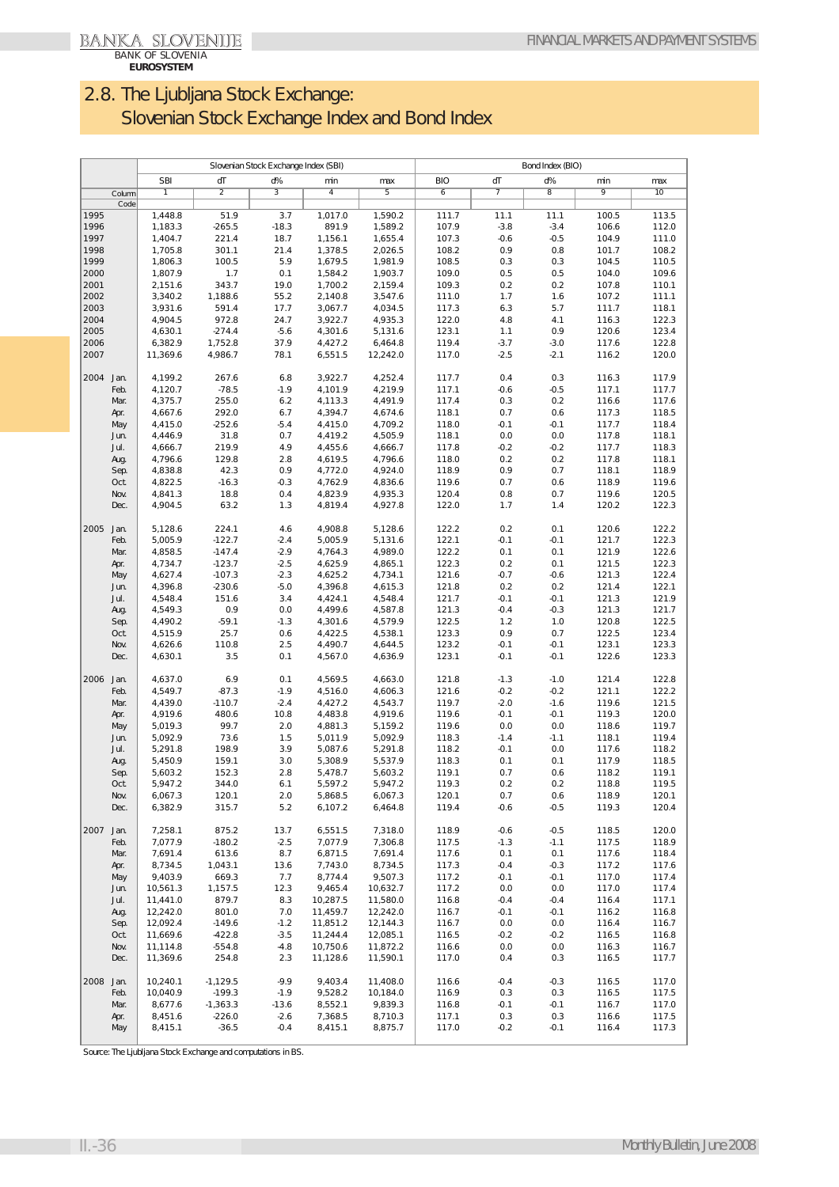BANKA SLOVENIJE
BANK OF SLOVENIA
EUROSYSTEM

# 2.8. The Ljubljana Stock Exchange: Slovenian Stock Exchange Index and Bond Index

| | | Slovenian Stock Exchange Index (SBI) | | | | | Bond Index (BIO) | | | | |
|---|---|---|---|---|---|---|---|---|---|---|---|
| | | SBI | dT | d% | min | max | BIO | dT | d% | min | max |
| Column | | 1 | 2 | 3 | 4 | 5 | 6 | 7 | 8 | 9 | 10 |
| Code | | | | | | | | | | | |
| 1995 | | 1,448.8 | 51.9 | 3.7 | 1,017.0 | 1,590.2 | 111.7 | 11.1 | 11.1 | 100.5 | 113.5 |
| 1996 | | 1,183.3 | -265.5 | -18.3 | 891.9 | 1,589.2 | 107.9 | -3.8 | -3.4 | 106.6 | 112.0 |
| 1997 | | 1,404.7 | 221.4 | 18.7 | 1,156.1 | 1,655.4 | 107.3 | -0.6 | -0.5 | 104.9 | 111.0 |
| 1998 | | 1,705.8 | 301.1 | 21.4 | 1,378.5 | 2,026.5 | 108.2 | 0.9 | 0.8 | 101.7 | 108.2 |
| 1999 | | 1,806.3 | 100.5 | 5.9 | 1,679.5 | 1,981.9 | 108.5 | 0.3 | 0.3 | 104.5 | 110.5 |
| 2000 | | 1,807.9 | 1.7 | 0.1 | 1,584.2 | 1,903.7 | 109.0 | 0.5 | 0.5 | 104.0 | 109.6 |
| 2001 | | 2,151.6 | 343.7 | 19.0 | 1,700.2 | 2,159.4 | 109.3 | 0.2 | 0.2 | 107.8 | 110.1 |
| 2002 | | 3,340.2 | 1,188.6 | 55.2 | 2,140.8 | 3,547.6 | 111.0 | 1.7 | 1.6 | 107.2 | 111.1 |
| 2003 | | 3,931.6 | 591.4 | 17.7 | 3,067.7 | 4,034.5 | 117.3 | 6.3 | 5.7 | 111.7 | 118.1 |
| 2004 | | 4,904.5 | 972.8 | 24.7 | 3,922.7 | 4,935.3 | 122.0 | 4.8 | 4.1 | 116.3 | 122.3 |
| 2005 | | 4,630.1 | -274.4 | -5.6 | 4,301.6 | 5,131.6 | 123.1 | 1.1 | 0.9 | 120.6 | 123.4 |
| 2006 | | 6,382.9 | 1,752.8 | 37.9 | 4,427.2 | 6,464.8 | 119.4 | -3.7 | -3.0 | 117.6 | 122.8 |
| 2007 | | 11,369.6 | 4,986.7 | 78.1 | 6,551.5 | 12,242.0 | 117.0 | -2.5 | -2.1 | 116.2 | 120.0 |
| 2004 | Jan. | 4,199.2 | 267.6 | 6.8 | 3,922.7 | 4,252.4 | 117.7 | 0.4 | 0.3 | 116.3 | 117.9 |
| | Feb. | 4,120.7 | -78.5 | -1.9 | 4,101.9 | 4,219.9 | 117.1 | -0.6 | -0.5 | 117.1 | 117.7 |
| | Mar. | 4,375.7 | 255.0 | 6.2 | 4,113.3 | 4,491.9 | 117.4 | 0.3 | 0.2 | 116.6 | 117.6 |
| | Apr. | 4,667.6 | 292.0 | 6.7 | 4,394.7 | 4,674.6 | 118.1 | 0.7 | 0.6 | 117.3 | 118.5 |
| | May | 4,415.0 | -252.6 | -5.4 | 4,415.0 | 4,709.2 | 118.0 | -0.1 | -0.1 | 117.7 | 118.4 |
| | Jun. | 4,446.9 | 31.8 | 0.7 | 4,419.2 | 4,505.9 | 118.1 | 0.0 | 0.0 | 117.8 | 118.1 |
| | Jul. | 4,666.7 | 219.9 | 4.9 | 4,455.6 | 4,666.7 | 117.8 | -0.2 | -0.2 | 117.7 | 118.3 |
| | Aug. | 4,796.6 | 129.8 | 2.8 | 4,619.5 | 4,796.6 | 118.0 | 0.2 | 0.2 | 117.8 | 118.1 |
| | Sep. | 4,838.8 | 42.3 | 0.9 | 4,772.0 | 4,924.0 | 118.9 | 0.9 | 0.7 | 118.1 | 118.9 |
| | Oct. | 4,822.5 | -16.3 | -0.3 | 4,762.9 | 4,836.6 | 119.6 | 0.7 | 0.6 | 118.9 | 119.6 |
| | Nov. | 4,841.3 | 18.8 | 0.4 | 4,823.9 | 4,935.3 | 120.4 | 0.8 | 0.7 | 119.6 | 120.5 |
| | Dec. | 4,904.5 | 63.2 | 1.3 | 4,819.4 | 4,927.8 | 122.0 | 1.7 | 1.4 | 120.2 | 122.3 |
| 2005 | Jan. | 5,128.6 | 224.1 | 4.6 | 4,908.8 | 5,128.6 | 122.2 | 0.2 | 0.1 | 120.6 | 122.2 |
| | Feb. | 5,005.9 | -122.7 | -2.4 | 5,005.9 | 5,131.6 | 122.1 | -0.1 | -0.1 | 121.7 | 122.3 |
| | Mar. | 4,858.5 | -147.4 | -2.9 | 4,764.3 | 4,989.0 | 122.2 | 0.1 | 0.1 | 121.9 | 122.6 |
| | Apr. | 4,734.7 | -123.7 | -2.5 | 4,625.9 | 4,865.1 | 122.3 | 0.2 | 0.1 | 121.5 | 122.3 |
| | May | 4,627.4 | -107.3 | -2.3 | 4,625.2 | 4,734.1 | 121.6 | -0.7 | -0.6 | 121.3 | 122.4 |
| | Jun. | 4,396.8 | -230.6 | -5.0 | 4,396.8 | 4,615.3 | 121.8 | 0.2 | 0.2 | 121.4 | 122.1 |
| | Jul. | 4,548.4 | 151.6 | 3.4 | 4,424.1 | 4,548.4 | 121.7 | -0.1 | -0.1 | 121.3 | 121.9 |
| | Aug. | 4,549.3 | 0.9 | 0.0 | 4,499.6 | 4,587.8 | 121.3 | -0.4 | -0.3 | 121.3 | 121.7 |
| | Sep. | 4,490.2 | -59.1 | -1.3 | 4,301.6 | 4,579.9 | 122.5 | 1.2 | 1.0 | 120.8 | 122.5 |
| | Oct. | 4,515.9 | 25.7 | 0.6 | 4,422.5 | 4,538.1 | 123.3 | 0.9 | 0.7 | 122.5 | 123.4 |
| | Nov. | 4,626.6 | 110.8 | 2.5 | 4,490.7 | 4,644.5 | 123.2 | -0.1 | -0.1 | 123.1 | 123.3 |
| | Dec. | 4,630.1 | 3.5 | 0.1 | 4,567.0 | 4,636.9 | 123.1 | -0.1 | -0.1 | 122.6 | 123.3 |
| 2006 | Jan. | 4,637.0 | 6.9 | 0.1 | 4,569.5 | 4,663.0 | 121.8 | -1.3 | -1.0 | 121.4 | 122.8 |
| | Feb. | 4,549.7 | -87.3 | -1.9 | 4,516.0 | 4,606.3 | 121.6 | -0.2 | -0.2 | 121.1 | 122.2 |
| | Mar. | 4,439.0 | -110.7 | -2.4 | 4,427.2 | 4,543.7 | 119.7 | -2.0 | -1.6 | 119.6 | 121.5 |
| | Apr. | 4,919.6 | 480.6 | 10.8 | 4,483.8 | 4,919.6 | 119.6 | -0.1 | -0.1 | 119.3 | 120.0 |
| | May | 5,019.3 | 99.7 | 2.0 | 4,881.3 | 5,159.2 | 119.6 | 0.0 | 0.0 | 118.6 | 119.7 |
| | Jun. | 5,092.9 | 73.6 | 1.5 | 5,011.9 | 5,092.9 | 118.3 | -1.4 | -1.1 | 118.1 | 119.4 |
| | Jul. | 5,291.8 | 198.9 | 3.9 | 5,087.6 | 5,291.8 | 118.2 | -0.1 | 0.0 | 117.6 | 118.2 |
| | Aug. | 5,450.9 | 159.1 | 3.0 | 5,308.9 | 5,537.9 | 118.3 | 0.1 | 0.1 | 117.9 | 118.5 |
| | Sep. | 5,603.2 | 152.3 | 2.8 | 5,478.7 | 5,603.2 | 119.1 | 0.7 | 0.6 | 118.2 | 119.1 |
| | Oct. | 5,947.2 | 344.0 | 6.1 | 5,597.2 | 5,947.2 | 119.3 | 0.2 | 0.2 | 118.8 | 119.5 |
| | Nov. | 6,067.3 | 120.1 | 2.0 | 5,868.5 | 6,067.3 | 120.1 | 0.7 | 0.6 | 118.9 | 120.1 |
| | Dec. | 6,382.9 | 315.7 | 5.2 | 6,107.2 | 6,464.8 | 119.4 | -0.6 | -0.5 | 119.3 | 120.4 |
| 2007 | Jan. | 7,258.1 | 875.2 | 13.7 | 6,551.5 | 7,318.0 | 118.9 | -0.6 | -0.5 | 118.5 | 120.0 |
| | Feb. | 7,077.9 | -180.2 | -2.5 | 7,077.9 | 7,306.8 | 117.5 | -1.3 | -1.1 | 117.5 | 118.9 |
| | Mar. | 7,691.4 | 613.6 | 8.7 | 6,871.5 | 7,691.4 | 117.6 | 0.1 | 0.1 | 117.6 | 118.4 |
| | Apr. | 8,734.5 | 1,043.1 | 13.6 | 7,743.0 | 8,734.5 | 117.3 | -0.4 | -0.3 | 117.2 | 117.6 |
| | May | 9,403.9 | 669.3 | 7.7 | 8,774.4 | 9,507.3 | 117.2 | -0.1 | -0.1 | 117.0 | 117.4 |
| | Jun. | 10,561.3 | 1,157.5 | 12.3 | 9,465.4 | 10,632.7 | 117.2 | 0.0 | 0.0 | 117.0 | 117.4 |
| | Jul. | 11,441.0 | 879.7 | 8.3 | 10,287.5 | 11,580.0 | 116.8 | -0.4 | -0.4 | 116.4 | 117.1 |
| | Aug. | 12,242.0 | 801.0 | 7.0 | 11,459.7 | 12,242.0 | 116.7 | -0.1 | -0.1 | 116.2 | 116.8 |
| | Sep. | 12,092.4 | -149.6 | -1.2 | 11,851.2 | 12,144.3 | 116.7 | 0.0 | 0.0 | 116.4 | 116.7 |
| | Oct. | 11,669.6 | -422.8 | -3.5 | 11,244.4 | 12,085.1 | 116.5 | -0.2 | -0.2 | 116.5 | 116.8 |
| | Nov. | 11,114.8 | -554.8 | -4.8 | 10,750.6 | 11,872.2 | 116.6 | 0.0 | 0.0 | 116.3 | 116.7 |
| | Dec. | 11,369.6 | 254.8 | 2.3 | 11,128.6 | 11,590.1 | 117.0 | 0.4 | 0.3 | 116.5 | 117.7 |
| 2008 | Jan. | 10,240.1 | -1,129.5 | -9.9 | 9,403.4 | 11,408.0 | 116.6 | -0.4 | -0.3 | 116.5 | 117.0 |
| | Feb. | 10,040.9 | -199.3 | -1.9 | 9,528.2 | 10,184.0 | 116.9 | 0.3 | 0.3 | 116.5 | 117.5 |
| | Mar. | 8,677.6 | -1,363.3 | -13.6 | 8,552.1 | 9,839.3 | 116.8 | -0.1 | -0.1 | 116.7 | 117.0 |
| | Apr. | 8,451.6 | -226.0 | -2.6 | 7,368.5 | 8,710.3 | 117.1 | 0.3 | 0.3 | 116.6 | 117.5 |
| | May | 8,415.1 | -36.5 | -0.4 | 8,415.1 | 8,875.7 | 117.0 | -0.2 | -0.1 | 116.4 | 117.3 |

Source: The Ljubljana Stock Exchange and computations in BS.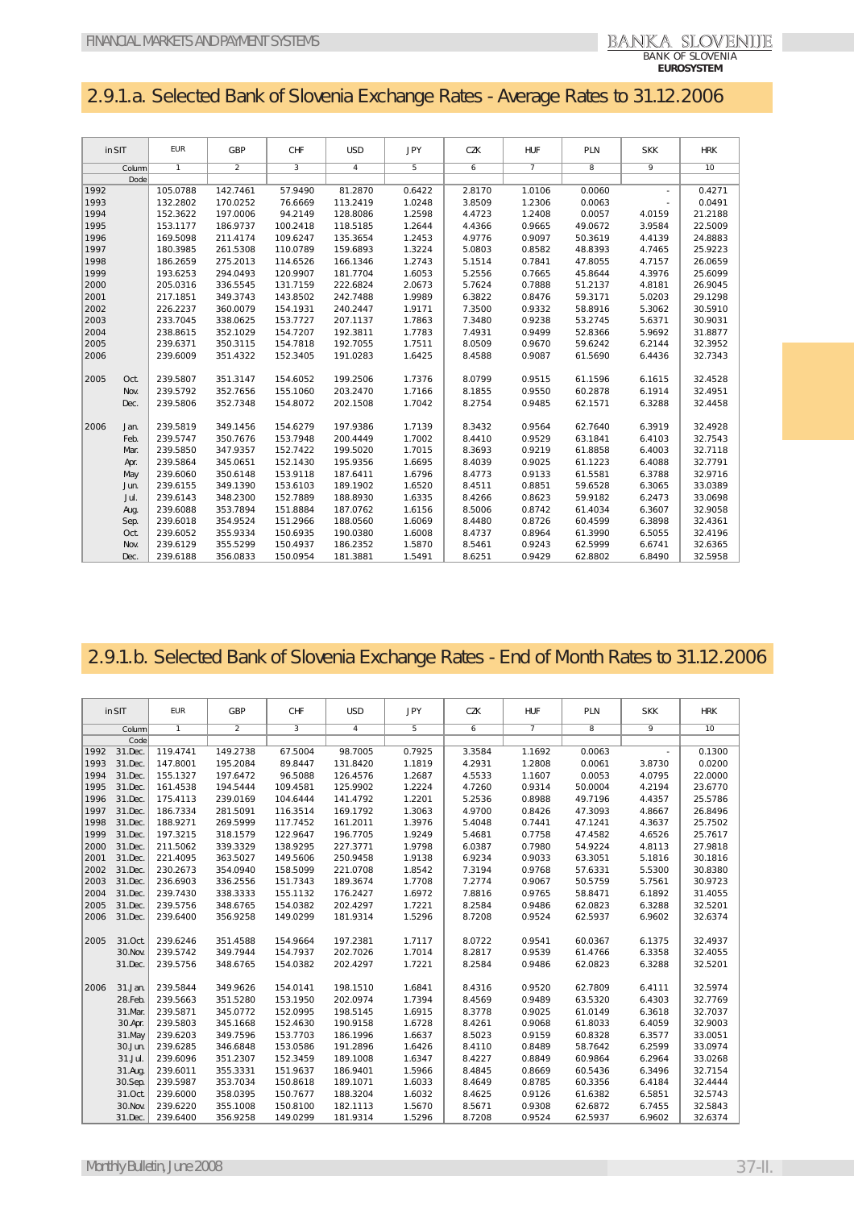## 2.9.1.a. Selected Bank of Slovenia Exchange Rates - Average Rates to 31.12.2006

| in SIT | | EUR | GBP | CHF | USD | JPY | CZK | HUF | PLN | SKK | HRK |
|---|---|---|---|---|---|---|---|---|---|---|---|
| | Column | 1 | 2 | 3 | 4 | 5 | 6 | 7 | 8 | 9 | 10 |
| | Dode | | | | | | | | | | |
| 1992 | | 105.0788 | 142.7461 | 57.9490 | 81.2870 | 0.6422 | 2.8170 | 1.0106 | 0.0060 | - | 0.4271 |
| 1993 | | 132.2802 | 170.0252 | 76.6669 | 113.2419 | 1.0248 | 3.8509 | 1.2306 | 0.0063 | - | 0.0491 |
| 1994 | | 152.3622 | 197.0006 | 94.2149 | 128.8086 | 1.2598 | 4.4723 | 1.2408 | 0.0057 | 4.0159 | 21.2188 |
| 1995 | | 153.1177 | 186.9737 | 100.2418 | 118.5185 | 1.2644 | 4.4366 | 0.9665 | 49.0672 | 3.9584 | 22.5009 |
| 1996 | | 169.5098 | 211.4174 | 109.6247 | 135.3654 | 1.2453 | 4.9776 | 0.9097 | 50.3619 | 4.4139 | 24.8883 |
| 1997 | | 180.3985 | 261.5308 | 110.0789 | 159.6893 | 1.3224 | 5.0803 | 0.8582 | 48.8393 | 4.7465 | 25.9223 |
| 1998 | | 186.2659 | 275.2013 | 114.6526 | 166.1346 | 1.2743 | 5.1514 | 0.7841 | 47.8055 | 4.7157 | 26.0659 |
| 1999 | | 193.6253 | 294.0493 | 120.9907 | 181.7704 | 1.6053 | 5.2556 | 0.7665 | 45.8644 | 4.3976 | 25.6099 |
| 2000 | | 205.0316 | 336.5545 | 131.7159 | 222.6824 | 2.0673 | 5.7624 | 0.7888 | 51.2137 | 4.8181 | 26.9045 |
| 2001 | | 217.1851 | 349.3743 | 143.8502 | 242.7488 | 1.9989 | 6.3822 | 0.8476 | 59.3171 | 5.0203 | 29.1298 |
| 2002 | | 226.2237 | 360.0079 | 154.1931 | 240.2447 | 1.9171 | 7.3500 | 0.9332 | 58.8916 | 5.3062 | 30.5910 |
| 2003 | | 233.7045 | 338.0625 | 153.7727 | 207.1137 | 1.7863 | 7.3480 | 0.9238 | 53.2745 | 5.6371 | 30.9031 |
| 2004 | | 238.8615 | 352.1029 | 154.7207 | 192.3811 | 1.7783 | 7.4931 | 0.9499 | 52.8366 | 5.9692 | 31.8877 |
| 2005 | | 239.6371 | 350.3115 | 154.7818 | 192.7055 | 1.7511 | 8.0509 | 0.9670 | 59.6242 | 6.2144 | 32.3952 |
| 2006 | | 239.6009 | 351.4322 | 152.3405 | 191.0283 | 1.6425 | 8.4588 | 0.9087 | 61.5690 | 6.4436 | 32.7343 |
| 2005 | Oct. | 239.5807 | 351.3147 | 154.6052 | 199.2506 | 1.7376 | 8.0799 | 0.9515 | 61.1596 | 6.1615 | 32.4528 |
| | Nov. | 239.5792 | 352.7656 | 155.1060 | 203.2470 | 1.7166 | 8.1855 | 0.9550 | 60.2878 | 6.1914 | 32.4951 |
| | Dec. | 239.5806 | 352.7348 | 154.8072 | 202.1508 | 1.7042 | 8.2754 | 0.9485 | 62.1571 | 6.3288 | 32.4458 |
| 2006 | Jan. | 239.5819 | 349.1456 | 154.6279 | 197.9386 | 1.7139 | 8.3432 | 0.9564 | 62.7640 | 6.3919 | 32.4928 |
| | Feb. | 239.5747 | 350.7676 | 153.7948 | 200.4449 | 1.7002 | 8.4410 | 0.9529 | 63.1841 | 6.4103 | 32.7543 |
| | Mar. | 239.5850 | 347.9357 | 152.7422 | 199.5020 | 1.7015 | 8.3693 | 0.9219 | 61.8858 | 6.4003 | 32.7118 |
| | Apr. | 239.5864 | 345.0651 | 152.1430 | 195.9356 | 1.6695 | 8.4039 | 0.9025 | 61.1223 | 6.4088 | 32.7791 |
| | May | 239.6060 | 350.6148 | 153.9118 | 187.6411 | 1.6796 | 8.4773 | 0.9133 | 61.5581 | 6.3788 | 32.9716 |
| | Jun. | 239.6155 | 349.1390 | 153.6103 | 189.1902 | 1.6520 | 8.4511 | 0.8851 | 59.6528 | 6.3065 | 33.0389 |
| | Jul. | 239.6143 | 348.2300 | 152.7889 | 188.8930 | 1.6335 | 8.4266 | 0.8623 | 59.9182 | 6.2473 | 33.0698 |
| | Aug. | 239.6088 | 353.7894 | 151.8884 | 187.0762 | 1.6156 | 8.5006 | 0.8742 | 61.4034 | 6.3607 | 32.9058 |
| | Sep. | 239.6018 | 354.9524 | 151.2966 | 188.0560 | 1.6069 | 8.4480 | 0.8726 | 60.4599 | 6.3898 | 32.4361 |
| | Oct. | 239.6052 | 355.9334 | 150.6935 | 190.0380 | 1.6008 | 8.4737 | 0.8964 | 61.3990 | 6.5055 | 32.4196 |
| | Nov. | 239.6129 | 355.5299 | 150.4937 | 186.2352 | 1.5870 | 8.5461 | 0.9243 | 62.5999 | 6.6741 | 32.6365 |
| | Dec. | 239.6188 | 356.0833 | 150.0954 | 181.3881 | 1.5491 | 8.6251 | 0.9429 | 62.8802 | 6.8490 | 32.5958 |

## 2.9.1.b. Selected Bank of Slovenia Exchange Rates - End of Month Rates to 31.12.2006

| in SIT | | EUR | GBP | CHF | USD | JPY | CZK | HUF | PLN | SKK | HRK |
|---|---|---|---|---|---|---|---|---|---|---|---|
| | Column | 1 | 2 | 3 | 4 | 5 | 6 | 7 | 8 | 9 | 10 |
| | Code | | | | | | | | | | |
| 1992 | 31.Dec. | 119.4741 | 149.2738 | 67.5004 | 98.7005 | 0.7925 | 3.3584 | 1.1692 | 0.0063 | - | 0.1300 |
| 1993 | 31.Dec. | 147.8001 | 195.2084 | 89.8447 | 131.8420 | 1.1819 | 4.2931 | 1.2808 | 0.0061 | 3.8730 | 0.0200 |
| 1994 | 31.Dec. | 155.1327 | 197.6472 | 96.5088 | 126.4576 | 1.2687 | 4.5533 | 1.1607 | 0.0053 | 4.0795 | 22.0000 |
| 1995 | 31.Dec. | 161.4538 | 194.5444 | 109.4581 | 125.9902 | 1.2224 | 4.7260 | 0.9314 | 50.0004 | 4.2194 | 23.6770 |
| 1996 | 31.Dec. | 175.4113 | 239.0169 | 104.6444 | 141.4792 | 1.2201 | 5.2536 | 0.8988 | 49.7196 | 4.4357 | 25.5786 |
| 1997 | 31.Dec. | 186.7334 | 281.5091 | 116.3514 | 169.1792 | 1.3063 | 4.9700 | 0.8426 | 47.3093 | 4.8667 | 26.8496 |
| 1998 | 31.Dec. | 188.9271 | 269.5999 | 117.7452 | 161.2011 | 1.3976 | 5.4048 | 0.7441 | 47.1241 | 4.3637 | 25.7502 |
| 1999 | 31.Dec. | 197.3215 | 318.1579 | 122.9647 | 196.7705 | 1.9249 | 5.4681 | 0.7758 | 47.4582 | 4.6526 | 25.7617 |
| 2000 | 31.Dec. | 211.5062 | 339.3329 | 138.9295 | 227.3771 | 1.9798 | 6.0387 | 0.7980 | 54.9224 | 4.8113 | 27.9818 |
| 2001 | 31.Dec. | 221.4095 | 363.5027 | 149.5606 | 250.9458 | 1.9138 | 6.9234 | 0.9033 | 63.3051 | 5.1816 | 30.1816 |
| 2002 | 31.Dec. | 230.2673 | 354.0940 | 158.5099 | 221.0708 | 1.8542 | 7.3194 | 0.9768 | 57.6331 | 5.5300 | 30.8380 |
| 2003 | 31.Dec. | 236.6903 | 336.2556 | 151.7343 | 189.3674 | 1.7708 | 7.2774 | 0.9067 | 50.5759 | 5.7561 | 30.9723 |
| 2004 | 31.Dec. | 239.7430 | 338.3333 | 155.1132 | 176.2427 | 1.6972 | 7.8816 | 0.9765 | 58.8471 | 6.1892 | 31.4055 |
| 2005 | 31.Dec. | 239.5756 | 348.6765 | 154.0382 | 202.4297 | 1.7221 | 8.2584 | 0.9486 | 62.0823 | 6.3288 | 32.5201 |
| 2006 | 31.Dec. | 239.6400 | 356.9258 | 149.0299 | 181.9314 | 1.5296 | 8.7208 | 0.9524 | 62.5937 | 6.9602 | 32.6374 |
| 2005 | 31.Oct. | 239.6246 | 351.4588 | 154.9664 | 197.2381 | 1.7117 | 8.0722 | 0.9541 | 60.0367 | 6.1375 | 32.4937 |
| | 30.Nov. | 239.5742 | 349.7944 | 154.7937 | 202.7026 | 1.7014 | 8.2817 | 0.9539 | 61.4766 | 6.3358 | 32.4055 |
| | 31.Dec. | 239.5756 | 348.6765 | 154.0382 | 202.4297 | 1.7221 | 8.2584 | 0.9486 | 62.0823 | 6.3288 | 32.5201 |
| 2006 | 31.Jan. | 239.5844 | 349.9626 | 154.0141 | 198.1510 | 1.6841 | 8.4316 | 0.9520 | 62.7809 | 6.4111 | 32.5974 |
| | 28.Feb. | 239.5663 | 351.5280 | 153.1950 | 202.0974 | 1.7394 | 8.4569 | 0.9489 | 63.5320 | 6.4303 | 32.7769 |
| | 31.Mar. | 239.5871 | 345.0772 | 152.0995 | 198.5145 | 1.6915 | 8.3778 | 0.9025 | 61.0149 | 6.3618 | 32.7037 |
| | 30.Apr. | 239.5803 | 345.1668 | 152.4630 | 190.9158 | 1.6728 | 8.4261 | 0.9068 | 61.8033 | 6.4059 | 32.9003 |
| | 31.May | 239.6203 | 349.7596 | 153.7703 | 186.1996 | 1.6637 | 8.5023 | 0.9159 | 60.8328 | 6.3577 | 33.0051 |
| | 30.Jun. | 239.6285 | 346.6848 | 153.0586 | 191.2896 | 1.6426 | 8.4110 | 0.8489 | 58.7642 | 6.2599 | 33.0974 |
| | 31.Jul. | 239.6096 | 351.2307 | 152.3459 | 189.1008 | 1.6347 | 8.4227 | 0.8849 | 60.9864 | 6.2964 | 33.0268 |
| | 31.Aug. | 239.6011 | 355.3331 | 151.9637 | 186.9401 | 1.5966 | 8.4845 | 0.8669 | 60.5436 | 6.3496 | 32.7154 |
| | 30.Sep. | 239.5987 | 353.7034 | 150.8618 | 189.1071 | 1.6033 | 8.4649 | 0.8785 | 60.3356 | 6.4184 | 32.4444 |
| | 31.Oct. | 239.6000 | 358.0395 | 150.7677 | 188.3204 | 1.6032 | 8.4625 | 0.9126 | 61.6382 | 6.5851 | 32.5743 |
| | 30.Nov. | 239.6220 | 355.1008 | 150.8100 | 182.1113 | 1.5670 | 8.5671 | 0.9308 | 62.6872 | 6.7455 | 32.5843 |
| | 31.Dec. | 239.6400 | 356.9258 | 149.0299 | 181.9314 | 1.5296 | 8.7208 | 0.9524 | 62.5937 | 6.9602 | 32.6374 |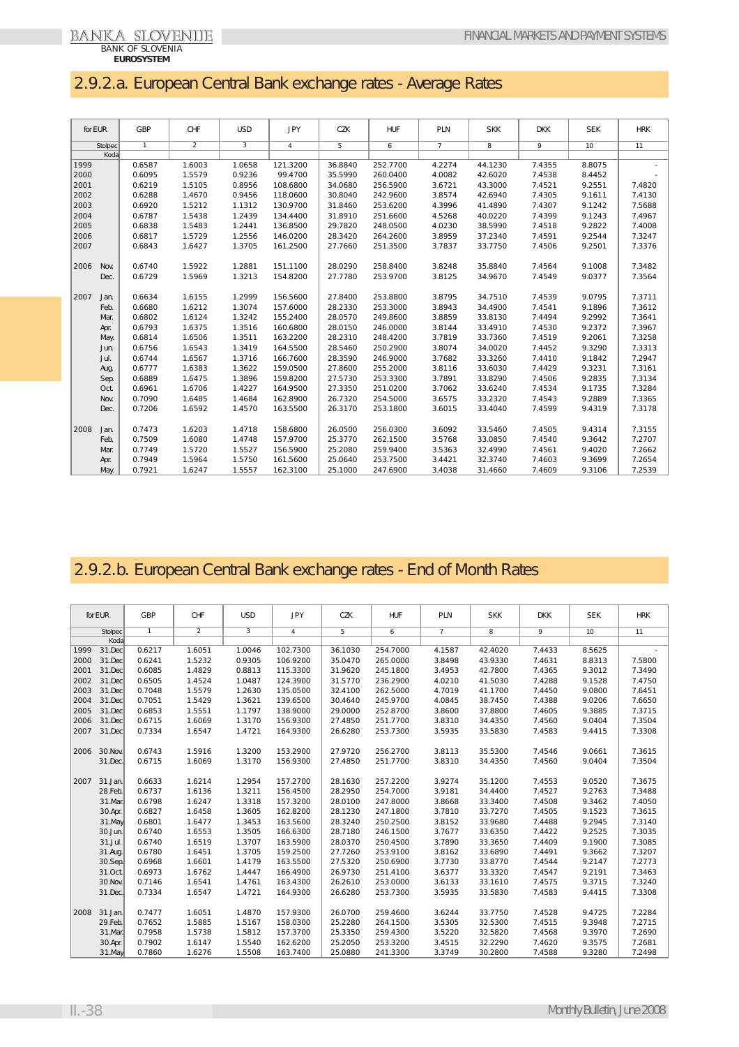## 2.9.2.a. European Central Bank exchange rates - Average Rates

| for EUR | | GBP | CHF | USD | JPY | CZK | HUF | PLN | SKK | DKK | SEK | HRK |
|---|---|---|---|---|---|---|---|---|---|---|---|---|
| | Stolpec | 1 | 2 | 3 | 4 | 5 | 6 | 7 | 8 | 9 | 10 | 11 |
| | Koda | | | | | | | | | | | |
| 1999 | | 0.6587 | 1.6003 | 1.0658 | 121.3200 | 36.8840 | 252.7700 | 4.2274 | 44.1230 | 7.4355 | 8.8075 | - |
| 2000 | | 0.6095 | 1.5579 | 0.9236 | 99.4700 | 35.5990 | 260.0400 | 4.0082 | 42.6020 | 7.4538 | 8.4452 | - |
| 2001 | | 0.6219 | 1.5105 | 0.8956 | 108.6800 | 34.0680 | 256.5900 | 3.6721 | 43.3000 | 7.4521 | 9.2551 | 7.4820 |
| 2002 | | 0.6288 | 1.4670 | 0.9456 | 118.0600 | 30.8040 | 242.9600 | 3.8574 | 42.6940 | 7.4305 | 9.1611 | 7.4130 |
| 2003 | | 0.6920 | 1.5212 | 1.1312 | 130.9700 | 31.8460 | 253.6200 | 4.3996 | 41.4890 | 7.4307 | 9.1242 | 7.5688 |
| 2004 | | 0.6787 | 1.5438 | 1.2439 | 134.4400 | 31.8910 | 251.6600 | 4.5268 | 40.0220 | 7.4399 | 9.1243 | 7.4967 |
| 2005 | | 0.6838 | 1.5483 | 1.2441 | 136.8500 | 29.7820 | 248.0500 | 4.0230 | 38.5990 | 7.4518 | 9.2822 | 7.4008 |
| 2006 | | 0.6817 | 1.5729 | 1.2556 | 146.0200 | 28.3420 | 264.2600 | 3.8959 | 37.2340 | 7.4591 | 9.2544 | 7.3247 |
| 2007 | | 0.6843 | 1.6427 | 1.3705 | 161.2500 | 27.7660 | 251.3500 | 3.7837 | 33.7750 | 7.4506 | 9.2501 | 7.3376 |
| 2006 | Nov. | 0.6740 | 1.5922 | 1.2881 | 151.1100 | 28.0290 | 258.8400 | 3.8248 | 35.8840 | 7.4564 | 9.1008 | 7.3482 |
| | Dec. | 0.6729 | 1.5969 | 1.3213 | 154.8200 | 27.7780 | 253.9700 | 3.8125 | 34.9670 | 7.4549 | 9.0377 | 7.3564 |
| 2007 | Jan. | 0.6634 | 1.6155 | 1.2999 | 156.5600 | 27.8400 | 253.8800 | 3.8795 | 34.7510 | 7.4539 | 9.0795 | 7.3711 |
| | Feb. | 0.6680 | 1.6212 | 1.3074 | 157.6000 | 28.2330 | 253.3000 | 3.8943 | 34.4900 | 7.4541 | 9.1896 | 7.3612 |
| | Mar. | 0.6802 | 1.6124 | 1.3242 | 155.2400 | 28.0570 | 249.8600 | 3.8859 | 33.8130 | 7.4494 | 9.2992 | 7.3641 |
| | Apr. | 0.6793 | 1.6375 | 1.3516 | 160.6800 | 28.0150 | 246.0000 | 3.8144 | 33.4910 | 7.4530 | 9.2372 | 7.3967 |
| | May. | 0.6814 | 1.6506 | 1.3511 | 163.2200 | 28.2310 | 248.4200 | 3.7819 | 33.7360 | 7.4519 | 9.2061 | 7.3258 |
| | Jun. | 0.6756 | 1.6543 | 1.3419 | 164.5500 | 28.5460 | 250.2900 | 3.8074 | 34.0020 | 7.4452 | 9.3290 | 7.3313 |
| | Jul. | 0.6744 | 1.6567 | 1.3716 | 166.7600 | 28.3590 | 246.9000 | 3.7682 | 33.3260 | 7.4410 | 9.1842 | 7.2947 |
| | Aug. | 0.6777 | 1.6383 | 1.3622 | 159.0500 | 27.8600 | 255.2000 | 3.8116 | 33.6030 | 7.4429 | 9.3231 | 7.3161 |
| | Sep. | 0.6889 | 1.6475 | 1.3896 | 159.8200 | 27.5730 | 253.3300 | 3.7891 | 33.8290 | 7.4506 | 9.2835 | 7.3134 |
| | Oct. | 0.6961 | 1.6706 | 1.4227 | 164.9500 | 27.3350 | 251.0200 | 3.7062 | 33.6240 | 7.4534 | 9.1735 | 7.3284 |
| | Nov. | 0.7090 | 1.6485 | 1.4684 | 162.8900 | 26.7320 | 254.5000 | 3.6575 | 33.2320 | 7.4543 | 9.2889 | 7.3365 |
| | Dec. | 0.7206 | 1.6592 | 1.4570 | 163.5500 | 26.3170 | 253.1800 | 3.6015 | 33.4040 | 7.4599 | 9.4319 | 7.3178 |
| 2008 | Jan. | 0.7473 | 1.6203 | 1.4718 | 158.6800 | 26.0500 | 256.0300 | 3.6092 | 33.5460 | 7.4505 | 9.4314 | 7.3155 |
| | Feb. | 0.7509 | 1.6080 | 1.4748 | 157.9700 | 25.3770 | 262.1500 | 3.5768 | 33.0850 | 7.4540 | 9.3642 | 7.2707 |
| | Mar. | 0.7749 | 1.5720 | 1.5527 | 156.5900 | 25.2080 | 259.9400 | 3.5363 | 32.4990 | 7.4561 | 9.4020 | 7.2662 |
| | Apr. | 0.7949 | 1.5964 | 1.5750 | 161.5600 | 25.0640 | 253.7500 | 3.4421 | 32.3740 | 7.4603 | 9.3699 | 7.2654 |
| | May. | 0.7921 | 1.6247 | 1.5557 | 162.3100 | 25.1000 | 247.6900 | 3.4038 | 31.4660 | 7.4609 | 9.3106 | 7.2539 |

## 2.9.2.b. European Central Bank exchange rates - End of Month Rates

| for EUR | | GBP | CHF | USD | JPY | CZK | HUF | PLN | SKK | DKK | SEK | HRK |
|---|---|---|---|---|---|---|---|---|---|---|---|---|
| | Stolpec | 1 | 2 | 3 | 4 | 5 | 6 | 7 | 8 | 9 | 10 | 11 |
| | Koda | | | | | | | | | | | |
| 1999 | 31.Dec | 0.6217 | 1.6051 | 1.0046 | 102.7300 | 36.1030 | 254.7000 | 4.1587 | 42.4020 | 7.4433 | 8.5625 | - |
| 2000 | 31.Dec | 0.6241 | 1.5232 | 0.9305 | 106.9200 | 35.0470 | 265.0000 | 3.8498 | 43.9330 | 7.4631 | 8.8313 | 7.5800 |
| 2001 | 31.Dec | 0.6085 | 1.4829 | 0.8813 | 115.3300 | 31.9620 | 245.1800 | 3.4953 | 42.7800 | 7.4365 | 9.3012 | 7.3490 |
| 2002 | 31.Dec | 0.6505 | 1.4524 | 1.0487 | 124.3900 | 31.5770 | 236.2900 | 4.0210 | 41.5030 | 7.4288 | 9.1528 | 7.4750 |
| 2003 | 31.Dec | 0.7048 | 1.5579 | 1.2630 | 135.0500 | 32.4100 | 262.5000 | 4.7019 | 41.1700 | 7.4450 | 9.0800 | 7.6451 |
| 2004 | 31.Dec | 0.7051 | 1.5429 | 1.3621 | 139.6500 | 30.4640 | 245.9700 | 4.0845 | 38.7450 | 7.4388 | 9.0206 | 7.6650 |
| 2005 | 31.Dec | 0.6853 | 1.5551 | 1.1797 | 138.9000 | 29.0000 | 252.8700 | 3.8600 | 37.8800 | 7.4605 | 9.3885 | 7.3715 |
| 2006 | 31.Dec | 0.6715 | 1.6069 | 1.3170 | 156.9300 | 27.4850 | 251.7700 | 3.8310 | 34.4350 | 7.4560 | 9.0404 | 7.3504 |
| 2007 | 31.Dec | 0.7334 | 1.6547 | 1.4721 | 164.9300 | 26.6280 | 253.7300 | 3.5935 | 33.5830 | 7.4583 | 9.4415 | 7.3308 |
| 2006 | 30.Nov. | 0.6743 | 1.5916 | 1.3200 | 153.2900 | 27.9720 | 256.2700 | 3.8113 | 35.5300 | 7.4546 | 9.0661 | 7.3615 |
| | 31.Dec. | 0.6715 | 1.6069 | 1.3170 | 156.9300 | 27.4850 | 251.7700 | 3.8310 | 34.4350 | 7.4560 | 9.0404 | 7.3504 |
| 2007 | 31.Jan. | 0.6633 | 1.6214 | 1.2954 | 157.2700 | 28.1630 | 257.2200 | 3.9274 | 35.1200 | 7.4553 | 9.0520 | 7.3675 |
| | 28.Feb. | 0.6737 | 1.6136 | 1.3211 | 156.4500 | 28.2950 | 254.7000 | 3.9181 | 34.4400 | 7.4527 | 9.2763 | 7.3488 |
| | 31.Mar. | 0.6798 | 1.6247 | 1.3318 | 157.3200 | 28.0100 | 247.8000 | 3.8668 | 33.3400 | 7.4508 | 9.3462 | 7.4050 |
| | 30.Apr. | 0.6827 | 1.6458 | 1.3605 | 162.8200 | 28.1230 | 247.1800 | 3.7810 | 33.7270 | 7.4505 | 9.1523 | 7.3615 |
| | 31.May | 0.6801 | 1.6477 | 1.3453 | 163.5600 | 28.3240 | 250.2500 | 3.8152 | 33.9680 | 7.4488 | 9.2945 | 7.3140 |
| | 30.Jun. | 0.6740 | 1.6553 | 1.3505 | 166.6300 | 28.7180 | 246.1500 | 3.7677 | 33.6350 | 7.4422 | 9.2525 | 7.3035 |
| | 31.Jul. | 0.6740 | 1.6519 | 1.3707 | 163.5900 | 28.0370 | 250.4500 | 3.7890 | 33.3650 | 7.4409 | 9.1900 | 7.3085 |
| | 31.Aug. | 0.6780 | 1.6451 | 1.3705 | 159.2500 | 27.7260 | 253.9100 | 3.8162 | 33.6890 | 7.4491 | 9.3662 | 7.3207 |
| | 30.Sep. | 0.6968 | 1.6601 | 1.4179 | 163.5500 | 27.5320 | 250.6900 | 3.7730 | 33.8770 | 7.4544 | 9.2147 | 7.2773 |
| | 31.Oct. | 0.6973 | 1.6762 | 1.4447 | 166.4900 | 26.9730 | 251.4100 | 3.6377 | 33.3320 | 7.4547 | 9.2191 | 7.3463 |
| | 30.Nov. | 0.7146 | 1.6541 | 1.4761 | 163.4300 | 26.2610 | 253.0000 | 3.6133 | 33.1610 | 7.4575 | 9.3715 | 7.3240 |
| | 31.Dec. | 0.7334 | 1.6547 | 1.4721 | 164.9300 | 26.6280 | 253.7300 | 3.5935 | 33.5830 | 7.4583 | 9.4415 | 7.3308 |
| 2008 | 31.Jan. | 0.7477 | 1.6051 | 1.4870 | 157.9300 | 26.0700 | 259.4600 | 3.6244 | 33.7750 | 7.4528 | 9.4725 | 7.2284 |
| | 29.Feb. | 0.7652 | 1.5885 | 1.5167 | 158.0300 | 25.2280 | 264.1500 | 3.5305 | 32.5300 | 7.4515 | 9.3948 | 7.2715 |
| | 31.Mar. | 0.7958 | 1.5738 | 1.5812 | 157.3700 | 25.3350 | 259.4300 | 3.5220 | 32.5820 | 7.4568 | 9.3970 | 7.2690 |
| | 30.Apr. | 0.7902 | 1.6147 | 1.5540 | 162.6200 | 25.2050 | 253.3200 | 3.4515 | 32.2290 | 7.4620 | 9.3575 | 7.2681 |
| | 31.May | 0.7860 | 1.6276 | 1.5508 | 163.7400 | 25.0880 | 241.3300 | 3.3749 | 30.2800 | 7.4588 | 9.3280 | 7.2498 |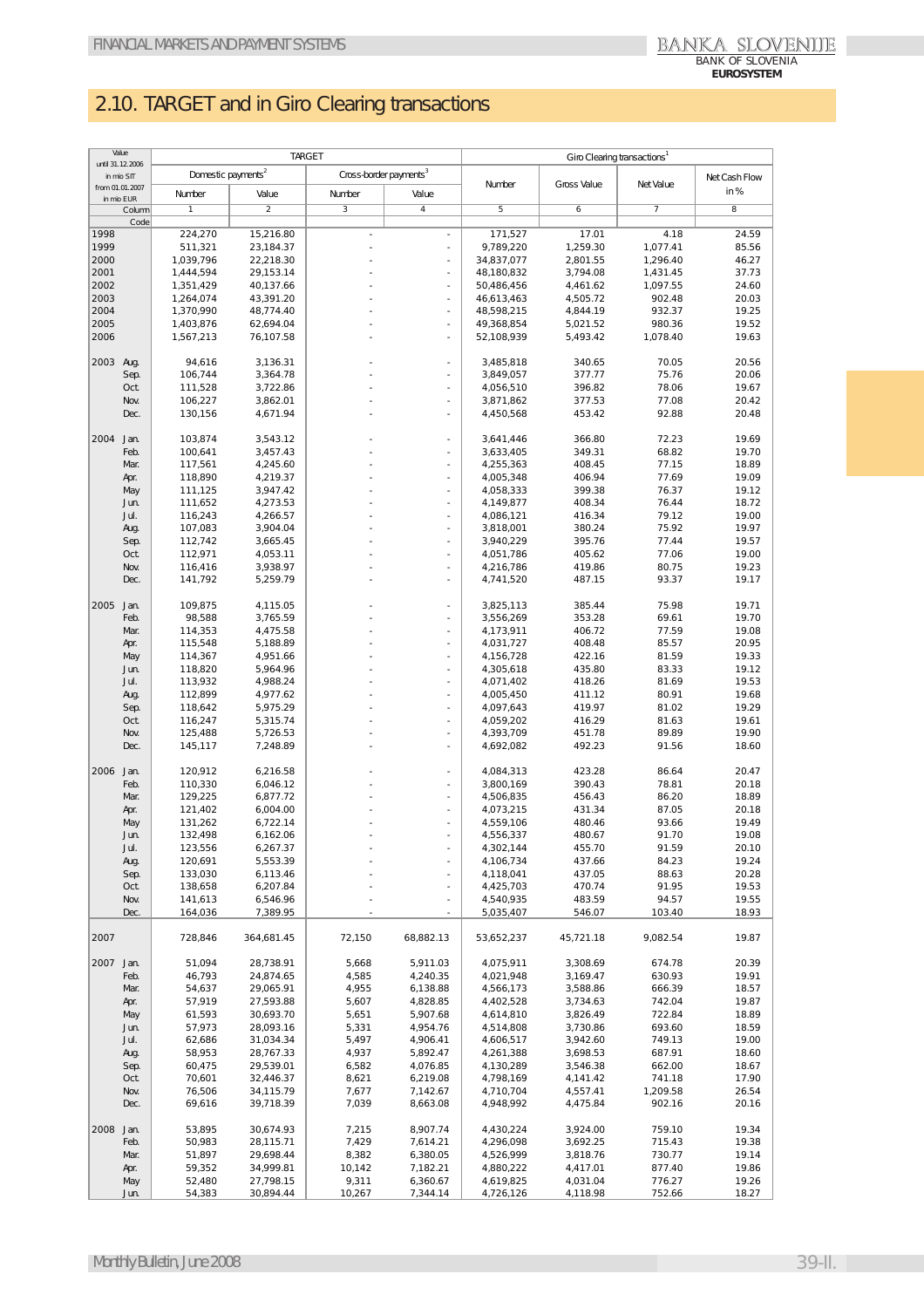# 2.10. TARGET and in Giro Clearing transactions

| Value until 31.12.2006 in mio SIT from 01.01.2007 in mio EUR | | TARGET | | | | Giro Clearing transactions[1] | | | |
|---|---|---|---|---|---|---|---|---|---|
| | | Domestic payments[2] | | Cross-border payments[3] | | Number | Gross Value | Net Value | Net Cash Flow in % |
| | | Number | Value | Number | Value | | | | |
| Column | | 1 | 2 | 3 | 4 | 5 | 6 | 7 | 8 |
| Code | | | | | | | | | |
| 1998 | | 224,270 | 15,216.80 | - | - | 171,527 | 17.01 | 4.18 | 24.59 |
| 1999 | | 511,321 | 23,184.37 | - | - | 9,789,220 | 1,259.30 | 1,077.41 | 85.56 |
| 2000 | | 1,039,796 | 22,218.30 | - | - | 34,837,077 | 2,801.55 | 1,296.40 | 46.27 |
| 2001 | | 1,444,594 | 29,153.14 | - | - | 48,180,832 | 3,794.08 | 1,431.45 | 37.73 |
| 2002 | | 1,351,429 | 40,137.66 | - | - | 50,486,456 | 4,461.62 | 1,097.55 | 24.60 |
| 2003 | | 1,264,074 | 43,391.20 | - | - | 46,613,463 | 4,505.72 | 902.48 | 20.03 |
| 2004 | | 1,370,990 | 48,774.40 | - | - | 48,598,215 | 4,844.19 | 932.37 | 19.25 |
| 2005 | | 1,403,876 | 62,694.04 | - | - | 49,368,854 | 5,021.52 | 980.36 | 19.52 |
| 2006 | | 1,567,213 | 76,107.58 | - | - | 52,108,939 | 5,493.42 | 1,078.40 | 19.63 |
| 2003 | Aug. | 94,616 | 3,136.31 | - | - | 3,485,818 | 340.65 | 70.05 | 20.56 |
| | Sep. | 106,744 | 3,364.78 | - | - | 3,849,057 | 377.77 | 75.76 | 20.06 |
| | Oct. | 111,528 | 3,722.86 | - | - | 4,056,510 | 396.82 | 78.06 | 19.67 |
| | Nov. | 106,227 | 3,862.01 | - | - | 3,871,862 | 377.53 | 77.08 | 20.42 |
| | Dec. | 130,156 | 4,671.94 | - | - | 4,450,568 | 453.42 | 92.88 | 20.48 |
| 2004 | Jan. | 103,874 | 3,543.12 | - | - | 3,641,446 | 366.80 | 72.23 | 19.69 |
| | Feb. | 100,641 | 3,457.43 | - | - | 3,633,405 | 349.31 | 68.82 | 19.70 |
| | Mar. | 117,561 | 4,245.60 | - | - | 4,255,363 | 408.45 | 77.15 | 18.89 |
| | Apr. | 118,890 | 4,219.37 | - | - | 4,005,348 | 406.94 | 77.69 | 19.09 |
| | May | 111,125 | 3,947.42 | - | - | 4,058,333 | 399.38 | 76.37 | 19.12 |
| | Jun. | 111,652 | 4,273.53 | - | - | 4,149,877 | 408.34 | 76.44 | 18.72 |
| | Jul. | 116,243 | 4,266.57 | - | - | 4,086,121 | 416.34 | 79.12 | 19.00 |
| | Aug. | 107,083 | 3,904.04 | - | - | 3,818,001 | 380.24 | 75.92 | 19.97 |
| | Sep. | 112,742 | 3,665.45 | - | - | 3,940,229 | 395.76 | 77.44 | 19.57 |
| | Oct. | 112,971 | 4,053.11 | - | - | 4,051,786 | 405.62 | 77.06 | 19.00 |
| | Nov. | 116,416 | 3,938.97 | - | - | 4,216,786 | 419.86 | 80.75 | 19.23 |
| | Dec. | 141,792 | 5,259.79 | - | - | 4,741,520 | 487.15 | 93.37 | 19.17 |
| 2005 | Jan. | 109,875 | 4,115.05 | - | - | 3,825,113 | 385.44 | 75.98 | 19.71 |
| | Feb. | 98,588 | 3,765.59 | - | - | 3,556,269 | 353.28 | 69.61 | 19.70 |
| | Mar. | 114,353 | 4,475.58 | - | - | 4,173,911 | 406.72 | 77.59 | 19.08 |
| | Apr. | 115,548 | 5,188.89 | - | - | 4,031,727 | 408.48 | 85.57 | 20.95 |
| | May | 114,367 | 4,951.66 | - | - | 4,156,728 | 422.16 | 81.59 | 19.33 |
| | Jun. | 118,820 | 5,964.96 | - | - | 4,305,618 | 435.80 | 83.33 | 19.12 |
| | Jul. | 113,932 | 4,988.24 | - | - | 4,071,402 | 418.26 | 81.69 | 19.53 |
| | Aug. | 112,899 | 4,977.62 | - | - | 4,005,450 | 411.12 | 80.91 | 19.68 |
| | Sep. | 118,642 | 5,975.29 | - | - | 4,097,643 | 419.97 | 81.02 | 19.29 |
| | Oct. | 116,247 | 5,315.74 | - | - | 4,059,202 | 416.29 | 81.63 | 19.61 |
| | Nov. | 125,488 | 5,726.53 | - | - | 4,393,709 | 451.78 | 89.89 | 19.90 |
| | Dec. | 145,117 | 7,248.89 | - | - | 4,692,082 | 492.23 | 91.56 | 18.60 |
| 2006 | Jan. | 120,912 | 6,216.58 | - | - | 4,084,313 | 423.28 | 86.64 | 20.47 |
| | Feb. | 110,330 | 6,046.12 | - | - | 3,800,169 | 390.43 | 78.81 | 20.18 |
| | Mar. | 129,225 | 6,877.72 | - | - | 4,506,835 | 456.43 | 86.20 | 18.89 |
| | Apr. | 121,402 | 6,004.00 | - | - | 4,073,215 | 431.34 | 87.05 | 20.18 |
| | May | 131,262 | 6,722.14 | - | - | 4,559,106 | 480.46 | 93.66 | 19.49 |
| | Jun. | 132,498 | 6,162.06 | - | - | 4,556,337 | 480.67 | 91.70 | 19.08 |
| | Jul. | 123,556 | 6,267.37 | - | - | 4,302,144 | 455.70 | 91.59 | 20.10 |
| | Aug. | 120,691 | 5,553.39 | - | - | 4,106,734 | 437.66 | 84.23 | 19.24 |
| | Sep. | 133,030 | 6,113.46 | - | - | 4,118,041 | 437.05 | 88.63 | 20.28 |
| | Oct. | 138,658 | 6,207.84 | - | - | 4,425,703 | 470.74 | 91.95 | 19.53 |
| | Nov. | 141,613 | 6,546.96 | - | - | 4,540,935 | 483.59 | 94.57 | 19.55 |
| | Dec. | 164,036 | 7,389.95 | - | - | 5,035,407 | 546.07 | 103.40 | 18.93 |
| 2007 | | 728,846 | 364,681.45 | 72,150 | 68,882.13 | 53,652,237 | 45,721.18 | 9,082.54 | 19.87 |
| 2007 | Jan. | 51,094 | 28,738.91 | 5,668 | 5,911.03 | 4,075,911 | 3,308.69 | 674.78 | 20.39 |
| | Feb. | 46,793 | 24,874.65 | 4,585 | 4,240.35 | 4,021,948 | 3,169.47 | 630.93 | 19.91 |
| | Mar. | 54,637 | 29,065.91 | 4,955 | 6,138.88 | 4,566,173 | 3,588.86 | 666.39 | 18.57 |
| | Apr. | 57,919 | 27,593.88 | 5,607 | 4,828.85 | 4,402,528 | 3,734.63 | 742.04 | 19.87 |
| | May | 61,593 | 30,693.70 | 5,651 | 5,907.68 | 4,614,810 | 3,826.49 | 722.84 | 18.89 |
| | Jun. | 57,973 | 28,093.16 | 5,331 | 4,954.76 | 4,514,808 | 3,730.86 | 693.60 | 18.59 |
| | Jul. | 62,686 | 31,034.34 | 5,497 | 4,906.41 | 4,606,517 | 3,942.60 | 749.13 | 19.00 |
| | Aug. | 58,953 | 28,767.33 | 4,937 | 5,892.47 | 4,261,388 | 3,698.53 | 687.91 | 18.60 |
| | Sep. | 60,475 | 29,539.01 | 6,582 | 4,076.85 | 4,130,289 | 3,546.38 | 662.00 | 18.67 |
| | Oct. | 70,601 | 32,446.37 | 8,621 | 6,219.08 | 4,798,169 | 4,141.42 | 741.18 | 17.90 |
| | Nov. | 76,506 | 34,115.79 | 7,677 | 7,142.67 | 4,710,704 | 4,557.41 | 1,209.58 | 26.54 |
| | Dec. | 69,616 | 39,718.39 | 7,039 | 8,663.08 | 4,948,992 | 4,475.84 | 902.16 | 20.16 |
| 2008 | Jan. | 53,895 | 30,674.93 | 7,215 | 8,907.74 | 4,430,224 | 3,924.00 | 759.10 | 19.34 |
| | Feb. | 50,983 | 28,115.71 | 7,429 | 7,614.21 | 4,296,098 | 3,692.25 | 715.43 | 19.38 |
| | Mar. | 51,897 | 29,698.44 | 8,382 | 6,380.05 | 4,526,999 | 3,818.76 | 730.77 | 19.14 |
| | Apr. | 59,352 | 34,999.81 | 10,142 | 7,182.21 | 4,880,222 | 4,417.01 | 877.40 | 19.86 |
| | May | 52,480 | 27,798.15 | 9,311 | 6,360.67 | 4,619,825 | 4,031.04 | 776.27 | 19.26 |
| | Jun. | 54,383 | 30,894.44 | 10,267 | 7,344.14 | 4,726,126 | 4,118.98 | 752.66 | 18.27 |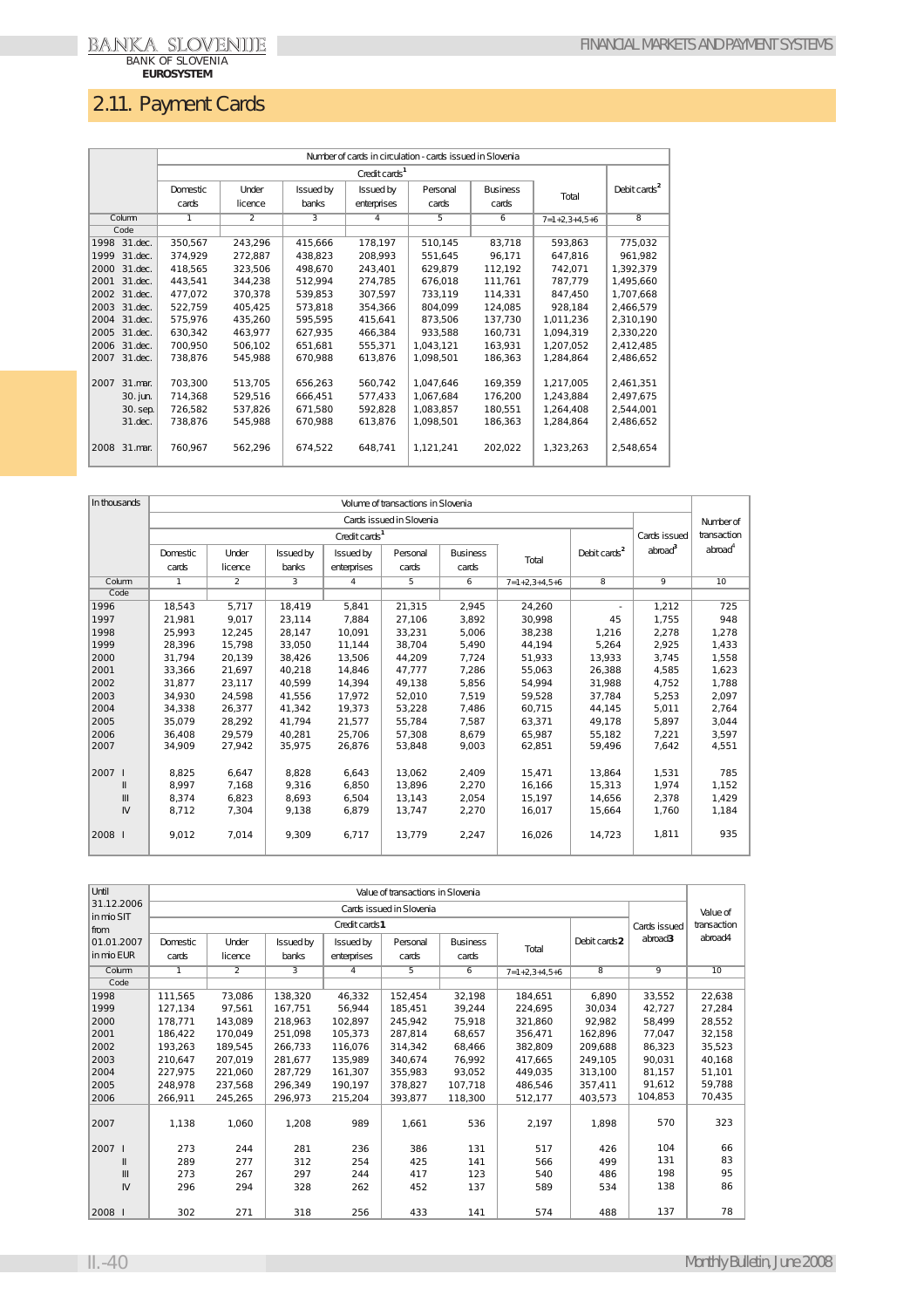## 2.11. Payment Cards

| | Number of cards in circulation - cards issued in Slovenia | | | | | | | |
|---|---|---|---|---|---|---|---|---|
| | Credit cards[1] | | | | | | | |
| | Domestic cards | Under licence | Issued by banks | Issued by enterprises | Personal cards | Business cards | Total | Debit cards[2] |
| Column | 1 | 2 | 3 | 4 | 5 | 6 | 7=1+2,3+4,5+6 | 8 |
| Code | | | | | | | | |
| 1998 31.dec. | 350,567 | 243,296 | 415,666 | 178,197 | 510,145 | 83,718 | 593,863 | 775,032 |
| 1999 31.dec. | 374,929 | 272,887 | 438,823 | 208,993 | 551,645 | 96,171 | 647,816 | 961,982 |
| 2000 31.dec. | 418,565 | 323,506 | 498,670 | 243,401 | 629,879 | 112,192 | 742,071 | 1,392,379 |
| 2001 31.dec. | 443,541 | 344,238 | 512,994 | 274,785 | 676,018 | 111,761 | 787,779 | 1,495,660 |
| 2002 31.dec. | 477,072 | 370,378 | 539,853 | 307,597 | 733,119 | 114,331 | 847,450 | 1,707,668 |
| 2003 31.dec. | 522,759 | 405,425 | 573,818 | 354,366 | 804,099 | 124,085 | 928,184 | 2,466,579 |
| 2004 31.dec. | 575,976 | 435,260 | 595,595 | 415,641 | 873,506 | 137,730 | 1,011,236 | 2,310,190 |
| 2005 31.dec. | 630,342 | 463,977 | 627,935 | 466,384 | 933,588 | 160,731 | 1,094,319 | 2,330,220 |
| 2006 31.dec. | 700,950 | 506,102 | 651,681 | 555,371 | 1,043,121 | 163,931 | 1,207,052 | 2,412,485 |
| 2007 31.dec. | 738,876 | 545,988 | 670,988 | 613,876 | 1,098,501 | 186,363 | 1,284,864 | 2,486,652 |
| | | | | | | | | |
| 2007 31.mar. | 703,300 | 513,705 | 656,263 | 560,742 | 1,047,646 | 169,359 | 1,217,005 | 2,461,351 |
| 30. jun. | 714,368 | 529,516 | 666,451 | 577,433 | 1,067,684 | 176,200 | 1,243,884 | 2,497,675 |
| 30. sep. | 726,582 | 537,826 | 671,580 | 592,828 | 1,083,857 | 180,551 | 1,264,408 | 2,544,001 |
| 31.dec. | 738,876 | 545,988 | 670,988 | 613,876 | 1,098,501 | 186,363 | 1,284,864 | 2,486,652 |
| | | | | | | | | |
| 2008 31.mar. | 760,967 | 562,296 | 674,522 | 648,741 | 1,121,241 | 202,022 | 1,323,263 | 2,548,654 |

| In thousands | Volume of transactions in Slovenia | | | | | | | | | |
|---|---|---|---|---|---|---|---|---|---|---|
| | Cards issued in Slovenia | | | | | | | | | Number of transaction abroad[4] |
| | Credit cards[1] | | | | | | | | Cards issued abroad[3] | |
| | Domestic cards | Under licence | Issued by banks | Issued by enterprises | Personal cards | Business cards | Total | Debit cards[2] | | |
| Column | 1 | 2 | 3 | 4 | 5 | 6 | 7=1+2,3+4,5+6 | 8 | 9 | 10 |
| Code | | | | | | | | | | |
| 1996 | 18,543 | 5,717 | 18,419 | 5,841 | 21,315 | 2,945 | 24,260 | - | 1,212 | 725 |
| 1997 | 21,981 | 9,017 | 23,114 | 7,884 | 27,106 | 3,892 | 30,998 | 45 | 1,755 | 948 |
| 1998 | 25,993 | 12,245 | 28,147 | 10,091 | 33,231 | 5,006 | 38,238 | 1,216 | 2,278 | 1,278 |
| 1999 | 28,396 | 15,798 | 33,050 | 11,144 | 38,704 | 5,490 | 44,194 | 5,264 | 2,925 | 1,433 |
| 2000 | 31,794 | 20,139 | 38,426 | 13,506 | 44,209 | 7,724 | 51,933 | 13,933 | 3,745 | 1,558 |
| 2001 | 33,366 | 21,697 | 40,218 | 14,846 | 47,777 | 7,286 | 55,063 | 26,388 | 4,585 | 1,623 |
| 2002 | 31,877 | 23,117 | 40,599 | 14,394 | 49,138 | 5,856 | 54,994 | 31,988 | 4,752 | 1,788 |
| 2003 | 34,930 | 24,598 | 41,556 | 17,972 | 52,010 | 7,519 | 59,528 | 37,784 | 5,253 | 2,097 |
| 2004 | 34,338 | 26,377 | 41,342 | 19,373 | 53,228 | 7,486 | 60,715 | 44,145 | 5,011 | 2,764 |
| 2005 | 35,079 | 28,292 | 41,794 | 21,577 | 55,784 | 7,587 | 63,371 | 49,178 | 5,897 | 3,044 |
| 2006 | 36,408 | 29,579 | 40,281 | 25,706 | 57,308 | 8,679 | 65,987 | 55,182 | 7,221 | 3,597 |
| 2007 | 34,909 | 27,942 | 35,975 | 26,876 | 53,848 | 9,003 | 62,851 | 59,496 | 7,642 | 4,551 |
| | | | | | | | | | | |
| 2007 I | 8,825 | 6,647 | 8,828 | 6,643 | 13,062 | 2,409 | 15,471 | 13,864 | 1,531 | 785 |
| II | 8,997 | 7,168 | 9,316 | 6,850 | 13,896 | 2,270 | 16,166 | 15,313 | 1,974 | 1,152 |
| III | 8,374 | 6,823 | 8,693 | 6,504 | 13,143 | 2,054 | 15,197 | 14,656 | 2,378 | 1,429 |
| IV | 8,712 | 7,304 | 9,138 | 6,879 | 13,747 | 2,270 | 16,017 | 15,664 | 1,760 | 1,184 |
| | | | | | | | | | | |
| 2008 I | 9,012 | 7,014 | 9,309 | 6,717 | 13,779 | 2,247 | 16,026 | 14,723 | 1,811 | 935 |

| Until 31.12.2006 in mio SIT from 01.01.2007 in mio EUR | Value of transactions in Slovenia | | | | | | | | | |
|---|---|---|---|---|---|---|---|---|---|---|
| | Cards issued in Slovenia | | | | | | | | | Value of transaction abroad4 |
| | Credit cards1 | | | | | | | | Cards issued abroad3 | |
| | Domestic cards | Under licence | Issued by banks | Issued by enterprises | Personal cards | Business cards | Total | Debit cards2 | | |
| Column | 1 | 2 | 3 | 4 | 5 | 6 | 7=1+2,3+4,5+6 | 8 | 9 | 10 |
| Code | | | | | | | | | | |
| 1998 | 111,565 | 73,086 | 138,320 | 46,332 | 152,454 | 32,198 | 184,651 | 6,890 | 33,552 | 22,638 |
| 1999 | 127,134 | 97,561 | 167,751 | 56,944 | 185,451 | 39,244 | 224,695 | 30,034 | 42,727 | 27,284 |
| 2000 | 178,771 | 143,089 | 218,963 | 102,897 | 245,942 | 75,918 | 321,860 | 92,982 | 58,499 | 28,552 |
| 2001 | 186,422 | 170,049 | 251,098 | 105,373 | 287,814 | 68,657 | 356,471 | 162,896 | 77,047 | 32,158 |
| 2002 | 193,263 | 189,545 | 266,733 | 116,076 | 314,342 | 68,466 | 382,809 | 209,688 | 86,323 | 35,523 |
| 2003 | 210,647 | 207,019 | 281,677 | 135,989 | 340,674 | 76,992 | 417,665 | 249,105 | 90,031 | 40,168 |
| 2004 | 227,975 | 221,060 | 287,729 | 161,307 | 355,983 | 93,052 | 449,035 | 313,100 | 81,157 | 51,101 |
| 2005 | 248,978 | 237,568 | 296,349 | 190,197 | 378,827 | 107,718 | 486,546 | 357,411 | 91,612 | 59,788 |
| 2006 | 266,911 | 245,265 | 296,973 | 215,204 | 393,877 | 118,300 | 512,177 | 403,573 | 104,853 | 70,435 |
| | | | | | | | | | | |
| 2007 | 1,138 | 1,060 | 1,208 | 989 | 1,661 | 536 | 2,197 | 1,898 | 570 | 323 |
| | | | | | | | | | | |
| 2007 I | 273 | 244 | 281 | 236 | 386 | 131 | 517 | 426 | 104 | 66 |
| II | 289 | 277 | 312 | 254 | 425 | 141 | 566 | 499 | 131 | 83 |
| III | 273 | 267 | 297 | 244 | 417 | 123 | 540 | 486 | 198 | 95 |
| IV | 296 | 294 | 328 | 262 | 452 | 137 | 589 | 534 | 138 | 86 |
| | | | | | | | | | | |
| 2008 I | 302 | 271 | 318 | 256 | 433 | 141 | 574 | 488 | 137 | 78 |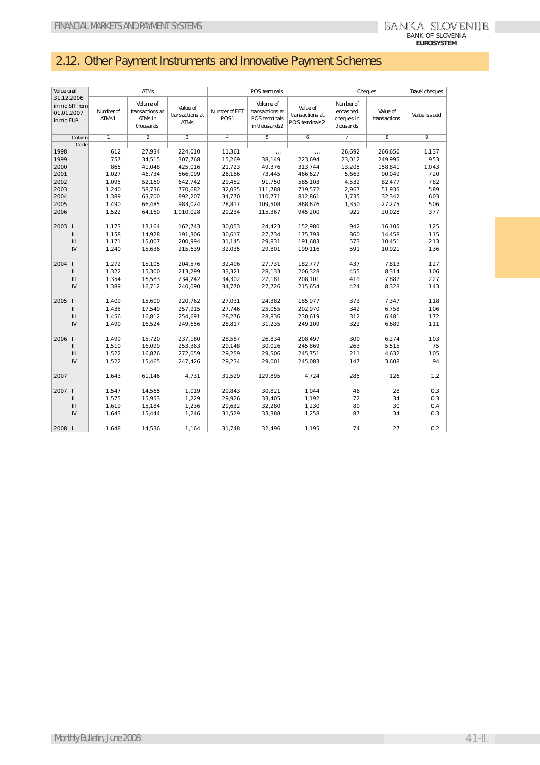## 2.12. Other Payment Instruments and Innovative Payment Schemes

| Value until 31.12.2006 in mio SIT from 01.01.2007 in mio EUR | ATMs | | | POS terminals | | | Cheques | | Travel cheques |
|---|---|---|---|---|---|---|---|---|---|
| | Number of ATMs1 | Volume of transactions at ATMs in thousands | Value of transactions at ATMs | Number of EFT POS1 | Volume of transactions at POS terminals in thousands2 | Value of transactions at POS terminals2 | Number of encashed cheques in thousands | Value of transactions | Value issued |
| Column | 1 | 2 | 3 | 4 | 5 | 6 | 7 | 8 | 9 |
| Code | | | | | | | | | |
| 1998 | 612 | 27,934 | 224,010 | 11,361 | ... | ... | 26,692 | 266,650 | 1,137 |
| 1999 | 757 | 34,515 | 307,768 | 15,269 | 38,149 | 223,694 | 23,012 | 249,995 | 953 |
| 2000 | 865 | 41,048 | 425,016 | 21,723 | 49,376 | 313,744 | 13,205 | 158,841 | 1,043 |
| 2001 | 1,027 | 46,734 | 566,099 | 26,186 | 73,445 | 466,627 | 5,663 | 90,049 | 720 |
| 2002 | 1,095 | 52,160 | 642,742 | 29,452 | 91,750 | 585,103 | 4,532 | 82,477 | 782 |
| 2003 | 1,240 | 58,736 | 770,682 | 32,035 | 111,788 | 719,572 | 2,967 | 51,935 | 589 |
| 2004 | 1,389 | 63,700 | 892,207 | 34,770 | 110,771 | 812,861 | 1,735 | 32,342 | 603 |
| 2005 | 1,490 | 66,485 | 983,024 | 28,817 | 109,508 | 868,676 | 1,350 | 27,275 | 506 |
| 2006 | 1,522 | 64,160 | 1,010,028 | 29,234 | 115,367 | 945,200 | 921 | 20,028 | 377 |
| 2003 I | 1,173 | 13,164 | 162,743 | 30,053 | 24,423 | 152,980 | 942 | 16,105 | 125 |
| II | 1,158 | 14,928 | 191,306 | 30,617 | 27,734 | 175,793 | 860 | 14,458 | 115 |
| III | 1,171 | 15,007 | 200,994 | 31,145 | 29,831 | 191,683 | 573 | 10,451 | 213 |
| IV | 1,240 | 15,636 | 215,639 | 32,035 | 29,801 | 199,116 | 591 | 10,921 | 136 |
| 2004 I | 1,272 | 15,105 | 204,576 | 32,496 | 27,731 | 182,777 | 437 | 7,813 | 127 |
| II | 1,322 | 15,300 | 213,299 | 33,321 | 28,133 | 206,328 | 455 | 8,314 | 106 |
| III | 1,354 | 16,583 | 234,242 | 34,302 | 27,181 | 208,101 | 419 | 7,887 | 227 |
| IV | 1,389 | 16,712 | 240,090 | 34,770 | 27,726 | 215,654 | 424 | 8,328 | 143 |
| 2005 I | 1,409 | 15,600 | 220,762 | 27,031 | 24,382 | 185,977 | 373 | 7,347 | 118 |
| II | 1,435 | 17,549 | 257,915 | 27,746 | 25,055 | 202,970 | 342 | 6,758 | 106 |
| III | 1,456 | 16,812 | 254,691 | 28,276 | 28,836 | 230,619 | 312 | 6,481 | 172 |
| IV | 1,490 | 16,524 | 249,656 | 28,817 | 31,235 | 249,109 | 322 | 6,689 | 111 |
| 2006 I | 1,499 | 15,720 | 237,180 | 28,587 | 26,834 | 208,497 | 300 | 6,274 | 103 |
| II | 1,510 | 16,099 | 253,363 | 29,148 | 30,026 | 245,869 | 263 | 5,515 | 75 |
| III | 1,522 | 16,876 | 272,059 | 29,259 | 29,506 | 245,751 | 211 | 4,632 | 105 |
| IV | 1,522 | 15,465 | 247,426 | 29,234 | 29,001 | 245,083 | 147 | 3,608 | 94 |
| 2007 | 1,643 | 61,146 | 4,731 | 31,529 | 129,895 | 4,724 | 285 | 126 | 1.2 |
| 2007 I | 1,547 | 14,565 | 1,019 | 29,843 | 30,821 | 1,044 | 46 | 28 | 0.3 |
| II | 1,575 | 15,953 | 1,229 | 29,926 | 33,405 | 1,192 | 72 | 34 | 0.3 |
| III | 1,619 | 15,184 | 1,236 | 29,632 | 32,280 | 1,230 | 80 | 30 | 0.4 |
| IV | 1,643 | 15,444 | 1,246 | 31,529 | 33,388 | 1,258 | 87 | 34 | 0.3 |
| 2008 I | 1,648 | 14,536 | 1,164 | 31,748 | 32,496 | 1,195 | 74 | 27 | 0.2 |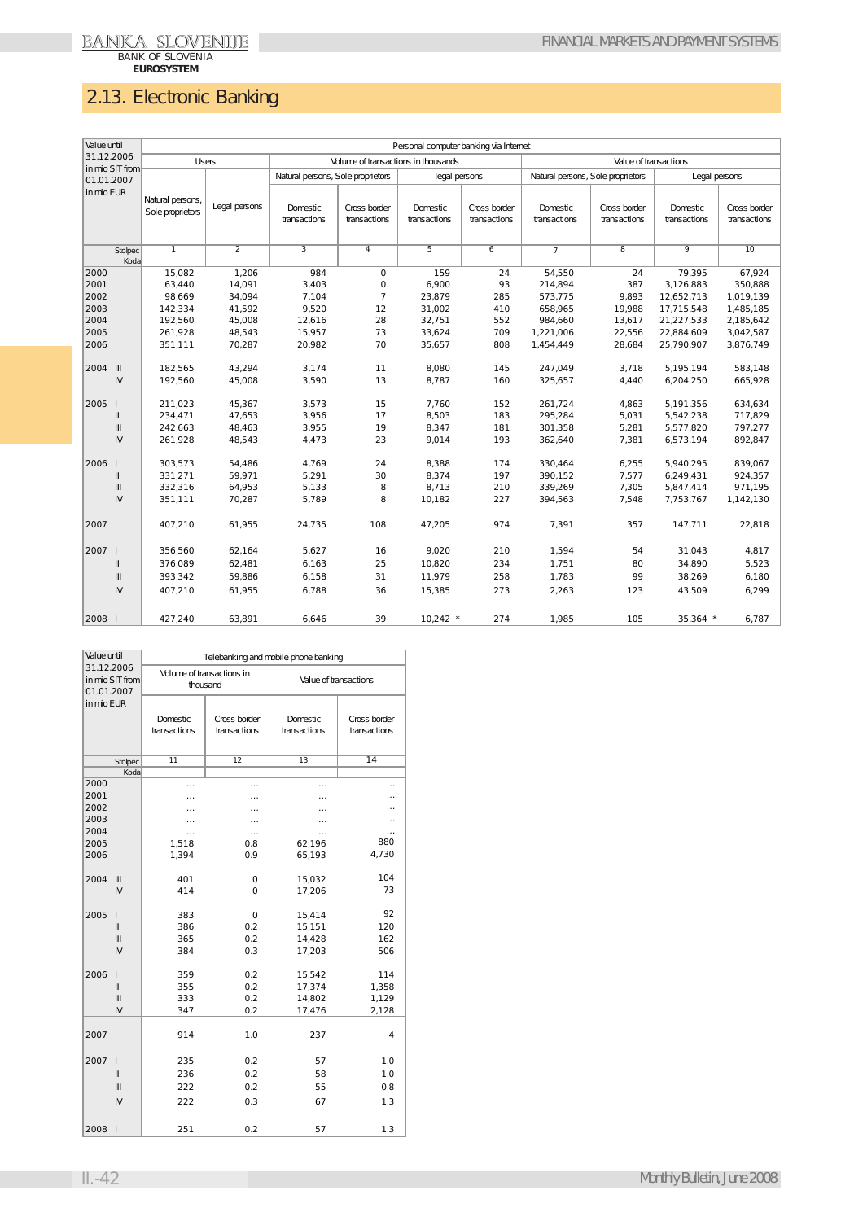## 2.13. Electronic Banking

| Value until 31.12.2006 in mio SIT from 01.01.2007 in mio EUR | Personal computer banking via Internet | | | | | | | | | |
|---|---|---|---|---|---|---|---|---|---|---|
| | Users | | Volume of transactions in thousands | | | | Value of transactions | | | |
| | | | Natural persons, Sole proprietors | | legal persons | | Natural persons, Sole proprietors | | Legal persons | |
| | Natural persons, Sole proprietors | Legal persons | Domestic transactions | Cross border transactions | Domestic transactions | Cross border transactions | Domestic transactions | Cross border transactions | Domestic transactions | Cross border transactions |
| Stolpec | 1 | 2 | 3 | 4 | 5 | 6 | 7 | 8 | 9 | 10 |
| Koda | | | | | | | | | | |
| 2000 | 15,082 | 1,206 | 984 | 0 | 159 | 24 | 54,550 | 24 | 79,395 | 67,924 |
| 2001 | 63,440 | 14,091 | 3,403 | 0 | 6,900 | 93 | 214,894 | 387 | 3,126,883 | 350,888 |
| 2002 | 98,669 | 34,094 | 7,104 | 7 | 23,879 | 285 | 573,775 | 9,893 | 12,652,713 | 1,019,139 |
| 2003 | 142,334 | 41,592 | 9,520 | 12 | 31,002 | 410 | 658,965 | 19,988 | 17,715,548 | 1,485,185 |
| 2004 | 192,560 | 45,008 | 12,616 | 28 | 32,751 | 552 | 984,660 | 13,617 | 21,227,533 | 2,185,642 |
| 2005 | 261,928 | 48,543 | 15,957 | 73 | 33,624 | 709 | 1,221,006 | 22,556 | 22,884,609 | 3,042,587 |
| 2006 | 351,111 | 70,287 | 20,982 | 70 | 35,657 | 808 | 1,454,449 | 28,684 | 25,790,907 | 3,876,749 |
| 2004 III | 182,565 | 43,294 | 3,174 | 11 | 8,080 | 145 | 247,049 | 3,718 | 5,195,194 | 583,148 |
| IV | 192,560 | 45,008 | 3,590 | 13 | 8,787 | 160 | 325,657 | 4,440 | 6,204,250 | 665,928 |
| 2005 I | 211,023 | 45,367 | 3,573 | 15 | 7,760 | 152 | 261,724 | 4,863 | 5,191,356 | 634,634 |
| II | 234,471 | 47,653 | 3,956 | 17 | 8,503 | 183 | 295,284 | 5,031 | 5,542,238 | 717,829 |
| III | 242,663 | 48,463 | 3,955 | 19 | 8,347 | 181 | 301,358 | 5,281 | 5,577,820 | 797,277 |
| IV | 261,928 | 48,543 | 4,473 | 23 | 9,014 | 193 | 362,640 | 7,381 | 6,573,194 | 892,847 |
| 2006 I | 303,573 | 54,486 | 4,769 | 24 | 8,388 | 174 | 330,464 | 6,255 | 5,940,295 | 839,067 |
| II | 331,271 | 59,971 | 5,291 | 30 | 8,374 | 197 | 390,152 | 7,577 | 6,249,431 | 924,357 |
| III | 332,316 | 64,953 | 5,133 | 8 | 8,713 | 210 | 339,269 | 7,305 | 5,847,414 | 971,195 |
| IV | 351,111 | 70,287 | 5,789 | 8 | 10,182 | 227 | 394,563 | 7,548 | 7,753,767 | 1,142,130 |
| 2007 | 407,210 | 61,955 | 24,735 | 108 | 47,205 | 974 | 7,391 | 357 | 147,711 | 22,818 |
| 2007 I | 356,560 | 62,164 | 5,627 | 16 | 9,020 | 210 | 1,594 | 54 | 31,043 | 4,817 |
| II | 376,089 | 62,481 | 6,163 | 25 | 10,820 | 234 | 1,751 | 80 | 34,890 | 5,523 |
| III | 393,342 | 59,886 | 6,158 | 31 | 11,979 | 258 | 1,783 | 99 | 38,269 | 6,180 |
| IV | 407,210 | 61,955 | 6,788 | 36 | 15,385 | 273 | 2,263 | 123 | 43,509 | 6,299 |
| 2008 I | 427,240 | 63,891 | 6,646 | 39 | 10,242 * | 274 | 1,985 | 105 | 35,364 * | 6,787 |

| Value until 31.12.2006 in mio SIT from 01.01.2007 in mio EUR | Telebanking and mobile phone banking | | | |
|---|---|---|---|---|
| | Volume of transactions in thousand | | Value of transactions | |
| | Domestic transactions | Cross border transactions | Domestic transactions | Cross border transactions |
| Stolpec | 11 | 12 | 13 | 14 |
| Koda | | | | |
| 2000 | ... | ... | ... | ... |
| 2001 | ... | ... | ... | ... |
| 2002 | ... | ... | ... | ... |
| 2003 | ... | ... | ... | ... |
| 2004 | ... | ... | ... | ... |
| 2005 | 1,518 | 0.8 | 62,196 | 880 |
| 2006 | 1,394 | 0.9 | 65,193 | 4,730 |
| 2004 III | 401 | 0 | 15,032 | 104 |
| IV | 414 | 0 | 17,206 | 73 |
| 2005 I | 383 | 0 | 15,414 | 92 |
| II | 386 | 0.2 | 15,151 | 120 |
| III | 365 | 0.2 | 14,428 | 162 |
| IV | 384 | 0.3 | 17,203 | 506 |
| 2006 I | 359 | 0.2 | 15,542 | 114 |
| II | 355 | 0.2 | 17,374 | 1,358 |
| III | 333 | 0.2 | 14,802 | 1,129 |
| IV | 347 | 0.2 | 17,476 | 2,128 |
| 2007 | 914 | 1.0 | 237 | 4 |
| 2007 I | 235 | 0.2 | 57 | 1.0 |
| II | 236 | 0.2 | 58 | 1.0 |
| III | 222 | 0.2 | 55 | 0.8 |
| IV | 222 | 0.3 | 67 | 1.3 |
| 2008 I | 251 | 0.2 | 57 | 1.3 |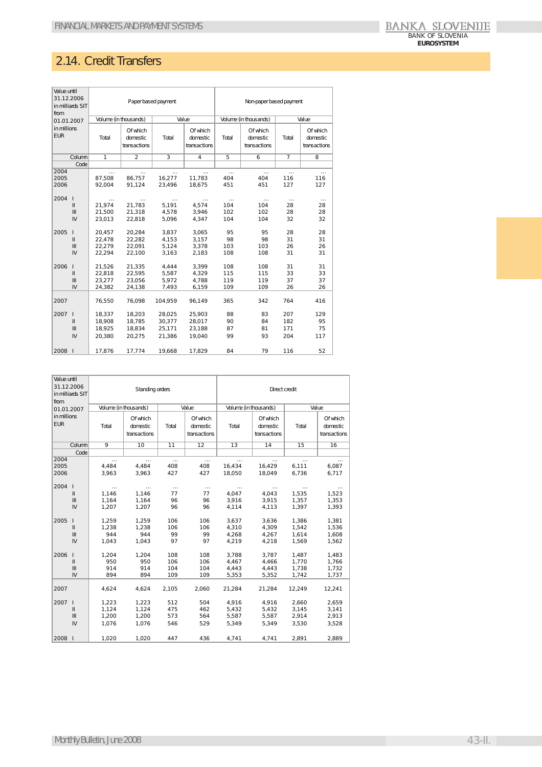## 2.14. Credit Transfers

| Value until 31.12.2006 in milliards SIT from 01.01.2007 in millions EUR | Paper based payment | | | | Non-paper based payment | | | |
|---|---|---|---|---|---|---|---|---|
| | Volume (in thousands) | | Value | | Volume (in thousands) | | Value | |
| | Total | Of which domestic transactions | Total | Of which domestic transactions | Total | Of which domestic transactions | Total | Of which domestic transactions |
| Column | 1 | 2 | 3 | 4 | 5 | 6 | 7 | 8 |
| Code | | | | | | | | |
| 2004 | ... | ... | ... | ... | ... | ... | ... | ... |
| 2005 | 87,508 | 86,757 | 16,277 | 11,783 | 404 | 404 | 116 | 116 |
| 2006 | 92,004 | 91,124 | 23,496 | 18,675 | 451 | 451 | 127 | 127 |
| 2004 I | ... | ... | ... | ... | ... | ... | ... | ... |
| II | 21,974 | 21,783 | 5,191 | 4,574 | 104 | 104 | 28 | 28 |
| III | 21,500 | 21,318 | 4,578 | 3,946 | 102 | 102 | 28 | 28 |
| IV | 23,013 | 22,818 | 5,096 | 4,347 | 104 | 104 | 32 | 32 |
| 2005 I | 20,457 | 20,284 | 3,837 | 3,065 | 95 | 95 | 28 | 28 |
| II | 22,478 | 22,282 | 4,153 | 3,157 | 98 | 98 | 31 | 31 |
| III | 22,279 | 22,091 | 5,124 | 3,378 | 103 | 103 | 26 | 26 |
| IV | 22,294 | 22,100 | 3,163 | 2,183 | 108 | 108 | 31 | 31 |
| 2006 I | 21,526 | 21,335 | 4,444 | 3,399 | 108 | 108 | 31 | 31 |
| II | 22,818 | 22,595 | 5,587 | 4,329 | 115 | 115 | 33 | 33 |
| III | 23,277 | 23,056 | 5,972 | 4,788 | 119 | 119 | 37 | 37 |
| IV | 24,382 | 24,138 | 7,493 | 6,159 | 109 | 109 | 26 | 26 |
| 2007 | 76,550 | 76,098 | 104,959 | 96,149 | 365 | 342 | 764 | 416 |
| 2007 I | 18,337 | 18,203 | 28,025 | 25,903 | 88 | 83 | 207 | 129 |
| II | 18,908 | 18,785 | 30,377 | 28,017 | 90 | 84 | 182 | 95 |
| III | 18,925 | 18,834 | 25,171 | 23,188 | 87 | 81 | 171 | 75 |
| IV | 20,380 | 20,275 | 21,386 | 19,040 | 99 | 93 | 204 | 117 |
| 2008 I | 17,876 | 17,774 | 19,668 | 17,829 | 84 | 79 | 116 | 52 |

| Value until 31.12.2006 in milliards SIT from 01.01.2007 in millions EUR | Standing orders | | | | Direct credit | | | |
|---|---|---|---|---|---|---|---|---|
| | Volume (in thousands) | | Value | | Volume (in thousands) | | Value | |
| | Total | Of which domestic transactions | Total | Of which domestic transactions | Total | Of which domestic transactions | Total | Of which domestic transactions |
| Column | 9 | 10 | 11 | 12 | 13 | 14 | 15 | 16 |
| Code | | | | | | | | |
| 2004 | ... | ... | ... | ... | ... | ... | ... | ... |
| 2005 | 4,484 | 4,484 | 408 | 408 | 16,434 | 16,429 | 6,111 | 6,087 |
| 2006 | 3,963 | 3,963 | 427 | 427 | 18,050 | 18,049 | 6,736 | 6,717 |
| 2004 I | ... | ... | ... | ... | ... | ... | ... | ... |
| II | 1,146 | 1,146 | 77 | 77 | 4,047 | 4,043 | 1,535 | 1,523 |
| III | 1,164 | 1,164 | 96 | 96 | 3,916 | 3,915 | 1,357 | 1,353 |
| IV | 1,207 | 1,207 | 96 | 96 | 4,114 | 4,113 | 1,397 | 1,393 |
| 2005 I | 1,259 | 1,259 | 106 | 106 | 3,637 | 3,636 | 1,386 | 1,381 |
| II | 1,238 | 1,238 | 106 | 106 | 4,310 | 4,309 | 1,542 | 1,536 |
| III | 944 | 944 | 99 | 99 | 4,268 | 4,267 | 1,614 | 1,608 |
| IV | 1,043 | 1,043 | 97 | 97 | 4,219 | 4,218 | 1,569 | 1,562 |
| 2006 I | 1,204 | 1,204 | 108 | 108 | 3,788 | 3,787 | 1,487 | 1,483 |
| II | 950 | 950 | 106 | 106 | 4,467 | 4,466 | 1,770 | 1,766 |
| III | 914 | 914 | 104 | 104 | 4,443 | 4,443 | 1,738 | 1,732 |
| IV | 894 | 894 | 109 | 109 | 5,353 | 5,352 | 1,742 | 1,737 |
| 2007 | 4,624 | 4,624 | 2,105 | 2,060 | 21,284 | 21,284 | 12,249 | 12,241 |
| 2007 I | 1,223 | 1,223 | 512 | 504 | 4,916 | 4,916 | 2,660 | 2,659 |
| II | 1,124 | 1,124 | 475 | 462 | 5,432 | 5,432 | 3,145 | 3,141 |
| III | 1,200 | 1,200 | 573 | 564 | 5,587 | 5,587 | 2,914 | 2,913 |
| IV | 1,076 | 1,076 | 546 | 529 | 5,349 | 5,349 | 3,530 | 3,528 |
| 2008 I | 1,020 | 1,020 | 447 | 436 | 4,741 | 4,741 | 2,891 | 2,889 |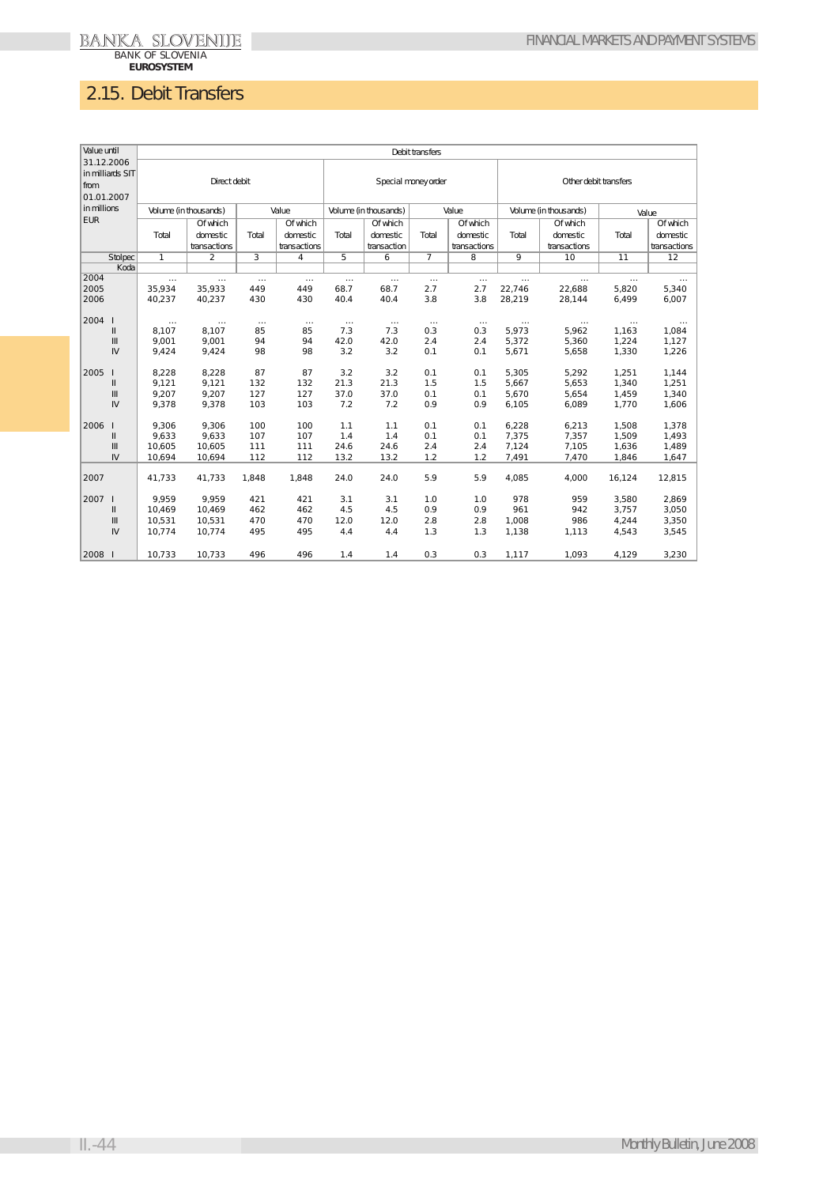## 2.15. Debit Transfers

| Value until 31.12.2006 in milliards SIT from 01.01.2007 in millions EUR | | Debit transfers | | | | | | | | | | | |
|---|---|---|---|---|---|---|---|---|---|---|---|---|---|
| | | Direct debit | | | | Special money order | | | | Other debit transfers | | | |
| | | Volume (in thousands) | | Value | | Volume (in thousands) | | Value | | Volume (in thousands) | | Value | |
| | | Total | Of which domestic transactions | Total | Of which domestic transactions | Total | Of which domestic transaction | Total | Of which domestic transactions | Total | Of which domestic transactions | Total | Of which domestic transactions |
| | Stolpec | 1 | 2 | 3 | 4 | 5 | 6 | 7 | 8 | 9 | 10 | 11 | 12 |
| | Koda | | | | | | | | | | | | |
| 2004 | | ... | ... | ... | ... | ... | ... | ... | ... | ... | ... | ... | ... |
| 2005 | | 35,934 | 35,933 | 449 | 449 | 68.7 | 68.7 | 2.7 | 2.7 | 22,746 | 22,688 | 5,820 | 5,340 |
| 2006 | | 40,237 | 40,237 | 430 | 430 | 40.4 | 40.4 | 3.8 | 3.8 | 28,219 | 28,144 | 6,499 | 6,007 |
| 2004 | I | ... | ... | ... | ... | ... | ... | ... | ... | ... | ... | ... | ... |
| | II | 8,107 | 8,107 | 85 | 85 | 7.3 | 7.3 | 0.3 | 0.3 | 5,973 | 5,962 | 1,163 | 1,084 |
| | III | 9,001 | 9,001 | 94 | 94 | 42.0 | 42.0 | 2.4 | 2.4 | 5,372 | 5,360 | 1,224 | 1,127 |
| | IV | 9,424 | 9,424 | 98 | 98 | 3.2 | 3.2 | 0.1 | 0.1 | 5,671 | 5,658 | 1,330 | 1,226 |
| 2005 | I | 8,228 | 8,228 | 87 | 87 | 3.2 | 3.2 | 0.1 | 0.1 | 5,305 | 5,292 | 1,251 | 1,144 |
| | II | 9,121 | 9,121 | 132 | 132 | 21.3 | 21.3 | 1.5 | 1.5 | 5,667 | 5,653 | 1,340 | 1,251 |
| | III | 9,207 | 9,207 | 127 | 127 | 37.0 | 37.0 | 0.1 | 0.1 | 5,670 | 5,654 | 1,459 | 1,340 |
| | IV | 9,378 | 9,378 | 103 | 103 | 7.2 | 7.2 | 0.9 | 0.9 | 6,105 | 6,089 | 1,770 | 1,606 |
| 2006 | I | 9,306 | 9,306 | 100 | 100 | 1.1 | 1.1 | 0.1 | 0.1 | 6,228 | 6,213 | 1,508 | 1,378 |
| | II | 9,633 | 9,633 | 107 | 107 | 1.4 | 1.4 | 0.1 | 0.1 | 7,375 | 7,357 | 1,509 | 1,493 |
| | III | 10,605 | 10,605 | 111 | 111 | 24.6 | 24.6 | 2.4 | 2.4 | 7,124 | 7,105 | 1,636 | 1,489 |
| | IV | 10,694 | 10,694 | 112 | 112 | 13.2 | 13.2 | 1.2 | 1.2 | 7,491 | 7,470 | 1,846 | 1,647 |
| 2007 | | 41,733 | 41,733 | 1,848 | 1,848 | 24.0 | 24.0 | 5.9 | 5.9 | 4,085 | 4,000 | 16,124 | 12,815 |
| 2007 | I | 9,959 | 9,959 | 421 | 421 | 3.1 | 3.1 | 1.0 | 1.0 | 978 | 959 | 3,580 | 2,869 |
| | II | 10,469 | 10,469 | 462 | 462 | 4.5 | 4.5 | 0.9 | 0.9 | 961 | 942 | 3,757 | 3,050 |
| | III | 10,531 | 10,531 | 470 | 470 | 12.0 | 12.0 | 2.8 | 2.8 | 1,008 | 986 | 4,244 | 3,350 |
| | IV | 10,774 | 10,774 | 495 | 495 | 4.4 | 4.4 | 1.3 | 1.3 | 1,138 | 1,113 | 4,543 | 3,545 |
| 2008 | I | 10,733 | 10,733 | 496 | 496 | 1.4 | 1.4 | 0.3 | 0.3 | 1,117 | 1,093 | 4,129 | 3,230 |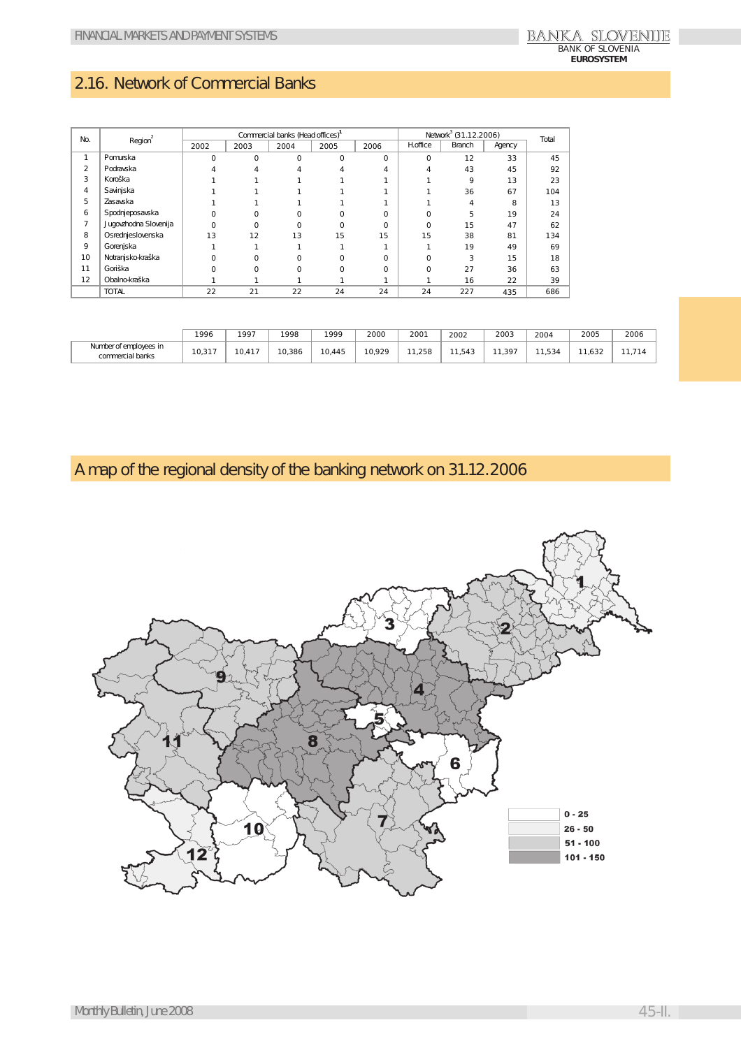## 2.16. Network of Commercial Banks

| No. | Region[2] | Commercial banks (Head offices)[1] | | | | | Network[3] (31.12.2006) | | | Total |
|---|---|---|---|---|---|---|---|---|---|---|
| | | 2002 | 2003 | 2004 | 2005 | 2006 | H.office | Branch | Agency | |
| 1 | Pomurska | 0 | 0 | 0 | 0 | 0 | 0 | 12 | 33 | 45 |
| 2 | Podravska | 4 | 4 | 4 | 4 | 4 | 4 | 43 | 45 | 92 |
| 3 | Koroška | 1 | 1 | 1 | 1 | 1 | 1 | 9 | 13 | 23 |
| 4 | Savinjska | 1 | 1 | 1 | 1 | 1 | 1 | 36 | 67 | 104 |
| 5 | Zasavska | 1 | 1 | 1 | 1 | 1 | 1 | 4 | 8 | 13 |
| 6 | Spodnjeposavska | 0 | 0 | 0 | 0 | 0 | 0 | 5 | 19 | 24 |
| 7 | Jugovzhodna Slovenija | 0 | 0 | 0 | 0 | 0 | 0 | 15 | 47 | 62 |
| 8 | Osrednjeslovenska | 13 | 12 | 13 | 15 | 15 | 15 | 38 | 81 | 134 |
| 9 | Gorenjska | 1 | 1 | 1 | 1 | 1 | 1 | 19 | 49 | 69 |
| 10 | Notranjsko-kraška | 0 | 0 | 0 | 0 | 0 | 0 | 3 | 15 | 18 |
| 11 | Goriška | 0 | 0 | 0 | 0 | 0 | 0 | 27 | 36 | 63 |
| 12 | Obalno-kraška | 1 | 1 | 1 | 1 | 1 | 1 | 16 | 22 | 39 |
| | TOTAL | 22 | 21 | 22 | 24 | 24 | 24 | 227 | 435 | 686 |

| | 1996 | 1997 | 1998 | 1999 | 2000 | 2001 | 2002 | 2003 | 2004 | 2005 | 2006 |
|---|---|---|---|---|---|---|---|---|---|---|---|
| Number of employees in commercial banks | 10,317 | 10,417 | 10,386 | 10,445 | 10,929 | 11,258 | 11,543 | 11,397 | 11,534 | 11,632 | 11,714 |

## A map of the regional density of the banking network on 31.12.2006

0 - 25
26 - 50
51 - 100
101 - 150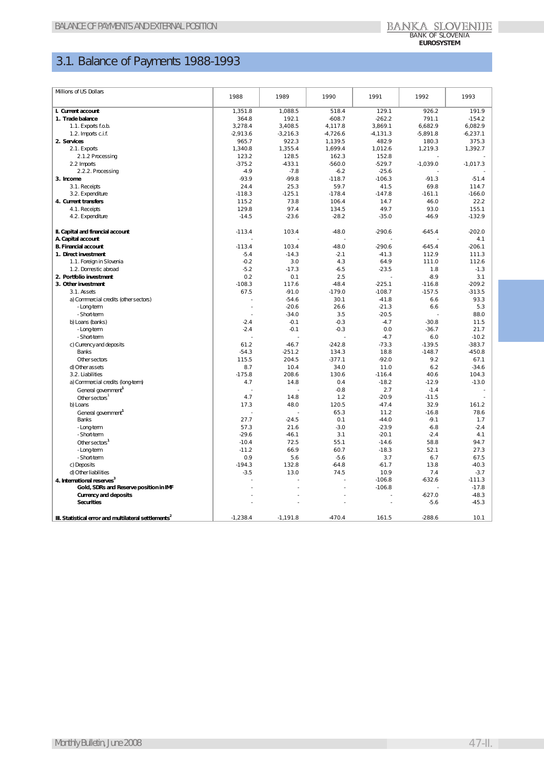# 3.1. Balance of Payments 1988-1993

| Millions of US Dollars | 1988 | 1989 | 1990 | 1991 | 1992 | 1993 |
|---|---|---|---|---|---|---|
| **I. Current account** | 1,351.8 | 1,088.5 | 518.4 | 129.1 | 926.2 | 191.9 |
| **1. Trade balance** | 364.8 | 192.1 | -608.7 | -262.2 | 791.1 | -154.2 |
| 1.1. Exports f.o.b. | 3,278.4 | 3,408.5 | 4,117.8 | 3,869.1 | 6,682.9 | 6,082.9 |
| 1.2. Imports c.i.f. | -2,913.6 | -3,216.3 | -4,726.6 | -4,131.3 | -5,891.8 | -6,237.1 |
| **2. Services** | 965.7 | 922.3 | 1,139.5 | 482.9 | 180.3 | 375.3 |
| 2.1. Exports | 1,340.8 | 1,355.4 | 1,699.4 | 1,012.6 | 1,219.3 | 1,392.7 |
| 2.1.2 Processing | 123.2 | 128.5 | 162.3 | 152.8 | - | - |
| 2.2 Imports | -375.2 | -433.1 | -560.0 | -529.7 | -1,039.0 | -1,017.3 |
| 2.2.2. Processing | -4.9 | -7.8 | -6.2 | -25.6 | - | - |
| **3. Income** | -93.9 | -99.8 | -118.7 | -106.3 | -91.3 | -51.4 |
| 3.1. Receipts | 24.4 | 25.3 | 59.7 | 41.5 | 69.8 | 114.7 |
| 3.2. Expenditure | -118.3 | -125.1 | -178.4 | -147.8 | -161.1 | -166.0 |
| **4. Current transfers** | 115.2 | 73.8 | 106.4 | 14.7 | 46.0 | 22.2 |
| 4.1. Receipts | 129.8 | 97.4 | 134.5 | 49.7 | 93.0 | 155.1 |
| 4.2. Expenditure | -14.5 | -23.6 | -28.2 | -35.0 | -46.9 | -132.9 |
| **II. Capital and financial account** | -113.4 | 103.4 | -48.0 | -290.6 | -645.4 | -202.0 |
| **A. Capital account** | - | - | - | - | - | 4.1 |
| **B. Financial account** | -113.4 | 103.4 | -48.0 | -290.6 | -645.4 | -206.1 |
| **1. Direct investment** | -5.4 | -14.3 | -2.1 | -41.3 | 112.9 | 111.3 |
| 1.1. Foreign in Slovenia | -0.2 | 3.0 | 4.3 | 64.9 | 111.0 | 112.6 |
| 1.2. Domestic abroad | -5.2 | -17.3 | -6.5 | -23.5 | 1.8 | -1.3 |
| **2. Portfolio investment** | 0.2 | 0.1 | 2.5 | - | -8.9 | 3.1 |
| **3. Other investment** | -108.3 | 117.6 | -48.4 | -225.1 | -116.8 | -209.2 |
| 3.1. Assets | 67.5 | -91.0 | -179.0 | -108.7 | -157.5 | -313.5 |
| a) Commercial credits (other sectors) | - | -54.6 | 30.1 | -41.8 | 6.6 | 93.3 |
| - Long-term | - | -20.6 | 26.6 | -21.3 | 6.6 | 5.3 |
| - Short-term | - | -34.0 | 3.5 | -20.5 | - | 88.0 |
| b) Loans (banks) | -2.4 | -0.1 | -0.3 | -4.7 | -30.8 | 11.5 |
| - Long-term | -2.4 | -0.1 | -0.3 | 0.0 | -36.7 | 21.7 |
| - Short-term | - | - | - | -4.7 | 6.0 | -10.2 |
| c) Currency and deposits | 61.2 | -46.7 | -242.8 | -73.3 | -139.5 | -383.7 |
| Banks | -54.3 | -251.2 | 134.3 | 18.8 | -148.7 | -450.8 |
| Other sectors | 115.5 | 204.5 | -377.1 | -92.0 | 9.2 | 67.1 |
| d) Other assets | 8.7 | 10.4 | 34.0 | 11.0 | 6.2 | -34.6 |
| 3.2. Liabilities | -175.8 | 208.6 | 130.6 | -116.4 | 40.6 | 104.3 |
| a) Commercial credits (long-term) | 4.7 | 14.8 | 0.4 | -18.2 | -12.9 | -13.0 |
| General government[1] | - | - | -0.8 | 2.7 | -1.4 | - |
| Other sectors[1] | 4.7 | 14.8 | 1.2 | -20.9 | -11.5 | - |
| b) Loans | 17.3 | 48.0 | 120.5 | -47.4 | 32.9 | 161.2 |
| General government[1] | - | - | 65.3 | 11.2 | -16.8 | 78.6 |
| Banks | 27.7 | -24.5 | 0.1 | -44.0 | -9.1 | 1.7 |
| - Long-term | 57.3 | 21.6 | -3.0 | -23.9 | -6.8 | -2.4 |
| - Short-term | -29.6 | -46.1 | 3.1 | -20.1 | -2.4 | 4.1 |
| Other sectors[1] | -10.4 | 72.5 | 55.1 | -14.6 | 58.8 | 94.7 |
| - Long-term | -11.2 | 66.9 | 60.7 | -18.3 | 52.1 | 27.3 |
| - Short-term | 0.9 | 5.6 | -5.6 | 3.7 | 6.7 | 67.5 |
| c) Deposits | -194.3 | 132.8 | -64.8 | -61.7 | 13.8 | -40.3 |
| d) Other liabilities | -3.5 | 13.0 | 74.5 | 10.9 | 7.4 | -3.7 |
| **4. International reserves[3]** | - | - | - | -106.8 | -632.6 | -111.3 |
| **Gold, SDRs and Reserve position in IMF** | - | - | - | -106.8 | - | -17.8 |
| **Currency and deposits** | - | - | - | - | -627.0 | -48.3 |
| **Securities** | - | - | - | - | -5.6 | -45.3 |
| **III. Statistical error and multilateral settlements[2]** | -1,238.4 | -1,191.8 | -470.4 | 161.5 | -288.6 | 10.1 |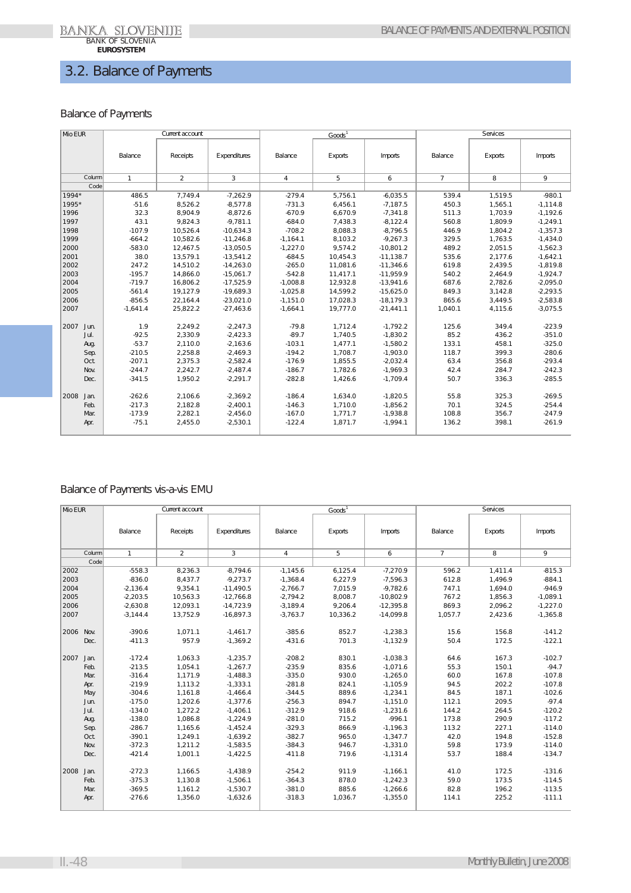## 3.2. Balance of Payments

### Balance of Payments

| Mio EUR | | Current account | | | Goods[1] | | | Services | | |
|---|---|---|---|---|---|---|---|---|---|---|
| | | Balance | Receipts | Expenditures | Balance | Exports | Imports | Balance | Exports | Imports |
| | Column | 1 | 2 | 3 | 4 | 5 | 6 | 7 | 8 | 9 |
| | Code | | | | | | | | | |
| 1994* | | 486.5 | 7,749.4 | -7,262.9 | -279.4 | 5,756.1 | -6,035.5 | 539.4 | 1,519.5 | -980.1 |
| 1995* | | -51.6 | 8,526.2 | -8,577.8 | -731.3 | 6,456.1 | -7,187.5 | 450.3 | 1,565.1 | -1,114.8 |
| 1996 | | 32.3 | 8,904.9 | -8,872.6 | -670.9 | 6,670.9 | -7,341.8 | 511.3 | 1,703.9 | -1,192.6 |
| 1997 | | 43.1 | 9,824.3 | -9,781.1 | -684.0 | 7,438.3 | -8,122.4 | 560.8 | 1,809.9 | -1,249.1 |
| 1998 | | -107.9 | 10,526.4 | -10,634.3 | -708.2 | 8,088.3 | -8,796.5 | 446.9 | 1,804.2 | -1,357.3 |
| 1999 | | -664.2 | 10,582.6 | -11,246.8 | -1,164.1 | 8,103.2 | -9,267.3 | 329.5 | 1,763.5 | -1,434.0 |
| 2000 | | -583.0 | 12,467.5 | -13,050.5 | -1,227.0 | 9,574.2 | -10,801.2 | 489.2 | 2,051.5 | -1,562.3 |
| 2001 | | 38.0 | 13,579.1 | -13,541.2 | -684.5 | 10,454.3 | -11,138.7 | 535.6 | 2,177.6 | -1,642.1 |
| 2002 | | 247.2 | 14,510.2 | -14,263.0 | -265.0 | 11,081.6 | -11,346.6 | 619.8 | 2,439.5 | -1,819.8 |
| 2003 | | -195.7 | 14,866.0 | -15,061.7 | -542.8 | 11,417.1 | -11,959.9 | 540.2 | 2,464.9 | -1,924.7 |
| 2004 | | -719.7 | 16,806.2 | -17,525.9 | -1,008.8 | 12,932.8 | -13,941.6 | 687.6 | 2,782.6 | -2,095.0 |
| 2005 | | -561.4 | 19,127.9 | -19,689.3 | -1,025.8 | 14,599.2 | -15,625.0 | 849.3 | 3,142.8 | -2,293.5 |
| 2006 | | -856.5 | 22,164.4 | -23,021.0 | -1,151.0 | 17,028.3 | -18,179.3 | 865.6 | 3,449.5 | -2,583.8 |
| 2007 | | -1,641.4 | 25,822.2 | -27,463.6 | -1,664.1 | 19,777.0 | -21,441.1 | 1,040.1 | 4,115.6 | -3,075.5 |
| 2007 | Jun. | 1.9 | 2,249.2 | -2,247.3 | -79.8 | 1,712.4 | -1,792.2 | 125.6 | 349.4 | -223.9 |
| | Jul. | -92.5 | 2,330.9 | -2,423.3 | -89.7 | 1,740.5 | -1,830.2 | 85.2 | 436.2 | -351.0 |
| | Aug. | -53.7 | 2,110.0 | -2,163.6 | -103.1 | 1,477.1 | -1,580.2 | 133.1 | 458.1 | -325.0 |
| | Sep. | -210.5 | 2,258.8 | -2,469.3 | -194.2 | 1,708.7 | -1,903.0 | 118.7 | 399.3 | -280.6 |
| | Oct. | -207.1 | 2,375.3 | -2,582.4 | -176.9 | 1,855.5 | -2,032.4 | 63.4 | 356.8 | -293.4 |
| | Nov. | -244.7 | 2,242.7 | -2,487.4 | -186.7 | 1,782.6 | -1,969.3 | 42.4 | 284.7 | -242.3 |
| | Dec. | -341.5 | 1,950.2 | -2,291.7 | -282.8 | 1,426.6 | -1,709.4 | 50.7 | 336.3 | -285.5 |
| 2008 | Jan. | -262.6 | 2,106.6 | -2,369.2 | -186.4 | 1,634.0 | -1,820.5 | 55.8 | 325.3 | -269.5 |
| | Feb. | -217.3 | 2,182.8 | -2,400.1 | -146.3 | 1,710.0 | -1,856.2 | 70.1 | 324.5 | -254.4 |
| | Mar. | -173.9 | 2,282.1 | -2,456.0 | -167.0 | 1,771.7 | -1,938.8 | 108.8 | 356.7 | -247.9 |
| | Apr. | -75.1 | 2,455.0 | -2,530.1 | -122.4 | 1,871.7 | -1,994.1 | 136.2 | 398.1 | -261.9 |

### Balance of Payments vis-a-vis EMU

| Mio EUR | | Current account | | | Goods[1] | | | Services | | |
|---|---|---|---|---|---|---|---|---|---|---|
| | | Balance | Receipts | Expenditures | Balance | Exports | Imports | Balance | Exports | Imports |
| | Column | 1 | 2 | 3 | 4 | 5 | 6 | 7 | 8 | 9 |
| | Code | | | | | | | | | |
| 2002 | | -558.3 | 8,236.3 | -8,794.6 | -1,145.6 | 6,125.4 | -7,270.9 | 596.2 | 1,411.4 | -815.3 |
| 2003 | | -836.0 | 8,437.7 | -9,273.7 | -1,368.4 | 6,227.9 | -7,596.3 | 612.8 | 1,496.9 | -884.1 |
| 2004 | | -2,136.4 | 9,354.1 | -11,490.5 | -2,766.7 | 7,015.9 | -9,782.6 | 747.1 | 1,694.0 | -946.9 |
| 2005 | | -2,203.5 | 10,563.3 | -12,766.8 | -2,794.2 | 8,008.7 | -10,802.9 | 767.2 | 1,856.3 | -1,089.1 |
| 2006 | | -2,630.8 | 12,093.1 | -14,723.9 | -3,189.4 | 9,206.4 | -12,395.8 | 869.3 | 2,096.2 | -1,227.0 |
| 2007 | | -3,144.4 | 13,752.9 | -16,897.3 | -3,763.7 | 10,336.2 | -14,099.8 | 1,057.7 | 2,423.6 | -1,365.8 |
| 2006 | Nov. | -390.6 | 1,071.1 | -1,461.7 | -385.6 | 852.7 | -1,238.3 | 15.6 | 156.8 | -141.2 |
| | Dec. | -411.3 | 957.9 | -1,369.2 | -431.6 | 701.3 | -1,132.9 | 50.4 | 172.5 | -122.1 |
| 2007 | Jan. | -172.4 | 1,063.3 | -1,235.7 | -208.2 | 830.1 | -1,038.3 | 64.6 | 167.3 | -102.7 |
| | Feb. | -213.5 | 1,054.1 | -1,267.7 | -235.9 | 835.6 | -1,071.6 | 55.3 | 150.1 | -94.7 |
| | Mar. | -316.4 | 1,171.9 | -1,488.3 | -335.0 | 930.0 | -1,265.0 | 60.0 | 167.8 | -107.8 |
| | Apr. | -219.9 | 1,113.2 | -1,333.1 | -281.8 | 824.1 | -1,105.9 | 94.5 | 202.2 | -107.8 |
| | May | -304.6 | 1,161.8 | -1,466.4 | -344.5 | 889.6 | -1,234.1 | 84.5 | 187.1 | -102.6 |
| | Jun. | -175.0 | 1,202.6 | -1,377.6 | -256.3 | 894.7 | -1,151.0 | 112.1 | 209.5 | -97.4 |
| | Jul. | -134.0 | 1,272.2 | -1,406.1 | -312.9 | 918.6 | -1,231.6 | 144.2 | 264.5 | -120.2 |
| | Aug. | -138.0 | 1,086.8 | -1,224.9 | -281.0 | 715.2 | -996.1 | 173.8 | 290.9 | -117.2 |
| | Sep. | -286.7 | 1,165.6 | -1,452.4 | -329.3 | 866.9 | -1,196.3 | 113.2 | 227.1 | -114.0 |
| | Oct. | -390.1 | 1,249.1 | -1,639.2 | -382.7 | 965.0 | -1,347.7 | 42.0 | 194.8 | -152.8 |
| | Nov. | -372.3 | 1,211.2 | -1,583.5 | -384.3 | 946.7 | -1,331.0 | 59.8 | 173.9 | -114.0 |
| | Dec. | -421.4 | 1,001.1 | -1,422.5 | -411.8 | 719.6 | -1,131.4 | 53.7 | 188.4 | -134.7 |
| 2008 | Jan. | -272.3 | 1,166.5 | -1,438.9 | -254.2 | 911.9 | -1,166.1 | 41.0 | 172.5 | -131.6 |
| | Feb. | -375.3 | 1,130.8 | -1,506.1 | -364.3 | 878.0 | -1,242.3 | 59.0 | 173.5 | -114.5 |
| | Mar. | -369.5 | 1,161.2 | -1,530.7 | -381.0 | 885.6 | -1,266.6 | 82.8 | 196.2 | -113.5 |
| | Apr. | -276.6 | 1,356.0 | -1,632.6 | -318.3 | 1,036.7 | -1,355.0 | 114.1 | 225.2 | -111.1 |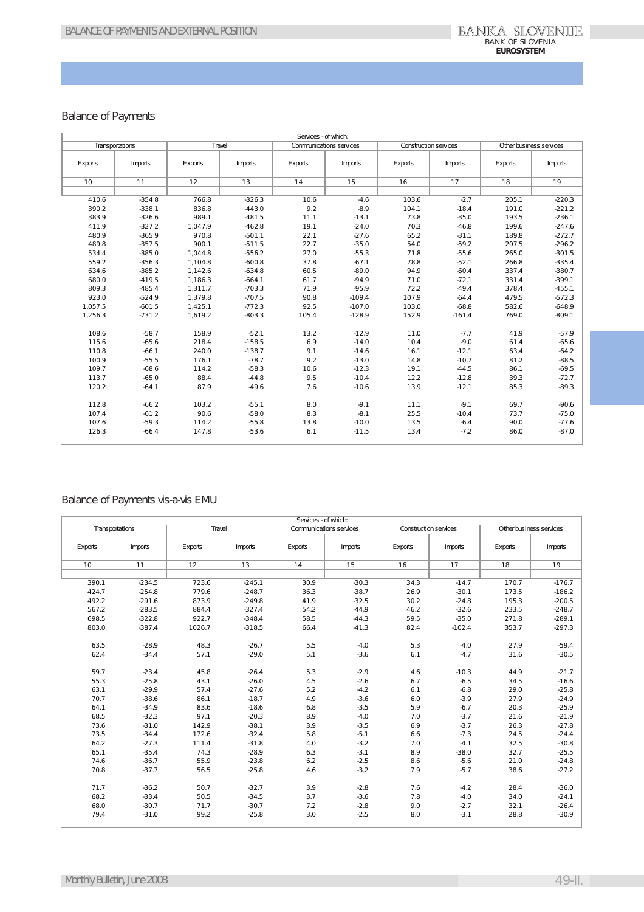## Balance of Payments

| Services - of which: | | | | | | | | | |
|---|---|---|---|---|---|---|---|---|---|
| Transportations | | Travel | | Communications services | | Construction services | | Other business services | |
| Exports | Imports | Exports | Imports | Exports | Imports | Exports | Imports | Exports | Imports |
| 10 | 11 | 12 | 13 | 14 | 15 | 16 | 17 | 18 | 19 |
| 410.6 | -354.8 | 766.8 | -326.3 | 10.6 | -4.6 | 103.6 | -2.7 | 205.1 | -220.3 |
| 390.2 | -338.1 | 836.8 | -443.0 | 9.2 | -8.9 | 104.1 | -18.4 | 191.0 | -221.2 |
| 383.9 | -326.6 | 989.1 | -481.5 | 11.1 | -13.1 | 73.8 | -35.0 | 193.5 | -236.1 |
| 411.9 | -327.2 | 1,047.9 | -462.8 | 19.1 | -24.0 | 70.3 | -46.8 | 199.6 | -247.6 |
| 480.9 | -365.9 | 970.8 | -501.1 | 22.1 | -27.6 | 65.2 | -31.1 | 189.8 | -272.7 |
| 489.8 | -357.5 | 900.1 | -511.5 | 22.7 | -35.0 | 54.0 | -59.2 | 207.5 | -296.2 |
| 534.4 | -385.0 | 1,044.8 | -556.2 | 27.0 | -55.3 | 71.8 | -55.6 | 265.0 | -301.5 |
| 559.2 | -356.3 | 1,104.8 | -600.8 | 37.8 | -67.1 | 78.8 | -52.1 | 266.8 | -335.4 |
| 634.6 | -385.2 | 1,142.6 | -634.8 | 60.5 | -89.0 | 94.9 | -60.4 | 337.4 | -380.7 |
| 680.0 | -419.5 | 1,186.3 | -664.1 | 61.7 | -94.9 | 71.0 | -72.1 | 331.4 | -399.1 |
| 809.3 | -485.4 | 1,311.7 | -703.3 | 71.9 | -95.9 | 72.2 | -49.4 | 378.4 | -455.1 |
| 923.0 | -524.9 | 1,379.8 | -707.5 | 90.8 | -109.4 | 107.9 | -64.4 | 479.5 | -572.3 |
| 1,057.5 | -601.5 | 1,425.1 | -772.3 | 92.5 | -107.0 | 103.0 | -68.8 | 582.6 | -648.9 |
| 1,256.3 | -731.2 | 1,619.2 | -803.3 | 105.4 | -128.9 | 152.9 | -161.4 | 769.0 | -809.1 |
| | | | | | | | | | |
| 108.6 | -58.7 | 158.9 | -52.1 | 13.2 | -12.9 | 11.0 | -7.7 | 41.9 | -57.9 |
| 115.6 | -65.6 | 218.4 | -158.5 | 6.9 | -14.0 | 10.4 | -9.0 | 61.4 | -65.6 |
| 110.8 | -66.1 | 240.0 | -138.7 | 9.1 | -14.6 | 16.1 | -12.1 | 63.4 | -64.2 |
| 100.9 | -55.5 | 176.1 | -78.7 | 9.2 | -13.0 | 14.8 | -10.7 | 81.2 | -88.5 |
| 109.7 | -68.6 | 114.2 | -58.3 | 10.6 | -12.3 | 19.1 | -44.5 | 86.1 | -69.5 |
| 113.7 | -65.0 | 88.4 | -44.8 | 9.5 | -10.4 | 12.2 | -12.8 | 39.3 | -72.7 |
| 120.2 | -64.1 | 87.9 | -49.6 | 7.6 | -10.6 | 13.9 | -12.1 | 85.3 | -89.3 |
| | | | | | | | | | |
| 112.8 | -66.2 | 103.2 | -55.1 | 8.0 | -9.1 | 11.1 | -9.1 | 69.7 | -90.6 |
| 107.4 | -61.2 | 90.6 | -58.0 | 8.3 | -8.1 | 25.5 | -10.4 | 73.7 | -75.0 |
| 107.6 | -59.3 | 114.2 | -55.8 | 13.8 | -10.0 | 13.5 | -6.4 | 90.0 | -77.6 |
| 126.3 | -66.4 | 147.8 | -53.6 | 6.1 | -11.5 | 13.4 | -7.2 | 86.0 | -87.0 |

## Balance of Payments vis-a-vis EMU

| Services - of which: | | | | | | | | | |
|---|---|---|---|---|---|---|---|---|---|
| Transportations | | Travel | | Communications services | | Construction services | | Other business services | |
| Exports | Imports | Exports | Imports | Exports | Imports | Exports | Imports | Exports | Imports |
| 10 | 11 | 12 | 13 | 14 | 15 | 16 | 17 | 18 | 19 |
| 390.1 | -234.5 | 723.6 | -245.1 | 30.9 | -30.3 | 34.3 | -14.7 | 170.7 | -176.7 |
| 424.7 | -254.8 | 779.6 | -248.7 | 36.3 | -38.7 | 26.9 | -30.1 | 173.5 | -186.2 |
| 492.2 | -291.6 | 873.9 | -249.8 | 41.9 | -32.5 | 30.2 | -24.8 | 195.3 | -200.5 |
| 567.2 | -283.5 | 884.4 | -327.4 | 54.2 | -44.9 | 46.2 | -32.6 | 233.5 | -248.7 |
| 698.5 | -322.8 | 922.7 | -348.4 | 58.5 | -44.3 | 59.5 | -35.0 | 271.8 | -289.1 |
| 803.0 | -387.4 | 1026.7 | -318.5 | 66.4 | -41.3 | 82.4 | -102.4 | 353.7 | -297.3 |
| | | | | | | | | | |
| 63.5 | -28.9 | 48.3 | -26.7 | 5.5 | -4.0 | 5.3 | -4.0 | 27.9 | -59.4 |
| 62.4 | -34.4 | 57.1 | -29.0 | 5.1 | -3.6 | 6.1 | -4.7 | 31.6 | -30.5 |
| | | | | | | | | | |
| 59.7 | -23.4 | 45.8 | -26.4 | 5.3 | -2.9 | 4.6 | -10.3 | 44.9 | -21.7 |
| 55.3 | -25.8 | 43.1 | -26.0 | 4.5 | -2.6 | 6.7 | -6.5 | 34.5 | -16.6 |
| 63.1 | -29.9 | 57.4 | -27.6 | 5.2 | -4.2 | 6.1 | -6.8 | 29.0 | -25.8 |
| 70.7 | -38.6 | 86.1 | -18.7 | 4.9 | -3.6 | 6.0 | -3.9 | 27.9 | -24.9 |
| 64.1 | -34.9 | 83.6 | -18.6 | 6.8 | -3.5 | 5.9 | -6.7 | 20.3 | -25.9 |
| 68.5 | -32.3 | 97.1 | -20.3 | 8.9 | -4.0 | 7.0 | -3.7 | 21.6 | -21.9 |
| 73.6 | -31.0 | 142.9 | -38.1 | 3.9 | -3.5 | 6.9 | -3.7 | 26.3 | -27.8 |
| 73.5 | -34.4 | 172.6 | -32.4 | 5.8 | -5.1 | 6.6 | -7.3 | 24.5 | -24.4 |
| 64.2 | -27.3 | 111.4 | -31.8 | 4.0 | -3.2 | 7.0 | -4.1 | 32.5 | -30.8 |
| 65.1 | -35.4 | 74.3 | -28.9 | 6.3 | -3.1 | 8.9 | -38.0 | 32.7 | -25.5 |
| 74.6 | -36.7 | 55.9 | -23.8 | 6.2 | -2.5 | 8.6 | -5.6 | 21.0 | -24.8 |
| 70.8 | -37.7 | 56.5 | -25.8 | 4.6 | -3.2 | 7.9 | -5.7 | 38.6 | -27.2 |
| | | | | | | | | | |
| 71.7 | -36.2 | 50.7 | -32.7 | 3.9 | -2.8 | 7.6 | -4.2 | 28.4 | -36.0 |
| 68.2 | -33.4 | 50.5 | -34.5 | 3.7 | -3.6 | 7.8 | -4.0 | 34.0 | -24.1 |
| 68.0 | -30.7 | 71.7 | -30.7 | 7.2 | -2.8 | 9.0 | -2.7 | 32.1 | -26.4 |
| 79.4 | -31.0 | 99.2 | -25.8 | 3.0 | -2.5 | 8.0 | -3.1 | 28.8 | -30.9 |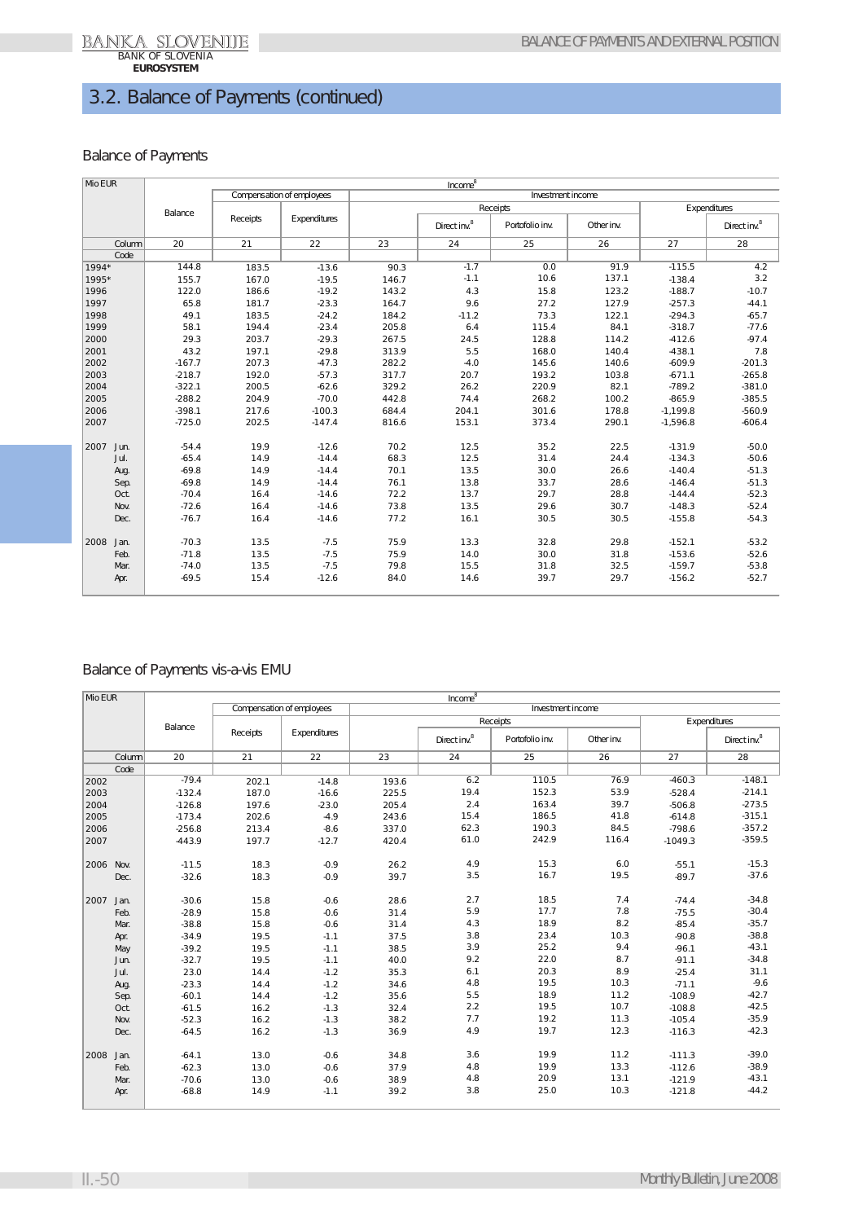## 3.2. Balance of Payments (continued)

### Balance of Payments

| Mio EUR | | Income[8] | | | | | | | | |
|---|---|---|---|---|---|---|---|---|---|---|
| | | Compensation of employees | | Investment income | | | | | | |
| | Balance | Receipts | Expenditures | | Receipts | | | Expenditures | | |
| | | | | | Direct inv.[8] | Portofolio inv. | Other inv. | | Direct inv.[8] | |
| Column | 20 | 21 | 22 | 23 | 24 | 25 | 26 | 27 | 28 | |
| Code | | | | | | | | | | |
| 1994* | 144.8 | 183.5 | -13.6 | 90.3 | -1.7 | 0.0 | 91.9 | -115.5 | 4.2 | |
| 1995* | 155.7 | 167.0 | -19.5 | 146.7 | -1.1 | 10.6 | 137.1 | -138.4 | 3.2 | |
| 1996 | 122.0 | 186.6 | -19.2 | 143.2 | 4.3 | 15.8 | 123.2 | -188.7 | -10.7 | |
| 1997 | 65.8 | 181.7 | -23.3 | 164.7 | 9.6 | 27.2 | 127.9 | -257.3 | -44.1 | |
| 1998 | 49.1 | 183.5 | -24.2 | 184.2 | -11.2 | 73.3 | 122.1 | -294.3 | -65.7 | |
| 1999 | 58.1 | 194.4 | -23.4 | 205.8 | 6.4 | 115.4 | 84.1 | -318.7 | -77.6 | |
| 2000 | 29.3 | 203.7 | -29.3 | 267.5 | 24.5 | 128.8 | 114.2 | -412.6 | -97.4 | |
| 2001 | 43.2 | 197.1 | -29.8 | 313.9 | 5.5 | 168.0 | 140.4 | -438.1 | 7.8 | |
| 2002 | -167.7 | 207.3 | -47.3 | 282.2 | -4.0 | 145.6 | 140.6 | -609.9 | -201.3 | |
| 2003 | -218.7 | 192.0 | -57.3 | 317.7 | 20.7 | 193.2 | 103.8 | -671.1 | -265.8 | |
| 2004 | -322.1 | 200.5 | -62.6 | 329.2 | 26.2 | 220.9 | 82.1 | -789.2 | -381.0 | |
| 2005 | -288.2 | 204.9 | -70.0 | 442.8 | 74.4 | 268.2 | 100.2 | -865.9 | -385.5 | |
| 2006 | -398.1 | 217.6 | -100.3 | 684.4 | 204.1 | 301.6 | 178.8 | -1,199.8 | -560.9 | |
| 2007 | -725.0 | 202.5 | -147.4 | 816.6 | 153.1 | 373.4 | 290.1 | -1,596.8 | -606.4 | |
| 2007 Jun. | -54.4 | 19.9 | -12.6 | 70.2 | 12.5 | 35.2 | 22.5 | -131.9 | -50.0 | |
| Jul. | -65.4 | 14.9 | -14.4 | 68.3 | 12.5 | 31.4 | 24.4 | -134.3 | -50.6 | |
| Aug. | -69.8 | 14.9 | -14.4 | 70.1 | 13.5 | 30.0 | 26.6 | -140.4 | -51.3 | |
| Sep. | -69.8 | 14.9 | -14.4 | 76.1 | 13.8 | 33.7 | 28.6 | -146.4 | -51.3 | |
| Oct. | -70.4 | 16.4 | -14.6 | 72.2 | 13.7 | 29.7 | 28.8 | -144.4 | -52.3 | |
| Nov. | -72.6 | 16.4 | -14.6 | 73.8 | 13.5 | 29.6 | 30.7 | -148.3 | -52.4 | |
| Dec. | -76.7 | 16.4 | -14.6 | 77.2 | 16.1 | 30.5 | 30.5 | -155.8 | -54.3 | |
| 2008 Jan. | -70.3 | 13.5 | -7.5 | 75.9 | 13.3 | 32.8 | 29.8 | -152.1 | -53.2 | |
| Feb. | -71.8 | 13.5 | -7.5 | 75.9 | 14.0 | 30.0 | 31.8 | -153.6 | -52.6 | |
| Mar. | -74.0 | 13.5 | -7.5 | 79.8 | 15.5 | 31.8 | 32.5 | -159.7 | -53.8 | |
| Apr. | -69.5 | 15.4 | -12.6 | 84.0 | 14.6 | 39.7 | 29.7 | -156.2 | -52.7 | |

### Balance of Payments vis-a-vis EMU

| Mio EUR | | Income[8] | | | | | | | |
|---|---|---|---|---|---|---|---|---|---|
| | | Compensation of employees | | Investment income | | | | | |
| | Balance | Receipts | Expenditures | | Receipts | | | Expenditures | |
| | | | | | Direct inv.[8] | Portofolio inv. | Other inv. | | Direct inv.[8] |
| Column | 20 | 21 | 22 | 23 | 24 | 25 | 26 | 27 | 28 |
| Code | | | | | | | | | |
| 2002 | -79.4 | 202.1 | -14.8 | 193.6 | 6.2 | 110.5 | 76.9 | -460.3 | -148.1 |
| 2003 | -132.4 | 187.0 | -16.6 | 225.5 | 19.4 | 152.3 | 53.9 | -528.4 | -214.1 |
| 2004 | -126.8 | 197.6 | -23.0 | 205.4 | 2.4 | 163.4 | 39.7 | -506.8 | -273.5 |
| 2005 | -173.4 | 202.6 | -4.9 | 243.6 | 15.4 | 186.5 | 41.8 | -614.8 | -315.1 |
| 2006 | -256.8 | 213.4 | -8.6 | 337.0 | 62.3 | 190.3 | 84.5 | -798.6 | -357.2 |
| 2007 | -443.9 | 197.7 | -12.7 | 420.4 | 61.0 | 242.9 | 116.4 | -1049.3 | -359.5 |
| 2006 Nov. | -11.5 | 18.3 | -0.9 | 26.2 | 4.9 | 15.3 | 6.0 | -55.1 | -15.3 |
| Dec. | -32.6 | 18.3 | -0.9 | 39.7 | 3.5 | 16.7 | 19.5 | -89.7 | -37.6 |
| 2007 Jan. | -30.6 | 15.8 | -0.6 | 28.6 | 2.7 | 18.5 | 7.4 | -74.4 | -34.8 |
| Feb. | -28.9 | 15.8 | -0.6 | 31.4 | 5.9 | 17.7 | 7.8 | -75.5 | -30.4 |
| Mar. | -38.8 | 15.8 | -0.6 | 31.4 | 4.3 | 18.9 | 8.2 | -85.4 | -35.7 |
| Apr. | -34.9 | 19.5 | -1.1 | 37.5 | 3.8 | 23.4 | 10.3 | -90.8 | -38.8 |
| May | -39.2 | 19.5 | -1.1 | 38.5 | 3.9 | 25.2 | 9.4 | -96.1 | -43.1 |
| Jun. | -32.7 | 19.5 | -1.1 | 40.0 | 9.2 | 22.0 | 8.7 | -91.1 | -34.8 |
| Jul. | 23.0 | 14.4 | -1.2 | 35.3 | 6.1 | 20.3 | 8.9 | -25.4 | 31.1 |
| Aug. | -23.3 | 14.4 | -1.2 | 34.6 | 4.8 | 19.5 | 10.3 | -71.1 | -9.6 |
| Sep. | -60.1 | 14.4 | -1.2 | 35.6 | 5.5 | 18.9 | 11.2 | -108.9 | -42.7 |
| Oct. | -61.5 | 16.2 | -1.3 | 32.4 | 2.2 | 19.5 | 10.7 | -108.8 | -42.5 |
| Nov. | -52.3 | 16.2 | -1.3 | 38.2 | 7.7 | 19.2 | 11.3 | -105.4 | -35.9 |
| Dec. | -64.5 | 16.2 | -1.3 | 36.9 | 4.9 | 19.7 | 12.3 | -116.3 | -42.3 |
| 2008 Jan. | -64.1 | 13.0 | -0.6 | 34.8 | 3.6 | 19.9 | 11.2 | -111.3 | -39.0 |
| Feb. | -62.3 | 13.0 | -0.6 | 37.9 | 4.8 | 19.9 | 13.3 | -112.6 | -38.9 |
| Mar. | -70.6 | 13.0 | -0.6 | 38.9 | 4.8 | 20.9 | 13.1 | -121.9 | -43.1 |
| Apr. | -68.8 | 14.9 | -1.1 | 39.2 | 3.8 | 25.0 | 10.3 | -121.8 | -44.2 |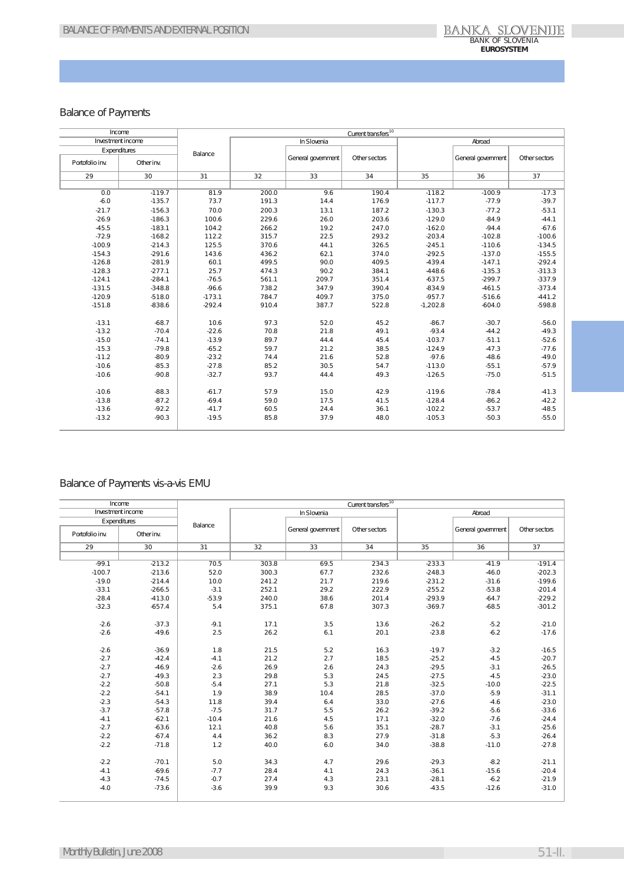## Balance of Payments

| Income | | Current transfers[10] | | | | | | |
|---|---|---|---|---|---|---|---|---|
| Investment income | | Balance | In Slovenia | | | Abroad | | |
| Expenditures | | | | General government | Other sectors | | General government | Other sectors |
| Portfolio inv. | Other inv. | | | | | | | |
| 29 | 30 | 31 | 32 | 33 | 34 | 35 | 36 | 37 |
| 0.0 | -119.7 | 81.9 | 200.0 | 9.6 | 190.4 | -118.2 | -100.9 | -17.3 |
| -6.0 | -135.7 | 73.7 | 191.3 | 14.4 | 176.9 | -117.7 | -77.9 | -39.7 |
| -21.7 | -156.3 | 70.0 | 200.3 | 13.1 | 187.2 | -130.3 | -77.2 | -53.1 |
| -26.9 | -186.3 | 100.6 | 229.6 | 26.0 | 203.6 | -129.0 | -84.9 | -44.1 |
| -45.5 | -183.1 | 104.2 | 266.2 | 19.2 | 247.0 | -162.0 | -94.4 | -67.6 |
| -72.9 | -168.2 | 112.2 | 315.7 | 22.5 | 293.2 | -203.4 | -102.8 | -100.6 |
| -100.9 | -214.3 | 125.5 | 370.6 | 44.1 | 326.5 | -245.1 | -110.6 | -134.5 |
| -154.3 | -291.6 | 143.6 | 436.2 | 62.1 | 374.0 | -292.5 | -137.0 | -155.5 |
| -126.8 | -281.9 | 60.1 | 499.5 | 90.0 | 409.5 | -439.4 | -147.1 | -292.4 |
| -128.3 | -277.1 | 25.7 | 474.3 | 90.2 | 384.1 | -448.6 | -135.3 | -313.3 |
| -124.1 | -284.1 | -76.5 | 561.1 | 209.7 | 351.4 | -637.5 | -299.7 | -337.9 |
| -131.5 | -348.8 | -96.6 | 738.2 | 347.9 | 390.4 | -834.9 | -461.5 | -373.4 |
| -120.9 | -518.0 | -173.1 | 784.7 | 409.7 | 375.0 | -957.7 | -516.6 | -441.2 |
| -151.8 | -838.6 | -292.4 | 910.4 | 387.7 | 522.8 | -1,202.8 | -604.0 | -598.8 |
| | | | | | | | | |
| -13.1 | -68.7 | 10.6 | 97.3 | 52.0 | 45.2 | -86.7 | -30.7 | -56.0 |
| -13.2 | -70.4 | -22.6 | 70.8 | 21.8 | 49.1 | -93.4 | -44.2 | -49.3 |
| -15.0 | -74.1 | -13.9 | 89.7 | 44.4 | 45.4 | -103.7 | -51.1 | -52.6 |
| -15.3 | -79.8 | -65.2 | 59.7 | 21.2 | 38.5 | -124.9 | -47.3 | -77.6 |
| -11.2 | -80.9 | -23.2 | 74.4 | 21.6 | 52.8 | -97.6 | -48.6 | -49.0 |
| -10.6 | -85.3 | -27.8 | 85.2 | 30.5 | 54.7 | -113.0 | -55.1 | -57.9 |
| -10.6 | -90.8 | -32.7 | 93.7 | 44.4 | 49.3 | -126.5 | -75.0 | -51.5 |
| | | | | | | | | |
| -10.6 | -88.3 | -61.7 | 57.9 | 15.0 | 42.9 | -119.6 | -78.4 | -41.3 |
| -13.8 | -87.2 | -69.4 | 59.0 | 17.5 | 41.5 | -128.4 | -86.2 | -42.2 |
| -13.6 | -92.2 | -41.7 | 60.5 | 24.4 | 36.1 | -102.2 | -53.7 | -48.5 |
| -13.2 | -90.3 | -19.5 | 85.8 | 37.9 | 48.0 | -105.3 | -50.3 | -55.0 |

## Balance of Payments vis-a-vis EMU

| Income | | Current transfers[10] | | | | | | |
|---|---|---|---|---|---|---|---|---|
| Investment income | | Balance | In Slovenia | | | Abroad | | |
| Expenditures | | | | General government | Other sectors | | General government | Other sectors |
| Portfolio inv. | Other inv. | | | | | | | |
| 29 | 30 | 31 | 32 | 33 | 34 | 35 | 36 | 37 |
| -99.1 | -213.2 | 70.5 | 303.8 | 69.5 | 234.3 | -233.3 | -41.9 | -191.4 |
| -100.7 | -213.6 | 52.0 | 300.3 | 67.7 | 232.6 | -248.3 | -46.0 | -202.3 |
| -19.0 | -214.4 | 10.0 | 241.2 | 21.7 | 219.6 | -231.2 | -31.6 | -199.6 |
| -33.1 | -266.5 | -3.1 | 252.1 | 29.2 | 222.9 | -255.2 | -53.8 | -201.4 |
| -28.4 | -413.0 | -53.9 | 240.0 | 38.6 | 201.4 | -293.9 | -64.7 | -229.2 |
| -32.3 | -657.4 | 5.4 | 375.1 | 67.8 | 307.3 | -369.7 | -68.5 | -301.2 |
| | | | | | | | | |
| -2.6 | -37.3 | -9.1 | 17.1 | 3.5 | 13.6 | -26.2 | -5.2 | -21.0 |
| -2.6 | -49.6 | 2.5 | 26.2 | 6.1 | 20.1 | -23.8 | -6.2 | -17.6 |
| | | | | | | | | |
| -2.6 | -36.9 | 1.8 | 21.5 | 5.2 | 16.3 | -19.7 | -3.2 | -16.5 |
| -2.7 | -42.4 | -4.1 | 21.2 | 2.7 | 18.5 | -25.2 | -4.5 | -20.7 |
| -2.7 | -46.9 | -2.6 | 26.9 | 2.6 | 24.3 | -29.5 | -3.1 | -26.5 |
| -2.7 | -49.3 | 2.3 | 29.8 | 5.3 | 24.5 | -27.5 | -4.5 | -23.0 |
| -2.2 | -50.8 | -5.4 | 27.1 | 5.3 | 21.8 | -32.5 | -10.0 | -22.5 |
| -2.2 | -54.1 | 1.9 | 38.9 | 10.4 | 28.5 | -37.0 | -5.9 | -31.1 |
| -2.3 | -54.3 | 11.8 | 39.4 | 6.4 | 33.0 | -27.6 | -4.6 | -23.0 |
| -3.7 | -57.8 | -7.5 | 31.7 | 5.5 | 26.2 | -39.2 | -5.6 | -33.6 |
| -4.1 | -62.1 | -10.4 | 21.6 | 4.5 | 17.1 | -32.0 | -7.6 | -24.4 |
| -2.7 | -63.6 | 12.1 | 40.8 | 5.6 | 35.1 | -28.7 | -3.1 | -25.6 |
| -2.2 | -67.4 | 4.4 | 36.2 | 8.3 | 27.9 | -31.8 | -5.3 | -26.4 |
| -2.2 | -71.8 | 1.2 | 40.0 | 6.0 | 34.0 | -38.8 | -11.0 | -27.8 |
| | | | | | | | | |
| -2.2 | -70.1 | 5.0 | 34.3 | 4.7 | 29.6 | -29.3 | -8.2 | -21.1 |
| -4.1 | -69.6 | -7.7 | 28.4 | 4.1 | 24.3 | -36.1 | -15.6 | -20.4 |
| -4.3 | -74.5 | -0.7 | 27.4 | 4.3 | 23.1 | -28.1 | -6.2 | -21.9 |
| -4.0 | -73.6 | -3.6 | 39.9 | 9.3 | 30.6 | -43.5 | -12.6 | -31.0 |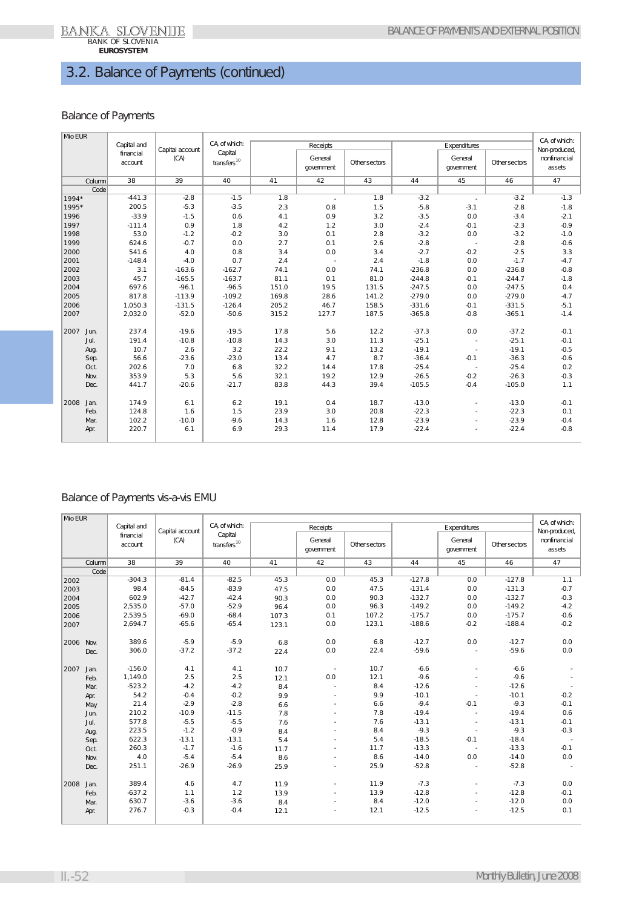# 3.2. Balance of Payments (continued)

## Balance of Payments

| Mio EUR | | Capital and financial account | Capital account (CA) | CA, of which: Capital transfers[10] | Receipts | | | Expenditures | | | CA, of which: Non-produced, nonfinancial assets |
|---|---|---|---|---|---|---|---|---|---|---|---|
| | | | | | | General government | Other sectors | | General government | Other sectors | |
| | Column | 38 | 39 | 40 | 41 | 42 | 43 | 44 | 45 | 46 | 47 |
| | Code | | | | | | | | | | |
| 1994* | | -441.3 | -2.8 | -1.5 | 1.8 | . | 1.8 | -3.2 | . | -3.2 | -1.3 |
| 1995* | | 200.5 | -5.3 | -3.5 | 2.3 | 0.8 | 1.5 | -5.8 | -3.1 | -2.8 | -1.8 |
| 1996 | | -33.9 | -1.5 | 0.6 | 4.1 | 0.9 | 3.2 | -3.5 | 0.0 | -3.4 | -2.1 |
| 1997 | | -111.4 | 0.9 | 1.8 | 4.2 | 1.2 | 3.0 | -2.4 | -0.1 | -2.3 | -0.9 |
| 1998 | | 53.0 | -1.2 | -0.2 | 3.0 | 0.1 | 2.8 | -3.2 | 0.0 | -3.2 | -1.0 |
| 1999 | | 624.6 | -0.7 | 0.0 | 2.7 | 0.1 | 2.6 | -2.8 | - | -2.8 | -0.6 |
| 2000 | | 541.6 | 4.0 | 0.8 | 3.4 | 0.0 | 3.4 | -2.7 | -0.2 | -2.5 | 3.3 |
| 2001 | | -148.4 | -4.0 | 0.7 | 2.4 | - | 2.4 | -1.8 | 0.0 | -1.7 | -4.7 |
| 2002 | | 3.1 | -163.6 | -162.7 | 74.1 | 0.0 | 74.1 | -236.8 | 0.0 | -236.8 | -0.8 |
| 2003 | | 45.7 | -165.5 | -163.7 | 81.1 | 0.1 | 81.0 | -244.8 | -0.1 | -244.7 | -1.8 |
| 2004 | | 697.6 | -96.1 | -96.5 | 151.0 | 19.5 | 131.5 | -247.5 | 0.0 | -247.5 | 0.4 |
| 2005 | | 817.8 | -113.9 | -109.2 | 169.8 | 28.6 | 141.2 | -279.0 | 0.0 | -279.0 | -4.7 |
| 2006 | | 1,050.3 | -131.5 | -126.4 | 205.2 | 46.7 | 158.5 | -331.6 | -0.1 | -331.5 | -5.1 |
| 2007 | | 2,032.0 | -52.0 | -50.6 | 315.2 | 127.7 | 187.5 | -365.8 | -0.8 | -365.1 | -1.4 |
| 2007 | Jun. | 237.4 | -19.6 | -19.5 | 17.8 | 5.6 | 12.2 | -37.3 | 0.0 | -37.2 | -0.1 |
| | Jul. | 191.4 | -10.8 | -10.8 | 14.3 | 3.0 | 11.3 | -25.1 | - | -25.1 | -0.1 |
| | Aug. | 10.7 | 2.6 | 3.2 | 22.2 | 9.1 | 13.2 | -19.1 | - | -19.1 | -0.5 |
| | Sep. | 56.6 | -23.6 | -23.0 | 13.4 | 4.7 | 8.7 | -36.4 | -0.1 | -36.3 | -0.6 |
| | Oct. | 202.6 | 7.0 | 6.8 | 32.2 | 14.4 | 17.8 | -25.4 | - | -25.4 | 0.2 |
| | Nov. | 353.9 | 5.3 | 5.6 | 32.1 | 19.2 | 12.9 | -26.5 | -0.2 | -26.3 | -0.3 |
| | Dec. | 441.7 | -20.6 | -21.7 | 83.8 | 44.3 | 39.4 | -105.5 | -0.4 | -105.0 | 1.1 |
| 2008 | Jan. | 174.9 | 6.1 | 6.2 | 19.1 | 0.4 | 18.7 | -13.0 | - | -13.0 | -0.1 |
| | Feb. | 124.8 | 1.6 | 1.5 | 23.9 | 3.0 | 20.8 | -22.3 | - | -22.3 | 0.1 |
| | Mar. | 102.2 | -10.0 | -9.6 | 14.3 | 1.6 | 12.8 | -23.9 | - | -23.9 | -0.4 |
| | Apr. | 220.7 | 6.1 | 6.9 | 29.3 | 11.4 | 17.9 | -22.4 | - | -22.4 | -0.8 |

## Balance of Payments vis-a-vis EMU

| Mio EUR | | Capital and financial account | Capital account (CA) | CA, of which: Capital transfers[10] | Receipts | | | Expenditures | | | CA, of which: Non-produced, nonfinancial assets |
|---|---|---|---|---|---|---|---|---|---|---|---|
| | | | | | | General government | Other sectors | | General government | Other sectors | |
| | Column | 38 | 39 | 40 | 41 | 42 | 43 | 44 | 45 | 46 | 47 |
| | Code | | | | | | | | | | |
| 2002 | | -304.3 | -81.4 | -82.5 | 45.3 | 0.0 | 45.3 | -127.8 | 0.0 | -127.8 | 1.1 |
| 2003 | | 98.4 | -84.5 | -83.9 | 47.5 | 0.0 | 47.5 | -131.4 | 0.0 | -131.3 | -0.7 |
| 2004 | | 602.9 | -42.7 | -42.4 | 90.3 | 0.0 | 90.3 | -132.7 | 0.0 | -132.7 | -0.3 |
| 2005 | | 2,535.0 | -57.0 | -52.9 | 96.4 | 0.0 | 96.3 | -149.2 | 0.0 | -149.2 | -4.2 |
| 2006 | | 2,539.5 | -69.0 | -68.4 | 107.3 | 0.1 | 107.2 | -175.7 | 0.0 | -175.7 | -0.6 |
| 2007 | | 2,694.7 | -65.6 | -65.4 | 123.1 | 0.0 | 123.1 | -188.6 | -0.2 | -188.4 | -0.2 |
| 2006 | Nov. | 389.6 | -5.9 | -5.9 | 6.8 | 0.0 | 6.8 | -12.7 | 0.0 | -12.7 | 0.0 |
| | Dec. | 306.0 | -37.2 | -37.2 | 22.4 | 0.0 | 22.4 | -59.6 | - | -59.6 | 0.0 |
| 2007 | Jan. | -156.0 | 4.1 | 4.1 | 10.7 | - | 10.7 | -6.6 | - | -6.6 | - |
| | Feb. | 1,149.0 | 2.5 | 2.5 | 12.1 | 0.0 | 12.1 | -9.6 | - | -9.6 | - |
| | Mar. | -523.2 | -4.2 | -4.2 | 8.4 | - | 8.4 | -12.6 | - | -12.6 | - |
| | Apr. | 54.2 | -0.4 | -0.2 | 9.9 | - | 9.9 | -10.1 | - | -10.1 | -0.2 |
| | May | 21.4 | -2.9 | -2.8 | 6.6 | - | 6.6 | -9.4 | -0.1 | -9.3 | -0.1 |
| | Jun. | 210.2 | -10.9 | -11.5 | 7.8 | - | 7.8 | -19.4 | - | -19.4 | 0.6 |
| | Jul. | 577.8 | -5.5 | -5.5 | 7.6 | - | 7.6 | -13.1 | - | -13.1 | -0.1 |
| | Aug. | 223.5 | -1.2 | -0.9 | 8.4 | - | 8.4 | -9.3 | - | -9.3 | -0.3 |
| | Sep. | 622.3 | -13.1 | -13.1 | 5.4 | - | 5.4 | -18.5 | -0.1 | -18.4 | - |
| | Oct. | 260.3 | -1.7 | -1.6 | 11.7 | - | 11.7 | -13.3 | - | -13.3 | -0.1 |
| | Nov. | 4.0 | -5.4 | -5.4 | 8.6 | - | 8.6 | -14.0 | 0.0 | -14.0 | 0.0 |
| | Dec. | 251.1 | -26.9 | -26.9 | 25.9 | - | 25.9 | -52.8 | - | -52.8 | - |
| 2008 | Jan. | 389.4 | 4.6 | 4.7 | 11.9 | - | 11.9 | -7.3 | - | -7.3 | 0.0 |
| | Feb. | -637.2 | 1.1 | 1.2 | 13.9 | - | 13.9 | -12.8 | - | -12.8 | -0.1 |
| | Mar. | 630.7 | -3.6 | -3.6 | 8.4 | - | 8.4 | -12.0 | - | -12.0 | 0.0 |
| | Apr. | 276.7 | -0.3 | -0.4 | 12.1 | - | 12.1 | -12.5 | - | -12.5 | 0.1 |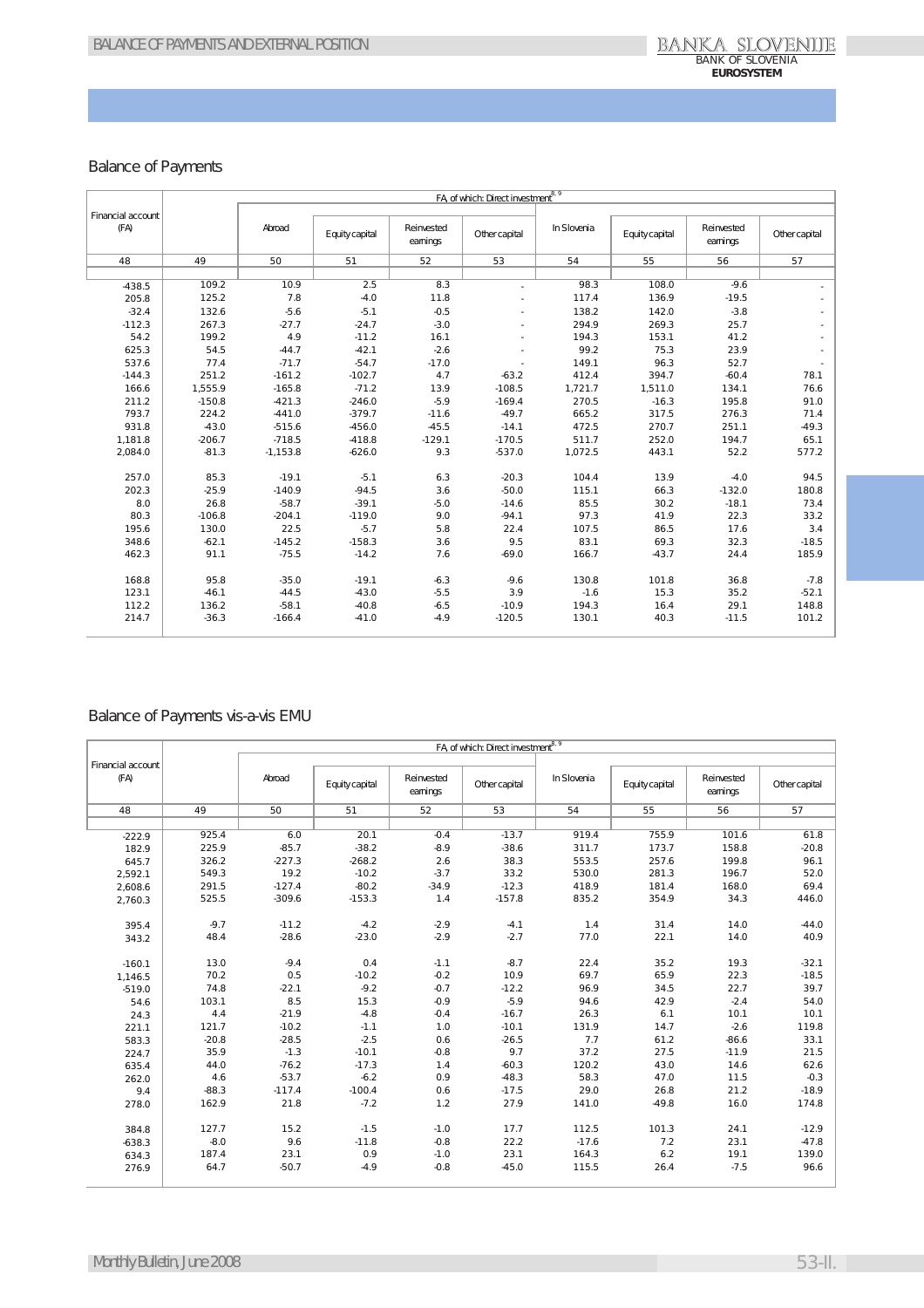## Balance of Payments

| Financial account (FA) | FA, of which: Direct investment[8, 9] | | | | | | | | |
|---|---|---|---|---|---|---|---|---|---|
| | | Abroad | Equity capital | Reinvested earnings | Other capital | In Slovenia | Equity capital | Reinvested earnings | Other capital |
| 48 | 49 | 50 | 51 | 52 | 53 | 54 | 55 | 56 | 57 |
| -438.5 | 109.2 | 10.9 | 2.5 | 8.3 | - | 98.3 | 108.0 | -9.6 | - |
| 205.8 | 125.2 | 7.8 | -4.0 | 11.8 | - | 117.4 | 136.9 | -19.5 | - |
| -32.4 | 132.6 | -5.6 | -5.1 | -0.5 | - | 138.2 | 142.0 | -3.8 | - |
| -112.3 | 267.3 | -27.7 | -24.7 | -3.0 | - | 294.9 | 269.3 | 25.7 | - |
| 54.2 | 199.2 | 4.9 | -11.2 | 16.1 | - | 194.3 | 153.1 | 41.2 | - |
| 625.3 | 54.5 | -44.7 | -42.1 | -2.6 | - | 99.2 | 75.3 | 23.9 | - |
| 537.6 | 77.4 | -71.7 | -54.7 | -17.0 | - | 149.1 | 96.3 | 52.7 | - |
| -144.3 | 251.2 | -161.2 | -102.7 | 4.7 | -63.2 | 412.4 | 394.7 | -60.4 | 78.1 |
| 166.6 | 1,555.9 | -165.8 | -71.2 | 13.9 | -108.5 | 1,721.7 | 1,511.0 | 134.1 | 76.6 |
| 211.2 | -150.8 | -421.3 | -246.0 | -5.9 | -169.4 | 270.5 | -16.3 | 195.8 | 91.0 |
| 793.7 | 224.2 | -441.0 | -379.7 | -11.6 | -49.7 | 665.2 | 317.5 | 276.3 | 71.4 |
| 931.8 | -43.0 | -515.6 | -456.0 | -45.5 | -14.1 | 472.5 | 270.7 | 251.1 | -49.3 |
| 1,181.8 | -206.7 | -718.5 | -418.8 | -129.1 | -170.5 | 511.7 | 252.0 | 194.7 | 65.1 |
| 2,084.0 | -81.3 | -1,153.8 | -626.0 | 9.3 | -537.0 | 1,072.5 | 443.1 | 52.2 | 577.2 |
| | | | | | | | | | |
| 257.0 | 85.3 | -19.1 | -5.1 | 6.3 | -20.3 | 104.4 | 13.9 | -4.0 | 94.5 |
| 202.3 | -25.9 | -140.9 | -94.5 | 3.6 | -50.0 | 115.1 | 66.3 | -132.0 | 180.8 |
| 8.0 | 26.8 | -58.7 | -39.1 | -5.0 | -14.6 | 85.5 | 30.2 | -18.1 | 73.4 |
| 80.3 | -106.8 | -204.1 | -119.0 | 9.0 | -94.1 | 97.3 | 41.9 | 22.3 | 33.2 |
| 195.6 | 130.0 | 22.5 | -5.7 | 5.8 | 22.4 | 107.5 | 86.5 | 17.6 | 3.4 |
| 348.6 | -62.1 | -145.2 | -158.3 | 3.6 | 9.5 | 83.1 | 69.3 | 32.3 | -18.5 |
| 462.3 | 91.1 | -75.5 | -14.2 | 7.6 | -69.0 | 166.7 | -43.7 | 24.4 | 185.9 |
| | | | | | | | | | |
| 168.8 | 95.8 | -35.0 | -19.1 | -6.3 | -9.6 | 130.8 | 101.8 | 36.8 | -7.8 |
| 123.1 | -46.1 | -44.5 | -43.0 | -5.5 | 3.9 | -1.6 | 15.3 | 35.2 | -52.1 |
| 112.2 | 136.2 | -58.1 | -40.8 | -6.5 | -10.9 | 194.3 | 16.4 | 29.1 | 148.8 |
| 214.7 | -36.3 | -166.4 | -41.0 | -4.9 | -120.5 | 130.1 | 40.3 | -11.5 | 101.2 |

## Balance of Payments vis-a-vis EMU

| Financial account (FA) | FA, of which: Direct investment[8, 9] | | | | | | | | |
|---|---|---|---|---|---|---|---|---|---|
| | | Abroad | Equity capital | Reinvested earnings | Other capital | In Slovenia | Equity capital | Reinvested earnings | Other capital |
| 48 | 49 | 50 | 51 | 52 | 53 | 54 | 55 | 56 | 57 |
| -222.9 | 925.4 | 6.0 | 20.1 | -0.4 | -13.7 | 919.4 | 755.9 | 101.6 | 61.8 |
| 182.9 | 225.9 | -85.7 | -38.2 | -8.9 | -38.6 | 311.7 | 173.7 | 158.8 | -20.8 |
| 645.7 | 326.2 | -227.3 | -268.2 | 2.6 | 38.3 | 553.5 | 257.6 | 199.8 | 96.1 |
| 2,592.1 | 549.3 | 19.2 | -10.2 | -3.7 | 33.2 | 530.0 | 281.3 | 196.7 | 52.0 |
| 2,608.6 | 291.5 | -127.4 | -80.2 | -34.9 | -12.3 | 418.9 | 181.4 | 168.0 | 69.4 |
| 2,760.3 | 525.5 | -309.6 | -153.3 | 1.4 | -157.8 | 835.2 | 354.9 | 34.3 | 446.0 |
| | | | | | | | | | |
| 395.4 | -9.7 | -11.2 | -4.2 | -2.9 | -4.1 | 1.4 | 31.4 | 14.0 | -44.0 |
| 343.2 | 48.4 | -28.6 | -23.0 | -2.9 | -2.7 | 77.0 | 22.1 | 14.0 | 40.9 |
| | | | | | | | | | |
| -160.1 | 13.0 | -9.4 | 0.4 | -1.1 | -8.7 | 22.4 | 35.2 | 19.3 | -32.1 |
| 1,146.5 | 70.2 | 0.5 | -10.2 | -0.2 | 10.9 | 69.7 | 65.9 | 22.3 | -18.5 |
| -519.0 | 74.8 | -22.1 | -9.2 | -0.7 | -12.2 | 96.9 | 34.5 | 22.7 | 39.7 |
| 54.6 | 103.1 | 8.5 | 15.3 | -0.9 | -5.9 | 94.6 | 42.9 | -2.4 | 54.0 |
| 24.3 | 4.4 | -21.9 | -4.8 | -0.4 | -16.7 | 26.3 | 6.1 | 10.1 | 10.1 |
| 221.1 | 121.7 | -10.2 | -1.1 | 1.0 | -10.1 | 131.9 | 14.7 | -2.6 | 119.8 |
| 583.3 | -20.8 | -28.5 | -2.5 | 0.6 | -26.5 | 7.7 | 61.2 | -86.6 | 33.1 |
| 224.7 | 35.9 | -1.3 | -10.1 | -0.8 | 9.7 | 37.2 | 27.5 | -11.9 | 21.5 |
| 635.4 | 44.0 | -76.2 | -17.3 | 1.4 | -60.3 | 120.2 | 43.0 | 14.6 | 62.6 |
| 262.0 | 4.6 | -53.7 | -6.2 | 0.9 | -48.3 | 58.3 | 47.0 | 11.5 | -0.3 |
| 9.4 | -88.3 | -117.4 | -100.4 | 0.6 | -17.5 | 29.0 | 26.8 | 21.2 | -18.9 |
| 278.0 | 162.9 | 21.8 | -7.2 | 1.2 | 27.9 | 141.0 | -49.8 | 16.0 | 174.8 |
| | | | | | | | | | |
| 384.8 | 127.7 | 15.2 | -1.5 | -1.0 | 17.7 | 112.5 | 101.3 | 24.1 | -12.9 |
| -638.3 | -8.0 | 9.6 | -11.8 | -0.8 | 22.2 | -17.6 | 7.2 | 23.1 | -47.8 |
| 634.3 | 187.4 | 23.1 | 0.9 | -1.0 | 23.1 | 164.3 | 6.2 | 19.1 | 139.0 |
| 276.9 | 64.7 | -50.7 | -4.9 | -0.8 | -45.0 | 115.5 | 26.4 | -7.5 | 96.6 |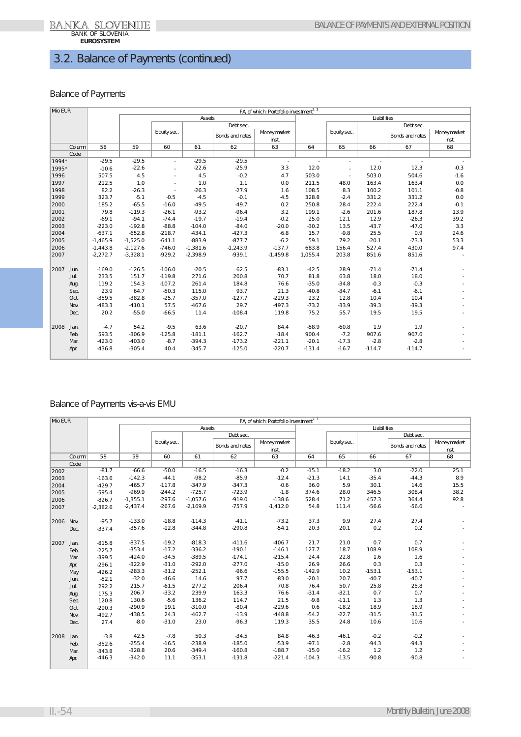# 3.2. Balance of Payments (continued)

## Balance of Payments

| Mio EUR | | FA, of which: Portofolio investment[2, 3] | | | | | | | | | | |
|---|---|---|---|---|---|---|---|---|---|---|---|---|
| | | | Assets | | | | | Liabilities | | | | |
| | | | | | Debt sec. | | | | | Debt sec. | | |
| | | | | Equity sec. | | Bonds and notes | Money market inst. | | Equity sec. | | Bonds and notes | Money market inst. |
| | Column | 58 | 59 | 60 | 61 | 62 | 63 | 64 | 65 | 66 | 67 | 68 |
| | Code | | | | | | | | | | | |
| 1994* | | -29.5 | -29.5 | - | -29.5 | -29.5 | - | - | - | - | - | - |
| 1995* | | -10.6 | -22.6 | - | -22.6 | -25.9 | 3.3 | 12.0 | - | 12.0 | 12.3 | -0.3 |
| 1996 | | 507.5 | 4.5 | - | 4.5 | -0.2 | 4.7 | 503.0 | - | 503.0 | 504.6 | -1.6 |
| 1997 | | 212.5 | 1.0 | - | 1.0 | 1.1 | 0.0 | 211.5 | 48.0 | 163.4 | 163.4 | 0.0 |
| 1998 | | 82.2 | -26.3 | - | -26.3 | -27.9 | 1.6 | 108.5 | 8.3 | 100.2 | 101.1 | -0.8 |
| 1999 | | 323.7 | -5.1 | -0.5 | -4.5 | -0.1 | -4.5 | 328.8 | -2.4 | 331.2 | 331.2 | 0.0 |
| 2000 | | 185.2 | -65.5 | -16.0 | -49.5 | -49.7 | 0.2 | 250.8 | 28.4 | 222.4 | 222.4 | -0.1 |
| 2001 | | 79.8 | -119.3 | -26.1 | -93.2 | -96.4 | 3.2 | 199.1 | -2.6 | 201.6 | 187.8 | 13.9 |
| 2002 | | -69.1 | -94.1 | -74.4 | -19.7 | -19.4 | -0.2 | 25.0 | 12.1 | 12.9 | -26.3 | 39.2 |
| 2003 | | -223.0 | -192.8 | -88.8 | -104.0 | -84.0 | -20.0 | -30.2 | 13.5 | -43.7 | -47.0 | 3.3 |
| 2004 | | -637.1 | -652.8 | -218.7 | -434.1 | -427.3 | -6.8 | 15.7 | -9.8 | 25.5 | 0.9 | 24.6 |
| 2005 | | -1,465.9 | -1,525.0 | -641.1 | -883.9 | -877.7 | -6.2 | 59.1 | 79.2 | -20.1 | -73.3 | 53.3 |
| 2006 | | -1,443.8 | -2,127.6 | -746.0 | -1,381.6 | -1,243.9 | -137.7 | 683.8 | 156.4 | 527.4 | 430.0 | 97.4 |
| 2007 | | -2,272.7 | -3,328.1 | -929.2 | -2,398.9 | -939.1 | -1,459.8 | 1,055.4 | 203.8 | 851.6 | 851.6 | - |
| 2007 | Jun. | -169.0 | -126.5 | -106.0 | -20.5 | 62.5 | -83.1 | -42.5 | 28.9 | -71.4 | -71.4 | - |
| | Jul. | 233.5 | 151.7 | -119.8 | 271.6 | 200.8 | 70.7 | 81.8 | 63.8 | 18.0 | 18.0 | - |
| | Aug. | 119.2 | 154.3 | -107.2 | 261.4 | 184.8 | 76.6 | -35.0 | -34.8 | -0.3 | -0.3 | - |
| | Sep. | 23.9 | 64.7 | -50.3 | 115.0 | 93.7 | 21.3 | -40.8 | -34.7 | -6.1 | -6.1 | - |
| | Oct. | -359.5 | -382.8 | -25.7 | -357.0 | -127.7 | -229.3 | 23.2 | 12.8 | 10.4 | 10.4 | - |
| | Nov. | -483.3 | -410.1 | 57.5 | -467.6 | 29.7 | -497.3 | -73.2 | -33.9 | -39.3 | -39.3 | - |
| | Dec. | 20.2 | -55.0 | -66.5 | 11.4 | -108.4 | 119.8 | 75.2 | 55.7 | 19.5 | 19.5 | - |
| 2008 | Jan. | -4.7 | 54.2 | -9.5 | 63.6 | -20.7 | 84.4 | -58.9 | -60.8 | 1.9 | 1.9 | - |
| | Feb. | 593.5 | -306.9 | -125.8 | -181.1 | -162.7 | -18.4 | 900.4 | -7.2 | 907.6 | 907.6 | - |
| | Mar. | -423.0 | -403.0 | -8.7 | -394.3 | -173.2 | -221.1 | -20.1 | -17.3 | -2.8 | -2.8 | - |
| | Apr. | -436.8 | -305.4 | 40.4 | -345.7 | -125.0 | -220.7 | -131.4 | -16.7 | -114.7 | -114.7 | - |

## Balance of Payments vis-a-vis EMU

| Mio EUR | | FA, of which: Portofolio investment[2, 3] | | | | | | | | | | |
|---|---|---|---|---|---|---|---|---|---|---|---|---|
| | | | Assets | | | | | Liabilities | | | | |
| | | | | | Debt sec. | | | | | Debt sec. | | |
| | | | | Equity sec. | | Bonds and notes | Money market inst. | | Equity sec. | | Bonds and notes | Money market inst. |
| | Column | 58 | 59 | 60 | 61 | 62 | 63 | 64 | 65 | 66 | 67 | 68 |
| | Code | | | | | | | | | | | |
| 2002 | | -81.7 | -66.6 | -50.0 | -16.5 | -16.3 | -0.2 | -15.1 | -18.2 | 3.0 | -22.0 | 25.1 |
| 2003 | | -163.6 | -142.3 | -44.1 | -98.2 | -85.9 | -12.4 | -21.3 | 14.1 | -35.4 | -44.3 | 8.9 |
| 2004 | | -429.7 | -465.7 | -117.8 | -347.9 | -347.3 | -0.6 | 36.0 | 5.9 | 30.1 | 14.6 | 15.5 |
| 2005 | | -595.4 | -969.9 | -244.2 | -725.7 | -723.9 | -1.8 | 374.6 | 28.0 | 346.5 | 308.4 | 38.2 |
| 2006 | | -826.7 | -1,355.1 | -297.6 | -1,057.6 | -919.0 | -138.6 | 528.4 | 71.2 | 457.3 | 364.4 | 92.8 |
| 2007 | | -2,382.6 | -2,437.4 | -267.6 | -2,169.9 | -757.9 | -1,412.0 | 54.8 | 111.4 | -56.6 | -56.6 | - |
| 2006 | Nov. | -95.7 | -133.0 | -18.8 | -114.3 | -41.1 | -73.2 | 37.3 | 9.9 | 27.4 | 27.4 | - |
| | Dec. | -337.4 | -357.6 | -12.8 | -344.8 | -290.8 | -54.1 | 20.3 | 20.1 | 0.2 | 0.2 | - |
| 2007 | Jan. | -815.8 | -837.5 | -19.2 | -818.3 | -411.6 | -406.7 | 21.7 | 21.0 | 0.7 | 0.7 | - |
| | Feb. | -225.7 | -353.4 | -17.2 | -336.2 | -190.1 | -146.1 | 127.7 | 18.7 | 108.9 | 108.9 | - |
| | Mar. | -399.5 | -424.0 | -34.5 | -389.5 | -174.1 | -215.4 | 24.4 | 22.8 | 1.6 | 1.6 | - |
| | Apr. | -296.1 | -322.9 | -31.0 | -292.0 | -277.0 | -15.0 | 26.9 | 26.6 | 0.3 | 0.3 | - |
| | May | -426.2 | -283.3 | -31.2 | -252.1 | -96.6 | -155.5 | -142.9 | 10.2 | -153.1 | -153.1 | - |
| | Jun. | -52.1 | -32.0 | -46.6 | 14.6 | 97.7 | -83.0 | -20.1 | 20.7 | -40.7 | -40.7 | - |
| | Jul. | 292.2 | 215.7 | -61.5 | 277.2 | 206.4 | 70.8 | 76.4 | 50.7 | 25.8 | 25.8 | - |
| | Aug. | 175.3 | 206.7 | -33.2 | 239.9 | 163.3 | 76.6 | -31.4 | -32.1 | 0.7 | 0.7 | - |
| | Sep. | 120.8 | 130.6 | -5.6 | 136.2 | 114.7 | 21.5 | -9.8 | -11.1 | 1.3 | 1.3 | - |
| | Oct. | -290.3 | -290.9 | 19.1 | -310.0 | -80.4 | -229.6 | 0.6 | -18.2 | 18.9 | 18.9 | - |
| | Nov. | -492.7 | -438.5 | 24.3 | -462.7 | -13.9 | -448.8 | -54.2 | -22.7 | -31.5 | -31.5 | - |
| | Dec. | 27.4 | -8.0 | -31.0 | 23.0 | -96.3 | 119.3 | 35.5 | 24.8 | 10.6 | 10.6 | - |
| 2008 | Jan. | -3.8 | 42.5 | -7.8 | 50.3 | -34.5 | 84.8 | -46.3 | -46.1 | -0.2 | -0.2 | - |
| | Feb. | -352.6 | -255.4 | -16.5 | -238.9 | -185.0 | -53.9 | -97.1 | -2.8 | -94.3 | -94.3 | - |
| | Mar. | -343.8 | -328.8 | 20.6 | -349.4 | -160.8 | -188.7 | -15.0 | -16.2 | 1.2 | 1.2 | - |
| | Apr. | -446.3 | -342.0 | 11.1 | -353.1 | -131.8 | -221.4 | -104.3 | -13.5 | -90.8 | -90.8 | - |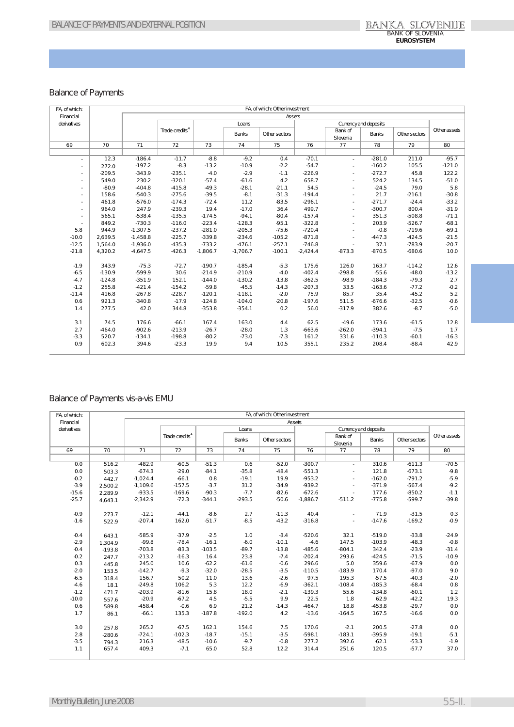## Balance of Payments

| FA, of which: Financial derivatives | FA, of which: Other investment | | | | | | | | | | |
|---|---|---|---|---|---|---|---|---|---|---|---|
| | | Assets | | | | | | | | | |
| | | | Trade credits[4] | Loans | | | Currency and deposits | | | | Other assets |
| | | | | | Banks | Other sectors | | Bank of Slovenia | Banks | Other sectors | |
| 69 | 70 | 71 | 72 | 73 | 74 | 75 | 76 | 77 | 78 | 79 | 80 |
| - | 12.3 | -186.4 | -11.7 | -8.8 | -9.2 | 0.4 | -70.1 | - | -281.0 | 211.0 | -95.7 |
| - | 272.0 | -197.2 | -8.3 | -13.2 | -10.9 | -2.2 | -54.7 | - | -160.2 | 105.5 | -121.0 |
| - | -209.5 | -343.9 | -235.1 | -4.0 | -2.9 | -1.1 | -226.9 | - | -272.7 | 45.8 | 122.2 |
| - | 549.0 | 230.2 | -320.1 | -57.4 | -61.6 | 4.2 | 658.7 | - | 524.2 | 134.5 | -51.0 |
| - | -80.9 | -404.8 | -415.8 | -49.3 | -28.1 | -21.1 | 54.5 | - | -24.5 | 79.0 | 5.8 |
| - | 158.6 | -540.3 | -275.6 | -39.5 | -8.1 | -31.3 | -194.4 | - | 21.7 | -216.1 | -30.8 |
| - | 461.8 | -576.0 | -174.3 | -72.4 | 11.2 | -83.5 | -296.1 | - | -271.7 | -24.4 | -33.2 |
| - | 964.0 | 247.9 | -239.3 | 19.4 | -17.0 | 36.4 | 499.7 | - | -300.7 | 800.4 | -31.9 |
| - | 565.1 | -538.4 | -135.5 | -174.5 | -94.1 | -80.4 | -157.4 | - | 351.3 | -508.8 | -71.1 |
| - | 849.2 | -730.3 | -116.0 | -223.4 | -128.3 | -95.1 | -322.8 | - | 203.9 | -526.7 | -68.1 |
| 5.8 | 944.9 | -1,307.5 | -237.2 | -281.0 | -205.3 | -75.6 | -720.4 | - | -0.8 | -719.6 | -69.1 |
| -10.0 | 2,639.5 | -1,458.8 | -225.7 | -339.8 | -234.6 | -105.2 | -871.8 | - | -447.3 | -424.5 | -21.5 |
| -12.5 | 1,564.0 | -1,936.0 | -435.3 | -733.2 | -476.1 | -257.1 | -746.8 | - | 37.1 | -783.9 | -20.7 |
| -21.8 | 4,320.2 | -4,647.5 | -426.3 | -1,806.7 | -1,706.7 | -100.1 | -2,424.4 | -873.3 | -870.5 | -680.6 | 10.0 |
| | | | | | | | | | | | |
| -1.9 | 343.9 | -75.3 | -72.7 | -190.7 | -185.4 | -5.3 | 175.6 | 126.0 | 163.7 | -114.2 | 12.6 |
| -6.5 | -130.9 | -599.9 | 30.6 | -214.9 | -210.9 | -4.0 | -402.4 | -298.8 | -55.6 | -48.0 | -13.2 |
| -4.7 | -124.8 | -351.9 | 152.1 | -144.0 | -130.2 | -13.8 | -362.5 | -98.9 | -184.3 | -79.3 | 2.7 |
| -1.2 | 255.8 | -421.4 | -154.2 | -59.8 | -45.5 | -14.3 | -207.3 | 33.5 | -163.6 | -77.2 | -0.2 |
| -11.4 | 416.8 | -267.8 | -228.7 | -120.1 | -118.1 | -2.0 | 75.9 | 85.7 | 35.4 | -45.2 | 5.2 |
| 0.6 | 921.3 | -340.8 | -17.9 | -124.8 | -104.0 | -20.8 | -197.6 | 511.5 | -676.6 | -32.5 | -0.6 |
| 1.4 | 277.5 | 42.0 | 344.8 | -353.8 | -354.1 | 0.2 | 56.0 | -317.9 | 382.6 | -8.7 | -5.0 |
| | | | | | | | | | | | |
| 3.1 | 74.5 | 176.6 | -66.1 | 167.4 | 163.0 | 4.4 | 62.5 | -49.6 | 173.6 | -61.5 | 12.8 |
| 2.7 | -464.0 | -902.6 | -213.9 | -26.7 | -28.0 | 1.3 | -663.6 | -262.0 | -394.1 | -7.5 | 1.7 |
| -3.3 | 520.7 | -134.1 | -198.8 | -80.2 | -73.0 | -7.3 | 161.2 | 331.6 | -110.3 | -60.1 | -16.3 |
| 0.9 | 602.3 | 394.6 | -23.3 | 19.9 | 9.4 | 10.5 | 355.1 | 235.2 | 208.4 | -88.4 | 42.9 |

## Balance of Payments vis-a-vis EMU

| FA, of which: Financial derivatives | FA, of which: Other investment | | | | | | | | | | |
|---|---|---|---|---|---|---|---|---|---|---|---|
| | | Assets | | | | | | | | | |
| | | | Trade credits[4] | Loans | | | Currency and deposits | | | | Other assets |
| | | | | | Banks | Other sectors | | Bank of Slovenia | Banks | Other sectors | |
| 69 | 70 | 71 | 72 | 73 | 74 | 75 | 76 | 77 | 78 | 79 | 80 |
| 0.0 | 516.2 | -482.9 | -60.5 | -51.3 | 0.6 | -52.0 | -300.7 | - | 310.6 | -611.3 | -70.5 |
| 0.0 | 503.3 | -674.3 | -29.0 | -84.1 | -35.8 | -48.4 | -551.3 | - | 121.8 | -673.1 | -9.8 |
| -0.2 | 442.7 | -1,024.4 | -66.1 | 0.8 | -19.1 | 19.9 | -953.2 | - | -162.0 | -791.2 | -5.9 |
| -3.9 | 2,500.2 | -1,109.6 | -157.5 | -3.7 | 31.2 | -34.9 | -939.2 | - | -371.9 | -567.4 | -9.2 |
| -15.6 | 2,289.9 | -933.5 | -169.6 | -90.3 | -7.7 | -82.6 | -672.6 | - | 177.6 | -850.2 | -1.1 |
| -25.7 | 4,643.1 | -2,342.9 | -72.3 | -344.1 | -293.5 | -50.6 | -1,886.7 | -511.2 | -775.8 | -599.7 | -39.8 |
| | | | | | | | | | | | |
| -0.9 | 273.7 | -12.1 | -44.1 | -8.6 | 2.7 | -11.3 | 40.4 | - | 71.9 | -31.5 | 0.3 |
| -1.6 | 522.9 | -207.4 | 162.0 | -51.7 | -8.5 | -43.2 | -316.8 | - | -147.6 | -169.2 | -0.9 |
| | | | | | | | | | | | |
| -0.4 | 643.1 | -585.9 | -37.9 | -2.5 | 1.0 | -3.4 | -520.6 | 32.1 | -519.0 | -33.8 | -24.9 |
| -2.9 | 1,304.9 | -99.8 | -78.4 | -16.1 | -6.0 | -10.1 | -4.6 | 147.5 | -103.9 | -48.3 | -0.8 |
| -0.4 | -193.8 | -703.8 | -83.3 | -103.5 | -89.7 | -13.8 | -485.6 | -804.1 | 342.4 | -23.9 | -31.4 |
| -0.2 | 247.7 | -213.2 | -16.3 | 16.4 | 23.8 | -7.4 | -202.4 | 293.6 | -424.5 | -71.5 | -10.9 |
| 0.3 | 445.8 | 245.0 | 10.6 | -62.2 | -61.6 | -0.6 | 296.6 | 5.0 | 359.6 | -67.9 | 0.0 |
| -2.0 | 153.5 | -142.7 | -9.3 | -32.0 | -28.5 | -3.5 | -110.5 | -183.9 | 170.4 | -97.0 | 9.0 |
| -6.5 | 318.4 | 156.7 | 50.2 | 11.0 | 13.6 | -2.6 | 97.5 | 195.3 | -57.5 | -40.3 | -2.0 |
| -4.6 | 18.1 | -249.8 | 106.2 | 5.3 | 12.2 | -6.9 | -362.1 | -108.4 | -185.3 | -68.4 | 0.8 |
| -1.2 | 471.7 | -203.9 | -81.6 | 15.8 | 18.0 | -2.1 | -139.3 | 55.6 | -134.8 | -60.1 | 1.2 |
| -10.0 | 557.6 | -20.9 | -67.2 | 4.5 | -5.5 | 9.9 | 22.5 | 1.8 | 62.9 | -42.2 | 19.3 |
| 0.6 | 589.8 | -458.4 | -0.6 | 6.9 | 21.2 | -14.3 | -464.7 | 18.8 | -453.8 | -29.7 | 0.0 |
| 1.7 | 86.1 | -66.1 | 135.3 | -187.8 | -192.0 | 4.2 | -13.6 | -164.5 | 167.5 | -16.6 | 0.0 |
| | | | | | | | | | | | |
| 3.0 | 257.8 | 265.2 | -67.5 | 162.1 | 154.6 | 7.5 | 170.6 | -2.1 | 200.5 | -27.8 | 0.0 |
| 2.8 | -280.6 | -724.1 | -102.3 | -18.7 | -15.1 | -3.5 | -598.1 | -183.1 | -395.9 | -19.1 | -5.1 |
| -3.5 | 794.3 | 216.3 | -48.5 | -10.6 | -9.7 | -0.8 | 277.2 | 392.6 | -62.1 | -53.3 | -1.9 |
| 1.1 | 657.4 | 409.3 | -7.1 | 65.0 | 52.8 | 12.2 | 314.4 | 251.6 | 120.5 | -57.7 | 37.0 |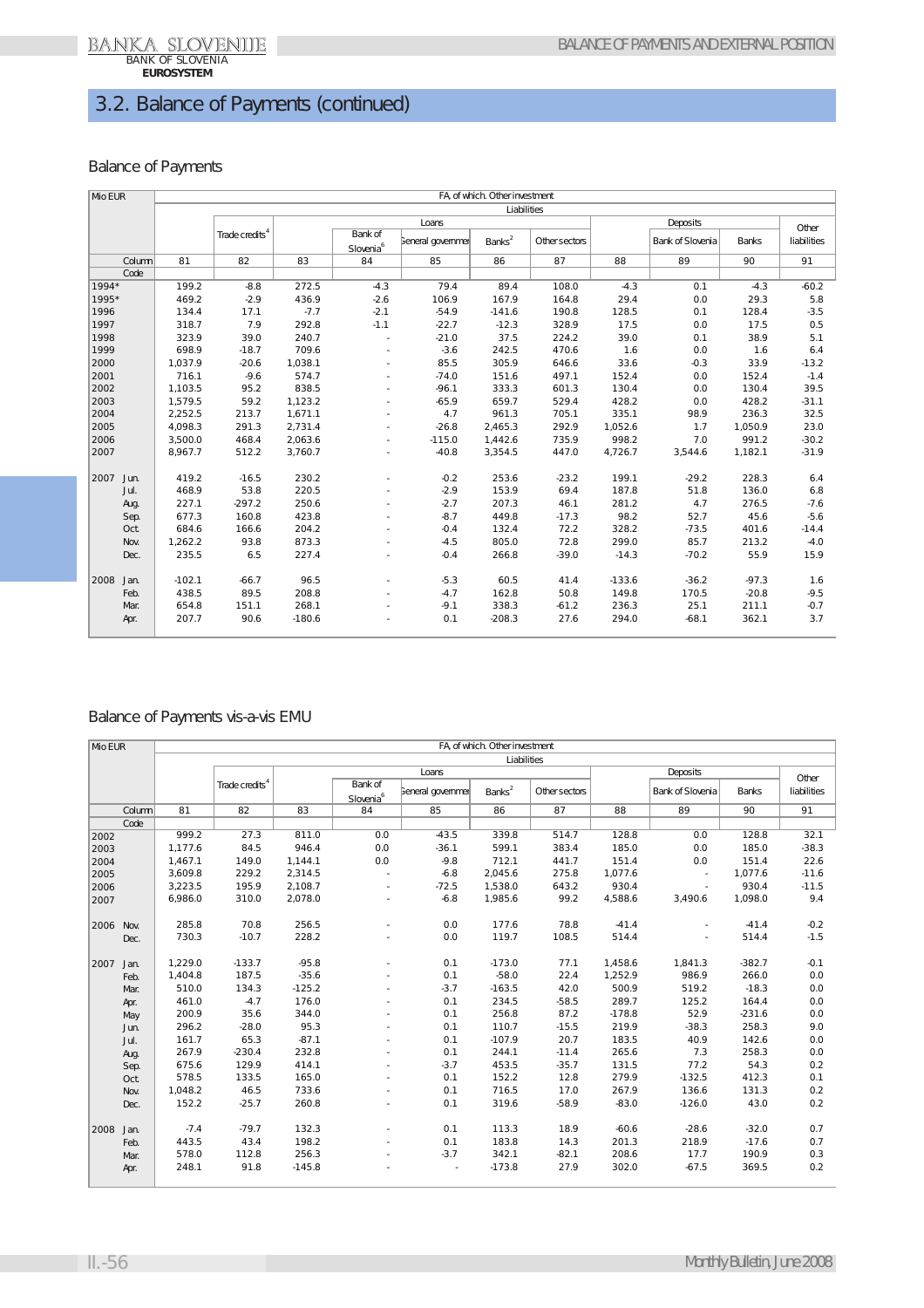# 3.2. Balance of Payments (continued)

## Balance of Payments

| Mio EUR | | FA, of which: Other investment | | | | | | | | | | |
|---|---|---|---|---|---|---|---|---|---|---|---|---|
| | | Liabilities | | | | | | | | | | |
| | | | Trade credits[4] | Loans | | | | | Deposits | | | Other liabilities |
| | | | | | Bank of Slovenia[6] | General government | Banks[2] | Other sectors | | Bank of Slovenia | Banks | |
| Column | | 81 | 82 | 83 | 84 | 85 | 86 | 87 | 88 | 89 | 90 | 91 |
| Code | | | | | | | | | | | | |
| 1994* | | 199.2 | -8.8 | 272.5 | -4.3 | 79.4 | 89.4 | 108.0 | -4.3 | 0.1 | -4.3 | -60.2 |
| 1995* | | 469.2 | -2.9 | 436.9 | -2.6 | 106.9 | 167.9 | 164.8 | 29.4 | 0.0 | 29.3 | 5.8 |
| 1996 | | 134.4 | 17.1 | -7.7 | -2.1 | -54.9 | -141.6 | 190.8 | 128.5 | 0.1 | 128.4 | -3.5 |
| 1997 | | 318.7 | 7.9 | 292.8 | -1.1 | -22.7 | -12.3 | 328.9 | 17.5 | 0.0 | 17.5 | 0.5 |
| 1998 | | 323.9 | 39.0 | 240.7 | - | -21.0 | 37.5 | 224.2 | 39.0 | 0.1 | 38.9 | 5.1 |
| 1999 | | 698.9 | -18.7 | 709.6 | - | -3.6 | 242.5 | 470.6 | 1.6 | 0.0 | 1.6 | 6.4 |
| 2000 | | 1,037.9 | -20.6 | 1,038.1 | - | 85.5 | 305.9 | 646.6 | 33.6 | -0.3 | 33.9 | -13.2 |
| 2001 | | 716.1 | -9.6 | 574.7 | - | -74.0 | 151.6 | 497.1 | 152.4 | 0.0 | 152.4 | -1.4 |
| 2002 | | 1,103.5 | 95.2 | 838.5 | - | -96.1 | 333.3 | 601.3 | 130.4 | 0.0 | 130.4 | 39.5 |
| 2003 | | 1,579.5 | 59.2 | 1,123.2 | - | -65.9 | 659.7 | 529.4 | 428.2 | 0.0 | 428.2 | -31.1 |
| 2004 | | 2,252.5 | 213.7 | 1,671.1 | - | 4.7 | 961.3 | 705.1 | 335.1 | 98.9 | 236.3 | 32.5 |
| 2005 | | 4,098.3 | 291.3 | 2,731.4 | - | -26.8 | 2,465.3 | 292.9 | 1,052.6 | 1.7 | 1,050.9 | 23.0 |
| 2006 | | 3,500.0 | 468.4 | 2,063.6 | - | -115.0 | 1,442.6 | 735.9 | 998.2 | 7.0 | 991.2 | -30.2 |
| 2007 | | 8,967.7 | 512.2 | 3,760.7 | - | -40.8 | 3,354.5 | 447.0 | 4,726.7 | 3,544.6 | 1,182.1 | -31.9 |
| 2007 | Jun. | 419.2 | -16.5 | 230.2 | - | -0.2 | 253.6 | -23.2 | 199.1 | -29.2 | 228.3 | 6.4 |
| | Jul. | 468.9 | 53.8 | 220.5 | - | -2.9 | 153.9 | 69.4 | 187.8 | 51.8 | 136.0 | 6.8 |
| | Aug. | 227.1 | -297.2 | 250.6 | - | -2.7 | 207.3 | 46.1 | 281.2 | 4.7 | 276.5 | -7.6 |
| | Sep. | 677.3 | 160.8 | 423.8 | - | -8.7 | 449.8 | -17.3 | 98.2 | 52.7 | 45.6 | -5.6 |
| | Oct. | 684.6 | 166.6 | 204.2 | - | -0.4 | 132.4 | 72.2 | 328.2 | -73.5 | 401.6 | -14.4 |
| | Nov. | 1,262.2 | 93.8 | 873.3 | - | -4.5 | 805.0 | 72.8 | 299.0 | 85.7 | 213.2 | -4.0 |
| | Dec. | 235.5 | 6.5 | 227.4 | - | -0.4 | 266.8 | -39.0 | -14.3 | -70.2 | 55.9 | 15.9 |
| 2008 | Jan. | -102.1 | -66.7 | 96.5 | - | -5.3 | 60.5 | 41.4 | -133.6 | -36.2 | -97.3 | 1.6 |
| | Feb. | 438.5 | 89.5 | 208.8 | - | -4.7 | 162.8 | 50.8 | 149.8 | 170.5 | -20.8 | -9.5 |
| | Mar. | 654.8 | 151.1 | 268.1 | - | -9.1 | 338.3 | -61.2 | 236.3 | 25.1 | 211.1 | -0.7 |
| | Apr. | 207.7 | 90.6 | -180.6 | - | 0.1 | -208.3 | 27.6 | 294.0 | -68.1 | 362.1 | 3.7 |

## Balance of Payments vis-a-vis EMU

| Mio EUR | | FA, of which: Other investment | | | | | | | | | | |
|---|---|---|---|---|---|---|---|---|---|---|---|---|
| | | Liabilities | | | | | | | | | | |
| | | | Trade credits[4] | Loans | | | | | Deposits | | | Other liabilities |
| | | | | | Bank of Slovenia[6] | General government | Banks[2] | Other sectors | | Bank of Slovenia | Banks | |
| Column | | 81 | 82 | 83 | 84 | 85 | 86 | 87 | 88 | 89 | 90 | 91 |
| Code | | | | | | | | | | | | |
| 2002 | | 999.2 | 27.3 | 811.0 | 0.0 | -43.5 | 339.8 | 514.7 | 128.8 | 0.0 | 128.8 | 32.1 |
| 2003 | | 1,177.6 | 84.5 | 946.4 | 0.0 | -36.1 | 599.1 | 383.4 | 185.0 | 0.0 | 185.0 | -38.3 |
| 2004 | | 1,467.1 | 149.0 | 1,144.1 | 0.0 | -9.8 | 712.1 | 441.7 | 151.4 | 0.0 | 151.4 | 22.6 |
| 2005 | | 3,609.8 | 229.2 | 2,314.5 | - | -6.8 | 2,045.6 | 275.8 | 1,077.6 | - | 1,077.6 | -11.6 |
| 2006 | | 3,223.5 | 195.9 | 2,108.7 | - | -72.5 | 1,538.0 | 643.2 | 930.4 | - | 930.4 | -11.5 |
| 2007 | | 6,986.0 | 310.0 | 2,078.0 | - | -6.8 | 1,985.6 | 99.2 | 4,588.6 | 3,490.6 | 1,098.0 | 9.4 |
| 2006 | Nov. | 285.8 | 70.8 | 256.5 | - | 0.0 | 177.6 | 78.8 | -41.4 | - | -41.4 | -0.2 |
| | Dec. | 730.3 | -10.7 | 228.2 | - | 0.0 | 119.7 | 108.5 | 514.4 | - | 514.4 | -1.5 |
| 2007 | Jan. | 1,229.0 | -133.7 | -95.8 | - | 0.1 | -173.0 | 77.1 | 1,458.6 | 1,841.3 | -382.7 | -0.1 |
| | Feb. | 1,404.8 | 187.5 | -35.6 | - | 0.1 | -58.0 | 22.4 | 1,252.9 | 986.9 | 266.0 | 0.0 |
| | Mar. | 510.0 | 134.3 | -125.2 | - | -3.7 | -163.5 | 42.0 | 500.9 | 519.2 | -18.3 | 0.0 |
| | Apr. | 461.0 | -4.7 | 176.0 | - | 0.1 | 234.5 | -58.5 | 289.7 | 125.2 | 164.4 | 0.0 |
| | May | 200.9 | 35.6 | 344.0 | - | 0.1 | 256.8 | 87.2 | -178.8 | 52.9 | -231.6 | 0.0 |
| | Jun. | 296.2 | -28.0 | 95.3 | - | 0.1 | 110.7 | -15.5 | 219.9 | -38.3 | 258.3 | 9.0 |
| | Jul. | 161.7 | 65.3 | -87.1 | - | 0.1 | -107.9 | 20.7 | 183.5 | 40.9 | 142.6 | 0.0 |
| | Aug. | 267.9 | -230.4 | 232.8 | - | 0.1 | 244.1 | -11.4 | 265.6 | 7.3 | 258.3 | 0.0 |
| | Sep. | 675.6 | 129.9 | 414.1 | - | -3.7 | 453.5 | -35.7 | 131.5 | 77.2 | 54.3 | 0.2 |
| | Oct. | 578.5 | 133.5 | 165.0 | - | 0.1 | 152.2 | 12.8 | 279.9 | -132.5 | 412.3 | 0.1 |
| | Nov. | 1,048.2 | 46.5 | 733.6 | - | 0.1 | 716.5 | 17.0 | 267.9 | 136.6 | 131.3 | 0.2 |
| | Dec. | 152.2 | -25.7 | 260.8 | - | 0.1 | 319.6 | -58.9 | -83.0 | -126.0 | 43.0 | 0.2 |
| 2008 | Jan. | -7.4 | -79.7 | 132.3 | - | 0.1 | 113.3 | 18.9 | -60.6 | -28.6 | -32.0 | 0.7 |
| | Feb. | 443.5 | 43.4 | 198.2 | - | 0.1 | 183.8 | 14.3 | 201.3 | 218.9 | -17.6 | 0.7 |
| | Mar. | 578.0 | 112.8 | 256.3 | - | -3.7 | 342.1 | -82.1 | 208.6 | 17.7 | 190.9 | 0.3 |
| | Apr. | 248.1 | 91.8 | -145.8 | - | - | -173.8 | 27.9 | 302.0 | -67.5 | 369.5 | 0.2 |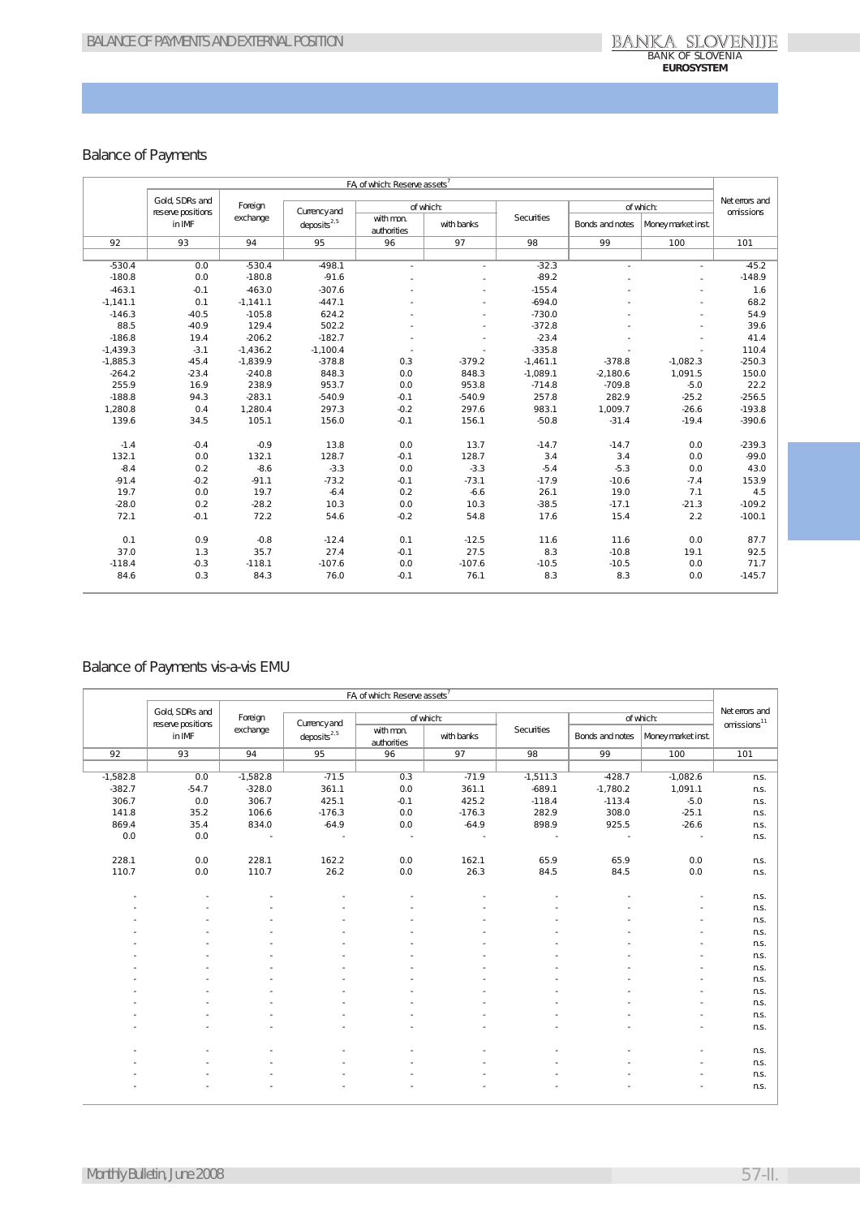## Balance of Payments

| | FA, of which: Reserve assets[7] | | | | | | | | | |
|---|---|---|---|---|---|---|---|---|---|---|
| | Gold, SDRs and reserve positions in IMF | Foreign exchange | Currency and deposits[2,5] | of which: | | Securities | of which: | | Net errors and omissions |
| | | | | with mon. authorities | with banks | | Bonds and notes | Money market inst. | |
| 92 | 93 | 94 | 95 | 96 | 97 | 98 | 99 | 100 | 101 |
| -530.4 | 0.0 | -530.4 | -498.1 | - | - | -32.3 | - | - | -45.2 |
| -180.8 | 0.0 | -180.8 | -91.6 | - | - | -89.2 | - | - | -148.9 |
| -463.1 | -0.1 | -463.0 | -307.6 | - | - | -155.4 | - | - | 1.6 |
| -1,141.1 | 0.1 | -1,141.1 | -447.1 | - | - | -694.0 | - | - | 68.2 |
| -146.3 | -40.5 | -105.8 | 624.2 | - | - | -730.0 | - | - | 54.9 |
| 88.5 | -40.9 | 129.4 | 502.2 | - | - | -372.8 | - | - | 39.6 |
| -186.8 | 19.4 | -206.2 | -182.7 | - | - | -23.4 | - | - | 41.4 |
| -1,439.3 | -3.1 | -1,436.2 | -1,100.4 | - | - | -335.8 | - | - | 110.4 |
| -1,885.3 | -45.4 | -1,839.9 | -378.8 | 0.3 | -379.2 | -1,461.1 | -378.8 | -1,082.3 | -250.3 |
| -264.2 | -23.4 | -240.8 | 848.3 | 0.0 | 848.3 | -1,089.1 | -2,180.6 | 1,091.5 | 150.0 |
| 255.9 | 16.9 | 238.9 | 953.7 | 0.0 | 953.8 | -714.8 | -709.8 | -5.0 | 22.2 |
| -188.8 | 94.3 | -283.1 | -540.9 | -0.1 | -540.9 | 257.8 | 282.9 | -25.2 | -256.5 |
| 1,280.8 | 0.4 | 1,280.4 | 297.3 | -0.2 | 297.6 | 983.1 | 1,009.7 | -26.6 | -193.8 |
| 139.6 | 34.5 | 105.1 | 156.0 | -0.1 | 156.1 | -50.8 | -31.4 | -19.4 | -390.6 |
| | | | | | | | | | |
| -1.4 | -0.4 | -0.9 | 13.8 | 0.0 | 13.7 | -14.7 | -14.7 | 0.0 | -239.3 |
| 132.1 | 0.0 | 132.1 | 128.7 | -0.1 | 128.7 | 3.4 | 3.4 | 0.0 | -99.0 |
| -8.4 | 0.2 | -8.6 | -3.3 | 0.0 | -3.3 | -5.4 | -5.3 | 0.0 | 43.0 |
| -91.4 | -0.2 | -91.1 | -73.2 | -0.1 | -73.1 | -17.9 | -10.6 | -7.4 | 153.9 |
| 19.7 | 0.0 | 19.7 | -6.4 | 0.2 | -6.6 | 26.1 | 19.0 | 7.1 | 4.5 |
| -28.0 | 0.2 | -28.2 | 10.3 | 0.0 | 10.3 | -38.5 | -17.1 | -21.3 | -109.2 |
| 72.1 | -0.1 | 72.2 | 54.6 | -0.2 | 54.8 | 17.6 | 15.4 | 2.2 | -100.1 |
| | | | | | | | | | |
| 0.1 | 0.9 | -0.8 | -12.4 | 0.1 | -12.5 | 11.6 | 11.6 | 0.0 | 87.7 |
| 37.0 | 1.3 | 35.7 | 27.4 | -0.1 | 27.5 | 8.3 | -10.8 | 19.1 | 92.5 |
| -118.4 | -0.3 | -118.1 | -107.6 | 0.0 | -107.6 | -10.5 | -10.5 | 0.0 | 71.7 |
| 84.6 | 0.3 | 84.3 | 76.0 | -0.1 | 76.1 | 8.3 | 8.3 | 0.0 | -145.7 |

## Balance of Payments vis-a-vis EMU

| | FA, of which: Reserve assets[7] | | | | | | | | | |
|---|---|---|---|---|---|---|---|---|---|---|
| | Gold, SDRs and reserve positions in IMF | Foreign exchange | Currency and deposits[2,5] | of which: | | Securities | of which: | | Net errors and omissions[11] |
| | | | | with mon. authorities | with banks | | Bonds and notes | Money market inst. | |
| 92 | 93 | 94 | 95 | 96 | 97 | 98 | 99 | 100 | 101 |
| -1,582.8 | 0.0 | -1,582.8 | -71.5 | 0.3 | -71.9 | -1,511.3 | -428.7 | -1,082.6 | n.s. |
| -382.7 | -54.7 | -328.0 | 361.1 | 0.0 | 361.1 | -689.1 | -1,780.2 | 1,091.1 | n.s. |
| 306.7 | 0.0 | 306.7 | 425.1 | -0.1 | 425.2 | -118.4 | -113.4 | -5.0 | n.s. |
| 141.8 | 35.2 | 106.6 | -176.3 | 0.0 | -176.3 | 282.9 | 308.0 | -25.1 | n.s. |
| 869.4 | 35.4 | 834.0 | -64.9 | 0.0 | -64.9 | 898.9 | 925.5 | -26.6 | n.s. |
| 0.0 | 0.0 | - | - | - | - | - | - | - | n.s. |
| | | | | | | | | | |
| 228.1 | 0.0 | 228.1 | 162.2 | 0.0 | 162.1 | 65.9 | 65.9 | 0.0 | n.s. |
| 110.7 | 0.0 | 110.7 | 26.2 | 0.0 | 26.3 | 84.5 | 84.5 | 0.0 | n.s. |
| | | | | | | | | | |
| - | - | - | - | - | - | - | - | - | n.s. |
| - | - | - | - | - | - | - | - | - | n.s. |
| - | - | - | - | - | - | - | - | - | n.s. |
| - | - | - | - | - | - | - | - | - | n.s. |
| - | - | - | - | - | - | - | - | - | n.s. |
| - | - | - | - | - | - | - | - | - | n.s. |
| - | - | - | - | - | - | - | - | - | n.s. |
| - | - | - | - | - | - | - | - | - | n.s. |
| - | - | - | - | - | - | - | - | - | n.s. |
| - | - | - | - | - | - | - | - | - | n.s. |
| - | - | - | - | - | - | - | - | - | n.s. |
| - | - | - | - | - | - | - | - | - | n.s. |
| | | | | | | | | | |
| - | - | - | - | - | - | - | - | - | n.s. |
| - | - | - | - | - | - | - | - | - | n.s. |
| - | - | - | - | - | - | - | - | - | n.s. |
| - | - | - | - | - | - | - | - | - | n.s. |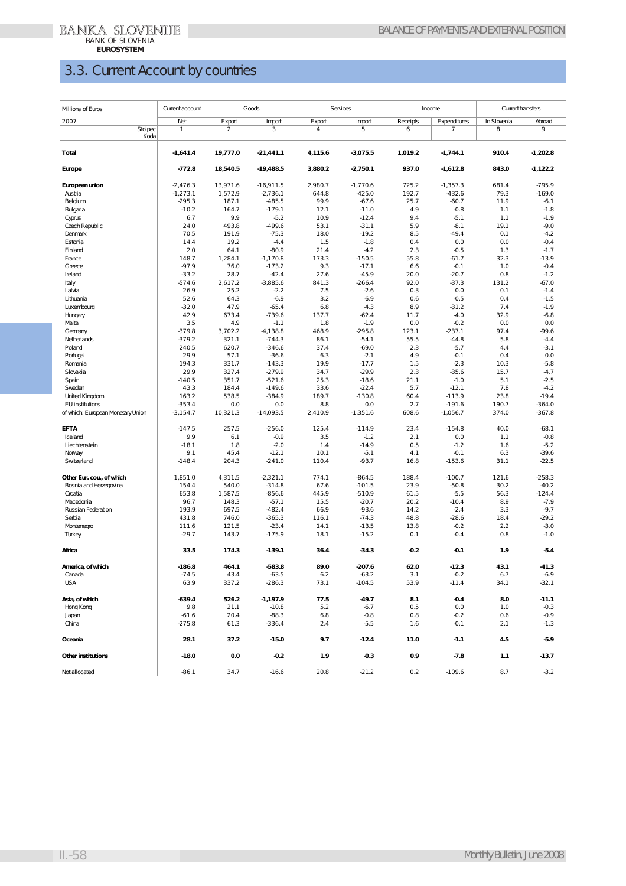# 3.3. Current Account by countries

| Millions of Euros | Current account | Goods | | Services | | Income | | Current transfers | |
|---|---|---|---|---|---|---|---|---|---|
| 2007 | Net | Export | Import | Export | Import | Receipts | Expenditures | In Slovenia | Abroad |
| Stolpec | 1 | 2 | 3 | 4 | 5 | 6 | 7 | 8 | 9 |
| Koda | | | | | | | | | |
| **Total** | **-1,641.4** | **19,777.0** | **-21,441.1** | **4,115.6** | **-3,075.5** | **1,019.2** | **-1,744.1** | **910.4** | **-1,202.8** |
| **Europe** | **-772.8** | **18,540.5** | **-19,488.5** | **3,880.2** | **-2,750.1** | **937.0** | **-1,612.8** | **843.0** | **-1,122.2** |
| **European union** | -2,476.3 | 13,971.6 | -16,911.5 | 2,980.7 | -1,770.6 | 725.2 | -1,357.3 | 681.4 | -795.9 |
| Austria | -1,273.1 | 1,572.9 | -2,736.1 | 644.8 | -425.0 | 192.7 | -432.6 | 79.3 | -169.0 |
| Belgium | -295.3 | 187.1 | -485.5 | 99.9 | -67.6 | 25.7 | -60.7 | 11.9 | -6.1 |
| Bulgaria | -10.2 | 164.7 | -179.1 | 12.1 | -11.0 | 4.9 | -0.8 | 1.1 | -1.8 |
| Cyprus | 6.7 | 9.9 | -5.2 | 10.9 | -12.4 | 9.4 | -5.1 | 1.1 | -1.9 |
| Czech Republic | 24.0 | 493.8 | -499.6 | 53.1 | -31.1 | 5.9 | -8.1 | 19.1 | -9.0 |
| Denmark | 70.5 | 191.9 | -75.3 | 18.0 | -19.2 | 8.5 | -49.4 | 0.1 | -4.2 |
| Estonia | 14.4 | 19.2 | -4.4 | 1.5 | -1.8 | 0.4 | 0.0 | 0.0 | -0.4 |
| Finland | 2.0 | 64.1 | -80.9 | 21.4 | -4.2 | 2.3 | -0.5 | 1.3 | -1.7 |
| France | 148.7 | 1,284.1 | -1,170.8 | 173.3 | -150.5 | 55.8 | -61.7 | 32.3 | -13.9 |
| Greece | -97.9 | 76.0 | -173.2 | 9.3 | -17.1 | 6.6 | -0.1 | 1.0 | -0.4 |
| Ireland | -33.2 | 28.7 | -42.4 | 27.6 | -45.9 | 20.0 | -20.7 | 0.8 | -1.2 |
| Italy | -574.6 | 2,617.2 | -3,885.6 | 841.3 | -266.4 | 92.0 | -37.3 | 131.2 | -67.0 |
| Latvia | 26.9 | 25.2 | -2.2 | 7.5 | -2.6 | 0.3 | 0.0 | 0.1 | -1.4 |
| Lithuania | 52.6 | 64.3 | -6.9 | 3.2 | -6.9 | 0.6 | -0.5 | 0.4 | -1.5 |
| Luxembourg | -32.0 | 47.9 | -65.4 | 6.8 | -4.3 | 8.9 | -31.2 | 7.4 | -1.9 |
| Hungary | 42.9 | 673.4 | -739.6 | 137.7 | -62.4 | 11.7 | -4.0 | 32.9 | -6.8 |
| Malta | 3.5 | 4.9 | -1.1 | 1.8 | -1.9 | 0.0 | -0.2 | 0.0 | 0.0 |
| Germany | -379.8 | 3,702.2 | -4,138.8 | 468.9 | -295.8 | 123.1 | -237.1 | 97.4 | -99.6 |
| Netherlands | -379.2 | 321.1 | -744.3 | 86.1 | -54.1 | 55.5 | -44.8 | 5.8 | -4.4 |
| Poland | 240.5 | 620.7 | -346.6 | 37.4 | -69.0 | 2.3 | -5.7 | 4.4 | -3.1 |
| Portugal | 29.9 | 57.1 | -36.6 | 6.3 | -2.1 | 4.9 | -0.1 | 0.4 | 0.0 |
| Romania | 194.3 | 331.7 | -143.3 | 19.9 | -17.7 | 1.5 | -2.3 | 10.3 | -5.8 |
| Slovakia | 29.9 | 327.4 | -279.9 | 34.7 | -29.9 | 2.3 | -35.6 | 15.7 | -4.7 |
| Spain | -140.5 | 351.7 | -521.6 | 25.3 | -18.6 | 21.1 | -1.0 | 5.1 | -2.5 |
| Sweden | 43.3 | 184.4 | -149.6 | 33.6 | -22.4 | 5.7 | -12.1 | 7.8 | -4.2 |
| United Kingdom | 163.2 | 538.5 | -384.9 | 189.7 | -130.8 | 60.4 | -113.9 | 23.8 | -19.4 |
| EU institutions | -353.4 | 0.0 | 0.0 | 8.8 | 0.0 | 2.7 | -191.6 | 190.7 | -364.0 |
| of which: European Monetary Union | -3,154.7 | 10,321.3 | -14,093.5 | 2,410.9 | -1,351.6 | 608.6 | -1,056.7 | 374.0 | -367.8 |
| **EFTA** | -147.5 | 257.5 | -256.0 | 125.4 | -114.9 | 23.4 | -154.8 | 40.0 | -68.1 |
| Iceland | 9.9 | 6.1 | -0.9 | 3.5 | -1.2 | 2.1 | 0.0 | 1.1 | -0.8 |
| Liechtenstein | -18.1 | 1.8 | -2.0 | 1.4 | -14.9 | 0.5 | -1.2 | 1.6 | -5.2 |
| Norway | 9.1 | 45.4 | -12.1 | 10.1 | -5.1 | 4.1 | -0.1 | 6.3 | -39.6 |
| Switzerland | -148.4 | 204.3 | -241.0 | 110.4 | -93.7 | 16.8 | -153.6 | 31.1 | -22.5 |
| **Other Eur. cou., of which** | 1,851.0 | 4,311.5 | -2,321.1 | 774.1 | -864.5 | 188.4 | -100.7 | 121.6 | -258.3 |
| Bosnia and Herzegovina | 154.4 | 540.0 | -314.8 | 67.6 | -101.5 | 23.9 | -50.8 | 30.2 | -40.2 |
| Croatia | 653.8 | 1,587.5 | -856.6 | 445.9 | -510.9 | 61.5 | -5.5 | 56.3 | -124.4 |
| Macedonia | 96.7 | 148.3 | -57.1 | 15.5 | -20.7 | 20.2 | -10.4 | 8.9 | -7.9 |
| Russian Federation | 193.9 | 697.5 | -482.4 | 66.9 | -93.6 | 14.2 | -2.4 | 3.3 | -9.7 |
| Serbia | 431.8 | 746.0 | -365.3 | 116.1 | -74.3 | 48.8 | -28.6 | 18.4 | -29.2 |
| Montenegro | 111.6 | 121.5 | -23.4 | 14.1 | -13.5 | 13.8 | -0.2 | 2.2 | -3.0 |
| Turkey | -29.7 | 143.7 | -175.9 | 18.1 | -15.2 | 0.1 | -0.4 | 0.8 | -1.0 |
| **Africa** | **33.5** | **174.3** | **-139.1** | **36.4** | **-34.3** | **-0.2** | **-0.1** | **1.9** | **-5.4** |
| **America, of which** | **-186.8** | **464.1** | **-583.8** | **89.0** | **-207.6** | **62.0** | **-12.3** | **43.1** | **-41.3** |
| Canada | -74.5 | 43.4 | -63.5 | 6.2 | -63.2 | 3.1 | -0.2 | 6.7 | -6.9 |
| USA | 63.9 | 337.2 | -286.3 | 73.1 | -104.5 | 53.9 | -11.4 | 34.1 | -32.1 |
| **Asia, of which** | **-639.4** | **526.2** | **-1,197.9** | **77.5** | **-49.7** | **8.1** | **-0.4** | **8.0** | **-11.1** |
| Hong Kong | 9.8 | 21.1 | -10.8 | 5.2 | -6.7 | 0.5 | 0.0 | 1.0 | -0.3 |
| Japan | -61.6 | 20.4 | -88.3 | 6.8 | -0.8 | 0.8 | -0.2 | 0.6 | -0.9 |
| China | -275.8 | 61.3 | -336.4 | 2.4 | -5.5 | 1.6 | -0.1 | 2.1 | -1.3 |
| **Oceania** | **28.1** | **37.2** | **-15.0** | **9.7** | **-12.4** | **11.0** | **-1.1** | **4.5** | **-5.9** |
| **Other institutions** | **-18.0** | **0.0** | **-0.2** | **1.9** | **-0.3** | **0.9** | **-7.8** | **1.1** | **-13.7** |
| Not allocated | -86.1 | 34.7 | -16.6 | 20.8 | -21.2 | 0.2 | -109.6 | 8.7 | -3.2 |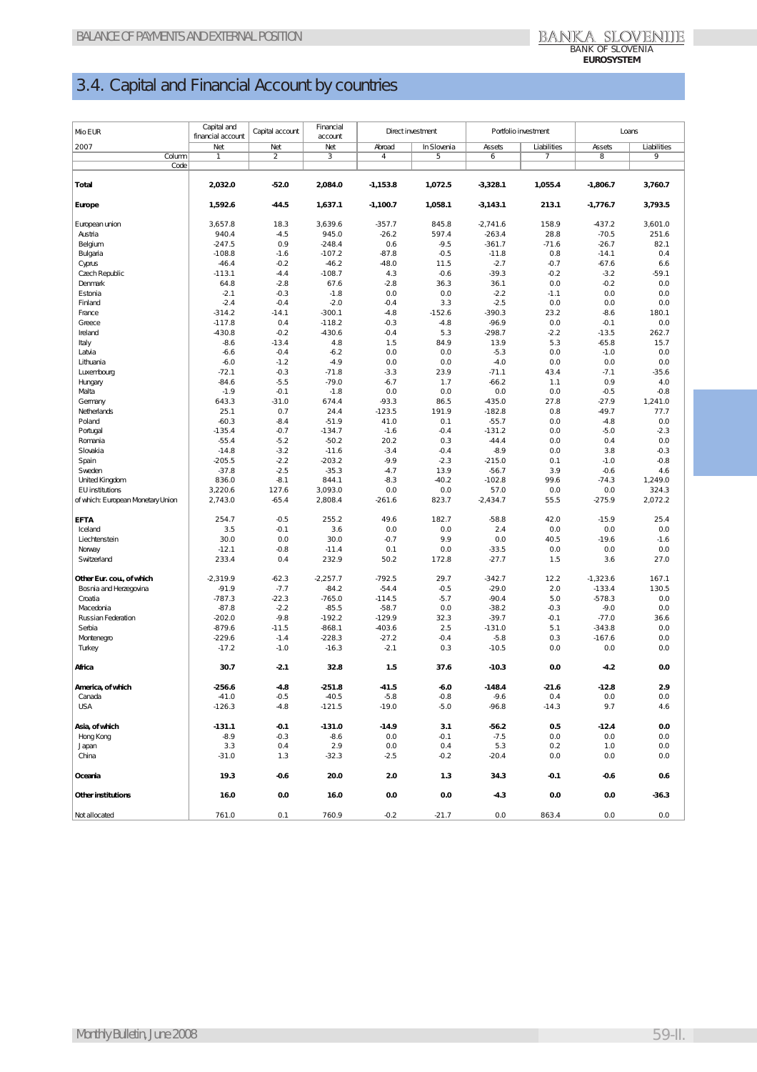# 3.4. Capital and Financial Account by countries

| Mio EUR | Capital and financial account | Capital account | Financial account | Direct investment | | Portfolio investment | | Loans | |
|---|---|---|---|---|---|---|---|---|---|
| 2007 | Net | Net | Net | Abroad | In Slovenia | Assets | Liabilities | Assets | Liabilities |
| Column | 1 | 2 | 3 | 4 | 5 | 6 | 7 | 8 | 9 |
| Code | | | | | | | | | |
| **Total** | **2,032.0** | **-52.0** | **2,084.0** | **-1,153.8** | **1,072.5** | **-3,328.1** | **1,055.4** | **-1,806.7** | **3,760.7** |
| **Europe** | **1,592.6** | **-44.5** | **1,637.1** | **-1,100.7** | **1,058.1** | **-3,143.1** | **213.1** | **-1,776.7** | **3,793.5** |
| European union | 3,657.8 | 18.3 | 3,639.6 | -357.7 | 845.8 | -2,741.6 | 158.9 | -437.2 | 3,601.0 |
| Austria | 940.4 | -4.5 | 945.0 | -26.2 | 597.4 | -263.4 | 28.8 | -70.5 | 251.6 |
| Belgium | -247.5 | 0.9 | -248.4 | 0.6 | -9.5 | -361.7 | -71.6 | -26.7 | 82.1 |
| Bulgaria | -108.8 | -1.6 | -107.2 | -87.8 | -0.5 | -11.8 | 0.8 | -14.1 | 0.4 |
| Cyprus | -46.4 | -0.2 | -46.2 | -48.0 | 11.5 | -2.7 | -0.7 | -67.6 | 6.6 |
| Czech Republic | -113.1 | -4.4 | -108.7 | 4.3 | -0.6 | -39.3 | -0.2 | -3.2 | -59.1 |
| Denmark | 64.8 | -2.8 | 67.6 | -2.8 | 36.3 | 36.1 | 0.0 | -0.2 | 0.0 |
| Estonia | -2.1 | -0.3 | -1.8 | 0.0 | 0.0 | -2.2 | -1.1 | 0.0 | 0.0 |
| Finland | -2.4 | -0.4 | -2.0 | -0.4 | 3.3 | -2.5 | 0.0 | 0.0 | 0.0 |
| France | -314.2 | -14.1 | -300.1 | -4.8 | -152.6 | -390.3 | 23.2 | -8.6 | 180.1 |
| Greece | -117.8 | 0.4 | -118.2 | -0.3 | -4.8 | -96.9 | 0.0 | -0.1 | 0.0 |
| Ireland | -430.8 | -0.2 | -430.6 | -0.4 | 5.3 | -298.7 | -2.2 | -13.5 | 262.7 |
| Italy | -8.6 | -13.4 | 4.8 | 1.5 | 84.9 | 13.9 | 5.3 | -65.8 | 15.7 |
| Latvia | -6.6 | -0.4 | -6.2 | 0.0 | 0.0 | -5.3 | 0.0 | -1.0 | 0.0 |
| Lithuania | -6.0 | -1.2 | -4.9 | 0.0 | 0.0 | -4.0 | 0.0 | 0.0 | 0.0 |
| Luxembourg | -72.1 | -0.3 | -71.8 | -3.3 | 23.9 | -71.1 | 43.4 | -7.1 | -35.6 |
| Hungary | -84.6 | -5.5 | -79.0 | -6.7 | 1.7 | -66.2 | 1.1 | 0.9 | 4.0 |
| Malta | -1.9 | -0.1 | -1.8 | 0.0 | 0.0 | 0.0 | 0.0 | -0.5 | -0.8 |
| Germany | 643.3 | -31.0 | 674.4 | -93.3 | 86.5 | -435.0 | 27.8 | -27.9 | 1,241.0 |
| Netherlands | 25.1 | 0.7 | 24.4 | -123.5 | 191.9 | -182.8 | 0.8 | -49.7 | 77.7 |
| Poland | -60.3 | -8.4 | -51.9 | 41.0 | 0.1 | -55.7 | 0.0 | -4.8 | 0.0 |
| Portugal | -135.4 | -0.7 | -134.7 | -1.6 | -0.4 | -131.2 | 0.0 | -5.0 | -2.3 |
| Romania | -55.4 | -5.2 | -50.2 | 20.2 | 0.3 | -44.4 | 0.0 | 0.4 | 0.0 |
| Slovakia | -14.8 | -3.2 | -11.6 | -3.4 | -0.4 | -8.9 | 0.0 | 3.8 | -0.3 |
| Spain | -205.5 | -2.2 | -203.2 | -9.9 | -2.3 | -215.0 | 0.1 | -1.0 | -0.8 |
| Sweden | -37.8 | -2.5 | -35.3 | -4.7 | 13.9 | -56.7 | 3.9 | -0.6 | 4.6 |
| United Kingdom | 836.0 | -8.1 | 844.1 | -8.3 | -40.2 | -102.8 | 99.6 | -74.3 | 1,249.0 |
| EU institutions | 3,220.6 | 127.6 | 3,093.0 | 0.0 | 0.0 | 57.0 | 0.0 | 0.0 | 324.3 |
| of which: European Monetary Union | 2,743.0 | -65.4 | 2,808.4 | -261.6 | 823.7 | -2,434.7 | 55.5 | -275.9 | 2,072.2 |
| **EFTA** | 254.7 | -0.5 | 255.2 | 49.6 | 182.7 | -58.8 | 42.0 | -15.9 | 25.4 |
| Iceland | 3.5 | -0.1 | 3.6 | 0.0 | 0.0 | 2.4 | 0.0 | 0.0 | 0.0 |
| Liechtenstein | 30.0 | 0.0 | 30.0 | -0.7 | 9.9 | 0.0 | 40.5 | -19.6 | -1.6 |
| Norway | -12.1 | -0.8 | -11.4 | 0.1 | 0.0 | -33.5 | 0.0 | 0.0 | 0.0 |
| Switzerland | 233.4 | 0.4 | 232.9 | 50.2 | 172.8 | -27.7 | 1.5 | 3.6 | 27.0 |
| **Other Eur. cou., of which** | -2,319.9 | -62.3 | -2,257.7 | -792.5 | 29.7 | -342.7 | 12.2 | -1,323.6 | 167.1 |
| Bosnia and Herzegovina | -91.9 | -7.7 | -84.2 | -54.4 | -0.5 | -29.0 | 2.0 | -133.4 | 130.5 |
| Croatia | -787.3 | -22.3 | -765.0 | -114.5 | -5.7 | -90.4 | 5.0 | -578.3 | 0.0 |
| Macedonia | -87.8 | -2.2 | -85.5 | -58.7 | 0.0 | -38.2 | -0.3 | -9.0 | 0.0 |
| Russian Federation | -202.0 | -9.8 | -192.2 | -129.9 | 32.3 | -39.7 | -0.1 | -77.0 | 36.6 |
| Serbia | -879.6 | -11.5 | -868.1 | -403.6 | 2.5 | -131.0 | 5.1 | -343.8 | 0.0 |
| Montenegro | -229.6 | -1.4 | -228.3 | -27.2 | -0.4 | -5.8 | 0.3 | -167.6 | 0.0 |
| Turkey | -17.2 | -1.0 | -16.3 | -2.1 | 0.3 | -10.5 | 0.0 | 0.0 | 0.0 |
| **Africa** | **30.7** | **-2.1** | **32.8** | **1.5** | **37.6** | **-10.3** | **0.0** | **-4.2** | **0.0** |
| **America, of which** | **-256.6** | **-4.8** | **-251.8** | **-41.5** | **-6.0** | **-148.4** | **-21.6** | **-12.8** | **2.9** |
| Canada | -41.0 | -0.5 | -40.5 | -5.8 | -0.8 | -9.6 | 0.4 | 0.0 | 0.0 |
| USA | -126.3 | -4.8 | -121.5 | -19.0 | -5.0 | -96.8 | -14.3 | 9.7 | 4.6 |
| **Asia, of which** | **-131.1** | **-0.1** | **-131.0** | **-14.9** | **3.1** | **-56.2** | **0.5** | **-12.4** | **0.0** |
| Hong Kong | -8.9 | -0.3 | -8.6 | 0.0 | -0.1 | -7.5 | 0.0 | 0.0 | 0.0 |
| Japan | 3.3 | 0.4 | 2.9 | 0.0 | 0.4 | 5.3 | 0.2 | 1.0 | 0.0 |
| China | -31.0 | 1.3 | -32.3 | -2.5 | -0.2 | -20.4 | 0.0 | 0.0 | 0.0 |
| **Oceania** | **19.3** | **-0.6** | **20.0** | **2.0** | **1.3** | **34.3** | **-0.1** | **-0.6** | **0.6** |
| **Other institutions** | **16.0** | **0.0** | **16.0** | **0.0** | **0.0** | **-4.3** | **0.0** | **0.0** | **-36.3** |
| Not allocated | 761.0 | 0.1 | 760.9 | -0.2 | -21.7 | 0.0 | 863.4 | 0.0 | 0.0 |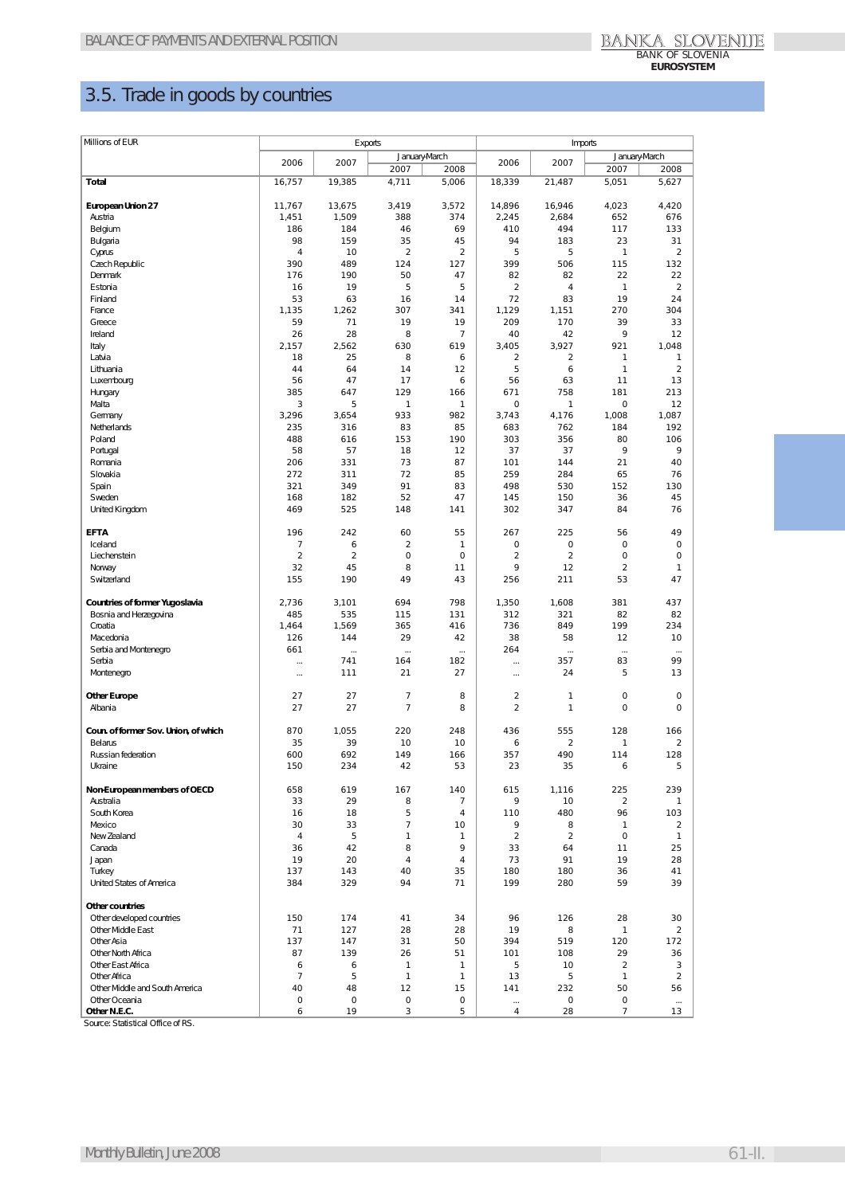## 3.5. Trade in goods by countries

| Millions of EUR | Exports | | | | Imports | | | |
|---|---|---|---|---|---|---|---|---|
| | 2006 | 2007 | January-March | | 2006 | 2007 | January-March | |
| | | | 2007 | 2008 | | | 2007 | 2008 |
| **Total** | 16,757 | 19,385 | 4,711 | 5,006 | 18,339 | 21,487 | 5,051 | 5,627 |
| | | | | | | | | |
| **European Union 27** | 11,767 | 13,675 | 3,419 | 3,572 | 14,896 | 16,946 | 4,023 | 4,420 |
| Austria | 1,451 | 1,509 | 388 | 374 | 2,245 | 2,684 | 652 | 676 |
| Belgium | 186 | 184 | 46 | 69 | 410 | 494 | 117 | 133 |
| Bulgaria | 98 | 159 | 35 | 45 | 94 | 183 | 23 | 31 |
| Cyprus | 4 | 10 | 2 | 2 | 5 | 5 | 1 | 2 |
| Czech Republic | 390 | 489 | 124 | 127 | 399 | 506 | 115 | 132 |
| Denmark | 176 | 190 | 50 | 47 | 82 | 82 | 22 | 22 |
| Estonia | 16 | 19 | 5 | 5 | 2 | 4 | 1 | 2 |
| Finland | 53 | 63 | 16 | 14 | 72 | 83 | 19 | 24 |
| France | 1,135 | 1,262 | 307 | 341 | 1,129 | 1,151 | 270 | 304 |
| Greece | 59 | 71 | 19 | 19 | 209 | 170 | 39 | 33 |
| Ireland | 26 | 28 | 8 | 7 | 40 | 42 | 9 | 12 |
| Italy | 2,157 | 2,562 | 630 | 619 | 3,405 | 3,927 | 921 | 1,048 |
| Latvia | 18 | 25 | 8 | 6 | 2 | 2 | 1 | 1 |
| Lithuania | 44 | 64 | 14 | 12 | 5 | 6 | 1 | 2 |
| Luxembourg | 56 | 47 | 17 | 6 | 56 | 63 | 11 | 13 |
| Hungary | 385 | 647 | 129 | 166 | 671 | 758 | 181 | 213 |
| Malta | 3 | 5 | 1 | 1 | 0 | 1 | 0 | 12 |
| Germany | 3,296 | 3,654 | 933 | 982 | 3,743 | 4,176 | 1,008 | 1,087 |
| Netherlands | 235 | 316 | 83 | 85 | 683 | 762 | 184 | 192 |
| Poland | 488 | 616 | 153 | 190 | 303 | 356 | 80 | 106 |
| Portugal | 58 | 57 | 18 | 12 | 37 | 37 | 9 | 9 |
| Romania | 206 | 331 | 73 | 87 | 101 | 144 | 21 | 40 |
| Slovakia | 272 | 311 | 72 | 85 | 259 | 284 | 65 | 76 |
| Spain | 321 | 349 | 91 | 83 | 498 | 530 | 152 | 130 |
| Sweden | 168 | 182 | 52 | 47 | 145 | 150 | 36 | 45 |
| United Kingdom | 469 | 525 | 148 | 141 | 302 | 347 | 84 | 76 |
| | | | | | | | | |
| **EFTA** | 196 | 242 | 60 | 55 | 267 | 225 | 56 | 49 |
| Iceland | 7 | 6 | 2 | 1 | 0 | 0 | 0 | 0 |
| Liechenstein | 2 | 2 | 0 | 0 | 2 | 2 | 0 | 0 |
| Norway | 32 | 45 | 8 | 11 | 9 | 12 | 2 | 1 |
| Switzerland | 155 | 190 | 49 | 43 | 256 | 211 | 53 | 47 |
| | | | | | | | | |
| **Countries of former Yugoslavia** | 2,736 | 3,101 | 694 | 798 | 1,350 | 1,608 | 381 | 437 |
| Bosnia and Herzegovina | 485 | 535 | 115 | 131 | 312 | 321 | 82 | 82 |
| Croatia | 1,464 | 1,569 | 365 | 416 | 736 | 849 | 199 | 234 |
| Macedonia | 126 | 144 | 29 | 42 | 38 | 58 | 12 | 10 |
| Serbia and Montenegro | 661 | ... | ... | ... | 264 | ... | ... | ... |
| Serbia | ... | 741 | 164 | 182 | ... | 357 | 83 | 99 |
| Montenegro | ... | 111 | 21 | 27 | ... | 24 | 5 | 13 |
| | | | | | | | | |
| **Other Europe** | 27 | 27 | 7 | 8 | 2 | 1 | 0 | 0 |
| Albania | 27 | 27 | 7 | 8 | 2 | 1 | 0 | 0 |
| | | | | | | | | |
| **Coun. of former Sov. Union, of which** | 870 | 1,055 | 220 | 248 | 436 | 555 | 128 | 166 |
| Belarus | 35 | 39 | 10 | 10 | 6 | 2 | 1 | 2 |
| Russian federation | 600 | 692 | 149 | 166 | 357 | 490 | 114 | 128 |
| Ukraine | 150 | 234 | 42 | 53 | 23 | 35 | 6 | 5 |
| | | | | | | | | |
| **Non-European members of OECD** | 658 | 619 | 167 | 140 | 615 | 1,116 | 225 | 239 |
| Australia | 33 | 29 | 8 | 7 | 9 | 10 | 2 | 1 |
| South Korea | 16 | 18 | 5 | 4 | 110 | 480 | 96 | 103 |
| Mexico | 30 | 33 | 7 | 10 | 9 | 8 | 1 | 2 |
| New Zealand | 4 | 5 | 1 | 1 | 2 | 2 | 0 | 1 |
| Canada | 36 | 42 | 8 | 9 | 33 | 64 | 11 | 25 |
| Japan | 19 | 20 | 4 | 4 | 73 | 91 | 19 | 28 |
| Turkey | 137 | 143 | 40 | 35 | 180 | 180 | 36 | 41 |
| United States of America | 384 | 329 | 94 | 71 | 199 | 280 | 59 | 39 |
| | | | | | | | | |
| **Other countries** | | | | | | | | |
| Other developed countries | 150 | 174 | 41 | 34 | 96 | 126 | 28 | 30 |
| Other Middle East | 71 | 127 | 28 | 28 | 19 | 8 | 1 | 2 |
| Other Asia | 137 | 147 | 31 | 50 | 394 | 519 | 120 | 172 |
| Other North Africa | 87 | 139 | 26 | 51 | 101 | 108 | 29 | 36 |
| Other East Africa | 6 | 6 | 1 | 1 | 5 | 10 | 2 | 3 |
| Other Africa | 7 | 5 | 1 | 1 | 13 | 5 | 1 | 2 |
| Other Middle and South America | 40 | 48 | 12 | 15 | 141 | 232 | 50 | 56 |
| Other Oceania | 0 | 0 | 0 | 0 | ... | 0 | 0 | ... |
| **Other N.E.C.** | 6 | 19 | 3 | 5 | 4 | 28 | 7 | 13 |

Source: Statistical Office of RS.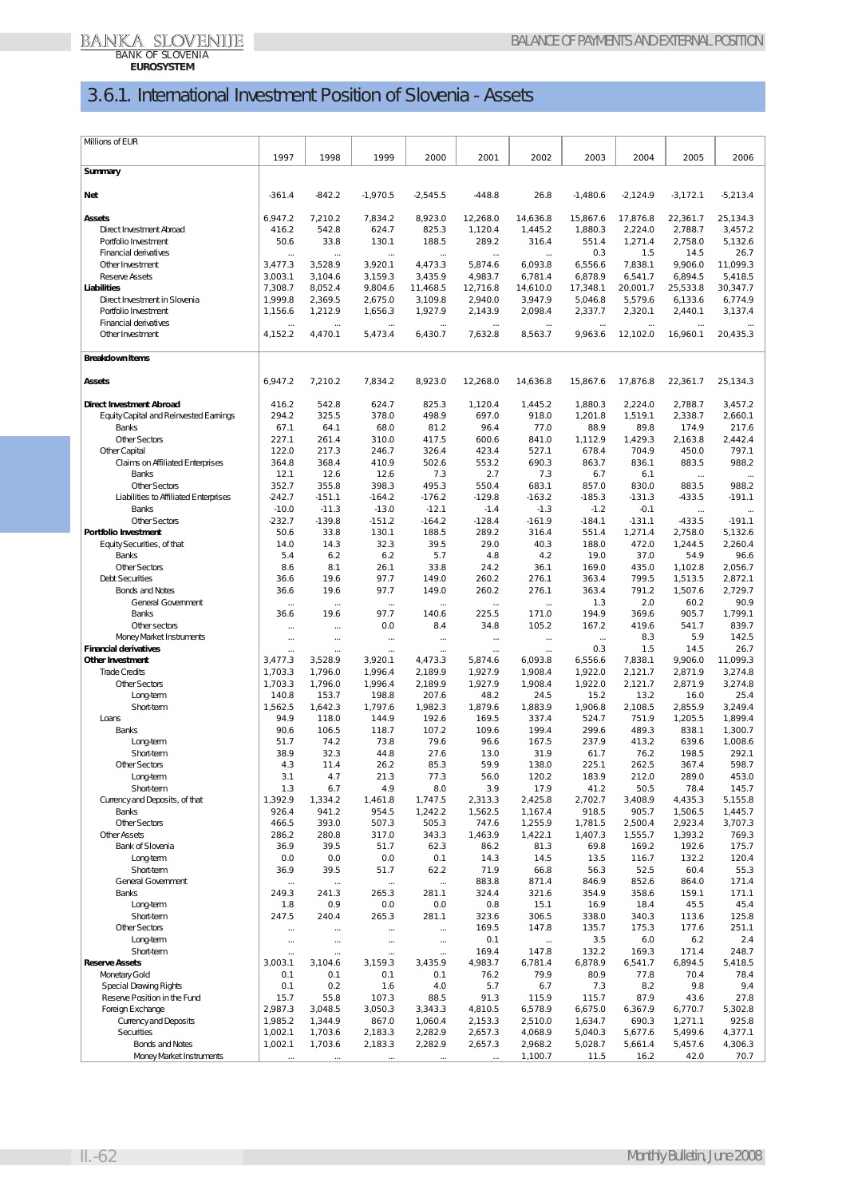# 3.6.1. International Investment Position of Slovenia - Assets

| Millions of EUR | 1997 | 1998 | 1999 | 2000 | 2001 | 2002 | 2003 | 2004 | 2005 | 2006 |
|---|---|---|---|---|---|---|---|---|---|---|
| **Summary** | | | | | | | | | | |
| **Net** | -361.4 | -842.2 | -1,970.5 | -2,545.5 | -448.8 | 26.8 | -1,480.6 | -2,124.9 | -3,172.1 | -5,213.4 |
| **Assets** | 6,947.2 | 7,210.2 | 7,834.2 | 8,923.0 | 12,268.0 | 14,636.8 | 15,867.6 | 17,876.8 | 22,361.7 | 25,134.3 |
| Direct Investment Abroad | 416.2 | 542.8 | 624.7 | 825.3 | 1,120.4 | 1,445.2 | 1,880.3 | 2,224.0 | 2,788.7 | 3,457.2 |
| Portfolio Investment | 50.6 | 33.8 | 130.1 | 188.5 | 289.2 | 316.4 | 551.4 | 1,271.4 | 2,758.0 | 5,132.6 |
| Financial derivatives | ... | ... | ... | ... | ... | ... | 0.3 | 1.5 | 14.5 | 26.7 |
| Other Investment | 3,477.3 | 3,528.9 | 3,920.1 | 4,473.3 | 5,874.6 | 6,093.8 | 6,556.6 | 7,838.1 | 9,906.0 | 11,099.3 |
| Reserve Assets | 3,003.1 | 3,104.6 | 3,159.3 | 3,435.9 | 4,983.7 | 6,781.4 | 6,878.9 | 6,541.7 | 6,894.5 | 5,418.5 |
| **Liabilities** | 7,308.7 | 8,052.4 | 9,804.6 | 11,468.5 | 12,716.8 | 14,610.0 | 17,348.1 | 20,001.7 | 25,533.8 | 30,347.7 |
| Direct Investment in Slovenia | 1,999.8 | 2,369.5 | 2,675.0 | 3,109.8 | 2,940.0 | 3,947.9 | 5,046.8 | 5,579.6 | 6,133.6 | 6,774.9 |
| Portfolio Investment | 1,156.6 | 1,212.9 | 1,656.3 | 1,927.9 | 2,143.9 | 2,098.4 | 2,337.7 | 2,320.1 | 2,440.1 | 3,137.4 |
| Financial derivatives | ... | ... | ... | ... | ... | ... | ... | ... | ... | ... |
| Other Investment | 4,152.2 | 4,470.1 | 5,473.4 | 6,430.7 | 7,632.8 | 8,563.7 | 9,963.6 | 12,102.0 | 16,960.1 | 20,435.3 |
| **Breakdown Items** | | | | | | | | | | |
| **Assets** | 6,947.2 | 7,210.2 | 7,834.2 | 8,923.0 | 12,268.0 | 14,636.8 | 15,867.6 | 17,876.8 | 22,361.7 | 25,134.3 |
| **Direct Investment Abroad** | 416.2 | 542.8 | 624.7 | 825.3 | 1,120.4 | 1,445.2 | 1,880.3 | 2,224.0 | 2,788.7 | 3,457.2 |
| Equity Capital and Reinvested Earnings | 294.2 | 325.5 | 378.0 | 498.9 | 697.0 | 918.0 | 1,201.8 | 1,519.1 | 2,338.7 | 2,660.1 |
| Banks | 67.1 | 64.1 | 68.0 | 81.2 | 96.4 | 77.0 | 88.9 | 89.8 | 174.9 | 217.6 |
| Other Sectors | 227.1 | 261.4 | 310.0 | 417.5 | 600.6 | 841.0 | 1,112.9 | 1,429.3 | 2,163.8 | 2,442.4 |
| Other Capital | 122.0 | 217.3 | 246.7 | 326.4 | 423.4 | 527.1 | 678.4 | 704.9 | 450.0 | 797.1 |
| Claims on Affiliated Enterprises | 364.8 | 368.4 | 410.9 | 502.6 | 553.2 | 690.3 | 863.7 | 836.1 | 883.5 | 988.2 |
| Banks | 12.1 | 12.6 | 12.6 | 7.3 | 2.7 | 7.3 | 6.7 | 6.1 | ... | ... |
| Other Sectors | 352.7 | 355.8 | 398.3 | 495.3 | 550.4 | 683.1 | 857.0 | 830.0 | 883.5 | 988.2 |
| Liabilities to Affiliated Enterprises | -242.7 | -151.1 | -164.2 | -176.2 | -129.8 | -163.2 | -185.3 | -131.3 | -433.5 | -191.1 |
| Banks | -10.0 | -11.3 | -13.0 | -12.1 | -1.4 | -1.3 | -1.2 | -0.1 | ... | ... |
| Other Sectors | -232.7 | -139.8 | -151.2 | -164.2 | -128.4 | -161.9 | -184.1 | -131.1 | -433.5 | -191.1 |
| **Portfolio Investment** | 50.6 | 33.8 | 130.1 | 188.5 | 289.2 | 316.4 | 551.4 | 1,271.4 | 2,758.0 | 5,132.6 |
| Equity Securities, of that | 14.0 | 14.3 | 32.3 | 39.5 | 29.0 | 40.3 | 188.0 | 472.0 | 1,244.5 | 2,260.4 |
| Banks | 5.4 | 6.2 | 6.2 | 5.7 | 4.8 | 4.2 | 19.0 | 37.0 | 54.9 | 96.6 |
| Other Sectors | 8.6 | 8.1 | 26.1 | 33.8 | 24.2 | 36.1 | 169.0 | 435.0 | 1,102.8 | 2,056.7 |
| Debt Securities | 36.6 | 19.6 | 97.7 | 149.0 | 260.2 | 276.1 | 363.4 | 799.5 | 1,513.5 | 2,872.1 |
| Bonds and Notes | 36.6 | 19.6 | 97.7 | 149.0 | 260.2 | 276.1 | 363.4 | 791.2 | 1,507.6 | 2,729.7 |
| General Government | ... | ... | ... | ... | ... | ... | 1.3 | 2.0 | 60.2 | 90.9 |
| Banks | 36.6 | 19.6 | 97.7 | 140.6 | 225.5 | 171.0 | 194.9 | 369.6 | 905.7 | 1,799.1 |
| Other sectors | ... | ... | 0.0 | 8.4 | 34.8 | 105.2 | 167.2 | 419.6 | 541.7 | 839.7 |
| Money Market Instruments | ... | ... | ... | ... | ... | ... | ... | 8.3 | 5.9 | 142.5 |
| **Financial derivatives** | ... | ... | ... | ... | ... | ... | 0.3 | 1.5 | 14.5 | 26.7 |
| **Other Investment** | 3,477.3 | 3,528.9 | 3,920.1 | 4,473.3 | 5,874.6 | 6,093.8 | 6,556.6 | 7,838.1 | 9,906.0 | 11,099.3 |
| Trade Credits | 1,703.3 | 1,796.0 | 1,996.4 | 2,189.9 | 1,927.9 | 1,908.4 | 1,922.0 | 2,121.7 | 2,871.9 | 3,274.8 |
| Other Sectors | 1,703.3 | 1,796.0 | 1,996.4 | 2,189.9 | 1,927.9 | 1,908.4 | 1,922.0 | 2,121.7 | 2,871.9 | 3,274.8 |
| Long-term | 140.8 | 153.7 | 198.8 | 207.6 | 48.2 | 24.5 | 15.2 | 13.2 | 16.0 | 25.4 |
| Short-term | 1,562.5 | 1,642.3 | 1,797.6 | 1,982.3 | 1,879.6 | 1,883.9 | 1,906.8 | 2,108.5 | 2,855.9 | 3,249.4 |
| Loans | 94.9 | 118.0 | 144.9 | 192.6 | 169.5 | 337.4 | 524.7 | 751.9 | 1,205.5 | 1,899.4 |
| Banks | 90.6 | 106.5 | 118.7 | 107.2 | 109.6 | 199.4 | 299.6 | 489.3 | 838.1 | 1,300.7 |
| Long-term | 51.7 | 74.2 | 73.8 | 79.6 | 96.6 | 167.5 | 237.9 | 413.2 | 639.6 | 1,008.6 |
| Short-term | 38.9 | 32.3 | 44.8 | 27.6 | 13.0 | 31.9 | 61.7 | 76.2 | 198.5 | 292.1 |
| Other Sectors | 4.3 | 11.4 | 26.2 | 85.3 | 59.9 | 138.0 | 225.1 | 262.5 | 367.4 | 598.7 |
| Long-term | 3.1 | 4.7 | 21.3 | 77.3 | 56.0 | 120.2 | 183.9 | 212.0 | 289.0 | 453.0 |
| Short-term | 1.3 | 6.7 | 4.9 | 8.0 | 3.9 | 17.9 | 41.2 | 50.5 | 78.4 | 145.7 |
| Currency and Deposits, of that | 1,392.9 | 1,334.2 | 1,461.8 | 1,747.5 | 2,313.3 | 2,425.8 | 2,702.7 | 3,408.9 | 4,435.3 | 5,155.8 |
| Banks | 926.4 | 941.2 | 954.5 | 1,242.2 | 1,562.5 | 1,167.4 | 918.5 | 905.7 | 1,506.5 | 1,445.7 |
| Other Sectors | 466.5 | 393.0 | 507.3 | 505.3 | 747.6 | 1,255.9 | 1,781.5 | 2,500.4 | 2,923.4 | 3,707.3 |
| Other Assets | 286.2 | 280.8 | 317.0 | 343.3 | 1,463.9 | 1,422.1 | 1,407.3 | 1,555.7 | 1,393.2 | 769.3 |
| Bank of Slovenia | 36.9 | 39.5 | 51.7 | 62.3 | 86.2 | 81.3 | 69.8 | 169.2 | 192.6 | 175.7 |
| Long-term | 0.0 | 0.0 | 0.0 | 0.1 | 14.3 | 14.5 | 13.5 | 116.7 | 132.2 | 120.4 |
| Short-term | 36.9 | 39.5 | 51.7 | 62.2 | 71.9 | 66.8 | 56.3 | 52.5 | 60.4 | 55.3 |
| General Government | ... | ... | ... | ... | 883.8 | 871.4 | 846.9 | 852.6 | 864.0 | 171.4 |
| Banks | 249.3 | 241.3 | 265.3 | 281.1 | 324.4 | 321.6 | 354.9 | 358.6 | 159.1 | 171.1 |
| Long-term | 1.8 | 0.9 | 0.0 | 0.0 | 0.8 | 15.1 | 16.9 | 18.4 | 45.5 | 45.4 |
| Short-term | 247.5 | 240.4 | 265.3 | 281.1 | 323.6 | 306.5 | 338.0 | 340.3 | 113.6 | 125.8 |
| Other Sectors | ... | ... | ... | ... | 169.5 | 147.8 | 135.7 | 175.3 | 177.6 | 251.1 |
| Long-term | ... | ... | ... | ... | 0.1 | ... | 3.5 | 6.0 | 6.2 | 2.4 |
| Short-term | ... | ... | ... | ... | 169.4 | 147.8 | 132.2 | 169.3 | 171.4 | 248.7 |
| **Reserve Assets** | 3,003.1 | 3,104.6 | 3,159.3 | 3,435.9 | 4,983.7 | 6,781.4 | 6,878.9 | 6,541.7 | 6,894.5 | 5,418.5 |
| Monetary Gold | 0.1 | 0.1 | 0.1 | 0.1 | 76.2 | 79.9 | 80.9 | 77.8 | 70.4 | 78.4 |
| Special Drawing Rights | 0.1 | 0.2 | 1.6 | 4.0 | 5.7 | 6.7 | 7.3 | 8.2 | 9.8 | 9.4 |
| Reserve Position in the Fund | 15.7 | 55.8 | 107.3 | 88.5 | 91.3 | 115.9 | 115.7 | 87.9 | 43.6 | 27.8 |
| Foreign Exchange | 2,987.3 | 3,048.5 | 3,050.3 | 3,343.3 | 4,810.5 | 6,578.9 | 6,675.0 | 6,367.9 | 6,770.7 | 5,302.8 |
| Currency and Deposits | 1,985.2 | 1,344.9 | 867.0 | 1,060.4 | 2,153.3 | 2,510.0 | 1,634.7 | 690.3 | 1,271.1 | 925.8 |
| Securities | 1,002.1 | 1,703.6 | 2,183.3 | 2,282.9 | 2,657.3 | 4,068.9 | 5,040.3 | 5,677.6 | 5,499.6 | 4,377.1 |
| Bonds and Notes | 1,002.1 | 1,703.6 | 2,183.3 | 2,282.9 | 2,657.3 | 2,968.2 | 5,028.7 | 5,661.4 | 5,457.6 | 4,306.3 |
| Money Market Instruments | ... | ... | ... | ... | ... | 1,100.7 | 11.5 | 16.2 | 42.0 | 70.7 |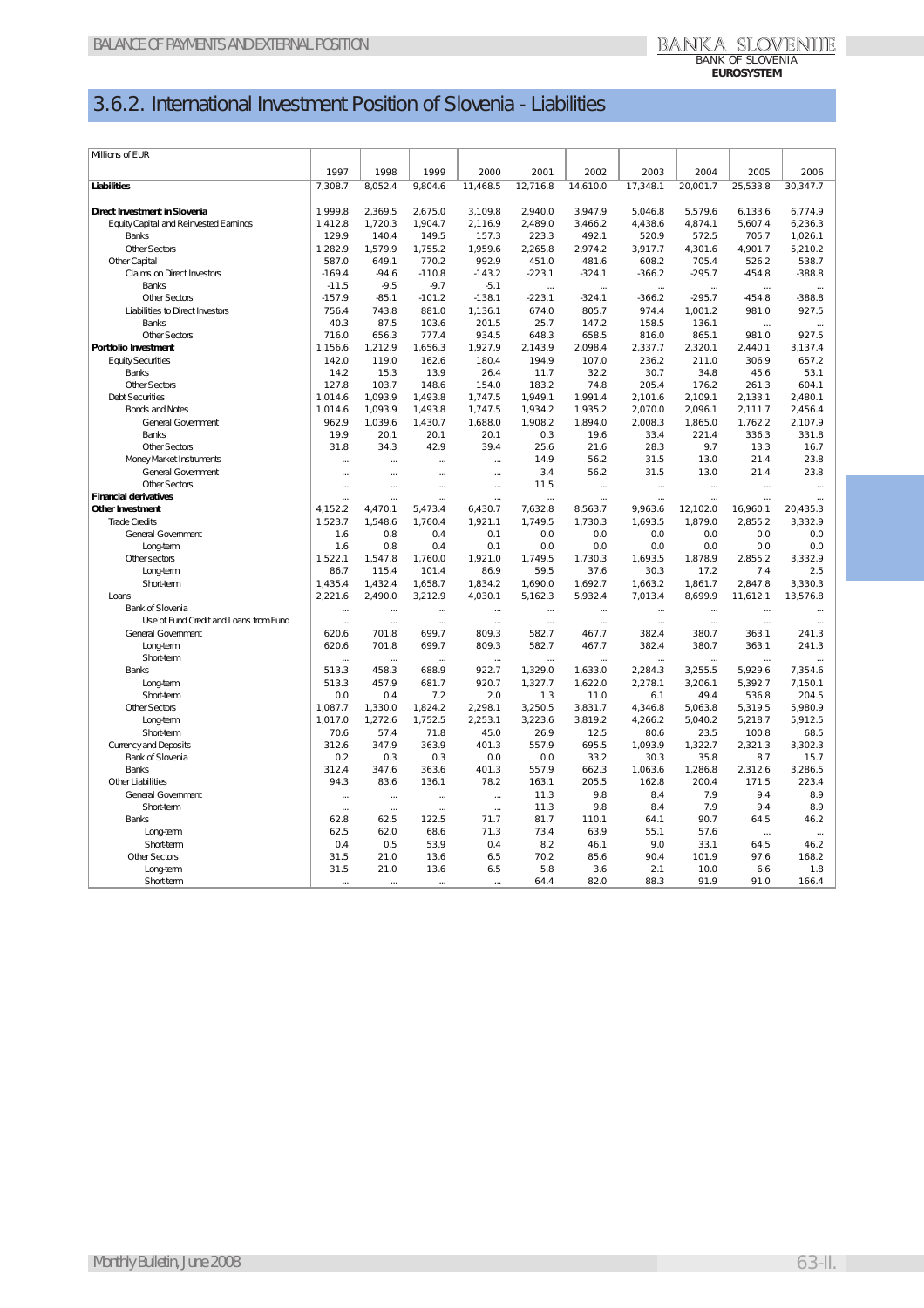# 3.6.2. International Investment Position of Slovenia - Liabilities

| Millions of EUR | 1997 | 1998 | 1999 | 2000 | 2001 | 2002 | 2003 | 2004 | 2005 | 2006 |
|---|---|---|---|---|---|---|---|---|---|---|
| **Liabilities** | 7,308.7 | 8,052.4 | 9,804.6 | 11,468.5 | 12,716.8 | 14,610.0 | 17,348.1 | 20,001.7 | 25,533.8 | 30,347.7 |
| | | | | | | | | | | |
| **Direct Investment in Slovenia** | 1,999.8 | 2,369.5 | 2,675.0 | 3,109.8 | 2,940.0 | 3,947.9 | 5,046.8 | 5,579.6 | 6,133.6 | 6,774.9 |
| Equity Capital and Reinvested Earnings | 1,412.8 | 1,720.3 | 1,904.7 | 2,116.9 | 2,489.0 | 3,466.2 | 4,438.6 | 4,874.1 | 5,607.4 | 6,236.3 |
| Banks | 129.9 | 140.4 | 149.5 | 157.3 | 223.3 | 492.1 | 520.9 | 572.5 | 705.7 | 1,026.1 |
| Other Sectors | 1,282.9 | 1,579.9 | 1,755.2 | 1,959.6 | 2,265.8 | 2,974.2 | 3,917.7 | 4,301.6 | 4,901.7 | 5,210.2 |
| Other Capital | 587.0 | 649.1 | 770.2 | 992.9 | 451.0 | 481.6 | 608.2 | 705.4 | 526.2 | 538.7 |
| Claims on Direct Investors | -169.4 | -94.6 | -110.8 | -143.2 | -223.1 | -324.1 | -366.2 | -295.7 | -454.8 | -388.8 |
| Banks | -11.5 | -9.5 | -9.7 | -5.1 | ... | ... | ... | ... | ... | ... |
| Other Sectors | -157.9 | -85.1 | -101.2 | -138.1 | -223.1 | -324.1 | -366.2 | -295.7 | -454.8 | -388.8 |
| Liabilities to Direct Investors | 756.4 | 743.8 | 881.0 | 1,136.1 | 674.0 | 805.7 | 974.4 | 1,001.2 | 981.0 | 927.5 |
| Banks | 40.3 | 87.5 | 103.6 | 201.5 | 25.7 | 147.2 | 158.5 | 136.1 | ... | ... |
| Other Sectors | 716.0 | 656.3 | 777.4 | 934.5 | 648.3 | 658.5 | 816.0 | 865.1 | 981.0 | 927.5 |
| **Portfolio Investment** | 1,156.6 | 1,212.9 | 1,656.3 | 1,927.9 | 2,143.9 | 2,098.4 | 2,337.7 | 2,320.1 | 2,440.1 | 3,137.4 |
| Equity Securities | 142.0 | 119.0 | 162.6 | 180.4 | 194.9 | 107.0 | 236.2 | 211.0 | 306.9 | 657.2 |
| Banks | 14.2 | 15.3 | 13.9 | 26.4 | 11.7 | 32.2 | 30.7 | 34.8 | 45.6 | 53.1 |
| Other Sectors | 127.8 | 103.7 | 148.6 | 154.0 | 183.2 | 74.8 | 205.4 | 176.2 | 261.3 | 604.1 |
| Debt Securities | 1,014.6 | 1,093.9 | 1,493.8 | 1,747.5 | 1,949.1 | 1,991.4 | 2,101.6 | 2,109.1 | 2,133.1 | 2,480.1 |
| Bonds and Notes | 1,014.6 | 1,093.9 | 1,493.8 | 1,747.5 | 1,934.2 | 1,935.2 | 2,070.0 | 2,096.1 | 2,111.7 | 2,456.4 |
| General Government | 962.9 | 1,039.6 | 1,430.7 | 1,688.0 | 1,908.2 | 1,894.0 | 2,008.3 | 1,865.0 | 1,762.2 | 2,107.9 |
| Banks | 19.9 | 20.1 | 20.1 | 20.1 | 0.3 | 19.6 | 33.4 | 221.4 | 336.3 | 331.8 |
| Other Sectors | 31.8 | 34.3 | 42.9 | 39.4 | 25.6 | 21.6 | 28.3 | 9.7 | 13.3 | 16.7 |
| Money Market Instruments | ... | ... | ... | ... | 14.9 | 56.2 | 31.5 | 13.0 | 21.4 | 23.8 |
| General Government | ... | ... | ... | ... | 3.4 | 56.2 | 31.5 | 13.0 | 21.4 | 23.8 |
| Other Sectors | ... | ... | ... | ... | 11.5 | ... | ... | ... | ... | ... |
| **Financial derivatives** | ... | ... | ... | ... | ... | ... | ... | ... | ... | ... |
| **Other Investment** | 4,152.2 | 4,470.1 | 5,473.4 | 6,430.7 | 7,632.8 | 8,563.7 | 9,963.6 | 12,102.0 | 16,960.1 | 20,435.3 |
| Trade Credits | 1,523.7 | 1,548.6 | 1,760.4 | 1,921.1 | 1,749.5 | 1,730.3 | 1,693.5 | 1,879.0 | 2,855.2 | 3,332.9 |
| General Government | 1.6 | 0.8 | 0.4 | 0.1 | 0.0 | 0.0 | 0.0 | 0.0 | 0.0 | 0.0 |
| Long-term | 1.6 | 0.8 | 0.4 | 0.1 | 0.0 | 0.0 | 0.0 | 0.0 | 0.0 | 0.0 |
| Other sectors | 1,522.1 | 1,547.8 | 1,760.0 | 1,921.0 | 1,749.5 | 1,730.3 | 1,693.5 | 1,878.9 | 2,855.2 | 3,332.9 |
| Long-term | 86.7 | 115.4 | 101.4 | 86.9 | 59.5 | 37.6 | 30.3 | 17.2 | 7.4 | 2.5 |
| Short-term | 1,435.4 | 1,432.4 | 1,658.7 | 1,834.2 | 1,690.0 | 1,692.7 | 1,663.2 | 1,861.7 | 2,847.8 | 3,330.3 |
| Loans | 2,221.6 | 2,490.0 | 3,212.9 | 4,030.1 | 5,162.3 | 5,932.4 | 7,013.4 | 8,699.9 | 11,612.1 | 13,576.8 |
| Bank of Slovenia | ... | ... | ... | ... | ... | ... | ... | ... | ... | ... |
| Use of Fund Credit and Loans from Fund | ... | ... | ... | ... | ... | ... | ... | ... | ... | ... |
| General Government | 620.6 | 701.8 | 699.7 | 809.3 | 582.7 | 467.7 | 382.4 | 380.7 | 363.1 | 241.3 |
| Long-term | 620.6 | 701.8 | 699.7 | 809.3 | 582.7 | 467.7 | 382.4 | 380.7 | 363.1 | 241.3 |
| Short-term | ... | ... | ... | ... | ... | ... | ... | ... | ... | ... |
| Banks | 513.3 | 458.3 | 688.9 | 922.7 | 1,329.0 | 1,633.0 | 2,284.3 | 3,255.5 | 5,929.6 | 7,354.6 |
| Long-term | 513.3 | 457.9 | 681.7 | 920.7 | 1,327.7 | 1,622.0 | 2,278.1 | 3,206.1 | 5,392.7 | 7,150.1 |
| Short-term | 0.0 | 0.4 | 7.2 | 2.0 | 1.3 | 11.0 | 6.1 | 49.4 | 536.8 | 204.5 |
| Other Sectors | 1,087.7 | 1,330.0 | 1,824.2 | 2,298.1 | 3,250.5 | 3,831.7 | 4,346.8 | 5,063.8 | 5,319.5 | 5,980.9 |
| Long-term | 1,017.0 | 1,272.6 | 1,752.5 | 2,253.1 | 3,223.6 | 3,819.2 | 4,266.2 | 5,040.2 | 5,218.7 | 5,912.5 |
| Short-term | 70.6 | 57.4 | 71.8 | 45.0 | 26.9 | 12.5 | 80.6 | 23.5 | 100.8 | 68.5 |
| Currency and Deposits | 312.6 | 347.9 | 363.9 | 401.3 | 557.9 | 695.5 | 1,093.9 | 1,322.7 | 2,321.3 | 3,302.3 |
| Bank of Slovenia | 0.2 | 0.3 | 0.3 | 0.0 | 0.0 | 33.2 | 30.3 | 35.8 | 8.7 | 15.7 |
| Banks | 312.4 | 347.6 | 363.6 | 401.3 | 557.9 | 662.3 | 1,063.6 | 1,286.8 | 2,312.6 | 3,286.5 |
| Other Liabilities | 94.3 | 83.6 | 136.1 | 78.2 | 163.1 | 205.5 | 162.8 | 200.4 | 171.5 | 223.4 |
| General Government | ... | ... | ... | ... | 11.3 | 9.8 | 8.4 | 7.9 | 9.4 | 8.9 |
| Short-term | ... | ... | ... | ... | 11.3 | 9.8 | 8.4 | 7.9 | 9.4 | 8.9 |
| Banks | 62.8 | 62.5 | 122.5 | 71.7 | 81.7 | 110.1 | 64.1 | 90.7 | 64.5 | 46.2 |
| Long-term | 62.5 | 62.0 | 68.6 | 71.3 | 73.4 | 63.9 | 55.1 | 57.6 | ... | ... |
| Short-term | 0.4 | 0.5 | 53.9 | 0.4 | 8.2 | 46.1 | 9.0 | 33.1 | 64.5 | 46.2 |
| Other Sectors | 31.5 | 21.0 | 13.6 | 6.5 | 70.2 | 85.6 | 90.4 | 101.9 | 97.6 | 168.2 |
| Long-term | 31.5 | 21.0 | 13.6 | 6.5 | 5.8 | 3.6 | 2.1 | 10.0 | 6.6 | 1.8 |
| Short-term | ... | ... | ... | ... | 64.4 | 82.0 | 88.3 | 91.9 | 91.0 | 166.4 |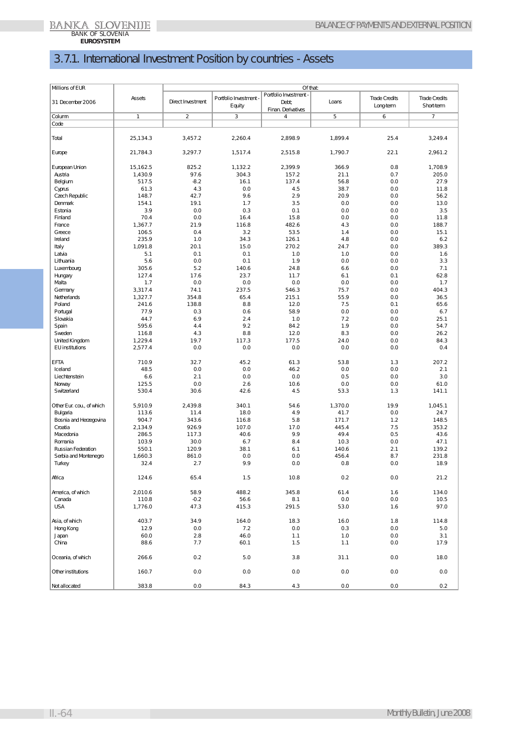# 3.7.1. International Investment Position by countries - Assets

| Millions of EUR | Assets | Of that: | | | | | |
|---|---|---|---|---|---|---|---|
| 31 December 2006 | | Direct Investment | Portfolio Investment - Equity | Portfolio Investment - Debt; Finan. Derivatives | Loans | Trade Credits Long-term | Trade Credits Short-term |
| Column | 1 | 2 | 3 | 4 | 5 | 6 | 7 |
| Code | | | | | | | |
| Total | 25,134.3 | 3,457.2 | 2,260.4 | 2,898.9 | 1,899.4 | 25.4 | 3,249.4 |
| Europe | 21,784.3 | 3,297.7 | 1,517.4 | 2,515.8 | 1,790.7 | 22.1 | 2,961.2 |
| European Union | 15,162.5 | 825.2 | 1,132.2 | 2,399.9 | 366.9 | 0.8 | 1,708.9 |
| Austria | 1,430.9 | 97.6 | 304.3 | 157.2 | 21.1 | 0.7 | 205.0 |
| Belgium | 517.5 | -8.2 | 16.1 | 137.4 | 56.8 | 0.0 | 27.9 |
| Cyprus | 61.3 | 4.3 | 0.0 | 4.5 | 38.7 | 0.0 | 11.8 |
| Czech Republic | 148.7 | 42.7 | 9.6 | 2.9 | 20.9 | 0.0 | 56.2 |
| Denmark | 154.1 | 19.1 | 1.7 | 3.5 | 0.0 | 0.0 | 13.0 |
| Estonia | 3.9 | 0.0 | 0.3 | 0.1 | 0.0 | 0.0 | 3.5 |
| Finland | 70.4 | 0.0 | 16.4 | 15.8 | 0.0 | 0.0 | 11.8 |
| France | 1,367.7 | 21.9 | 116.8 | 482.6 | 4.3 | 0.0 | 188.7 |
| Greece | 106.5 | 0.4 | 3.2 | 53.5 | 1.4 | 0.0 | 15.1 |
| Ireland | 235.9 | 1.0 | 34.3 | 126.1 | 4.8 | 0.0 | 6.2 |
| Italy | 1,091.8 | 20.1 | 15.0 | 270.2 | 24.7 | 0.0 | 389.3 |
| Latvia | 5.1 | 0.1 | 0.1 | 1.0 | 1.0 | 0.0 | 1.6 |
| Lithuania | 5.6 | 0.0 | 0.1 | 1.9 | 0.0 | 0.0 | 3.3 |
| Luxembourg | 305.6 | 5.2 | 140.6 | 24.8 | 6.6 | 0.0 | 7.1 |
| Hungary | 127.4 | 17.6 | 23.7 | 11.7 | 6.1 | 0.1 | 62.8 |
| Malta | 1.7 | 0.0 | 0.0 | 0.0 | 0.0 | 0.0 | 1.7 |
| Germany | 3,317.4 | 74.1 | 237.5 | 546.3 | 75.7 | 0.0 | 404.3 |
| Netherlands | 1,327.7 | 354.8 | 65.4 | 215.1 | 55.9 | 0.0 | 36.5 |
| Poland | 241.6 | 138.8 | 8.8 | 12.0 | 7.5 | 0.1 | 65.6 |
| Portugal | 77.9 | 0.3 | 0.6 | 58.9 | 0.0 | 0.0 | 6.7 |
| Slovakia | 44.7 | 6.9 | 2.4 | 1.0 | 7.2 | 0.0 | 25.1 |
| Spain | 595.6 | 4.4 | 9.2 | 84.2 | 1.9 | 0.0 | 54.7 |
| Sweden | 116.8 | 4.3 | 8.8 | 12.0 | 8.3 | 0.0 | 26.2 |
| United Kingdom | 1,229.4 | 19.7 | 117.3 | 177.5 | 24.0 | 0.0 | 84.3 |
| EU institutions | 2,577.4 | 0.0 | 0.0 | 0.0 | 0.0 | 0.0 | 0.4 |
| EFTA | 710.9 | 32.7 | 45.2 | 61.3 | 53.8 | 1.3 | 207.2 |
| Iceland | 48.5 | 0.0 | 0.0 | 46.2 | 0.0 | 0.0 | 2.1 |
| Liechtenstein | 6.6 | 2.1 | 0.0 | 0.0 | 0.5 | 0.0 | 3.0 |
| Norway | 125.5 | 0.0 | 2.6 | 10.6 | 0.0 | 0.0 | 61.0 |
| Switzerland | 530.4 | 30.6 | 42.6 | 4.5 | 53.3 | 1.3 | 141.1 |
| Other Eur. cou., of which | 5,910.9 | 2,439.8 | 340.1 | 54.6 | 1,370.0 | 19.9 | 1,045.1 |
| Bulgaria | 113.6 | 11.4 | 18.0 | 4.9 | 41.7 | 0.0 | 24.7 |
| Bosnia and Herzegovina | 904.7 | 343.6 | 116.8 | 5.8 | 171.7 | 1.2 | 148.5 |
| Croatia | 2,134.9 | 926.9 | 107.0 | 17.0 | 445.4 | 7.5 | 353.2 |
| Macedonia | 286.5 | 117.3 | 40.6 | 9.9 | 49.4 | 0.5 | 43.6 |
| Romania | 103.9 | 30.0 | 6.7 | 8.4 | 10.3 | 0.0 | 47.1 |
| Russian Federation | 550.1 | 120.9 | 38.1 | 6.1 | 140.6 | 2.1 | 139.2 |
| Serbia and Montenegro | 1,660.3 | 861.0 | 0.0 | 0.0 | 456.4 | 8.7 | 231.8 |
| Turkey | 32.4 | 2.7 | 9.9 | 0.0 | 0.8 | 0.0 | 18.9 |
| Africa | 124.6 | 65.4 | 1.5 | 10.8 | 0.2 | 0.0 | 21.2 |
| America, of which | 2,010.6 | 58.9 | 488.2 | 345.8 | 61.4 | 1.6 | 134.0 |
| Canada | 110.8 | -0.2 | 56.6 | 8.1 | 0.0 | 0.0 | 10.5 |
| USA | 1,776.0 | 47.3 | 415.3 | 291.5 | 53.0 | 1.6 | 97.0 |
| Asia, of which | 403.7 | 34.9 | 164.0 | 18.3 | 16.0 | 1.8 | 114.8 |
| Hong Kong | 12.9 | 0.0 | 7.2 | 0.0 | 0.3 | 0.0 | 5.0 |
| Japan | 60.0 | 2.8 | 46.0 | 1.1 | 1.0 | 0.0 | 3.1 |
| China | 88.6 | 7.7 | 60.1 | 1.5 | 1.1 | 0.0 | 17.9 |
| Oceania, of which | 266.6 | 0.2 | 5.0 | 3.8 | 31.1 | 0.0 | 18.0 |
| Other institutions | 160.7 | 0.0 | 0.0 | 0.0 | 0.0 | 0.0 | 0.0 |
| Not allocated | 383.8 | 0.0 | 84.3 | 4.3 | 0.0 | 0.0 | 0.2 |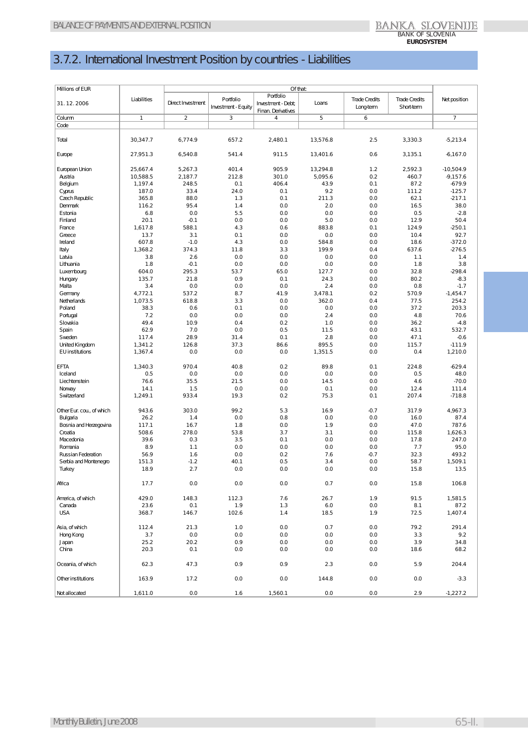## 3.7.2. International Investment Position by countries - Liabilities

| Millions of EUR<br>31. 12. 2006 | Liabilities | Of that: | | | | | | Net position |
|---|---|---|---|---|---|---|---|---|
| | | Direct Investment | Portfolio Investment - Equity | Portfolio Investment - Debt; Finan. Derivatives | Loans | Trade Credits Long-term | Trade Credits Short-term | |
| Column | 1 | 2 | 3 | 4 | 5 | 6 | | 7 |
| Code | | | | | | | | |
| Total | 30,347.7 | 6,774.9 | 657.2 | 2,480.1 | 13,576.8 | 2.5 | 3,330.3 | -5,213.4 |
| Europe | 27,951.3 | 6,540.8 | 541.4 | 911.5 | 13,401.6 | 0.6 | 3,135.1 | -6,167.0 |
| European Union | 25,667.4 | 5,267.3 | 401.4 | 905.9 | 13,294.8 | 1.2 | 2,592.3 | -10,504.9 |
| Austria | 10,588.5 | 2,187.7 | 212.8 | 301.0 | 5,095.6 | 0.2 | 460.7 | -9,157.6 |
| Belgium | 1,197.4 | 248.5 | 0.1 | 406.4 | 43.9 | 0.1 | 87.2 | -679.9 |
| Cyprus | 187.0 | 33.4 | 24.0 | 0.1 | 9.2 | 0.0 | 111.2 | -125.7 |
| Czech Republic | 365.8 | 88.0 | 1.3 | 0.1 | 211.3 | 0.0 | 62.1 | -217.1 |
| Denmark | 116.2 | 95.4 | 1.4 | 0.0 | 2.0 | 0.0 | 16.5 | 38.0 |
| Estonia | 6.8 | 0.0 | 5.5 | 0.0 | 0.0 | 0.0 | 0.5 | -2.8 |
| Finland | 20.1 | -0.1 | 0.0 | 0.0 | 5.0 | 0.0 | 12.9 | 50.4 |
| France | 1,617.8 | 588.1 | 4.3 | 0.6 | 883.8 | 0.1 | 124.9 | -250.1 |
| Greece | 13.7 | 3.1 | 0.1 | 0.0 | 0.0 | 0.0 | 10.4 | 92.7 |
| Ireland | 607.8 | -1.0 | 4.3 | 0.0 | 584.8 | 0.0 | 18.6 | -372.0 |
| Italy | 1,368.2 | 374.3 | 11.8 | 3.3 | 199.9 | 0.4 | 637.6 | -276.5 |
| Latvia | 3.8 | 2.6 | 0.0 | 0.0 | 0.0 | 0.0 | 1.1 | 1.4 |
| Lithuania | 1.8 | -0.1 | 0.0 | 0.0 | 0.0 | 0.0 | 1.8 | 3.8 |
| Luxembourg | 604.0 | 295.3 | 53.7 | 65.0 | 127.7 | 0.0 | 32.8 | -298.4 |
| Hungary | 135.7 | 21.8 | 0.9 | 0.1 | 24.3 | 0.0 | 80.2 | -8.3 |
| Malta | 3.4 | 0.0 | 0.0 | 0.0 | 2.4 | 0.0 | 0.8 | -1.7 |
| Germany | 4,772.1 | 537.2 | 8.7 | 41.9 | 3,478.1 | 0.2 | 570.9 | -1,454.7 |
| Netherlands | 1,073.5 | 618.8 | 3.3 | 0.0 | 362.0 | 0.4 | 77.5 | 254.2 |
| Poland | 38.3 | 0.6 | 0.1 | 0.0 | 0.0 | 0.0 | 37.2 | 203.3 |
| Portugal | 7.2 | 0.0 | 0.0 | 0.0 | 2.4 | 0.0 | 4.8 | 70.6 |
| Slovakia | 49.4 | 10.9 | 0.4 | 0.2 | 1.0 | 0.0 | 36.2 | -4.8 |
| Spain | 62.9 | 7.0 | 0.0 | 0.5 | 11.5 | 0.0 | 43.1 | 532.7 |
| Sweden | 117.4 | 28.9 | 31.4 | 0.1 | 2.8 | 0.0 | 47.1 | -0.6 |
| United Kingdom | 1,341.2 | 126.8 | 37.3 | 86.6 | 895.5 | 0.0 | 115.7 | -111.9 |
| EU institutions | 1,367.4 | 0.0 | 0.0 | 0.0 | 1,351.5 | 0.0 | 0.4 | 1,210.0 |
| EFTA | 1,340.3 | 970.4 | 40.8 | 0.2 | 89.8 | 0.1 | 224.8 | -629.4 |
| Iceland | 0.5 | 0.0 | 0.0 | 0.0 | 0.0 | 0.0 | 0.5 | 48.0 |
| Liechtenstein | 76.6 | 35.5 | 21.5 | 0.0 | 14.5 | 0.0 | 4.6 | -70.0 |
| Norway | 14.1 | 1.5 | 0.0 | 0.0 | 0.1 | 0.0 | 12.4 | 111.4 |
| Switzerland | 1,249.1 | 933.4 | 19.3 | 0.2 | 75.3 | 0.1 | 207.4 | -718.8 |
| Other Eur. cou., of which | 943.6 | 303.0 | 99.2 | 5.3 | 16.9 | -0.7 | 317.9 | 4,967.3 |
| Bulgaria | 26.2 | 1.4 | 0.0 | 0.8 | 0.0 | 0.0 | 16.0 | 87.4 |
| Bosnia and Herzegovina | 117.1 | 16.7 | 1.8 | 0.0 | 1.9 | 0.0 | 47.0 | 787.6 |
| Croatia | 508.6 | 278.0 | 53.8 | 3.7 | 3.1 | 0.0 | 115.8 | 1,626.3 |
| Macedonia | 39.6 | 0.3 | 3.5 | 0.1 | 0.0 | 0.0 | 17.8 | 247.0 |
| Romania | 8.9 | 1.1 | 0.0 | 0.0 | 0.0 | 0.0 | 7.7 | 95.0 |
| Russian Federation | 56.9 | 1.6 | 0.0 | 0.2 | 7.6 | -0.7 | 32.3 | 493.2 |
| Serbia and Montenegro | 151.3 | -1.2 | 40.1 | 0.5 | 3.4 | 0.0 | 58.7 | 1,509.1 |
| Turkey | 18.9 | 2.7 | 0.0 | 0.0 | 0.0 | 0.0 | 15.8 | 13.5 |
| Africa | 17.7 | 0.0 | 0.0 | 0.0 | 0.7 | 0.0 | 15.8 | 106.8 |
| America, of which | 429.0 | 148.3 | 112.3 | 7.6 | 26.7 | 1.9 | 91.5 | 1,581.5 |
| Canada | 23.6 | 0.1 | 1.9 | 1.3 | 6.0 | 0.0 | 8.1 | 87.2 |
| USA | 368.7 | 146.7 | 102.6 | 1.4 | 18.5 | 1.9 | 72.5 | 1,407.4 |
| Asia, of which | 112.4 | 21.3 | 1.0 | 0.0 | 0.7 | 0.0 | 79.2 | 291.4 |
| Hong Kong | 3.7 | 0.0 | 0.0 | 0.0 | 0.0 | 0.0 | 3.3 | 9.2 |
| Japan | 25.2 | 20.2 | 0.9 | 0.0 | 0.0 | 0.0 | 3.9 | 34.8 |
| China | 20.3 | 0.1 | 0.0 | 0.0 | 0.0 | 0.0 | 18.6 | 68.2 |
| Oceania, of which | 62.3 | 47.3 | 0.9 | 0.9 | 2.3 | 0.0 | 5.9 | 204.4 |
| Other institutions | 163.9 | 17.2 | 0.0 | 0.0 | 144.8 | 0.0 | 0.0 | -3.3 |
| Not allocated | 1,611.0 | 0.0 | 1.6 | 1,560.1 | 0.0 | 0.0 | 2.9 | -1,227.2 |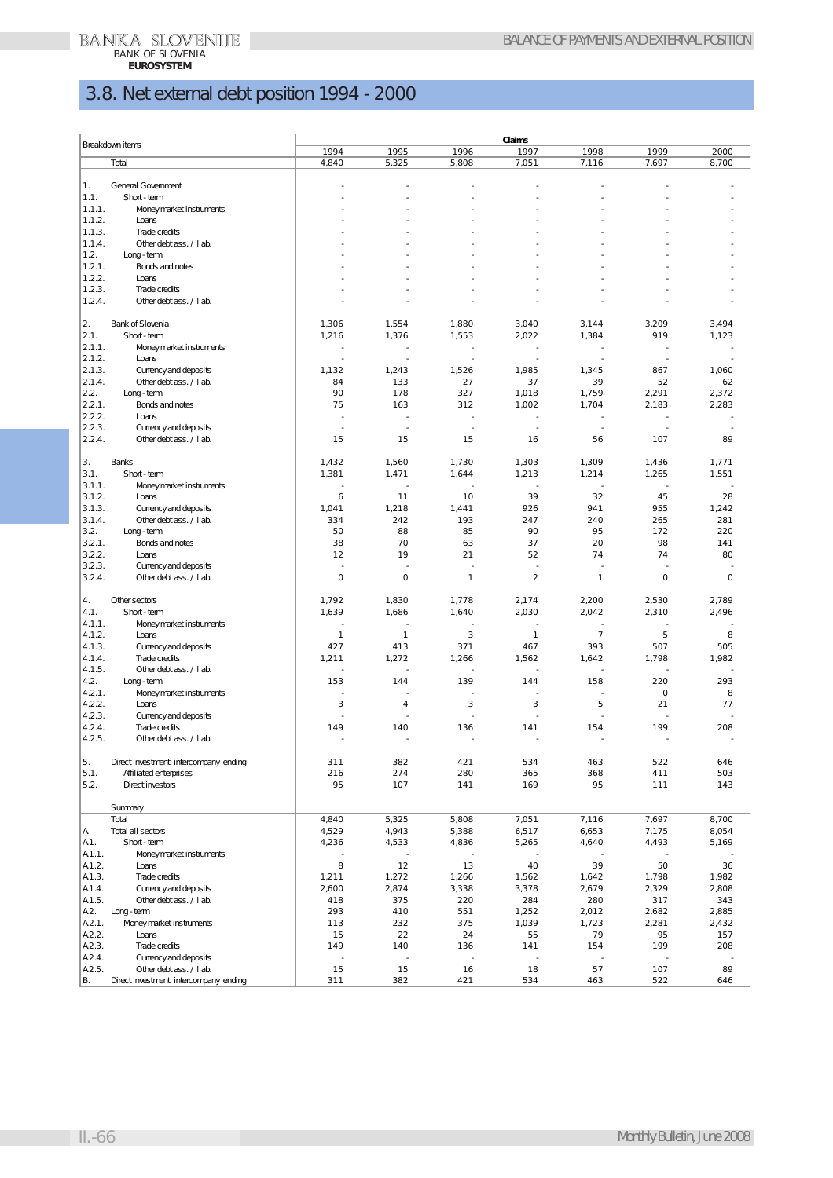# 3.8. Net external debt position 1994 - 2000

| | Breakdown items | Claims | | | | | | |
|---|---|---|---|---|---|---|---|---|
| | | 1994 | 1995 | 1996 | 1997 | 1998 | 1999 | 2000 |
| | Total | 4,840 | 5,325 | 5,808 | 7,051 | 7,116 | 7,697 | 8,700 |
| 1. | General Government | - | - | - | - | - | - | - |
| 1.1. | Short - term | - | - | - | - | - | - | - |
| 1.1.1. | Money market instruments | - | - | - | - | - | - | - |
| 1.1.2. | Loans | - | - | - | - | - | - | - |
| 1.1.3. | Trade credits | - | - | - | - | - | - | - |
| 1.1.4. | Other debt ass. / liab. | - | - | - | - | - | - | - |
| 1.2. | Long - term | - | - | - | - | - | - | - |
| 1.2.1. | Bonds and notes | - | - | - | - | - | - | - |
| 1.2.2. | Loans | - | - | - | - | - | - | - |
| 1.2.3. | Trade credits | - | - | - | - | - | - | - |
| 1.2.4. | Other debt ass. / liab. | - | - | - | - | - | - | - |
| 2. | Bank of Slovenia | 1,306 | 1,554 | 1,880 | 3,040 | 3,144 | 3,209 | 3,494 |
| 2.1. | Short - term | 1,216 | 1,376 | 1,553 | 2,022 | 1,384 | 919 | 1,123 |
| 2.1.1. | Money market instruments | - | - | - | - | - | - | - |
| 2.1.2. | Loans | - | - | - | - | - | - | - |
| 2.1.3. | Currency and deposits | 1,132 | 1,243 | 1,526 | 1,985 | 1,345 | 867 | 1,060 |
| 2.1.4. | Other debt ass. / liab. | 84 | 133 | 27 | 37 | 39 | 52 | 62 |
| 2.2. | Long - term | 90 | 178 | 327 | 1,018 | 1,759 | 2,291 | 2,372 |
| 2.2.1. | Bonds and notes | 75 | 163 | 312 | 1,002 | 1,704 | 2,183 | 2,283 |
| 2.2.2. | Loans | - | - | - | - | - | - | - |
| 2.2.3. | Currency and deposits | - | - | - | - | - | - | - |
| 2.2.4. | Other debt ass. / liab. | 15 | 15 | 15 | 16 | 56 | 107 | 89 |
| 3. | Banks | 1,432 | 1,560 | 1,730 | 1,303 | 1,309 | 1,436 | 1,771 |
| 3.1. | Short - term | 1,381 | 1,471 | 1,644 | 1,213 | 1,214 | 1,265 | 1,551 |
| 3.1.1. | Money market instruments | - | - | - | - | - | - | - |
| 3.1.2. | Loans | 6 | 11 | 10 | 39 | 32 | 45 | 28 |
| 3.1.3. | Currency and deposits | 1,041 | 1,218 | 1,441 | 926 | 941 | 955 | 1,242 |
| 3.1.4. | Other debt ass. / liab. | 334 | 242 | 193 | 247 | 240 | 265 | 281 |
| 3.2. | Long - term | 50 | 88 | 85 | 90 | 95 | 172 | 220 |
| 3.2.1. | Bonds and notes | 38 | 70 | 63 | 37 | 20 | 98 | 141 |
| 3.2.2. | Loans | 12 | 19 | 21 | 52 | 74 | 74 | 80 |
| 3.2.3. | Currency and deposits | - | - | - | - | - | - | - |
| 3.2.4. | Other debt ass. / liab. | 0 | 0 | 1 | 2 | 1 | 0 | 0 |
| 4. | Other sectors | 1,792 | 1,830 | 1,778 | 2,174 | 2,200 | 2,530 | 2,789 |
| 4.1. | Short - term | 1,639 | 1,686 | 1,640 | 2,030 | 2,042 | 2,310 | 2,496 |
| 4.1.1. | Money market instruments | - | - | - | - | - | - | - |
| 4.1.2. | Loans | 1 | 1 | 3 | 1 | 7 | 5 | 8 |
| 4.1.3. | Currency and deposits | 427 | 413 | 371 | 467 | 393 | 507 | 505 |
| 4.1.4. | Trade credits | 1,211 | 1,272 | 1,266 | 1,562 | 1,642 | 1,798 | 1,982 |
| 4.1.5. | Other debt ass. / liab. | - | - | - | - | - | - | - |
| 4.2. | Long - term | 153 | 144 | 139 | 144 | 158 | 220 | 293 |
| 4.2.1. | Money market instruments | - | - | - | - | - | 0 | 8 |
| 4.2.2. | Loans | 3 | 4 | 3 | 3 | 5 | 21 | 77 |
| 4.2.3. | Currency and deposits | - | - | - | - | - | - | - |
| 4.2.4. | Trade credits | 149 | 140 | 136 | 141 | 154 | 199 | 208 |
| 4.2.5. | Other debt ass. / liab. | - | - | - | - | - | - | - |
| 5. | Direct investment: intercompany lending | 311 | 382 | 421 | 534 | 463 | 522 | 646 |
| 5.1. | Affiliated enterprises | 216 | 274 | 280 | 365 | 368 | 411 | 503 |
| 5.2. | Direct investors | 95 | 107 | 141 | 169 | 95 | 111 | 143 |
| | Summary | | | | | | | |
| | Total | 4,840 | 5,325 | 5,808 | 7,051 | 7,116 | 7,697 | 8,700 |
| A. | Total all sectors | 4,529 | 4,943 | 5,388 | 6,517 | 6,653 | 7,175 | 8,054 |
| A1. | Short - term | 4,236 | 4,533 | 4,836 | 5,265 | 4,640 | 4,493 | 5,169 |
| A1.1. | Money market instruments | - | - | - | - | - | - | - |
| A1.2. | Loans | 8 | 12 | 13 | 40 | 39 | 50 | 36 |
| A1.3. | Trade credits | 1,211 | 1,272 | 1,266 | 1,562 | 1,642 | 1,798 | 1,982 |
| A1.4. | Currency and deposits | 2,600 | 2,874 | 3,338 | 3,378 | 2,679 | 2,329 | 2,808 |
| A1.5. | Other debt ass. / liab. | 418 | 375 | 220 | 284 | 280 | 317 | 343 |
| A2. | Long - term | 293 | 410 | 551 | 1,252 | 2,012 | 2,682 | 2,885 |
| A2.1. | Money market instruments | 113 | 232 | 375 | 1,039 | 1,723 | 2,281 | 2,432 |
| A2.2. | Loans | 15 | 22 | 24 | 55 | 79 | 95 | 157 |
| A2.3. | Trade credits | 149 | 140 | 136 | 141 | 154 | 199 | 208 |
| A2.4. | Currency and deposits | - | - | - | - | - | - | - |
| A2.5. | Other debt ass. / liab. | 15 | 15 | 16 | 18 | 57 | 107 | 89 |
| B. | Direct investment: intercompany lending | 311 | 382 | 421 | 534 | 463 | 522 | 646 |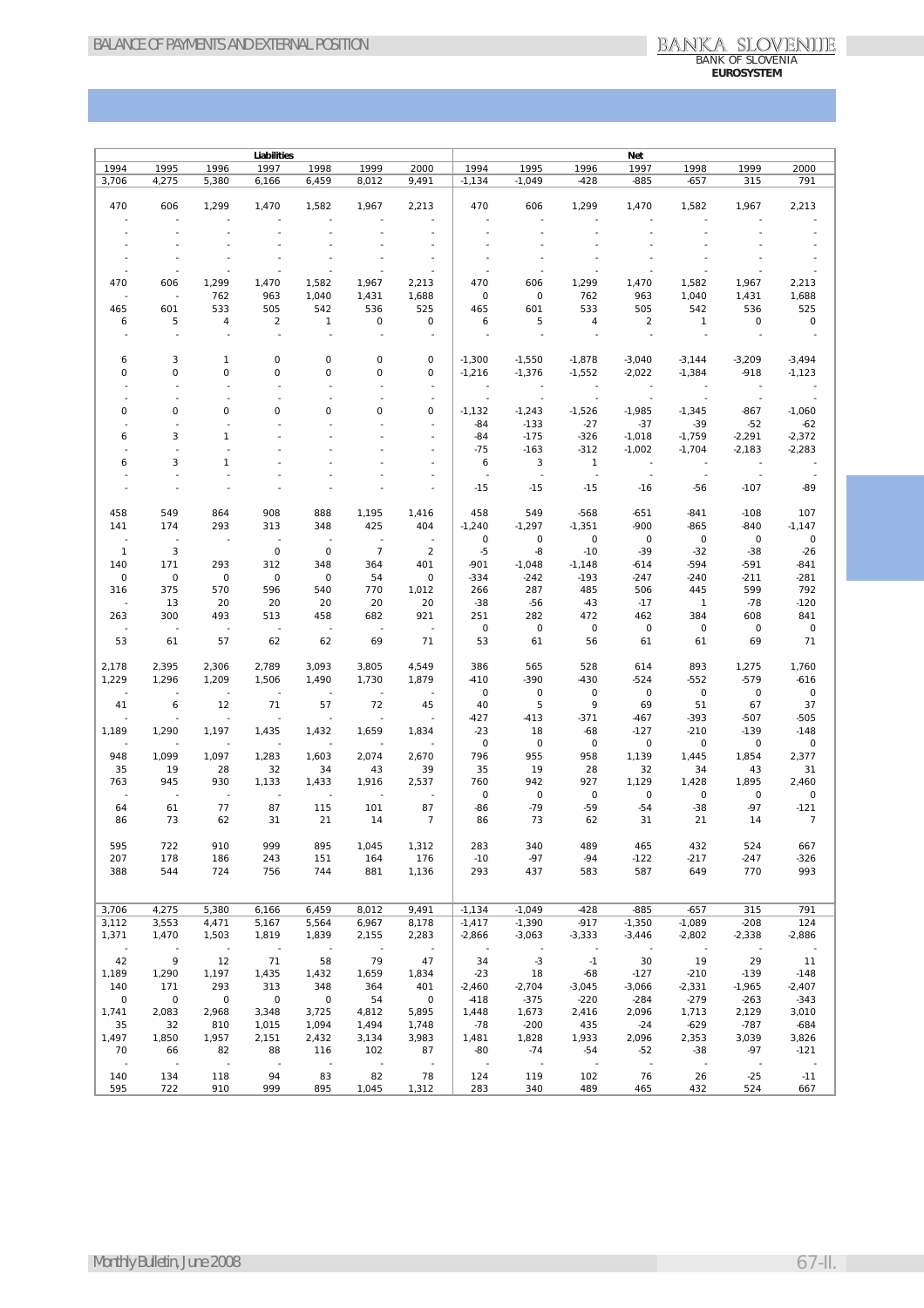| Liabilities | | | | | | | Net | | | | | | |
|---|---|---|---|---|---|---|---|---|---|---|---|---|---|
| 1994 | 1995 | 1996 | 1997 | 1998 | 1999 | 2000 | 1994 | 1995 | 1996 | 1997 | 1998 | 1999 | 2000 |
| 3,706 | 4,275 | 5,380 | 6,166 | 6,459 | 8,012 | 9,491 | -1,134 | -1,049 | -428 | -885 | -657 | 315 | 791 |
| | | | | | | | | | | | | | |
| 470 | 606 | 1,299 | 1,470 | 1,582 | 1,967 | 2,213 | 470 | 606 | 1,299 | 1,470 | 1,582 | 1,967 | 2,213 |
| - | - | - | - | - | - | - | - | - | - | - | - | - | - |
| - | - | - | - | - | - | - | - | - | - | - | - | - | - |
| - | - | - | - | - | - | - | - | - | - | - | - | - | - |
| - | - | - | - | - | - | - | - | - | - | - | - | - | - |
| - | - | - | - | - | - | - | - | - | - | - | - | - | - |
| 470 | 606 | 1,299 | 1,470 | 1,582 | 1,967 | 2,213 | 470 | 606 | 1,299 | 1,470 | 1,582 | 1,967 | 2,213 |
| - | - | 762 | 963 | 1,040 | 1,431 | 1,688 | 0 | 0 | 762 | 963 | 1,040 | 1,431 | 1,688 |
| 465 | 601 | 533 | 505 | 542 | 536 | 525 | 465 | 601 | 533 | 505 | 542 | 536 | 525 |
| 6 | 5 | 4 | 2 | 1 | 0 | 0 | 6 | 5 | 4 | 2 | 1 | 0 | 0 |
| - | - | - | - | - | - | - | - | - | - | - | - | - | - |
| | | | | | | | | | | | | | |
| 6 | 3 | 1 | 0 | 0 | 0 | 0 | -1,300 | -1,550 | -1,878 | -3,040 | -3,144 | -3,209 | -3,494 |
| 0 | 0 | 0 | 0 | 0 | 0 | 0 | -1,216 | -1,376 | -1,552 | -2,022 | -1,384 | -918 | -1,123 |
| - | - | - | - | - | - | - | - | - | - | - | - | - | - |
| - | - | - | - | - | - | - | - | - | - | - | - | - | - |
| 0 | 0 | 0 | 0 | 0 | 0 | 0 | -1,132 | -1,243 | -1,526 | -1,985 | -1,345 | -867 | -1,060 |
| - | - | - | - | - | - | - | -84 | -133 | -27 | -37 | -39 | -52 | -62 |
| 6 | 3 | 1 | - | - | - | - | -84 | -175 | -326 | -1,018 | -1,759 | -2,291 | -2,372 |
| - | - | - | - | - | - | - | -75 | -163 | -312 | -1,002 | -1,704 | -2,183 | -2,283 |
| 6 | 3 | 1 | - | - | - | - | 6 | 3 | 1 | - | - | - | - |
| - | - | - | - | - | - | - | - | - | - | - | - | - | - |
| - | - | - | - | - | - | - | -15 | -15 | -15 | -16 | -56 | -107 | -89 |
| | | | | | | | | | | | | | |
| 458 | 549 | 864 | 908 | 888 | 1,195 | 1,416 | 458 | 549 | -568 | -651 | -841 | -108 | 107 |
| 141 | 174 | 293 | 313 | 348 | 425 | 404 | -1,240 | -1,297 | -1,351 | -900 | -865 | -840 | -1,147 |
| - | - | - | - | - | - | - | 0 | 0 | 0 | 0 | 0 | 0 | 0 |
| 1 | 3 | - | 0 | 0 | 7 | 2 | -5 | -8 | -10 | -39 | -32 | -38 | -26 |
| 140 | 171 | 293 | 312 | 348 | 364 | 401 | -901 | -1,048 | -1,148 | -614 | -594 | -591 | -841 |
| 0 | 0 | 0 | 0 | 0 | 54 | 0 | -334 | -242 | -193 | -247 | -240 | -211 | -281 |
| 316 | 375 | 570 | 596 | 540 | 770 | 1,012 | 266 | 287 | 485 | 506 | 445 | 599 | 792 |
| - | 13 | 20 | 20 | 20 | 20 | 20 | -38 | -56 | -43 | -17 | 1 | -78 | -120 |
| 263 | 300 | 493 | 513 | 458 | 682 | 921 | 251 | 282 | 472 | 462 | 384 | 608 | 841 |
| - | - | - | - | - | - | - | 0 | 0 | 0 | 0 | 0 | 0 | 0 |
| 53 | 61 | 57 | 62 | 62 | 69 | 71 | 53 | 61 | 56 | 61 | 61 | 69 | 71 |
| | | | | | | | | | | | | | |
| 2,178 | 2,395 | 2,306 | 2,789 | 3,093 | 3,805 | 4,549 | 386 | 565 | 528 | 614 | 893 | 1,275 | 1,760 |
| 1,229 | 1,296 | 1,209 | 1,506 | 1,490 | 1,730 | 1,879 | -410 | -390 | -430 | -524 | -552 | -579 | -616 |
| - | - | - | - | - | - | - | 0 | 0 | 0 | 0 | 0 | 0 | 0 |
| 41 | 6 | 12 | 71 | 57 | 72 | 45 | 40 | 5 | 9 | 69 | 51 | 67 | 37 |
| - | - | - | - | - | - | - | -427 | -413 | -371 | -467 | -393 | -507 | -505 |
| 1,189 | 1,290 | 1,197 | 1,435 | 1,432 | 1,659 | 1,834 | -23 | 18 | -68 | -127 | -210 | -139 | -148 |
| - | - | - | - | - | - | - | 0 | 0 | 0 | 0 | 0 | 0 | 0 |
| 948 | 1,099 | 1,097 | 1,283 | 1,603 | 2,074 | 2,670 | 796 | 955 | 958 | 1,139 | 1,445 | 1,854 | 2,377 |
| 35 | 19 | 28 | 32 | 34 | 43 | 39 | 35 | 19 | 28 | 32 | 34 | 43 | 31 |
| 763 | 945 | 930 | 1,133 | 1,433 | 1,916 | 2,537 | 760 | 942 | 927 | 1,129 | 1,428 | 1,895 | 2,460 |
| - | - | - | - | - | - | - | 0 | 0 | 0 | 0 | 0 | 0 | 0 |
| 64 | 61 | 77 | 87 | 115 | 101 | 87 | -86 | -79 | -59 | -54 | -38 | -97 | -121 |
| 86 | 73 | 62 | 31 | 21 | 14 | 7 | 86 | 73 | 62 | 31 | 21 | 14 | 7 |
| | | | | | | | | | | | | | |
| 595 | 722 | 910 | 999 | 895 | 1,045 | 1,312 | 283 | 340 | 489 | 465 | 432 | 524 | 667 |
| 207 | 178 | 186 | 243 | 151 | 164 | 176 | -10 | -97 | -94 | -122 | -217 | -247 | -326 |
| 388 | 544 | 724 | 756 | 744 | 881 | 1,136 | 293 | 437 | 583 | 587 | 649 | 770 | 993 |
| | | | | | | | | | | | | | |
| 3,706 | 4,275 | 5,380 | 6,166 | 6,459 | 8,012 | 9,491 | -1,134 | -1,049 | -428 | -885 | -657 | 315 | 791 |
| 3,112 | 3,553 | 4,471 | 5,167 | 5,564 | 6,967 | 8,178 | -1,417 | -1,390 | -917 | -1,350 | -1,089 | -208 | 124 |
| 1,371 | 1,470 | 1,503 | 1,819 | 1,839 | 2,155 | 2,283 | -2,866 | -3,063 | -3,333 | -3,446 | -2,802 | -2,338 | -2,886 |
| - | - | - | - | - | - | - | - | - | - | - | - | - | - |
| 42 | 9 | 12 | 71 | 58 | 79 | 47 | 34 | -3 | -1 | 30 | 19 | 29 | 11 |
| 1,189 | 1,290 | 1,197 | 1,435 | 1,432 | 1,659 | 1,834 | -23 | 18 | -68 | -127 | -210 | -139 | -148 |
| 140 | 171 | 293 | 313 | 348 | 364 | 401 | -2,460 | -2,704 | -3,045 | -3,066 | -2,331 | -1,965 | -2,407 |
| 0 | 0 | 0 | 0 | 0 | 54 | 0 | -418 | -375 | -220 | -284 | -279 | -263 | -343 |
| 1,741 | 2,083 | 2,968 | 3,348 | 3,725 | 4,812 | 5,895 | 1,448 | 1,673 | 2,416 | 2,096 | 1,713 | 2,129 | 3,010 |
| 35 | 32 | 810 | 1,015 | 1,094 | 1,494 | 1,748 | -78 | -200 | 435 | -24 | -629 | -787 | -684 |
| 1,497 | 1,850 | 1,957 | 2,151 | 2,432 | 3,134 | 3,983 | 1,481 | 1,828 | 1,933 | 2,096 | 2,353 | 3,039 | 3,826 |
| 70 | 66 | 82 | 88 | 116 | 102 | 87 | -80 | -74 | -54 | -52 | -38 | -97 | -121 |
| - | - | - | - | - | - | - | - | - | - | - | - | - | - |
| 140 | 134 | 118 | 94 | 83 | 82 | 78 | 124 | 119 | 102 | 76 | 26 | -25 | -11 |
| 595 | 722 | 910 | 999 | 895 | 1,045 | 1,312 | 283 | 340 | 489 | 465 | 432 | 524 | 667 |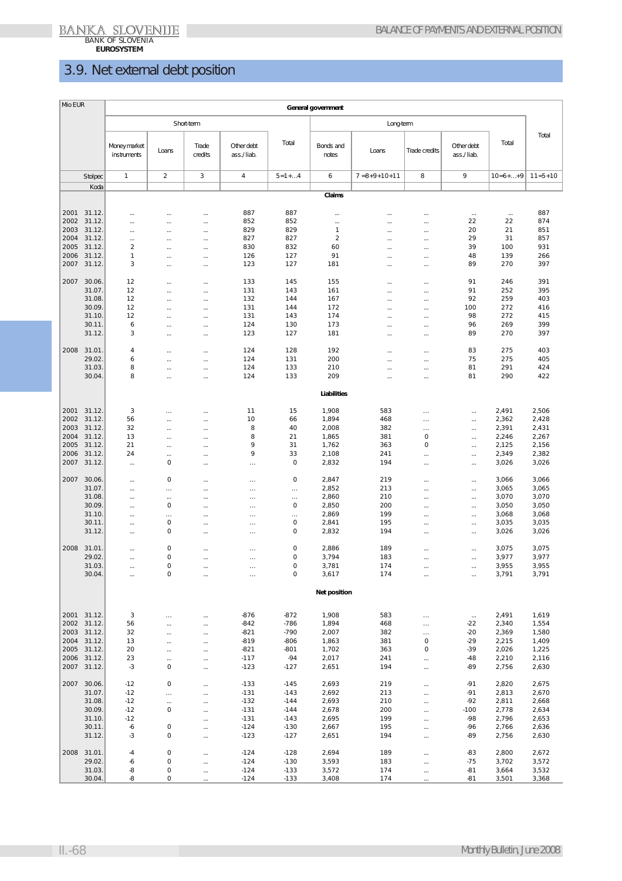## 3.9. Net external debt position

| Mio EUR | | General government | | | | | | | | | | |
|---|---|---|---|---|---|---|---|---|---|---|---|---|
| | | Short-term | | | | | Long-term | | | | | Total |
| | | Money market instruments | Loans | Trade credits | Other debt ass./liab. | Total | Bonds and notes | Loans | Trade credits | Other debt ass./liab. | Total | |
| | Stolpec | 1 | 2 | 3 | 4 | 5=1+..4 | 6 | 7 =8+9+10+11 | 8 | 9 | 10=6+...+9 | 11=5+10 |
| | Koda | | | | | | | | | | | |
| | | | | | | | **Claims** | | | | | |
| 2001 | 31.12. | ... | ... | ... | 887 | 887 | ... | ... | ... | ... | ... | 887 |
| 2002 | 31.12. | ... | ... | ... | 852 | 852 | ... | ... | ... | 22 | 22 | 874 |
| 2003 | 31.12. | ... | ... | ... | 829 | 829 | 1 | ... | ... | 20 | 21 | 851 |
| 2004 | 31.12. | ... | ... | ... | 827 | 827 | 2 | ... | ... | 29 | 31 | 857 |
| 2005 | 31.12. | 2 | ... | ... | 830 | 832 | 60 | ... | ... | 39 | 100 | 931 |
| 2006 | 31.12. | 1 | ... | ... | 126 | 127 | 91 | ... | ... | 48 | 139 | 266 |
| 2007 | 31.12. | 3 | ... | ... | 123 | 127 | 181 | ... | ... | 89 | 270 | 397 |
| 2007 | 30.06. | 12 | ... | ... | 133 | 145 | 155 | ... | ... | 91 | 246 | 391 |
| | 31.07. | 12 | ... | ... | 131 | 143 | 161 | ... | ... | 91 | 252 | 395 |
| | 31.08. | 12 | ... | ... | 132 | 144 | 167 | ... | ... | 92 | 259 | 403 |
| | 30.09. | 12 | ... | ... | 131 | 144 | 172 | ... | ... | 100 | 272 | 416 |
| | 31.10. | 12 | ... | ... | 131 | 143 | 174 | ... | ... | 98 | 272 | 415 |
| | 30.11. | 6 | ... | ... | 124 | 130 | 173 | ... | ... | 96 | 269 | 399 |
| | 31.12. | 3 | ... | ... | 123 | 127 | 181 | ... | ... | 89 | 270 | 397 |
| 2008 | 31.01. | 4 | ... | ... | 124 | 128 | 192 | ... | ... | 83 | 275 | 403 |
| | 29.02. | 6 | ... | ... | 124 | 131 | 200 | ... | ... | 75 | 275 | 405 |
| | 31.03. | 8 | ... | ... | 124 | 133 | 210 | ... | ... | 81 | 291 | 424 |
| | 30.04. | 8 | ... | ... | 124 | 133 | 209 | ... | ... | 81 | 290 | 422 |
| | | | | | | | **Liabilities** | | | | | |
| 2001 | 31.12. | 3 | ... | ... | 11 | 15 | 1,908 | 583 | ... | ... | 2,491 | 2,506 |
| 2002 | 31.12. | 56 | ... | ... | 10 | 66 | 1,894 | 468 | ... | ... | 2,362 | 2,428 |
| 2003 | 31.12. | 32 | ... | ... | 8 | 40 | 2,008 | 382 | ... | ... | 2,391 | 2,431 |
| 2004 | 31.12. | 13 | ... | ... | 8 | 21 | 1,865 | 381 | 0 | ... | 2,246 | 2,267 |
| 2005 | 31.12. | 21 | ... | ... | 9 | 31 | 1,762 | 363 | 0 | ... | 2,125 | 2,156 |
| 2006 | 31.12. | 24 | ... | ... | 9 | 33 | 2,108 | 241 | ... | ... | 2,349 | 2,382 |
| 2007 | 31.12. | ... | 0 | ... | ... | 0 | 2,832 | 194 | ... | ... | 3,026 | 3,026 |
| 2007 | 30.06. | ... | 0 | ... | ... | 0 | 2,847 | 219 | ... | ... | 3,066 | 3,066 |
| | 31.07. | ... | ... | ... | ... | ... | 2,852 | 213 | ... | ... | 3,065 | 3,065 |
| | 31.08. | ... | ... | ... | ... | ... | 2,860 | 210 | ... | ... | 3,070 | 3,070 |
| | 30.09. | ... | 0 | ... | ... | 0 | 2,850 | 200 | ... | ... | 3,050 | 3,050 |
| | 31.10. | ... | ... | ... | ... | ... | 2,869 | 199 | ... | ... | 3,068 | 3,068 |
| | 30.11. | ... | 0 | ... | ... | 0 | 2,841 | 195 | ... | ... | 3,035 | 3,035 |
| | 31.12. | ... | 0 | ... | ... | 0 | 2,832 | 194 | ... | ... | 3,026 | 3,026 |
| 2008 | 31.01. | ... | 0 | ... | ... | 0 | 2,886 | 189 | ... | ... | 3,075 | 3,075 |
| | 29.02. | ... | 0 | ... | ... | 0 | 3,794 | 183 | ... | ... | 3,977 | 3,977 |
| | 31.03. | ... | 0 | ... | ... | 0 | 3,781 | 174 | ... | ... | 3,955 | 3,955 |
| | 30.04. | ... | 0 | ... | ... | 0 | 3,617 | 174 | ... | ... | 3,791 | 3,791 |
| | | | | | | | **Net position** | | | | | |
| 2001 | 31.12. | 3 | ... | ... | -876 | -872 | 1,908 | 583 | ... | ... | 2,491 | 1,619 |
| 2002 | 31.12. | 56 | ... | ... | -842 | -786 | 1,894 | 468 | ... | -22 | 2,340 | 1,554 |
| 2003 | 31.12. | 32 | ... | ... | -821 | -790 | 2,007 | 382 | ... | -20 | 2,369 | 1,580 |
| 2004 | 31.12. | 13 | ... | ... | -819 | -806 | 1,863 | 381 | 0 | -29 | 2,215 | 1,409 |
| 2005 | 31.12. | 20 | ... | ... | -821 | -801 | 1,702 | 363 | 0 | -39 | 2,026 | 1,225 |
| 2006 | 31.12. | 23 | ... | ... | -117 | -94 | 2,017 | 241 | ... | -48 | 2,210 | 2,116 |
| 2007 | 31.12. | -3 | 0 | ... | -123 | -127 | 2,651 | 194 | ... | -89 | 2,756 | 2,630 |
| 2007 | 30.06. | -12 | 0 | ... | -133 | -145 | 2,693 | 219 | ... | -91 | 2,820 | 2,675 |
| | 31.07. | -12 | ... | ... | -131 | -143 | 2,692 | 213 | ... | -91 | 2,813 | 2,670 |
| | 31.08. | -12 | ... | ... | -132 | -144 | 2,693 | 210 | ... | -92 | 2,811 | 2,668 |
| | 30.09. | -12 | 0 | ... | -131 | -144 | 2,678 | 200 | ... | -100 | 2,778 | 2,634 |
| | 31.10. | -12 | | ... | -131 | -143 | 2,695 | 199 | ... | -98 | 2,796 | 2,653 |
| | 30.11. | -6 | 0 | ... | -124 | -130 | 2,667 | 195 | ... | -96 | 2,766 | 2,636 |
| | 31.12. | -3 | 0 | ... | -123 | -127 | 2,651 | 194 | ... | -89 | 2,756 | 2,630 |
| 2008 | 31.01. | -4 | 0 | ... | -124 | -128 | 2,694 | 189 | ... | -83 | 2,800 | 2,672 |
| | 29.02. | -6 | 0 | ... | -124 | -130 | 3,593 | 183 | ... | -75 | 3,702 | 3,572 |
| | 31.03. | -8 | 0 | ... | -124 | -133 | 3,572 | 174 | ... | -81 | 3,664 | 3,532 |
| | 30.04. | -8 | 0 | ... | -124 | -133 | 3,408 | 174 | ... | -81 | 3,501 | 3,368 |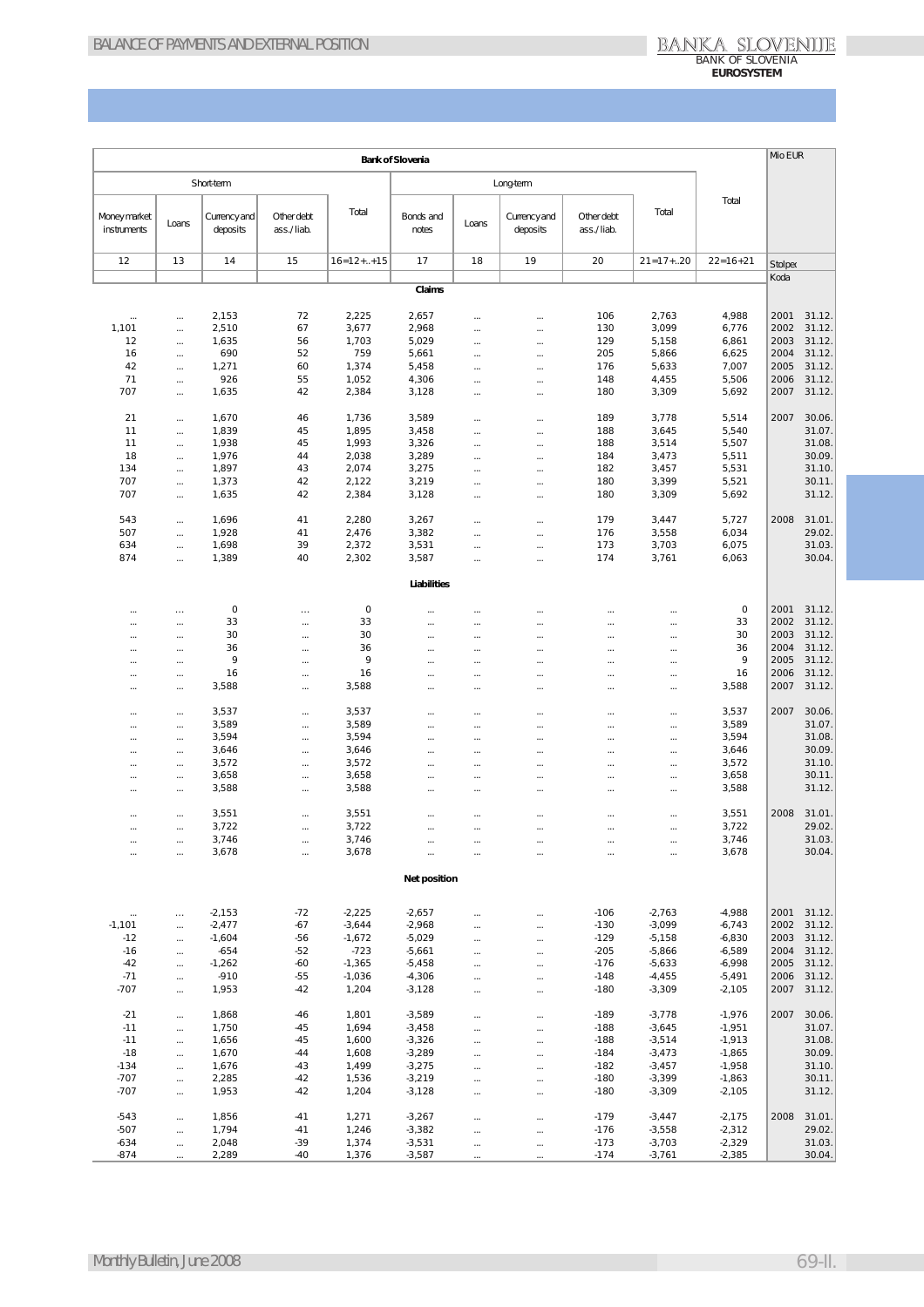Mio EUR

| Bank of Slovenia | | | | | | | | | | | | |
|---|---|---|---|---|---|---|---|---|---|---|---|---|
| Short-term | | | | | Long-term | | | | | Total | | |
| Money market instruments | Loans | Currency and deposits | Other debt ass./liab. | Total | Bonds and notes | Loans | Currency and deposits | Other debt ass./liab. | Total | | | |
| 12 | 13 | 14 | 15 | 16=12+..+15 | 17 | 18 | 19 | 20 | 21=17+..20 | 22=16+21 | Stolpec / Koda | |
| **Claims** | | | | | | | | | | | | |
| ... | ... | 2,153 | 72 | 2,225 | 2,657 | ... | ... | 106 | 2,763 | 4,988 | 2001 | 31.12. |
| 1,101 | ... | 2,510 | 67 | 3,677 | 2,968 | ... | ... | 130 | 3,099 | 6,776 | 2002 | 31.12. |
| 12 | ... | 1,635 | 56 | 1,703 | 5,029 | ... | ... | 129 | 5,158 | 6,861 | 2003 | 31.12. |
| 16 | ... | 690 | 52 | 759 | 5,661 | ... | ... | 205 | 5,866 | 6,625 | 2004 | 31.12. |
| 42 | ... | 1,271 | 60 | 1,374 | 5,458 | ... | ... | 176 | 5,633 | 7,007 | 2005 | 31.12. |
| 71 | ... | 926 | 55 | 1,052 | 4,306 | ... | ... | 148 | 4,455 | 5,506 | 2006 | 31.12. |
| 707 | ... | 1,635 | 42 | 2,384 | 3,128 | ... | ... | 180 | 3,309 | 5,692 | 2007 | 31.12. |
| 21 | ... | 1,670 | 46 | 1,736 | 3,589 | ... | ... | 189 | 3,778 | 5,514 | 2007 | 30.06. |
| 11 | ... | 1,839 | 45 | 1,895 | 3,458 | ... | ... | 188 | 3,645 | 5,540 | | 31.07. |
| 11 | ... | 1,938 | 45 | 1,993 | 3,326 | ... | ... | 188 | 3,514 | 5,507 | | 31.08. |
| 18 | ... | 1,976 | 44 | 2,038 | 3,289 | ... | ... | 184 | 3,473 | 5,511 | | 30.09. |
| 134 | ... | 1,897 | 43 | 2,074 | 3,275 | ... | ... | 182 | 3,457 | 5,531 | | 31.10. |
| 707 | ... | 1,373 | 42 | 2,122 | 3,219 | ... | ... | 180 | 3,399 | 5,521 | | 30.11. |
| 707 | ... | 1,635 | 42 | 2,384 | 3,128 | ... | ... | 180 | 3,309 | 5,692 | | 31.12. |
| 543 | ... | 1,696 | 41 | 2,280 | 3,267 | ... | ... | 179 | 3,447 | 5,727 | 2008 | 31.01. |
| 507 | ... | 1,928 | 41 | 2,476 | 3,382 | ... | ... | 176 | 3,558 | 6,034 | | 29.02. |
| 634 | ... | 1,698 | 39 | 2,372 | 3,531 | ... | ... | 173 | 3,703 | 6,075 | | 31.03. |
| 874 | ... | 1,389 | 40 | 2,302 | 3,587 | ... | ... | 174 | 3,761 | 6,063 | | 30.04. |
| **Liabilities** | | | | | | | | | | | | |
| ... | ... | 0 | ... | 0 | ... | ... | ... | ... | ... | 0 | 2001 | 31.12. |
| ... | ... | 33 | ... | 33 | ... | ... | ... | ... | ... | 33 | 2002 | 31.12. |
| ... | ... | 30 | ... | 30 | ... | ... | ... | ... | ... | 30 | 2003 | 31.12. |
| ... | ... | 36 | ... | 36 | ... | ... | ... | ... | ... | 36 | 2004 | 31.12. |
| ... | ... | 9 | ... | 9 | ... | ... | ... | ... | ... | 9 | 2005 | 31.12. |
| ... | ... | 16 | ... | 16 | ... | ... | ... | ... | ... | 16 | 2006 | 31.12. |
| ... | ... | 3,588 | ... | 3,588 | ... | ... | ... | ... | ... | 3,588 | 2007 | 31.12. |
| ... | ... | 3,537 | ... | 3,537 | ... | ... | ... | ... | ... | 3,537 | 2007 | 30.06. |
| ... | ... | 3,589 | ... | 3,589 | ... | ... | ... | ... | ... | 3,589 | | 31.07. |
| ... | ... | 3,594 | ... | 3,594 | ... | ... | ... | ... | ... | 3,594 | | 31.08. |
| ... | ... | 3,646 | ... | 3,646 | ... | ... | ... | ... | ... | 3,646 | | 30.09. |
| ... | ... | 3,572 | ... | 3,572 | ... | ... | ... | ... | ... | 3,572 | | 31.10. |
| ... | ... | 3,658 | ... | 3,658 | ... | ... | ... | ... | ... | 3,658 | | 30.11. |
| ... | ... | 3,588 | ... | 3,588 | ... | ... | ... | ... | ... | 3,588 | | 31.12. |
| ... | ... | 3,551 | ... | 3,551 | ... | ... | ... | ... | ... | 3,551 | 2008 | 31.01. |
| ... | ... | 3,722 | ... | 3,722 | ... | ... | ... | ... | ... | 3,722 | | 29.02. |
| ... | ... | 3,746 | ... | 3,746 | ... | ... | ... | ... | ... | 3,746 | | 31.03. |
| ... | ... | 3,678 | ... | 3,678 | ... | ... | ... | ... | ... | 3,678 | | 30.04. |
| **Net position** | | | | | | | | | | | | |
| ... | ... | -2,153 | -72 | -2,225 | -2,657 | ... | ... | -106 | -2,763 | -4,988 | 2001 | 31.12. |
| -1,101 | ... | -2,477 | -67 | -3,644 | -2,968 | ... | ... | -130 | -3,099 | -6,743 | 2002 | 31.12. |
| -12 | ... | -1,604 | -56 | -1,672 | -5,029 | ... | ... | -129 | -5,158 | -6,830 | 2003 | 31.12. |
| -16 | ... | -654 | -52 | -723 | -5,661 | ... | ... | -205 | -5,866 | -6,589 | 2004 | 31.12. |
| -42 | ... | -1,262 | -60 | -1,365 | -5,458 | ... | ... | -176 | -5,633 | -6,998 | 2005 | 31.12. |
| -71 | ... | -910 | -55 | -1,036 | -4,306 | ... | ... | -148 | -4,455 | -5,491 | 2006 | 31.12. |
| -707 | ... | 1,953 | -42 | 1,204 | -3,128 | ... | ... | -180 | -3,309 | -2,105 | 2007 | 31.12. |
| -21 | ... | 1,868 | -46 | 1,801 | -3,589 | ... | ... | -189 | -3,778 | -1,976 | 2007 | 30.06. |
| -11 | ... | 1,750 | -45 | 1,694 | -3,458 | ... | ... | -188 | -3,645 | -1,951 | | 31.07. |
| -11 | ... | 1,656 | -45 | 1,600 | -3,326 | ... | ... | -188 | -3,514 | -1,913 | | 31.08. |
| -18 | ... | 1,670 | -44 | 1,608 | -3,289 | ... | ... | -184 | -3,473 | -1,865 | | 30.09. |
| -134 | ... | 1,676 | -43 | 1,499 | -3,275 | ... | ... | -182 | -3,457 | -1,958 | | 31.10. |
| -707 | ... | 2,285 | -42 | 1,536 | -3,219 | ... | ... | -180 | -3,399 | -1,863 | | 30.11. |
| -707 | ... | 1,953 | -42 | 1,204 | -3,128 | ... | ... | -180 | -3,309 | -2,105 | | 31.12. |
| -543 | ... | 1,856 | -41 | 1,271 | -3,267 | ... | ... | -179 | -3,447 | -2,175 | 2008 | 31.01. |
| -507 | ... | 1,794 | -41 | 1,246 | -3,382 | ... | ... | -176 | -3,558 | -2,312 | | 29.02. |
| -634 | ... | 2,048 | -39 | 1,374 | -3,531 | ... | ... | -173 | -3,703 | -2,329 | | 31.03. |
| -874 | ... | 2,289 | -40 | 1,376 | -3,587 | ... | ... | -174 | -3,761 | -2,385 | | 30.04. |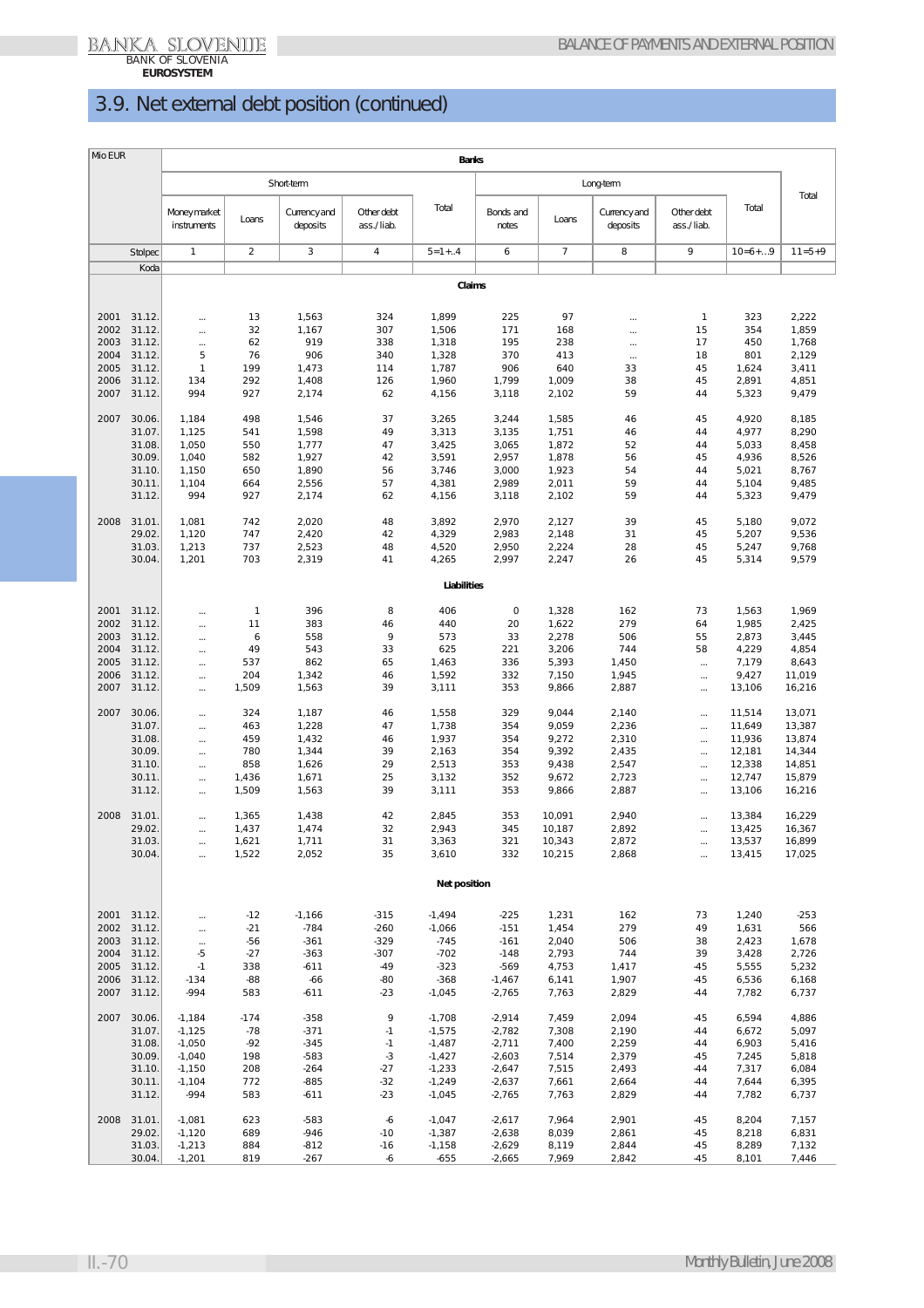## 3.9. Net external debt position (continued)

| Mio EUR | | Banks | | | | | | | | | | |
|---|---|---|---|---|---|---|---|---|---|---|---|---|
| | | Short-term | | | | | Long-term | | | | | Total |
| | | Money market instruments | Loans | Currency and deposits | Other debt ass./liab. | Total | Bonds and notes | Loans | Currency and deposits | Other debt ass./liab. | Total | |
| | Stolpec | 1 | 2 | 3 | 4 | 5=1+..4 | 6 | 7 | 8 | 9 | 10=6+...9 | 11=5+9 |
| | Koda | | | | | | | | | | | |
| | | **Claims** | | | | | | | | | | |
| 2001 | 31.12. | ... | 13 | 1,563 | 324 | 1,899 | 225 | 97 | ... | 1 | 323 | 2,222 |
| 2002 | 31.12. | ... | 32 | 1,167 | 307 | 1,506 | 171 | 168 | ... | 15 | 354 | 1,859 |
| 2003 | 31.12. | ... | 62 | 919 | 338 | 1,318 | 195 | 238 | ... | 17 | 450 | 1,768 |
| 2004 | 31.12. | 5 | 76 | 906 | 340 | 1,328 | 370 | 413 | ... | 18 | 801 | 2,129 |
| 2005 | 31.12. | 1 | 199 | 1,473 | 114 | 1,787 | 906 | 640 | 33 | 45 | 1,624 | 3,411 |
| 2006 | 31.12. | 134 | 292 | 1,408 | 126 | 1,960 | 1,799 | 1,009 | 38 | 45 | 2,891 | 4,851 |
| 2007 | 31.12. | 994 | 927 | 2,174 | 62 | 4,156 | 3,118 | 2,102 | 59 | 44 | 5,323 | 9,479 |
| 2007 | 30.06. | 1,184 | 498 | 1,546 | 37 | 3,265 | 3,244 | 1,585 | 46 | 45 | 4,920 | 8,185 |
| | 31.07. | 1,125 | 541 | 1,598 | 49 | 3,313 | 3,135 | 1,751 | 46 | 44 | 4,977 | 8,290 |
| | 31.08. | 1,050 | 550 | 1,777 | 47 | 3,425 | 3,065 | 1,872 | 52 | 44 | 5,033 | 8,458 |
| | 30.09. | 1,040 | 582 | 1,927 | 42 | 3,591 | 2,957 | 1,878 | 56 | 45 | 4,936 | 8,526 |
| | 31.10. | 1,150 | 650 | 1,890 | 56 | 3,746 | 3,000 | 1,923 | 54 | 44 | 5,021 | 8,767 |
| | 30.11. | 1,104 | 664 | 2,556 | 57 | 4,381 | 2,989 | 2,011 | 59 | 44 | 5,104 | 9,485 |
| | 31.12. | 994 | 927 | 2,174 | 62 | 4,156 | 3,118 | 2,102 | 59 | 44 | 5,323 | 9,479 |
| 2008 | 31.01. | 1,081 | 742 | 2,020 | 48 | 3,892 | 2,970 | 2,127 | 39 | 45 | 5,180 | 9,072 |
| | 29.02. | 1,120 | 747 | 2,420 | 42 | 4,329 | 2,983 | 2,148 | 31 | 45 | 5,207 | 9,536 |
| | 31.03. | 1,213 | 737 | 2,523 | 48 | 4,520 | 2,950 | 2,224 | 28 | 45 | 5,247 | 9,768 |
| | 30.04. | 1,201 | 703 | 2,319 | 41 | 4,265 | 2,997 | 2,247 | 26 | 45 | 5,314 | 9,579 |
| | | **Liabilities** | | | | | | | | | | |
| 2001 | 31.12. | ... | 1 | 396 | 8 | 406 | 0 | 1,328 | 162 | 73 | 1,563 | 1,969 |
| 2002 | 31.12. | ... | 11 | 383 | 46 | 440 | 20 | 1,622 | 279 | 64 | 1,985 | 2,425 |
| 2003 | 31.12. | ... | 6 | 558 | 9 | 573 | 33 | 2,278 | 506 | 55 | 2,873 | 3,445 |
| 2004 | 31.12. | ... | 49 | 543 | 33 | 625 | 221 | 3,206 | 744 | 58 | 4,229 | 4,854 |
| 2005 | 31.12. | ... | 537 | 862 | 65 | 1,463 | 336 | 5,393 | 1,450 | ... | 7,179 | 8,643 |
| 2006 | 31.12. | ... | 204 | 1,342 | 46 | 1,592 | 332 | 7,150 | 1,945 | ... | 9,427 | 11,019 |
| 2007 | 31.12. | ... | 1,509 | 1,563 | 39 | 3,111 | 353 | 9,866 | 2,887 | ... | 13,106 | 16,216 |
| 2007 | 30.06. | ... | 324 | 1,187 | 46 | 1,558 | 329 | 9,044 | 2,140 | ... | 11,514 | 13,071 |
| | 31.07. | ... | 463 | 1,228 | 47 | 1,738 | 354 | 9,059 | 2,236 | ... | 11,649 | 13,387 |
| | 31.08. | ... | 459 | 1,432 | 46 | 1,937 | 354 | 9,272 | 2,310 | ... | 11,936 | 13,874 |
| | 30.09. | ... | 780 | 1,344 | 39 | 2,163 | 354 | 9,392 | 2,435 | ... | 12,181 | 14,344 |
| | 31.10. | ... | 858 | 1,626 | 29 | 2,513 | 353 | 9,438 | 2,547 | ... | 12,338 | 14,851 |
| | 30.11. | ... | 1,436 | 1,671 | 25 | 3,132 | 352 | 9,672 | 2,723 | ... | 12,747 | 15,879 |
| | 31.12. | ... | 1,509 | 1,563 | 39 | 3,111 | 353 | 9,866 | 2,887 | ... | 13,106 | 16,216 |
| 2008 | 31.01. | ... | 1,365 | 1,438 | 42 | 2,845 | 353 | 10,091 | 2,940 | ... | 13,384 | 16,229 |
| | 29.02. | ... | 1,437 | 1,474 | 32 | 2,943 | 345 | 10,187 | 2,892 | ... | 13,425 | 16,367 |
| | 31.03. | ... | 1,621 | 1,711 | 31 | 3,363 | 321 | 10,343 | 2,872 | ... | 13,537 | 16,899 |
| | 30.04. | ... | 1,522 | 2,052 | 35 | 3,610 | 332 | 10,215 | 2,868 | ... | 13,415 | 17,025 |
| | | **Net position** | | | | | | | | | | |
| 2001 | 31.12. | ... | -12 | -1,166 | -315 | -1,494 | -225 | 1,231 | 162 | 73 | 1,240 | -253 |
| 2002 | 31.12. | ... | -21 | -784 | -260 | -1,066 | -151 | 1,454 | 279 | 49 | 1,631 | 566 |
| 2003 | 31.12. | ... | -56 | -361 | -329 | -745 | -161 | 2,040 | 506 | 38 | 2,423 | 1,678 |
| 2004 | 31.12. | -5 | -27 | -363 | -307 | -702 | -148 | 2,793 | 744 | 39 | 3,428 | 2,726 |
| 2005 | 31.12. | -1 | 338 | -611 | -49 | -323 | -569 | 4,753 | 1,417 | -45 | 5,555 | 5,232 |
| 2006 | 31.12. | -134 | -88 | -66 | -80 | -368 | -1,467 | 6,141 | 1,907 | -45 | 6,536 | 6,168 |
| 2007 | 31.12. | -994 | 583 | -611 | -23 | -1,045 | -2,765 | 7,763 | 2,829 | -44 | 7,782 | 6,737 |
| 2007 | 30.06. | -1,184 | -174 | -358 | 9 | -1,708 | -2,914 | 7,459 | 2,094 | -45 | 6,594 | 4,886 |
| | 31.07. | -1,125 | -78 | -371 | -1 | -1,575 | -2,782 | 7,308 | 2,190 | -44 | 6,672 | 5,097 |
| | 31.08. | -1,050 | -92 | -345 | -1 | -1,487 | -2,711 | 7,400 | 2,259 | -44 | 6,903 | 5,416 |
| | 30.09. | -1,040 | 198 | -583 | -3 | -1,427 | -2,603 | 7,514 | 2,379 | -45 | 7,245 | 5,818 |
| | 31.10. | -1,150 | 208 | -264 | -27 | -1,233 | -2,647 | 7,515 | 2,493 | -44 | 7,317 | 6,084 |
| | 30.11. | -1,104 | 772 | -885 | -32 | -1,249 | -2,637 | 7,661 | 2,664 | -44 | 7,644 | 6,395 |
| | 31.12. | -994 | 583 | -611 | -23 | -1,045 | -2,765 | 7,763 | 2,829 | -44 | 7,782 | 6,737 |
| 2008 | 31.01. | -1,081 | 623 | -583 | -6 | -1,047 | -2,617 | 7,964 | 2,901 | -45 | 8,204 | 7,157 |
| | 29.02. | -1,120 | 689 | -946 | -10 | -1,387 | -2,638 | 8,039 | 2,861 | -45 | 8,218 | 6,831 |
| | 31.03. | -1,213 | 884 | -812 | -16 | -1,158 | -2,629 | 8,119 | 2,844 | -45 | 8,289 | 7,132 |
| | 30.04. | -1,201 | 819 | -267 | -6 | -655 | -2,665 | 7,969 | 2,842 | -45 | 8,101 | 7,446 |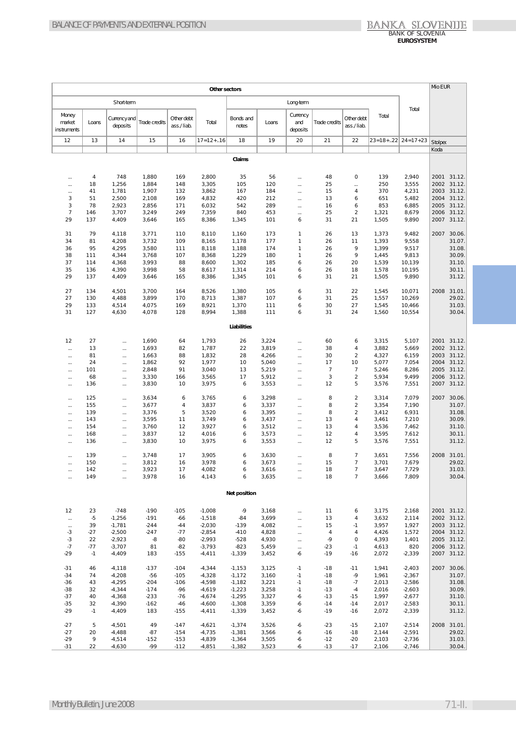| Other sectors | | | | | | | | | | | | | Mio EUR |
|---|---|---|---|---|---|---|---|---|---|---|---|---|---|
| Short-term | | | | | | Long-term | | | | | | Total | |
| Money market instruments | Loans | Currency and deposits | Trade credits | Other debt ass./liab. | Total | Bonds and notes | Loans | Currency and deposits | Trade credits | Other debt ass./liab. | Total | | |
| 12 | 13 | 14 | 15 | 16 | 17=12+..16 | 18 | 19 | 20 | 21 | 22 | 23=18+..22 | 24=17+23 | Stolpec |
| | | | | | | | | | | | | | Koda |
| **Claims** | | | | | | | | | | | | | |
| ... | 4 | 748 | 1,880 | 169 | 2,800 | 35 | 56 | ... | 48 | 0 | 139 | 2,940 | 2001 31.12. |
| ... | 18 | 1,256 | 1,884 | 148 | 3,305 | 105 | 120 | ... | 25 | ... | 250 | 3,555 | 2002 31.12. |
| ... | 41 | 1,781 | 1,907 | 132 | 3,862 | 167 | 184 | ... | 15 | 4 | 370 | 4,231 | 2003 31.12. |
| 3 | 51 | 2,500 | 2,108 | 169 | 4,832 | 420 | 212 | ... | 13 | 6 | 651 | 5,482 | 2004 31.12. |
| 3 | 78 | 2,923 | 2,856 | 171 | 6,032 | 542 | 289 | ... | 16 | 6 | 853 | 6,885 | 2005 31.12. |
| 7 | 146 | 3,707 | 3,249 | 249 | 7,359 | 840 | 453 | ... | 25 | 2 | 1,321 | 8,679 | 2006 31.12. |
| 29 | 137 | 4,409 | 3,646 | 165 | 8,386 | 1,345 | 101 | 6 | 31 | 21 | 1,505 | 9,890 | 2007 31.12. |
| 31 | 79 | 4,118 | 3,771 | 110 | 8,110 | 1,160 | 173 | 1 | 26 | 13 | 1,373 | 9,482 | 2007 30.06. |
| 34 | 81 | 4,208 | 3,732 | 109 | 8,165 | 1,178 | 177 | 1 | 26 | 11 | 1,393 | 9,558 | 31.07. |
| 36 | 95 | 4,295 | 3,580 | 111 | 8,118 | 1,188 | 174 | 1 | 26 | 9 | 1,399 | 9,517 | 31.08. |
| 38 | 111 | 4,344 | 3,768 | 107 | 8,368 | 1,229 | 180 | 1 | 26 | 9 | 1,445 | 9,813 | 30.09. |
| 37 | 114 | 4,368 | 3,993 | 88 | 8,600 | 1,302 | 185 | 6 | 26 | 20 | 1,539 | 10,139 | 31.10. |
| 35 | 136 | 4,390 | 3,998 | 58 | 8,617 | 1,314 | 214 | 6 | 26 | 18 | 1,578 | 10,195 | 30.11. |
| 29 | 137 | 4,409 | 3,646 | 165 | 8,386 | 1,345 | 101 | 6 | 31 | 21 | 1,505 | 9,890 | 31.12. |
| 27 | 134 | 4,501 | 3,700 | 164 | 8,526 | 1,380 | 105 | 6 | 31 | 22 | 1,545 | 10,071 | 2008 31.01. |
| 27 | 130 | 4,488 | 3,899 | 170 | 8,713 | 1,387 | 107 | 6 | 31 | 25 | 1,557 | 10,269 | 29.02. |
| 29 | 133 | 4,514 | 4,075 | 169 | 8,921 | 1,370 | 111 | 6 | 30 | 27 | 1,545 | 10,466 | 31.03. |
| 31 | 127 | 4,630 | 4,078 | 128 | 8,994 | 1,388 | 111 | 6 | 31 | 24 | 1,560 | 10,554 | 30.04. |
| **Liabilities** | | | | | | | | | | | | | |
| 12 | 27 | ... | 1,690 | 64 | 1,793 | 26 | 3,224 | ... | 60 | 6 | 3,315 | 5,107 | 2001 31.12. |
| ... | 13 | ... | 1,693 | 82 | 1,787 | 22 | 3,819 | ... | 38 | 4 | 3,882 | 5,669 | 2002 31.12. |
| ... | 81 | ... | 1,663 | 88 | 1,832 | 28 | 4,266 | ... | 30 | 2 | 4,327 | 6,159 | 2003 31.12. |
| ... | 24 | ... | 1,862 | 92 | 1,977 | 10 | 5,040 | ... | 17 | 10 | 5,077 | 7,054 | 2004 31.12. |
| ... | 101 | ... | 2,848 | 91 | 3,040 | 13 | 5,219 | ... | 7 | 7 | 5,246 | 8,286 | 2005 31.12. |
| ... | 68 | ... | 3,330 | 166 | 3,565 | 17 | 5,912 | ... | 3 | 2 | 5,934 | 9,499 | 2006 31.12. |
| ... | 136 | ... | 3,830 | 10 | 3,975 | 6 | 3,553 | ... | 12 | 5 | 3,576 | 7,551 | 2007 31.12. |
| ... | 125 | ... | 3,634 | 6 | 3,765 | 6 | 3,298 | ... | 8 | 2 | 3,314 | 7,079 | 2007 30.06. |
| ... | 155 | ... | 3,677 | 4 | 3,837 | 6 | 3,337 | ... | 8 | 2 | 3,354 | 7,190 | 31.07. |
| ... | 139 | ... | 3,376 | 5 | 3,520 | 6 | 3,395 | ... | 8 | 2 | 3,412 | 6,931 | 31.08. |
| ... | 143 | ... | 3,595 | 11 | 3,749 | 6 | 3,437 | ... | 13 | 4 | 3,461 | 7,210 | 30.09. |
| ... | 154 | ... | 3,760 | 12 | 3,927 | 6 | 3,512 | ... | 13 | 4 | 3,536 | 7,462 | 31.10. |
| ... | 168 | ... | 3,837 | 12 | 4,016 | 6 | 3,573 | ... | 12 | 4 | 3,595 | 7,612 | 30.11. |
| ... | 136 | ... | 3,830 | 10 | 3,975 | 6 | 3,553 | ... | 12 | 5 | 3,576 | 7,551 | 31.12. |
| ... | 139 | ... | 3,748 | 17 | 3,905 | 6 | 3,630 | ... | 8 | 7 | 3,651 | 7,556 | 2008 31.01. |
| ... | 150 | ... | 3,812 | 16 | 3,978 | 6 | 3,673 | ... | 15 | 7 | 3,701 | 7,679 | 29.02. |
| ... | 142 | ... | 3,923 | 17 | 4,082 | 6 | 3,616 | ... | 18 | 7 | 3,647 | 7,729 | 31.03. |
| ... | 149 | ... | 3,978 | 16 | 4,143 | 6 | 3,635 | ... | 18 | 7 | 3,666 | 7,809 | 30.04. |
| **Net position** | | | | | | | | | | | | | |
| 12 | 23 | -748 | -190 | -105 | -1,008 | -9 | 3,168 | ... | 11 | 6 | 3,175 | 2,168 | 2001 31.12. |
| ... | -5 | -1,256 | -191 | -66 | -1,518 | -84 | 3,699 | ... | 13 | 4 | 3,632 | 2,114 | 2002 31.12. |
| ... | 39 | -1,781 | -244 | -44 | -2,030 | -139 | 4,082 | ... | 15 | -1 | 3,957 | 1,927 | 2003 31.12. |
| -3 | -27 | -2,500 | -247 | -77 | -2,854 | -410 | 4,828 | ... | 4 | 4 | 4,426 | 1,572 | 2004 31.12. |
| -3 | 22 | -2,923 | -8 | -80 | -2,993 | -528 | 4,930 | ... | -9 | 0 | 4,393 | 1,401 | 2005 31.12. |
| -7 | -77 | -3,707 | 81 | -82 | -3,793 | -823 | 5,459 | ... | -23 | -1 | 4,613 | 820 | 2006 31.12. |
| -29 | -1 | -4,409 | 183 | -155 | -4,411 | -1,339 | 3,452 | -6 | -19 | -16 | 2,072 | -2,339 | 2007 31.12. |
| -31 | 46 | -4,118 | -137 | -104 | -4,344 | -1,153 | 3,125 | -1 | -18 | -11 | 1,941 | -2,403 | 2007 30.06. |
| -34 | 74 | -4,208 | -56 | -105 | -4,328 | -1,172 | 3,160 | -1 | -18 | -9 | 1,961 | -2,367 | 31.07. |
| -36 | 43 | -4,295 | -204 | -106 | -4,598 | -1,182 | 3,221 | -1 | -18 | -7 | 2,013 | -2,586 | 31.08. |
| -38 | 32 | -4,344 | -174 | -96 | -4,619 | -1,223 | 3,258 | -1 | -13 | -4 | 2,016 | -2,603 | 30.09. |
| -37 | 40 | -4,368 | -233 | -76 | -4,674 | -1,295 | 3,327 | -6 | -13 | -15 | 1,997 | -2,677 | 31.10. |
| -35 | 32 | -4,390 | -162 | -46 | -4,600 | -1,308 | 3,359 | -6 | -14 | -14 | 2,017 | -2,583 | 30.11. |
| -29 | -1 | -4,409 | 183 | -155 | -4,411 | -1,339 | 3,452 | -6 | -19 | -16 | 2,072 | -2,339 | 31.12. |
| -27 | 5 | -4,501 | 49 | -147 | -4,621 | -1,374 | 3,526 | -6 | -23 | -15 | 2,107 | -2,514 | 2008 31.01. |
| -27 | 20 | -4,488 | -87 | -154 | -4,735 | -1,381 | 3,566 | -6 | -16 | -18 | 2,144 | -2,591 | 29.02. |
| -29 | 9 | -4,514 | -152 | -153 | -4,839 | -1,364 | 3,505 | -6 | -12 | -20 | 2,103 | -2,736 | 31.03. |
| -31 | 22 | -4,630 | -99 | -112 | -4,851 | -1,382 | 3,523 | -6 | -13 | -17 | 2,106 | -2,746 | 30.04. |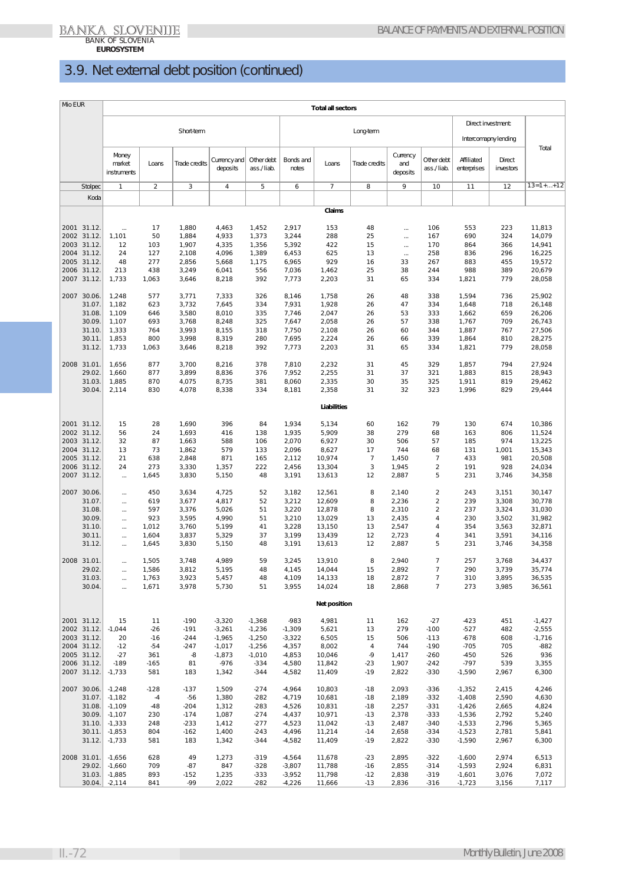## 3.9. Net external debt position (continued)

| Mio EUR | | Total all sectors | | | | | | | | | | | | |
|---|---|---|---|---|---|---|---|---|---|---|---|---|---|---|
| | | Short-term | | | | | Long-term | | | | | Direct investment: Intercomapny lending | | Total |
| | | Money market instruments | Loans | Trade credits | Currency and deposits | Other debt ass./liab. | Bonds and notes | Loans | Trade credits | Currency and deposits | Other debt ass./liab. | Affiliated enterprises | Direct investors | |
| | Stolpec | 1 | 2 | 3 | 4 | 5 | 6 | 7 | 8 | 9 | 10 | 11 | 12 | 13=1+...+12 |
| | Koda | | | | | | | | | | | | | |
| | | | | | | | | **Claims** | | | | | | |
| 2001 | 31.12. | ... | 17 | 1,880 | 4,463 | 1,452 | 2,917 | 153 | 48 | ... | 106 | 553 | 223 | 11,813 |
| 2002 | 31.12. | 1,101 | 50 | 1,884 | 4,933 | 1,373 | 3,244 | 288 | 25 | ... | 167 | 690 | 324 | 14,079 |
| 2003 | 31.12. | 12 | 103 | 1,907 | 4,335 | 1,356 | 5,392 | 422 | 15 | ... | 170 | 864 | 366 | 14,941 |
| 2004 | 31.12. | 24 | 127 | 2,108 | 4,096 | 1,389 | 6,453 | 625 | 13 | ... | 258 | 836 | 296 | 16,225 |
| 2005 | 31.12. | 48 | 277 | 2,856 | 5,668 | 1,175 | 6,965 | 929 | 16 | 33 | 267 | 883 | 455 | 19,572 |
| 2006 | 31.12. | 213 | 438 | 3,249 | 6,041 | 556 | 7,036 | 1,462 | 25 | 38 | 244 | 988 | 389 | 20,679 |
| 2007 | 31.12. | 1,733 | 1,063 | 3,646 | 8,218 | 392 | 7,773 | 2,203 | 31 | 65 | 334 | 1,821 | 779 | 28,058 |
| 2007 | 30.06. | 1,248 | 577 | 3,771 | 7,333 | 326 | 8,146 | 1,758 | 26 | 48 | 338 | 1,594 | 736 | 25,902 |
| | 31.07. | 1,182 | 623 | 3,732 | 7,645 | 334 | 7,931 | 1,928 | 26 | 47 | 334 | 1,648 | 718 | 26,148 |
| | 31.08. | 1,109 | 646 | 3,580 | 8,010 | 335 | 7,746 | 2,047 | 26 | 53 | 333 | 1,662 | 659 | 26,206 |
| | 30.09. | 1,107 | 693 | 3,768 | 8,248 | 325 | 7,647 | 2,058 | 26 | 57 | 338 | 1,767 | 709 | 26,743 |
| | 31.10. | 1,333 | 764 | 3,993 | 8,155 | 318 | 7,750 | 2,108 | 26 | 60 | 344 | 1,887 | 767 | 27,506 |
| | 30.11. | 1,853 | 800 | 3,998 | 8,319 | 280 | 7,695 | 2,224 | 26 | 66 | 339 | 1,864 | 810 | 28,275 |
| | 31.12. | 1,733 | 1,063 | 3,646 | 8,218 | 392 | 7,773 | 2,203 | 31 | 65 | 334 | 1,821 | 779 | 28,058 |
| 2008 | 31.01. | 1,656 | 877 | 3,700 | 8,216 | 378 | 7,810 | 2,232 | 31 | 45 | 329 | 1,857 | 794 | 27,924 |
| | 29.02. | 1,660 | 877 | 3,899 | 8,836 | 376 | 7,952 | 2,255 | 31 | 37 | 321 | 1,883 | 815 | 28,943 |
| | 31.03. | 1,885 | 870 | 4,075 | 8,735 | 381 | 8,060 | 2,335 | 30 | 35 | 325 | 1,911 | 819 | 29,462 |
| | 30.04. | 2,114 | 830 | 4,078 | 8,338 | 334 | 8,181 | 2,358 | 31 | 32 | 323 | 1,996 | 829 | 29,444 |
| | | | | | | | | **Liabilities** | | | | | | |
| 2001 | 31.12. | 15 | 28 | 1,690 | 396 | 84 | 1,934 | 5,134 | 60 | 162 | 79 | 130 | 674 | 10,386 |
| 2002 | 31.12. | 56 | 24 | 1,693 | 416 | 138 | 1,935 | 5,909 | 38 | 279 | 68 | 163 | 806 | 11,524 |
| 2003 | 31.12. | 32 | 87 | 1,663 | 588 | 106 | 2,070 | 6,927 | 30 | 506 | 57 | 185 | 974 | 13,225 |
| 2004 | 31.12. | 13 | 73 | 1,862 | 579 | 133 | 2,096 | 8,627 | 17 | 744 | 68 | 131 | 1,001 | 15,343 |
| 2005 | 31.12. | 21 | 638 | 2,848 | 871 | 165 | 2,112 | 10,974 | 7 | 1,450 | 7 | 433 | 981 | 20,508 |
| 2006 | 31.12. | 24 | 273 | 3,330 | 1,357 | 222 | 2,456 | 13,304 | 3 | 1,945 | 2 | 191 | 928 | 24,034 |
| 2007 | 31.12. | ... | 1,645 | 3,830 | 5,150 | 48 | 3,191 | 13,613 | 12 | 2,887 | 5 | 231 | 3,746 | 34,358 |
| 2007 | 30.06. | ... | 450 | 3,634 | 4,725 | 52 | 3,182 | 12,561 | 8 | 2,140 | 2 | 243 | 3,151 | 30,147 |
| | 31.07. | ... | 619 | 3,677 | 4,817 | 52 | 3,212 | 12,609 | 8 | 2,236 | 2 | 239 | 3,308 | 30,778 |
| | 31.08. | ... | 597 | 3,376 | 5,026 | 51 | 3,220 | 12,878 | 8 | 2,310 | 2 | 237 | 3,324 | 31,030 |
| | 30.09. | ... | 923 | 3,595 | 4,990 | 51 | 3,210 | 13,029 | 13 | 2,435 | 4 | 230 | 3,502 | 31,982 |
| | 31.10. | ... | 1,012 | 3,760 | 5,199 | 41 | 3,228 | 13,150 | 13 | 2,547 | 4 | 354 | 3,563 | 32,871 |
| | 30.11. | ... | 1,604 | 3,837 | 5,329 | 37 | 3,199 | 13,439 | 12 | 2,723 | 4 | 341 | 3,591 | 34,116 |
| | 31.12. | ... | 1,645 | 3,830 | 5,150 | 48 | 3,191 | 13,613 | 12 | 2,887 | 5 | 231 | 3,746 | 34,358 |
| 2008 | 31.01. | ... | 1,505 | 3,748 | 4,989 | 59 | 3,245 | 13,910 | 8 | 2,940 | 7 | 257 | 3,768 | 34,437 |
| | 29.02. | ... | 1,586 | 3,812 | 5,195 | 48 | 4,145 | 14,044 | 15 | 2,892 | 7 | 290 | 3,739 | 35,774 |
| | 31.03. | ... | 1,763 | 3,923 | 5,457 | 48 | 4,109 | 14,133 | 18 | 2,872 | 7 | 310 | 3,895 | 36,535 |
| | 30.04. | ... | 1,671 | 3,978 | 5,730 | 51 | 3,955 | 14,024 | 18 | 2,868 | 7 | 273 | 3,985 | 36,561 |
| | | | | | | | | **Net position** | | | | | | |
| 2001 | 31.12. | 15 | 11 | -190 | -3,320 | -1,368 | -983 | 4,981 | 11 | 162 | -27 | -423 | 451 | -1,427 |
| 2002 | 31.12. | -1,044 | -26 | -191 | -3,261 | -1,236 | -1,309 | 5,621 | 13 | 279 | -100 | -527 | 482 | -2,555 |
| 2003 | 31.12. | 20 | -16 | -244 | -1,965 | -1,250 | -3,322 | 6,505 | 15 | 506 | -113 | -678 | 608 | -1,716 |
| 2004 | 31.12. | -12 | -54 | -247 | -1,017 | -1,256 | -4,357 | 8,002 | 4 | 744 | -190 | -705 | 705 | -882 |
| 2005 | 31.12. | -27 | 361 | -8 | -1,873 | -1,010 | -4,853 | 10,046 | -9 | 1,417 | -260 | -450 | 526 | 936 |
| 2006 | 31.12. | -189 | -165 | 81 | -976 | -334 | -4,580 | 11,842 | -23 | 1,907 | -242 | -797 | 539 | 3,355 |
| 2007 | 31.12. | -1,733 | 581 | 183 | 1,342 | -344 | -4,582 | 11,409 | -19 | 2,822 | -330 | -1,590 | 2,967 | 6,300 |
| 2007 | 30.06. | -1,248 | -128 | -137 | 1,509 | -274 | -4,964 | 10,803 | -18 | 2,093 | -336 | -1,352 | 2,415 | 4,246 |
| | 31.07. | -1,182 | -4 | -56 | 1,380 | -282 | -4,719 | 10,681 | -18 | 2,189 | -332 | -1,408 | 2,590 | 4,630 |
| | 31.08. | -1,109 | -48 | -204 | 1,312 | -283 | -4,526 | 10,831 | -18 | 2,257 | -331 | -1,426 | 2,665 | 4,824 |
| | 30.09. | -1,107 | 230 | -174 | 1,087 | -274 | -4,437 | 10,971 | -13 | 2,378 | -333 | -1,536 | 2,792 | 5,240 |
| | 31.10. | -1,333 | 248 | -233 | 1,412 | -277 | -4,523 | 11,042 | -13 | 2,487 | -340 | -1,533 | 2,796 | 5,365 |
| | 30.11. | -1,853 | 804 | -162 | 1,400 | -243 | -4,496 | 11,214 | -14 | 2,658 | -334 | -1,523 | 2,781 | 5,841 |
| | 31.12. | -1,733 | 581 | 183 | 1,342 | -344 | -4,582 | 11,409 | -19 | 2,822 | -330 | -1,590 | 2,967 | 6,300 |
| 2008 | 31.01. | -1,656 | 628 | 49 | 1,273 | -319 | -4,564 | 11,678 | -23 | 2,895 | -322 | -1,600 | 2,974 | 6,513 |
| | 29.02. | -1,660 | 709 | -87 | 847 | -328 | -3,807 | 11,788 | -16 | 2,855 | -314 | -1,593 | 2,924 | 6,831 |
| | 31.03. | -1,885 | 893 | -152 | 1,235 | -333 | -3,952 | 11,798 | -12 | 2,838 | -319 | -1,601 | 3,076 | 7,072 |
| | 30.04. | -2,114 | 841 | -99 | 2,022 | -282 | -4,226 | 11,666 | -13 | 2,836 | -316 | -1,723 | 3,156 | 7,117 |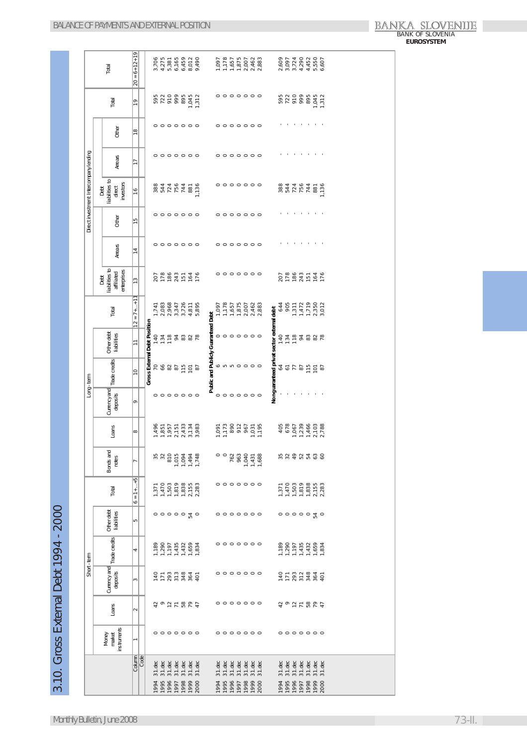# 3.10. Gross External Debt 1994 - 2000

| | Short - term | | | | | | Long - term | | | | | | Direct investment: Intercompany lending | | | | | | | Total |
|---|---|---|---|---|---|---|---|---|---|---|---|---|---|---|---|---|---|---|---|---|
| | Money market instruments | Loans | Currency and deposits | Trade credits | Other debt liabilities | Total | Bonds and notes | Loans | Currency and deposits | Trade credits | Other debt liabilities | Total | Debt liabilities to affiliated enterprises | Arrears | Other | Debt liabilities to direct investors | Arrears | Other | Total | |
| Column | 1 | 2 | 3 | 4 | 5 | 6 = 1+...+5 | 7 | 8 | 9 | 10 | 11 | 12 = 7+...+11 | 13 | 14 | 15 | 16 | 17 | 18 | 19 | 20 = 6+12+19 |
| Code | | | | | | | | | | | | | | | | | | | | |
| **Gross External Debt Position** | | | | | | | | | | | | | | | | | | | | |
| 1994 31.dec | 0 | 42 | 140 | 1,189 | 0 | 1,371 | 35 | 1,496 | 0 | 70 | 140 | 1,741 | 207 | 0 | 0 | 388 | 0 | 0 | 595 | 3,706 |
| 1995 31.dec | 0 | 9 | 171 | 1,290 | 0 | 1,470 | 32 | 1,851 | 0 | 66 | 134 | 2,083 | 178 | 0 | 0 | 544 | 0 | 0 | 722 | 4,275 |
| 1996 31.dec | 0 | 12 | 293 | 1,197 | 0 | 1,503 | 810 | 1,957 | 0 | 82 | 118 | 2,968 | 186 | 0 | 0 | 724 | 0 | 0 | 910 | 5,381 |
| 1997 31.dec | 0 | 71 | 313 | 1,435 | 0 | 1,819 | 1,015 | 2,151 | 0 | 87 | 94 | 3,347 | 243 | 0 | 0 | 756 | 0 | 0 | 999 | 6,165 |
| 1998 31.dec | 0 | 58 | 348 | 1,432 | 0 | 1,838 | 1,094 | 2,433 | 0 | 115 | 83 | 3,726 | 151 | 0 | 0 | 744 | 0 | 0 | 895 | 6,459 |
| 1999 31.dec | 0 | 79 | 364 | 1,659 | 54 | 2,155 | 1,494 | 3,134 | 0 | 101 | 82 | 4,811 | 164 | 0 | 0 | 881 | 0 | 0 | 1,045 | 8,012 |
| 2000 31.dec | 0 | 47 | 401 | 1,834 | 0 | 2,283 | 1,748 | 3,983 | 0 | 87 | 78 | 5,895 | 176 | 0 | 0 | 1,136 | 0 | 0 | 1,312 | 9,490 |
| **Public and Publicly Guaranteed Debt** | | | | | | | | | | | | | | | | | | | | |
| 1994 31.dec | 0 | 0 | 0 | 0 | 0 | 0 | 0 | 1,091 | 0 | 6 | 0 | 1,097 | 0 | 0 | 0 | 0 | 0 | 0 | 0 | 1,097 |
| 1995 31.dec | 0 | 0 | 0 | 0 | 0 | 0 | 0 | 1,173 | 0 | 5 | 0 | 1,178 | 0 | 0 | 0 | 0 | 0 | 0 | 0 | 1,178 |
| 1996 31.dec | 0 | 0 | 0 | 0 | 0 | 0 | 762 | 890 | 0 | 5 | 0 | 1,657 | 0 | 0 | 0 | 0 | 0 | 0 | 0 | 1,657 |
| 1997 31.dec | 0 | 0 | 0 | 0 | 0 | 0 | 963 | 912 | 0 | 0 | 0 | 1,875 | 0 | 0 | 0 | 0 | 0 | 0 | 0 | 1,875 |
| 1998 31.dec | 0 | 0 | 0 | 0 | 0 | 0 | 1,040 | 967 | 0 | 0 | 0 | 2,007 | 0 | 0 | 0 | 0 | 0 | 0 | 0 | 2,007 |
| 1999 31.dec | 0 | 0 | 0 | 0 | 0 | 0 | 1,431 | 1,031 | 0 | 0 | 0 | 2,462 | 0 | 0 | 0 | 0 | 0 | 0 | 0 | 2,462 |
| 2000 31.dec | 0 | 0 | 0 | 0 | 0 | 0 | 1,688 | 1,195 | 0 | 0 | 0 | 2,883 | 0 | 0 | 0 | 0 | 0 | 0 | 0 | 2,883 |
| **Nonguaranteed privat sector external debt** | | | | | | | | | | | | | | | | | | | | |
| 1994 31.dec | 0 | 42 | 140 | 1,189 | 0 | 1,371 | 35 | 405 | - | 64 | 140 | 644 | 207 | - | - | 388 | - | - | 595 | 2,609 |
| 1995 31.dec | 0 | 9 | 171 | 1,290 | 0 | 1,470 | 32 | 678 | - | 61 | 134 | 905 | 178 | - | - | 544 | - | - | 722 | 3,097 |
| 1996 31.dec | 0 | 12 | 293 | 1,197 | 0 | 1,503 | 49 | 1,067 | - | 77 | 118 | 1,311 | 186 | - | - | 724 | - | - | 910 | 3,724 |
| 1997 31.dec | 0 | 71 | 312 | 1,435 | 0 | 1,819 | 52 | 1,239 | - | 87 | 94 | 1,472 | 243 | - | - | 756 | - | - | 999 | 4,290 |
| 1998 31.dec | 0 | 58 | 348 | 1,432 | 0 | 1,838 | 54 | 1,466 | - | 115 | 83 | 1,719 | 151 | - | - | 744 | - | - | 895 | 4,452 |
| 1999 31.dec | 0 | 79 | 364 | 1,659 | 54 | 2,155 | 63 | 2,103 | - | 101 | 82 | 2,350 | 164 | - | - | 881 | - | - | 1,045 | 5,550 |
| 2000 31.dec | 0 | 47 | 401 | 1,834 | 0 | 2,283 | 60 | 2,788 | - | 87 | 78 | 3,012 | 176 | - | - | 1,136 | - | - | 1,312 | 6,607 |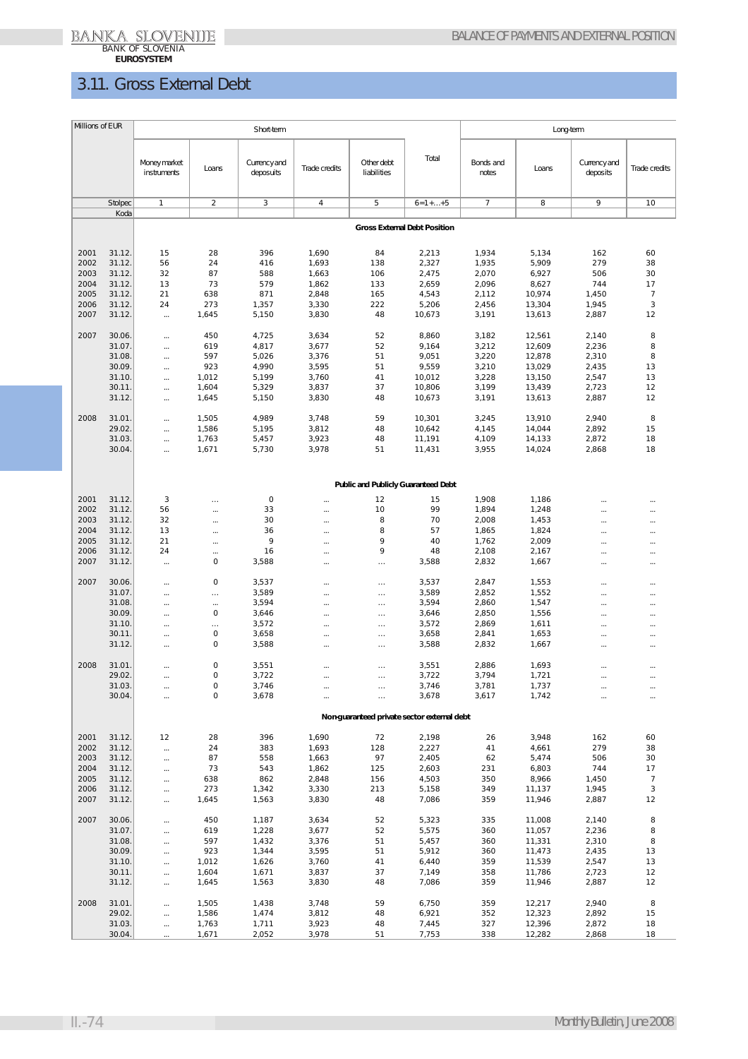# 3.11. Gross External Debt

| Millions of EUR | | Short-term | | | | | | Long-term | | | |
|---|---|---|---|---|---|---|---|---|---|---|---|
| | | Money market instruments | Loans | Currency and deposits | Trade credits | Other debt liabilities | Total | Bonds and notes | Loans | Currency and deposits | Trade credits |
| | Stolpec | 1 | 2 | 3 | 4 | 5 | 6=1+...+5 | 7 | 8 | 9 | 10 |
| | Koda | | | | | | | | | | |
| | | | | | | | **Gross External Debt Position** | | | | |
| 2001 | 31.12. | 15 | 28 | 396 | 1,690 | 84 | 2,213 | 1,934 | 5,134 | 162 | 60 |
| 2002 | 31.12. | 56 | 24 | 416 | 1,693 | 138 | 2,327 | 1,935 | 5,909 | 279 | 38 |
| 2003 | 31.12. | 32 | 87 | 588 | 1,663 | 106 | 2,475 | 2,070 | 6,927 | 506 | 30 |
| 2004 | 31.12. | 13 | 73 | 579 | 1,862 | 133 | 2,659 | 2,096 | 8,627 | 744 | 17 |
| 2005 | 31.12. | 21 | 638 | 871 | 2,848 | 165 | 4,543 | 2,112 | 10,974 | 1,450 | 7 |
| 2006 | 31.12. | 24 | 273 | 1,357 | 3,330 | 222 | 5,206 | 2,456 | 13,304 | 1,945 | 3 |
| 2007 | 31.12. | ... | 1,645 | 5,150 | 3,830 | 48 | 10,673 | 3,191 | 13,613 | 2,887 | 12 |
| 2007 | 30.06. | ... | 450 | 4,725 | 3,634 | 52 | 8,860 | 3,182 | 12,561 | 2,140 | 8 |
| | 31.07. | ... | 619 | 4,817 | 3,677 | 52 | 9,164 | 3,212 | 12,609 | 2,236 | 8 |
| | 31.08. | ... | 597 | 5,026 | 3,376 | 51 | 9,051 | 3,220 | 12,878 | 2,310 | 8 |
| | 30.09. | ... | 923 | 4,990 | 3,595 | 51 | 9,559 | 3,210 | 13,029 | 2,435 | 13 |
| | 31.10. | ... | 1,012 | 5,199 | 3,760 | 41 | 10,012 | 3,228 | 13,150 | 2,547 | 13 |
| | 30.11. | ... | 1,604 | 5,329 | 3,837 | 37 | 10,806 | 3,199 | 13,439 | 2,723 | 12 |
| | 31.12. | ... | 1,645 | 5,150 | 3,830 | 48 | 10,673 | 3,191 | 13,613 | 2,887 | 12 |
| 2008 | 31.01. | ... | 1,505 | 4,989 | 3,748 | 59 | 10,301 | 3,245 | 13,910 | 2,940 | 8 |
| | 29.02. | ... | 1,586 | 5,195 | 3,812 | 48 | 10,642 | 4,145 | 14,044 | 2,892 | 15 |
| | 31.03. | ... | 1,763 | 5,457 | 3,923 | 48 | 11,191 | 4,109 | 14,133 | 2,872 | 18 |
| | 30.04. | ... | 1,671 | 5,730 | 3,978 | 51 | 11,431 | 3,955 | 14,024 | 2,868 | 18 |
| | | | | | | | **Public and Publicly Guaranteed Debt** | | | | |
| 2001 | 31.12. | 3 | ... | 0 | ... | 12 | 15 | 1,908 | 1,186 | ... | ... |
| 2002 | 31.12. | 56 | ... | 33 | ... | 10 | 99 | 1,894 | 1,248 | ... | ... |
| 2003 | 31.12. | 32 | ... | 30 | ... | 8 | 70 | 2,008 | 1,453 | ... | ... |
| 2004 | 31.12. | 13 | ... | 36 | ... | 8 | 57 | 1,865 | 1,824 | ... | ... |
| 2005 | 31.12. | 21 | ... | 9 | ... | 9 | 40 | 1,762 | 2,009 | ... | ... |
| 2006 | 31.12. | 24 | ... | 16 | ... | 9 | 48 | 2,108 | 2,167 | ... | ... |
| 2007 | 31.12. | ... | 0 | 3,588 | ... | ... | 3,588 | 2,832 | 1,667 | ... | ... |
| 2007 | 30.06. | ... | 0 | 3,537 | ... | ... | 3,537 | 2,847 | 1,553 | ... | ... |
| | 31.07. | ... | ... | 3,589 | ... | ... | 3,589 | 2,852 | 1,552 | ... | ... |
| | 31.08. | ... | ... | 3,594 | ... | ... | 3,594 | 2,860 | 1,547 | ... | ... |
| | 30.09. | ... | 0 | 3,646 | ... | ... | 3,646 | 2,850 | 1,556 | ... | ... |
| | 31.10. | ... | ... | 3,572 | ... | ... | 3,572 | 2,869 | 1,611 | ... | ... |
| | 30.11. | ... | 0 | 3,658 | ... | ... | 3,658 | 2,841 | 1,653 | ... | ... |
| | 31.12. | ... | 0 | 3,588 | ... | ... | 3,588 | 2,832 | 1,667 | ... | ... |
| 2008 | 31.01. | ... | 0 | 3,551 | ... | ... | 3,551 | 2,886 | 1,693 | ... | ... |
| | 29.02. | ... | 0 | 3,722 | ... | ... | 3,722 | 3,794 | 1,721 | ... | ... |
| | 31.03. | ... | 0 | 3,746 | ... | ... | 3,746 | 3,781 | 1,737 | ... | ... |
| | 30.04. | ... | 0 | 3,678 | ... | ... | 3,678 | 3,617 | 1,742 | ... | ... |
| | | | | | | | **Non-guaranteed private sector external debt** | | | | |
| 2001 | 31.12. | 12 | 28 | 396 | 1,690 | 72 | 2,198 | 26 | 3,948 | 162 | 60 |
| 2002 | 31.12. | ... | 24 | 383 | 1,693 | 128 | 2,227 | 41 | 4,661 | 279 | 38 |
| 2003 | 31.12. | ... | 87 | 558 | 1,663 | 97 | 2,405 | 62 | 5,474 | 506 | 30 |
| 2004 | 31.12. | ... | 73 | 543 | 1,862 | 125 | 2,603 | 231 | 6,803 | 744 | 17 |
| 2005 | 31.12. | ... | 638 | 862 | 2,848 | 156 | 4,503 | 350 | 8,966 | 1,450 | 7 |
| 2006 | 31.12. | ... | 273 | 1,342 | 3,330 | 213 | 5,158 | 349 | 11,137 | 1,945 | 3 |
| 2007 | 31.12. | ... | 1,645 | 1,563 | 3,830 | 48 | 7,086 | 359 | 11,946 | 2,887 | 12 |
| 2007 | 30.06. | ... | 450 | 1,187 | 3,634 | 52 | 5,323 | 335 | 11,008 | 2,140 | 8 |
| | 31.07. | ... | 619 | 1,228 | 3,677 | 52 | 5,575 | 360 | 11,057 | 2,236 | 8 |
| | 31.08. | ... | 597 | 1,432 | 3,376 | 51 | 5,457 | 360 | 11,331 | 2,310 | 8 |
| | 30.09. | ... | 923 | 1,344 | 3,595 | 51 | 5,912 | 360 | 11,473 | 2,435 | 13 |
| | 31.10. | ... | 1,012 | 1,626 | 3,760 | 41 | 6,440 | 359 | 11,539 | 2,547 | 13 |
| | 30.11. | ... | 1,604 | 1,671 | 3,837 | 37 | 7,149 | 358 | 11,786 | 2,723 | 12 |
| | 31.12. | ... | 1,645 | 1,563 | 3,830 | 48 | 7,086 | 359 | 11,946 | 2,887 | 12 |
| 2008 | 31.01. | ... | 1,505 | 1,438 | 3,748 | 59 | 6,750 | 359 | 12,217 | 2,940 | 8 |
| | 29.02. | ... | 1,586 | 1,474 | 3,812 | 48 | 6,921 | 352 | 12,323 | 2,892 | 15 |
| | 31.03. | ... | 1,763 | 1,711 | 3,923 | 48 | 7,445 | 327 | 12,396 | 2,872 | 18 |
| | 30.04. | ... | 1,671 | 2,052 | 3,978 | 51 | 7,753 | 338 | 12,282 | 2,868 | 18 |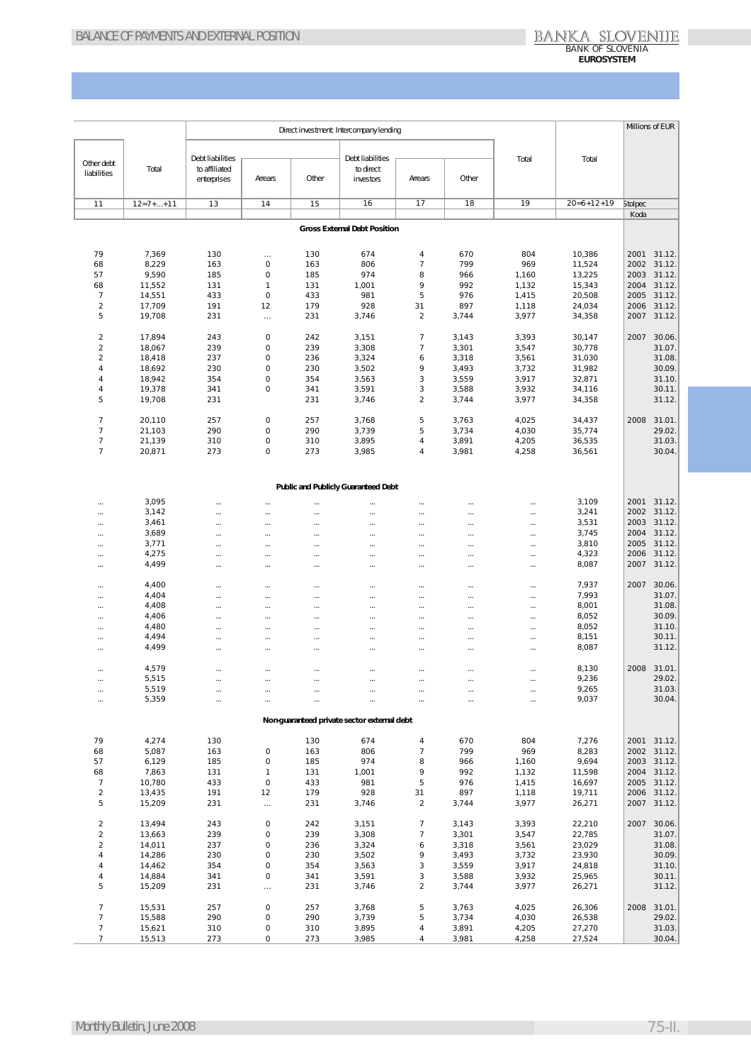Millions of EUR

| Other debt liabilities | Total | Direct investment: Intercompany lending | | | | | | Total | Total | | |
|---|---|---|---|---|---|---|---|---|---|---|---|
| | | Debt liabilities to affiliated enterprises | Arrears | Other | Debt liabilities to direct investors | Arrears | Other | | | | |
| 11 | 12=7+...+11 | 13 | 14 | 15 | 16 | 17 | 18 | 19 | 20=6+12+19 | Stolpec | |
| | | | | | | | | | | Koda | |
| **Gross External Debt Position** | | | | | | | | | | | |
| 79 | 7,369 | 130 | ... | 130 | 674 | 4 | 670 | 804 | 10,386 | 2001 | 31.12. |
| 68 | 8,229 | 163 | 0 | 163 | 806 | 7 | 799 | 969 | 11,524 | 2002 | 31.12. |
| 57 | 9,590 | 185 | 0 | 185 | 974 | 8 | 966 | 1,160 | 13,225 | 2003 | 31.12. |
| 68 | 11,552 | 131 | 1 | 131 | 1,001 | 9 | 992 | 1,132 | 15,343 | 2004 | 31.12. |
| 7 | 14,551 | 433 | 0 | 433 | 981 | 5 | 976 | 1,415 | 20,508 | 2005 | 31.12. |
| 2 | 17,709 | 191 | 12 | 179 | 928 | 31 | 897 | 1,118 | 24,034 | 2006 | 31.12. |
| 5 | 19,708 | 231 | ... | 231 | 3,746 | 2 | 3,744 | 3,977 | 34,358 | 2007 | 31.12. |
| 2 | 17,894 | 243 | 0 | 242 | 3,151 | 7 | 3,143 | 3,393 | 30,147 | 2007 | 30.06. |
| 2 | 18,067 | 239 | 0 | 239 | 3,308 | 7 | 3,301 | 3,547 | 30,778 | | 31.07. |
| 2 | 18,418 | 237 | 0 | 236 | 3,324 | 6 | 3,318 | 3,561 | 31,030 | | 31.08. |
| 4 | 18,692 | 230 | 0 | 230 | 3,502 | 9 | 3,493 | 3,732 | 31,982 | | 30.09. |
| 4 | 18,942 | 354 | 0 | 354 | 3,563 | 3 | 3,559 | 3,917 | 32,871 | | 31.10. |
| 4 | 19,378 | 341 | 0 | 341 | 3,591 | 3 | 3,588 | 3,932 | 34,116 | | 30.11. |
| 5 | 19,708 | 231 | | 231 | 3,746 | 2 | 3,744 | 3,977 | 34,358 | | 31.12. |
| 7 | 20,110 | 257 | 0 | 257 | 3,768 | 5 | 3,763 | 4,025 | 34,437 | 2008 | 31.01. |
| 7 | 21,103 | 290 | 0 | 290 | 3,739 | 5 | 3,734 | 4,030 | 35,774 | | 29.02. |
| 7 | 21,139 | 310 | 0 | 310 | 3,895 | 4 | 3,891 | 4,205 | 36,535 | | 31.03. |
| 7 | 20,871 | 273 | 0 | 273 | 3,985 | 4 | 3,981 | 4,258 | 36,561 | | 30.04. |
| **Public and Publicly Guaranteed Debt** | | | | | | | | | | | |
| ... | 3,095 | ... | ... | ... | ... | ... | ... | ... | 3,109 | 2001 | 31.12. |
| ... | 3,142 | ... | ... | ... | ... | ... | ... | ... | 3,241 | 2002 | 31.12. |
| ... | 3,461 | ... | ... | ... | ... | ... | ... | ... | 3,531 | 2003 | 31.12. |
| ... | 3,689 | ... | ... | ... | ... | ... | ... | ... | 3,745 | 2004 | 31.12. |
| ... | 3,771 | ... | ... | ... | ... | ... | ... | ... | 3,810 | 2005 | 31.12. |
| ... | 4,275 | ... | ... | ... | ... | ... | ... | ... | 4,323 | 2006 | 31.12. |
| ... | 4,499 | ... | ... | ... | ... | ... | ... | ... | 8,087 | 2007 | 31.12. |
| ... | 4,400 | ... | ... | ... | ... | ... | ... | ... | 7,937 | 2007 | 30.06. |
| ... | 4,404 | ... | ... | ... | ... | ... | ... | ... | 7,993 | | 31.07. |
| ... | 4,408 | ... | ... | ... | ... | ... | ... | ... | 8,001 | | 31.08. |
| ... | 4,406 | ... | ... | ... | ... | ... | ... | ... | 8,052 | | 30.09. |
| ... | 4,480 | ... | ... | ... | ... | ... | ... | ... | 8,052 | | 31.10. |
| ... | 4,494 | ... | ... | ... | ... | ... | ... | ... | 8,151 | | 30.11. |
| ... | 4,499 | ... | ... | ... | ... | ... | ... | ... | 8,087 | | 31.12. |
| ... | 4,579 | ... | ... | ... | ... | ... | ... | ... | 8,130 | 2008 | 31.01. |
| ... | 5,515 | ... | ... | ... | ... | ... | ... | ... | 9,236 | | 29.02. |
| ... | 5,519 | ... | ... | ... | ... | ... | ... | ... | 9,265 | | 31.03. |
| ... | 5,359 | ... | ... | ... | ... | ... | ... | ... | 9,037 | | 30.04. |
| **Non-guaranteed private sector external debt** | | | | | | | | | | | |
| 79 | 4,274 | 130 | | 130 | 674 | 4 | 670 | 804 | 7,276 | 2001 | 31.12. |
| 68 | 5,087 | 163 | 0 | 163 | 806 | 7 | 799 | 969 | 8,283 | 2002 | 31.12. |
| 57 | 6,129 | 185 | 0 | 185 | 974 | 8 | 966 | 1,160 | 9,694 | 2003 | 31.12. |
| 68 | 7,863 | 131 | 1 | 131 | 1,001 | 9 | 992 | 1,132 | 11,598 | 2004 | 31.12. |
| 7 | 10,780 | 433 | 0 | 433 | 981 | 5 | 976 | 1,415 | 16,697 | 2005 | 31.12. |
| 2 | 13,435 | 191 | 12 | 179 | 928 | 31 | 897 | 1,118 | 19,711 | 2006 | 31.12. |
| 5 | 15,209 | 231 | ... | 231 | 3,746 | 2 | 3,744 | 3,977 | 26,271 | 2007 | 31.12. |
| 2 | 13,494 | 243 | 0 | 242 | 3,151 | 7 | 3,143 | 3,393 | 22,210 | 2007 | 30.06. |
| 2 | 13,663 | 239 | 0 | 239 | 3,308 | 7 | 3,301 | 3,547 | 22,785 | | 31.07. |
| 2 | 14,011 | 237 | 0 | 236 | 3,324 | 6 | 3,318 | 3,561 | 23,029 | | 31.08. |
| 4 | 14,286 | 230 | 0 | 230 | 3,502 | 9 | 3,493 | 3,732 | 23,930 | | 30.09. |
| 4 | 14,462 | 354 | 0 | 354 | 3,563 | 3 | 3,559 | 3,917 | 24,818 | | 31.10. |
| 4 | 14,884 | 341 | 0 | 341 | 3,591 | 3 | 3,588 | 3,932 | 25,965 | | 30.11. |
| 5 | 15,209 | 231 | ... | 231 | 3,746 | 2 | 3,744 | 3,977 | 26,271 | | 31.12. |
| 7 | 15,531 | 257 | 0 | 257 | 3,768 | 5 | 3,763 | 4,025 | 26,306 | 2008 | 31.01. |
| 7 | 15,588 | 290 | 0 | 290 | 3,739 | 5 | 3,734 | 4,030 | 26,538 | | 29.02. |
| 7 | 15,621 | 310 | 0 | 310 | 3,895 | 4 | 3,891 | 4,205 | 27,270 | | 31.03. |
| 7 | 15,513 | 273 | 0 | 273 | 3,985 | 4 | 3,981 | 4,258 | 27,524 | | 30.04. |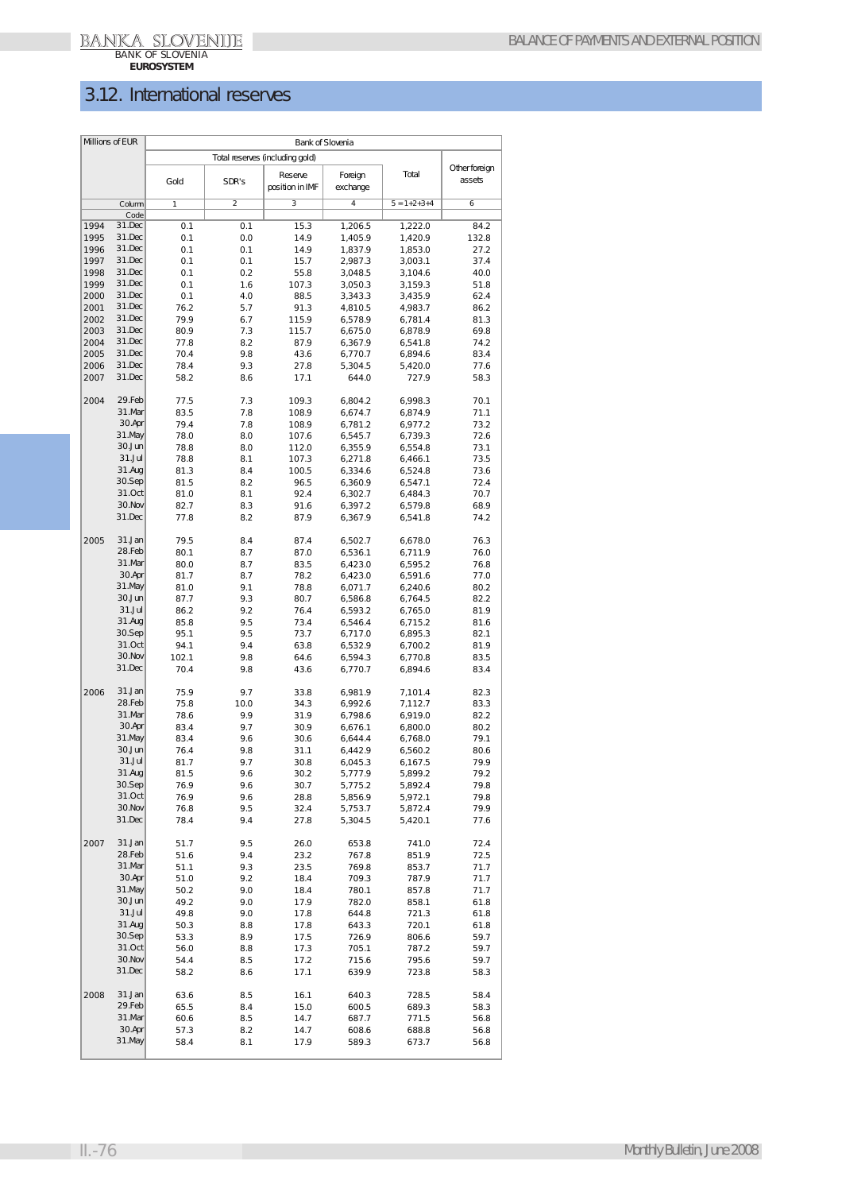# 3.12. International reserves

| Millions of EUR | | Bank of Slovenia | | | | | |
|---|---|---|---|---|---|---|---|
| | | Total reserves (including gold) | | | | | Other foreign assets |
| | | Gold | SDR's | Reserve position in IMF | Foreign exchange | Total | |
| | Column | 1 | 2 | 3 | 4 | 5 = 1+2+3+4 | 6 |
| | Code | | | | | | |
| 1994 | 31.Dec | 0.1 | 0.1 | 15.3 | 1,206.5 | 1,222.0 | 84.2 |
| 1995 | 31.Dec | 0.1 | 0.0 | 14.9 | 1,405.9 | 1,420.9 | 132.8 |
| 1996 | 31.Dec | 0.1 | 0.1 | 14.9 | 1,837.9 | 1,853.0 | 27.2 |
| 1997 | 31.Dec | 0.1 | 0.1 | 15.7 | 2,987.3 | 3,003.1 | 37.4 |
| 1998 | 31.Dec | 0.1 | 0.2 | 55.8 | 3,048.5 | 3,104.6 | 40.0 |
| 1999 | 31.Dec | 0.1 | 1.6 | 107.3 | 3,050.3 | 3,159.3 | 51.8 |
| 2000 | 31.Dec | 0.1 | 4.0 | 88.5 | 3,343.3 | 3,435.9 | 62.4 |
| 2001 | 31.Dec | 76.2 | 5.7 | 91.3 | 4,810.5 | 4,983.7 | 86.2 |
| 2002 | 31.Dec | 79.9 | 6.7 | 115.9 | 6,578.9 | 6,781.4 | 81.3 |
| 2003 | 31.Dec | 80.9 | 7.3 | 115.7 | 6,675.0 | 6,878.9 | 69.8 |
| 2004 | 31.Dec | 77.8 | 8.2 | 87.9 | 6,367.9 | 6,541.8 | 74.2 |
| 2005 | 31.Dec | 70.4 | 9.8 | 43.6 | 6,770.7 | 6,894.6 | 83.4 |
| 2006 | 31.Dec | 78.4 | 9.3 | 27.8 | 5,304.5 | 5,420.0 | 77.6 |
| 2007 | 31.Dec | 58.2 | 8.6 | 17.1 | 644.0 | 727.9 | 58.3 |
| 2004 | 29.Feb | 77.5 | 7.3 | 109.3 | 6,804.2 | 6,998.3 | 70.1 |
| | 31.Mar | 83.5 | 7.8 | 108.9 | 6,674.7 | 6,874.9 | 71.1 |
| | 30.Apr | 79.4 | 7.8 | 108.9 | 6,781.2 | 6,977.2 | 73.2 |
| | 31.May | 78.0 | 8.0 | 107.6 | 6,545.7 | 6,739.3 | 72.6 |
| | 30.Jun | 78.8 | 8.0 | 112.0 | 6,355.9 | 6,554.8 | 73.1 |
| | 31.Jul | 78.8 | 8.1 | 107.3 | 6,271.8 | 6,466.1 | 73.5 |
| | 31.Aug | 81.3 | 8.4 | 100.5 | 6,334.6 | 6,524.8 | 73.6 |
| | 30.Sep | 81.5 | 8.2 | 96.5 | 6,360.9 | 6,547.1 | 72.4 |
| | 31.Oct | 81.0 | 8.1 | 92.4 | 6,302.7 | 6,484.3 | 70.7 |
| | 30.Nov | 82.7 | 8.3 | 91.6 | 6,397.2 | 6,579.8 | 68.9 |
| | 31.Dec | 77.8 | 8.2 | 87.9 | 6,367.9 | 6,541.8 | 74.2 |
| 2005 | 31.Jan | 79.5 | 8.4 | 87.4 | 6,502.7 | 6,678.0 | 76.3 |
| | 28.Feb | 80.1 | 8.7 | 87.0 | 6,536.1 | 6,711.9 | 76.0 |
| | 31.Mar | 80.0 | 8.7 | 83.5 | 6,423.0 | 6,595.2 | 76.8 |
| | 30.Apr | 81.7 | 8.7 | 78.2 | 6,423.0 | 6,591.6 | 77.0 |
| | 31.May | 81.0 | 9.1 | 78.8 | 6,071.7 | 6,240.6 | 80.2 |
| | 30.Jun | 87.7 | 9.3 | 80.7 | 6,586.8 | 6,764.5 | 82.2 |
| | 31.Jul | 86.2 | 9.2 | 76.4 | 6,593.2 | 6,765.0 | 81.9 |
| | 31.Aug | 85.8 | 9.5 | 73.4 | 6,546.4 | 6,715.2 | 81.6 |
| | 30.Sep | 95.1 | 9.5 | 73.7 | 6,717.0 | 6,895.3 | 82.1 |
| | 31.Oct | 94.1 | 9.4 | 63.8 | 6,532.9 | 6,700.2 | 81.9 |
| | 30.Nov | 102.1 | 9.8 | 64.6 | 6,594.3 | 6,770.8 | 83.5 |
| | 31.Dec | 70.4 | 9.8 | 43.6 | 6,770.7 | 6,894.6 | 83.4 |
| 2006 | 31.Jan | 75.9 | 9.7 | 33.8 | 6,981.9 | 7,101.4 | 82.3 |
| | 28.Feb | 75.8 | 10.0 | 34.3 | 6,992.6 | 7,112.7 | 83.3 |
| | 31.Mar | 78.6 | 9.9 | 31.9 | 6,798.6 | 6,919.0 | 82.2 |
| | 30.Apr | 83.4 | 9.7 | 30.9 | 6,676.1 | 6,800.0 | 80.2 |
| | 31.May | 83.4 | 9.6 | 30.6 | 6,644.4 | 6,768.0 | 79.1 |
| | 30.Jun | 76.4 | 9.8 | 31.1 | 6,442.9 | 6,560.2 | 80.6 |
| | 31.Jul | 81.7 | 9.7 | 30.8 | 6,045.3 | 6,167.5 | 79.9 |
| | 31.Aug | 81.5 | 9.6 | 30.2 | 5,777.9 | 5,899.2 | 79.2 |
| | 30.Sep | 76.9 | 9.6 | 30.7 | 5,775.2 | 5,892.4 | 79.8 |
| | 31.Oct | 76.9 | 9.6 | 28.8 | 5,856.9 | 5,972.1 | 79.8 |
| | 30.Nov | 76.8 | 9.5 | 32.4 | 5,753.7 | 5,872.4 | 79.9 |
| | 31.Dec | 78.4 | 9.4 | 27.8 | 5,304.5 | 5,420.1 | 77.6 |
| 2007 | 31.Jan | 51.7 | 9.5 | 26.0 | 653.8 | 741.0 | 72.4 |
| | 28.Feb | 51.6 | 9.4 | 23.2 | 767.8 | 851.9 | 72.5 |
| | 31.Mar | 51.1 | 9.3 | 23.5 | 769.8 | 853.7 | 71.7 |
| | 30.Apr | 51.0 | 9.2 | 18.4 | 709.3 | 787.9 | 71.7 |
| | 31.May | 50.2 | 9.0 | 18.4 | 780.1 | 857.8 | 71.7 |
| | 30.Jun | 49.2 | 9.0 | 17.9 | 782.0 | 858.1 | 61.8 |
| | 31.Jul | 49.8 | 9.0 | 17.8 | 644.8 | 721.3 | 61.8 |
| | 31.Aug | 50.3 | 8.8 | 17.8 | 643.3 | 720.1 | 61.8 |
| | 30.Sep | 53.3 | 8.9 | 17.5 | 726.9 | 806.6 | 59.7 |
| | 31.Oct | 56.0 | 8.8 | 17.3 | 705.1 | 787.2 | 59.7 |
| | 30.Nov | 54.4 | 8.5 | 17.2 | 715.6 | 795.6 | 59.7 |
| | 31.Dec | 58.2 | 8.6 | 17.1 | 639.9 | 723.8 | 58.3 |
| 2008 | 31.Jan | 63.6 | 8.5 | 16.1 | 640.3 | 728.5 | 58.4 |
| | 29.Feb | 65.5 | 8.4 | 15.0 | 600.5 | 689.3 | 58.3 |
| | 31.Mar | 60.6 | 8.5 | 14.7 | 687.7 | 771.5 | 56.8 |
| | 30.Apr | 57.3 | 8.2 | 14.7 | 608.6 | 688.8 | 56.8 |
| | 31.May | 58.4 | 8.1 | 17.9 | 589.3 | 673.7 | 56.8 |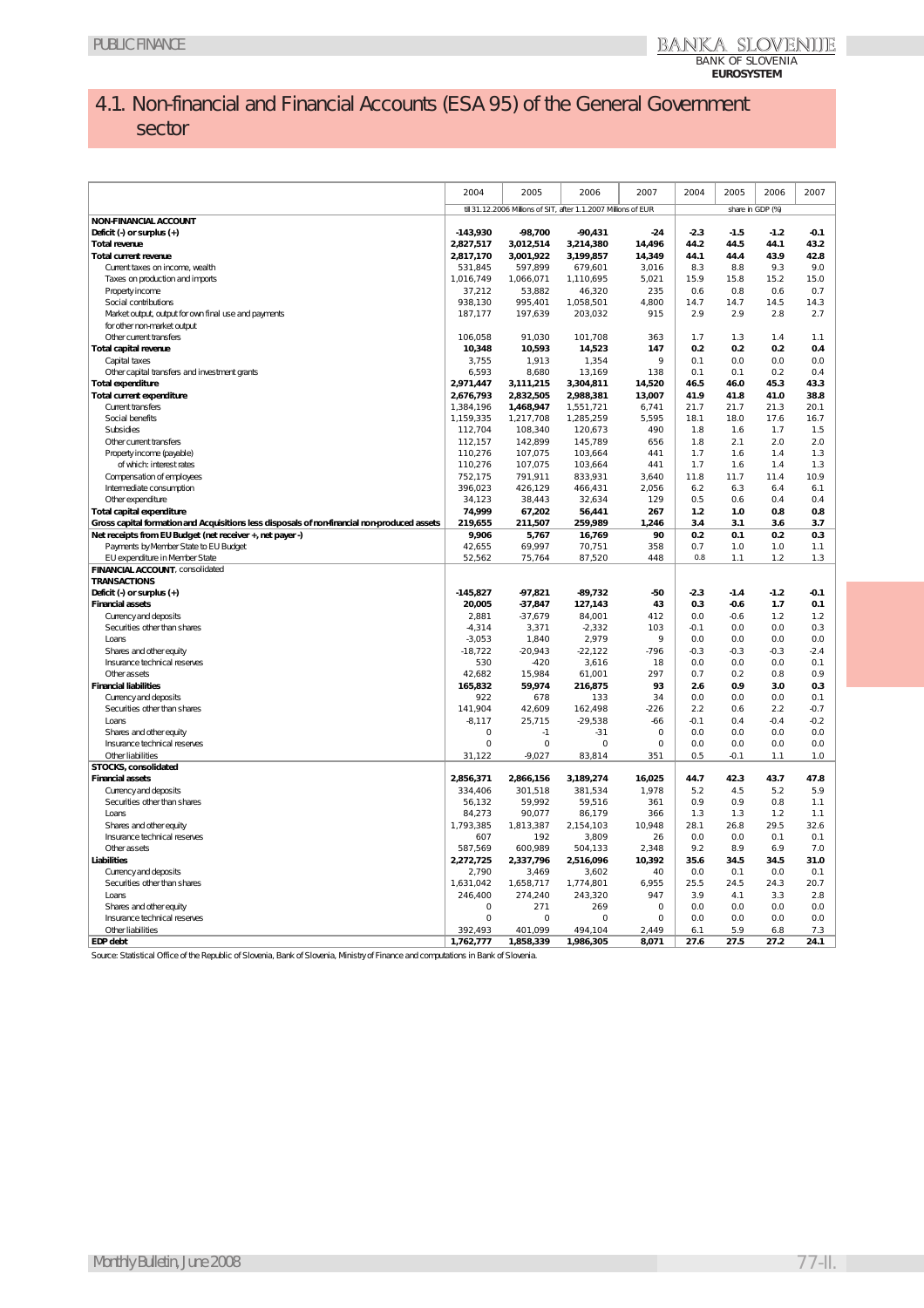# 4.1. Non-financial and Financial Accounts (ESA 95) of the General Government sector

| | 2004 | 2005 | 2006 | 2007 | 2004 | 2005 | 2006 | 2007 |
|---|---|---|---|---|---|---|---|---|
| | till 31.12.2006 Millions of SIT, after 1.1.2007 Millions of EUR | | | | share in GDP (%) | | | |
| **NON-FINANCIAL ACCOUNT** | | | | | | | | |
| **Deficit (-) or surplus (+)** | **-143,930** | **-98,700** | **-90,431** | **-24** | **-2.3** | **-1.5** | **-1.2** | **-0.1** |
| **Total revenue** | **2,827,517** | **3,012,514** | **3,214,380** | **14,496** | **44.2** | **44.5** | **44.1** | **43.2** |
| **Total current revenue** | **2,817,170** | **3,001,922** | **3,199,857** | **14,349** | **44.1** | **44.4** | **43.9** | **42.8** |
| Current taxes on income, wealth | 531,845 | 597,899 | 679,601 | 3,016 | 8.3 | 8.8 | 9.3 | 9.0 |
| Taxes on production and imports | 1,016,749 | 1,066,071 | 1,110,695 | 5,021 | 15.9 | 15.8 | 15.2 | 15.0 |
| Property income | 37,212 | 53,882 | 46,320 | 235 | 0.6 | 0.8 | 0.6 | 0.7 |
| Social contributions | 938,130 | 995,401 | 1,058,501 | 4,800 | 14.7 | 14.7 | 14.5 | 14.3 |
| Market output, output for own final use and payments for other non-market output | 187,177 | 197,639 | 203,032 | 915 | 2.9 | 2.9 | 2.8 | 2.7 |
| Other current transfers | 106,058 | 91,030 | 101,708 | 363 | 1.7 | 1.3 | 1.4 | 1.1 |
| **Total capital revenue** | **10,348** | **10,593** | **14,523** | **147** | **0.2** | **0.2** | **0.2** | **0.4** |
| Capital taxes | 3,755 | 1,913 | 1,354 | 9 | 0.1 | 0.0 | 0.0 | 0.0 |
| Other capital transfers and investment grants | 6,593 | 8,680 | 13,169 | 138 | 0.1 | 0.1 | 0.2 | 0.4 |
| **Total expenditure** | **2,971,447** | **3,111,215** | **3,304,811** | **14,520** | **46.5** | **46.0** | **45.3** | **43.3** |
| **Total current expenditure** | **2,676,793** | **2,832,505** | **2,988,381** | **13,007** | **41.9** | **41.8** | **41.0** | **38.8** |
| Current transfers | 1,384,196 | **1,468,947** | 1,551,721 | 6,741 | 21.7 | 21.7 | 21.3 | 20.1 |
| Social benefits | 1,159,335 | 1,217,708 | 1,285,259 | 5,595 | 18.1 | 18.0 | 17.6 | 16.7 |
| Subsidies | 112,704 | 108,340 | 120,673 | 490 | 1.8 | 1.6 | 1.7 | 1.5 |
| Other current transfers | 112,157 | 142,899 | 145,789 | 656 | 1.8 | 2.1 | 2.0 | 2.0 |
| Property income (payable) | 110,276 | 107,075 | 103,664 | 441 | 1.7 | 1.6 | 1.4 | 1.3 |
| of which: interest rates | 110,276 | 107,075 | 103,664 | 441 | 1.7 | 1.6 | 1.4 | 1.3 |
| Compensation of employees | 752,175 | 791,911 | 833,931 | 3,640 | 11.8 | 11.7 | 11.4 | 10.9 |
| Intermediate consumption | 396,023 | 426,129 | 466,431 | 2,056 | 6.2 | 6.3 | 6.4 | 6.1 |
| Other expenditure | 34,123 | 38,443 | 32,634 | 129 | 0.5 | 0.6 | 0.4 | 0.4 |
| **Total capital expenditure** | **74,999** | **67,202** | **56,441** | **267** | **1.2** | **1.0** | **0.8** | **0.8** |
| **Gross capital formation and Acquisitions less disposals of non-financial non-produced assets** | **219,655** | **211,507** | **259,989** | **1,246** | **3.4** | **3.1** | **3.6** | **3.7** |
| **Net receipts from EU Budget (net receiver +, net payer -)** | **9,906** | **5,767** | **16,769** | **90** | **0.2** | **0.1** | **0.2** | **0.3** |
| Payments by Member State to EU Budget | 42,655 | 69,997 | 70,751 | 358 | 0.7 | 1.0 | 1.0 | 1.1 |
| EU expenditure in Member State | 52,562 | 75,764 | 87,520 | 448 | 0.8 | 1.1 | 1.2 | 1.3 |
| **FINANCIAL ACCOUNT**, consolidated | | | | | | | | |
| **TRANSACTIONS** | | | | | | | | |
| **Deficit (-) or surplus (+)** | **-145,827** | **-97,821** | **-89,732** | **-50** | **-2.3** | **-1.4** | **-1.2** | **-0.1** |
| **Financial assets** | **20,005** | **-37,847** | **127,143** | **43** | **0.3** | **-0.6** | **1.7** | **0.1** |
| Currency and deposits | 2,881 | -37,679 | 84,001 | 412 | 0.0 | -0.6 | 1.2 | 1.2 |
| Securities other than shares | -4,314 | 3,371 | -2,332 | 103 | -0.1 | 0.0 | 0.0 | 0.3 |
| Loans | -3,053 | 1,840 | 2,979 | 9 | 0.0 | 0.0 | 0.0 | 0.0 |
| Shares and other equity | -18,722 | -20,943 | -22,122 | -796 | -0.3 | -0.3 | -0.3 | -2.4 |
| Insurance technical reserves | 530 | -420 | 3,616 | 18 | 0.0 | 0.0 | 0.0 | 0.1 |
| Other assets | 42,682 | 15,984 | 61,001 | 297 | 0.7 | 0.2 | 0.8 | 0.9 |
| **Financial liabilities** | **165,832** | **59,974** | **216,875** | **93** | **2.6** | **0.9** | **3.0** | **0.3** |
| Currency and deposits | 922 | 678 | 133 | 34 | 0.0 | 0.0 | 0.0 | 0.1 |
| Securities other than shares | 141,904 | 42,609 | 162,498 | -226 | 2.2 | 0.6 | 2.2 | -0.7 |
| Loans | -8,117 | 25,715 | -29,538 | -66 | -0.1 | 0.4 | -0.4 | -0.2 |
| Shares and other equity | 0 | -1 | -31 | 0 | 0.0 | 0.0 | 0.0 | 0.0 |
| Insurance technical reserves | 0 | 0 | 0 | 0 | 0.0 | 0.0 | 0.0 | 0.0 |
| Other liabilities | 31,122 | -9,027 | 83,814 | 351 | 0.5 | -0.1 | 1.1 | 1.0 |
| **STOCKS, consolidated** | | | | | | | | |
| **Financial assets** | **2,856,371** | **2,866,156** | **3,189,274** | **16,025** | **44.7** | **42.3** | **43.7** | **47.8** |
| Currency and deposits | 334,406 | 301,518 | 381,534 | 1,978 | 5.2 | 4.5 | 5.2 | 5.9 |
| Securities other than shares | 56,132 | 59,992 | 59,516 | 361 | 0.9 | 0.9 | 0.8 | 1.1 |
| Loans | 84,273 | 90,077 | 86,179 | 366 | 1.3 | 1.3 | 1.2 | 1.1 |
| Shares and other equity | 1,793,385 | 1,813,387 | 2,154,103 | 10,948 | 28.1 | 26.8 | 29.5 | 32.6 |
| Insurance technical reserves | 607 | 192 | 3,809 | 26 | 0.0 | 0.0 | 0.1 | 0.1 |
| Other assets | 587,569 | 600,989 | 504,133 | 2,348 | 9.2 | 8.9 | 6.9 | 7.0 |
| **Liabilities** | **2,272,725** | **2,337,796** | **2,516,096** | **10,392** | **35.6** | **34.5** | **34.5** | **31.0** |
| Currency and deposits | 2,790 | 3,469 | 3,602 | 40 | 0.0 | 0.1 | 0.0 | 0.1 |
| Securities other than shares | 1,631,042 | 1,658,717 | 1,774,801 | 6,955 | 25.5 | 24.5 | 24.3 | 20.7 |
| Loans | 246,400 | 274,240 | 243,320 | 947 | 3.9 | 4.1 | 3.3 | 2.8 |
| Shares and other equity | 0 | 271 | 269 | 0 | 0.0 | 0.0 | 0.0 | 0.0 |
| Insurance technical reserves | 0 | 0 | 0 | 0 | 0.0 | 0.0 | 0.0 | 0.0 |
| Other liabilities | 392,493 | 401,099 | 494,104 | 2,449 | 6.1 | 5.9 | 6.8 | 7.3 |
| **EDP debt** | **1,762,777** | **1,858,339** | **1,986,305** | **8,071** | **27.6** | **27.5** | **27.2** | **24.1** |

Source: Statistical Office of the Republic of Slovenia, Bank of Slovenia, Ministry of Finance and computations in Bank of Slovenia.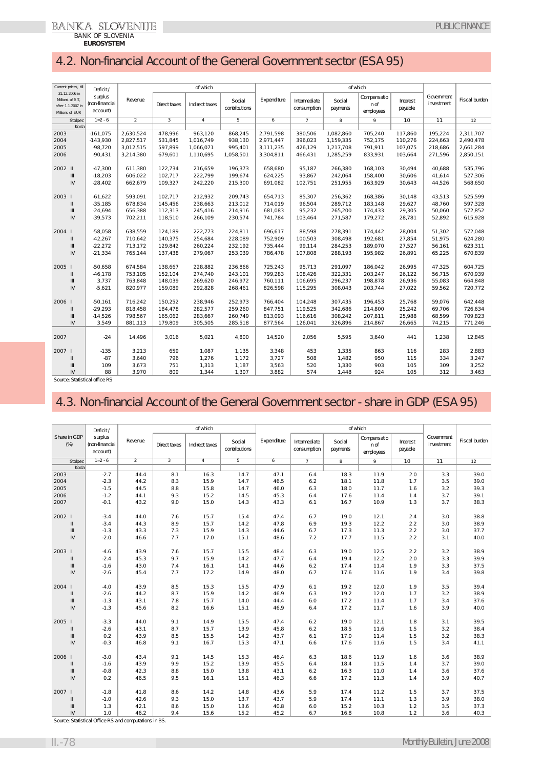## 4.2. Non-financial Account of the General Government sector (ESA 95)

| Current prices, till 31.12.2006 in Millions of SIT, after 1.1.2007 in Millions of EUR | Deficit/ surplus (non-financial account) | Revenue | of which | | | Expenditure | of which | | | | Government investment | Fiscal burden |
|---|---|---|---|---|---|---|---|---|---|---|---|---|
| | | | Direct taxes | Indirect taxes | Social contributions | | Intermediate consumption | Social payments | Compensation of employees | Interest payable | | |
| Stolpec | 1=2 - 6 | 2 | 3 | 4 | 5 | 6 | 7 | 8 | 9 | 10 | 11 | 12 |
| Koda | | | | | | | | | | | | |
| 2003 | -161,075 | 2,630,524 | 478,996 | 963,120 | 868,245 | 2,791,598 | 380,506 | 1,082,860 | 705,240 | 117,860 | 195,224 | 2,311,707 |
| 2004 | -143,930 | 2,827,517 | 531,845 | 1,016,749 | 938,130 | 2,971,447 | 396,023 | 1,159,335 | 752,175 | 110,276 | 224,663 | 2,490,478 |
| 2005 | -98,720 | 3,012,515 | 597,899 | 1,066,071 | 995,401 | 3,111,235 | 426,129 | 1,217,708 | 791,911 | 107,075 | 218,686 | 2,661,284 |
| 2006 | -90,431 | 3,214,380 | 679,601 | 1,110,695 | 1,058,501 | 3,304,811 | 466,431 | 1,285,259 | 833,931 | 103,664 | 271,596 | 2,850,151 |
| 2002 II | -47,300 | 611,380 | 122,734 | 216,659 | 196,373 | 658,680 | 95,187 | 266,380 | 168,103 | 30,494 | 40,688 | 535,796 |
| III | -18,203 | 606,022 | 102,717 | 222,799 | 199,674 | 624,225 | 93,867 | 242,064 | 158,400 | 30,606 | 41,614 | 527,306 |
| IV | -28,402 | 662,679 | 109,327 | 242,220 | 215,300 | 691,082 | 102,751 | 251,955 | 163,929 | 30,643 | 44,526 | 568,650 |
| 2003 I | -61,622 | 593,091 | 102,717 | 212,932 | 209,743 | 654,713 | 85,307 | 256,362 | 168,386 | 30,148 | 43,513 | 525,599 |
| II | -35,185 | 678,834 | 145,456 | 238,663 | 213,012 | 714,019 | 96,504 | 289,712 | 183,148 | 29,627 | 48,760 | 597,328 |
| III | -24,694 | 656,388 | 112,313 | 245,416 | 214,916 | 681,083 | 95,232 | 265,200 | 174,433 | 29,305 | 50,060 | 572,852 |
| IV | -39,573 | 702,211 | 118,510 | 266,109 | 230,574 | 741,784 | 103,464 | 271,587 | 179,272 | 28,781 | 52,892 | 615,928 |
| 2004 I | -58,058 | 638,559 | 124,189 | 222,773 | 224,811 | 696,617 | 88,598 | 278,391 | 174,442 | 28,004 | 51,302 | 572,048 |
| II | -42,267 | 710,642 | 140,375 | 254,684 | 228,089 | 752,909 | 100,503 | 308,498 | 192,681 | 27,854 | 51,975 | 624,280 |
| III | -22,272 | 713,172 | 129,842 | 260,224 | 232,192 | 735,444 | 99,114 | 284,253 | 189,070 | 27,527 | 56,161 | 623,311 |
| IV | -21,334 | 765,144 | 137,438 | 279,067 | 253,039 | 786,478 | 107,808 | 288,193 | 195,982 | 26,891 | 65,225 | 670,839 |
| 2005 I | -50,658 | 674,584 | 138,667 | 228,882 | 236,866 | 725,243 | 95,713 | 291,097 | 186,042 | 26,995 | 47,325 | 604,725 |
| II | -46,178 | 753,105 | 152,104 | 274,740 | 243,101 | 799,283 | 108,426 | 322,331 | 203,247 | 26,122 | 56,715 | 670,939 |
| III | 3,737 | 763,848 | 148,039 | 269,620 | 246,972 | 760,111 | 106,695 | 296,237 | 198,878 | 26,936 | 55,083 | 664,848 |
| IV | -5,621 | 820,977 | 159,089 | 292,828 | 268,461 | 826,598 | 115,295 | 308,043 | 203,744 | 27,022 | 59,562 | 720,772 |
| 2006 I | -50,161 | 716,242 | 150,252 | 238,946 | 252,973 | 766,404 | 104,248 | 307,435 | 196,453 | 25,768 | 59,076 | 642,448 |
| II | -29,293 | 818,458 | 184,478 | 282,577 | 259,260 | 847,751 | 119,525 | 342,686 | 214,800 | 25,242 | 69,706 | 726,634 |
| III | -14,526 | 798,567 | 165,062 | 283,667 | 260,749 | 813,093 | 116,616 | 308,242 | 207,811 | 25,988 | 68,599 | 709,823 |
| IV | 3,549 | 881,113 | 179,809 | 305,505 | 285,518 | 877,564 | 126,041 | 326,896 | 214,867 | 26,665 | 74,215 | 771,246 |
| 2007 | -24 | 14,496 | 3,016 | 5,021 | 4,800 | 14,520 | 2,056 | 5,595 | 3,640 | 441 | 1,238 | 12,845 |
| 2007 I | -135 | 3,213 | 659 | 1,087 | 1,135 | 3,348 | 453 | 1,335 | 863 | 116 | 283 | 2,883 |
| II | -87 | 3,640 | 796 | 1,276 | 1,172 | 3,727 | 508 | 1,482 | 950 | 115 | 334 | 3,247 |
| III | 109 | 3,673 | 751 | 1,313 | 1,187 | 3,563 | 520 | 1,330 | 903 | 105 | 309 | 3,252 |
| IV | 88 | 3,970 | 809 | 1,344 | 1,307 | 3,882 | 574 | 1,448 | 924 | 105 | 312 | 3,463 |

Source: Statistical office RS

## 4.3. Non-financial Account of the General Government sector - share in GDP (ESA 95)

| Share in GDP (%) | Deficit/ surplus (non-financial account) | Revenue | of which | | | Expenditure | of which | | | | Government investment | Fiscal burden |
|---|---|---|---|---|---|---|---|---|---|---|---|---|
| | | | Direct taxes | Indirect taxes | Social contributions | | Intermediate consumption | Social payments | Compensation of employees | Interest payable | | |
| Stolpec | 1=2 - 6 | 2 | 3 | 4 | 5 | 6 | 7 | 8 | 9 | 10 | 11 | 12 |
| Koda | | | | | | | | | | | | |
| 2003 | -2.7 | 44.4 | 8.1 | 16.3 | 14.7 | 47.1 | 6.4 | 18.3 | 11.9 | 2.0 | 3.3 | 39.0 |
| 2004 | -2.3 | 44.2 | 8.3 | 15.9 | 14.7 | 46.5 | 6.2 | 18.1 | 11.8 | 1.7 | 3.5 | 39.0 |
| 2005 | -1.5 | 44.5 | 8.8 | 15.8 | 14.7 | 46.0 | 6.3 | 18.0 | 11.7 | 1.6 | 3.2 | 39.3 |
| 2006 | -1.2 | 44.1 | 9.3 | 15.2 | 14.5 | 45.3 | 6.4 | 17.6 | 11.4 | 1.4 | 3.7 | 39.1 |
| 2007 | -0.1 | 43.2 | 9.0 | 15.0 | 14.3 | 43.3 | 6.1 | 16.7 | 10.9 | 1.3 | 3.7 | 38.3 |
| 2002 I | -3.4 | 44.0 | 7.6 | 15.7 | 15.4 | 47.4 | 6.7 | 19.0 | 12.1 | 2.4 | 3.0 | 38.8 |
| II | -3.4 | 44.3 | 8.9 | 15.7 | 14.2 | 47.8 | 6.9 | 19.3 | 12.2 | 2.2 | 3.0 | 38.9 |
| III | -1.3 | 43.3 | 7.3 | 15.9 | 14.3 | 44.6 | 6.7 | 17.3 | 11.3 | 2.2 | 3.0 | 37.7 |
| IV | -2.0 | 46.6 | 7.7 | 17.0 | 15.1 | 48.6 | 7.2 | 17.7 | 11.5 | 2.2 | 3.1 | 40.0 |
| 2003 I | -4.6 | 43.9 | 7.6 | 15.7 | 15.5 | 48.4 | 6.3 | 19.0 | 12.5 | 2.2 | 3.2 | 38.9 |
| II | -2.4 | 45.3 | 9.7 | 15.9 | 14.2 | 47.7 | 6.4 | 19.4 | 12.2 | 2.0 | 3.3 | 39.9 |
| III | -1.6 | 43.0 | 7.4 | 16.1 | 14.1 | 44.6 | 6.2 | 17.4 | 11.4 | 1.9 | 3.3 | 37.5 |
| IV | -2.6 | 45.4 | 7.7 | 17.2 | 14.9 | 48.0 | 6.7 | 17.6 | 11.6 | 1.9 | 3.4 | 39.8 |
| 2004 I | -4.0 | 43.9 | 8.5 | 15.3 | 15.5 | 47.9 | 6.1 | 19.2 | 12.0 | 1.9 | 3.5 | 39.4 |
| II | -2.6 | 44.2 | 8.7 | 15.9 | 14.2 | 46.9 | 6.3 | 19.2 | 12.0 | 1.7 | 3.2 | 38.9 |
| III | -1.3 | 43.1 | 7.8 | 15.7 | 14.0 | 44.4 | 6.0 | 17.2 | 11.4 | 1.7 | 3.4 | 37.6 |
| IV | -1.3 | 45.6 | 8.2 | 16.6 | 15.1 | 46.9 | 6.4 | 17.2 | 11.7 | 1.6 | 3.9 | 40.0 |
| 2005 I | -3.3 | 44.0 | 9.1 | 14.9 | 15.5 | 47.4 | 6.2 | 19.0 | 12.1 | 1.8 | 3.1 | 39.5 |
| II | -2.6 | 43.1 | 8.7 | 15.7 | 13.9 | 45.8 | 6.2 | 18.5 | 11.6 | 1.5 | 3.2 | 38.4 |
| III | 0.2 | 43.9 | 8.5 | 15.5 | 14.2 | 43.7 | 6.1 | 17.0 | 11.4 | 1.5 | 3.2 | 38.3 |
| IV | -0.3 | 46.8 | 9.1 | 16.7 | 15.3 | 47.1 | 6.6 | 17.6 | 11.6 | 1.5 | 3.4 | 41.1 |
| 2006 I | -3.0 | 43.4 | 9.1 | 14.5 | 15.3 | 46.4 | 6.3 | 18.6 | 11.9 | 1.6 | 3.6 | 38.9 |
| II | -1.6 | 43.9 | 9.9 | 15.2 | 13.9 | 45.5 | 6.4 | 18.4 | 11.5 | 1.4 | 3.7 | 39.0 |
| III | -0.8 | 42.3 | 8.8 | 15.0 | 13.8 | 43.1 | 6.2 | 16.3 | 11.0 | 1.4 | 3.6 | 37.6 |
| IV | 0.2 | 46.5 | 9.5 | 16.1 | 15.1 | 46.3 | 6.6 | 17.2 | 11.3 | 1.4 | 3.9 | 40.7 |
| 2007 I | -1.8 | 41.8 | 8.6 | 14.2 | 14.8 | 43.6 | 5.9 | 17.4 | 11.2 | 1.5 | 3.7 | 37.5 |
| II | -1.0 | 42.6 | 9.3 | 15.0 | 13.7 | 43.7 | 5.9 | 17.4 | 11.1 | 1.3 | 3.9 | 38.0 |
| III | 1.3 | 42.1 | 8.6 | 15.0 | 13.6 | 40.8 | 6.0 | 15.2 | 10.3 | 1.2 | 3.5 | 37.3 |
| IV | 1.0 | 46.2 | 9.4 | 15.6 | 15.2 | 45.2 | 6.7 | 16.8 | 10.8 | 1.2 | 3.6 | 40.3 |

Source: Statistical Office RS and computations in BS.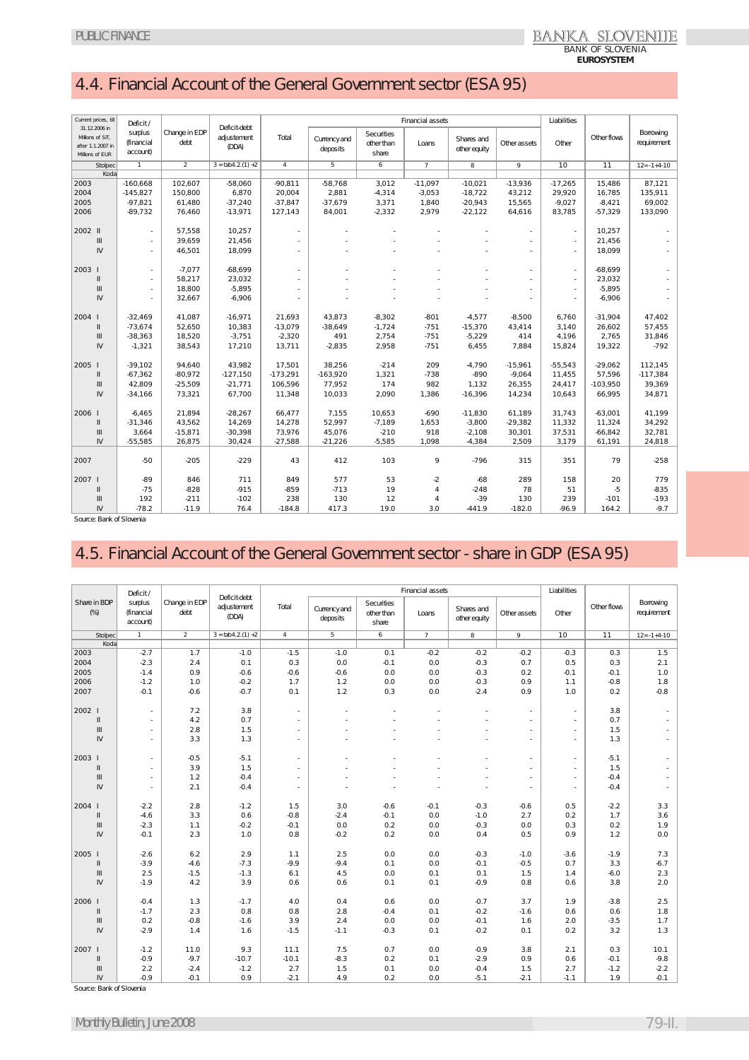## 4.4. Financial Account of the General Government sector (ESA 95)

| Current prices, till 31.12.2006 in Millions of SIT, after 1.1.2007 in Millions of EUR | Deficit / surplus (financial account) | Change in EDP debt | Deficit-debt adjustement (DDA) | Financial assets | | | | | | | Liabilities | Other flows | Borrowing requirement |
|---|---|---|---|---|---|---|---|---|---|---|---|---|---|
| | | | | Total | Currency and deposits | Securities other than share | Loans | Shares and other equity | Other assets | | Other | | |
| Stolpec | 1 | 2 | 3 = tab4.2.(1) +2 | 4 | 5 | 6 | 7 | 8 | 9 | | 10 | 11 | 12=-1+4-10 |
| Koda | | | | | | | | | | | | | |
| 2003 | -160,668 | 102,607 | -58,060 | -90,811 | -58,768 | 3,012 | -11,097 | -10,021 | -13,936 | | -17,265 | 15,486 | 87,121 |
| 2004 | -145,827 | 150,800 | 6,870 | 20,004 | 2,881 | -4,314 | -3,053 | -18,722 | 43,212 | | 29,920 | 16,785 | 135,911 |
| 2005 | -97,821 | 61,480 | -37,240 | -37,847 | -37,679 | 3,371 | 1,840 | -20,943 | 15,565 | | -9,027 | -8,421 | 69,002 |
| 2006 | -89,732 | 76,460 | -13,971 | 127,143 | 84,001 | -2,332 | 2,979 | -22,122 | 64,616 | | 83,785 | -57,329 | 133,090 |
| 2002 II | - | 57,558 | 10,257 | - | - | - | - | - | - | | - | 10,257 | - |
| III | - | 39,659 | 21,456 | - | - | - | - | - | - | | - | 21,456 | - |
| IV | - | 46,501 | 18,099 | - | - | - | - | - | - | | - | 18,099 | - |
| 2003 I | - | -7,077 | -68,699 | - | - | - | - | - | - | | - | -68,699 | - |
| II | - | 58,217 | 23,032 | - | - | - | - | - | - | | - | 23,032 | - |
| III | - | 18,800 | -5,895 | - | - | - | - | - | - | | - | -5,895 | - |
| IV | - | 32,667 | -6,906 | - | - | - | - | - | - | | - | -6,906 | - |
| 2004 I | -32,469 | 41,087 | -16,971 | 21,693 | 43,873 | -8,302 | -801 | -4,577 | -8,500 | | 6,760 | -31,904 | 47,402 |
| II | -73,674 | 52,650 | 10,383 | -13,079 | -38,649 | -1,724 | -751 | -15,370 | 43,414 | | 3,140 | 26,602 | 57,455 |
| III | -38,363 | 18,520 | -3,751 | -2,320 | 491 | 2,754 | -751 | -5,229 | 414 | | 4,196 | 2,765 | 31,846 |
| IV | -1,321 | 38,543 | 17,210 | 13,711 | -2,835 | 2,958 | -751 | 6,455 | 7,884 | | 15,824 | 19,322 | -792 |
| 2005 I | -39,102 | 94,640 | 43,982 | 17,501 | 38,256 | -214 | 209 | -4,790 | -15,961 | | -55,543 | -29,062 | 112,145 |
| II | -67,362 | -80,972 | -127,150 | -173,291 | -163,920 | 1,321 | -738 | -890 | -9,064 | | 11,455 | 57,596 | -117,384 |
| III | 42,809 | -25,509 | -21,771 | 106,596 | 77,952 | 174 | 982 | 1,132 | 26,355 | | 24,417 | -103,950 | 39,369 |
| IV | -34,166 | 73,321 | 67,700 | 11,348 | 10,033 | 2,090 | 1,386 | -16,396 | 14,234 | | 10,643 | 66,995 | 34,871 |
| 2006 I | -6,465 | 21,894 | -28,267 | 66,477 | 7,155 | 10,653 | -690 | -11,830 | 61,189 | | 31,743 | -63,001 | 41,199 |
| II | -31,346 | 43,562 | 14,269 | 14,278 | 52,997 | -7,189 | 1,653 | -3,800 | -29,382 | | 11,332 | 11,324 | 34,292 |
| III | 3,664 | -15,871 | -30,398 | 73,976 | 45,076 | -210 | 918 | -2,108 | 30,301 | | 37,531 | -66,842 | 32,781 |
| IV | -55,585 | 26,875 | 30,424 | -27,588 | -21,226 | -5,585 | 1,098 | -4,384 | 2,509 | | 3,179 | 61,191 | 24,818 |
| 2007 | -50 | -205 | -229 | 43 | 412 | 103 | 9 | -796 | 315 | | 351 | 79 | -258 |
| 2007 I | -89 | 846 | 711 | 849 | 577 | 53 | -2 | -68 | 289 | | 158 | 20 | 779 |
| II | -75 | -828 | -915 | -859 | -713 | 19 | 4 | -248 | 78 | | 51 | -5 | -835 |
| III | 192 | -211 | -102 | 238 | 130 | 12 | 4 | -39 | 130 | | 239 | -101 | -193 |
| IV | -78.2 | -11.9 | 76.4 | -184.8 | 417.3 | 19.0 | 3.0 | -441.9 | -182.0 | | -96.9 | 164.2 | -9.7 |

Source: Bank of Slovenia

## 4.5. Financial Account of the General Government sector - share in GDP (ESA 95)

| Share in BDP (%) | Deficit / surplus (financial account) | Change in EDP debt | Deficit-debt adjustement (DDA) | Financial assets | | | | | | Liabilities | Other flows | Borrowing requirement |
|---|---|---|---|---|---|---|---|---|---|---|---|---|
| | | | | Total | Currency and deposits | Securities other than share | Loans | Shares and other equity | Other assets | Other | | |
| Stolpec | 1 | 2 | 3 = tab4.2.(1) +2 | 4 | 5 | 6 | 7 | 8 | 9 | 10 | 11 | 12=-1+4-10 |
| Koda | | | | | | | | | | | | |
| 2003 | -2.7 | 1.7 | -1.0 | -1.5 | -1.0 | 0.1 | -0.2 | -0.2 | -0.2 | -0.3 | 0.3 | 1.5 |
| 2004 | -2.3 | 2.4 | 0.1 | 0.3 | 0.0 | -0.1 | 0.0 | -0.3 | 0.7 | 0.5 | 0.3 | 2.1 |
| 2005 | -1.4 | 0.9 | -0.6 | -0.6 | -0.6 | 0.0 | 0.0 | -0.3 | 0.2 | -0.1 | -0.1 | 1.0 |
| 2006 | -1.2 | 1.0 | -0.2 | 1.7 | 1.2 | 0.0 | 0.0 | -0.3 | 0.9 | 1.1 | -0.8 | 1.8 |
| 2007 | -0.1 | -0.6 | -0.7 | 0.1 | 1.2 | 0.3 | 0.0 | -2.4 | 0.9 | 1.0 | 0.2 | -0.8 |
| 2002 I | - | 7.2 | 3.8 | - | - | - | - | - | - | - | 3.8 | - |
| II | - | 4.2 | 0.7 | - | - | - | - | - | - | - | 0.7 | - |
| III | - | 2.8 | 1.5 | - | - | - | - | - | - | - | 1.5 | - |
| IV | - | 3.3 | 1.3 | - | - | - | - | - | - | - | 1.3 | - |
| 2003 I | - | -0.5 | -5.1 | - | - | - | - | - | - | - | -5.1 | - |
| II | - | 3.9 | 1.5 | - | - | - | - | - | - | - | 1.5 | - |
| III | - | 1.2 | -0.4 | - | - | - | - | - | - | - | -0.4 | - |
| IV | - | 2.1 | -0.4 | - | - | - | - | - | - | - | -0.4 | - |
| 2004 I | -2.2 | 2.8 | -1.2 | 1.5 | 3.0 | -0.6 | -0.1 | -0.3 | -0.6 | 0.5 | -2.2 | 3.3 |
| II | -4.6 | 3.3 | 0.6 | -0.8 | -2.4 | -0.1 | 0.0 | -1.0 | 2.7 | 0.2 | 1.7 | 3.6 |
| III | -2.3 | 1.1 | -0.2 | -0.1 | 0.0 | 0.2 | 0.0 | -0.3 | 0.0 | 0.3 | 0.2 | 1.9 |
| IV | -0.1 | 2.3 | 1.0 | 0.8 | -0.2 | 0.2 | 0.0 | 0.4 | 0.5 | 0.9 | 1.2 | 0.0 |
| 2005 I | -2.6 | 6.2 | 2.9 | 1.1 | 2.5 | 0.0 | 0.0 | -0.3 | -1.0 | -3.6 | -1.9 | 7.3 |
| II | -3.9 | -4.6 | -7.3 | -9.9 | -9.4 | 0.1 | 0.0 | -0.1 | -0.5 | 0.7 | 3.3 | -6.7 |
| III | 2.5 | -1.5 | -1.3 | 6.1 | 4.5 | 0.0 | 0.1 | 0.1 | 1.5 | 1.4 | -6.0 | 2.3 |
| IV | -1.9 | 4.2 | 3.9 | 0.6 | 0.6 | 0.1 | 0.1 | -0.9 | 0.8 | 0.6 | 3.8 | 2.0 |
| 2006 I | -0.4 | 1.3 | -1.7 | 4.0 | 0.4 | 0.6 | 0.0 | -0.7 | 3.7 | 1.9 | -3.8 | 2.5 |
| II | -1.7 | 2.3 | 0.8 | 0.8 | 2.8 | -0.4 | 0.1 | -0.2 | -1.6 | 0.6 | 0.6 | 1.8 |
| III | 0.2 | -0.8 | -1.6 | 3.9 | 2.4 | 0.0 | 0.0 | -0.1 | 1.6 | 2.0 | -3.5 | 1.7 |
| IV | -2.9 | 1.4 | 1.6 | -1.5 | -1.1 | -0.3 | 0.1 | -0.2 | 0.1 | 0.2 | 3.2 | 1.3 |
| 2007 I | -1.2 | 11.0 | 9.3 | 11.1 | 7.5 | 0.7 | 0.0 | -0.9 | 3.8 | 2.1 | 0.3 | 10.1 |
| II | -0.9 | -9.7 | -10.7 | -10.1 | -8.3 | 0.2 | 0.1 | -2.9 | 0.9 | 0.6 | -0.1 | -9.8 |
| III | 2.2 | -2.4 | -1.2 | 2.7 | 1.5 | 0.1 | 0.0 | -0.4 | 1.5 | 2.7 | -1.2 | -2.2 |
| IV | -0.9 | -0.1 | 0.9 | -2.1 | 4.9 | 0.2 | 0.0 | -5.1 | -2.1 | -1.1 | 1.9 | -0.1 |

Source: Bank of Slovenia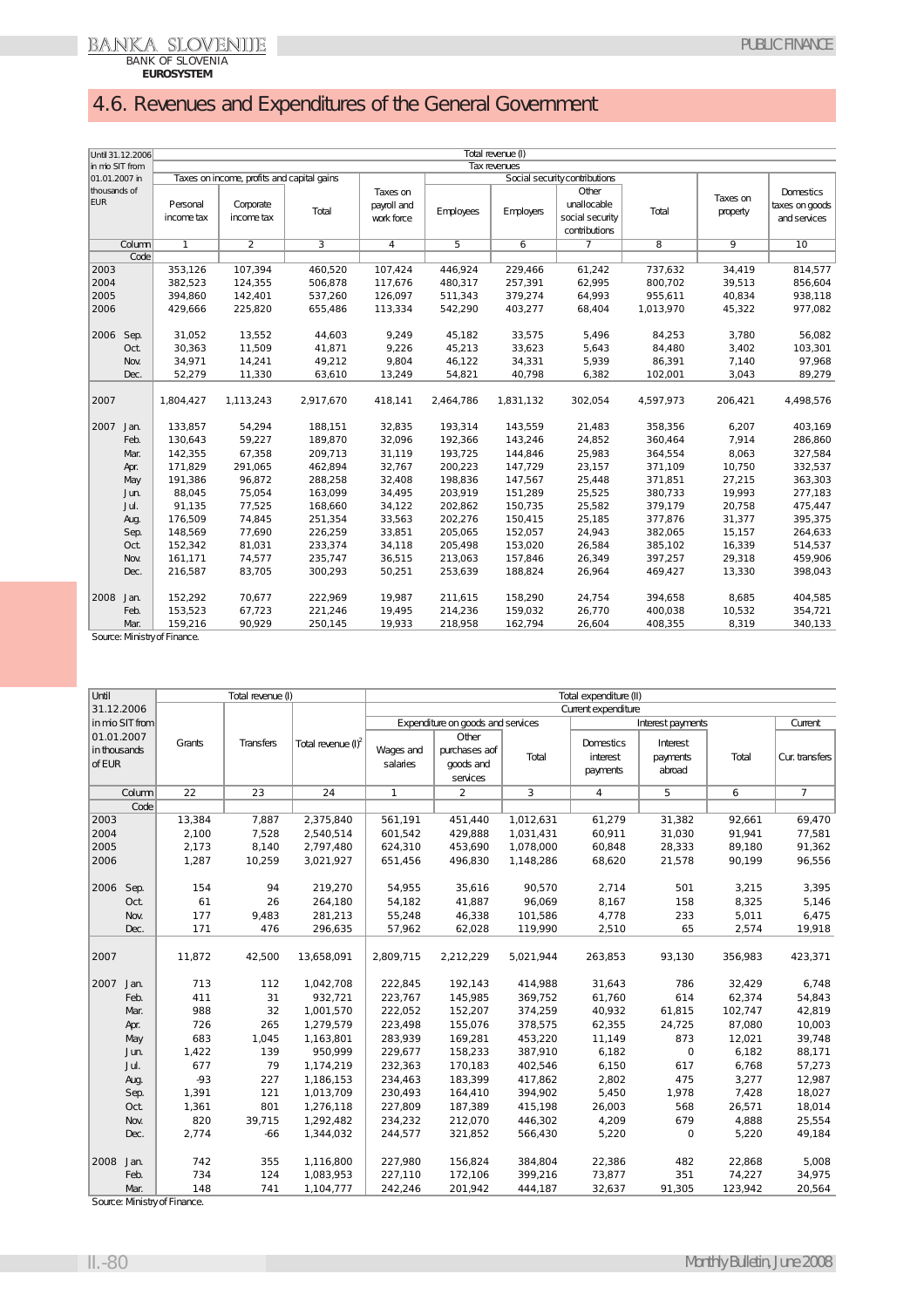# 4.6. Revenues and Expenditures of the General Government

| Until 31.12.2006 in mio SIT from 01.01.2007 in thousands of EUR | Total revenue (I) | | | | | | | | | |
|---|---|---|---|---|---|---|---|---|---|---|
| | Tax revenues | | | | | | | | | |
| | Taxes on income, profits and capital gains | | | Taxes on payroll and work force | Social security contributions | | | | Taxes on property | Domestics taxes on goods and services |
| | Personal income tax | Corporate income tax | Total | | Employees | Employers | Other unallocable social security contributions | Total | | |
| Column | 1 | 2 | 3 | 4 | 5 | 6 | 7 | 8 | 9 | 10 |
| Code | | | | | | | | | | |
| 2003 | 353,126 | 107,394 | 460,520 | 107,424 | 446,924 | 229,466 | 61,242 | 737,632 | 34,419 | 814,577 |
| 2004 | 382,523 | 124,355 | 506,878 | 117,676 | 480,317 | 257,391 | 62,995 | 800,702 | 39,513 | 856,604 |
| 2005 | 394,860 | 142,401 | 537,260 | 126,097 | 511,343 | 379,274 | 64,993 | 955,611 | 40,834 | 938,118 |
| 2006 | 429,666 | 225,820 | 655,486 | 113,334 | 542,290 | 403,277 | 68,404 | 1,013,970 | 45,322 | 977,082 |
| 2006 Sep. | 31,052 | 13,552 | 44,603 | 9,249 | 45,182 | 33,575 | 5,496 | 84,253 | 3,780 | 56,082 |
| Oct. | 30,363 | 11,509 | 41,871 | 9,226 | 45,213 | 33,623 | 5,643 | 84,480 | 3,402 | 103,301 |
| Nov. | 34,971 | 14,241 | 49,212 | 9,804 | 46,122 | 34,331 | 5,939 | 86,391 | 7,140 | 97,968 |
| Dec. | 52,279 | 11,330 | 63,610 | 13,249 | 54,821 | 40,798 | 6,382 | 102,001 | 3,043 | 89,279 |
| 2007 | 1,804,427 | 1,113,243 | 2,917,670 | 418,141 | 2,464,786 | 1,831,132 | 302,054 | 4,597,973 | 206,421 | 4,498,576 |
| 2007 Jan. | 133,857 | 54,294 | 188,151 | 32,835 | 193,314 | 143,559 | 21,483 | 358,356 | 6,207 | 403,169 |
| Feb. | 130,643 | 59,227 | 189,870 | 32,096 | 192,366 | 143,246 | 24,852 | 360,464 | 7,914 | 286,860 |
| Mar. | 142,355 | 67,358 | 209,713 | 31,119 | 193,725 | 144,846 | 25,983 | 364,554 | 8,063 | 327,584 |
| Apr. | 171,829 | 291,065 | 462,894 | 32,767 | 200,223 | 147,729 | 23,157 | 371,109 | 10,750 | 332,537 |
| May | 191,386 | 96,872 | 288,258 | 32,408 | 198,836 | 147,567 | 25,448 | 371,851 | 27,215 | 363,303 |
| Jun. | 88,045 | 75,054 | 163,099 | 34,495 | 203,919 | 151,289 | 25,525 | 380,733 | 19,993 | 277,183 |
| Jul. | 91,135 | 77,525 | 168,660 | 34,122 | 202,862 | 150,735 | 25,582 | 379,179 | 20,758 | 475,447 |
| Aug. | 176,509 | 74,845 | 251,354 | 33,563 | 202,276 | 150,415 | 25,185 | 377,876 | 31,377 | 395,375 |
| Sep. | 148,569 | 77,690 | 226,259 | 33,851 | 205,065 | 152,057 | 24,943 | 382,065 | 15,157 | 264,633 |
| Oct. | 152,342 | 81,031 | 233,374 | 34,118 | 205,498 | 153,020 | 26,584 | 385,102 | 16,339 | 514,537 |
| Nov. | 161,171 | 74,577 | 235,747 | 36,515 | 213,063 | 157,846 | 26,349 | 397,257 | 29,318 | 459,906 |
| Dec. | 216,587 | 83,705 | 300,293 | 50,251 | 253,639 | 188,824 | 26,964 | 469,427 | 13,330 | 398,043 |
| 2008 Jan. | 152,292 | 70,677 | 222,969 | 19,987 | 211,615 | 158,290 | 24,754 | 394,658 | 8,685 | 404,585 |
| Feb. | 153,523 | 67,723 | 221,246 | 19,495 | 214,236 | 159,032 | 26,770 | 400,038 | 10,532 | 354,721 |
| Mar. | 159,216 | 90,929 | 250,145 | 19,933 | 218,958 | 162,794 | 26,604 | 408,355 | 8,319 | 340,133 |

Source: Ministry of Finance.

| Until 31.12.2006 in mio SIT from 01.01.2007 in thousands of EUR | Total revenue (I) | | | Total expenditure (II) | | | | | | |
|---|---|---|---|---|---|---|---|---|---|---|
| | | | | Current expenditure | | | | | | |
| | | | | Expenditure on goods and services | | | Interest payments | | | Current |
| | Grants | Transfers | Total revenue (I)[2] | Wages and salaries | Other purchases aof goods and services | Total | Domestics interest payments | Interest payments abroad | Total | Cur. transfers |
| Column | 22 | 23 | 24 | 1 | 2 | 3 | 4 | 5 | 6 | 7 |
| Code | | | | | | | | | | |
| 2003 | 13,384 | 7,887 | 2,375,840 | 561,191 | 451,440 | 1,012,631 | 61,279 | 31,382 | 92,661 | 69,470 |
| 2004 | 2,100 | 7,528 | 2,540,514 | 601,542 | 429,888 | 1,031,431 | 60,911 | 31,030 | 91,941 | 77,581 |
| 2005 | 2,173 | 8,140 | 2,797,480 | 624,310 | 453,690 | 1,078,000 | 60,848 | 28,333 | 89,180 | 91,362 |
| 2006 | 1,287 | 10,259 | 3,021,927 | 651,456 | 496,830 | 1,148,286 | 68,620 | 21,578 | 90,199 | 96,556 |
| 2006 Sep. | 154 | 94 | 219,270 | 54,955 | 35,616 | 90,570 | 2,714 | 501 | 3,215 | 3,395 |
| Oct. | 61 | 26 | 264,180 | 54,182 | 41,887 | 96,069 | 8,167 | 158 | 8,325 | 5,146 |
| Nov. | 177 | 9,483 | 281,213 | 55,248 | 46,338 | 101,586 | 4,778 | 233 | 5,011 | 6,475 |
| Dec. | 171 | 476 | 296,635 | 57,962 | 62,028 | 119,990 | 2,510 | 65 | 2,574 | 19,918 |
| 2007 | 11,872 | 42,500 | 13,658,091 | 2,809,715 | 2,212,229 | 5,021,944 | 263,853 | 93,130 | 356,983 | 423,371 |
| 2007 Jan. | 713 | 112 | 1,042,708 | 222,845 | 192,143 | 414,988 | 31,643 | 786 | 32,429 | 6,748 |
| Feb. | 411 | 31 | 932,721 | 223,767 | 145,985 | 369,752 | 61,760 | 614 | 62,374 | 54,843 |
| Mar. | 988 | 32 | 1,001,570 | 222,052 | 152,207 | 374,259 | 40,932 | 61,815 | 102,747 | 42,819 |
| Apr. | 726 | 265 | 1,279,579 | 223,498 | 155,076 | 378,575 | 62,355 | 24,725 | 87,080 | 10,003 |
| May | 683 | 1,045 | 1,163,801 | 283,939 | 169,281 | 453,220 | 11,149 | 873 | 12,021 | 39,748 |
| Jun. | 1,422 | 139 | 950,999 | 229,677 | 158,233 | 387,910 | 6,182 | 0 | 6,182 | 88,171 |
| Jul. | 677 | 79 | 1,174,219 | 232,363 | 170,183 | 402,546 | 6,150 | 617 | 6,768 | 57,273 |
| Aug. | -93 | 227 | 1,186,153 | 234,463 | 183,399 | 417,862 | 2,802 | 475 | 3,277 | 12,987 |
| Sep. | 1,391 | 121 | 1,013,709 | 230,493 | 164,410 | 394,902 | 5,450 | 1,978 | 7,428 | 18,027 |
| Oct. | 1,361 | 801 | 1,276,118 | 227,809 | 187,389 | 415,198 | 26,003 | 568 | 26,571 | 18,014 |
| Nov. | 820 | 39,715 | 1,292,482 | 234,232 | 212,070 | 446,302 | 4,209 | 679 | 4,888 | 25,554 |
| Dec. | 2,774 | -66 | 1,344,032 | 244,577 | 321,852 | 566,430 | 5,220 | 0 | 5,220 | 49,184 |
| 2008 Jan. | 742 | 355 | 1,116,800 | 227,980 | 156,824 | 384,804 | 22,386 | 482 | 22,868 | 5,008 |
| Feb. | 734 | 124 | 1,083,953 | 227,110 | 172,106 | 399,216 | 73,877 | 351 | 74,227 | 34,975 |
| Mar. | 148 | 741 | 1,104,777 | 242,246 | 201,942 | 444,187 | 32,637 | 91,305 | 123,942 | 20,564 |

Source: Ministry of Finance.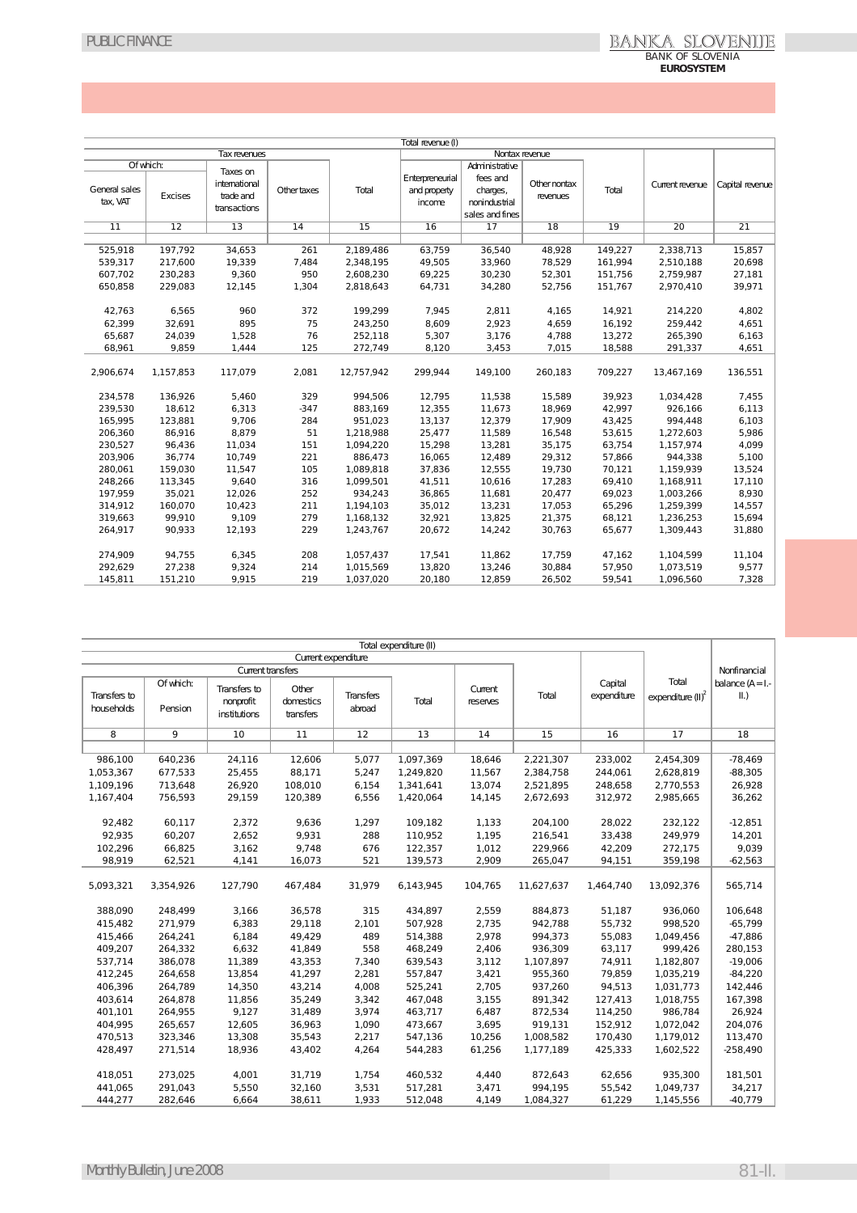| Tax revenues | | | | | Nontax revenue | | | | | | |
|---|---|---|---|---|---|---|---|---|---|---|---|
| Of which: | | | | | | | | | | | |
| General sales tax, VAT | Excises | Taxes on international trade and transactions | Other taxes | Total | Enterpreneurial and property income | Administrative fees and charges, nonindustrial sales and fines | Other nontax revenues | Total | Current revenue | Capital revenue | |
| 11 | 12 | 13 | 14 | 15 | 16 | 17 | 18 | 19 | 20 | 21 | |
| 525,918 | 197,792 | 34,653 | 261 | 2,189,486 | 63,759 | 36,540 | 48,928 | 149,227 | 2,338,713 | 15,857 | |
| 539,317 | 217,600 | 19,339 | 7,484 | 2,348,195 | 49,505 | 33,960 | 78,529 | 161,994 | 2,510,188 | 20,698 | |
| 607,702 | 230,283 | 9,360 | 950 | 2,608,230 | 69,225 | 30,230 | 52,301 | 151,756 | 2,759,987 | 27,181 | |
| 650,858 | 229,083 | 12,145 | 1,304 | 2,818,643 | 64,731 | 34,280 | 52,756 | 151,767 | 2,970,410 | 39,971 | |
| | | | | | | | | | | | |
| 42,763 | 6,565 | 960 | 372 | 199,299 | 7,945 | 2,811 | 4,165 | 14,921 | 214,220 | 4,802 | |
| 62,399 | 32,691 | 895 | 75 | 243,250 | 8,609 | 2,923 | 4,659 | 16,192 | 259,442 | 4,651 | |
| 65,687 | 24,039 | 1,528 | 76 | 252,118 | 5,307 | 3,176 | 4,788 | 13,272 | 265,390 | 6,163 | |
| 68,961 | 9,859 | 1,444 | 125 | 272,749 | 8,120 | 3,453 | 7,015 | 18,588 | 291,337 | 4,651 | |
| | | | | | | | | | | | |
| 2,906,674 | 1,157,853 | 117,079 | 2,081 | 12,757,942 | 299,944 | 149,100 | 260,183 | 709,227 | 13,467,169 | 136,551 | |
| | | | | | | | | | | | |
| 234,578 | 136,926 | 5,460 | 329 | 994,506 | 12,795 | 11,538 | 15,589 | 39,923 | 1,034,428 | 7,455 | |
| 239,530 | 18,612 | 6,313 | -347 | 883,169 | 12,355 | 11,673 | 18,969 | 42,997 | 926,166 | 6,113 | |
| 165,995 | 123,881 | 9,706 | 284 | 951,023 | 13,137 | 12,379 | 17,909 | 43,425 | 994,448 | 6,103 | |
| 206,360 | 86,916 | 8,879 | 51 | 1,218,988 | 25,477 | 11,589 | 16,548 | 53,615 | 1,272,603 | 5,986 | |
| 230,527 | 96,436 | 11,034 | 151 | 1,094,220 | 15,298 | 13,281 | 35,175 | 63,754 | 1,157,974 | 4,099 | |
| 203,906 | 36,774 | 10,749 | 221 | 886,473 | 16,065 | 12,489 | 29,312 | 57,866 | 944,338 | 5,100 | |
| 280,061 | 159,030 | 11,547 | 105 | 1,089,818 | 37,836 | 12,555 | 19,730 | 70,121 | 1,159,939 | 13,524 | |
| 248,266 | 113,345 | 9,640 | 316 | 1,099,501 | 41,511 | 10,616 | 17,283 | 69,410 | 1,168,911 | 17,110 | |
| 197,959 | 35,021 | 12,026 | 252 | 934,243 | 36,865 | 11,681 | 20,477 | 69,023 | 1,003,266 | 8,930 | |
| 314,912 | 160,070 | 10,423 | 211 | 1,194,103 | 35,012 | 13,231 | 17,053 | 65,296 | 1,259,399 | 14,557 | |
| 319,663 | 99,910 | 9,109 | 279 | 1,168,132 | 32,921 | 13,825 | 21,375 | 68,121 | 1,236,253 | 15,694 | |
| 264,917 | 90,933 | 12,193 | 229 | 1,243,767 | 20,672 | 14,242 | 30,763 | 65,677 | 1,309,443 | 31,880 | |
| | | | | | | | | | | | |
| 274,909 | 94,755 | 6,345 | 208 | 1,057,437 | 17,541 | 11,862 | 17,759 | 47,162 | 1,104,599 | 11,104 | |
| 292,629 | 27,238 | 9,324 | 214 | 1,015,569 | 13,820 | 13,246 | 30,884 | 57,950 | 1,073,519 | 9,577 | |
| 145,811 | 151,210 | 9,915 | 219 | 1,037,020 | 20,180 | 12,859 | 26,502 | 59,541 | 1,096,560 | 7,328 | |

Total revenue (I)

| Current transfers | | | | | | | | | | |
|---|---|---|---|---|---|---|---|---|---|---|
| Transfers to households | Of which: Pension | Transfers to nonprofit institutions | Other domestics transfers | Transfers abroad | Total | Current reserves | Total | Capital expenditure | Total expenditure (II)[2] | Nonfinancial balance (A=I.-II.) |
| 8 | 9 | 10 | 11 | 12 | 13 | 14 | 15 | 16 | 17 | 18 |
| 986,100 | 640,236 | 24,116 | 12,606 | 5,077 | 1,097,369 | 18,646 | 2,221,307 | 233,002 | 2,454,309 | -78,469 |
| 1,053,367 | 677,533 | 25,455 | 88,171 | 5,247 | 1,249,820 | 11,567 | 2,384,758 | 244,061 | 2,628,819 | -88,305 |
| 1,109,196 | 713,648 | 26,920 | 108,010 | 6,154 | 1,341,641 | 13,074 | 2,521,895 | 248,658 | 2,770,553 | 26,928 |
| 1,167,404 | 756,593 | 29,159 | 120,389 | 6,556 | 1,420,064 | 14,145 | 2,672,693 | 312,972 | 2,985,665 | 36,262 |
| | | | | | | | | | | |
| 92,482 | 60,117 | 2,372 | 9,636 | 1,297 | 109,182 | 1,133 | 204,100 | 28,022 | 232,122 | -12,851 |
| 92,935 | 60,207 | 2,652 | 9,931 | 288 | 110,952 | 1,195 | 216,541 | 33,438 | 249,979 | 14,201 |
| 102,296 | 66,825 | 3,162 | 9,748 | 676 | 122,357 | 1,012 | 229,966 | 42,209 | 272,175 | 9,039 |
| 98,919 | 62,521 | 4,141 | 16,073 | 521 | 139,573 | 2,909 | 265,047 | 94,151 | 359,198 | -62,563 |
| | | | | | | | | | | |
| 5,093,321 | 3,354,926 | 127,790 | 467,484 | 31,979 | 6,143,945 | 104,765 | 11,627,637 | 1,464,740 | 13,092,376 | 565,714 |
| | | | | | | | | | | |
| 388,090 | 248,499 | 3,166 | 36,578 | 315 | 434,897 | 2,559 | 884,873 | 51,187 | 936,060 | 106,648 |
| 415,482 | 271,979 | 6,383 | 29,118 | 2,101 | 507,928 | 2,735 | 942,788 | 55,732 | 998,520 | -65,799 |
| 415,466 | 264,241 | 6,184 | 49,429 | 489 | 514,388 | 2,978 | 994,373 | 55,083 | 1,049,456 | -47,886 |
| 409,207 | 264,332 | 6,632 | 41,849 | 558 | 468,249 | 2,406 | 936,309 | 63,117 | 999,426 | 280,153 |
| 537,714 | 386,078 | 11,389 | 43,353 | 7,340 | 639,543 | 3,112 | 1,107,897 | 74,911 | 1,182,807 | -19,006 |
| 412,245 | 264,658 | 13,854 | 41,297 | 2,281 | 557,847 | 3,421 | 955,360 | 79,859 | 1,035,219 | -84,220 |
| 406,396 | 264,789 | 14,350 | 43,214 | 4,008 | 525,241 | 2,705 | 937,260 | 94,513 | 1,031,773 | 142,446 |
| 403,614 | 264,878 | 11,856 | 35,249 | 3,342 | 467,048 | 3,155 | 891,342 | 127,413 | 1,018,755 | 167,398 |
| 401,101 | 264,955 | 9,127 | 31,489 | 3,974 | 463,717 | 6,487 | 872,534 | 114,250 | 986,784 | 26,924 |
| 404,995 | 265,657 | 12,605 | 36,963 | 1,090 | 473,667 | 3,695 | 919,131 | 152,912 | 1,072,042 | 204,076 |
| 470,513 | 323,346 | 13,308 | 35,543 | 2,217 | 547,136 | 10,256 | 1,008,582 | 170,430 | 1,179,012 | 113,470 |
| 428,497 | 271,514 | 18,936 | 43,402 | 4,264 | 544,283 | 61,256 | 1,177,189 | 425,333 | 1,602,522 | -258,490 |
| | | | | | | | | | | |
| 418,051 | 273,025 | 4,001 | 31,719 | 1,754 | 460,532 | 4,440 | 872,643 | 62,656 | 935,300 | 181,501 |
| 441,065 | 291,043 | 5,550 | 32,160 | 3,531 | 517,281 | 3,471 | 994,195 | 55,542 | 1,049,737 | 34,217 |
| 444,277 | 282,646 | 6,664 | 38,611 | 1,933 | 512,048 | 4,149 | 1,084,327 | 61,229 | 1,145,556 | -40,779 |

Total expenditure (II) — Current expenditure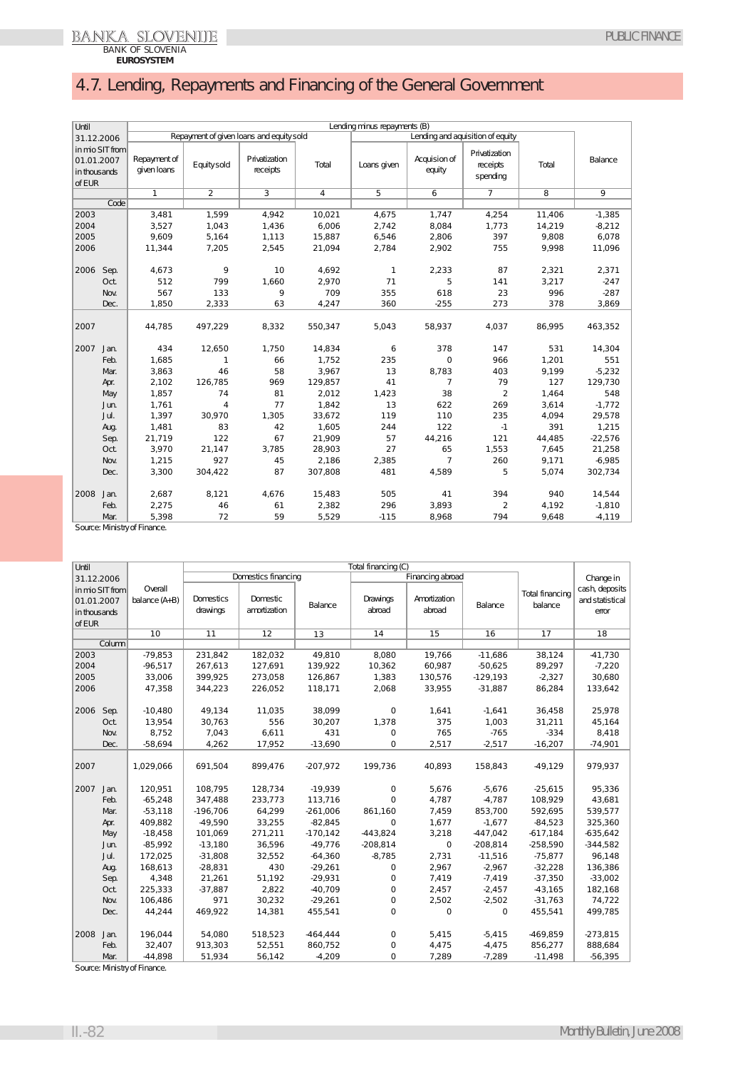# 4.7. Lending, Repayments and Financing of the General Government

| Until 31.12.2006 in mio SIT from 01.01.2007 in thousands of EUR | | Lending minus repayments (B) | | | | | | | | |
|---|---|---|---|---|---|---|---|---|---|---|
| | | Repayment of given loans and equity sold | | | | Lending and aquisition of equity | | | | Balance |
| | | Repayment of given loans | Equity sold | Privatization receipts | Total | Loans given | Acquision of equity | Privatization receipts spending | Total | |
| | Code | 1 | 2 | 3 | 4 | 5 | 6 | 7 | 8 | 9 |
| 2003 | | 3,481 | 1,599 | 4,942 | 10,021 | 4,675 | 1,747 | 4,254 | 11,406 | -1,385 |
| 2004 | | 3,527 | 1,043 | 1,436 | 6,006 | 2,742 | 8,084 | 1,773 | 14,219 | -8,212 |
| 2005 | | 9,609 | 5,164 | 1,113 | 15,887 | 6,546 | 2,806 | 397 | 9,808 | 6,078 |
| 2006 | | 11,344 | 7,205 | 2,545 | 21,094 | 2,784 | 2,902 | 755 | 9,998 | 11,096 |
| 2006 | Sep. | 4,673 | 9 | 10 | 4,692 | 1 | 2,233 | 87 | 2,321 | 2,371 |
| | Oct. | 512 | 799 | 1,660 | 2,970 | 71 | 5 | 141 | 3,217 | -247 |
| | Nov. | 567 | 133 | 9 | 709 | 355 | 618 | 23 | 996 | -287 |
| | Dec. | 1,850 | 2,333 | 63 | 4,247 | 360 | -255 | 273 | 378 | 3,869 |
| 2007 | | 44,785 | 497,229 | 8,332 | 550,347 | 5,043 | 58,937 | 4,037 | 86,995 | 463,352 |
| 2007 | Jan. | 434 | 12,650 | 1,750 | 14,834 | 6 | 378 | 147 | 531 | 14,304 |
| | Feb. | 1,685 | 1 | 66 | 1,752 | 235 | 0 | 966 | 1,201 | 551 |
| | Mar. | 3,863 | 46 | 58 | 3,967 | 13 | 8,783 | 403 | 9,199 | -5,232 |
| | Apr. | 2,102 | 126,785 | 969 | 129,857 | 41 | 7 | 79 | 127 | 129,730 |
| | May | 1,857 | 74 | 81 | 2,012 | 1,423 | 38 | 2 | 1,464 | 548 |
| | Jun. | 1,761 | 4 | 77 | 1,842 | 13 | 622 | 269 | 3,614 | -1,772 |
| | Jul. | 1,397 | 30,970 | 1,305 | 33,672 | 119 | 110 | 235 | 4,094 | 29,578 |
| | Aug. | 1,481 | 83 | 42 | 1,605 | 244 | 122 | -1 | 391 | 1,215 |
| | Sep. | 21,719 | 122 | 67 | 21,909 | 57 | 44,216 | 121 | 44,485 | -22,576 |
| | Oct. | 3,970 | 21,147 | 3,785 | 28,903 | 27 | 65 | 1,553 | 7,645 | 21,258 |
| | Nov. | 1,215 | 927 | 45 | 2,186 | 2,385 | 7 | 260 | 9,171 | -6,985 |
| | Dec. | 3,300 | 304,422 | 87 | 307,808 | 481 | 4,589 | 5 | 5,074 | 302,734 |
| 2008 | Jan. | 2,687 | 8,121 | 4,676 | 15,483 | 505 | 41 | 394 | 940 | 14,544 |
| | Feb. | 2,275 | 46 | 61 | 2,382 | 296 | 3,893 | 2 | 4,192 | -1,810 |
| | Mar. | 5,398 | 72 | 59 | 5,529 | -115 | 8,968 | 794 | 9,648 | -4,119 |

Source: Ministry of Finance.

| Until 31.12.2006 in mio SIT from 01.01.2007 in thousands of EUR | | Overall balance (A+B) | Total financing (C) | | | | | | | |
|---|---|---|---|---|---|---|---|---|---|---|
| | | | Domestics financing | | | Financing abroad | | | Total financing balance | Change in cash, deposits and statistical error |
| | | | Domestics drawings | Domestic amortization | Balance | Drawings abroad | Amortization abroad | Balance | | |
| | Column | 10 | 11 | 12 | 13 | 14 | 15 | 16 | 17 | 18 |
| 2003 | | -79,853 | 231,842 | 182,032 | 49,810 | 8,080 | 19,766 | -11,686 | 38,124 | -41,730 |
| 2004 | | -96,517 | 267,613 | 127,691 | 139,922 | 10,362 | 60,987 | -50,625 | 89,297 | -7,220 |
| 2005 | | 33,006 | 399,925 | 273,058 | 126,867 | 1,383 | 130,576 | -129,193 | -2,327 | 30,680 |
| 2006 | | 47,358 | 344,223 | 226,052 | 118,171 | 2,068 | 33,955 | -31,887 | 86,284 | 133,642 |
| 2006 | Sep. | -10,480 | 49,134 | 11,035 | 38,099 | 0 | 1,641 | -1,641 | 36,458 | 25,978 |
| | Oct. | 13,954 | 30,763 | 556 | 30,207 | 1,378 | 375 | 1,003 | 31,211 | 45,164 |
| | Nov. | 8,752 | 7,043 | 6,611 | 431 | 0 | 765 | -765 | -334 | 8,418 |
| | Dec. | -58,694 | 4,262 | 17,952 | -13,690 | 0 | 2,517 | -2,517 | -16,207 | -74,901 |
| 2007 | | 1,029,066 | 691,504 | 899,476 | -207,972 | 199,736 | 40,893 | 158,843 | -49,129 | 979,937 |
| 2007 | Jan. | 120,951 | 108,795 | 128,734 | -19,939 | 0 | 5,676 | -5,676 | -25,615 | 95,336 |
| | Feb. | -65,248 | 347,488 | 233,773 | 113,716 | 0 | 4,787 | -4,787 | 108,929 | 43,681 |
| | Mar. | -53,118 | -196,706 | 64,299 | -261,006 | 861,160 | 7,459 | 853,700 | 592,695 | 539,577 |
| | Apr. | 409,882 | -49,590 | 33,255 | -82,845 | 0 | 1,677 | -1,677 | -84,523 | 325,360 |
| | May | -18,458 | 101,069 | 271,211 | -170,142 | -443,824 | 3,218 | -447,042 | -617,184 | -635,642 |
| | Jun. | -85,992 | -13,180 | 36,596 | -49,776 | -208,814 | 0 | -208,814 | -258,590 | -344,582 |
| | Jul. | 172,025 | -31,808 | 32,552 | -64,360 | -8,785 | 2,731 | -11,516 | -75,877 | 96,148 |
| | Aug. | 168,613 | -28,831 | 430 | -29,261 | 0 | 2,967 | -2,967 | -32,228 | 136,386 |
| | Sep. | 4,348 | 21,261 | 51,192 | -29,931 | 0 | 7,419 | -7,419 | -37,350 | -33,002 |
| | Oct. | 225,333 | -37,887 | 2,822 | -40,709 | 0 | 2,457 | -2,457 | -43,165 | 182,168 |
| | Nov. | 106,486 | 971 | 30,232 | -29,261 | 0 | 2,502 | -2,502 | -31,763 | 74,722 |
| | Dec. | 44,244 | 469,922 | 14,381 | 455,541 | 0 | 0 | 0 | 455,541 | 499,785 |
| 2008 | Jan. | 196,044 | 54,080 | 518,523 | -464,444 | 0 | 5,415 | -5,415 | -469,859 | -273,815 |
| | Feb. | 32,407 | 913,303 | 52,551 | 860,752 | 0 | 4,475 | -4,475 | 856,277 | 888,684 |
| | Mar. | -44,898 | 51,934 | 56,142 | -4,209 | 0 | 7,289 | -7,289 | -11,498 | -56,395 |

Source: Ministry of Finance.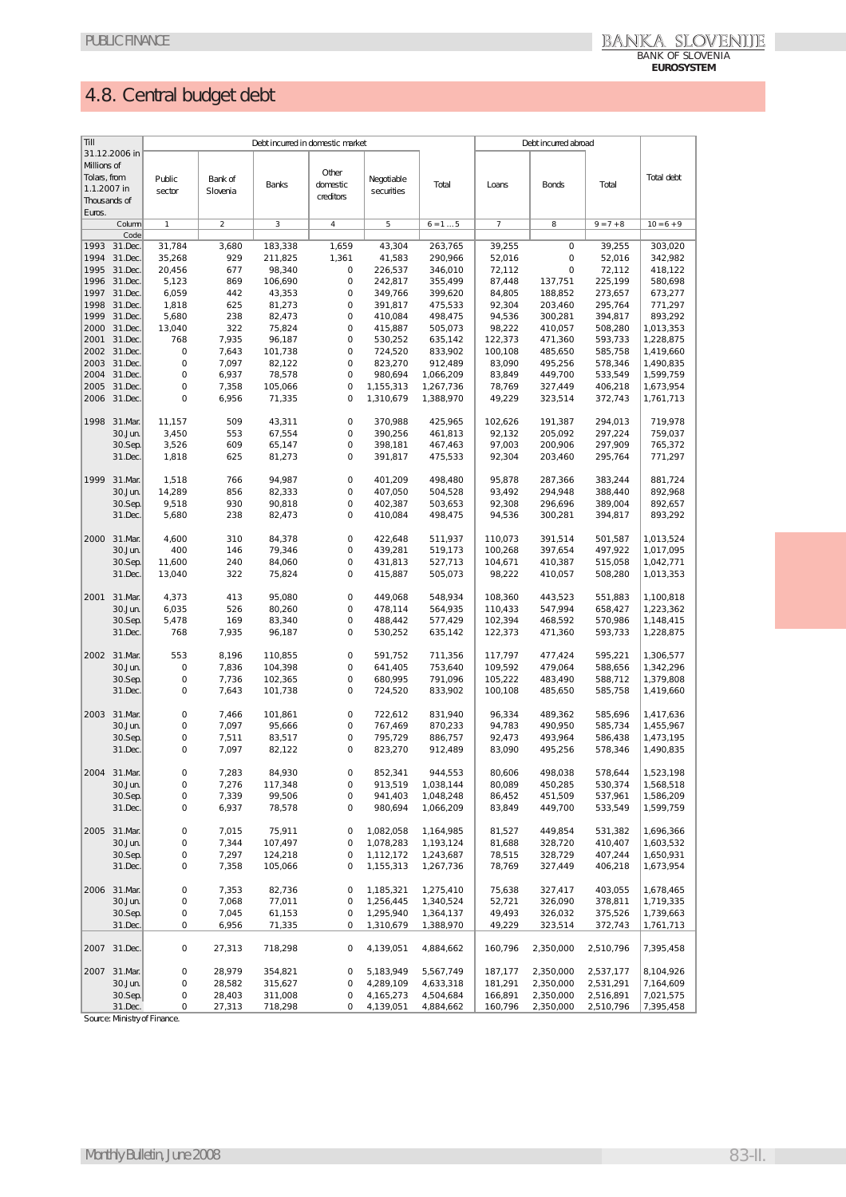# 4.8. Central budget debt

| Till 31.12.2006 in Millions of Tolars, from 1.1.2007 in Thousands of Euros. | | Debt incurred in domestic market | | | | | | Debt incurred abroad | | | Total debt |
|---|---|---|---|---|---|---|---|---|---|---|---|
| | | Public sector | Bank of Slovenia | Banks | Other domestic creditors | Negotiable securities | Total | Loans | Bonds | Total | |
| | Column | 1 | 2 | 3 | 4 | 5 | 6 = 1 ... 5 | 7 | 8 | 9 = 7 + 8 | 10 = 6 + 9 |
| | Code | | | | | | | | | | |
| 1993 | 31.Dec. | 31,784 | 3,680 | 183,338 | 1,659 | 43,304 | 263,765 | 39,255 | 0 | 39,255 | 303,020 |
| 1994 | 31.Dec. | 35,268 | 929 | 211,825 | 1,361 | 41,583 | 290,966 | 52,016 | 0 | 52,016 | 342,982 |
| 1995 | 31.Dec. | 20,456 | 677 | 98,340 | 0 | 226,537 | 346,010 | 72,112 | 0 | 72,112 | 418,122 |
| 1996 | 31.Dec. | 5,123 | 869 | 106,690 | 0 | 242,817 | 355,499 | 87,448 | 137,751 | 225,199 | 580,698 |
| 1997 | 31.Dec. | 6,059 | 442 | 43,353 | 0 | 349,766 | 399,620 | 84,805 | 188,852 | 273,657 | 673,277 |
| 1998 | 31.Dec. | 1,818 | 625 | 81,273 | 0 | 391,817 | 475,533 | 92,304 | 203,460 | 295,764 | 771,297 |
| 1999 | 31.Dec. | 5,680 | 238 | 82,473 | 0 | 410,084 | 498,475 | 94,536 | 300,281 | 394,817 | 893,292 |
| 2000 | 31.Dec. | 13,040 | 322 | 75,824 | 0 | 415,887 | 505,073 | 98,222 | 410,057 | 508,280 | 1,013,353 |
| 2001 | 31.Dec. | 768 | 7,935 | 96,187 | 0 | 530,252 | 635,142 | 122,373 | 471,360 | 593,733 | 1,228,875 |
| 2002 | 31.Dec. | 0 | 7,643 | 101,738 | 0 | 724,520 | 833,902 | 100,108 | 485,650 | 585,758 | 1,419,660 |
| 2003 | 31.Dec. | 0 | 7,097 | 82,122 | 0 | 823,270 | 912,489 | 83,090 | 495,256 | 578,346 | 1,490,835 |
| 2004 | 31.Dec. | 0 | 6,937 | 78,578 | 0 | 980,694 | 1,066,209 | 83,849 | 449,700 | 533,549 | 1,599,759 |
| 2005 | 31.Dec. | 0 | 7,358 | 105,066 | 0 | 1,155,313 | 1,267,736 | 78,769 | 327,449 | 406,218 | 1,673,954 |
| 2006 | 31.Dec. | 0 | 6,956 | 71,335 | 0 | 1,310,679 | 1,388,970 | 49,229 | 323,514 | 372,743 | 1,761,713 |
| 1998 | 31.Mar. | 11,157 | 509 | 43,311 | 0 | 370,988 | 425,965 | 102,626 | 191,387 | 294,013 | 719,978 |
| | 30.Jun. | 3,450 | 553 | 67,554 | 0 | 390,256 | 461,813 | 92,132 | 205,092 | 297,224 | 759,037 |
| | 30.Sep. | 3,526 | 609 | 65,147 | 0 | 398,181 | 467,463 | 97,003 | 200,906 | 297,909 | 765,372 |
| | 31.Dec. | 1,818 | 625 | 81,273 | 0 | 391,817 | 475,533 | 92,304 | 203,460 | 295,764 | 771,297 |
| 1999 | 31.Mar. | 1,518 | 766 | 94,987 | 0 | 401,209 | 498,480 | 95,878 | 287,366 | 383,244 | 881,724 |
| | 30.Jun. | 14,289 | 856 | 82,333 | 0 | 407,050 | 504,528 | 93,492 | 294,948 | 388,440 | 892,968 |
| | 30.Sep. | 9,518 | 930 | 90,818 | 0 | 402,387 | 503,653 | 92,308 | 296,696 | 389,004 | 892,657 |
| | 31.Dec. | 5,680 | 238 | 82,473 | 0 | 410,084 | 498,475 | 94,536 | 300,281 | 394,817 | 893,292 |
| 2000 | 31.Mar. | 4,600 | 310 | 84,378 | 0 | 422,648 | 511,937 | 110,073 | 391,514 | 501,587 | 1,013,524 |
| | 30.Jun. | 400 | 146 | 79,346 | 0 | 439,281 | 519,173 | 100,268 | 397,654 | 497,922 | 1,017,095 |
| | 30.Sep. | 11,600 | 240 | 84,060 | 0 | 431,813 | 527,713 | 104,671 | 410,387 | 515,058 | 1,042,771 |
| | 31.Dec. | 13,040 | 322 | 75,824 | 0 | 415,887 | 505,073 | 98,222 | 410,057 | 508,280 | 1,013,353 |
| 2001 | 31.Mar. | 4,373 | 413 | 95,080 | 0 | 449,068 | 548,934 | 108,360 | 443,523 | 551,883 | 1,100,818 |
| | 30.Jun. | 6,035 | 526 | 80,260 | 0 | 478,114 | 564,935 | 110,433 | 547,994 | 658,427 | 1,223,362 |
| | 30.Sep. | 5,478 | 169 | 83,340 | 0 | 488,442 | 577,429 | 102,394 | 468,592 | 570,986 | 1,148,415 |
| | 31.Dec. | 768 | 7,935 | 96,187 | 0 | 530,252 | 635,142 | 122,373 | 471,360 | 593,733 | 1,228,875 |
| 2002 | 31.Mar. | 553 | 8,196 | 110,855 | 0 | 591,752 | 711,356 | 117,797 | 477,424 | 595,221 | 1,306,577 |
| | 30.Jun. | 0 | 7,836 | 104,398 | 0 | 641,405 | 753,640 | 109,592 | 479,064 | 588,656 | 1,342,296 |
| | 30.Sep. | 0 | 7,736 | 102,365 | 0 | 680,995 | 791,096 | 105,222 | 483,490 | 588,712 | 1,379,808 |
| | 31.Dec. | 0 | 7,643 | 101,738 | 0 | 724,520 | 833,902 | 100,108 | 485,650 | 585,758 | 1,419,660 |
| 2003 | 31.Mar. | 0 | 7,466 | 101,861 | 0 | 722,612 | 831,940 | 96,334 | 489,362 | 585,696 | 1,417,636 |
| | 30.Jun. | 0 | 7,097 | 95,666 | 0 | 767,469 | 870,233 | 94,783 | 490,950 | 585,734 | 1,455,967 |
| | 30.Sep. | 0 | 7,511 | 83,517 | 0 | 795,729 | 886,757 | 92,473 | 493,964 | 586,438 | 1,473,195 |
| | 31.Dec. | 0 | 7,097 | 82,122 | 0 | 823,270 | 912,489 | 83,090 | 495,256 | 578,346 | 1,490,835 |
| 2004 | 31.Mar. | 0 | 7,283 | 84,930 | 0 | 852,341 | 944,553 | 80,606 | 498,038 | 578,644 | 1,523,198 |
| | 30.Jun. | 0 | 7,276 | 117,348 | 0 | 913,519 | 1,038,144 | 80,089 | 450,285 | 530,374 | 1,568,518 |
| | 30.Sep. | 0 | 7,339 | 99,506 | 0 | 941,403 | 1,048,248 | 86,452 | 451,509 | 537,961 | 1,586,209 |
| | 31.Dec. | 0 | 6,937 | 78,578 | 0 | 980,694 | 1,066,209 | 83,849 | 449,700 | 533,549 | 1,599,759 |
| 2005 | 31.Mar. | 0 | 7,015 | 75,911 | 0 | 1,082,058 | 1,164,985 | 81,527 | 449,854 | 531,382 | 1,696,366 |
| | 30.Jun. | 0 | 7,344 | 107,497 | 0 | 1,078,283 | 1,193,124 | 81,688 | 328,720 | 410,407 | 1,603,532 |
| | 30.Sep. | 0 | 7,297 | 124,218 | 0 | 1,112,172 | 1,243,687 | 78,515 | 328,729 | 407,244 | 1,650,931 |
| | 31.Dec. | 0 | 7,358 | 105,066 | 0 | 1,155,313 | 1,267,736 | 78,769 | 327,449 | 406,218 | 1,673,954 |
| 2006 | 31.Mar. | 0 | 7,353 | 82,736 | 0 | 1,185,321 | 1,275,410 | 75,638 | 327,417 | 403,055 | 1,678,465 |
| | 30.Jun. | 0 | 7,068 | 77,011 | 0 | 1,256,445 | 1,340,524 | 52,721 | 326,090 | 378,811 | 1,719,335 |
| | 30.Sep. | 0 | 7,045 | 61,153 | 0 | 1,295,940 | 1,364,137 | 49,493 | 326,032 | 375,526 | 1,739,663 |
| | 31.Dec. | 0 | 6,956 | 71,335 | 0 | 1,310,679 | 1,388,970 | 49,229 | 323,514 | 372,743 | 1,761,713 |
| 2007 | 31.Dec. | 0 | 27,313 | 718,298 | 0 | 4,139,051 | 4,884,662 | 160,796 | 2,350,000 | 2,510,796 | 7,395,458 |
| 2007 | 31.Mar. | 0 | 28,979 | 354,821 | 0 | 5,183,949 | 5,567,749 | 187,177 | 2,350,000 | 2,537,177 | 8,104,926 |
| | 30.Jun. | 0 | 28,582 | 315,627 | 0 | 4,289,109 | 4,633,318 | 181,291 | 2,350,000 | 2,531,291 | 7,164,609 |
| | 30.Sep. | 0 | 28,403 | 311,008 | 0 | 4,165,273 | 4,504,684 | 166,891 | 2,350,000 | 2,516,891 | 7,021,575 |
| | 31.Dec. | 0 | 27,313 | 718,298 | 0 | 4,139,051 | 4,884,662 | 160,796 | 2,350,000 | 2,510,796 | 7,395,458 |

Source: Ministry of Finance.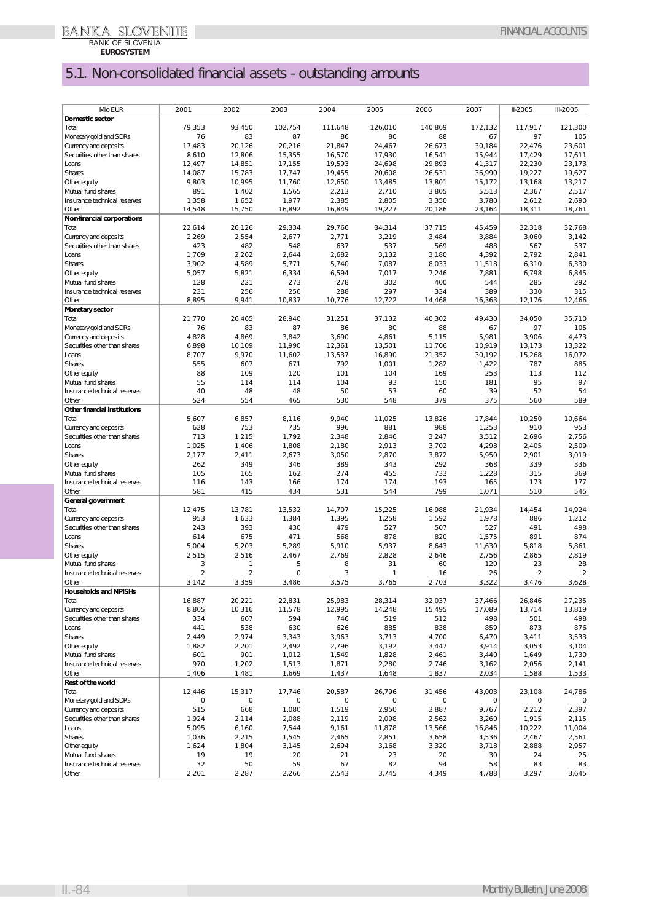# 5.1. Non-consolidated financial assets - outstanding amounts

| Mio EUR | 2001 | 2002 | 2003 | 2004 | 2005 | 2006 | 2007 | II-2005 | III-2005 |
|---|---|---|---|---|---|---|---|---|---|
| **Domestic sector** | | | | | | | | | |
| Total | 79,353 | 93,450 | 102,754 | 111,648 | 126,010 | 140,869 | 172,132 | 117,917 | 121,300 |
| Monetary gold and SDRs | 76 | 83 | 87 | 86 | 80 | 88 | 67 | 97 | 105 |
| Currency and deposits | 17,483 | 20,126 | 20,216 | 21,847 | 24,467 | 26,673 | 30,184 | 22,476 | 23,601 |
| Securities other than shares | 8,610 | 12,806 | 15,355 | 16,570 | 17,930 | 16,541 | 15,944 | 17,429 | 17,611 |
| Loans | 12,497 | 14,851 | 17,155 | 19,593 | 24,698 | 29,893 | 41,317 | 22,230 | 23,173 |
| Shares | 14,087 | 15,783 | 17,747 | 19,455 | 20,608 | 26,531 | 36,990 | 19,227 | 19,627 |
| Other equity | 9,803 | 10,995 | 11,760 | 12,650 | 13,485 | 13,801 | 15,172 | 13,168 | 13,217 |
| Mutual fund shares | 891 | 1,402 | 1,565 | 2,213 | 2,710 | 3,805 | 5,513 | 2,367 | 2,517 |
| Insurance technical reserves | 1,358 | 1,652 | 1,977 | 2,385 | 2,805 | 3,350 | 3,780 | 2,612 | 2,690 |
| Other | 14,548 | 15,750 | 16,892 | 16,849 | 19,227 | 20,186 | 23,164 | 18,311 | 18,761 |
| **Non-financial corporations** | | | | | | | | | |
| Total | 22,614 | 26,126 | 29,334 | 29,766 | 34,314 | 37,715 | 45,459 | 32,318 | 32,768 |
| Currency and deposits | 2,269 | 2,554 | 2,677 | 2,771 | 3,219 | 3,484 | 3,884 | 3,060 | 3,142 |
| Securities other than shares | 423 | 482 | 548 | 637 | 537 | 569 | 488 | 567 | 537 |
| Loans | 1,709 | 2,262 | 2,644 | 2,682 | 3,132 | 3,180 | 4,392 | 2,792 | 2,841 |
| Shares | 3,902 | 4,589 | 5,771 | 5,740 | 7,087 | 8,033 | 11,518 | 6,310 | 6,330 |
| Other equity | 5,057 | 5,821 | 6,334 | 6,594 | 7,017 | 7,246 | 7,881 | 6,798 | 6,845 |
| Mutual fund shares | 128 | 221 | 273 | 278 | 302 | 400 | 544 | 285 | 292 |
| Insurance technical reserves | 231 | 256 | 250 | 288 | 297 | 334 | 389 | 330 | 315 |
| Other | 8,895 | 9,941 | 10,837 | 10,776 | 12,722 | 14,468 | 16,363 | 12,176 | 12,466 |
| **Monetary sector** | | | | | | | | | |
| Total | 21,770 | 26,465 | 28,940 | 31,251 | 37,132 | 40,302 | 49,430 | 34,050 | 35,710 |
| Monetary gold and SDRs | 76 | 83 | 87 | 86 | 80 | 88 | 67 | 97 | 105 |
| Currency and deposits | 4,828 | 4,869 | 3,842 | 3,690 | 4,861 | 5,115 | 5,981 | 3,906 | 4,473 |
| Securities other than shares | 6,898 | 10,109 | 11,990 | 12,361 | 13,501 | 11,706 | 10,919 | 13,173 | 13,322 |
| Loans | 8,707 | 9,970 | 11,602 | 13,537 | 16,890 | 21,352 | 30,192 | 15,268 | 16,072 |
| Shares | 555 | 607 | 671 | 792 | 1,001 | 1,282 | 1,422 | 787 | 885 |
| Other equity | 88 | 109 | 120 | 101 | 104 | 169 | 253 | 113 | 112 |
| Mutual fund shares | 55 | 114 | 114 | 104 | 93 | 150 | 181 | 95 | 97 |
| Insurance technical reserves | 40 | 48 | 48 | 50 | 53 | 60 | 39 | 52 | 54 |
| Other | 524 | 554 | 465 | 530 | 548 | 379 | 375 | 560 | 589 |
| **Other financial institutions** | | | | | | | | | |
| Total | 5,607 | 6,857 | 8,116 | 9,940 | 11,025 | 13,826 | 17,844 | 10,250 | 10,664 |
| Currency and deposits | 628 | 753 | 735 | 996 | 881 | 988 | 1,253 | 910 | 953 |
| Securities other than shares | 713 | 1,215 | 1,792 | 2,348 | 2,846 | 3,247 | 3,512 | 2,696 | 2,756 |
| Loans | 1,025 | 1,406 | 1,808 | 2,180 | 2,913 | 3,702 | 4,298 | 2,405 | 2,509 |
| Shares | 2,177 | 2,411 | 2,673 | 3,050 | 2,870 | 3,872 | 5,950 | 2,901 | 3,019 |
| Other equity | 262 | 349 | 346 | 389 | 343 | 292 | 368 | 339 | 336 |
| Mutual fund shares | 105 | 165 | 162 | 274 | 455 | 733 | 1,228 | 315 | 369 |
| Insurance technical reserves | 116 | 143 | 166 | 174 | 174 | 193 | 165 | 173 | 177 |
| Other | 581 | 415 | 434 | 531 | 544 | 799 | 1,071 | 510 | 545 |
| **General government** | | | | | | | | | |
| Total | 12,475 | 13,781 | 13,532 | 14,707 | 15,225 | 16,988 | 21,934 | 14,454 | 14,924 |
| Currency and deposits | 953 | 1,633 | 1,384 | 1,395 | 1,258 | 1,592 | 1,978 | 886 | 1,212 |
| Securities other than shares | 243 | 393 | 430 | 479 | 527 | 507 | 527 | 491 | 498 |
| Loans | 614 | 675 | 471 | 568 | 878 | 820 | 1,575 | 891 | 874 |
| Shares | 5,004 | 5,203 | 5,289 | 5,910 | 5,937 | 8,643 | 11,630 | 5,818 | 5,861 |
| Other equity | 2,515 | 2,516 | 2,467 | 2,769 | 2,828 | 2,646 | 2,756 | 2,865 | 2,819 |
| Mutual fund shares | 3 | 1 | 5 | 8 | 31 | 60 | 120 | 23 | 28 |
| Insurance technical reserves | 2 | 2 | 0 | 3 | 1 | 16 | 26 | 2 | 2 |
| Other | 3,142 | 3,359 | 3,486 | 3,575 | 3,765 | 2,703 | 3,322 | 3,476 | 3,628 |
| **Households and NPISHs** | | | | | | | | | |
| Total | 16,887 | 20,221 | 22,831 | 25,983 | 28,314 | 32,037 | 37,466 | 26,846 | 27,235 |
| Currency and deposits | 8,805 | 10,316 | 11,578 | 12,995 | 14,248 | 15,495 | 17,089 | 13,714 | 13,819 |
| Securities other than shares | 334 | 607 | 594 | 746 | 519 | 512 | 498 | 501 | 498 |
| Loans | 441 | 538 | 630 | 626 | 885 | 838 | 859 | 873 | 876 |
| Shares | 2,449 | 2,974 | 3,343 | 3,963 | 3,713 | 4,700 | 6,470 | 3,411 | 3,533 |
| Other equity | 1,882 | 2,201 | 2,492 | 2,796 | 3,192 | 3,447 | 3,914 | 3,053 | 3,104 |
| Mutual fund shares | 601 | 901 | 1,012 | 1,549 | 1,828 | 2,461 | 3,440 | 1,649 | 1,730 |
| Insurance technical reserves | 970 | 1,202 | 1,513 | 1,871 | 2,280 | 2,746 | 3,162 | 2,056 | 2,141 |
| Other | 1,406 | 1,481 | 1,669 | 1,437 | 1,648 | 1,837 | 2,034 | 1,588 | 1,533 |
| **Rest of the world** | | | | | | | | | |
| Total | 12,446 | 15,317 | 17,746 | 20,587 | 26,796 | 31,456 | 43,003 | 23,108 | 24,786 |
| Monetary gold and SDRs | 0 | 0 | 0 | 0 | 0 | 0 | 0 | 0 | 0 |
| Currency and deposits | 515 | 668 | 1,080 | 1,519 | 2,950 | 3,887 | 9,767 | 2,212 | 2,397 |
| Securities other than shares | 1,924 | 2,114 | 2,088 | 2,119 | 2,098 | 2,562 | 3,260 | 1,915 | 2,115 |
| Loans | 5,095 | 6,160 | 7,544 | 9,161 | 11,878 | 13,566 | 16,846 | 10,222 | 11,004 |
| Shares | 1,036 | 2,215 | 1,545 | 2,465 | 2,851 | 3,658 | 4,536 | 2,467 | 2,561 |
| Other equity | 1,624 | 1,804 | 3,145 | 2,694 | 3,168 | 3,320 | 3,718 | 2,888 | 2,957 |
| Mutual fund shares | 19 | 19 | 20 | 21 | 23 | 20 | 30 | 24 | 25 |
| Insurance technical reserves | 32 | 50 | 59 | 67 | 82 | 94 | 58 | 83 | 83 |
| Other | 2,201 | 2,287 | 2,266 | 2,543 | 3,745 | 4,349 | 4,788 | 3,297 | 3,645 |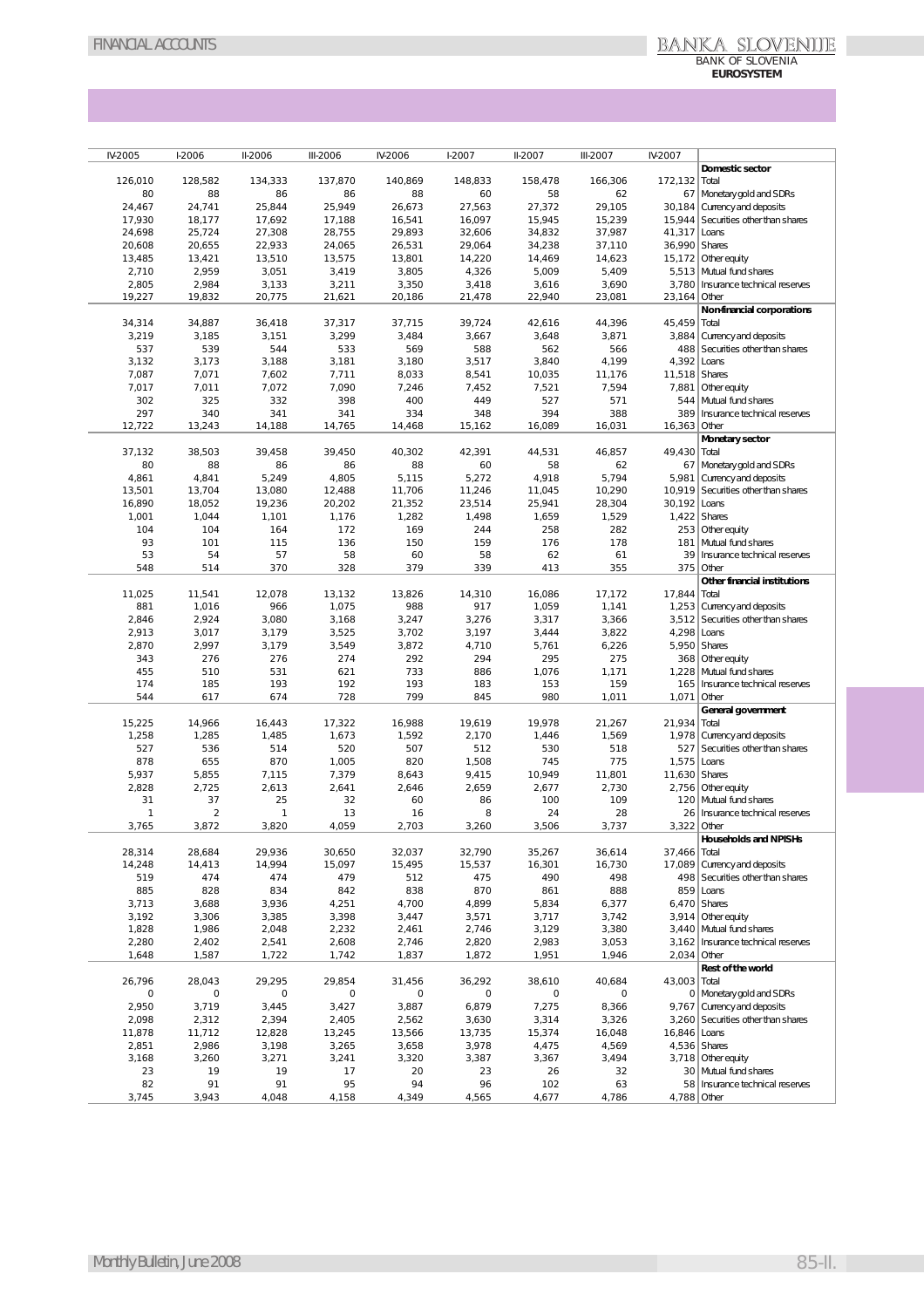| IV-2005 | I-2006 | II-2006 | III-2006 | IV-2006 | I-2007 | II-2007 | III-2007 | IV-2007 | |
|---|---|---|---|---|---|---|---|---|---|
| | | | | | | | | | **Domestic sector** |
| 126,010 | 128,582 | 134,333 | 137,870 | 140,869 | 148,833 | 158,478 | 166,306 | 172,132 | Total |
| 80 | 88 | 86 | 86 | 88 | 60 | 58 | 62 | 67 | Monetary gold and SDRs |
| 24,467 | 24,741 | 25,844 | 25,949 | 26,673 | 27,563 | 27,372 | 29,105 | 30,184 | Currency and deposits |
| 17,930 | 18,177 | 17,692 | 17,188 | 16,541 | 16,097 | 15,945 | 15,239 | 15,944 | Securities other than shares |
| 24,698 | 25,724 | 27,308 | 28,755 | 29,893 | 32,606 | 34,832 | 37,987 | 41,317 | Loans |
| 20,608 | 20,655 | 22,933 | 24,065 | 26,531 | 29,064 | 34,238 | 37,110 | 36,990 | Shares |
| 13,485 | 13,421 | 13,510 | 13,575 | 13,801 | 14,220 | 14,469 | 14,623 | 15,172 | Other equity |
| 2,710 | 2,959 | 3,051 | 3,419 | 3,805 | 4,326 | 5,009 | 5,409 | 5,513 | Mutual fund shares |
| 2,805 | 2,984 | 3,133 | 3,211 | 3,350 | 3,418 | 3,616 | 3,690 | 3,780 | Insurance technical reserves |
| 19,227 | 19,832 | 20,775 | 21,621 | 20,186 | 21,478 | 22,940 | 23,081 | 23,164 | Other |
| | | | | | | | | | **Non-financial corporations** |
| 34,314 | 34,887 | 36,418 | 37,317 | 37,715 | 39,724 | 42,616 | 44,396 | 45,459 | Total |
| 3,219 | 3,185 | 3,151 | 3,299 | 3,484 | 3,667 | 3,648 | 3,871 | 3,884 | Currency and deposits |
| 537 | 539 | 544 | 533 | 569 | 588 | 562 | 566 | 488 | Securities other than shares |
| 3,132 | 3,173 | 3,188 | 3,181 | 3,180 | 3,517 | 3,840 | 4,199 | 4,392 | Loans |
| 7,087 | 7,071 | 7,602 | 7,711 | 8,033 | 8,541 | 10,035 | 11,176 | 11,518 | Shares |
| 7,017 | 7,011 | 7,072 | 7,090 | 7,246 | 7,452 | 7,521 | 7,594 | 7,881 | Other equity |
| 302 | 325 | 332 | 398 | 400 | 449 | 527 | 571 | 544 | Mutual fund shares |
| 297 | 340 | 341 | 341 | 334 | 348 | 394 | 388 | 389 | Insurance technical reserves |
| 12,722 | 13,243 | 14,188 | 14,765 | 14,468 | 15,162 | 16,089 | 16,031 | 16,363 | Other |
| | | | | | | | | | **Monetary sector** |
| 37,132 | 38,503 | 39,458 | 39,450 | 40,302 | 42,391 | 44,531 | 46,857 | 49,430 | Total |
| 80 | 88 | 86 | 86 | 88 | 60 | 58 | 62 | 67 | Monetary gold and SDRs |
| 4,861 | 4,841 | 5,249 | 4,805 | 5,115 | 5,272 | 4,918 | 5,794 | 5,981 | Currency and deposits |
| 13,501 | 13,704 | 13,080 | 12,488 | 11,706 | 11,246 | 11,045 | 10,290 | 10,919 | Securities other than shares |
| 16,890 | 18,052 | 19,236 | 20,202 | 21,352 | 23,514 | 25,941 | 28,304 | 30,192 | Loans |
| 1,001 | 1,044 | 1,101 | 1,176 | 1,282 | 1,498 | 1,659 | 1,529 | 1,422 | Shares |
| 104 | 104 | 164 | 172 | 169 | 244 | 258 | 282 | 253 | Other equity |
| 93 | 101 | 115 | 136 | 150 | 159 | 176 | 178 | 181 | Mutual fund shares |
| 53 | 54 | 57 | 58 | 60 | 58 | 62 | 61 | 39 | Insurance technical reserves |
| 548 | 514 | 370 | 328 | 379 | 339 | 413 | 355 | 375 | Other |
| | | | | | | | | | **Other financial institutions** |
| 11,025 | 11,541 | 12,078 | 13,132 | 13,826 | 14,310 | 16,086 | 17,172 | 17,844 | Total |
| 881 | 1,016 | 966 | 1,075 | 988 | 917 | 1,059 | 1,141 | 1,253 | Currency and deposits |
| 2,846 | 2,924 | 3,080 | 3,168 | 3,247 | 3,276 | 3,317 | 3,366 | 3,512 | Securities other than shares |
| 2,913 | 3,017 | 3,179 | 3,525 | 3,702 | 3,197 | 3,444 | 3,822 | 4,298 | Loans |
| 2,870 | 2,997 | 3,179 | 3,549 | 3,872 | 4,710 | 5,761 | 6,226 | 5,950 | Shares |
| 343 | 276 | 276 | 274 | 292 | 294 | 295 | 275 | 368 | Other equity |
| 455 | 510 | 531 | 621 | 733 | 886 | 1,076 | 1,171 | 1,228 | Mutual fund shares |
| 174 | 185 | 193 | 192 | 193 | 183 | 153 | 159 | 165 | Insurance technical reserves |
| 544 | 617 | 674 | 728 | 799 | 845 | 980 | 1,011 | 1,071 | Other |
| | | | | | | | | | **General government** |
| 15,225 | 14,966 | 16,443 | 17,322 | 16,988 | 19,619 | 19,978 | 21,267 | 21,934 | Total |
| 1,258 | 1,285 | 1,485 | 1,673 | 1,592 | 2,170 | 1,446 | 1,569 | 1,978 | Currency and deposits |
| 527 | 536 | 514 | 520 | 507 | 512 | 530 | 518 | 527 | Securities other than shares |
| 878 | 655 | 870 | 1,005 | 820 | 1,508 | 745 | 775 | 1,575 | Loans |
| 5,937 | 5,855 | 7,115 | 7,379 | 8,643 | 9,415 | 10,949 | 11,801 | 11,630 | Shares |
| 2,828 | 2,725 | 2,613 | 2,641 | 2,646 | 2,659 | 2,677 | 2,730 | 2,756 | Other equity |
| 31 | 37 | 25 | 32 | 60 | 86 | 100 | 109 | 120 | Mutual fund shares |
| 1 | 2 | 1 | 13 | 16 | 8 | 24 | 28 | 26 | Insurance technical reserves |
| 3,765 | 3,872 | 3,820 | 4,059 | 2,703 | 3,260 | 3,506 | 3,737 | 3,322 | Other |
| | | | | | | | | | **Households and NPISHs** |
| 28,314 | 28,684 | 29,936 | 30,650 | 32,037 | 32,790 | 35,267 | 36,614 | 37,466 | Total |
| 14,248 | 14,413 | 14,994 | 15,097 | 15,495 | 15,537 | 16,301 | 16,730 | 17,089 | Currency and deposits |
| 519 | 474 | 474 | 479 | 512 | 475 | 490 | 498 | 498 | Securities other than shares |
| 885 | 828 | 834 | 842 | 838 | 870 | 861 | 888 | 859 | Loans |
| 3,713 | 3,688 | 3,936 | 4,251 | 4,700 | 4,899 | 5,834 | 6,377 | 6,470 | Shares |
| 3,192 | 3,306 | 3,385 | 3,398 | 3,447 | 3,571 | 3,717 | 3,742 | 3,914 | Other equity |
| 1,828 | 1,986 | 2,048 | 2,232 | 2,461 | 2,746 | 3,129 | 3,380 | 3,440 | Mutual fund shares |
| 2,280 | 2,402 | 2,541 | 2,608 | 2,746 | 2,820 | 2,983 | 3,053 | 3,162 | Insurance technical reserves |
| 1,648 | 1,587 | 1,722 | 1,742 | 1,837 | 1,872 | 1,951 | 1,946 | 2,034 | Other |
| | | | | | | | | | **Rest of the world** |
| 26,796 | 28,043 | 29,295 | 29,854 | 31,456 | 36,292 | 38,610 | 40,684 | 43,003 | Total |
| 0 | 0 | 0 | 0 | 0 | 0 | 0 | 0 | 0 | Monetary gold and SDRs |
| 2,950 | 3,719 | 3,445 | 3,427 | 3,887 | 6,879 | 7,275 | 8,366 | 9,767 | Currency and deposits |
| 2,098 | 2,312 | 2,394 | 2,405 | 2,562 | 3,630 | 3,314 | 3,326 | 3,260 | Securities other than shares |
| 11,878 | 11,712 | 12,828 | 13,245 | 13,566 | 13,735 | 15,374 | 16,048 | 16,846 | Loans |
| 2,851 | 2,986 | 3,198 | 3,265 | 3,658 | 3,978 | 4,475 | 4,569 | 4,536 | Shares |
| 3,168 | 3,260 | 3,271 | 3,241 | 3,320 | 3,387 | 3,367 | 3,494 | 3,718 | Other equity |
| 23 | 19 | 19 | 17 | 20 | 23 | 26 | 32 | 30 | Mutual fund shares |
| 82 | 91 | 91 | 95 | 94 | 96 | 102 | 63 | 58 | Insurance technical reserves |
| 3,745 | 3,943 | 4,048 | 4,158 | 4,349 | 4,565 | 4,677 | 4,786 | 4,788 | Other |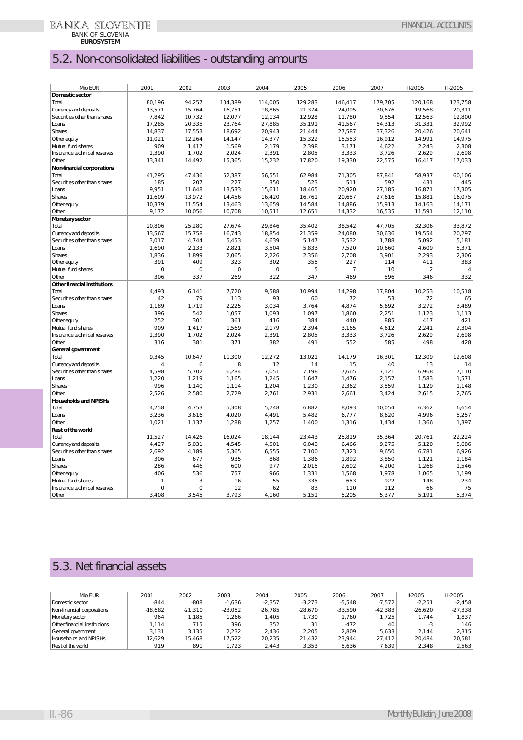## 5.2. Non-consolidated liabilities - outstanding amounts

| Mio EUR | 2001 | 2002 | 2003 | 2004 | 2005 | 2006 | 2007 | II-2005 | III-2005 |
|---|---|---|---|---|---|---|---|---|---|
| **Domestic sector** | | | | | | | | | |
| Total | 80,196 | 94,257 | 104,389 | 114,005 | 129,283 | 146,417 | 179,705 | 120,168 | 123,758 |
| Currency and deposits | 13,571 | 15,764 | 16,751 | 18,865 | 21,374 | 24,095 | 30,676 | 19,568 | 20,311 |
| Securities other than shares | 7,842 | 10,732 | 12,077 | 12,134 | 12,928 | 11,780 | 9,554 | 12,563 | 12,800 |
| Loans | 17,285 | 20,335 | 23,764 | 27,885 | 35,191 | 41,567 | 54,313 | 31,331 | 32,992 |
| Shares | 14,837 | 17,553 | 18,692 | 20,943 | 21,444 | 27,587 | 37,326 | 20,426 | 20,641 |
| Other equity | 11,021 | 12,264 | 14,147 | 14,377 | 15,322 | 15,553 | 16,912 | 14,991 | 14,975 |
| Mutual fund shares | 909 | 1,417 | 1,569 | 2,179 | 2,398 | 3,171 | 4,622 | 2,243 | 2,308 |
| Insurance technical reserves | 1,390 | 1,702 | 2,024 | 2,391 | 2,805 | 3,333 | 3,726 | 2,629 | 2,698 |
| Other | 13,341 | 14,492 | 15,365 | 15,232 | 17,820 | 19,330 | 22,575 | 16,417 | 17,033 |
| **Non-financial corporations** | | | | | | | | | |
| Total | 41,295 | 47,436 | 52,387 | 56,551 | 62,984 | 71,305 | 87,841 | 58,937 | 60,106 |
| Securities other than shares | 185 | 207 | 227 | 350 | 523 | 511 | 592 | 431 | 445 |
| Loans | 9,951 | 11,648 | 13,533 | 15,611 | 18,465 | 20,920 | 27,185 | 16,871 | 17,305 |
| Shares | 11,609 | 13,972 | 14,456 | 16,420 | 16,761 | 20,657 | 27,616 | 15,881 | 16,075 |
| Other equity | 10,379 | 11,554 | 13,463 | 13,659 | 14,584 | 14,886 | 15,913 | 14,163 | 14,171 |
| Other | 9,172 | 10,056 | 10,708 | 10,511 | 12,651 | 14,332 | 16,535 | 11,591 | 12,110 |
| **Monetary sector** | | | | | | | | | |
| Total | 20,806 | 25,280 | 27,674 | 29,846 | 35,402 | 38,542 | 47,705 | 32,306 | 33,872 |
| Currency and deposits | 13,567 | 15,758 | 16,743 | 18,854 | 21,359 | 24,080 | 30,636 | 19,554 | 20,297 |
| Securities other than shares | 3,017 | 4,744 | 5,453 | 4,639 | 5,147 | 3,532 | 1,788 | 5,092 | 5,181 |
| Loans | 1,690 | 2,133 | 2,821 | 3,504 | 5,833 | 7,520 | 10,660 | 4,609 | 5,371 |
| Shares | 1,836 | 1,899 | 2,065 | 2,226 | 2,356 | 2,708 | 3,901 | 2,293 | 2,306 |
| Other equity | 391 | 409 | 323 | 302 | 355 | 227 | 114 | 411 | 383 |
| Mutual fund shares | 0 | 0 | 0 | 0 | 5 | 7 | 10 | 2 | 4 |
| Other | 306 | 337 | 269 | 322 | 347 | 469 | 596 | 346 | 332 |
| **Other financial institutions** | | | | | | | | | |
| Total | 4,493 | 6,141 | 7,720 | 9,588 | 10,994 | 14,298 | 17,804 | 10,253 | 10,518 |
| Securities other than shares | 42 | 79 | 113 | 93 | 60 | 72 | 53 | 72 | 65 |
| Loans | 1,189 | 1,719 | 2,225 | 3,034 | 3,764 | 4,874 | 5,692 | 3,272 | 3,489 |
| Shares | 396 | 542 | 1,057 | 1,093 | 1,097 | 1,860 | 2,251 | 1,123 | 1,113 |
| Other equity | 252 | 301 | 361 | 416 | 384 | 440 | 885 | 417 | 421 |
| Mutual fund shares | 909 | 1,417 | 1,569 | 2,179 | 2,394 | 3,165 | 4,612 | 2,241 | 2,304 |
| Insurance technical reserves | 1,390 | 1,702 | 2,024 | 2,391 | 2,805 | 3,333 | 3,726 | 2,629 | 2,698 |
| Other | 316 | 381 | 371 | 382 | 491 | 552 | 585 | 498 | 428 |
| **General government** | | | | | | | | | |
| Total | 9,345 | 10,647 | 11,300 | 12,272 | 13,021 | 14,179 | 16,301 | 12,309 | 12,608 |
| Currency and deposits | 4 | 6 | 8 | 12 | 14 | 15 | 40 | 13 | 14 |
| Securities other than shares | 4,598 | 5,702 | 6,284 | 7,051 | 7,198 | 7,665 | 7,121 | 6,968 | 7,110 |
| Loans | 1,220 | 1,219 | 1,165 | 1,245 | 1,647 | 1,476 | 2,157 | 1,583 | 1,571 |
| Shares | 996 | 1,140 | 1,114 | 1,204 | 1,230 | 2,362 | 3,559 | 1,129 | 1,148 |
| Other | 2,526 | 2,580 | 2,729 | 2,761 | 2,931 | 2,661 | 3,424 | 2,615 | 2,765 |
| **Households and NPISHs** | | | | | | | | | |
| Total | 4,258 | 4,753 | 5,308 | 5,748 | 6,882 | 8,093 | 10,054 | 6,362 | 6,654 |
| Loans | 3,236 | 3,616 | 4,020 | 4,491 | 5,482 | 6,777 | 8,620 | 4,996 | 5,257 |
| Other | 1,021 | 1,137 | 1,288 | 1,257 | 1,400 | 1,316 | 1,434 | 1,366 | 1,397 |
| **Rest of the world** | | | | | | | | | |
| Total | 11,527 | 14,426 | 16,024 | 18,144 | 23,443 | 25,819 | 35,364 | 20,761 | 22,224 |
| Currency and deposits | 4,427 | 5,031 | 4,545 | 4,501 | 6,043 | 6,466 | 9,275 | 5,120 | 5,686 |
| Securities other than shares | 2,692 | 4,189 | 5,365 | 6,555 | 7,100 | 7,323 | 9,650 | 6,781 | 6,926 |
| Loans | 306 | 677 | 935 | 868 | 1,386 | 1,892 | 3,850 | 1,121 | 1,184 |
| Shares | 286 | 446 | 600 | 977 | 2,015 | 2,602 | 4,200 | 1,268 | 1,546 |
| Other equity | 406 | 536 | 757 | 966 | 1,331 | 1,568 | 1,978 | 1,065 | 1,199 |
| Mutual fund shares | 1 | 3 | 16 | 55 | 335 | 653 | 922 | 148 | 234 |
| Insurance technical reserves | 0 | 0 | 12 | 62 | 83 | 110 | 112 | 66 | 75 |
| Other | 3,408 | 3,545 | 3,793 | 4,160 | 5,151 | 5,205 | 5,377 | 5,191 | 5,374 |

## 5.3. Net financial assets

| Mio EUR | 2001 | 2002 | 2003 | 2004 | 2005 | 2006 | 2007 | II-2005 | III-2005 |
|---|---|---|---|---|---|---|---|---|---|
| Domestic sector | -844 | -808 | -1,636 | -2,357 | -3,273 | -5,548 | -7,572 | -2,251 | -2,458 |
| Non-financial corporations | -18,682 | -21,310 | -23,052 | -26,785 | -28,670 | -33,590 | -42,383 | -26,620 | -27,338 |
| Monetary sector | 964 | 1,185 | 1,266 | 1,405 | 1,730 | 1,760 | 1,725 | 1,744 | 1,837 |
| Other financial institutions | 1,114 | 715 | 396 | 352 | 31 | -472 | 40 | -3 | 146 |
| General government | 3,131 | 3,135 | 2,232 | 2,436 | 2,205 | 2,809 | 5,633 | 2,144 | 2,315 |
| Households and NPISHs | 12,629 | 15,468 | 17,522 | 20,235 | 21,432 | 23,944 | 27,412 | 20,484 | 20,581 |
| Rest of the world | 919 | 891 | 1,723 | 2,443 | 3,353 | 5,636 | 7,639 | 2,348 | 2,563 |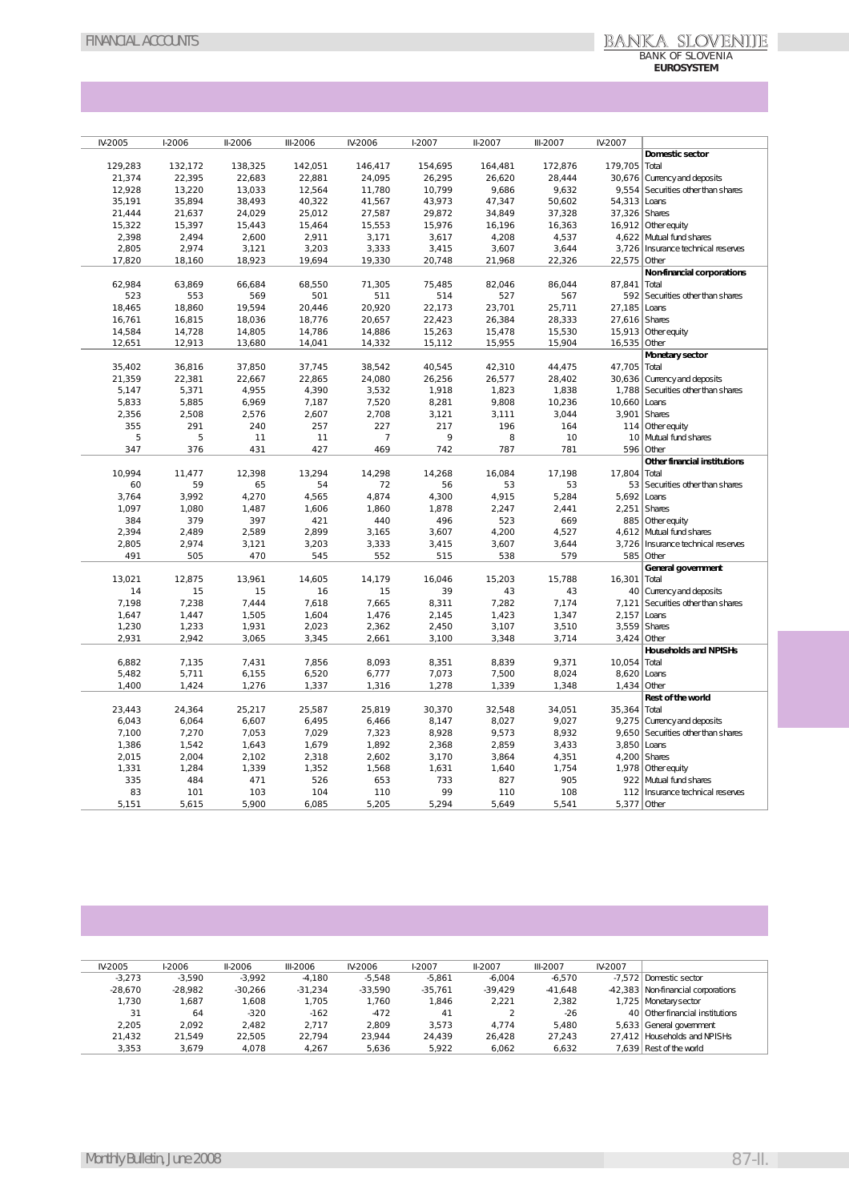| IV-2005 | I-2006 | II-2006 | III-2006 | IV-2006 | I-2007 | II-2007 | III-2007 | IV-2007 | |
|---|---|---|---|---|---|---|---|---|---|
| | | | | | | | | | **Domestic sector** |
| 129,283 | 132,172 | 138,325 | 142,051 | 146,417 | 154,695 | 164,481 | 172,876 | 179,705 | Total |
| 21,374 | 22,395 | 22,683 | 22,881 | 24,095 | 26,295 | 26,620 | 28,444 | 30,676 | Currency and deposits |
| 12,928 | 13,220 | 13,033 | 12,564 | 11,780 | 10,799 | 9,686 | 9,632 | 9,554 | Securities other than shares |
| 35,191 | 35,894 | 38,493 | 40,322 | 41,567 | 43,973 | 47,347 | 50,602 | 54,313 | Loans |
| 21,444 | 21,637 | 24,029 | 25,012 | 27,587 | 29,872 | 34,849 | 37,328 | 37,326 | Shares |
| 15,322 | 15,397 | 15,443 | 15,464 | 15,553 | 15,976 | 16,196 | 16,363 | 16,912 | Other equity |
| 2,398 | 2,494 | 2,600 | 2,911 | 3,171 | 3,617 | 4,208 | 4,537 | 4,622 | Mutual fund shares |
| 2,805 | 2,974 | 3,121 | 3,203 | 3,333 | 3,415 | 3,607 | 3,644 | 3,726 | Insurance technical reserves |
| 17,820 | 18,160 | 18,923 | 19,694 | 19,330 | 20,748 | 21,968 | 22,326 | 22,575 | Other |
| | | | | | | | | | **Non-financial corporations** |
| 62,984 | 63,869 | 66,684 | 68,550 | 71,305 | 75,485 | 82,046 | 86,044 | 87,841 | Total |
| 523 | 553 | 569 | 501 | 511 | 514 | 527 | 567 | 592 | Securities other than shares |
| 18,465 | 18,860 | 19,594 | 20,446 | 20,920 | 22,173 | 23,701 | 25,711 | 27,185 | Loans |
| 16,761 | 16,815 | 18,036 | 18,776 | 20,657 | 22,423 | 26,384 | 28,333 | 27,616 | Shares |
| 14,584 | 14,728 | 14,805 | 14,786 | 14,886 | 15,263 | 15,478 | 15,530 | 15,913 | Other equity |
| 12,651 | 12,913 | 13,680 | 14,041 | 14,332 | 15,112 | 15,955 | 15,904 | 16,535 | Other |
| | | | | | | | | | **Monetary sector** |
| 35,402 | 36,816 | 37,850 | 37,745 | 38,542 | 40,545 | 42,310 | 44,475 | 47,705 | Total |
| 21,359 | 22,381 | 22,667 | 22,865 | 24,080 | 26,256 | 26,577 | 28,402 | 30,636 | Currency and deposits |
| 5,147 | 5,371 | 4,955 | 4,390 | 3,532 | 1,918 | 1,823 | 1,838 | 1,788 | Securities other than shares |
| 5,833 | 5,885 | 6,969 | 7,187 | 7,520 | 8,281 | 9,808 | 10,236 | 10,660 | Loans |
| 2,356 | 2,508 | 2,576 | 2,607 | 2,708 | 3,121 | 3,111 | 3,044 | 3,901 | Shares |
| 355 | 291 | 240 | 257 | 227 | 217 | 196 | 164 | 114 | Other equity |
| 5 | 5 | 11 | 11 | 7 | 9 | 8 | 10 | 10 | Mutual fund shares |
| 347 | 376 | 431 | 427 | 469 | 742 | 787 | 781 | 596 | Other |
| | | | | | | | | | **Other financial institutions** |
| 10,994 | 11,477 | 12,398 | 13,294 | 14,298 | 14,268 | 16,084 | 17,198 | 17,804 | Total |
| 60 | 59 | 65 | 54 | 72 | 56 | 53 | 53 | 53 | Securities other than shares |
| 3,764 | 3,992 | 4,270 | 4,565 | 4,874 | 4,300 | 4,915 | 5,284 | 5,692 | Loans |
| 1,097 | 1,080 | 1,487 | 1,606 | 1,860 | 1,878 | 2,247 | 2,441 | 2,251 | Shares |
| 384 | 379 | 397 | 421 | 440 | 496 | 523 | 669 | 885 | Other equity |
| 2,394 | 2,489 | 2,589 | 2,899 | 3,165 | 3,607 | 4,200 | 4,527 | 4,612 | Mutual fund shares |
| 2,805 | 2,974 | 3,121 | 3,203 | 3,333 | 3,415 | 3,607 | 3,644 | 3,726 | Insurance technical reserves |
| 491 | 505 | 470 | 545 | 552 | 515 | 538 | 579 | 585 | Other |
| | | | | | | | | | **General government** |
| 13,021 | 12,875 | 13,961 | 14,605 | 14,179 | 16,046 | 15,203 | 15,788 | 16,301 | Total |
| 14 | 15 | 15 | 16 | 15 | 39 | 43 | 43 | 40 | Currency and deposits |
| 7,198 | 7,238 | 7,444 | 7,618 | 7,665 | 8,311 | 7,282 | 7,174 | 7,121 | Securities other than shares |
| 1,647 | 1,447 | 1,505 | 1,604 | 1,476 | 2,145 | 1,423 | 1,347 | 2,157 | Loans |
| 1,230 | 1,233 | 1,931 | 2,023 | 2,362 | 2,450 | 3,107 | 3,510 | 3,559 | Shares |
| 2,931 | 2,942 | 3,065 | 3,345 | 2,661 | 3,100 | 3,348 | 3,714 | 3,424 | Other |
| | | | | | | | | | **Households and NPISHs** |
| 6,882 | 7,135 | 7,431 | 7,856 | 8,093 | 8,351 | 8,839 | 9,371 | 10,054 | Total |
| 5,482 | 5,711 | 6,155 | 6,520 | 6,777 | 7,073 | 7,500 | 8,024 | 8,620 | Loans |
| 1,400 | 1,424 | 1,276 | 1,337 | 1,316 | 1,278 | 1,339 | 1,348 | 1,434 | Other |
| | | | | | | | | | **Rest of the world** |
| 23,443 | 24,364 | 25,217 | 25,587 | 25,819 | 30,370 | 32,548 | 34,051 | 35,364 | Total |
| 6,043 | 6,064 | 6,607 | 6,495 | 6,466 | 8,147 | 8,027 | 9,027 | 9,275 | Currency and deposits |
| 7,100 | 7,270 | 7,053 | 7,029 | 7,323 | 8,928 | 9,573 | 8,932 | 9,650 | Securities other than shares |
| 1,386 | 1,542 | 1,643 | 1,679 | 1,892 | 2,368 | 2,859 | 3,433 | 3,850 | Loans |
| 2,015 | 2,004 | 2,102 | 2,318 | 2,602 | 3,170 | 3,864 | 4,351 | 4,200 | Shares |
| 1,331 | 1,284 | 1,339 | 1,352 | 1,568 | 1,631 | 1,640 | 1,754 | 1,978 | Other equity |
| 335 | 484 | 471 | 526 | 653 | 733 | 827 | 905 | 922 | Mutual fund shares |
| 83 | 101 | 103 | 104 | 110 | 99 | 110 | 108 | 112 | Insurance technical reserves |
| 5,151 | 5,615 | 5,900 | 6,085 | 5,205 | 5,294 | 5,649 | 5,541 | 5,377 | Other |

| IV-2005 | I-2006 | II-2006 | III-2006 | IV-2006 | I-2007 | II-2007 | III-2007 | IV-2007 | |
|---|---|---|---|---|---|---|---|---|---|
| -3,273 | -3,590 | -3,992 | -4,180 | -5,548 | -5,861 | -6,004 | -6,570 | -7,572 | Domestic sector |
| -28,670 | -28,982 | -30,266 | -31,234 | -33,590 | -35,761 | -39,429 | -41,648 | -42,383 | Non-financial corporations |
| 1,730 | 1,687 | 1,608 | 1,705 | 1,760 | 1,846 | 2,221 | 2,382 | 1,725 | Monetary sector |
| 31 | 64 | -320 | -162 | -472 | 41 | 2 | -26 | 40 | Other financial institutions |
| 2,205 | 2,092 | 2,482 | 2,717 | 2,809 | 3,573 | 4,774 | 5,480 | 5,633 | General government |
| 21,432 | 21,549 | 22,505 | 22,794 | 23,944 | 24,439 | 26,428 | 27,243 | 27,412 | Households and NPISHs |
| 3,353 | 3,679 | 4,078 | 4,267 | 5,636 | 5,922 | 6,062 | 6,632 | 7,639 | Rest of the world |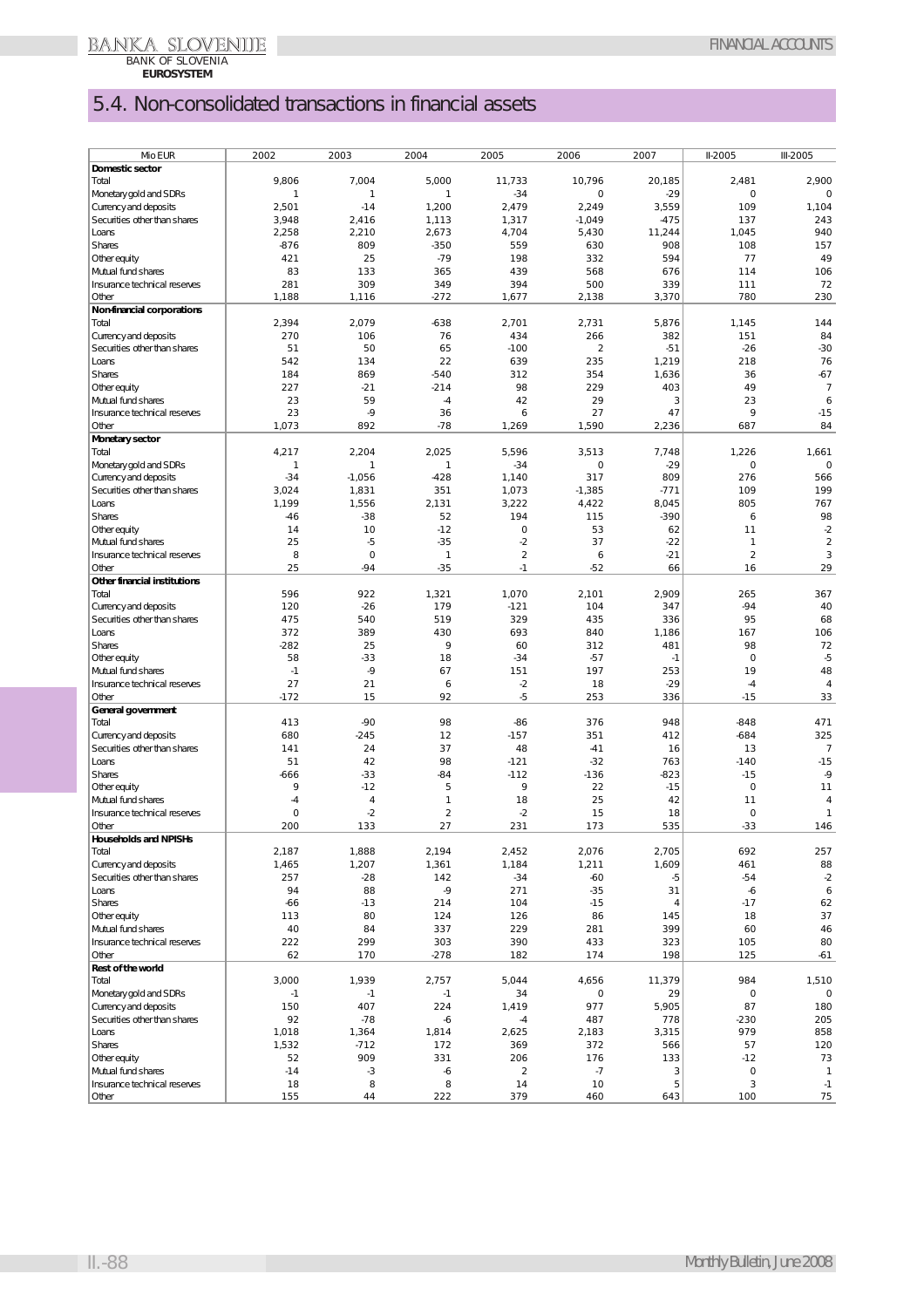## 5.4. Non-consolidated transactions in financial assets

| Mio EUR | 2002 | 2003 | 2004 | 2005 | 2006 | 2007 | II-2005 | III-2005 |
|---|---|---|---|---|---|---|---|---|
| **Domestic sector** | | | | | | | | |
| Total | 9,806 | 7,004 | 5,000 | 11,733 | 10,796 | 20,185 | 2,481 | 2,900 |
| Monetary gold and SDRs | 1 | 1 | 1 | -34 | 0 | -29 | 0 | 0 |
| Currency and deposits | 2,501 | -14 | 1,200 | 2,479 | 2,249 | 3,559 | 109 | 1,104 |
| Securities other than shares | 3,948 | 2,416 | 1,113 | 1,317 | -1,049 | -475 | 137 | 243 |
| Loans | 2,258 | 2,210 | 2,673 | 4,704 | 5,430 | 11,244 | 1,045 | 940 |
| Shares | -876 | 809 | -350 | 559 | 630 | 908 | 108 | 157 |
| Other equity | 421 | 25 | -79 | 198 | 332 | 594 | 77 | 49 |
| Mutual fund shares | 83 | 133 | 365 | 439 | 568 | 676 | 114 | 106 |
| Insurance technical reserves | 281 | 309 | 349 | 394 | 500 | 339 | 111 | 72 |
| Other | 1,188 | 1,116 | -272 | 1,677 | 2,138 | 3,370 | 780 | 230 |
| **Non-financial corporations** | | | | | | | | |
| Total | 2,394 | 2,079 | -638 | 2,701 | 2,731 | 5,876 | 1,145 | 144 |
| Currency and deposits | 270 | 106 | 76 | 434 | 266 | 382 | 151 | 84 |
| Securities other than shares | 51 | 50 | 65 | -100 | 2 | -51 | -26 | -30 |
| Loans | 542 | 134 | 22 | 639 | 235 | 1,219 | 218 | 76 |
| Shares | 184 | 869 | -540 | 312 | 354 | 1,636 | 36 | -67 |
| Other equity | 227 | -21 | -214 | 98 | 229 | 403 | 49 | 7 |
| Mutual fund shares | 23 | 59 | -4 | 42 | 29 | 3 | 23 | 6 |
| Insurance technical reserves | 23 | -9 | 36 | 6 | 27 | 47 | 9 | -15 |
| Other | 1,073 | 892 | -78 | 1,269 | 1,590 | 2,236 | 687 | 84 |
| **Monetary sector** | | | | | | | | |
| Total | 4,217 | 2,204 | 2,025 | 5,596 | 3,513 | 7,748 | 1,226 | 1,661 |
| Monetary gold and SDRs | 1 | 1 | 1 | -34 | 0 | -29 | 0 | 0 |
| Currency and deposits | -34 | -1,056 | -428 | 1,140 | 317 | 809 | 276 | 566 |
| Securities other than shares | 3,024 | 1,831 | 351 | 1,073 | -1,385 | -771 | 109 | 199 |
| Loans | 1,199 | 1,556 | 2,131 | 3,222 | 4,422 | 8,045 | 805 | 767 |
| Shares | -46 | -38 | 52 | 194 | 115 | -390 | 6 | 98 |
| Other equity | 14 | 10 | -12 | 0 | 53 | 62 | 11 | -2 |
| Mutual fund shares | 25 | -5 | -35 | -2 | 37 | -22 | 1 | 2 |
| Insurance technical reserves | 8 | 0 | 1 | 2 | 6 | -21 | 2 | 3 |
| Other | 25 | -94 | -35 | -1 | -52 | 66 | 16 | 29 |
| **Other financial institutions** | | | | | | | | |
| Total | 596 | 922 | 1,321 | 1,070 | 2,101 | 2,909 | 265 | 367 |
| Currency and deposits | 120 | -26 | 179 | -121 | 104 | 347 | -94 | 40 |
| Securities other than shares | 475 | 540 | 519 | 329 | 435 | 336 | 95 | 68 |
| Loans | 372 | 389 | 430 | 693 | 840 | 1,186 | 167 | 106 |
| Shares | -282 | 25 | 9 | 60 | 312 | 481 | 98 | 72 |
| Other equity | 58 | -33 | 18 | -34 | -57 | -1 | 0 | -5 |
| Mutual fund shares | -1 | -9 | 67 | 151 | 197 | 253 | 19 | 48 |
| Insurance technical reserves | 27 | 21 | 6 | -2 | 18 | -29 | -4 | 4 |
| Other | -172 | 15 | 92 | -5 | 253 | 336 | -15 | 33 |
| **General government** | | | | | | | | |
| Total | 413 | -90 | 98 | -86 | 376 | 948 | -848 | 471 |
| Currency and deposits | 680 | -245 | 12 | -157 | 351 | 412 | -684 | 325 |
| Securities other than shares | 141 | 24 | 37 | 48 | -41 | 16 | 13 | 7 |
| Loans | 51 | 42 | 98 | -121 | -32 | 763 | -140 | -15 |
| Shares | -666 | -33 | -84 | -112 | -136 | -823 | -15 | -9 |
| Other equity | 9 | -12 | 5 | 9 | 22 | -15 | 0 | 11 |
| Mutual fund shares | -4 | 4 | 1 | 18 | 25 | 42 | 11 | 4 |
| Insurance technical reserves | 0 | -2 | 2 | -2 | 15 | 18 | 0 | 1 |
| Other | 200 | 133 | 27 | 231 | 173 | 535 | -33 | 146 |
| **Households and NPISHs** | | | | | | | | |
| Total | 2,187 | 1,888 | 2,194 | 2,452 | 2,076 | 2,705 | 692 | 257 |
| Currency and deposits | 1,465 | 1,207 | 1,361 | 1,184 | 1,211 | 1,609 | 461 | 88 |
| Securities other than shares | 257 | -28 | 142 | -34 | -60 | -5 | -54 | -2 |
| Loans | 94 | 88 | -9 | 271 | -35 | 31 | -6 | 6 |
| Shares | -66 | -13 | 214 | 104 | -15 | 4 | -17 | 62 |
| Other equity | 113 | 80 | 124 | 126 | 86 | 145 | 18 | 37 |
| Mutual fund shares | 40 | 84 | 337 | 229 | 281 | 399 | 60 | 46 |
| Insurance technical reserves | 222 | 299 | 303 | 390 | 433 | 323 | 105 | 80 |
| Other | 62 | 170 | -278 | 182 | 174 | 198 | 125 | -61 |
| **Rest of the world** | | | | | | | | |
| Total | 3,000 | 1,939 | 2,757 | 5,044 | 4,656 | 11,379 | 984 | 1,510 |
| Monetary gold and SDRs | -1 | -1 | -1 | 34 | 0 | 29 | 0 | 0 |
| Currency and deposits | 150 | 407 | 224 | 1,419 | 977 | 5,905 | 87 | 180 |
| Securities other than shares | 92 | -78 | -6 | -4 | 487 | 778 | -230 | 205 |
| Loans | 1,018 | 1,364 | 1,814 | 2,625 | 2,183 | 3,315 | 979 | 858 |
| Shares | 1,532 | -712 | 172 | 369 | 372 | 566 | 57 | 120 |
| Other equity | 52 | 909 | 331 | 206 | 176 | 133 | -12 | 73 |
| Mutual fund shares | -14 | -3 | -6 | 2 | -7 | 3 | 0 | 1 |
| Insurance technical reserves | 18 | 8 | 8 | 14 | 10 | 5 | 3 | -1 |
| Other | 155 | 44 | 222 | 379 | 460 | 643 | 100 | 75 |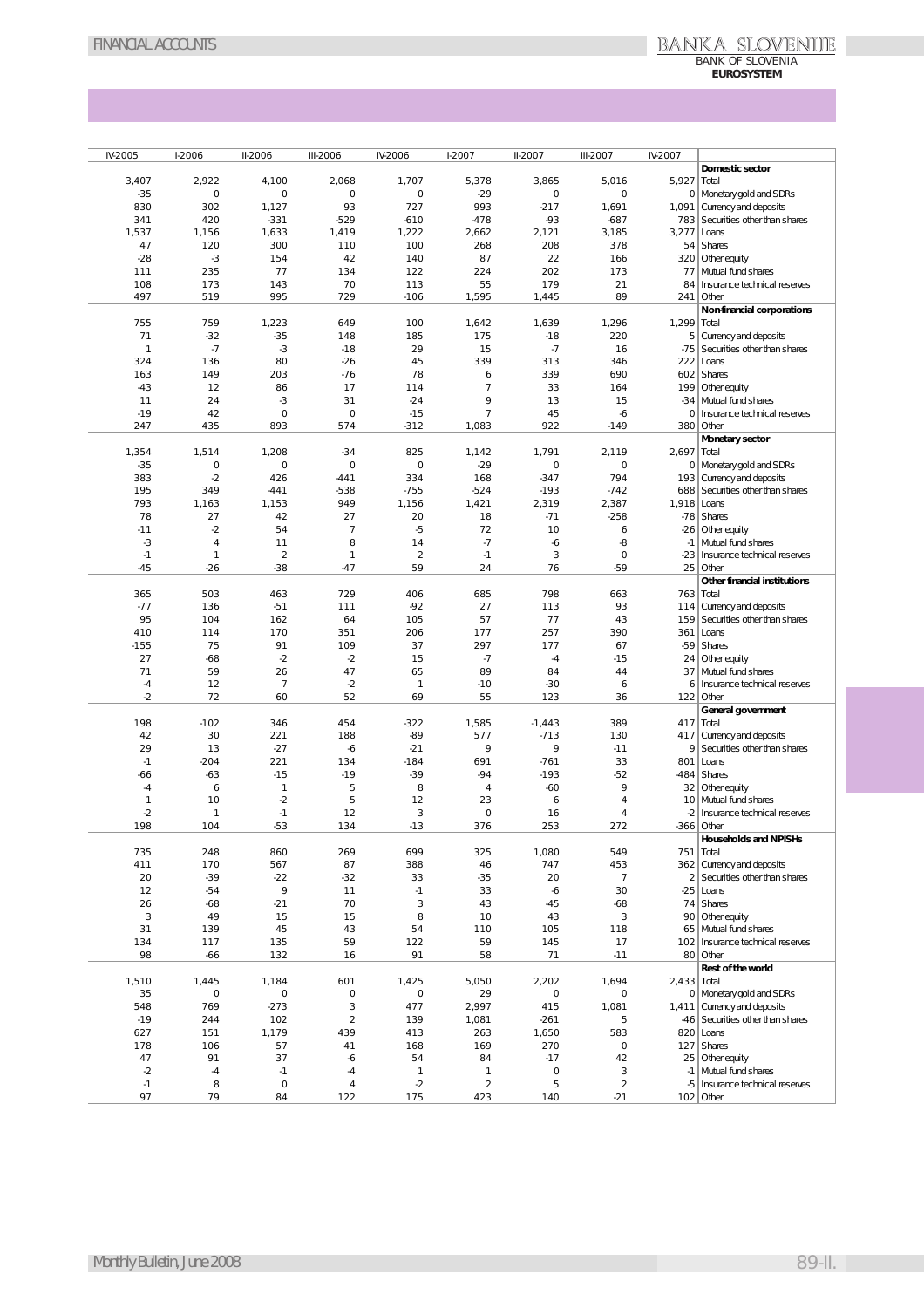| IV-2005 | I-2006 | II-2006 | III-2006 | IV-2006 | I-2007 | II-2007 | III-2007 | IV-2007 | |
|---|---|---|---|---|---|---|---|---|---|
| | | | | | | | | | **Domestic sector** |
| 3,407 | 2,922 | 4,100 | 2,068 | 1,707 | 5,378 | 3,865 | 5,016 | 5,927 | Total |
| -35 | 0 | 0 | 0 | 0 | -29 | 0 | 0 | 0 | Monetary gold and SDRs |
| 830 | 302 | 1,127 | 93 | 727 | 993 | -217 | 1,691 | 1,091 | Currency and deposits |
| 341 | 420 | -331 | -529 | -610 | -478 | -93 | -687 | 783 | Securities other than shares |
| 1,537 | 1,156 | 1,633 | 1,419 | 1,222 | 2,662 | 2,121 | 3,185 | 3,277 | Loans |
| 47 | 120 | 300 | 110 | 100 | 268 | 208 | 378 | 54 | Shares |
| -28 | -3 | 154 | 42 | 140 | 87 | 22 | 166 | 320 | Other equity |
| 111 | 235 | 77 | 134 | 122 | 224 | 202 | 173 | 77 | Mutual fund shares |
| 108 | 173 | 143 | 70 | 113 | 55 | 179 | 21 | 84 | Insurance technical reserves |
| 497 | 519 | 995 | 729 | -106 | 1,595 | 1,445 | 89 | 241 | Other |
| | | | | | | | | | **Non-financial corporations** |
| 755 | 759 | 1,223 | 649 | 100 | 1,642 | 1,639 | 1,296 | 1,299 | Total |
| 71 | -32 | -35 | 148 | 185 | 175 | -18 | 220 | 5 | Currency and deposits |
| 1 | -7 | -3 | -18 | 29 | 15 | -7 | 16 | -75 | Securities other than shares |
| 324 | 136 | 80 | -26 | 45 | 339 | 313 | 346 | 222 | Loans |
| 163 | 149 | 203 | -76 | 78 | 6 | 339 | 690 | 602 | Shares |
| -43 | 12 | 86 | 17 | 114 | 7 | 33 | 164 | 199 | Other equity |
| 11 | 24 | -3 | 31 | -24 | 9 | 13 | 15 | -34 | Mutual fund shares |
| -19 | 42 | 0 | 0 | -15 | 7 | 45 | -6 | 0 | Insurance technical reserves |
| 247 | 435 | 893 | 574 | -312 | 1,083 | 922 | -149 | 380 | Other |
| | | | | | | | | | **Monetary sector** |
| 1,354 | 1,514 | 1,208 | -34 | 825 | 1,142 | 1,791 | 2,119 | 2,697 | Total |
| -35 | 0 | 0 | 0 | 0 | -29 | 0 | 0 | 0 | Monetary gold and SDRs |
| 383 | -2 | 426 | -441 | 334 | 168 | -347 | 794 | 193 | Currency and deposits |
| 195 | 349 | -441 | -538 | -755 | -524 | -193 | -742 | 688 | Securities other than shares |
| 793 | 1,163 | 1,153 | 949 | 1,156 | 1,421 | 2,319 | 2,387 | 1,918 | Loans |
| 78 | 27 | 42 | 27 | 20 | 18 | -71 | -258 | -78 | Shares |
| -11 | -2 | 54 | 7 | -5 | 72 | 10 | 6 | -26 | Other equity |
| -3 | 4 | 11 | 8 | 14 | -7 | -6 | -8 | -1 | Mutual fund shares |
| -1 | 1 | 2 | 1 | 2 | -1 | 3 | 0 | -23 | Insurance technical reserves |
| -45 | -26 | -38 | -47 | 59 | 24 | 76 | -59 | 25 | Other |
| | | | | | | | | | **Other financial institutions** |
| 365 | 503 | 463 | 729 | 406 | 685 | 798 | 663 | 763 | Total |
| -77 | 136 | -51 | 111 | -92 | 27 | 113 | 93 | 114 | Currency and deposits |
| 95 | 104 | 162 | 64 | 105 | 57 | 77 | 43 | 159 | Securities other than shares |
| 410 | 114 | 170 | 351 | 206 | 177 | 257 | 390 | 361 | Loans |
| -155 | 75 | 91 | 109 | 37 | 297 | 177 | 67 | -59 | Shares |
| 27 | -68 | -2 | -2 | 15 | -7 | -4 | -15 | 24 | Other equity |
| 71 | 59 | 26 | 47 | 65 | 89 | 84 | 44 | 37 | Mutual fund shares |
| -4 | 12 | 7 | -2 | 1 | -10 | -30 | 6 | 6 | Insurance technical reserves |
| -2 | 72 | 60 | 52 | 69 | 55 | 123 | 36 | 122 | Other |
| | | | | | | | | | **General government** |
| 198 | -102 | 346 | 454 | -322 | 1,585 | -1,443 | 389 | 417 | Total |
| 42 | 30 | 221 | 188 | -89 | 577 | -713 | 130 | 417 | Currency and deposits |
| 29 | 13 | -27 | -6 | -21 | 9 | 9 | -11 | 9 | Securities other than shares |
| -1 | -204 | 221 | 134 | -184 | 691 | -761 | 33 | 801 | Loans |
| -66 | -63 | -15 | -19 | -39 | -94 | -193 | -52 | -484 | Shares |
| -4 | 6 | 1 | 5 | 8 | 4 | -60 | 9 | 32 | Other equity |
| 1 | 10 | -2 | 5 | 12 | 23 | 6 | 4 | 10 | Mutual fund shares |
| -2 | 1 | -1 | 12 | 3 | 0 | 16 | 4 | -2 | Insurance technical reserves |
| 198 | 104 | -53 | 134 | -13 | 376 | 253 | 272 | -366 | Other |
| | | | | | | | | | **Households and NPISHs** |
| 735 | 248 | 860 | 269 | 699 | 325 | 1,080 | 549 | 751 | Total |
| 411 | 170 | 567 | 87 | 388 | 46 | 747 | 453 | 362 | Currency and deposits |
| 20 | -39 | -22 | -32 | 33 | -35 | 20 | 7 | 2 | Securities other than shares |
| 12 | -54 | 9 | 11 | -1 | 33 | -6 | 30 | -25 | Loans |
| 26 | -68 | -21 | 70 | 3 | 43 | -45 | -68 | 74 | Shares |
| 3 | 49 | 15 | 15 | 8 | 10 | 43 | 3 | 90 | Other equity |
| 31 | 139 | 45 | 43 | 54 | 110 | 105 | 118 | 65 | Mutual fund shares |
| 134 | 117 | 135 | 59 | 122 | 59 | 145 | 17 | 102 | Insurance technical reserves |
| 98 | -66 | 132 | 16 | 91 | 58 | 71 | -11 | 80 | Other |
| | | | | | | | | | **Rest of the world** |
| 1,510 | 1,445 | 1,184 | 601 | 1,425 | 5,050 | 2,202 | 1,694 | 2,433 | Total |
| 35 | 0 | 0 | 0 | 0 | 29 | 0 | 0 | 0 | Monetary gold and SDRs |
| 548 | 769 | -273 | 3 | 477 | 2,997 | 415 | 1,081 | 1,411 | Currency and deposits |
| -19 | 244 | 102 | 2 | 139 | 1,081 | -261 | 5 | -46 | Securities other than shares |
| 627 | 151 | 1,179 | 439 | 413 | 263 | 1,650 | 583 | 820 | Loans |
| 178 | 106 | 57 | 41 | 168 | 169 | 270 | 0 | 127 | Shares |
| 47 | 91 | 37 | -6 | 54 | 84 | -17 | 42 | 25 | Other equity |
| -2 | -4 | -1 | -4 | 1 | 1 | 0 | 3 | -1 | Mutual fund shares |
| -1 | 8 | 0 | 4 | -2 | 2 | 5 | 2 | -5 | Insurance technical reserves |
| 97 | 79 | 84 | 122 | 175 | 423 | 140 | -21 | 102 | Other |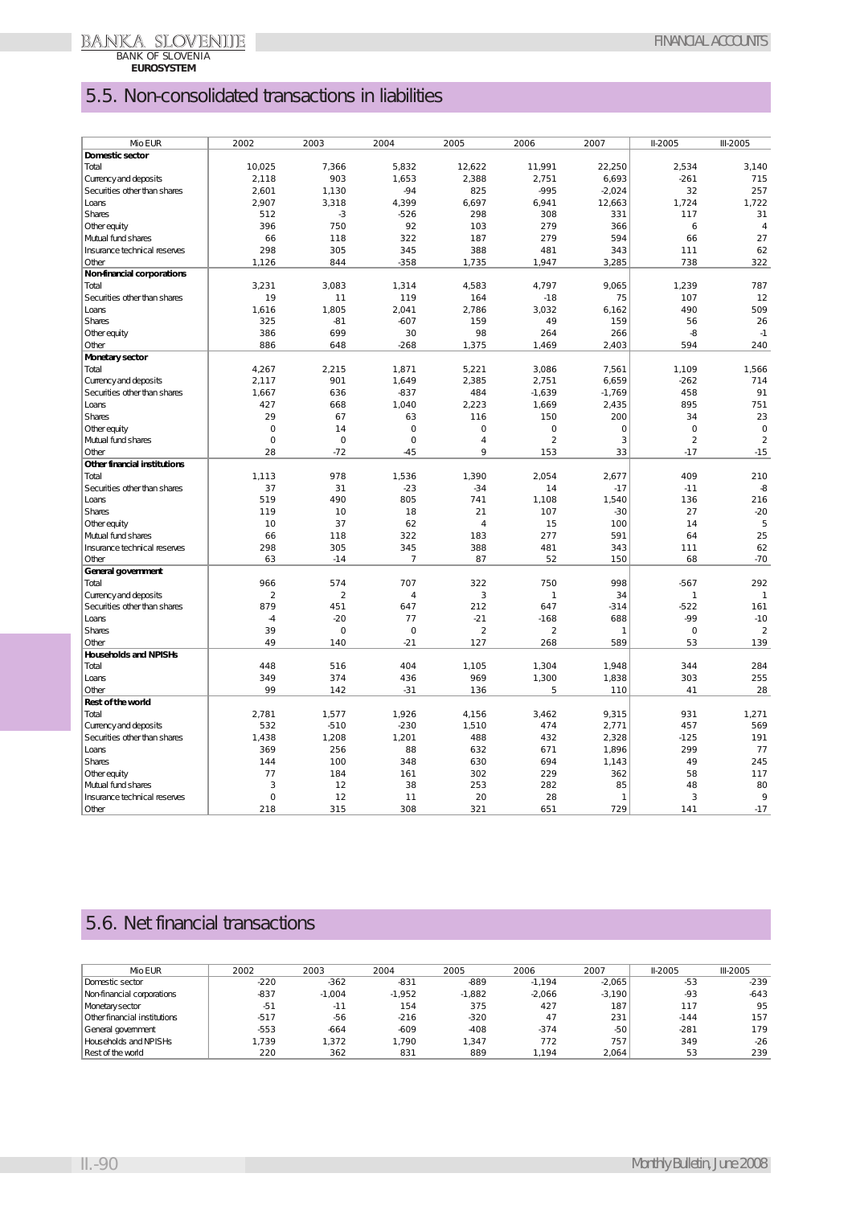## 5.5. Non-consolidated transactions in liabilities

| Mio EUR | 2002 | 2003 | 2004 | 2005 | 2006 | 2007 | II-2005 | III-2005 |
|---|---|---|---|---|---|---|---|---|
| **Domestic sector** | | | | | | | | |
| Total | 10,025 | 7,366 | 5,832 | 12,622 | 11,991 | 22,250 | 2,534 | 3,140 |
| Currency and deposits | 2,118 | 903 | 1,653 | 2,388 | 2,751 | 6,693 | -261 | 715 |
| Securities other than shares | 2,601 | 1,130 | -94 | 825 | -995 | -2,024 | 32 | 257 |
| Loans | 2,907 | 3,318 | 4,399 | 6,697 | 6,941 | 12,663 | 1,724 | 1,722 |
| Shares | 512 | -3 | -526 | 298 | 308 | 331 | 117 | 31 |
| Other equity | 396 | 750 | 92 | 103 | 279 | 366 | 6 | 4 |
| Mutual fund shares | 66 | 118 | 322 | 187 | 279 | 594 | 66 | 27 |
| Insurance technical reserves | 298 | 305 | 345 | 388 | 481 | 343 | 111 | 62 |
| Other | 1,126 | 844 | -358 | 1,735 | 1,947 | 3,285 | 738 | 322 |
| **Non-financial corporations** | | | | | | | | |
| Total | 3,231 | 3,083 | 1,314 | 4,583 | 4,797 | 9,065 | 1,239 | 787 |
| Securities other than shares | 19 | 11 | 119 | 164 | -18 | 75 | 107 | 12 |
| Loans | 1,616 | 1,805 | 2,041 | 2,786 | 3,032 | 6,162 | 490 | 509 |
| Shares | 325 | -81 | -607 | 159 | 49 | 159 | 56 | 26 |
| Other equity | 386 | 699 | 30 | 98 | 264 | 266 | -8 | -1 |
| Other | 886 | 648 | -268 | 1,375 | 1,469 | 2,403 | 594 | 240 |
| **Monetary sector** | | | | | | | | |
| Total | 4,267 | 2,215 | 1,871 | 5,221 | 3,086 | 7,561 | 1,109 | 1,566 |
| Currency and deposits | 2,117 | 901 | 1,649 | 2,385 | 2,751 | 6,659 | -262 | 714 |
| Securities other than shares | 1,667 | 636 | -837 | 484 | -1,639 | -1,769 | 458 | 91 |
| Loans | 427 | 668 | 1,040 | 2,223 | 1,669 | 2,435 | 895 | 751 |
| Shares | 29 | 67 | 63 | 116 | 150 | 200 | 34 | 23 |
| Other equity | 0 | 14 | 0 | 0 | 0 | 0 | 0 | 0 |
| Mutual fund shares | 0 | 0 | 0 | 4 | 2 | 3 | 2 | 2 |
| Other | 28 | -72 | -45 | 9 | 153 | 33 | -17 | -15 |
| **Other financial institutions** | | | | | | | | |
| Total | 1,113 | 978 | 1,536 | 1,390 | 2,054 | 2,677 | 409 | 210 |
| Securities other than shares | 37 | 31 | -23 | -34 | 14 | -17 | -11 | -8 |
| Loans | 519 | 490 | 805 | 741 | 1,108 | 1,540 | 136 | 216 |
| Shares | 119 | 10 | 18 | 21 | 107 | -30 | 27 | -20 |
| Other equity | 10 | 37 | 62 | 4 | 15 | 100 | 14 | 5 |
| Mutual fund shares | 66 | 118 | 322 | 183 | 277 | 591 | 64 | 25 |
| Insurance technical reserves | 298 | 305 | 345 | 388 | 481 | 343 | 111 | 62 |
| Other | 63 | -14 | 7 | 87 | 52 | 150 | 68 | -70 |
| **General government** | | | | | | | | |
| Total | 966 | 574 | 707 | 322 | 750 | 998 | -567 | 292 |
| Currency and deposits | 2 | 2 | 4 | 3 | 1 | 34 | 1 | 1 |
| Securities other than shares | 879 | 451 | 647 | 212 | 647 | -314 | -522 | 161 |
| Loans | -4 | -20 | 77 | -21 | -168 | 688 | -99 | -10 |
| Shares | 39 | 0 | 0 | 2 | 2 | 1 | 0 | 2 |
| Other | 49 | 140 | -21 | 127 | 268 | 589 | 53 | 139 |
| **Households and NPISHs** | | | | | | | | |
| Total | 448 | 516 | 404 | 1,105 | 1,304 | 1,948 | 344 | 284 |
| Loans | 349 | 374 | 436 | 969 | 1,300 | 1,838 | 303 | 255 |
| Other | 99 | 142 | -31 | 136 | 5 | 110 | 41 | 28 |
| **Rest of the world** | | | | | | | | |
| Total | 2,781 | 1,577 | 1,926 | 4,156 | 3,462 | 9,315 | 931 | 1,271 |
| Currency and deposits | 532 | -510 | -230 | 1,510 | 474 | 2,771 | 457 | 569 |
| Securities other than shares | 1,438 | 1,208 | 1,201 | 488 | 432 | 2,328 | -125 | 191 |
| Loans | 369 | 256 | 88 | 632 | 671 | 1,896 | 299 | 77 |
| Shares | 144 | 100 | 348 | 630 | 694 | 1,143 | 49 | 245 |
| Other equity | 77 | 184 | 161 | 302 | 229 | 362 | 58 | 117 |
| Mutual fund shares | 3 | 12 | 38 | 253 | 282 | 85 | 48 | 80 |
| Insurance technical reserves | 0 | 12 | 11 | 20 | 28 | 1 | 3 | 9 |
| Other | 218 | 315 | 308 | 321 | 651 | 729 | 141 | -17 |

## 5.6. Net financial transactions

| Mio EUR | 2002 | 2003 | 2004 | 2005 | 2006 | 2007 | II-2005 | III-2005 |
|---|---|---|---|---|---|---|---|---|
| Domestic sector | -220 | -362 | -831 | -889 | -1,194 | -2,065 | -53 | -239 |
| Non-financial corporations | -837 | -1,004 | -1,952 | -1,882 | -2,066 | -3,190 | -93 | -643 |
| Monetary sector | -51 | -11 | 154 | 375 | 427 | 187 | 117 | 95 |
| Other financial institutions | -517 | -56 | -216 | -320 | 47 | 231 | -144 | 157 |
| General government | -553 | -664 | -609 | -408 | -374 | -50 | -281 | 179 |
| Households and NPISHs | 1,739 | 1,372 | 1,790 | 1,347 | 772 | 757 | 349 | -26 |
| Rest of the world | 220 | 362 | 831 | 889 | 1,194 | 2,064 | 53 | 239 |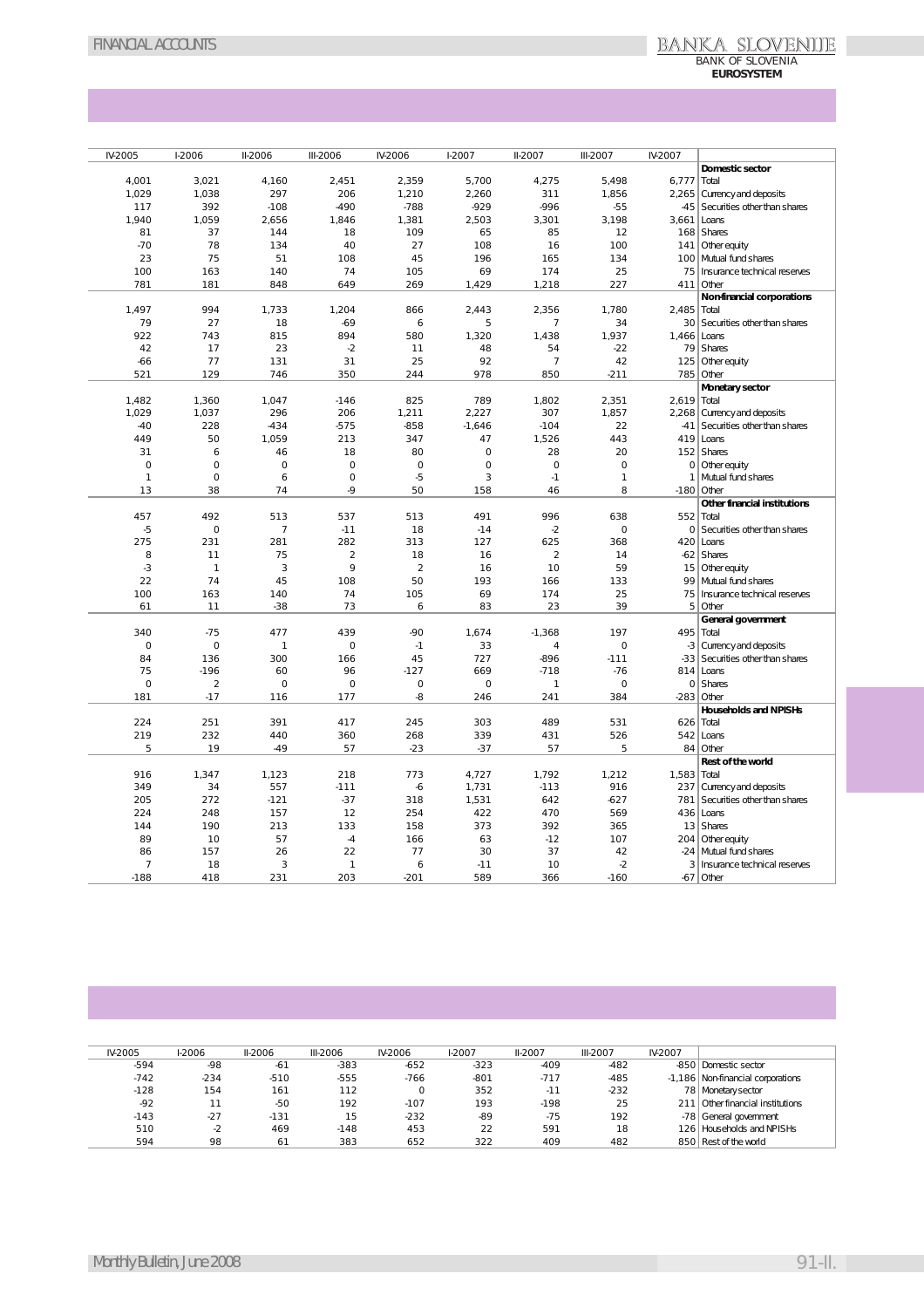| IV-2005 | I-2006 | II-2006 | III-2006 | IV-2006 | I-2007 | II-2007 | III-2007 | IV-2007 | |
|---|---|---|---|---|---|---|---|---|---|
| | | | | | | | | | **Domestic sector** |
| 4,001 | 3,021 | 4,160 | 2,451 | 2,359 | 5,700 | 4,275 | 5,498 | 6,777 | Total |
| 1,029 | 1,038 | 297 | 206 | 1,210 | 2,260 | 311 | 1,856 | 2,265 | Currency and deposits |
| 117 | 392 | -108 | -490 | -788 | -929 | -996 | -55 | -45 | Securities other than shares |
| 1,940 | 1,059 | 2,656 | 1,846 | 1,381 | 2,503 | 3,301 | 3,198 | 3,661 | Loans |
| 81 | 37 | 144 | 18 | 109 | 65 | 85 | 12 | 168 | Shares |
| -70 | 78 | 134 | 40 | 27 | 108 | 16 | 100 | 141 | Other equity |
| 23 | 75 | 51 | 108 | 45 | 196 | 165 | 134 | 100 | Mutual fund shares |
| 100 | 163 | 140 | 74 | 105 | 69 | 174 | 25 | 75 | Insurance technical reserves |
| 781 | 181 | 848 | 649 | 269 | 1,429 | 1,218 | 227 | 411 | Other |
| | | | | | | | | | **Non-financial corporations** |
| 1,497 | 994 | 1,733 | 1,204 | 866 | 2,443 | 2,356 | 1,780 | 2,485 | Total |
| 79 | 27 | 18 | -69 | 6 | 5 | 7 | 34 | 30 | Securities other than shares |
| 922 | 743 | 815 | 894 | 580 | 1,320 | 1,438 | 1,937 | 1,466 | Loans |
| 42 | 17 | 23 | -2 | 11 | 48 | 54 | -22 | 79 | Shares |
| -66 | 77 | 131 | 31 | 25 | 92 | 7 | 42 | 125 | Other equity |
| 521 | 129 | 746 | 350 | 244 | 978 | 850 | -211 | 785 | Other |
| | | | | | | | | | **Monetary sector** |
| 1,482 | 1,360 | 1,047 | -146 | 825 | 789 | 1,802 | 2,351 | 2,619 | Total |
| 1,029 | 1,037 | 296 | 206 | 1,211 | 2,227 | 307 | 1,857 | 2,268 | Currency and deposits |
| -40 | 228 | -434 | -575 | -858 | -1,646 | -104 | 22 | -41 | Securities other than shares |
| 449 | 50 | 1,059 | 213 | 347 | 47 | 1,526 | 443 | 419 | Loans |
| 31 | 6 | 46 | 18 | 80 | 0 | 28 | 20 | 152 | Shares |
| 0 | 0 | 0 | 0 | 0 | 0 | 0 | 0 | 0 | Other equity |
| 1 | 0 | 6 | 0 | -5 | 3 | -1 | 1 | 1 | Mutual fund shares |
| 13 | 38 | 74 | -9 | 50 | 158 | 46 | 8 | -180 | Other |
| | | | | | | | | | **Other financial institutions** |
| 457 | 492 | 513 | 537 | 513 | 491 | 996 | 638 | 552 | Total |
| -5 | 0 | 7 | -11 | 18 | -14 | -2 | 0 | 0 | Securities other than shares |
| 275 | 231 | 281 | 282 | 313 | 127 | 625 | 368 | 420 | Loans |
| 8 | 11 | 75 | 2 | 18 | 16 | 2 | 14 | -62 | Shares |
| -3 | 1 | 3 | 9 | 2 | 16 | 10 | 59 | 15 | Other equity |
| 22 | 74 | 45 | 108 | 50 | 193 | 166 | 133 | 99 | Mutual fund shares |
| 100 | 163 | 140 | 74 | 105 | 69 | 174 | 25 | 75 | Insurance technical reserves |
| 61 | 11 | -38 | 73 | 6 | 83 | 23 | 39 | 5 | Other |
| | | | | | | | | | **General government** |
| 340 | -75 | 477 | 439 | -90 | 1,674 | -1,368 | 197 | 495 | Total |
| 0 | 0 | 1 | 0 | -1 | 33 | 4 | 0 | -3 | Currency and deposits |
| 84 | 136 | 300 | 166 | 45 | 727 | -896 | -111 | -33 | Securities other than shares |
| 75 | -196 | 60 | 96 | -127 | 669 | -718 | -76 | 814 | Loans |
| 0 | 2 | 0 | 0 | 0 | 0 | 1 | 0 | 0 | Shares |
| 181 | -17 | 116 | 177 | -8 | 246 | 241 | 384 | -283 | Other |
| | | | | | | | | | **Households and NPISHs** |
| 224 | 251 | 391 | 417 | 245 | 303 | 489 | 531 | 626 | Total |
| 219 | 232 | 440 | 360 | 268 | 339 | 431 | 526 | 542 | Loans |
| 5 | 19 | -49 | 57 | -23 | -37 | 57 | 5 | 84 | Other |
| | | | | | | | | | **Rest of the world** |
| 916 | 1,347 | 1,123 | 218 | 773 | 4,727 | 1,792 | 1,212 | 1,583 | Total |
| 349 | 34 | 557 | -111 | -6 | 1,731 | -113 | 916 | 237 | Currency and deposits |
| 205 | 272 | -121 | -37 | 318 | 1,531 | 642 | -627 | 781 | Securities other than shares |
| 224 | 248 | 157 | 12 | 254 | 422 | 470 | 569 | 436 | Loans |
| 144 | 190 | 213 | 133 | 158 | 373 | 392 | 365 | 13 | Shares |
| 89 | 10 | 57 | -4 | 166 | 63 | -12 | 107 | 204 | Other equity |
| 86 | 157 | 26 | 22 | 77 | 30 | 37 | 42 | -24 | Mutual fund shares |
| 7 | 18 | 3 | 1 | 6 | -11 | 10 | -2 | 3 | Insurance technical reserves |
| -188 | 418 | 231 | 203 | -201 | 589 | 366 | -160 | -67 | Other |

| IV-2005 | I-2006 | II-2006 | III-2006 | IV-2006 | I-2007 | II-2007 | III-2007 | IV-2007 | |
|---|---|---|---|---|---|---|---|---|---|
| -594 | -98 | -61 | -383 | -652 | -323 | -409 | -482 | -850 | Domestic sector |
| -742 | -234 | -510 | -555 | -766 | -801 | -717 | -485 | -1,186 | Non-financial corporations |
| -128 | 154 | 161 | 112 | 0 | 352 | -11 | -232 | 78 | Monetary sector |
| -92 | 11 | -50 | 192 | -107 | 193 | -198 | 25 | 211 | Other financial institutions |
| -143 | -27 | -131 | 15 | -232 | -89 | -75 | 192 | -78 | General government |
| 510 | -2 | 469 | -148 | 453 | 22 | 591 | 18 | 126 | Households and NPISHs |
| 594 | 98 | 61 | 383 | 652 | 322 | 409 | 482 | 850 | Rest of the world |